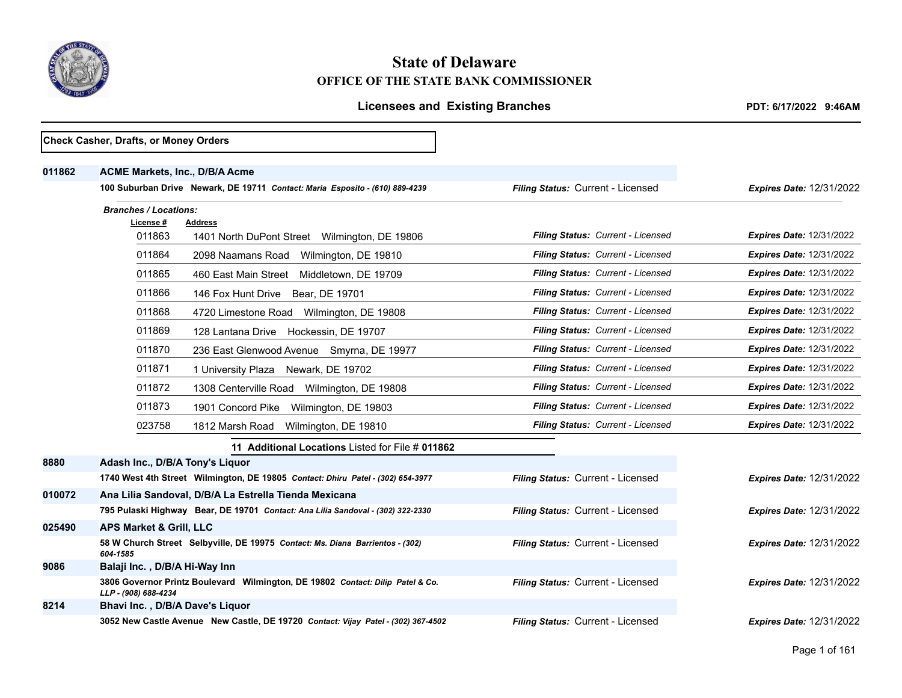# State of Delaware

## OFFICE OF THE STATE BANK COMMISSIONER

### Licensees and Existing Branches

**PDT: 6/17/2022 9:46AM**

**Check Casher, Drafts, or Money Orders**

**011862** **ACME Markets, Inc., D/B/A Acme**
**100 Suburban Drive Newark, DE 19711** ***Contact: Maria Esposito - (610) 889-4239*** — *Filing Status:* Current - Licensed — *Expires Date:* 12/31/2022

***Branches / Locations:***

| License # | Address | Filing Status | Expires Date |
|---|---|---|---|
| 011863 | 1401 North DuPont Street Wilmington, DE 19806 | Current - Licensed | 12/31/2022 |
| 011864 | 2098 Naamans Road Wilmington, DE 19810 | Current - Licensed | 12/31/2022 |
| 011865 | 460 East Main Street Middletown, DE 19709 | Current - Licensed | 12/31/2022 |
| 011866 | 146 Fox Hunt Drive Bear, DE 19701 | Current - Licensed | 12/31/2022 |
| 011868 | 4720 Limestone Road Wilmington, DE 19808 | Current - Licensed | 12/31/2022 |
| 011869 | 128 Lantana Drive Hockessin, DE 19707 | Current - Licensed | 12/31/2022 |
| 011870 | 236 East Glenwood Avenue Smyrna, DE 19977 | Current - Licensed | 12/31/2022 |
| 011871 | 1 University Plaza Newark, DE 19702 | Current - Licensed | 12/31/2022 |
| 011872 | 1308 Centerville Road Wilmington, DE 19808 | Current - Licensed | 12/31/2022 |
| 011873 | 1901 Concord Pike Wilmington, DE 19803 | Current - Licensed | 12/31/2022 |
| 023758 | 1812 Marsh Road Wilmington, DE 19810 | Current - Licensed | 12/31/2022 |

**11 Additional Locations** Listed for File # **011862**

**8880** **Adash Inc., D/B/A Tony's Liquor**
**1740 West 4th Street Wilmington, DE 19805** ***Contact: Dhiru Patel - (302) 654-3977*** — *Filing Status:* Current - Licensed — *Expires Date:* 12/31/2022

**010072** **Ana Lilia Sandoval, D/B/A La Estrella Tienda Mexicana**
**795 Pulaski Highway Bear, DE 19701** ***Contact: Ana Lilia Sandoval - (302) 322-2330*** — *Filing Status:* Current - Licensed — *Expires Date:* 12/31/2022

**025490** **APS Market & Grill, LLC**
**58 W Church Street Selbyville, DE 19975** ***Contact: Ms. Diana Barrientos - (302) 604-1585*** — *Filing Status:* Current - Licensed — *Expires Date:* 12/31/2022

**9086** **Balaji Inc. , D/B/A Hi-Way Inn**
**3806 Governor Printz Boulevard Wilmington, DE 19802** ***Contact: Dilip Patel & Co. LLP - (908) 688-4234*** — *Filing Status:* Current - Licensed — *Expires Date:* 12/31/2022

**8214** **Bhavi Inc. , D/B/A Dave's Liquor**
**3052 New Castle Avenue New Castle, DE 19720** ***Contact: Vijay Patel - (302) 367-4502*** — *Filing Status:* Current - Licensed — *Expires Date:* 12/31/2022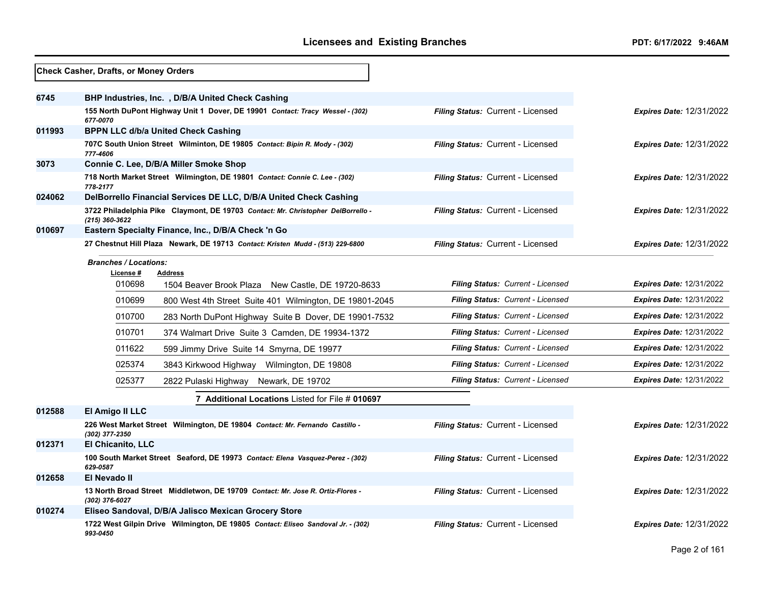**Check Casher, Drafts, or Money Orders**

| License # | Licensee / Address | Filing Status | Expires Date |
|---|---|---|---|
| 6745 | **BHP Industries, Inc. , D/B/A United Check Cashing** | | |
| | 155 North DuPont Highway Unit 1 Dover, DE 19901 *Contact: Tracy Wessel - (302) 677-0070* | *Filing Status:* Current - Licensed | *Expires Date:* 12/31/2022 |
| 011993 | **BPPN LLC d/b/a United Check Cashing** | | |
| | 707C South Union Street Wilminton, DE 19805 *Contact: Bipin R. Mody - (302) 777-4606* | *Filing Status:* Current - Licensed | *Expires Date:* 12/31/2022 |
| 3073 | **Connie C. Lee, D/B/A Miller Smoke Shop** | | |
| | 718 North Market Street Wilmington, DE 19801 *Contact: Connie C. Lee - (302) 778-2177* | *Filing Status:* Current - Licensed | *Expires Date:* 12/31/2022 |
| 024062 | **DelBorrello Financial Services DE LLC, D/B/A United Check Cashing** | | |
| | 3722 Philadelphia Pike Claymont, DE 19703 *Contact: Mr. Christopher DelBorrello - (215) 360-3622* | *Filing Status:* Current - Licensed | *Expires Date:* 12/31/2022 |
| 010697 | **Eastern Specialty Finance, Inc., D/B/A Check 'n Go** | | |
| | 27 Chestnut Hill Plaza Newark, DE 19713 *Contact: Kristen Mudd - (513) 229-6800* | *Filing Status:* Current - Licensed | *Expires Date:* 12/31/2022 |

***Branches / Locations:***

| License # | Address | Filing Status | Expires Date |
|---|---|---|---|
| 010698 | 1504 Beaver Brook Plaza New Castle, DE 19720-8633 | *Filing Status: Current - Licensed* | ***Expires Date:*** 12/31/2022 |
| 010699 | 800 West 4th Street Suite 401 Wilmington, DE 19801-2045 | *Filing Status: Current - Licensed* | ***Expires Date:*** 12/31/2022 |
| 010700 | 283 North DuPont Highway Suite B Dover, DE 19901-7532 | *Filing Status: Current - Licensed* | ***Expires Date:*** 12/31/2022 |
| 010701 | 374 Walmart Drive Suite 3 Camden, DE 19934-1372 | *Filing Status: Current - Licensed* | ***Expires Date:*** 12/31/2022 |
| 011622 | 599 Jimmy Drive Suite 14 Smyrna, DE 19977 | *Filing Status: Current - Licensed* | ***Expires Date:*** 12/31/2022 |
| 025374 | 3843 Kirkwood Highway Wilmington, DE 19808 | *Filing Status: Current - Licensed* | ***Expires Date:*** 12/31/2022 |
| 025377 | 2822 Pulaski Highway Newark, DE 19702 | *Filing Status: Current - Licensed* | ***Expires Date:*** 12/31/2022 |

**7 Additional Locations** Listed for File # **010697**

| License # | Licensee / Address | Filing Status | Expires Date |
|---|---|---|---|
| 012588 | **El Amigo II LLC** | | |
| | 226 West Market Street Wilmington, DE 19804 *Contact: Mr. Fernando Castillo - (302) 377-2350* | *Filing Status:* Current - Licensed | *Expires Date:* 12/31/2022 |
| 012371 | **El Chicanito, LLC** | | |
| | 100 South Market Street Seaford, DE 19973 *Contact: Elena Vasquez-Perez - (302) 629-0587* | *Filing Status:* Current - Licensed | *Expires Date:* 12/31/2022 |
| 012658 | **El Nevado II** | | |
| | 13 North Broad Street Middletwon, DE 19709 *Contact: Mr. Jose R. Ortiz-Flores - (302) 376-6027* | *Filing Status:* Current - Licensed | *Expires Date:* 12/31/2022 |
| 010274 | **Eliseo Sandoval, D/B/A Jalisco Mexican Grocery Store** | | |
| | 1722 West Gilpin Drive Wilmington, DE 19805 *Contact: Eliseo Sandoval Jr. - (302) 993-0450* | *Filing Status:* Current - Licensed | *Expires Date:* 12/31/2022 |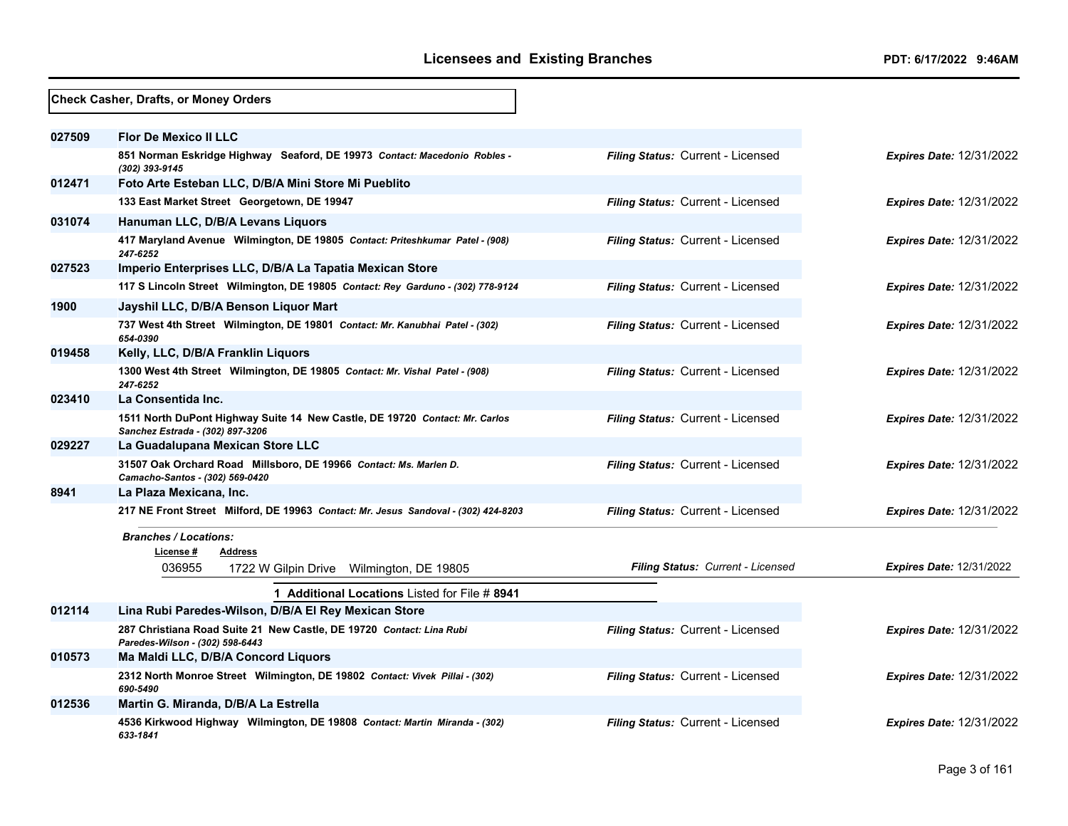## Check Casher, Drafts, or Money Orders

| License # | Licensee / Address | Filing Status | Expires Date |
|---|---|---|---|
| 027509 | **Flor De Mexico II LLC** | | |
| | 851 Norman Eskridge Highway Seaford, DE 19973 *Contact: Macedonio Robles - (302) 393-9145* | *Filing Status:* Current - Licensed | *Expires Date:* 12/31/2022 |
| 012471 | **Foto Arte Esteban LLC, D/B/A Mini Store Mi Pueblito** | | |
| | 133 East Market Street Georgetown, DE 19947 | *Filing Status:* Current - Licensed | *Expires Date:* 12/31/2022 |
| 031074 | **Hanuman LLC, D/B/A Levans Liquors** | | |
| | 417 Maryland Avenue Wilmington, DE 19805 *Contact: Priteshkumar Patel - (908) 247-6252* | *Filing Status:* Current - Licensed | *Expires Date:* 12/31/2022 |
| 027523 | **Imperio Enterprises LLC, D/B/A La Tapatia Mexican Store** | | |
| | 117 S Lincoln Street Wilmington, DE 19805 *Contact: Rey Garduno - (302) 778-9124* | *Filing Status:* Current - Licensed | *Expires Date:* 12/31/2022 |
| 1900 | **Jayshil LLC, D/B/A Benson Liquor Mart** | | |
| | 737 West 4th Street Wilmington, DE 19801 *Contact: Mr. Kanubhai Patel - (302) 654-0390* | *Filing Status:* Current - Licensed | *Expires Date:* 12/31/2022 |
| 019458 | **Kelly, LLC, D/B/A Franklin Liquors** | | |
| | 1300 West 4th Street Wilmington, DE 19805 *Contact: Mr. Vishal Patel - (908) 247-6252* | *Filing Status:* Current - Licensed | *Expires Date:* 12/31/2022 |
| 023410 | **La Consentida Inc.** | | |
| | 1511 North DuPont Highway Suite 14 New Castle, DE 19720 *Contact: Mr. Carlos Sanchez Estrada - (302) 897-3206* | *Filing Status:* Current - Licensed | *Expires Date:* 12/31/2022 |
| 029227 | **La Guadalupana Mexican Store LLC** | | |
| | 31507 Oak Orchard Road Millsboro, DE 19966 *Contact: Ms. Marlen D. Camacho-Santos - (302) 569-0420* | *Filing Status:* Current - Licensed | *Expires Date:* 12/31/2022 |
| 8941 | **La Plaza Mexicana, Inc.** | | |
| | 217 NE Front Street Milford, DE 19963 *Contact: Mr. Jesus Sandoval - (302) 424-8203* | *Filing Status:* Current - Licensed | *Expires Date:* 12/31/2022 |

***Branches / Locations:***

| License # | Address | Filing Status | Expires Date |
|---|---|---|---|
| 036955 | 1722 W Gilpin Drive Wilmington, DE 19805 | *Filing Status: Current - Licensed* | *Expires Date:* 12/31/2022 |

**1 Additional Locations** Listed for File # **8941**

| License # | Licensee / Address | Filing Status | Expires Date |
|---|---|---|---|
| 012114 | **Lina Rubi Paredes-Wilson, D/B/A El Rey Mexican Store** | | |
| | 287 Christiana Road Suite 21 New Castle, DE 19720 *Contact: Lina Rubi Paredes-Wilson - (302) 598-6443* | *Filing Status:* Current - Licensed | *Expires Date:* 12/31/2022 |
| 010573 | **Ma Maldi LLC, D/B/A Concord Liquors** | | |
| | 2312 North Monroe Street Wilmington, DE 19802 *Contact: Vivek Pillai - (302) 690-5490* | *Filing Status:* Current - Licensed | *Expires Date:* 12/31/2022 |
| 012536 | **Martin G. Miranda, D/B/A La Estrella** | | |
| | 4536 Kirkwood Highway Wilmington, DE 19808 *Contact: Martin Miranda - (302) 633-1841* | *Filing Status:* Current - Licensed | *Expires Date:* 12/31/2022 |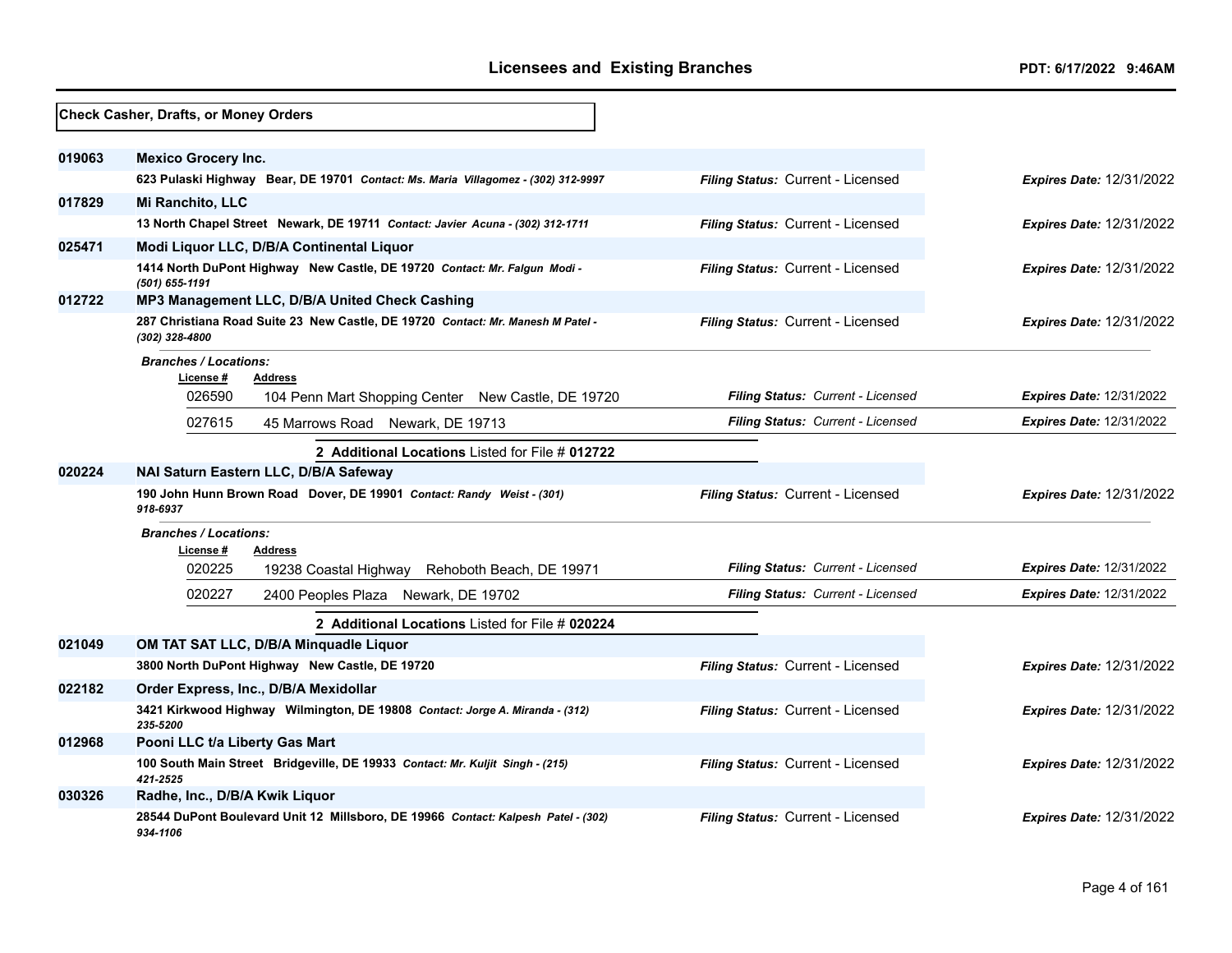## Check Casher, Drafts, or Money Orders

**019063** **Mexico Grocery Inc.**
623 Pulaski Highway Bear, DE 19701 *Contact: Ms. Maria Villagomez - (302) 312-9997*
*Filing Status:* Current - Licensed *Expires Date:* 12/31/2022

**017829** **Mi Ranchito, LLC**
13 North Chapel Street Newark, DE 19711 *Contact: Javier Acuna - (302) 312-1711*
*Filing Status:* Current - Licensed *Expires Date:* 12/31/2022

**025471** **Modi Liquor LLC, D/B/A Continental Liquor**
1414 North DuPont Highway New Castle, DE 19720 *Contact: Mr. Falgun Modi - (501) 655-1191*
*Filing Status:* Current - Licensed *Expires Date:* 12/31/2022

**012722** **MP3 Management LLC, D/B/A United Check Cashing**
287 Christiana Road Suite 23 New Castle, DE 19720 *Contact: Mr. Manesh M Patel - (302) 328-4800*
*Filing Status:* Current - Licensed *Expires Date:* 12/31/2022

*Branches / Locations:*

| License # | Address | Filing Status | Expires Date |
|---|---|---|---|
| 026590 | 104 Penn Mart Shopping Center New Castle, DE 19720 | Current - Licensed | 12/31/2022 |
| 027615 | 45 Marrows Road Newark, DE 19713 | Current - Licensed | 12/31/2022 |

**2 Additional Locations** Listed for File # **012722**

**020224** **NAI Saturn Eastern LLC, D/B/A Safeway**
190 John Hunn Brown Road Dover, DE 19901 *Contact: Randy Weist - (301) 918-6937*
*Filing Status:* Current - Licensed *Expires Date:* 12/31/2022

*Branches / Locations:*

| License # | Address | Filing Status | Expires Date |
|---|---|---|---|
| 020225 | 19238 Coastal Highway Rehoboth Beach, DE 19971 | Current - Licensed | 12/31/2022 |
| 020227 | 2400 Peoples Plaza Newark, DE 19702 | Current - Licensed | 12/31/2022 |

**2 Additional Locations** Listed for File # **020224**

**021049** **OM TAT SAT LLC, D/B/A Minquadle Liquor**
3800 North DuPont Highway New Castle, DE 19720
*Filing Status:* Current - Licensed *Expires Date:* 12/31/2022

**022182** **Order Express, Inc., D/B/A Mexidollar**
3421 Kirkwood Highway Wilmington, DE 19808 *Contact: Jorge A. Miranda - (312) 235-5200*
*Filing Status:* Current - Licensed *Expires Date:* 12/31/2022

**012968** **Pooni LLC t/a Liberty Gas Mart**
100 South Main Street Bridgeville, DE 19933 *Contact: Mr. Kuljit Singh - (215) 421-2525*
*Filing Status:* Current - Licensed *Expires Date:* 12/31/2022

**030326** **Radhe, Inc., D/B/A Kwik Liquor**
28544 DuPont Boulevard Unit 12 Millsboro, DE 19966 *Contact: Kalpesh Patel - (302) 934-1106*
*Filing Status:* Current - Licensed *Expires Date:* 12/31/2022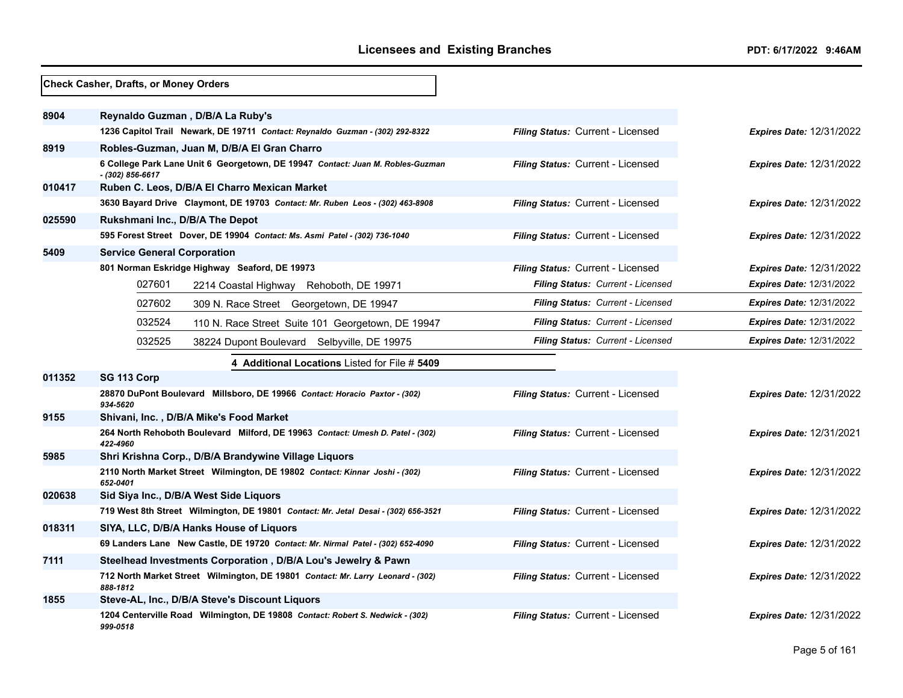## Licensees and Existing Branches

PDT: 6/17/2022 9:46AM

**Check Casher, Drafts, or Money Orders**

**8904** **Reynaldo Guzman , D/B/A La Ruby's**
1236 Capitol Trail Newark, DE 19711 *Contact: Reynaldo Guzman - (302) 292-8322*
*Filing Status:* Current - Licensed *Expires Date:* 12/31/2022

**8919** **Robles-Guzman, Juan M, D/B/A El Gran Charro**
6 College Park Lane Unit 6 Georgetown, DE 19947 *Contact: Juan M. Robles-Guzman - (302) 856-6617*
*Filing Status:* Current - Licensed *Expires Date:* 12/31/2022

**010417** **Ruben C. Leos, D/B/A El Charro Mexican Market**
3630 Bayard Drive Claymont, DE 19703 *Contact: Mr. Ruben Leos - (302) 463-8908*
*Filing Status:* Current - Licensed *Expires Date:* 12/31/2022

**025590** **Rukshmani Inc., D/B/A The Depot**
595 Forest Street Dover, DE 19904 *Contact: Ms. Asmi Patel - (302) 736-1040*
*Filing Status:* Current - Licensed *Expires Date:* 12/31/2022

**5409** **Service General Corporation**
801 Norman Eskridge Highway Seaford, DE 19973
*Filing Status:* Current - Licensed *Expires Date:* 12/31/2022

| Branch | Address | Filing Status | Expires Date |
|---|---|---|---|
| 027601 | 2214 Coastal Highway Rehoboth, DE 19971 | Current - Licensed | 12/31/2022 |
| 027602 | 309 N. Race Street Georgetown, DE 19947 | Current - Licensed | 12/31/2022 |
| 032524 | 110 N. Race Street Suite 101 Georgetown, DE 19947 | Current - Licensed | 12/31/2022 |
| 032525 | 38224 Dupont Boulevard Selbyville, DE 19975 | Current - Licensed | 12/31/2022 |

**4 Additional Locations** Listed for File # **5409**

**011352** **SG 113 Corp**
28870 DuPont Boulevard Millsboro, DE 19966 *Contact: Horacio Paxtor - (302) 934-5620*
*Filing Status:* Current - Licensed *Expires Date:* 12/31/2022

**9155** **Shivani, Inc. , D/B/A Mike's Food Market**
264 North Rehoboth Boulevard Milford, DE 19963 *Contact: Umesh D. Patel - (302) 422-4960*
*Filing Status:* Current - Licensed *Expires Date:* 12/31/2021

**5985** **Shri Krishna Corp., D/B/A Brandywine Village Liquors**
2110 North Market Street Wilmington, DE 19802 *Contact: Kinnar Joshi - (302) 652-0401*
*Filing Status:* Current - Licensed *Expires Date:* 12/31/2022

**020638** **Sid Siya Inc., D/B/A West Side Liquors**
719 West 8th Street Wilmington, DE 19801 *Contact: Mr. Jetal Desai - (302) 656-3521*
*Filing Status:* Current - Licensed *Expires Date:* 12/31/2022

**018311** **SIYA, LLC, D/B/A Hanks House of Liquors**
69 Landers Lane New Castle, DE 19720 *Contact: Mr. Nirmal Patel - (302) 652-4090*
*Filing Status:* Current - Licensed *Expires Date:* 12/31/2022

**7111** **Steelhead Investments Corporation , D/B/A Lou's Jewelry & Pawn**
712 North Market Street Wilmington, DE 19801 *Contact: Mr. Larry Leonard - (302) 888-1812*
*Filing Status:* Current - Licensed *Expires Date:* 12/31/2022

**1855** **Steve-AL, Inc., D/B/A Steve's Discount Liquors**
1204 Centerville Road Wilmington, DE 19808 *Contact: Robert S. Nedwick - (302) 999-0518*
*Filing Status:* Current - Licensed *Expires Date:* 12/31/2022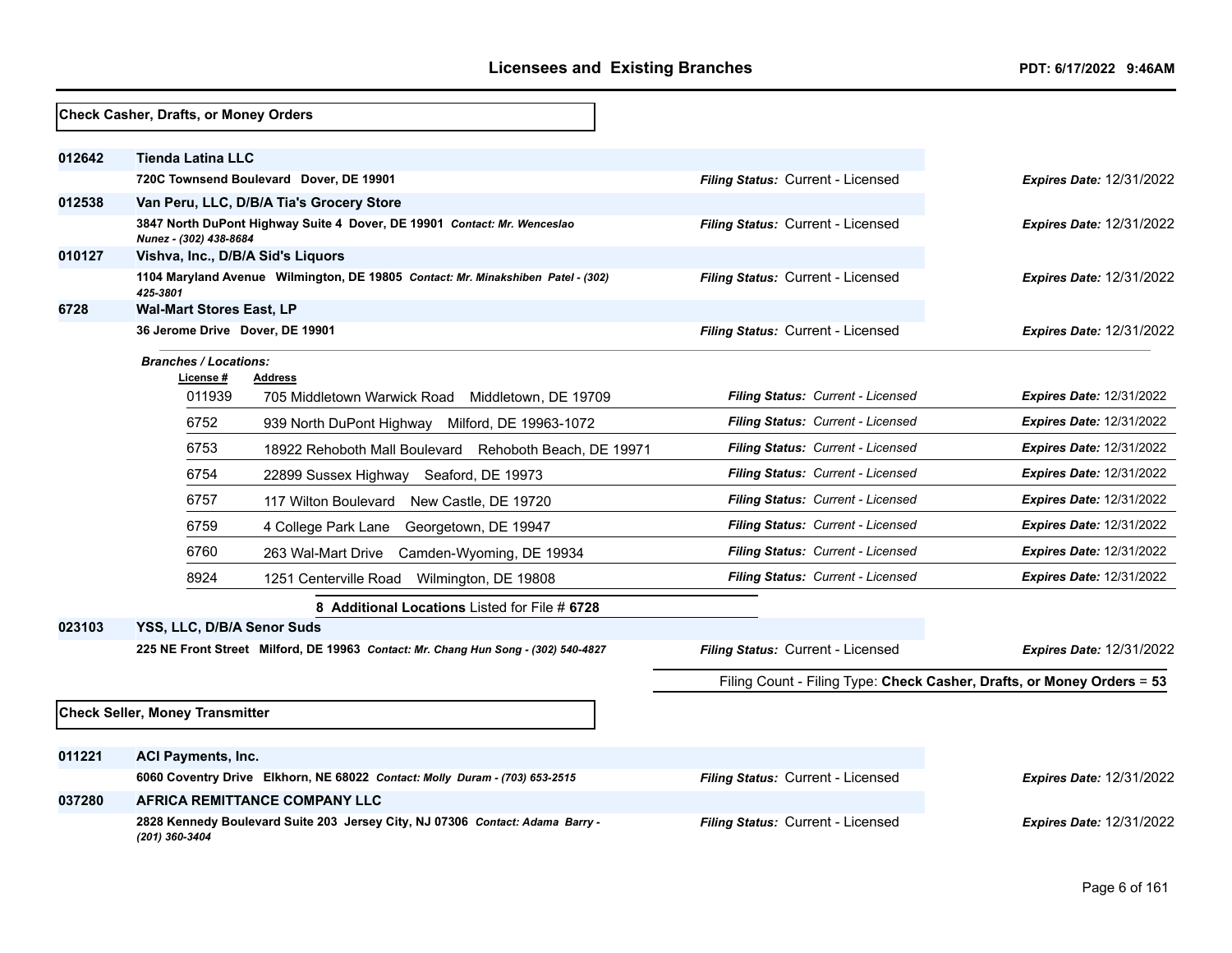## Check Casher, Drafts, or Money Orders

**012642** **Tienda Latina LLC**
720C Townsend Boulevard Dover, DE 19901
*Filing Status:* Current - Licensed *Expires Date:* 12/31/2022

**012538** **Van Peru, LLC, D/B/A Tia's Grocery Store**
3847 North DuPont Highway Suite 4 Dover, DE 19901 *Contact: Mr. Wenceslao Nunez - (302) 438-8684*
*Filing Status:* Current - Licensed *Expires Date:* 12/31/2022

**010127** **Vishva, Inc., D/B/A Sid's Liquors**
1104 Maryland Avenue Wilmington, DE 19805 *Contact: Mr. Minakshiben Patel - (302) 425-3801*
*Filing Status:* Current - Licensed *Expires Date:* 12/31/2022

**6728** **Wal-Mart Stores East, LP**
36 Jerome Drive Dover, DE 19901
*Filing Status:* Current - Licensed *Expires Date:* 12/31/2022

*Branches / Locations:*

| License # | Address | Filing Status | Expires Date |
|---|---|---|---|
| 011939 | 705 Middletown Warwick Road Middletown, DE 19709 | Current - Licensed | 12/31/2022 |
| 6752 | 939 North DuPont Highway Milford, DE 19963-1072 | Current - Licensed | 12/31/2022 |
| 6753 | 18922 Rehoboth Mall Boulevard Rehoboth Beach, DE 19971 | Current - Licensed | 12/31/2022 |
| 6754 | 22899 Sussex Highway Seaford, DE 19973 | Current - Licensed | 12/31/2022 |
| 6757 | 117 Wilton Boulevard New Castle, DE 19720 | Current - Licensed | 12/31/2022 |
| 6759 | 4 College Park Lane Georgetown, DE 19947 | Current - Licensed | 12/31/2022 |
| 6760 | 263 Wal-Mart Drive Camden-Wyoming, DE 19934 | Current - Licensed | 12/31/2022 |
| 8924 | 1251 Centerville Road Wilmington, DE 19808 | Current - Licensed | 12/31/2022 |

**8 Additional Locations** Listed for File # **6728**

**023103** **YSS, LLC, D/B/A Senor Suds**
225 NE Front Street Milford, DE 19963 *Contact: Mr. Chang Hun Song - (302) 540-4827*
*Filing Status:* Current - Licensed *Expires Date:* 12/31/2022

Filing Count - Filing Type: **Check Casher, Drafts, or Money Orders** = **53**

## Check Seller, Money Transmitter

**011221** **ACI Payments, Inc.**
6060 Coventry Drive Elkhorn, NE 68022 *Contact: Molly Duram - (703) 653-2515*
*Filing Status:* Current - Licensed *Expires Date:* 12/31/2022

**037280** **AFRICA REMITTANCE COMPANY LLC**
2828 Kennedy Boulevard Suite 203 Jersey City, NJ 07306 *Contact: Adama Barry - (201) 360-3404*
*Filing Status:* Current - Licensed *Expires Date:* 12/31/2022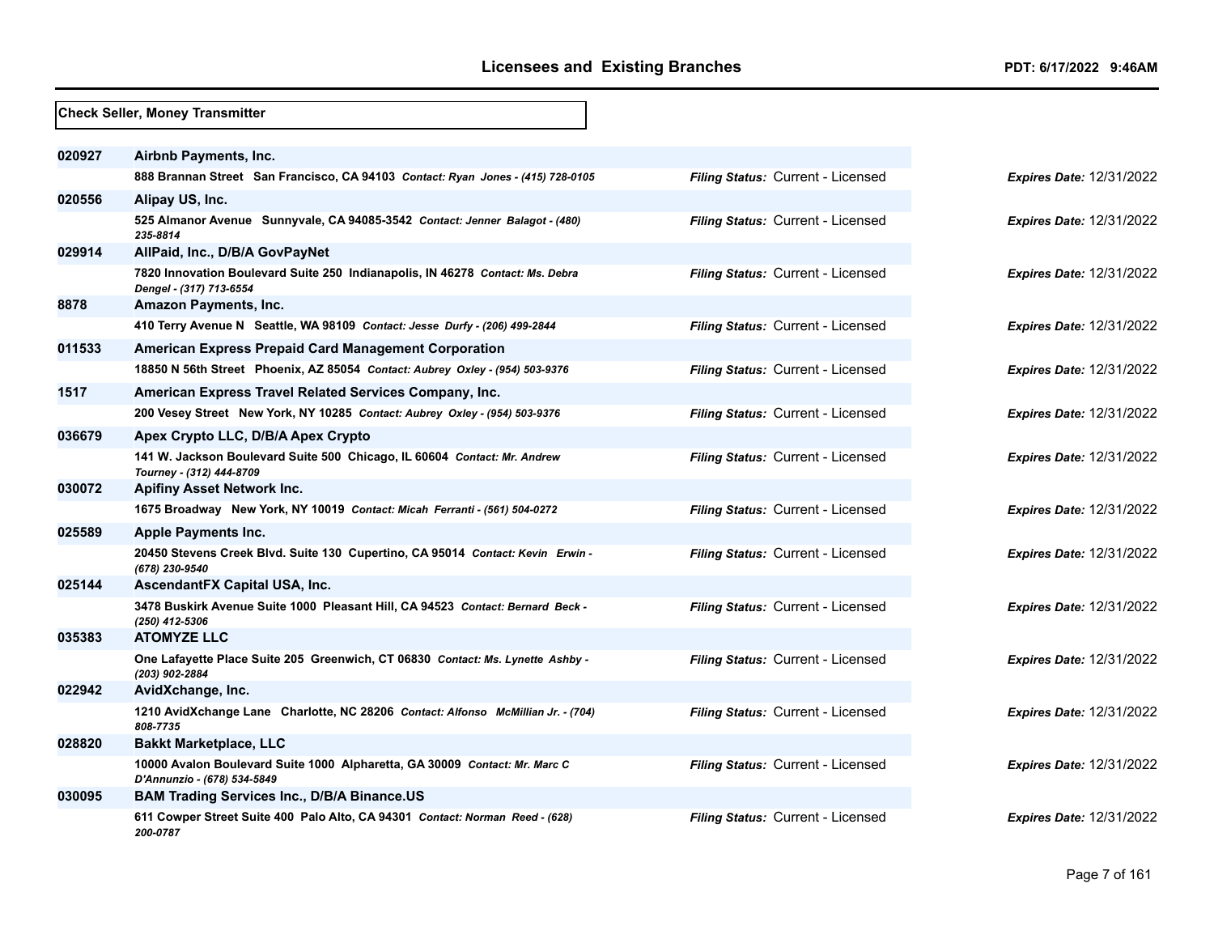## Licensees and Existing Branches

**Check Seller, Money Transmitter**

| License No. | Licensee / Address | Filing Status | Expires Date |
|---|---|---|---|
| 020927 | **Airbnb Payments, Inc.**<br>888 Brannan Street San Francisco, CA 94103 *Contact: Ryan Jones - (415) 728-0105* | *Filing Status:* Current - Licensed | *Expires Date:* 12/31/2022 |
| 020556 | **Alipay US, Inc.**<br>525 Almanor Avenue Sunnyvale, CA 94085-3542 *Contact: Jenner Balagot - (480) 235-8814* | *Filing Status:* Current - Licensed | *Expires Date:* 12/31/2022 |
| 029914 | **AllPaid, Inc., D/B/A GovPayNet**<br>7820 Innovation Boulevard Suite 250 Indianapolis, IN 46278 *Contact: Ms. Debra Dengel - (317) 713-6554* | *Filing Status:* Current - Licensed | *Expires Date:* 12/31/2022 |
| 8878 | **Amazon Payments, Inc.**<br>410 Terry Avenue N Seattle, WA 98109 *Contact: Jesse Durfy - (206) 499-2844* | *Filing Status:* Current - Licensed | *Expires Date:* 12/31/2022 |
| 011533 | **American Express Prepaid Card Management Corporation**<br>18850 N 56th Street Phoenix, AZ 85054 *Contact: Aubrey Oxley - (954) 503-9376* | *Filing Status:* Current - Licensed | *Expires Date:* 12/31/2022 |
| 1517 | **American Express Travel Related Services Company, Inc.**<br>200 Vesey Street New York, NY 10285 *Contact: Aubrey Oxley - (954) 503-9376* | *Filing Status:* Current - Licensed | *Expires Date:* 12/31/2022 |
| 036679 | **Apex Crypto LLC, D/B/A Apex Crypto**<br>141 W. Jackson Boulevard Suite 500 Chicago, IL 60604 *Contact: Mr. Andrew Tourney - (312) 444-8709* | *Filing Status:* Current - Licensed | *Expires Date:* 12/31/2022 |
| 030072 | **Apifiny Asset Network Inc.**<br>1675 Broadway New York, NY 10019 *Contact: Micah Ferranti - (561) 504-0272* | *Filing Status:* Current - Licensed | *Expires Date:* 12/31/2022 |
| 025589 | **Apple Payments Inc.**<br>20450 Stevens Creek Blvd. Suite 130 Cupertino, CA 95014 *Contact: Kevin Erwin - (678) 230-9540* | *Filing Status:* Current - Licensed | *Expires Date:* 12/31/2022 |
| 025144 | **AscendantFX Capital USA, Inc.**<br>3478 Buskirk Avenue Suite 1000 Pleasant Hill, CA 94523 *Contact: Bernard Beck - (250) 412-5306* | *Filing Status:* Current - Licensed | *Expires Date:* 12/31/2022 |
| 035383 | **ATOMYZE LLC**<br>One Lafayette Place Suite 205 Greenwich, CT 06830 *Contact: Ms. Lynette Ashby - (203) 902-2884* | *Filing Status:* Current - Licensed | *Expires Date:* 12/31/2022 |
| 022942 | **AvidXchange, Inc.**<br>1210 AvidXchange Lane Charlotte, NC 28206 *Contact: Alfonso McMillian Jr. - (704) 808-7735* | *Filing Status:* Current - Licensed | *Expires Date:* 12/31/2022 |
| 028820 | **Bakkt Marketplace, LLC**<br>10000 Avalon Boulevard Suite 1000 Alpharetta, GA 30009 *Contact: Mr. Marc C D'Annunzio - (678) 534-5849* | *Filing Status:* Current - Licensed | *Expires Date:* 12/31/2022 |
| 030095 | **BAM Trading Services Inc., D/B/A Binance.US**<br>611 Cowper Street Suite 400 Palo Alto, CA 94301 *Contact: Norman Reed - (628) 200-0787* | *Filing Status:* Current - Licensed | *Expires Date:* 12/31/2022 |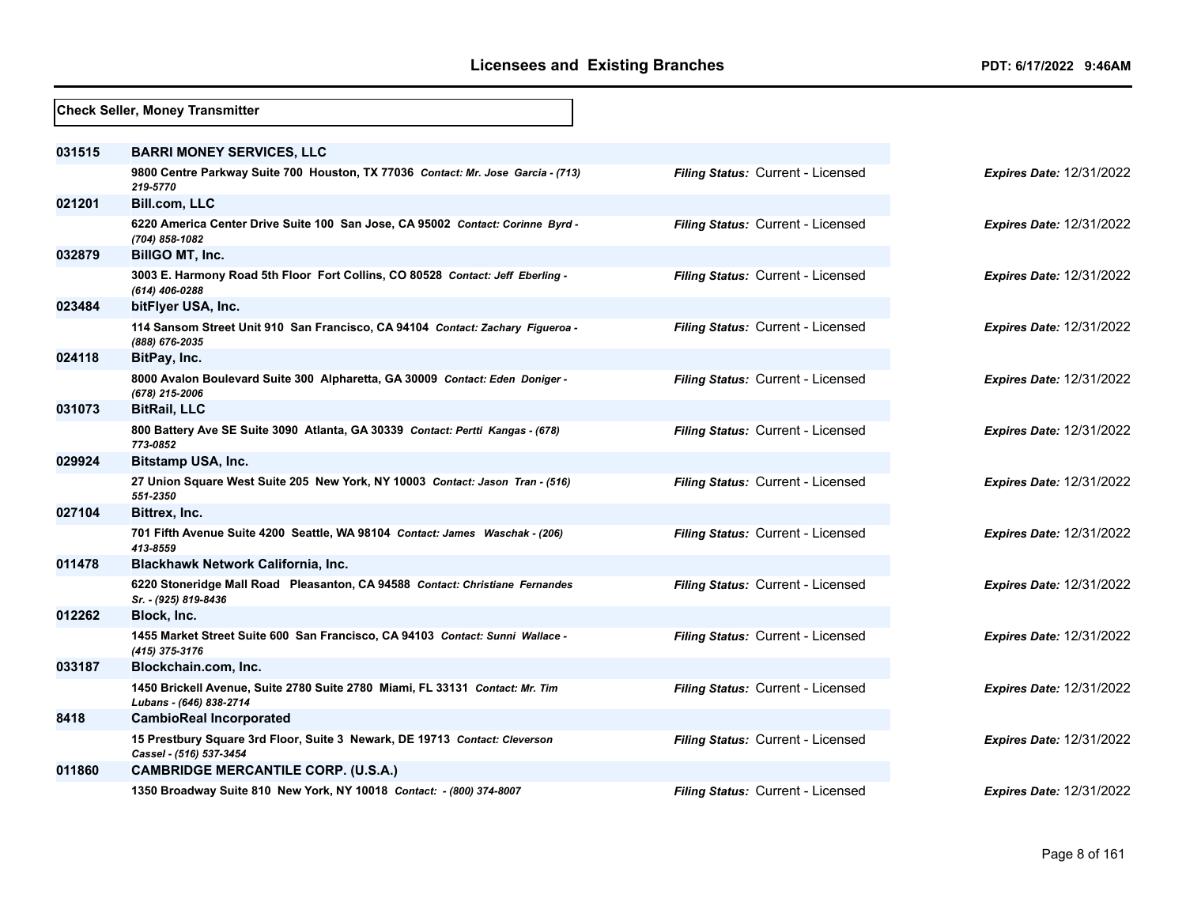**Check Seller, Money Transmitter**

| License # | Licensee | Filing Status | Expires Date |
|---|---|---|---|
| 031515 | **BARRI MONEY SERVICES, LLC**<br>9800 Centre Parkway Suite 700 Houston, TX 77036 *Contact: Mr. Jose Garcia - (713) 219-5770* | *Filing Status:* Current - Licensed | *Expires Date:* 12/31/2022 |
| 021201 | **Bill.com, LLC**<br>6220 America Center Drive Suite 100 San Jose, CA 95002 *Contact: Corinne Byrd - (704) 858-1082* | *Filing Status:* Current - Licensed | *Expires Date:* 12/31/2022 |
| 032879 | **BillGO MT, Inc.**<br>3003 E. Harmony Road 5th Floor Fort Collins, CO 80528 *Contact: Jeff Eberling - (614) 406-0288* | *Filing Status:* Current - Licensed | *Expires Date:* 12/31/2022 |
| 023484 | **bitFlyer USA, Inc.**<br>114 Sansom Street Unit 910 San Francisco, CA 94104 *Contact: Zachary Figueroa - (888) 676-2035* | *Filing Status:* Current - Licensed | *Expires Date:* 12/31/2022 |
| 024118 | **BitPay, Inc.**<br>8000 Avalon Boulevard Suite 300 Alpharetta, GA 30009 *Contact: Eden Doniger - (678) 215-2006* | *Filing Status:* Current - Licensed | *Expires Date:* 12/31/2022 |
| 031073 | **BitRail, LLC**<br>800 Battery Ave SE Suite 3090 Atlanta, GA 30339 *Contact: Pertti Kangas - (678) 773-0852* | *Filing Status:* Current - Licensed | *Expires Date:* 12/31/2022 |
| 029924 | **Bitstamp USA, Inc.**<br>27 Union Square West Suite 205 New York, NY 10003 *Contact: Jason Tran - (516) 551-2350* | *Filing Status:* Current - Licensed | *Expires Date:* 12/31/2022 |
| 027104 | **Bittrex, Inc.**<br>701 Fifth Avenue Suite 4200 Seattle, WA 98104 *Contact: James Waschak - (206) 413-8559* | *Filing Status:* Current - Licensed | *Expires Date:* 12/31/2022 |
| 011478 | **Blackhawk Network California, Inc.**<br>6220 Stoneridge Mall Road Pleasanton, CA 94588 *Contact: Christiane Fernandes Sr. - (925) 819-8436* | *Filing Status:* Current - Licensed | *Expires Date:* 12/31/2022 |
| 012262 | **Block, Inc.**<br>1455 Market Street Suite 600 San Francisco, CA 94103 *Contact: Sunni Wallace - (415) 375-3176* | *Filing Status:* Current - Licensed | *Expires Date:* 12/31/2022 |
| 033187 | **Blockchain.com, Inc.**<br>1450 Brickell Avenue, Suite 2780 Suite 2780 Miami, FL 33131 *Contact: Mr. Tim Lubans - (646) 838-2714* | *Filing Status:* Current - Licensed | *Expires Date:* 12/31/2022 |
| 8418 | **CambioReal Incorporated**<br>15 Prestbury Square 3rd Floor, Suite 3 Newark, DE 19713 *Contact: Cleverson Cassel - (516) 537-3454* | *Filing Status:* Current - Licensed | *Expires Date:* 12/31/2022 |
| 011860 | **CAMBRIDGE MERCANTILE CORP. (U.S.A.)**<br>1350 Broadway Suite 810 New York, NY 10018 *Contact: - (800) 374-8007* | *Filing Status:* Current - Licensed | *Expires Date:* 12/31/2022 |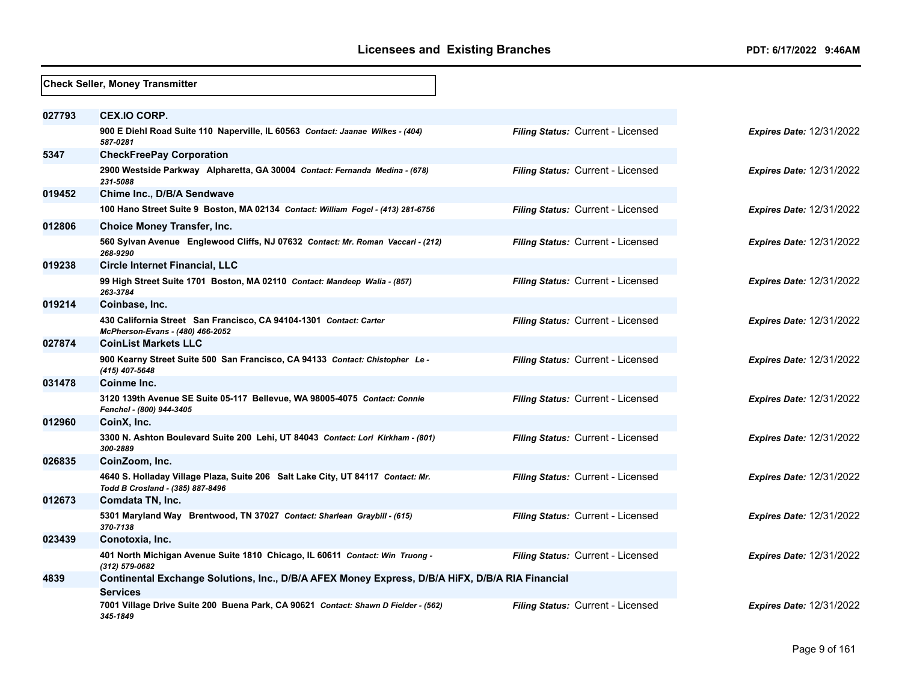**Check Seller, Money Transmitter**

| License # | Licensee | Filing Status | Expires Date |
|---|---|---|---|
| 027793 | **CEX.IO CORP.**<br>900 E Diehl Road Suite 110 Naperville, IL 60563 *Contact: Jaanae Wilkes - (404) 587-0281* | *Filing Status:* Current - Licensed | *Expires Date:* 12/31/2022 |
| 5347 | **CheckFreePay Corporation**<br>2900 Westside Parkway Alpharetta, GA 30004 *Contact: Fernanda Medina - (678) 231-5088* | *Filing Status:* Current - Licensed | *Expires Date:* 12/31/2022 |
| 019452 | **Chime Inc., D/B/A Sendwave**<br>100 Hano Street Suite 9 Boston, MA 02134 *Contact: William Fogel - (413) 281-6756* | *Filing Status:* Current - Licensed | *Expires Date:* 12/31/2022 |
| 012806 | **Choice Money Transfer, Inc.**<br>560 Sylvan Avenue Englewood Cliffs, NJ 07632 *Contact: Mr. Roman Vaccari - (212) 268-9290* | *Filing Status:* Current - Licensed | *Expires Date:* 12/31/2022 |
| 019238 | **Circle Internet Financial, LLC**<br>99 High Street Suite 1701 Boston, MA 02110 *Contact: Mandeep Walia - (857) 263-3784* | *Filing Status:* Current - Licensed | *Expires Date:* 12/31/2022 |
| 019214 | **Coinbase, Inc.**<br>430 California Street San Francisco, CA 94104-1301 *Contact: Carter McPherson-Evans - (480) 466-2052* | *Filing Status:* Current - Licensed | *Expires Date:* 12/31/2022 |
| 027874 | **CoinList Markets LLC**<br>900 Kearny Street Suite 500 San Francisco, CA 94133 *Contact: Chistopher Le - (415) 407-5648* | *Filing Status:* Current - Licensed | *Expires Date:* 12/31/2022 |
| 031478 | **Coinme Inc.**<br>3120 139th Avenue SE Suite 05-117 Bellevue, WA 98005-4075 *Contact: Connie Fenchel - (800) 944-3405* | *Filing Status:* Current - Licensed | *Expires Date:* 12/31/2022 |
| 012960 | **CoinX, Inc.**<br>3300 N. Ashton Boulevard Suite 200 Lehi, UT 84043 *Contact: Lori Kirkham - (801) 300-2889* | *Filing Status:* Current - Licensed | *Expires Date:* 12/31/2022 |
| 026835 | **CoinZoom, Inc.**<br>4640 S. Holladay Village Plaza, Suite 206 Salt Lake City, UT 84117 *Contact: Mr. Todd B Crosland - (385) 887-8496* | *Filing Status:* Current - Licensed | *Expires Date:* 12/31/2022 |
| 012673 | **Comdata TN, Inc.**<br>5301 Maryland Way Brentwood, TN 37027 *Contact: Sharlean Graybill - (615) 370-7138* | *Filing Status:* Current - Licensed | *Expires Date:* 12/31/2022 |
| 023439 | **Conotoxia, Inc.**<br>401 North Michigan Avenue Suite 1810 Chicago, IL 60611 *Contact: Win Truong - (312) 579-0682* | *Filing Status:* Current - Licensed | *Expires Date:* 12/31/2022 |
| 4839 | **Continental Exchange Solutions, Inc., D/B/A AFEX Money Express, D/B/A HiFX, D/B/A RIA Financial Services**<br>7001 Village Drive Suite 200 Buena Park, CA 90621 *Contact: Shawn D Fielder - (562) 345-1849* | *Filing Status:* Current - Licensed | *Expires Date:* 12/31/2022 |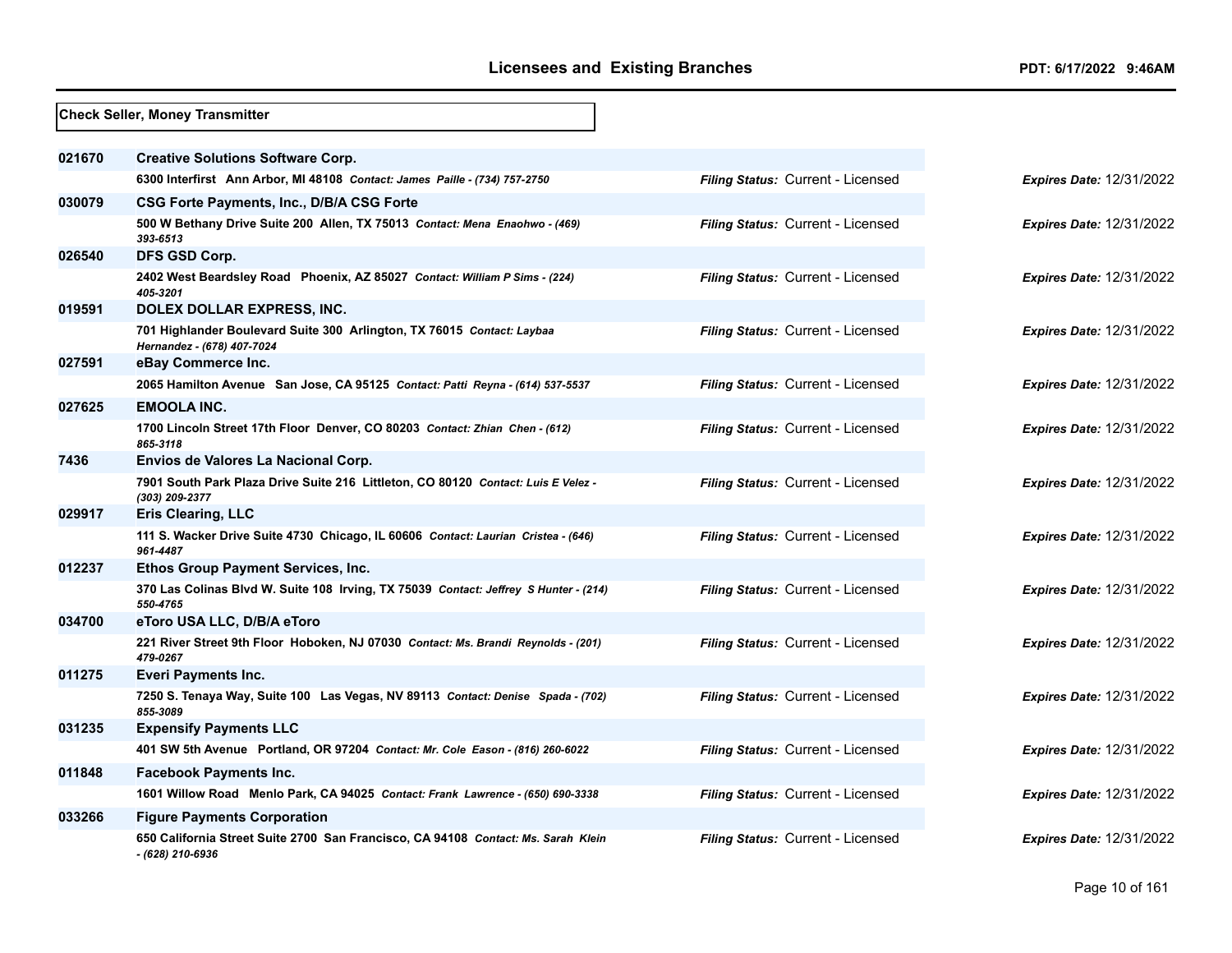**Check Seller, Money Transmitter**

| License # | Licensee / Address | Filing Status | Expires Date |
|---|---|---|---|
| 021670 | **Creative Solutions Software Corp.**<br>6300 Interfirst Ann Arbor, MI 48108 *Contact: James Paille - (734) 757-2750* | *Filing Status:* Current - Licensed | *Expires Date:* 12/31/2022 |
| 030079 | **CSG Forte Payments, Inc., D/B/A CSG Forte**<br>500 W Bethany Drive Suite 200 Allen, TX 75013 *Contact: Mena Enaohwo - (469) 393-6513* | *Filing Status:* Current - Licensed | *Expires Date:* 12/31/2022 |
| 026540 | **DFS GSD Corp.**<br>2402 West Beardsley Road Phoenix, AZ 85027 *Contact: William P Sims - (224) 405-3201* | *Filing Status:* Current - Licensed | *Expires Date:* 12/31/2022 |
| 019591 | **DOLEX DOLLAR EXPRESS, INC.**<br>701 Highlander Boulevard Suite 300 Arlington, TX 76015 *Contact: Laybaa Hernandez - (678) 407-7024* | *Filing Status:* Current - Licensed | *Expires Date:* 12/31/2022 |
| 027591 | **eBay Commerce Inc.**<br>2065 Hamilton Avenue San Jose, CA 95125 *Contact: Patti Reyna - (614) 537-5537* | *Filing Status:* Current - Licensed | *Expires Date:* 12/31/2022 |
| 027625 | **EMOOLA INC.**<br>1700 Lincoln Street 17th Floor Denver, CO 80203 *Contact: Zhian Chen - (612) 865-3118* | *Filing Status:* Current - Licensed | *Expires Date:* 12/31/2022 |
| 7436 | **Envios de Valores La Nacional Corp.**<br>7901 South Park Plaza Drive Suite 216 Littleton, CO 80120 *Contact: Luis E Velez - (303) 209-2377* | *Filing Status:* Current - Licensed | *Expires Date:* 12/31/2022 |
| 029917 | **Eris Clearing, LLC**<br>111 S. Wacker Drive Suite 4730 Chicago, IL 60606 *Contact: Laurian Cristea - (646) 961-4487* | *Filing Status:* Current - Licensed | *Expires Date:* 12/31/2022 |
| 012237 | **Ethos Group Payment Services, Inc.**<br>370 Las Colinas Blvd W. Suite 108 Irving, TX 75039 *Contact: Jeffrey S Hunter - (214) 550-4765* | *Filing Status:* Current - Licensed | *Expires Date:* 12/31/2022 |
| 034700 | **eToro USA LLC, D/B/A eToro**<br>221 River Street 9th Floor Hoboken, NJ 07030 *Contact: Ms. Brandi Reynolds - (201) 479-0267* | *Filing Status:* Current - Licensed | *Expires Date:* 12/31/2022 |
| 011275 | **Everi Payments Inc.**<br>7250 S. Tenaya Way, Suite 100 Las Vegas, NV 89113 *Contact: Denise Spada - (702) 855-3089* | *Filing Status:* Current - Licensed | *Expires Date:* 12/31/2022 |
| 031235 | **Expensify Payments LLC**<br>401 SW 5th Avenue Portland, OR 97204 *Contact: Mr. Cole Eason - (816) 260-6022* | *Filing Status:* Current - Licensed | *Expires Date:* 12/31/2022 |
| 011848 | **Facebook Payments Inc.**<br>1601 Willow Road Menlo Park, CA 94025 *Contact: Frank Lawrence - (650) 690-3338* | *Filing Status:* Current - Licensed | *Expires Date:* 12/31/2022 |
| 033266 | **Figure Payments Corporation**<br>650 California Street Suite 2700 San Francisco, CA 94108 *Contact: Ms. Sarah Klein - (628) 210-6936* | *Filing Status:* Current - Licensed | *Expires Date:* 12/31/2022 |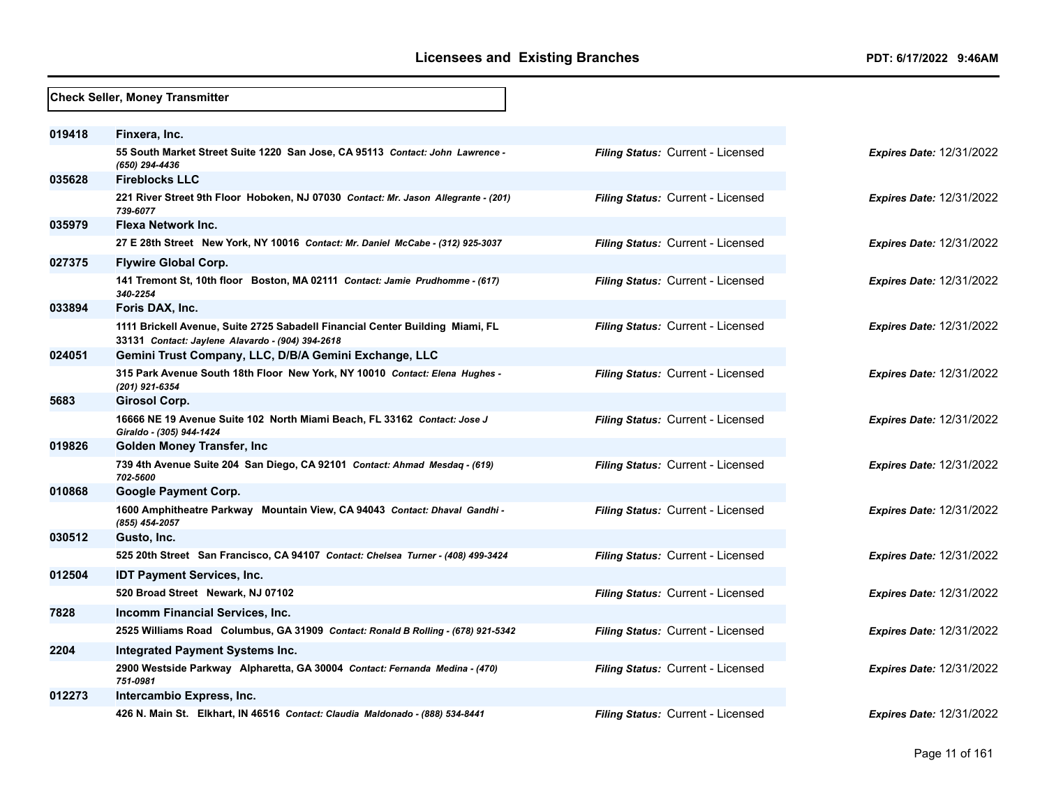**Check Seller, Money Transmitter**

| License | Name / Address | Filing Status | Expires Date |
|---|---|---|---|
| 019418 | **Finxera, Inc.** | | |
| | 55 South Market Street Suite 1220 San Jose, CA 95113 *Contact: John Lawrence - (650) 294-4436* | *Filing Status:* Current - Licensed | *Expires Date:* 12/31/2022 |
| 035628 | **Fireblocks LLC** | | |
| | 221 River Street 9th Floor Hoboken, NJ 07030 *Contact: Mr. Jason Allegrante - (201) 739-6077* | *Filing Status:* Current - Licensed | *Expires Date:* 12/31/2022 |
| 035979 | **Flexa Network Inc.** | | |
| | 27 E 28th Street New York, NY 10016 *Contact: Mr. Daniel McCabe - (312) 925-3037* | *Filing Status:* Current - Licensed | *Expires Date:* 12/31/2022 |
| 027375 | **Flywire Global Corp.** | | |
| | 141 Tremont St, 10th floor Boston, MA 02111 *Contact: Jamie Prudhomme - (617) 340-2254* | *Filing Status:* Current - Licensed | *Expires Date:* 12/31/2022 |
| 033894 | **Foris DAX, Inc.** | | |
| | 1111 Brickell Avenue, Suite 2725 Sabadell Financial Center Building Miami, FL 33131 *Contact: Jaylene Alavardo - (904) 394-2618* | *Filing Status:* Current - Licensed | *Expires Date:* 12/31/2022 |
| 024051 | **Gemini Trust Company, LLC, D/B/A Gemini Exchange, LLC** | | |
| | 315 Park Avenue South 18th Floor New York, NY 10010 *Contact: Elena Hughes - (201) 921-6354* | *Filing Status:* Current - Licensed | *Expires Date:* 12/31/2022 |
| 5683 | **Girosol Corp.** | | |
| | 16666 NE 19 Avenue Suite 102 North Miami Beach, FL 33162 *Contact: Jose J Giraldo - (305) 944-1424* | *Filing Status:* Current - Licensed | *Expires Date:* 12/31/2022 |
| 019826 | **Golden Money Transfer, Inc** | | |
| | 739 4th Avenue Suite 204 San Diego, CA 92101 *Contact: Ahmad Mesdaq - (619) 702-5600* | *Filing Status:* Current - Licensed | *Expires Date:* 12/31/2022 |
| 010868 | **Google Payment Corp.** | | |
| | 1600 Amphitheatre Parkway Mountain View, CA 94043 *Contact: Dhaval Gandhi - (855) 454-2057* | *Filing Status:* Current - Licensed | *Expires Date:* 12/31/2022 |
| 030512 | **Gusto, Inc.** | | |
| | 525 20th Street San Francisco, CA 94107 *Contact: Chelsea Turner - (408) 499-3424* | *Filing Status:* Current - Licensed | *Expires Date:* 12/31/2022 |
| 012504 | **IDT Payment Services, Inc.** | | |
| | 520 Broad Street Newark, NJ 07102 | *Filing Status:* Current - Licensed | *Expires Date:* 12/31/2022 |
| 7828 | **Incomm Financial Services, Inc.** | | |
| | 2525 Williams Road Columbus, GA 31909 *Contact: Ronald B Rolling - (678) 921-5342* | *Filing Status:* Current - Licensed | *Expires Date:* 12/31/2022 |
| 2204 | **Integrated Payment Systems Inc.** | | |
| | 2900 Westside Parkway Alpharetta, GA 30004 *Contact: Fernanda Medina - (470) 751-0981* | *Filing Status:* Current - Licensed | *Expires Date:* 12/31/2022 |
| 012273 | **Intercambio Express, Inc.** | | |
| | 426 N. Main St. Elkhart, IN 46516 *Contact: Claudia Maldonado - (888) 534-8441* | *Filing Status:* Current - Licensed | *Expires Date:* 12/31/2022 |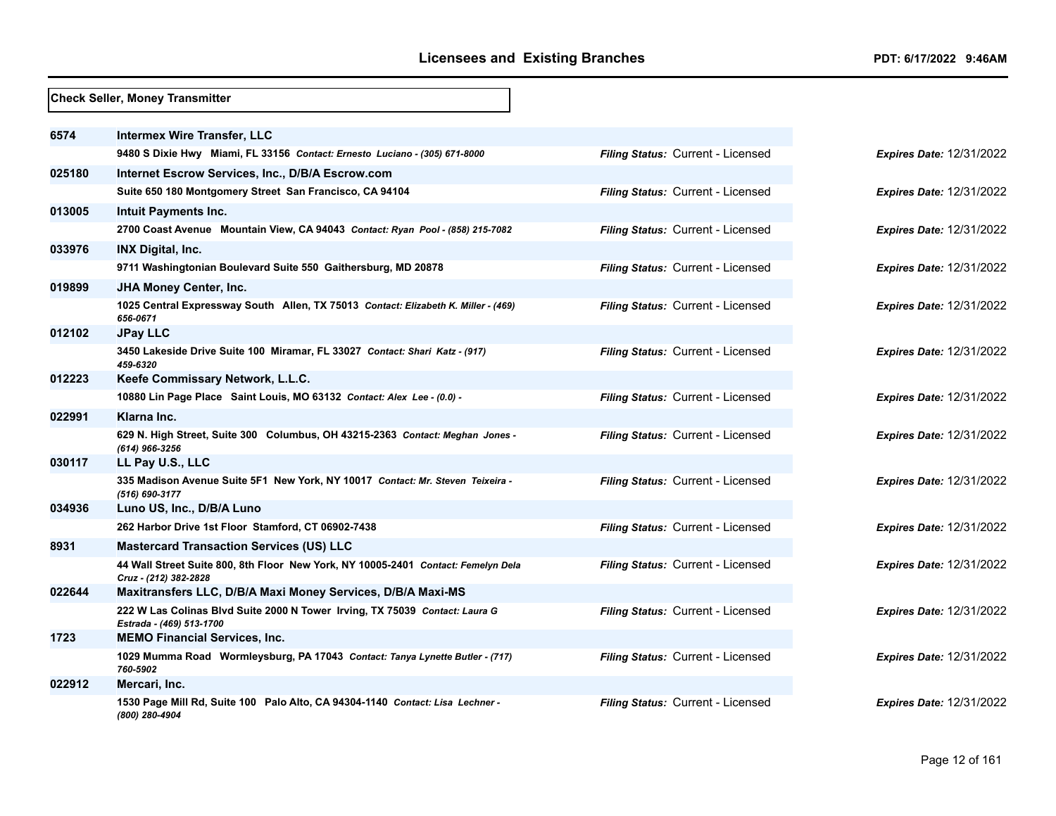**Check Seller, Money Transmitter**

| ID | Licensee | Filing Status | Expires Date |
|---|---|---|---|
| 6574 | **Intermex Wire Transfer, LLC**<br>9480 S Dixie Hwy Miami, FL 33156 *Contact: Ernesto Luciano - (305) 671-8000* | *Filing Status:* Current - Licensed | *Expires Date:* 12/31/2022 |
| 025180 | **Internet Escrow Services, Inc., D/B/A Escrow.com**<br>Suite 650 180 Montgomery Street San Francisco, CA 94104 | *Filing Status:* Current - Licensed | *Expires Date:* 12/31/2022 |
| 013005 | **Intuit Payments Inc.**<br>2700 Coast Avenue Mountain View, CA 94043 *Contact: Ryan Pool - (858) 215-7082* | *Filing Status:* Current - Licensed | *Expires Date:* 12/31/2022 |
| 033976 | **INX Digital, Inc.**<br>9711 Washingtonian Boulevard Suite 550 Gaithersburg, MD 20878 | *Filing Status:* Current - Licensed | *Expires Date:* 12/31/2022 |
| 019899 | **JHA Money Center, Inc.**<br>1025 Central Expressway South Allen, TX 75013 *Contact: Elizabeth K. Miller - (469) 656-0671* | *Filing Status:* Current - Licensed | *Expires Date:* 12/31/2022 |
| 012102 | **JPay LLC**<br>3450 Lakeside Drive Suite 100 Miramar, FL 33027 *Contact: Shari Katz - (917) 459-6320* | *Filing Status:* Current - Licensed | *Expires Date:* 12/31/2022 |
| 012223 | **Keefe Commissary Network, L.L.C.**<br>10880 Lin Page Place Saint Louis, MO 63132 *Contact: Alex Lee - (0.0) -* | *Filing Status:* Current - Licensed | *Expires Date:* 12/31/2022 |
| 022991 | **Klarna Inc.**<br>629 N. High Street, Suite 300 Columbus, OH 43215-2363 *Contact: Meghan Jones - (614) 966-3256* | *Filing Status:* Current - Licensed | *Expires Date:* 12/31/2022 |
| 030117 | **LL Pay U.S., LLC**<br>335 Madison Avenue Suite 5F1 New York, NY 10017 *Contact: Mr. Steven Teixeira - (516) 690-3177* | *Filing Status:* Current - Licensed | *Expires Date:* 12/31/2022 |
| 034936 | **Luno US, Inc., D/B/A Luno**<br>262 Harbor Drive 1st Floor Stamford, CT 06902-7438 | *Filing Status:* Current - Licensed | *Expires Date:* 12/31/2022 |
| 8931 | **Mastercard Transaction Services (US) LLC**<br>44 Wall Street Suite 800, 8th Floor New York, NY 10005-2401 *Contact: Femelyn Dela Cruz - (212) 382-2828* | *Filing Status:* Current - Licensed | *Expires Date:* 12/31/2022 |
| 022644 | **Maxitransfers LLC, D/B/A Maxi Money Services, D/B/A Maxi-MS**<br>222 W Las Colinas Blvd Suite 2000 N Tower Irving, TX 75039 *Contact: Laura G Estrada - (469) 513-1700* | *Filing Status:* Current - Licensed | *Expires Date:* 12/31/2022 |
| 1723 | **MEMO Financial Services, Inc.**<br>1029 Mumma Road Wormleysburg, PA 17043 *Contact: Tanya Lynette Butler - (717) 760-5902* | *Filing Status:* Current - Licensed | *Expires Date:* 12/31/2022 |
| 022912 | **Mercari, Inc.**<br>1530 Page Mill Rd, Suite 100 Palo Alto, CA 94304-1140 *Contact: Lisa Lechner - (800) 280-4904* | *Filing Status:* Current - Licensed | *Expires Date:* 12/31/2022 |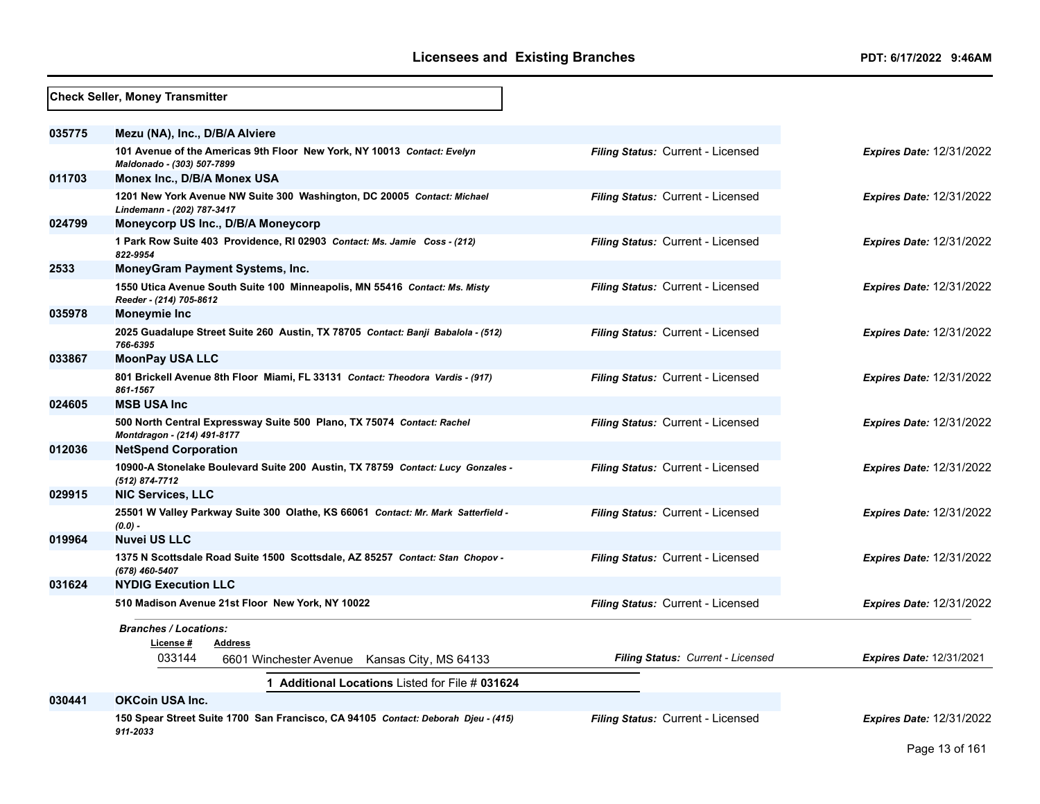**Check Seller, Money Transmitter**

| License # | Licensee / Address | Filing Status | Expires Date |
|---|---|---|---|
| 035775 | **Mezu (NA), Inc., D/B/A Alviere** | | |
| | 101 Avenue of the Americas 9th Floor New York, NY 10013 *Contact: Evelyn Maldonado - (303) 507-7899* | *Filing Status:* Current - Licensed | *Expires Date:* 12/31/2022 |
| 011703 | **Monex Inc., D/B/A Monex USA** | | |
| | 1201 New York Avenue NW Suite 300 Washington, DC 20005 *Contact: Michael Lindemann - (202) 787-3417* | *Filing Status:* Current - Licensed | *Expires Date:* 12/31/2022 |
| 024799 | **Moneycorp US Inc., D/B/A Moneycorp** | | |
| | 1 Park Row Suite 403 Providence, RI 02903 *Contact: Ms. Jamie Coss - (212) 822-9954* | *Filing Status:* Current - Licensed | *Expires Date:* 12/31/2022 |
| 2533 | **MoneyGram Payment Systems, Inc.** | | |
| | 1550 Utica Avenue South Suite 100 Minneapolis, MN 55416 *Contact: Ms. Misty Reeder - (214) 705-8612* | *Filing Status:* Current - Licensed | *Expires Date:* 12/31/2022 |
| 035978 | **Moneymie Inc** | | |
| | 2025 Guadalupe Street Suite 260 Austin, TX 78705 *Contact: Banji Babalola - (512) 766-6395* | *Filing Status:* Current - Licensed | *Expires Date:* 12/31/2022 |
| 033867 | **MoonPay USA LLC** | | |
| | 801 Brickell Avenue 8th Floor Miami, FL 33131 *Contact: Theodora Vardis - (917) 861-1567* | *Filing Status:* Current - Licensed | *Expires Date:* 12/31/2022 |
| 024605 | **MSB USA Inc** | | |
| | 500 North Central Expressway Suite 500 Plano, TX 75074 *Contact: Rachel Montdragon - (214) 491-8177* | *Filing Status:* Current - Licensed | *Expires Date:* 12/31/2022 |
| 012036 | **NetSpend Corporation** | | |
| | 10900-A Stonelake Boulevard Suite 200 Austin, TX 78759 *Contact: Lucy Gonzales - (512) 874-7712* | *Filing Status:* Current - Licensed | *Expires Date:* 12/31/2022 |
| 029915 | **NIC Services, LLC** | | |
| | 25501 W Valley Parkway Suite 300 Olathe, KS 66061 *Contact: Mr. Mark Satterfield - (0.0) -* | *Filing Status:* Current - Licensed | *Expires Date:* 12/31/2022 |
| 019964 | **Nuvei US LLC** | | |
| | 1375 N Scottsdale Road Suite 1500 Scottsdale, AZ 85257 *Contact: Stan Chopov - (678) 460-5407* | *Filing Status:* Current - Licensed | *Expires Date:* 12/31/2022 |
| 031624 | **NYDIG Execution LLC** | | |
| | 510 Madison Avenue 21st Floor New York, NY 10022 | *Filing Status:* Current - Licensed | *Expires Date:* 12/31/2022 |

*Branches / Locations:*

| License # | Address | Filing Status | Expires Date |
|---|---|---|---|
| 033144 | 6601 Winchester Avenue Kansas City, MS 64133 | *Filing Status: Current - Licensed* | *Expires Date:* 12/31/2021 |

**1 Additional Locations** Listed for File # **031624**

| License # | Licensee / Address | Filing Status | Expires Date |
|---|---|---|---|
| 030441 | **OKCoin USA Inc.** | | |
| | 150 Spear Street Suite 1700 San Francisco, CA 94105 *Contact: Deborah Djeu - (415) 911-2033* | *Filing Status:* Current - Licensed | *Expires Date:* 12/31/2022 |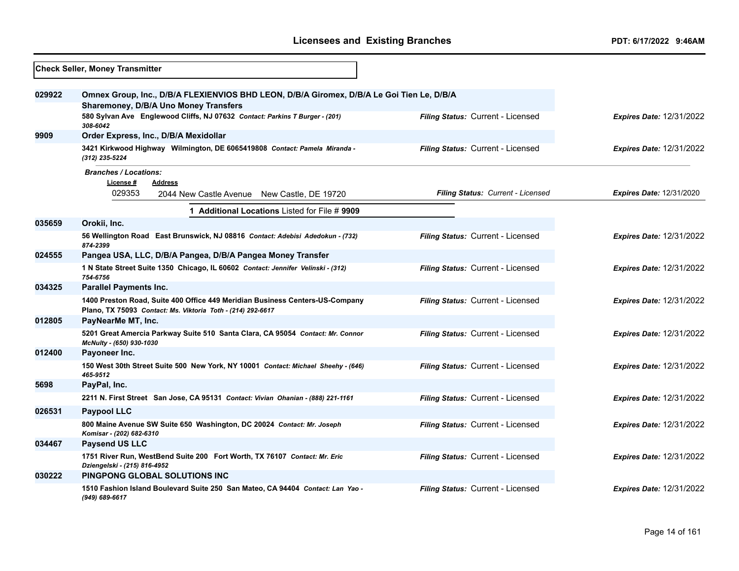## Licensees and Existing Branches

**Check Seller, Money Transmitter**

**029922** **Omnex Group, Inc., D/B/A FLEXIENVIOS BHD LEON, D/B/A Giromex, D/B/A Le Goi Tien Le, D/B/A Sharemoney, D/B/A Uno Money Transfers**
580 Sylvan Ave Englewood Cliffs, NJ 07632 *Contact: Parkins T Burger - (201) 308-6042*
*Filing Status:* Current - Licensed *Expires Date:* 12/31/2022

**9909** **Order Express, Inc., D/B/A Mexidollar**
3421 Kirkwood Highway Wilmington, DE 6065419808 *Contact: Pamela Miranda - (312) 235-5224*
*Filing Status:* Current - Licensed *Expires Date:* 12/31/2022

*Branches / Locations:*

| License # | Address | Filing Status | Expires Date |
|---|---|---|---|
| 029353 | 2044 New Castle Avenue New Castle, DE 19720 | Current - Licensed | 12/31/2020 |

**1 Additional Locations** Listed for File # **9909**

**035659** **Orokii, Inc.**
56 Wellington Road East Brunswick, NJ 08816 *Contact: Adebisi Adedokun - (732) 874-2399*
*Filing Status:* Current - Licensed *Expires Date:* 12/31/2022

**024555** **Pangea USA, LLC, D/B/A Pangea, D/B/A Pangea Money Transfer**
1 N State Street Suite 1350 Chicago, IL 60602 *Contact: Jennifer Velinski - (312) 754-6756*
*Filing Status:* Current - Licensed *Expires Date:* 12/31/2022

**034325** **Parallel Payments Inc.**
1400 Preston Road, Suite 400 Office 449 Meridian Business Centers-US-Company Plano, TX 75093 *Contact: Ms. Viktoria Toth - (214) 292-6617*
*Filing Status:* Current - Licensed *Expires Date:* 12/31/2022

**012805** **PayNearMe MT, Inc.**
5201 Great Amercia Parkway Suite 510 Santa Clara, CA 95054 *Contact: Mr. Connor McNulty - (650) 930-1030*
*Filing Status:* Current - Licensed *Expires Date:* 12/31/2022

**012400** **Payoneer Inc.**
150 West 30th Street Suite 500 New York, NY 10001 *Contact: Michael Sheehy - (646) 465-9512*
*Filing Status:* Current - Licensed *Expires Date:* 12/31/2022

**5698** **PayPal, Inc.**
2211 N. First Street San Jose, CA 95131 *Contact: Vivian Ohanian - (888) 221-1161*
*Filing Status:* Current - Licensed *Expires Date:* 12/31/2022

**026531** **Paypool LLC**
800 Maine Avenue SW Suite 650 Washington, DC 20024 *Contact: Mr. Joseph Komisar - (202) 682-6310*
*Filing Status:* Current - Licensed *Expires Date:* 12/31/2022

**034467** **Paysend US LLC**
1751 River Run, WestBend Suite 200 Fort Worth, TX 76107 *Contact: Mr. Eric Dziengelski - (215) 816-4952*
*Filing Status:* Current - Licensed *Expires Date:* 12/31/2022

**030222** **PINGPONG GLOBAL SOLUTIONS INC**
1510 Fashion Island Boulevard Suite 250 San Mateo, CA 94404 *Contact: Lan Yao - (949) 689-6617*
*Filing Status:* Current - Licensed *Expires Date:* 12/31/2022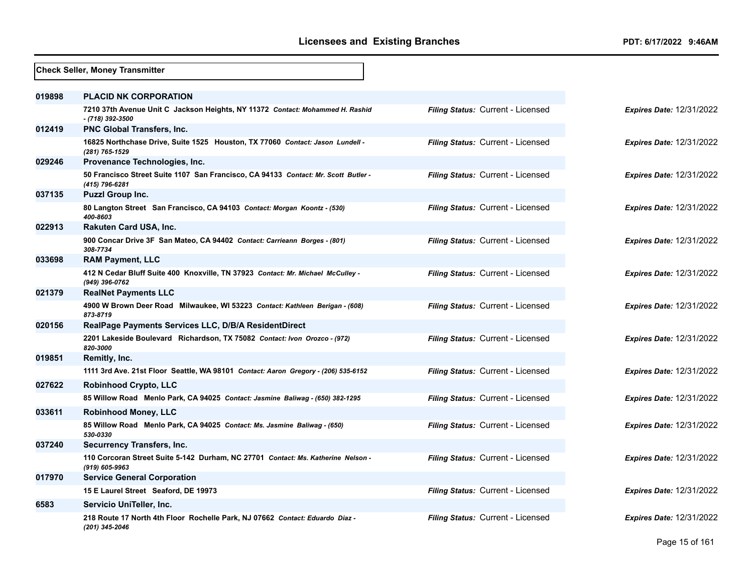**Check Seller, Money Transmitter**

| ID | Licensee | Filing Status | Expires Date |
|---|---|---|---|
| 019898 | **PLACID NK CORPORATION**<br>7210 37th Avenue Unit C Jackson Heights, NY 11372 *Contact: Mohammed H. Rashid - (718) 392-3500* | *Filing Status:* Current - Licensed | *Expires Date:* 12/31/2022 |
| 012419 | **PNC Global Transfers, Inc.**<br>16825 Northchase Drive, Suite 1525 Houston, TX 77060 *Contact: Jason Lundell - (281) 765-1529* | *Filing Status:* Current - Licensed | *Expires Date:* 12/31/2022 |
| 029246 | **Provenance Technologies, Inc.**<br>50 Francisco Street Suite 1107 San Francisco, CA 94133 *Contact: Mr. Scott Butler - (415) 796-6281* | *Filing Status:* Current - Licensed | *Expires Date:* 12/31/2022 |
| 037135 | **Puzzl Group Inc.**<br>80 Langton Street San Francisco, CA 94103 *Contact: Morgan Koontz - (530) 400-8603* | *Filing Status:* Current - Licensed | *Expires Date:* 12/31/2022 |
| 022913 | **Rakuten Card USA, Inc.**<br>900 Concar Drive 3F San Mateo, CA 94402 *Contact: Carrieann Borges - (801) 308-7734* | *Filing Status:* Current - Licensed | *Expires Date:* 12/31/2022 |
| 033698 | **RAM Payment, LLC**<br>412 N Cedar Bluff Suite 400 Knoxville, TN 37923 *Contact: Mr. Michael McCulley - (949) 396-0762* | *Filing Status:* Current - Licensed | *Expires Date:* 12/31/2022 |
| 021379 | **RealNet Payments LLC**<br>4900 W Brown Deer Road Milwaukee, WI 53223 *Contact: Kathleen Berigan - (608) 873-8719* | *Filing Status:* Current - Licensed | *Expires Date:* 12/31/2022 |
| 020156 | **RealPage Payments Services LLC, D/B/A ResidentDirect**<br>2201 Lakeside Boulevard Richardson, TX 75082 *Contact: Ivon Orozco - (972) 820-3000* | *Filing Status:* Current - Licensed | *Expires Date:* 12/31/2022 |
| 019851 | **Remitly, Inc.**<br>1111 3rd Ave. 21st Floor Seattle, WA 98101 *Contact: Aaron Gregory - (206) 535-6152* | *Filing Status:* Current - Licensed | *Expires Date:* 12/31/2022 |
| 027622 | **Robinhood Crypto, LLC**<br>85 Willow Road Menlo Park, CA 94025 *Contact: Jasmine Baliwag - (650) 382-1295* | *Filing Status:* Current - Licensed | *Expires Date:* 12/31/2022 |
| 033611 | **Robinhood Money, LLC**<br>85 Willow Road Menlo Park, CA 94025 *Contact: Ms. Jasmine Baliwag - (650) 530-0330* | *Filing Status:* Current - Licensed | *Expires Date:* 12/31/2022 |
| 037240 | **Securrency Transfers, Inc.**<br>110 Corcoran Street Suite 5-142 Durham, NC 27701 *Contact: Ms. Katherine Nelson - (919) 605-9963* | *Filing Status:* Current - Licensed | *Expires Date:* 12/31/2022 |
| 017970 | **Service General Corporation**<br>15 E Laurel Street Seaford, DE 19973 | *Filing Status:* Current - Licensed | *Expires Date:* 12/31/2022 |
| 6583 | **Servicio UniTeller, Inc.**<br>218 Route 17 North 4th Floor Rochelle Park, NJ 07662 *Contact: Eduardo Diaz - (201) 345-2046* | *Filing Status:* Current - Licensed | *Expires Date:* 12/31/2022 |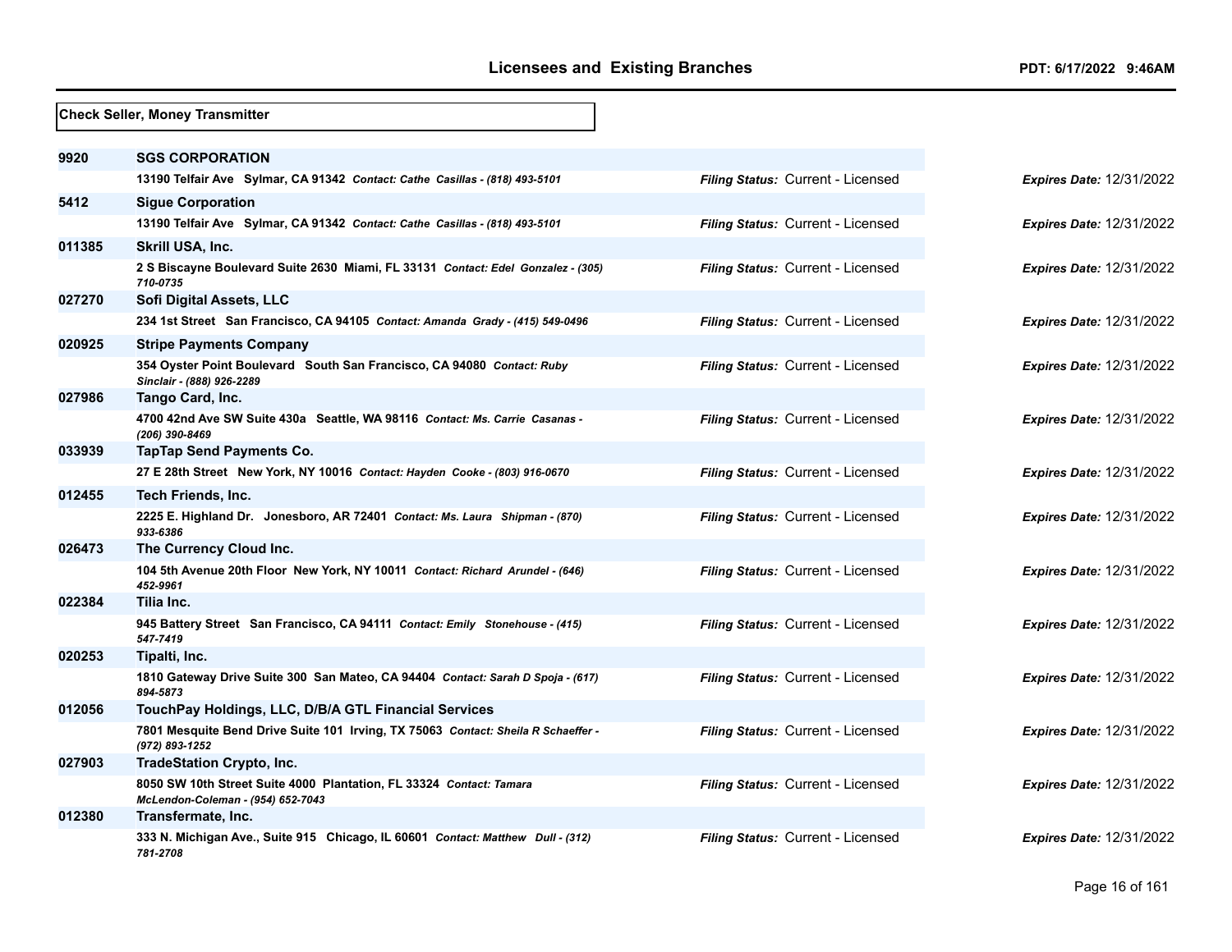**Check Seller, Money Transmitter**

| | | | |
|---|---|---|---|
| 9920 | **SGS CORPORATION** | | |
| | 13190 Telfair Ave Sylmar, CA 91342 *Contact: Cathe Casillas - (818) 493-5101* | *Filing Status:* Current - Licensed | *Expires Date:* 12/31/2022 |
| 5412 | **Sigue Corporation** | | |
| | 13190 Telfair Ave Sylmar, CA 91342 *Contact: Cathe Casillas - (818) 493-5101* | *Filing Status:* Current - Licensed | *Expires Date:* 12/31/2022 |
| 011385 | **Skrill USA, Inc.** | | |
| | 2 S Biscayne Boulevard Suite 2630 Miami, FL 33131 *Contact: Edel Gonzalez - (305) 710-0735* | *Filing Status:* Current - Licensed | *Expires Date:* 12/31/2022 |
| 027270 | **Sofi Digital Assets, LLC** | | |
| | 234 1st Street San Francisco, CA 94105 *Contact: Amanda Grady - (415) 549-0496* | *Filing Status:* Current - Licensed | *Expires Date:* 12/31/2022 |
| 020925 | **Stripe Payments Company** | | |
| | 354 Oyster Point Boulevard South San Francisco, CA 94080 *Contact: Ruby Sinclair - (888) 926-2289* | *Filing Status:* Current - Licensed | *Expires Date:* 12/31/2022 |
| 027986 | **Tango Card, Inc.** | | |
| | 4700 42nd Ave SW Suite 430a Seattle, WA 98116 *Contact: Ms. Carrie Casanas - (206) 390-8469* | *Filing Status:* Current - Licensed | *Expires Date:* 12/31/2022 |
| 033939 | **TapTap Send Payments Co.** | | |
| | 27 E 28th Street New York, NY 10016 *Contact: Hayden Cooke - (803) 916-0670* | *Filing Status:* Current - Licensed | *Expires Date:* 12/31/2022 |
| 012455 | **Tech Friends, Inc.** | | |
| | 2225 E. Highland Dr. Jonesboro, AR 72401 *Contact: Ms. Laura Shipman - (870) 933-6386* | *Filing Status:* Current - Licensed | *Expires Date:* 12/31/2022 |
| 026473 | **The Currency Cloud Inc.** | | |
| | 104 5th Avenue 20th Floor New York, NY 10011 *Contact: Richard Arundel - (646) 452-9961* | *Filing Status:* Current - Licensed | *Expires Date:* 12/31/2022 |
| 022384 | **Tilia Inc.** | | |
| | 945 Battery Street San Francisco, CA 94111 *Contact: Emily Stonehouse - (415) 547-7419* | *Filing Status:* Current - Licensed | *Expires Date:* 12/31/2022 |
| 020253 | **Tipalti, Inc.** | | |
| | 1810 Gateway Drive Suite 300 San Mateo, CA 94404 *Contact: Sarah D Spoja - (617) 894-5873* | *Filing Status:* Current - Licensed | *Expires Date:* 12/31/2022 |
| 012056 | **TouchPay Holdings, LLC, D/B/A GTL Financial Services** | | |
| | 7801 Mesquite Bend Drive Suite 101 Irving, TX 75063 *Contact: Sheila R Schaeffer - (972) 893-1252* | *Filing Status:* Current - Licensed | *Expires Date:* 12/31/2022 |
| 027903 | **TradeStation Crypto, Inc.** | | |
| | 8050 SW 10th Street Suite 4000 Plantation, FL 33324 *Contact: Tamara McLendon-Coleman - (954) 652-7043* | *Filing Status:* Current - Licensed | *Expires Date:* 12/31/2022 |
| 012380 | **Transfermate, Inc.** | | |
| | 333 N. Michigan Ave., Suite 915 Chicago, IL 60601 *Contact: Matthew Dull - (312) 781-2708* | *Filing Status:* Current - Licensed | *Expires Date:* 12/31/2022 |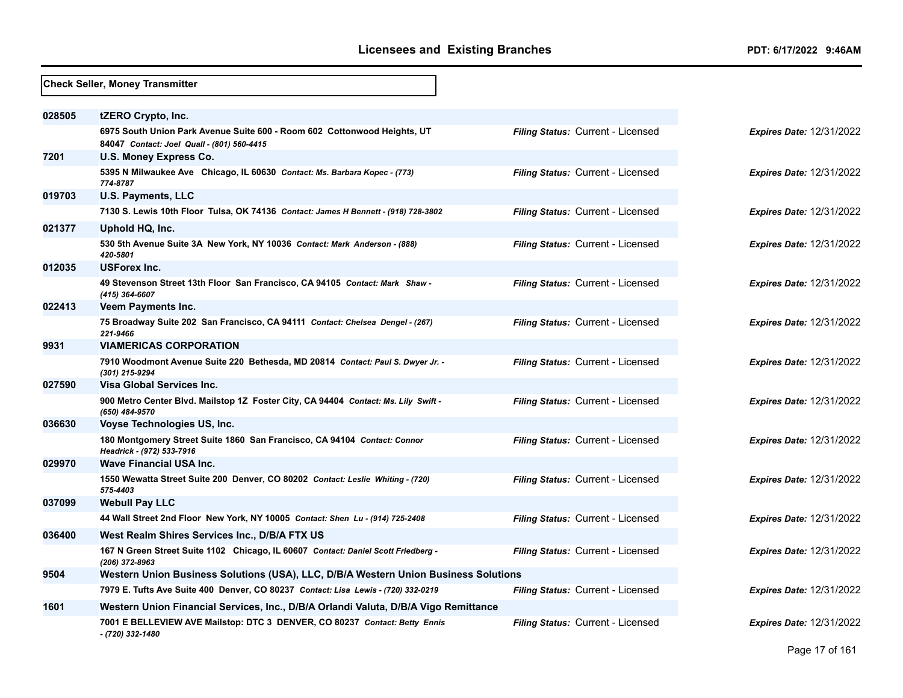**Check Seller, Money Transmitter**

| ID | Licensee | Filing Status | Expires Date |
|---|---|---|---|
| 028505 | **tZERO Crypto, Inc.**<br>6975 South Union Park Avenue Suite 600 - Room 602 Cottonwood Heights, UT 84047 *Contact: Joel Quall - (801) 560-4415* | *Filing Status:* Current - Licensed | *Expires Date:* 12/31/2022 |
| 7201 | **U.S. Money Express Co.**<br>5395 N Milwaukee Ave Chicago, IL 60630 *Contact: Ms. Barbara Kopec - (773) 774-8787* | *Filing Status:* Current - Licensed | *Expires Date:* 12/31/2022 |
| 019703 | **U.S. Payments, LLC**<br>7130 S. Lewis 10th Floor Tulsa, OK 74136 *Contact: James H Bennett - (918) 728-3802* | *Filing Status:* Current - Licensed | *Expires Date:* 12/31/2022 |
| 021377 | **Uphold HQ, Inc.**<br>530 5th Avenue Suite 3A New York, NY 10036 *Contact: Mark Anderson - (888) 420-5801* | *Filing Status:* Current - Licensed | *Expires Date:* 12/31/2022 |
| 012035 | **USForex Inc.**<br>49 Stevenson Street 13th Floor San Francisco, CA 94105 *Contact: Mark Shaw - (415) 364-6607* | *Filing Status:* Current - Licensed | *Expires Date:* 12/31/2022 |
| 022413 | **Veem Payments Inc.**<br>75 Broadway Suite 202 San Francisco, CA 94111 *Contact: Chelsea Dengel - (267) 221-9466* | *Filing Status:* Current - Licensed | *Expires Date:* 12/31/2022 |
| 9931 | **VIAMERICAS CORPORATION**<br>7910 Woodmont Avenue Suite 220 Bethesda, MD 20814 *Contact: Paul S. Dwyer Jr. - (301) 215-9294* | *Filing Status:* Current - Licensed | *Expires Date:* 12/31/2022 |
| 027590 | **Visa Global Services Inc.**<br>900 Metro Center Blvd. Mailstop 1Z Foster City, CA 94404 *Contact: Ms. Lily Swift - (650) 484-9570* | *Filing Status:* Current - Licensed | *Expires Date:* 12/31/2022 |
| 036630 | **Voyse Technologies US, Inc.**<br>180 Montgomery Street Suite 1860 San Francisco, CA 94104 *Contact: Connor Headrick - (972) 533-7916* | *Filing Status:* Current - Licensed | *Expires Date:* 12/31/2022 |
| 029970 | **Wave Financial USA Inc.**<br>1550 Wewatta Street Suite 200 Denver, CO 80202 *Contact: Leslie Whiting - (720) 575-4403* | *Filing Status:* Current - Licensed | *Expires Date:* 12/31/2022 |
| 037099 | **Webull Pay LLC**<br>44 Wall Street 2nd Floor New York, NY 10005 *Contact: Shen Lu - (914) 725-2408* | *Filing Status:* Current - Licensed | *Expires Date:* 12/31/2022 |
| 036400 | **West Realm Shires Services Inc., D/B/A FTX US**<br>167 N Green Street Suite 1102 Chicago, IL 60607 *Contact: Daniel Scott Friedberg - (206) 372-8963* | *Filing Status:* Current - Licensed | *Expires Date:* 12/31/2022 |
| 9504 | **Western Union Business Solutions (USA), LLC, D/B/A Western Union Business Solutions**<br>7979 E. Tufts Ave Suite 400 Denver, CO 80237 *Contact: Lisa Lewis - (720) 332-0219* | *Filing Status:* Current - Licensed | *Expires Date:* 12/31/2022 |
| 1601 | **Western Union Financial Services, Inc., D/B/A Orlandi Valuta, D/B/A Vigo Remittance**<br>7001 E BELLEVIEW AVE Mailstop: DTC 3 DENVER, CO 80237 *Contact: Betty Ennis - (720) 332-1480* | *Filing Status:* Current - Licensed | *Expires Date:* 12/31/2022 |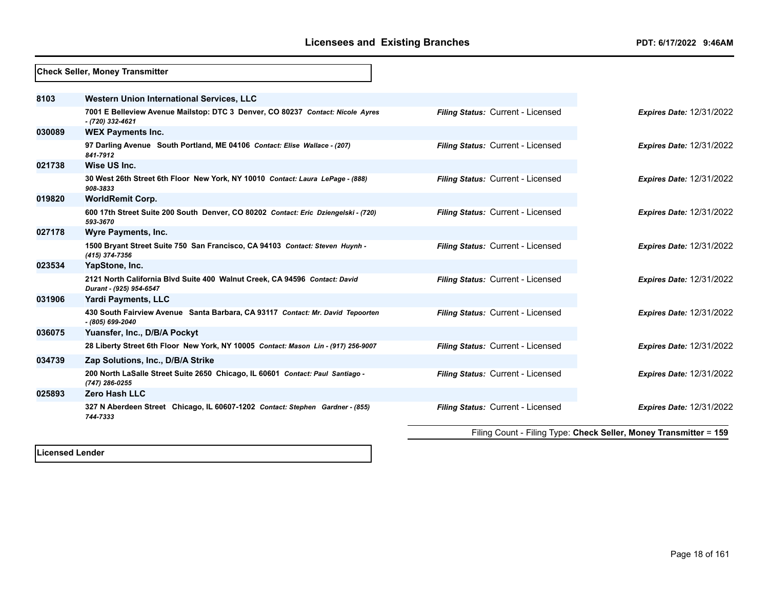**Check Seller, Money Transmitter**

| ID | Licensee | Filing Status | Expires Date |
|---|---|---|---|
| 8103 | **Western Union International Services, LLC**<br>7001 E Belleview Avenue Mailstop: DTC 3 Denver, CO 80237 *Contact: Nicole Ayres - (720) 332-4621* | *Filing Status:* Current - Licensed | *Expires Date:* 12/31/2022 |
| 030089 | **WEX Payments Inc.**<br>97 Darling Avenue South Portland, ME 04106 *Contact: Elise Wallace - (207) 841-7912* | *Filing Status:* Current - Licensed | *Expires Date:* 12/31/2022 |
| 021738 | **Wise US Inc.**<br>30 West 26th Street 6th Floor New York, NY 10010 *Contact: Laura LePage - (888) 908-3833* | *Filing Status:* Current - Licensed | *Expires Date:* 12/31/2022 |
| 019820 | **WorldRemit Corp.**<br>600 17th Street Suite 200 South Denver, CO 80202 *Contact: Eric Dziengelski - (720) 593-3670* | *Filing Status:* Current - Licensed | *Expires Date:* 12/31/2022 |
| 027178 | **Wyre Payments, Inc.**<br>1500 Bryant Street Suite 750 San Francisco, CA 94103 *Contact: Steven Huynh - (415) 374-7356* | *Filing Status:* Current - Licensed | *Expires Date:* 12/31/2022 |
| 023534 | **YapStone, Inc.**<br>2121 North California Blvd Suite 400 Walnut Creek, CA 94596 *Contact: David Durant - (925) 954-6547* | *Filing Status:* Current - Licensed | *Expires Date:* 12/31/2022 |
| 031906 | **Yardi Payments, LLC**<br>430 South Fairview Avenue Santa Barbara, CA 93117 *Contact: Mr. David Tepoorten - (805) 699-2040* | *Filing Status:* Current - Licensed | *Expires Date:* 12/31/2022 |
| 036075 | **Yuansfer, Inc., D/B/A Pockyt**<br>28 Liberty Street 6th Floor New York, NY 10005 *Contact: Mason Lin - (917) 256-9007* | *Filing Status:* Current - Licensed | *Expires Date:* 12/31/2022 |
| 034739 | **Zap Solutions, Inc., D/B/A Strike**<br>200 North LaSalle Street Suite 2650 Chicago, IL 60601 *Contact: Paul Santiago - (747) 286-0255* | *Filing Status:* Current - Licensed | *Expires Date:* 12/31/2022 |
| 025893 | **Zero Hash LLC**<br>327 N Aberdeen Street Chicago, IL 60607-1202 *Contact: Stephen Gardner - (855) 744-7333* | *Filing Status:* Current - Licensed | *Expires Date:* 12/31/2022 |

Filing Count - Filing Type: **Check Seller, Money Transmitter** = **159**

**Licensed Lender**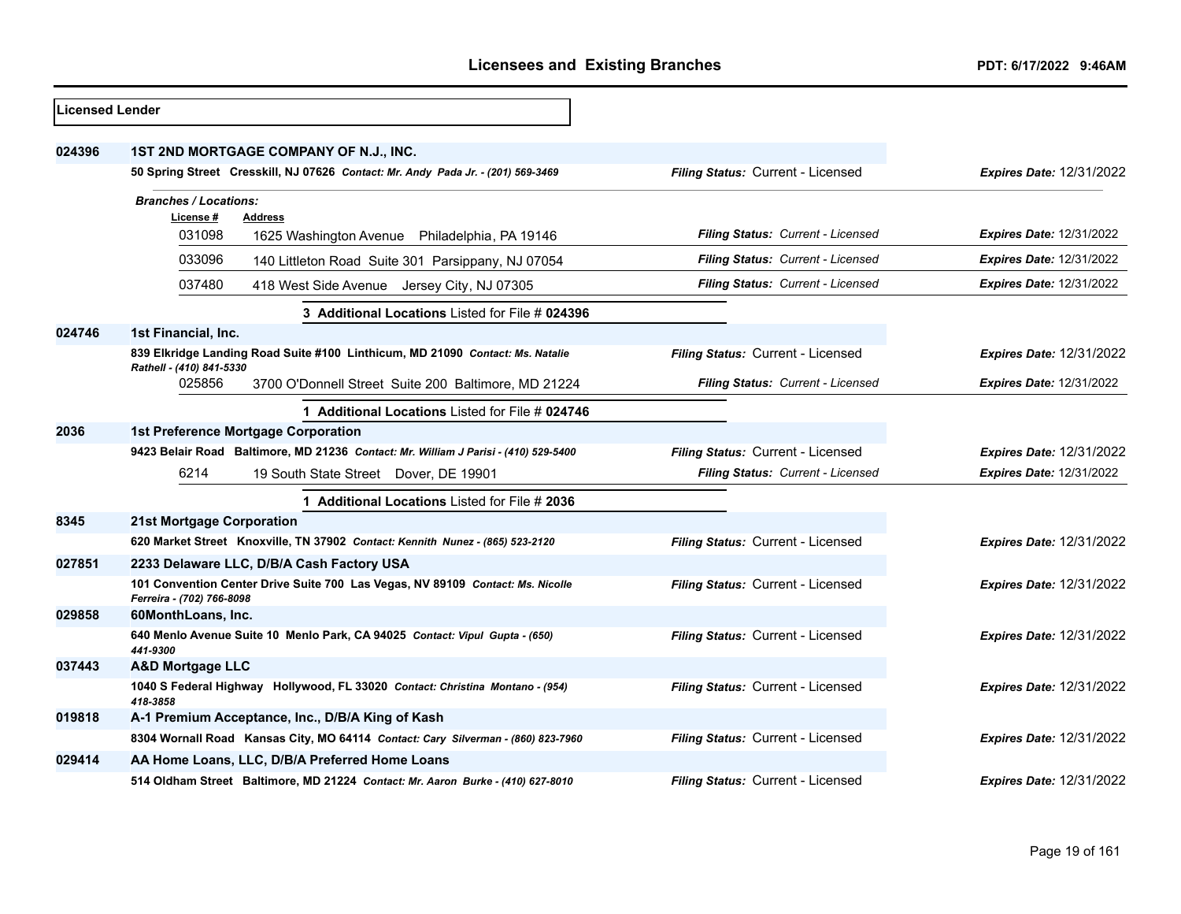# Licensees and Existing Branches

PDT: 6/17/2022 9:46AM

**Licensed Lender**

**024396** **1ST 2ND MORTGAGE COMPANY OF N.J., INC.**

**50 Spring Street Cresskill, NJ 07626** *Contact: Mr. Andy Pada Jr. - (201) 569-3469* — *Filing Status:* Current - Licensed — *Expires Date:* 12/31/2022

*Branches / Locations:*

| License # | Address | Filing Status | Expires Date |
|---|---|---|---|
| 031098 | 1625 Washington Avenue Philadelphia, PA 19146 | Current - Licensed | 12/31/2022 |
| 033096 | 140 Littleton Road Suite 301 Parsippany, NJ 07054 | Current - Licensed | 12/31/2022 |
| 037480 | 418 West Side Avenue Jersey City, NJ 07305 | Current - Licensed | 12/31/2022 |

**3 Additional Locations** Listed for File # **024396**

**024746** **1st Financial, Inc.**

**839 Elkridge Landing Road Suite #100 Linthicum, MD 21090** *Contact: Ms. Natalie Rathell - (410) 841-5330* — *Filing Status:* Current - Licensed — *Expires Date:* 12/31/2022

| License # | Address | Filing Status | Expires Date |
|---|---|---|---|
| 025856 | 3700 O'Donnell Street Suite 200 Baltimore, MD 21224 | Current - Licensed | 12/31/2022 |

**1 Additional Locations** Listed for File # **024746**

**2036** **1st Preference Mortgage Corporation**

**9423 Belair Road Baltimore, MD 21236** *Contact: Mr. William J Parisi - (410) 529-5400* — *Filing Status:* Current - Licensed — *Expires Date:* 12/31/2022

| License # | Address | Filing Status | Expires Date |
|---|---|---|---|
| 6214 | 19 South State Street Dover, DE 19901 | Current - Licensed | 12/31/2022 |

**1 Additional Locations** Listed for File # **2036**

**8345** **21st Mortgage Corporation**

**620 Market Street Knoxville, TN 37902** *Contact: Kennith Nunez - (865) 523-2120* — *Filing Status:* Current - Licensed — *Expires Date:* 12/31/2022

**027851** **2233 Delaware LLC, D/B/A Cash Factory USA**

**101 Convention Center Drive Suite 700 Las Vegas, NV 89109** *Contact: Ms. Nicolle Ferreira - (702) 766-8098* — *Filing Status:* Current - Licensed — *Expires Date:* 12/31/2022

**029858** **60MonthLoans, Inc.**

**640 Menlo Avenue Suite 10 Menlo Park, CA 94025** *Contact: Vipul Gupta - (650) 441-9300* — *Filing Status:* Current - Licensed — *Expires Date:* 12/31/2022

**037443** **A&D Mortgage LLC**

**1040 S Federal Highway Hollywood, FL 33020** *Contact: Christina Montano - (954) 418-3858* — *Filing Status:* Current - Licensed — *Expires Date:* 12/31/2022

**019818** **A-1 Premium Acceptance, Inc., D/B/A King of Kash**

**8304 Wornall Road Kansas City, MO 64114** *Contact: Cary Silverman - (860) 823-7960* — *Filing Status:* Current - Licensed — *Expires Date:* 12/31/2022

**029414** **AA Home Loans, LLC, D/B/A Preferred Home Loans**

**514 Oldham Street Baltimore, MD 21224** *Contact: Mr. Aaron Burke - (410) 627-8010* — *Filing Status:* Current - Licensed — *Expires Date:* 12/31/2022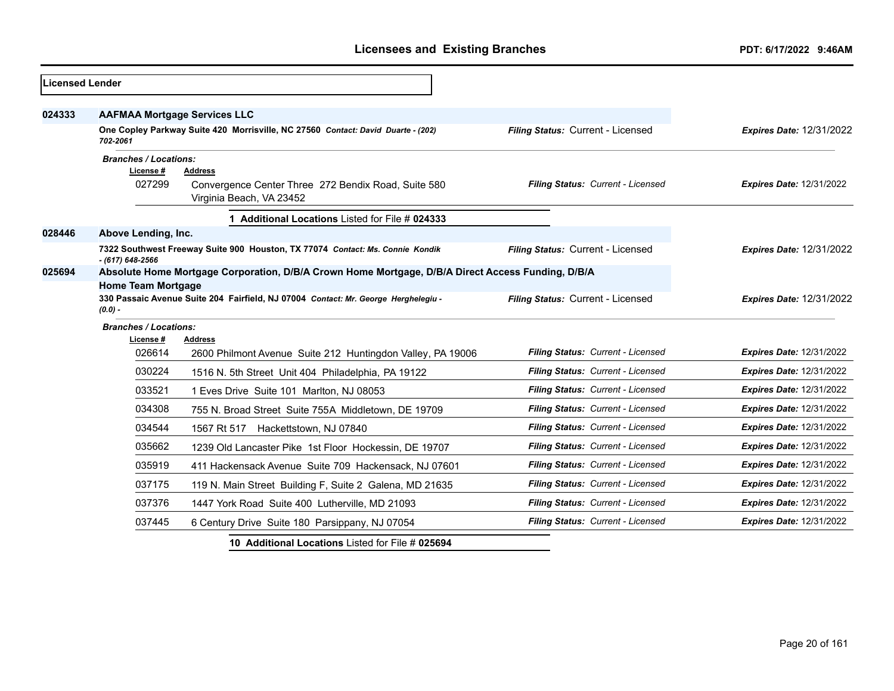## Licensed Lender

**024333** **AAFMAA Mortgage Services LLC**

**One Copley Parkway Suite 420 Morrisville, NC 27560** ***Contact: David Duarte - (202) 702-2061***

*Filing Status:* Current - Licensed — *Expires Date:* 12/31/2022

***Branches / Locations:***

| License # | Address | Filing Status | Expires Date |
|---|---|---|---|
| 027299 | Convergence Center Three 272 Bendix Road, Suite 580 Virginia Beach, VA 23452 | Current - Licensed | 12/31/2022 |

**1 Additional Locations** Listed for File # **024333**

**028446** **Above Lending, Inc.**

**7322 Southwest Freeway Suite 900 Houston, TX 77074** ***Contact: Ms. Connie Kondik - (617) 648-2566***

*Filing Status:* Current - Licensed — *Expires Date:* 12/31/2022

**025694** **Absolute Home Mortgage Corporation, D/B/A Crown Home Mortgage, D/B/A Direct Access Funding, D/B/A Home Team Mortgage**

**330 Passaic Avenue Suite 204 Fairfield, NJ 07004** ***Contact: Mr. George Herghelegiu - (0.0) -***

*Filing Status:* Current - Licensed — *Expires Date:* 12/31/2022

***Branches / Locations:***

| License # | Address | Filing Status | Expires Date |
|---|---|---|---|
| 026614 | 2600 Philmont Avenue Suite 212 Huntingdon Valley, PA 19006 | Current - Licensed | 12/31/2022 |
| 030224 | 1516 N. 5th Street Unit 404 Philadelphia, PA 19122 | Current - Licensed | 12/31/2022 |
| 033521 | 1 Eves Drive Suite 101 Marlton, NJ 08053 | Current - Licensed | 12/31/2022 |
| 034308 | 755 N. Broad Street Suite 755A Middletown, DE 19709 | Current - Licensed | 12/31/2022 |
| 034544 | 1567 Rt 517 Hackettstown, NJ 07840 | Current - Licensed | 12/31/2022 |
| 035662 | 1239 Old Lancaster Pike 1st Floor Hockessin, DE 19707 | Current - Licensed | 12/31/2022 |
| 035919 | 411 Hackensack Avenue Suite 709 Hackensack, NJ 07601 | Current - Licensed | 12/31/2022 |
| 037175 | 119 N. Main Street Building F, Suite 2 Galena, MD 21635 | Current - Licensed | 12/31/2022 |
| 037376 | 1447 York Road Suite 400 Lutherville, MD 21093 | Current - Licensed | 12/31/2022 |
| 037445 | 6 Century Drive Suite 180 Parsippany, NJ 07054 | Current - Licensed | 12/31/2022 |

**10 Additional Locations** Listed for File # **025694**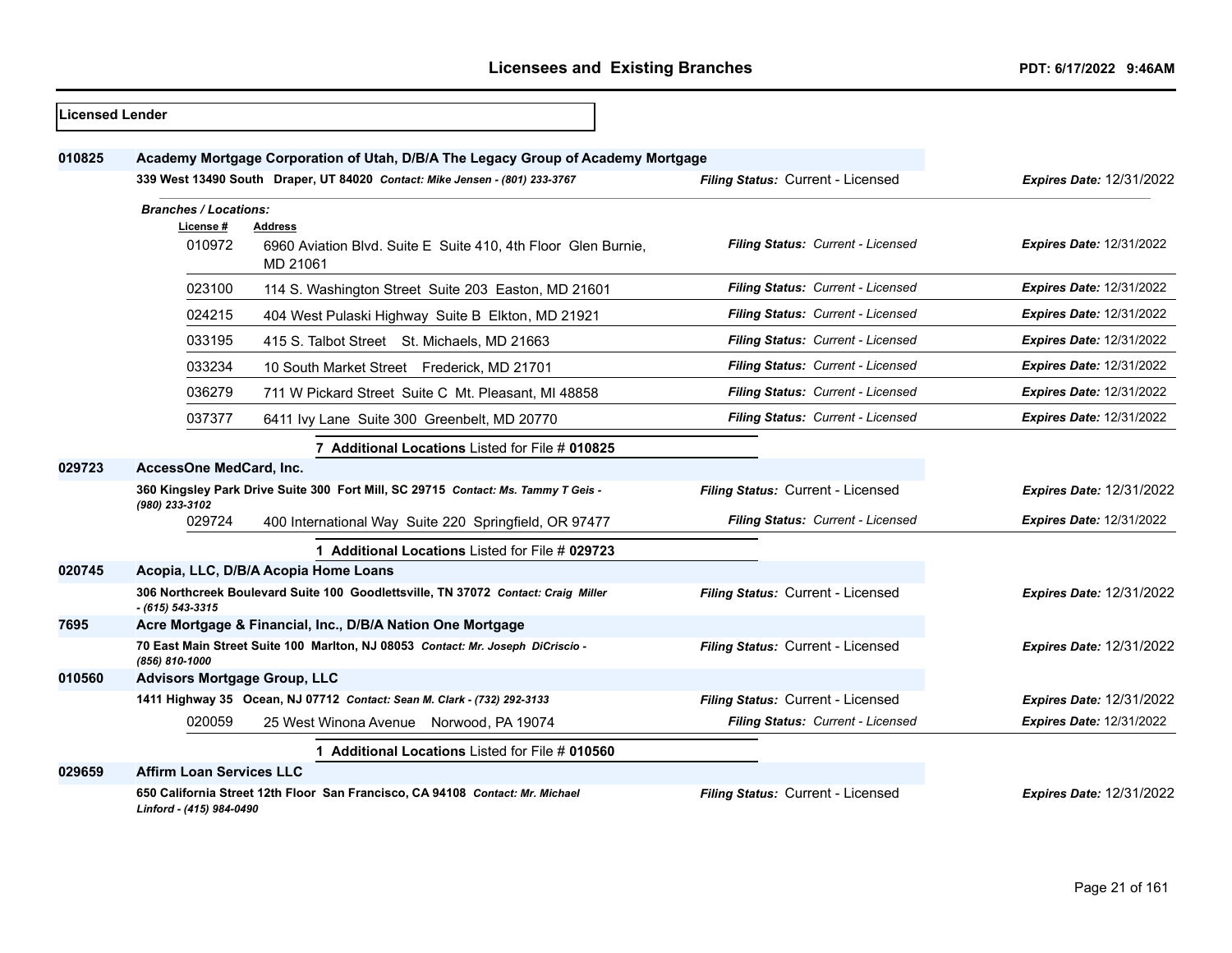## Licensees and Existing Branches

**Licensed Lender**

**010825** **Academy Mortgage Corporation of Utah, D/B/A The Legacy Group of Academy Mortgage**

**339 West 13490 South Draper, UT 84020** *Contact: Mike Jensen - (801) 233-3767* — *Filing Status:* Current - Licensed — *Expires Date:* 12/31/2022

*Branches / Locations:*

| License # | Address | Filing Status | Expires Date |
|---|---|---|---|
| 010972 | 6960 Aviation Blvd. Suite E Suite 410, 4th Floor Glen Burnie, MD 21061 | Current - Licensed | 12/31/2022 |
| 023100 | 114 S. Washington Street Suite 203 Easton, MD 21601 | Current - Licensed | 12/31/2022 |
| 024215 | 404 West Pulaski Highway Suite B Elkton, MD 21921 | Current - Licensed | 12/31/2022 |
| 033195 | 415 S. Talbot Street St. Michaels, MD 21663 | Current - Licensed | 12/31/2022 |
| 033234 | 10 South Market Street Frederick, MD 21701 | Current - Licensed | 12/31/2022 |
| 036279 | 711 W Pickard Street Suite C Mt. Pleasant, MI 48858 | Current - Licensed | 12/31/2022 |
| 037377 | 6411 Ivy Lane Suite 300 Greenbelt, MD 20770 | Current - Licensed | 12/31/2022 |

**7 Additional Locations** Listed for File # **010825**

**029723** **AccessOne MedCard, Inc.**

**360 Kingsley Park Drive Suite 300 Fort Mill, SC 29715** *Contact: Ms. Tammy T Geis - (980) 233-3102* — *Filing Status:* Current - Licensed — *Expires Date:* 12/31/2022

| License # | Address | Filing Status | Expires Date |
|---|---|---|---|
| 029724 | 400 International Way Suite 220 Springfield, OR 97477 | Current - Licensed | 12/31/2022 |

**1 Additional Locations** Listed for File # **029723**

**020745** **Acopia, LLC, D/B/A Acopia Home Loans**

**306 Northcreek Boulevard Suite 100 Goodlettsville, TN 37072** *Contact: Craig Miller - (615) 543-3315* — *Filing Status:* Current - Licensed — *Expires Date:* 12/31/2022

**7695** **Acre Mortgage & Financial, Inc., D/B/A Nation One Mortgage**

**70 East Main Street Suite 100 Marlton, NJ 08053** *Contact: Mr. Joseph DiCriscio - (856) 810-1000* — *Filing Status:* Current - Licensed — *Expires Date:* 12/31/2022

**010560** **Advisors Mortgage Group, LLC**

**1411 Highway 35 Ocean, NJ 07712** *Contact: Sean M. Clark - (732) 292-3133* — *Filing Status:* Current - Licensed — *Expires Date:* 12/31/2022

| License # | Address | Filing Status | Expires Date |
|---|---|---|---|
| 020059 | 25 West Winona Avenue Norwood, PA 19074 | Current - Licensed | 12/31/2022 |

**1 Additional Locations** Listed for File # **010560**

**029659** **Affirm Loan Services LLC**

**650 California Street 12th Floor San Francisco, CA 94108** *Contact: Mr. Michael Linford - (415) 984-0490* — *Filing Status:* Current - Licensed — *Expires Date:* 12/31/2022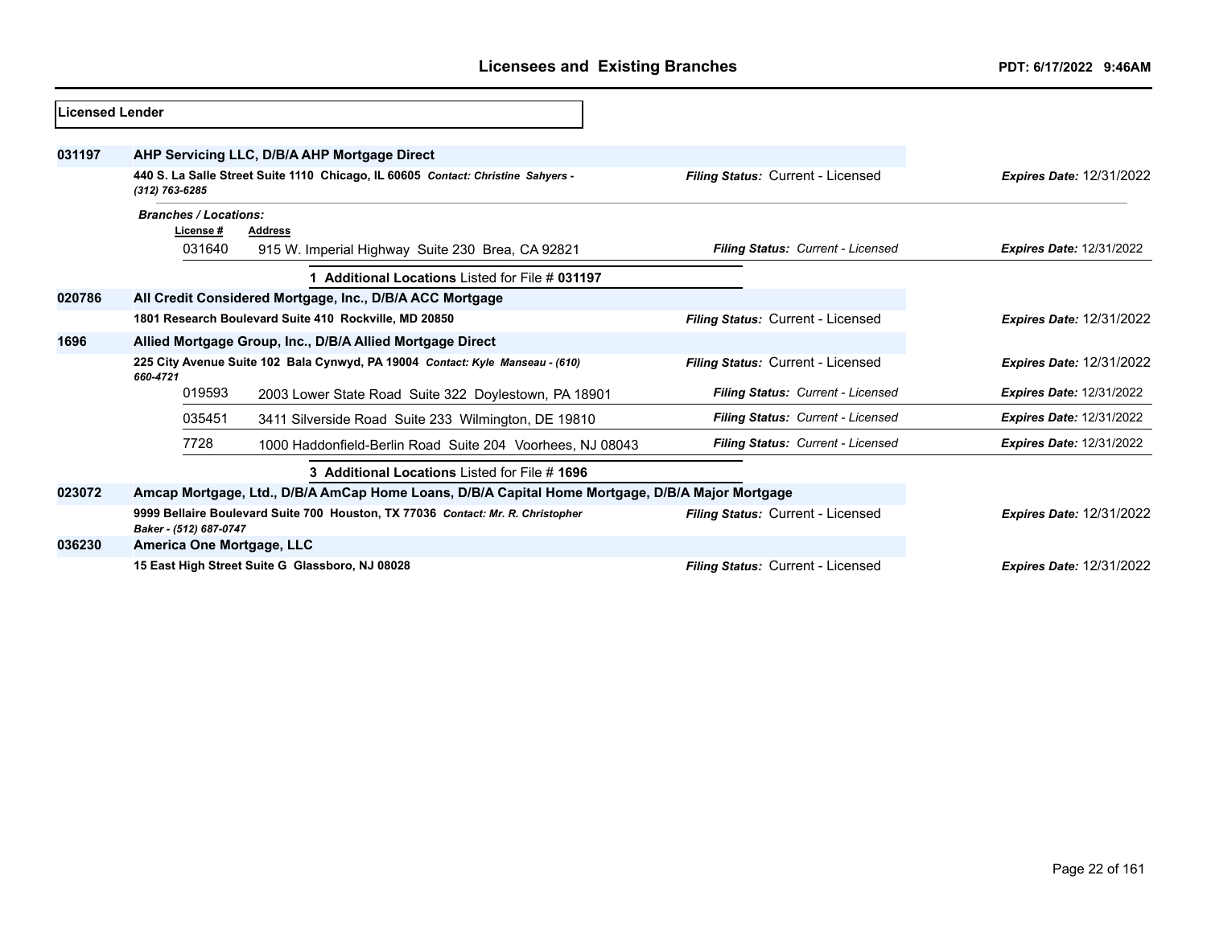## Licensees and Existing Branches

PDT: 6/17/2022 9:46AM

**Licensed Lender**

**031197** **AHP Servicing LLC, D/B/A AHP Mortgage Direct**

**440 S. La Salle Street Suite 1110 Chicago, IL 60605** *Contact: Christine Sahyers - (312) 763-6285*

*Filing Status:* Current - Licensed — *Expires Date:* 12/31/2022

*Branches / Locations:*

| License # | Address | Filing Status | Expires Date |
|---|---|---|---|
| 031640 | 915 W. Imperial Highway Suite 230 Brea, CA 92821 | Current - Licensed | 12/31/2022 |

**1 Additional Locations** Listed for File # **031197**

**020786** **All Credit Considered Mortgage, Inc., D/B/A ACC Mortgage**

**1801 Research Boulevard Suite 410 Rockville, MD 20850**

*Filing Status:* Current - Licensed — *Expires Date:* 12/31/2022

**1696** **Allied Mortgage Group, Inc., D/B/A Allied Mortgage Direct**

**225 City Avenue Suite 102 Bala Cynwyd, PA 19004** *Contact: Kyle Manseau - (610) 660-4721*

*Filing Status:* Current - Licensed — *Expires Date:* 12/31/2022

| License # | Address | Filing Status | Expires Date |
|---|---|---|---|
| 019593 | 2003 Lower State Road Suite 322 Doylestown, PA 18901 | Current - Licensed | 12/31/2022 |
| 035451 | 3411 Silverside Road Suite 233 Wilmington, DE 19810 | Current - Licensed | 12/31/2022 |
| 7728 | 1000 Haddonfield-Berlin Road Suite 204 Voorhees, NJ 08043 | Current - Licensed | 12/31/2022 |

**3 Additional Locations** Listed for File # **1696**

**023072** **Amcap Mortgage, Ltd., D/B/A AmCap Home Loans, D/B/A Capital Home Mortgage, D/B/A Major Mortgage**

**9999 Bellaire Boulevard Suite 700 Houston, TX 77036** *Contact: Mr. R. Christopher Baker - (512) 687-0747*

*Filing Status:* Current - Licensed — *Expires Date:* 12/31/2022

**036230** **America One Mortgage, LLC**

**15 East High Street Suite G Glassboro, NJ 08028**

*Filing Status:* Current - Licensed — *Expires Date:* 12/31/2022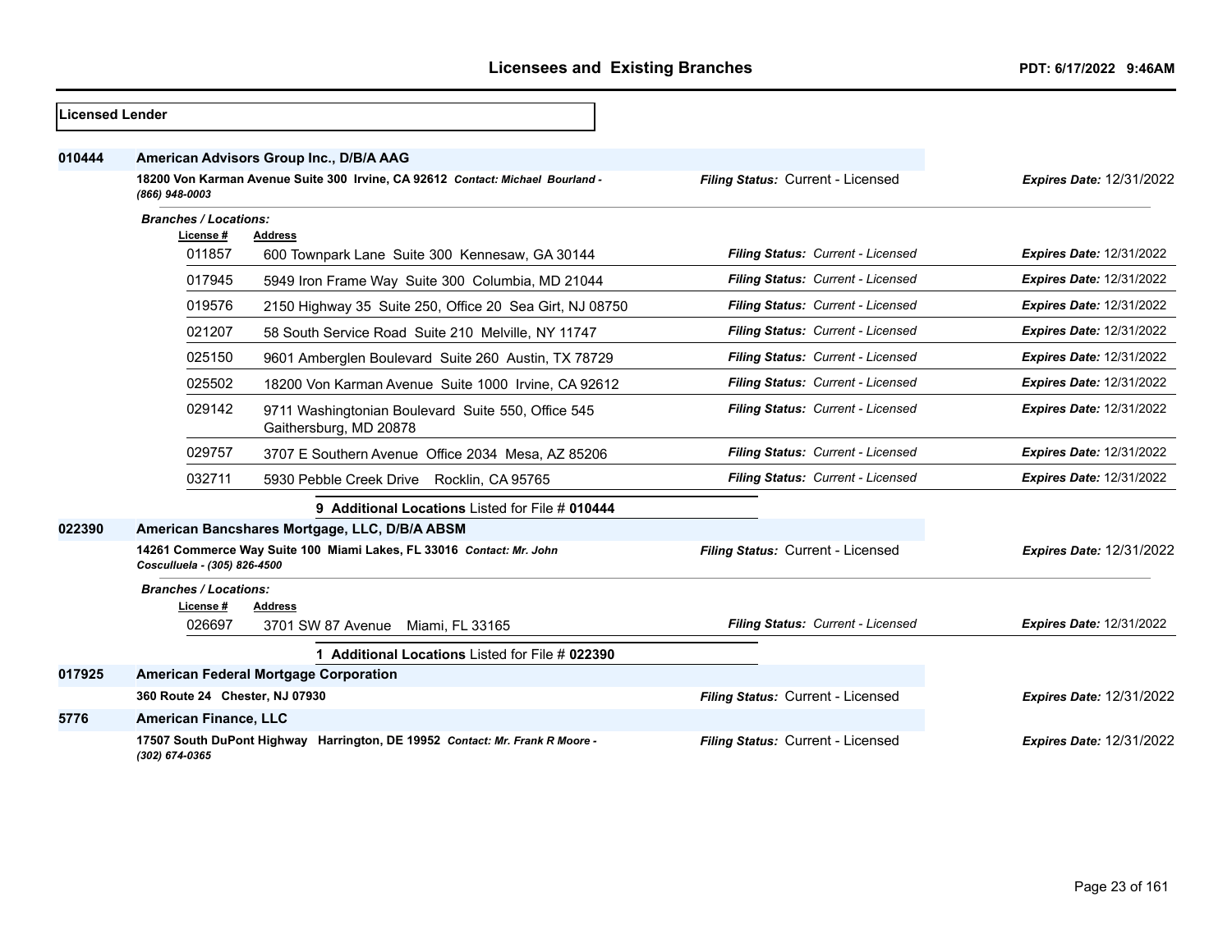## Licensed Lender

**010444** **American Advisors Group Inc., D/B/A AAG**

**18200 Von Karman Avenue Suite 300 Irvine, CA 92612** *Contact: Michael Bourland - (866) 948-0003*

*Filing Status:* Current - Licensed *Expires Date:* 12/31/2022

*Branches / Locations:*

| License # | Address | Filing Status | Expires Date |
|---|---|---|---|
| 011857 | 600 Townpark Lane Suite 300 Kennesaw, GA 30144 | Current - Licensed | 12/31/2022 |
| 017945 | 5949 Iron Frame Way Suite 300 Columbia, MD 21044 | Current - Licensed | 12/31/2022 |
| 019576 | 2150 Highway 35 Suite 250, Office 20 Sea Girt, NJ 08750 | Current - Licensed | 12/31/2022 |
| 021207 | 58 South Service Road Suite 210 Melville, NY 11747 | Current - Licensed | 12/31/2022 |
| 025150 | 9601 Amberglen Boulevard Suite 260 Austin, TX 78729 | Current - Licensed | 12/31/2022 |
| 025502 | 18200 Von Karman Avenue Suite 1000 Irvine, CA 92612 | Current - Licensed | 12/31/2022 |
| 029142 | 9711 Washingtonian Boulevard Suite 550, Office 545 Gaithersburg, MD 20878 | Current - Licensed | 12/31/2022 |
| 029757 | 3707 E Southern Avenue Office 2034 Mesa, AZ 85206 | Current - Licensed | 12/31/2022 |
| 032711 | 5930 Pebble Creek Drive Rocklin, CA 95765 | Current - Licensed | 12/31/2022 |

**9 Additional Locations** Listed for File # **010444**

**022390** **American Bancshares Mortgage, LLC, D/B/A ABSM**

**14261 Commerce Way Suite 100 Miami Lakes, FL 33016** *Contact: Mr. John Cosculluela - (305) 826-4500*

*Filing Status:* Current - Licensed *Expires Date:* 12/31/2022

*Branches / Locations:*

| License # | Address | Filing Status | Expires Date |
|---|---|---|---|
| 026697 | 3701 SW 87 Avenue Miami, FL 33165 | Current - Licensed | 12/31/2022 |

**1 Additional Locations** Listed for File # **022390**

**017925** **American Federal Mortgage Corporation**

**360 Route 24 Chester, NJ 07930**

*Filing Status:* Current - Licensed *Expires Date:* 12/31/2022

**5776** **American Finance, LLC**

**17507 South DuPont Highway Harrington, DE 19952** *Contact: Mr. Frank R Moore - (302) 674-0365*

*Filing Status:* Current - Licensed *Expires Date:* 12/31/2022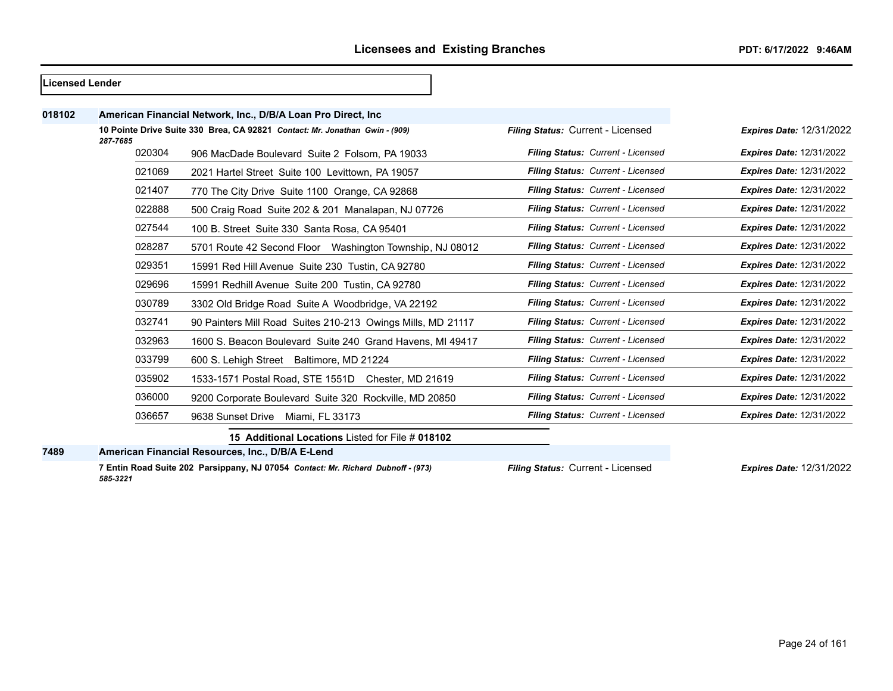**Licensed Lender**

**018102** **American Financial Network, Inc., D/B/A Loan Pro Direct, Inc**

**10 Pointe Drive Suite 330 Brea, CA 92821** ***Contact: Mr. Jonathan Gwin - (909) 287-7685*** — *Filing Status:* Current - Licensed — *Expires Date:* 12/31/2022

| Branch | Address | Filing Status | Expires Date |
|---|---|---|---|
| 020304 | 906 MacDade Boulevard Suite 2 Folsom, PA 19033 | *Filing Status: Current - Licensed* | ***Expires Date:*** 12/31/2022 |
| 021069 | 2021 Hartel Street Suite 100 Levittown, PA 19057 | *Filing Status: Current - Licensed* | ***Expires Date:*** 12/31/2022 |
| 021407 | 770 The City Drive Suite 1100 Orange, CA 92868 | *Filing Status: Current - Licensed* | ***Expires Date:*** 12/31/2022 |
| 022888 | 500 Craig Road Suite 202 & 201 Manalapan, NJ 07726 | *Filing Status: Current - Licensed* | ***Expires Date:*** 12/31/2022 |
| 027544 | 100 B. Street Suite 330 Santa Rosa, CA 95401 | *Filing Status: Current - Licensed* | ***Expires Date:*** 12/31/2022 |
| 028287 | 5701 Route 42 Second Floor Washington Township, NJ 08012 | *Filing Status: Current - Licensed* | ***Expires Date:*** 12/31/2022 |
| 029351 | 15991 Red Hill Avenue Suite 230 Tustin, CA 92780 | *Filing Status: Current - Licensed* | ***Expires Date:*** 12/31/2022 |
| 029696 | 15991 Redhill Avenue Suite 200 Tustin, CA 92780 | *Filing Status: Current - Licensed* | ***Expires Date:*** 12/31/2022 |
| 030789 | 3302 Old Bridge Road Suite A Woodbridge, VA 22192 | *Filing Status: Current - Licensed* | ***Expires Date:*** 12/31/2022 |
| 032741 | 90 Painters Mill Road Suites 210-213 Owings Mills, MD 21117 | *Filing Status: Current - Licensed* | ***Expires Date:*** 12/31/2022 |
| 032963 | 1600 S. Beacon Boulevard Suite 240 Grand Havens, MI 49417 | *Filing Status: Current - Licensed* | ***Expires Date:*** 12/31/2022 |
| 033799 | 600 S. Lehigh Street Baltimore, MD 21224 | *Filing Status: Current - Licensed* | ***Expires Date:*** 12/31/2022 |
| 035902 | 1533-1571 Postal Road, STE 1551D Chester, MD 21619 | *Filing Status: Current - Licensed* | ***Expires Date:*** 12/31/2022 |
| 036000 | 9200 Corporate Boulevard Suite 320 Rockville, MD 20850 | *Filing Status: Current - Licensed* | ***Expires Date:*** 12/31/2022 |
| 036657 | 9638 Sunset Drive Miami, FL 33173 | *Filing Status: Current - Licensed* | ***Expires Date:*** 12/31/2022 |

**15 Additional Locations** Listed for File # **018102**

**7489** **American Financial Resources, Inc., D/B/A E-Lend**

**7 Entin Road Suite 202 Parsippany, NJ 07054** ***Contact: Mr. Richard Dubnoff - (973) 585-3221*** — *Filing Status:* Current - Licensed — *Expires Date:* 12/31/2022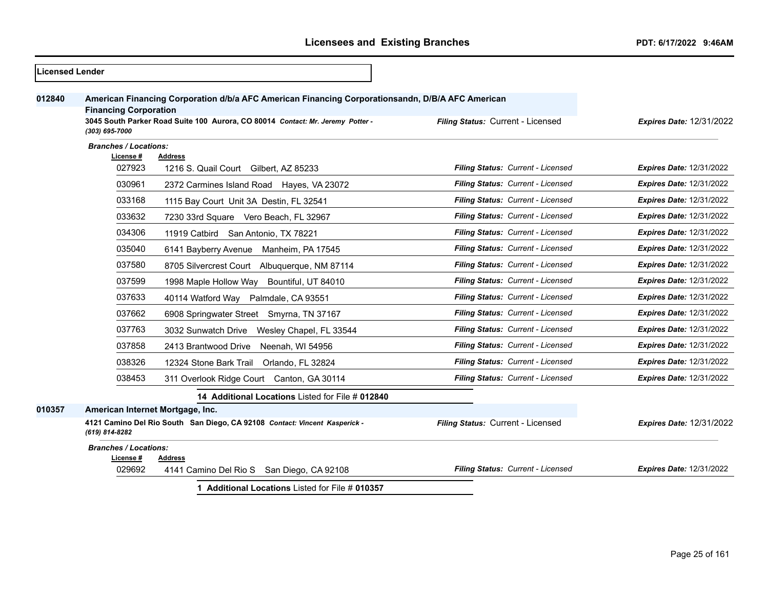## Licensees and Existing Branches

PDT: 6/17/2022 9:46AM

**Licensed Lender**

**012840** **American Financing Corporation d/b/a AFC American Financing Corporationsandn, D/B/A AFC American Financing Corporation**

**3045 South Parker Road Suite 100 Aurora, CO 80014** ***Contact: Mr. Jeremy Potter - (303) 695-7000***

*Filing Status:* Current - Licensed — *Expires Date:* 12/31/2022

***Branches / Locations:***

| License # | Address | Filing Status | Expires Date |
|---|---|---|---|
| 027923 | 1216 S. Quail Court Gilbert, AZ 85233 | Current - Licensed | 12/31/2022 |
| 030961 | 2372 Carmines Island Road Hayes, VA 23072 | Current - Licensed | 12/31/2022 |
| 033168 | 1115 Bay Court Unit 3A Destin, FL 32541 | Current - Licensed | 12/31/2022 |
| 033632 | 7230 33rd Square Vero Beach, FL 32967 | Current - Licensed | 12/31/2022 |
| 034306 | 11919 Catbird San Antonio, TX 78221 | Current - Licensed | 12/31/2022 |
| 035040 | 6141 Bayberry Avenue Manheim, PA 17545 | Current - Licensed | 12/31/2022 |
| 037580 | 8705 Silvercrest Court Albuquerque, NM 87114 | Current - Licensed | 12/31/2022 |
| 037599 | 1998 Maple Hollow Way Bountiful, UT 84010 | Current - Licensed | 12/31/2022 |
| 037633 | 40114 Watford Way Palmdale, CA 93551 | Current - Licensed | 12/31/2022 |
| 037662 | 6908 Springwater Street Smyrna, TN 37167 | Current - Licensed | 12/31/2022 |
| 037763 | 3032 Sunwatch Drive Wesley Chapel, FL 33544 | Current - Licensed | 12/31/2022 |
| 037858 | 2413 Brantwood Drive Neenah, WI 54956 | Current - Licensed | 12/31/2022 |
| 038326 | 12324 Stone Bark Trail Orlando, FL 32824 | Current - Licensed | 12/31/2022 |
| 038453 | 311 Overlook Ridge Court Canton, GA 30114 | Current - Licensed | 12/31/2022 |

**14 Additional Locations** Listed for File # **012840**

**010357** **American Internet Mortgage, Inc.**

**4121 Camino Del Rio South San Diego, CA 92108** ***Contact: Vincent Kasperick - (619) 814-8282***

*Filing Status:* Current - Licensed — *Expires Date:* 12/31/2022

***Branches / Locations:***

| License # | Address | Filing Status | Expires Date |
|---|---|---|---|
| 029692 | 4141 Camino Del Rio S San Diego, CA 92108 | Current - Licensed | 12/31/2022 |

**1 Additional Locations** Listed for File # **010357**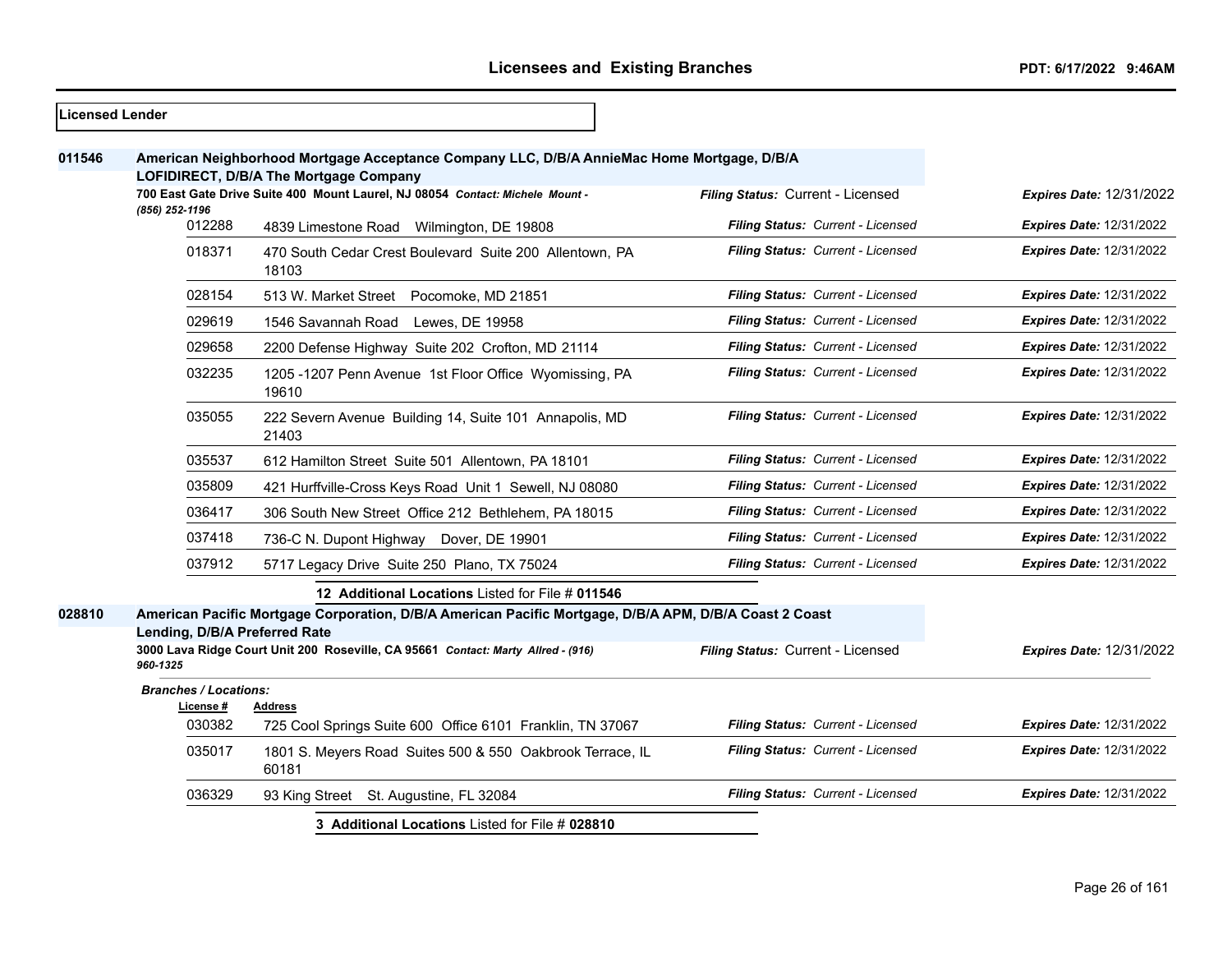## Licensed Lender

**011546** **American Neighborhood Mortgage Acceptance Company LLC, D/B/A AnnieMac Home Mortgage, D/B/A LOFIDIRECT, D/B/A The Mortgage Company**

**700 East Gate Drive Suite 400 Mount Laurel, NJ 08054** *Contact: Michele Mount - (856) 252-1196*

*Filing Status:* Current - Licensed *Expires Date:* 12/31/2022

| License # | Address | Filing Status | Expires Date |
|---|---|---|---|
| 012288 | 4839 Limestone Road Wilmington, DE 19808 | Current - Licensed | 12/31/2022 |
| 018371 | 470 South Cedar Crest Boulevard Suite 200 Allentown, PA 18103 | Current - Licensed | 12/31/2022 |
| 028154 | 513 W. Market Street Pocomoke, MD 21851 | Current - Licensed | 12/31/2022 |
| 029619 | 1546 Savannah Road Lewes, DE 19958 | Current - Licensed | 12/31/2022 |
| 029658 | 2200 Defense Highway Suite 202 Crofton, MD 21114 | Current - Licensed | 12/31/2022 |
| 032235 | 1205 -1207 Penn Avenue 1st Floor Office Wyomissing, PA 19610 | Current - Licensed | 12/31/2022 |
| 035055 | 222 Severn Avenue Building 14, Suite 101 Annapolis, MD 21403 | Current - Licensed | 12/31/2022 |
| 035537 | 612 Hamilton Street Suite 501 Allentown, PA 18101 | Current - Licensed | 12/31/2022 |
| 035809 | 421 Hurffville-Cross Keys Road Unit 1 Sewell, NJ 08080 | Current - Licensed | 12/31/2022 |
| 036417 | 306 South New Street Office 212 Bethlehem, PA 18015 | Current - Licensed | 12/31/2022 |
| 037418 | 736-C N. Dupont Highway Dover, DE 19901 | Current - Licensed | 12/31/2022 |
| 037912 | 5717 Legacy Drive Suite 250 Plano, TX 75024 | Current - Licensed | 12/31/2022 |

**12 Additional Locations** Listed for File # **011546**

**028810** **American Pacific Mortgage Corporation, D/B/A American Pacific Mortgage, D/B/A APM, D/B/A Coast 2 Coast Lending, D/B/A Preferred Rate**

**3000 Lava Ridge Court Unit 200 Roseville, CA 95661** *Contact: Marty Allred - (916) 960-1325*

*Filing Status:* Current - Licensed *Expires Date:* 12/31/2022

*Branches / Locations:*

| License # | Address | Filing Status | Expires Date |
|---|---|---|---|
| 030382 | 725 Cool Springs Suite 600 Office 6101 Franklin, TN 37067 | Current - Licensed | 12/31/2022 |
| 035017 | 1801 S. Meyers Road Suites 500 & 550 Oakbrook Terrace, IL 60181 | Current - Licensed | 12/31/2022 |
| 036329 | 93 King Street St. Augustine, FL 32084 | Current - Licensed | 12/31/2022 |

**3 Additional Locations** Listed for File # **028810**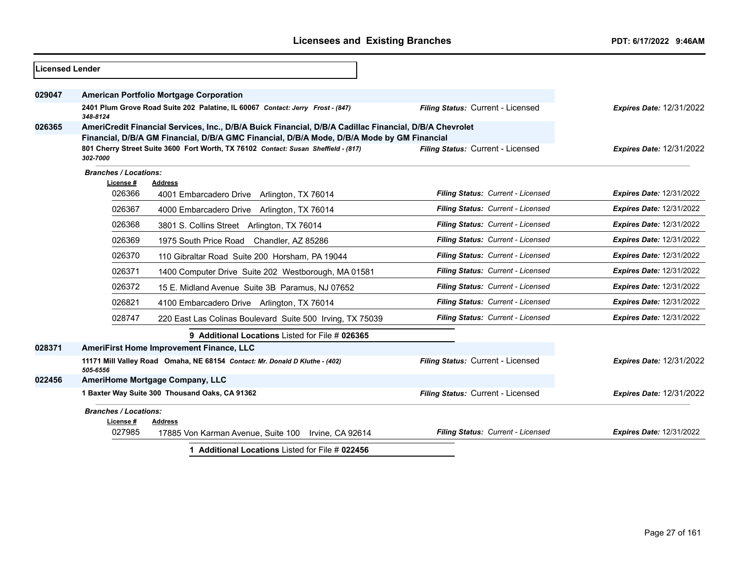## Licensed Lender

**029047** **American Portfolio Mortgage Corporation**

**2401 Plum Grove Road Suite 202 Palatine, IL 60067** *Contact: Jerry Frost - (847) 348-8124*
*Filing Status:* Current - Licensed *Expires Date:* 12/31/2022

**026365** **AmeriCredit Financial Services, Inc., D/B/A Buick Financial, D/B/A Cadillac Financial, D/B/A Chevrolet Financial, D/B/A GM Financial, D/B/A GMC Financial, D/B/A Mode, D/B/A Mode by GM Financial**

**801 Cherry Street Suite 3600 Fort Worth, TX 76102** *Contact: Susan Sheffield - (817) 302-7000*
*Filing Status:* Current - Licensed *Expires Date:* 12/31/2022

*Branches / Locations:*

| License # | Address | Filing Status | Expires Date |
|---|---|---|---|
| 026366 | 4001 Embarcadero Drive Arlington, TX 76014 | Current - Licensed | 12/31/2022 |
| 026367 | 4000 Embarcadero Drive Arlington, TX 76014 | Current - Licensed | 12/31/2022 |
| 026368 | 3801 S. Collins Street Arlington, TX 76014 | Current - Licensed | 12/31/2022 |
| 026369 | 1975 South Price Road Chandler, AZ 85286 | Current - Licensed | 12/31/2022 |
| 026370 | 110 Gibraltar Road Suite 200 Horsham, PA 19044 | Current - Licensed | 12/31/2022 |
| 026371 | 1400 Computer Drive Suite 202 Westborough, MA 01581 | Current - Licensed | 12/31/2022 |
| 026372 | 15 E. Midland Avenue Suite 3B Paramus, NJ 07652 | Current - Licensed | 12/31/2022 |
| 026821 | 4100 Embarcadero Drive Arlington, TX 76014 | Current - Licensed | 12/31/2022 |
| 028747 | 220 East Las Colinas Boulevard Suite 500 Irving, TX 75039 | Current - Licensed | 12/31/2022 |

**9 Additional Locations** Listed for File # **026365**

**028371** **AmeriFirst Home Improvement Finance, LLC**

**11171 Mill Valley Road Omaha, NE 68154** *Contact: Mr. Donald D Kluthe - (402) 505-6556*
*Filing Status:* Current - Licensed *Expires Date:* 12/31/2022

**022456** **AmeriHome Mortgage Company, LLC**

**1 Baxter Way Suite 300 Thousand Oaks, CA 91362**
*Filing Status:* Current - Licensed *Expires Date:* 12/31/2022

*Branches / Locations:*

| License # | Address | Filing Status | Expires Date |
|---|---|---|---|
| 027985 | 17885 Von Karman Avenue, Suite 100 Irvine, CA 92614 | Current - Licensed | 12/31/2022 |

**1 Additional Locations** Listed for File # **022456**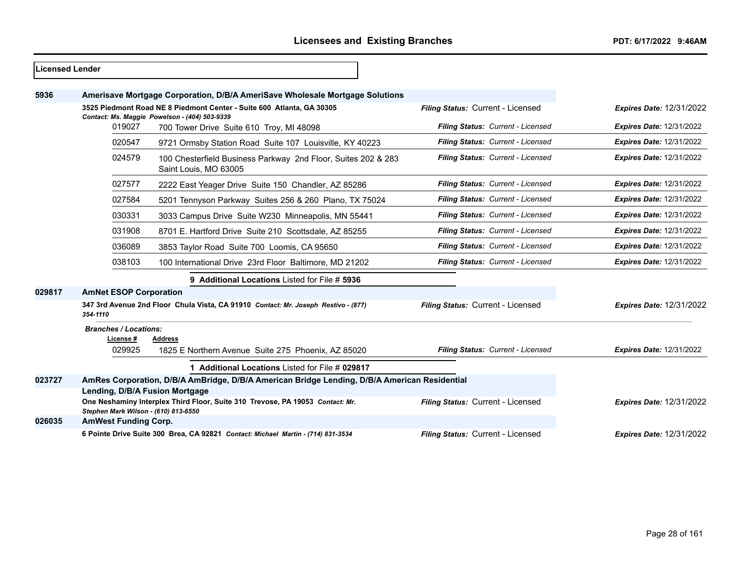## Licensees and Existing Branches

PDT: 6/17/2022 9:46AM

**Licensed Lender**

**5936** **Amerisave Mortgage Corporation, D/B/A AmeriSave Wholesale Mortgage Solutions**

**3525 Piedmont Road NE 8 Piedmont Center - Suite 600 Atlanta, GA 30305** — *Filing Status:* Current - Licensed — *Expires Date:* 12/31/2022
*Contact: Ms. Maggie Powelson - (404) 503-9339*

| License # | Address | Filing Status | Expires Date |
|---|---|---|---|
| 019027 | 700 Tower Drive Suite 610 Troy, MI 48098 | Current - Licensed | 12/31/2022 |
| 020547 | 9721 Ormsby Station Road Suite 107 Louisville, KY 40223 | Current - Licensed | 12/31/2022 |
| 024579 | 100 Chesterfield Business Parkway 2nd Floor, Suites 202 & 283 Saint Louis, MO 63005 | Current - Licensed | 12/31/2022 |
| 027577 | 2222 East Yeager Drive Suite 150 Chandler, AZ 85286 | Current - Licensed | 12/31/2022 |
| 027584 | 5201 Tennyson Parkway Suites 256 & 260 Plano, TX 75024 | Current - Licensed | 12/31/2022 |
| 030331 | 3033 Campus Drive Suite W230 Minneapolis, MN 55441 | Current - Licensed | 12/31/2022 |
| 031908 | 8701 E. Hartford Drive Suite 210 Scottsdale, AZ 85255 | Current - Licensed | 12/31/2022 |
| 036089 | 3853 Taylor Road Suite 700 Loomis, CA 95650 | Current - Licensed | 12/31/2022 |
| 038103 | 100 International Drive 23rd Floor Baltimore, MD 21202 | Current - Licensed | 12/31/2022 |

**9 Additional Locations** Listed for File # **5936**

**029817** **AmNet ESOP Corporation**

**347 3rd Avenue 2nd Floor Chula Vista, CA 91910** *Contact: Mr. Joseph Restivo - (877) 354-1110* — *Filing Status:* Current - Licensed — *Expires Date:* 12/31/2022

*Branches / Locations:*

| License # | Address | Filing Status | Expires Date |
|---|---|---|---|
| 029925 | 1825 E Northern Avenue Suite 275 Phoenix, AZ 85020 | Current - Licensed | 12/31/2022 |

**1 Additional Locations** Listed for File # **029817**

**023727** **AmRes Corporation, D/B/A AmBridge, D/B/A American Bridge Lending, D/B/A American Residential Lending, D/B/A Fusion Mortgage**

**One Neshaminy Interplex Third Floor, Suite 310 Trevose, PA 19053** *Contact: Mr. Stephen Mark Wilson - (610) 813-6550* — *Filing Status:* Current - Licensed — *Expires Date:* 12/31/2022

**026035** **AmWest Funding Corp.**

**6 Pointe Drive Suite 300 Brea, CA 92821** *Contact: Michael Martin - (714) 831-3534* — *Filing Status:* Current - Licensed — *Expires Date:* 12/31/2022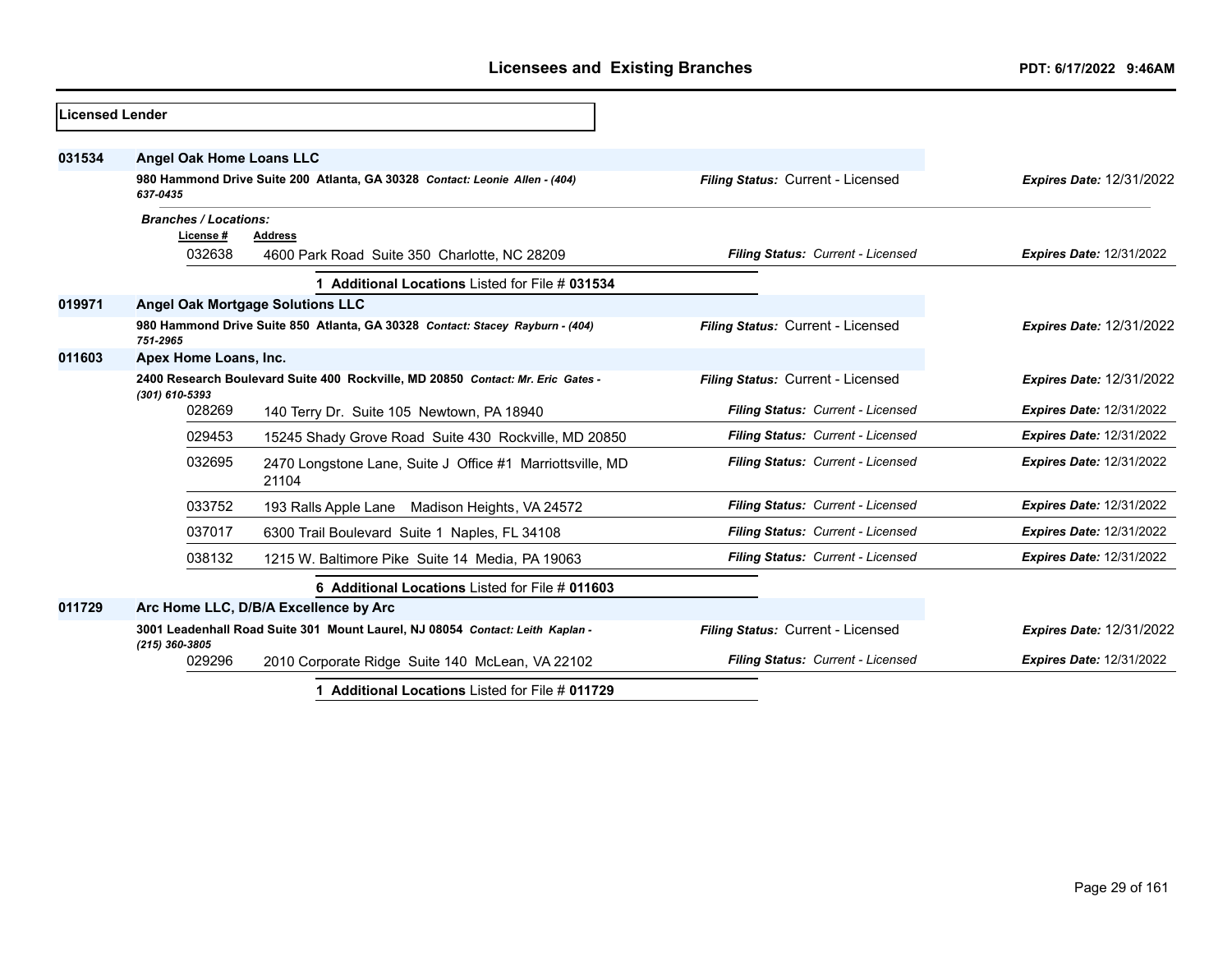## Licensed Lender

**031534** **Angel Oak Home Loans LLC**

**980 Hammond Drive Suite 200 Atlanta, GA 30328** *Contact: Leonie Allen - (404) 637-0435*

*Filing Status:* Current - Licensed | *Expires Date:* 12/31/2022

*Branches / Locations:*

| License # | Address | Filing Status | Expires Date |
|---|---|---|---|
| 032638 | 4600 Park Road Suite 350 Charlotte, NC 28209 | Current - Licensed | 12/31/2022 |

**1 Additional Locations** Listed for File # **031534**

**019971** **Angel Oak Mortgage Solutions LLC**

**980 Hammond Drive Suite 850 Atlanta, GA 30328** *Contact: Stacey Rayburn - (404) 751-2965*

*Filing Status:* Current - Licensed | *Expires Date:* 12/31/2022

**011603** **Apex Home Loans, Inc.**

**2400 Research Boulevard Suite 400 Rockville, MD 20850** *Contact: Mr. Eric Gates - (301) 610-5393*

*Filing Status:* Current - Licensed | *Expires Date:* 12/31/2022

| License # | Address | Filing Status | Expires Date |
|---|---|---|---|
| 028269 | 140 Terry Dr. Suite 105 Newtown, PA 18940 | Current - Licensed | 12/31/2022 |
| 029453 | 15245 Shady Grove Road Suite 430 Rockville, MD 20850 | Current - Licensed | 12/31/2022 |
| 032695 | 2470 Longstone Lane, Suite J Office #1 Marriottsville, MD 21104 | Current - Licensed | 12/31/2022 |
| 033752 | 193 Ralls Apple Lane Madison Heights, VA 24572 | Current - Licensed | 12/31/2022 |
| 037017 | 6300 Trail Boulevard Suite 1 Naples, FL 34108 | Current - Licensed | 12/31/2022 |
| 038132 | 1215 W. Baltimore Pike Suite 14 Media, PA 19063 | Current - Licensed | 12/31/2022 |

**6 Additional Locations** Listed for File # **011603**

**011729** **Arc Home LLC, D/B/A Excellence by Arc**

**3001 Leadenhall Road Suite 301 Mount Laurel, NJ 08054** *Contact: Leith Kaplan - (215) 360-3805*

*Filing Status:* Current - Licensed | *Expires Date:* 12/31/2022

| License # | Address | Filing Status | Expires Date |
|---|---|---|---|
| 029296 | 2010 Corporate Ridge Suite 140 McLean, VA 22102 | Current - Licensed | 12/31/2022 |

**1 Additional Locations** Listed for File # **011729**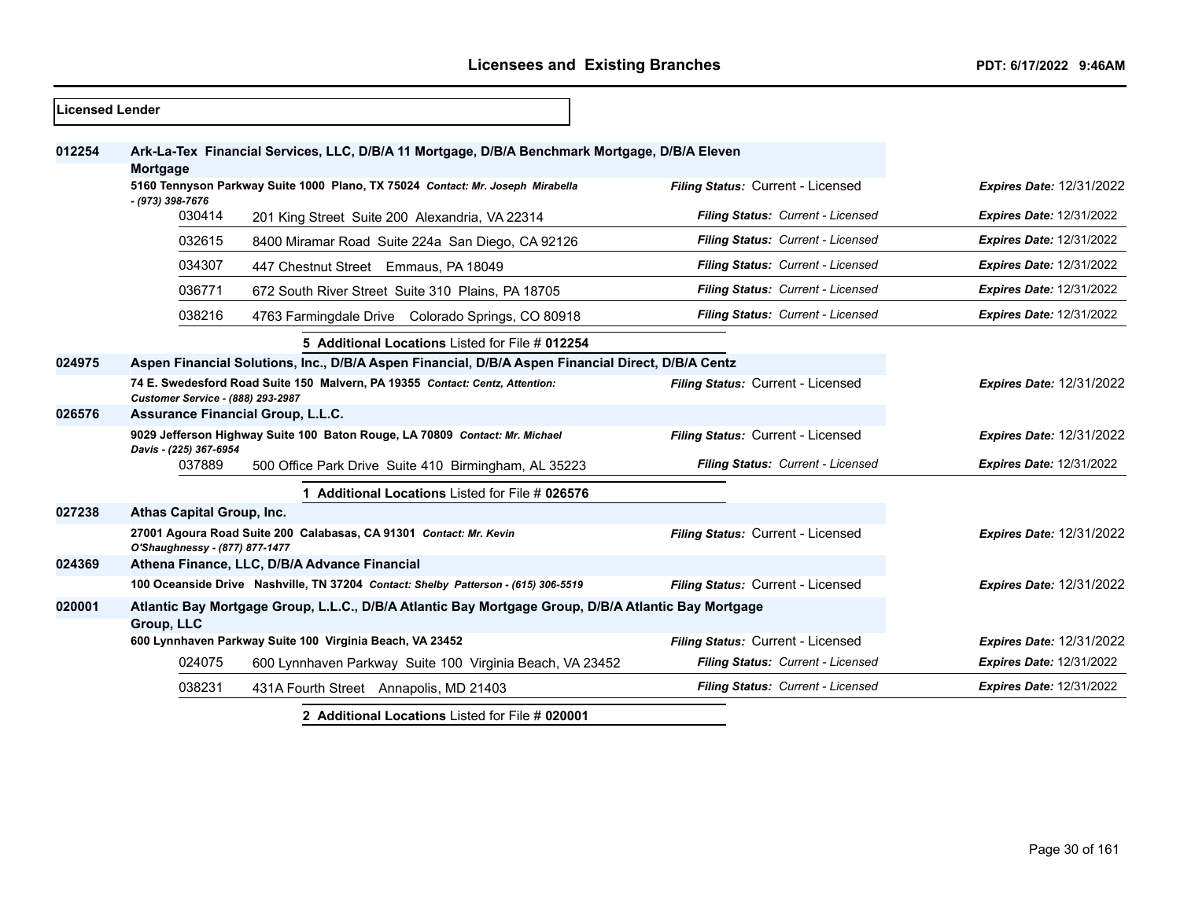## Licensed Lender

**012254** **Ark-La-Tex Financial Services, LLC, D/B/A 11 Mortgage, D/B/A Benchmark Mortgage, D/B/A Eleven Mortgage**

**5160 Tennyson Parkway Suite 1000 Plano, TX 75024** *Contact: Mr. Joseph Mirabella - (973) 398-7676* — *Filing Status:* Current - Licensed — *Expires Date:* 12/31/2022

| Branch | Address | Filing Status | Expires Date |
|---|---|---|---|
| 030414 | 201 King Street Suite 200 Alexandria, VA 22314 | Current - Licensed | 12/31/2022 |
| 032615 | 8400 Miramar Road Suite 224a San Diego, CA 92126 | Current - Licensed | 12/31/2022 |
| 034307 | 447 Chestnut Street Emmaus, PA 18049 | Current - Licensed | 12/31/2022 |
| 036771 | 672 South River Street Suite 310 Plains, PA 18705 | Current - Licensed | 12/31/2022 |
| 038216 | 4763 Farmingdale Drive Colorado Springs, CO 80918 | Current - Licensed | 12/31/2022 |

**5 Additional Locations** Listed for File # **012254**

**024975** **Aspen Financial Solutions, Inc., D/B/A Aspen Financial, D/B/A Aspen Financial Direct, D/B/A Centz**

**74 E. Swedesford Road Suite 150 Malvern, PA 19355** *Contact: Centz, Attention: Customer Service - (888) 293-2987* — *Filing Status:* Current - Licensed — *Expires Date:* 12/31/2022

**026576** **Assurance Financial Group, L.L.C.**

**9029 Jefferson Highway Suite 100 Baton Rouge, LA 70809** *Contact: Mr. Michael Davis - (225) 367-6954* — *Filing Status:* Current - Licensed — *Expires Date:* 12/31/2022

| Branch | Address | Filing Status | Expires Date |
|---|---|---|---|
| 037889 | 500 Office Park Drive Suite 410 Birmingham, AL 35223 | Current - Licensed | 12/31/2022 |

**1 Additional Locations** Listed for File # **026576**

**027238** **Athas Capital Group, Inc.**

**27001 Agoura Road Suite 200 Calabasas, CA 91301** *Contact: Mr. Kevin O'Shaughnessy - (877) 877-1477* — *Filing Status:* Current - Licensed — *Expires Date:* 12/31/2022

**024369** **Athena Finance, LLC, D/B/A Advance Financial**

**100 Oceanside Drive Nashville, TN 37204** *Contact: Shelby Patterson - (615) 306-5519* — *Filing Status:* Current - Licensed — *Expires Date:* 12/31/2022

**020001** **Atlantic Bay Mortgage Group, L.L.C., D/B/A Atlantic Bay Mortgage Group, D/B/A Atlantic Bay Mortgage Group, LLC**

**600 Lynnhaven Parkway Suite 100 Virginia Beach, VA 23452** — *Filing Status:* Current - Licensed — *Expires Date:* 12/31/2022

| Branch | Address | Filing Status | Expires Date |
|---|---|---|---|
| 024075 | 600 Lynnhaven Parkway Suite 100 Virginia Beach, VA 23452 | Current - Licensed | 12/31/2022 |
| 038231 | 431A Fourth Street Annapolis, MD 21403 | Current - Licensed | 12/31/2022 |

**2 Additional Locations** Listed for File # **020001**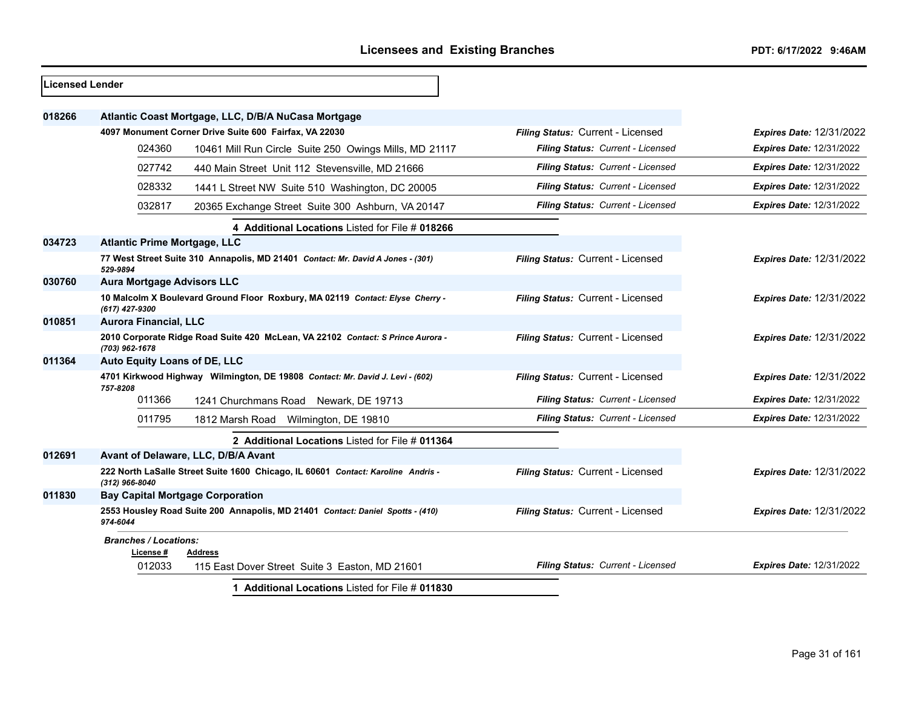**Licensed Lender**

**018266** **Atlantic Coast Mortgage, LLC, D/B/A NuCasa Mortgage**

**4097 Monument Corner Drive Suite 600 Fairfax, VA 22030** — *Filing Status:* Current - Licensed — *Expires Date:* 12/31/2022

| License # | Address | Filing Status | Expires Date |
|---|---|---|---|
| 024360 | 10461 Mill Run Circle Suite 250 Owings Mills, MD 21117 | Current - Licensed | 12/31/2022 |
| 027742 | 440 Main Street Unit 112 Stevensville, MD 21666 | Current - Licensed | 12/31/2022 |
| 028332 | 1441 L Street NW Suite 510 Washington, DC 20005 | Current - Licensed | 12/31/2022 |
| 032817 | 20365 Exchange Street Suite 300 Ashburn, VA 20147 | Current - Licensed | 12/31/2022 |

**4 Additional Locations** Listed for File # **018266**

**034723** **Atlantic Prime Mortgage, LLC**

**77 West Street Suite 310 Annapolis, MD 21401** *Contact: Mr. David A Jones - (301) 529-9894* — *Filing Status:* Current - Licensed — *Expires Date:* 12/31/2022

**030760** **Aura Mortgage Advisors LLC**

**10 Malcolm X Boulevard Ground Floor Roxbury, MA 02119** *Contact: Elyse Cherry - (617) 427-9300* — *Filing Status:* Current - Licensed — *Expires Date:* 12/31/2022

**010851** **Aurora Financial, LLC**

**2010 Corporate Ridge Road Suite 420 McLean, VA 22102** *Contact: S Prince Aurora - (703) 962-1678* — *Filing Status:* Current - Licensed — *Expires Date:* 12/31/2022

**011364** **Auto Equity Loans of DE, LLC**

**4701 Kirkwood Highway Wilmington, DE 19808** *Contact: Mr. David J. Levi - (602) 757-8208* — *Filing Status:* Current - Licensed — *Expires Date:* 12/31/2022

| License # | Address | Filing Status | Expires Date |
|---|---|---|---|
| 011366 | 1241 Churchmans Road Newark, DE 19713 | Current - Licensed | 12/31/2022 |
| 011795 | 1812 Marsh Road Wilmington, DE 19810 | Current - Licensed | 12/31/2022 |

**2 Additional Locations** Listed for File # **011364**

**012691** **Avant of Delaware, LLC, D/B/A Avant**

**222 North LaSalle Street Suite 1600 Chicago, IL 60601** *Contact: Karoline Andris - (312) 966-8040* — *Filing Status:* Current - Licensed — *Expires Date:* 12/31/2022

**011830** **Bay Capital Mortgage Corporation**

**2553 Housley Road Suite 200 Annapolis, MD 21401** *Contact: Daniel Spotts - (410) 974-6044* — *Filing Status:* Current - Licensed — *Expires Date:* 12/31/2022

*Branches / Locations:*

| License # | Address | Filing Status | Expires Date |
|---|---|---|---|
| 012033 | 115 East Dover Street Suite 3 Easton, MD 21601 | Current - Licensed | 12/31/2022 |

**1 Additional Locations** Listed for File # **011830**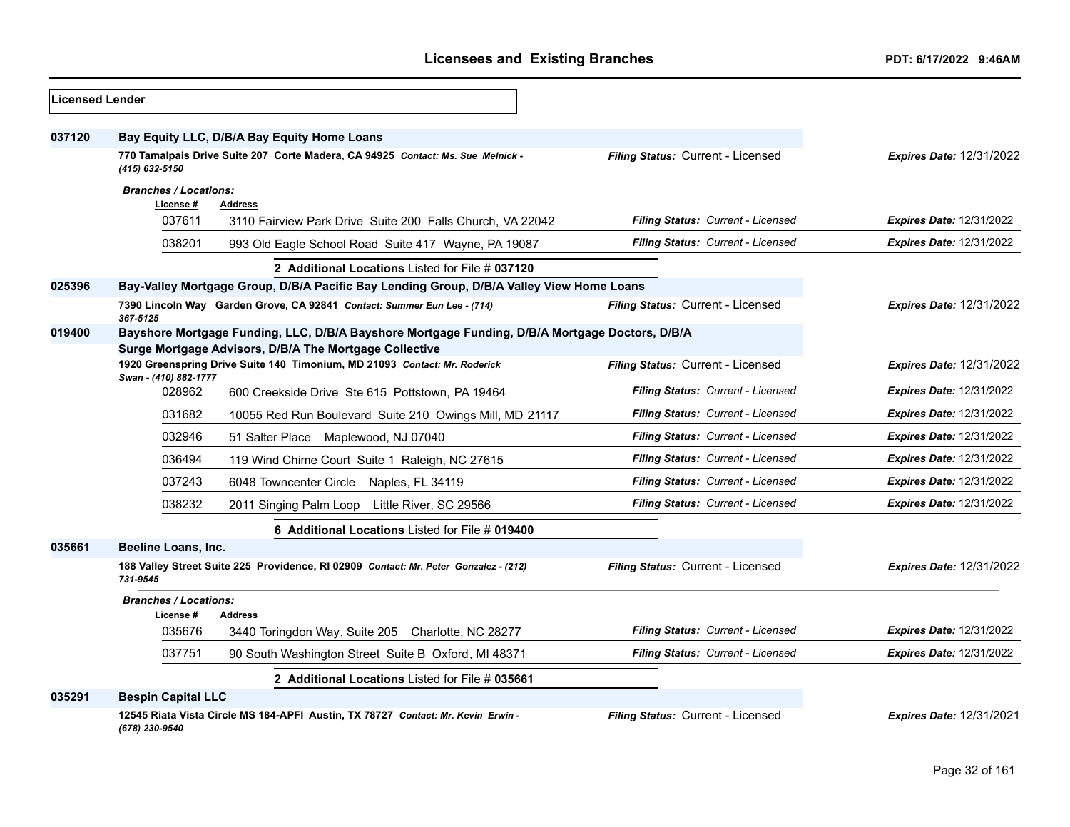**Licensed Lender**

**037120** **Bay Equity LLC, D/B/A Bay Equity Home Loans**

**770 Tamalpais Drive Suite 207 Corte Madera, CA 94925** *Contact: Ms. Sue Melnick - (415) 632-5150* — *Filing Status:* Current - Licensed — *Expires Date:* 12/31/2022

*Branches / Locations:*

| License # | Address | Filing Status | Expires Date |
|---|---|---|---|
| 037611 | 3110 Fairview Park Drive Suite 200 Falls Church, VA 22042 | Current - Licensed | 12/31/2022 |
| 038201 | 993 Old Eagle School Road Suite 417 Wayne, PA 19087 | Current - Licensed | 12/31/2022 |

**2 Additional Locations** Listed for File # **037120**

**025396** **Bay-Valley Mortgage Group, D/B/A Pacific Bay Lending Group, D/B/A Valley View Home Loans**

**7390 Lincoln Way Garden Grove, CA 92841** *Contact: Summer Eun Lee - (714) 367-5125* — *Filing Status:* Current - Licensed — *Expires Date:* 12/31/2022

**019400** **Bayshore Mortgage Funding, LLC, D/B/A Bayshore Mortgage Funding, D/B/A Mortgage Doctors, D/B/A Surge Mortgage Advisors, D/B/A The Mortgage Collective**

**1920 Greenspring Drive Suite 140 Timonium, MD 21093** *Contact: Mr. Roderick Swan - (410) 882-1777* — *Filing Status:* Current - Licensed — *Expires Date:* 12/31/2022

| License # | Address | Filing Status | Expires Date |
|---|---|---|---|
| 028962 | 600 Creekside Drive Ste 615 Pottstown, PA 19464 | Current - Licensed | 12/31/2022 |
| 031682 | 10055 Red Run Boulevard Suite 210 Owings Mill, MD 21117 | Current - Licensed | 12/31/2022 |
| 032946 | 51 Salter Place Maplewood, NJ 07040 | Current - Licensed | 12/31/2022 |
| 036494 | 119 Wind Chime Court Suite 1 Raleigh, NC 27615 | Current - Licensed | 12/31/2022 |
| 037243 | 6048 Towncenter Circle Naples, FL 34119 | Current - Licensed | 12/31/2022 |
| 038232 | 2011 Singing Palm Loop Little River, SC 29566 | Current - Licensed | 12/31/2022 |

**6 Additional Locations** Listed for File # **019400**

**035661** **Beeline Loans, Inc.**

**188 Valley Street Suite 225 Providence, RI 02909** *Contact: Mr. Peter Gonzalez - (212) 731-9545* — *Filing Status:* Current - Licensed — *Expires Date:* 12/31/2022

*Branches / Locations:*

| License # | Address | Filing Status | Expires Date |
|---|---|---|---|
| 035676 | 3440 Toringdon Way, Suite 205 Charlotte, NC 28277 | Current - Licensed | 12/31/2022 |
| 037751 | 90 South Washington Street Suite B Oxford, MI 48371 | Current - Licensed | 12/31/2022 |

**2 Additional Locations** Listed for File # **035661**

**035291** **Bespin Capital LLC**

**12545 Riata Vista Circle MS 184-APFI Austin, TX 78727** *Contact: Mr. Kevin Erwin - (678) 230-9540* — *Filing Status:* Current - Licensed — *Expires Date:* 12/31/2021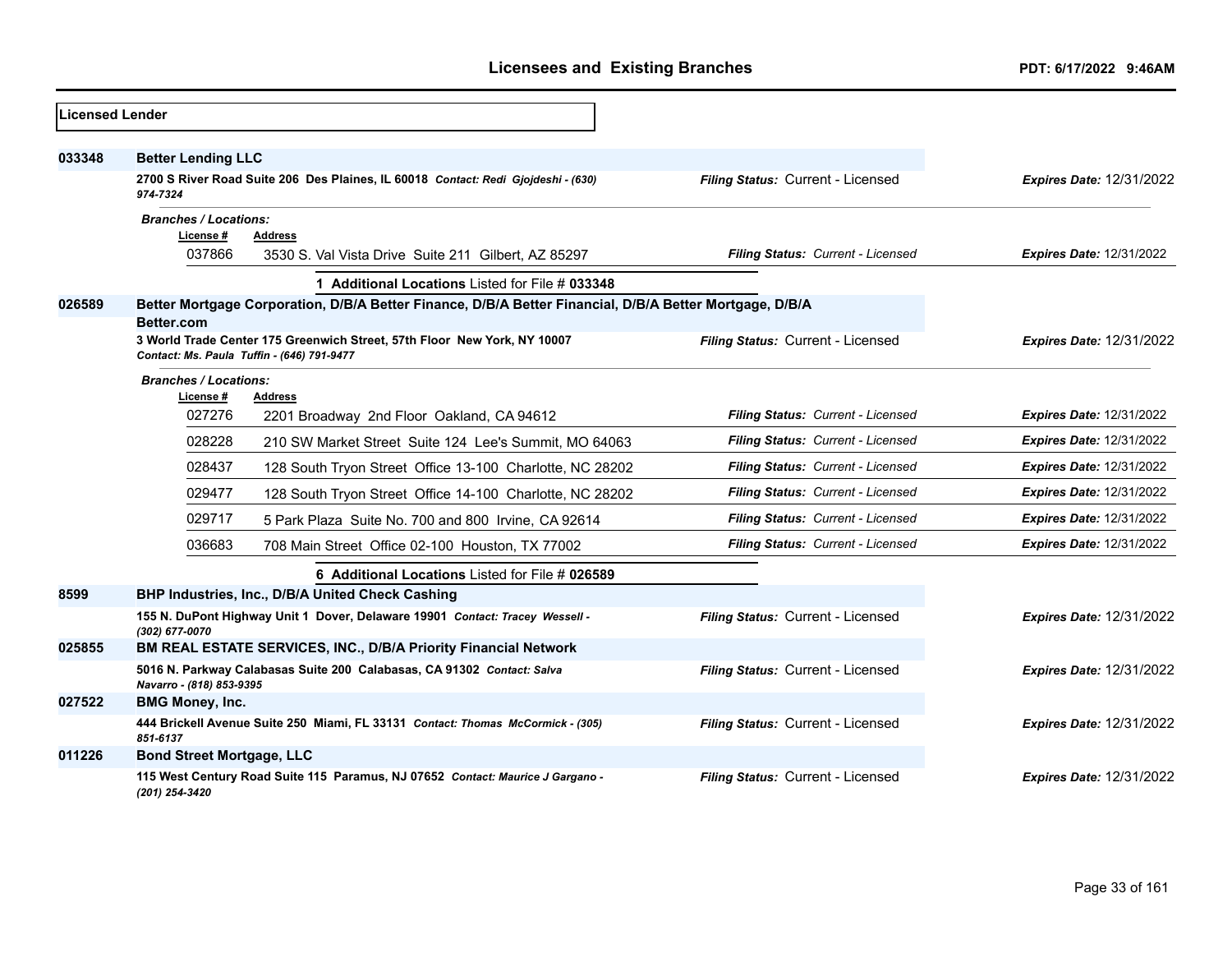## Licensees and Existing Branches

**Licensed Lender**

**033348** **Better Lending LLC**

**2700 S River Road Suite 206 Des Plaines, IL 60018** *Contact: Redi Gjojdeshi - (630) 974-7324*

*Filing Status:* Current - Licensed *Expires Date:* 12/31/2022

*Branches / Locations:*

| License # | Address | Filing Status | Expires Date |
|---|---|---|---|
| 037866 | 3530 S. Val Vista Drive Suite 211 Gilbert, AZ 85297 | Current - Licensed | 12/31/2022 |

**1 Additional Locations** Listed for File # **033348**

**026589** **Better Mortgage Corporation, D/B/A Better Finance, D/B/A Better Financial, D/B/A Better Mortgage, D/B/A Better.com**

**3 World Trade Center 175 Greenwich Street, 57th Floor New York, NY 10007** *Contact: Ms. Paula Tuffin - (646) 791-9477*

*Filing Status:* Current - Licensed *Expires Date:* 12/31/2022

*Branches / Locations:*

| License # | Address | Filing Status | Expires Date |
|---|---|---|---|
| 027276 | 2201 Broadway 2nd Floor Oakland, CA 94612 | Current - Licensed | 12/31/2022 |
| 028228 | 210 SW Market Street Suite 124 Lee's Summit, MO 64063 | Current - Licensed | 12/31/2022 |
| 028437 | 128 South Tryon Street Office 13-100 Charlotte, NC 28202 | Current - Licensed | 12/31/2022 |
| 029477 | 128 South Tryon Street Office 14-100 Charlotte, NC 28202 | Current - Licensed | 12/31/2022 |
| 029717 | 5 Park Plaza Suite No. 700 and 800 Irvine, CA 92614 | Current - Licensed | 12/31/2022 |
| 036683 | 708 Main Street Office 02-100 Houston, TX 77002 | Current - Licensed | 12/31/2022 |

**6 Additional Locations** Listed for File # **026589**

**8599** **BHP Industries, Inc., D/B/A United Check Cashing**

**155 N. DuPont Highway Unit 1 Dover, Delaware 19901** *Contact: Tracey Wessell - (302) 677-0070*

*Filing Status:* Current - Licensed *Expires Date:* 12/31/2022

**025855** **BM REAL ESTATE SERVICES, INC., D/B/A Priority Financial Network**

**5016 N. Parkway Calabasas Suite 200 Calabasas, CA 91302** *Contact: Salva Navarro - (818) 853-9395*

*Filing Status:* Current - Licensed *Expires Date:* 12/31/2022

**027522** **BMG Money, Inc.**

**444 Brickell Avenue Suite 250 Miami, FL 33131** *Contact: Thomas McCormick - (305) 851-6137*

*Filing Status:* Current - Licensed *Expires Date:* 12/31/2022

**011226** **Bond Street Mortgage, LLC**

**115 West Century Road Suite 115 Paramus, NJ 07652** *Contact: Maurice J Gargano - (201) 254-3420*

*Filing Status:* Current - Licensed *Expires Date:* 12/31/2022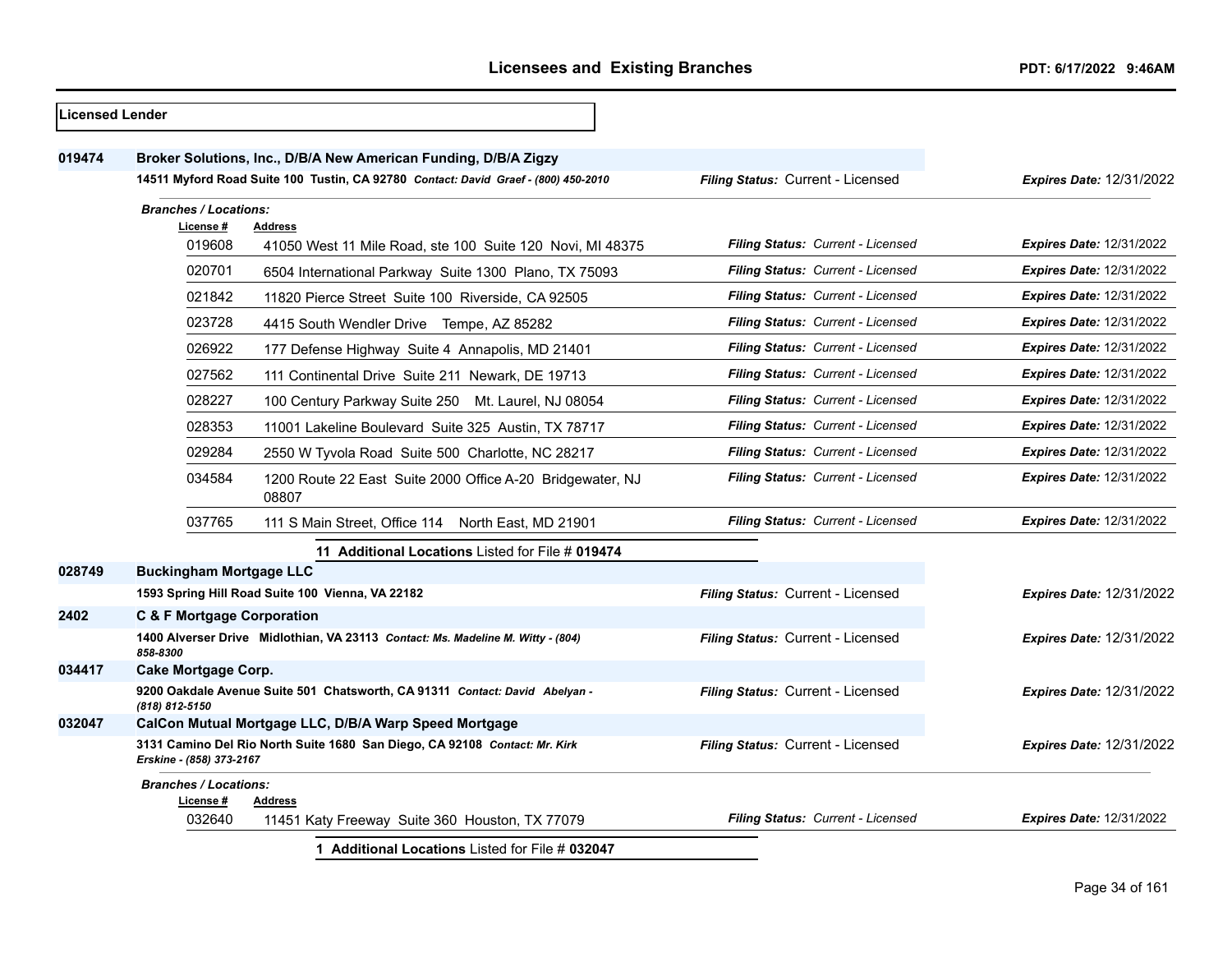**Licensed Lender**

**019474** **Broker Solutions, Inc., D/B/A New American Funding, D/B/A Zigzy**

**14511 Myford Road Suite 100 Tustin, CA 92780** *Contact: David Graef - (800) 450-2010* — *Filing Status:* Current - Licensed — *Expires Date:* 12/31/2022

***Branches / Locations:***

| License # | Address | Filing Status | Expires Date |
|---|---|---|---|
| 019608 | 41050 West 11 Mile Road, ste 100 Suite 120 Novi, MI 48375 | Current - Licensed | 12/31/2022 |
| 020701 | 6504 International Parkway Suite 1300 Plano, TX 75093 | Current - Licensed | 12/31/2022 |
| 021842 | 11820 Pierce Street Suite 100 Riverside, CA 92505 | Current - Licensed | 12/31/2022 |
| 023728 | 4415 South Wendler Drive Tempe, AZ 85282 | Current - Licensed | 12/31/2022 |
| 026922 | 177 Defense Highway Suite 4 Annapolis, MD 21401 | Current - Licensed | 12/31/2022 |
| 027562 | 111 Continental Drive Suite 211 Newark, DE 19713 | Current - Licensed | 12/31/2022 |
| 028227 | 100 Century Parkway Suite 250 Mt. Laurel, NJ 08054 | Current - Licensed | 12/31/2022 |
| 028353 | 11001 Lakeline Boulevard Suite 325 Austin, TX 78717 | Current - Licensed | 12/31/2022 |
| 029284 | 2550 W Tyvola Road Suite 500 Charlotte, NC 28217 | Current - Licensed | 12/31/2022 |
| 034584 | 1200 Route 22 East Suite 2000 Office A-20 Bridgewater, NJ 08807 | Current - Licensed | 12/31/2022 |
| 037765 | 111 S Main Street, Office 114 North East, MD 21901 | Current - Licensed | 12/31/2022 |

**11 Additional Locations** Listed for File # **019474**

**028749** **Buckingham Mortgage LLC**

**1593 Spring Hill Road Suite 100 Vienna, VA 22182** — *Filing Status:* Current - Licensed — *Expires Date:* 12/31/2022

**2402** **C & F Mortgage Corporation**

**1400 Alverser Drive Midlothian, VA 23113** *Contact: Ms. Madeline M. Witty - (804) 858-8300* — *Filing Status:* Current - Licensed — *Expires Date:* 12/31/2022

**034417** **Cake Mortgage Corp.**

**9200 Oakdale Avenue Suite 501 Chatsworth, CA 91311** *Contact: David Abelyan - (818) 812-5150* — *Filing Status:* Current - Licensed — *Expires Date:* 12/31/2022

**032047** **CalCon Mutual Mortgage LLC, D/B/A Warp Speed Mortgage**

**3131 Camino Del Rio North Suite 1680 San Diego, CA 92108** *Contact: Mr. Kirk Erskine - (858) 373-2167* — *Filing Status:* Current - Licensed — *Expires Date:* 12/31/2022

***Branches / Locations:***

| License # | Address | Filing Status | Expires Date |
|---|---|---|---|
| 032640 | 11451 Katy Freeway Suite 360 Houston, TX 77079 | Current - Licensed | 12/31/2022 |

**1 Additional Locations** Listed for File # **032047**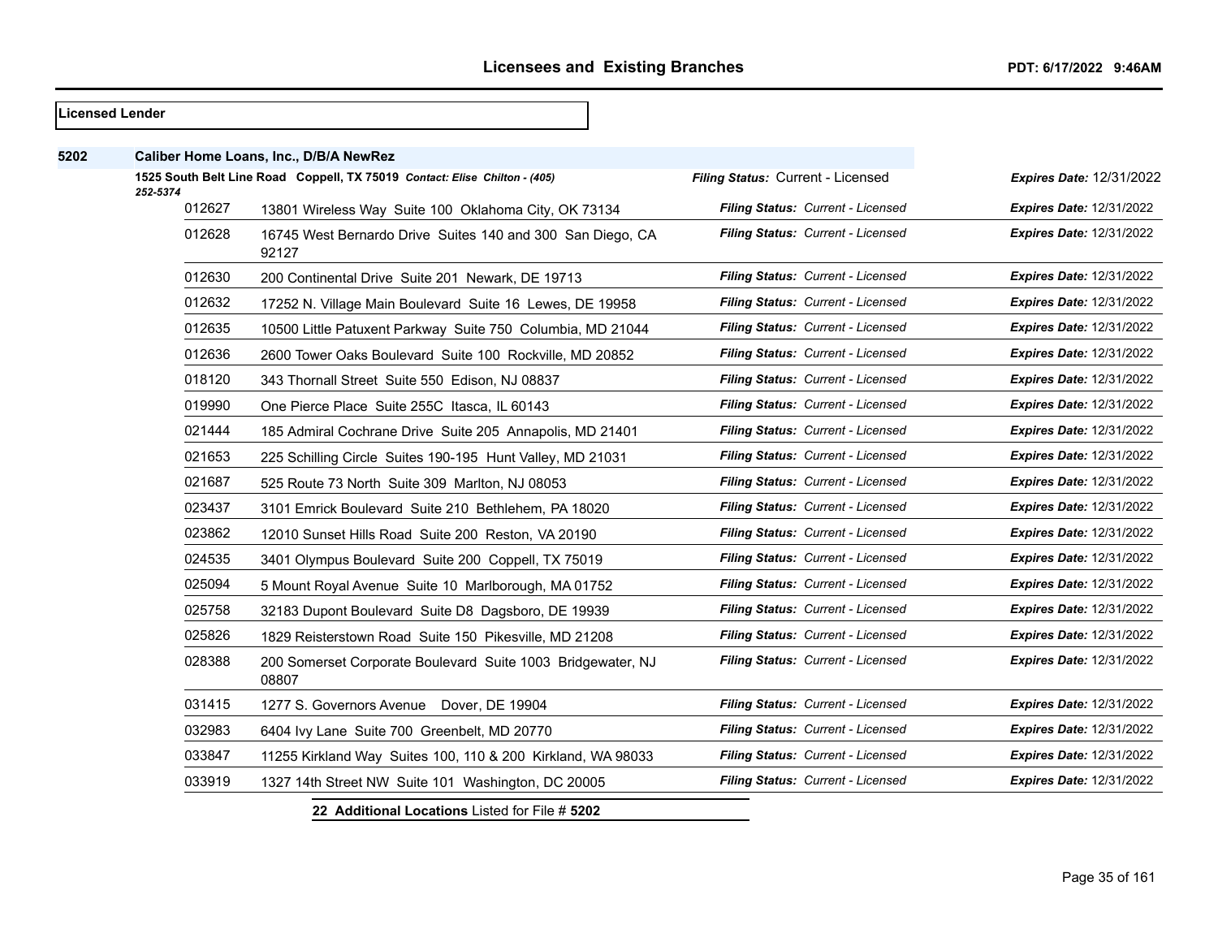**Licensed Lender**

**5202** **Caliber Home Loans, Inc., D/B/A NewRez**

**1525 South Belt Line Road Coppell, TX 75019** *Contact: Elise Chilton - (405) 252-5374*

***Filing Status:*** Current - Licensed ***Expires Date:*** 12/31/2022

| Branch | Address | Filing Status | Expires Date |
|---|---|---|---|
| 012627 | 13801 Wireless Way Suite 100 Oklahoma City, OK 73134 | Current - Licensed | 12/31/2022 |
| 012628 | 16745 West Bernardo Drive Suites 140 and 300 San Diego, CA 92127 | Current - Licensed | 12/31/2022 |
| 012630 | 200 Continental Drive Suite 201 Newark, DE 19713 | Current - Licensed | 12/31/2022 |
| 012632 | 17252 N. Village Main Boulevard Suite 16 Lewes, DE 19958 | Current - Licensed | 12/31/2022 |
| 012635 | 10500 Little Patuxent Parkway Suite 750 Columbia, MD 21044 | Current - Licensed | 12/31/2022 |
| 012636 | 2600 Tower Oaks Boulevard Suite 100 Rockville, MD 20852 | Current - Licensed | 12/31/2022 |
| 018120 | 343 Thornall Street Suite 550 Edison, NJ 08837 | Current - Licensed | 12/31/2022 |
| 019990 | One Pierce Place Suite 255C Itasca, IL 60143 | Current - Licensed | 12/31/2022 |
| 021444 | 185 Admiral Cochrane Drive Suite 205 Annapolis, MD 21401 | Current - Licensed | 12/31/2022 |
| 021653 | 225 Schilling Circle Suites 190-195 Hunt Valley, MD 21031 | Current - Licensed | 12/31/2022 |
| 021687 | 525 Route 73 North Suite 309 Marlton, NJ 08053 | Current - Licensed | 12/31/2022 |
| 023437 | 3101 Emrick Boulevard Suite 210 Bethlehem, PA 18020 | Current - Licensed | 12/31/2022 |
| 023862 | 12010 Sunset Hills Road Suite 200 Reston, VA 20190 | Current - Licensed | 12/31/2022 |
| 024535 | 3401 Olympus Boulevard Suite 200 Coppell, TX 75019 | Current - Licensed | 12/31/2022 |
| 025094 | 5 Mount Royal Avenue Suite 10 Marlborough, MA 01752 | Current - Licensed | 12/31/2022 |
| 025758 | 32183 Dupont Boulevard Suite D8 Dagsboro, DE 19939 | Current - Licensed | 12/31/2022 |
| 025826 | 1829 Reisterstown Road Suite 150 Pikesville, MD 21208 | Current - Licensed | 12/31/2022 |
| 028388 | 200 Somerset Corporate Boulevard Suite 1003 Bridgewater, NJ 08807 | Current - Licensed | 12/31/2022 |
| 031415 | 1277 S. Governors Avenue Dover, DE 19904 | Current - Licensed | 12/31/2022 |
| 032983 | 6404 Ivy Lane Suite 700 Greenbelt, MD 20770 | Current - Licensed | 12/31/2022 |
| 033847 | 11255 Kirkland Way Suites 100, 110 & 200 Kirkland, WA 98033 | Current - Licensed | 12/31/2022 |
| 033919 | 1327 14th Street NW Suite 101 Washington, DC 20005 | Current - Licensed | 12/31/2022 |

**22 Additional Locations** Listed for File # **5202**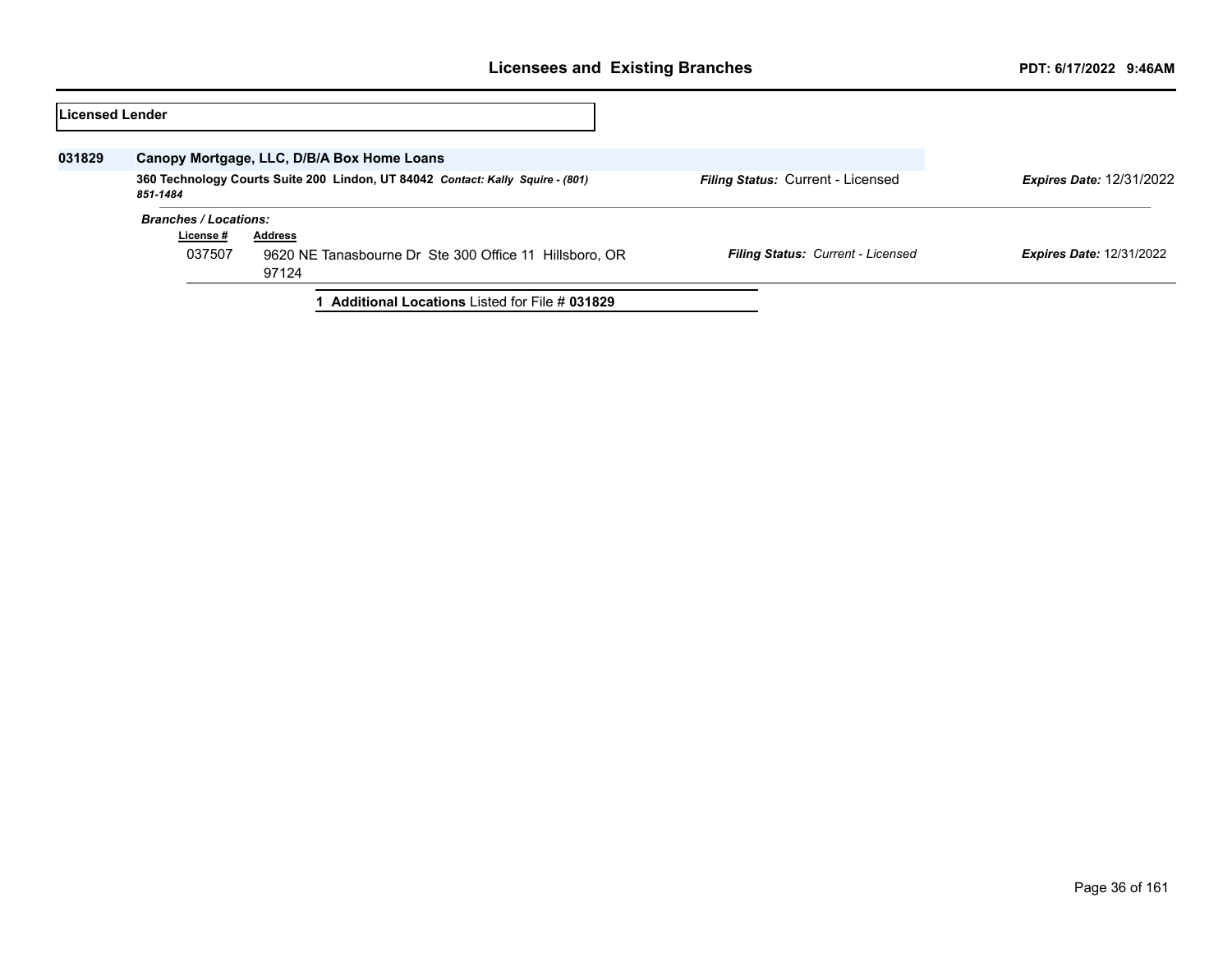## Licensed Lender

**031829** **Canopy Mortgage, LLC, D/B/A Box Home Loans**

**360 Technology Courts Suite 200 Lindon, UT 84042** ***Contact: Kally Squire - (801) 851-1484***

***Filing Status:*** Current - Licensed

***Expires Date:*** 12/31/2022

***Branches / Locations:***

| License # | Address | Filing Status | Expires Date |
|---|---|---|---|
| 037507 | 9620 NE Tanasbourne Dr Ste 300 Office 11 Hillsboro, OR 97124 | *Current - Licensed* | 12/31/2022 |

**1 Additional Locations** Listed for File # **031829**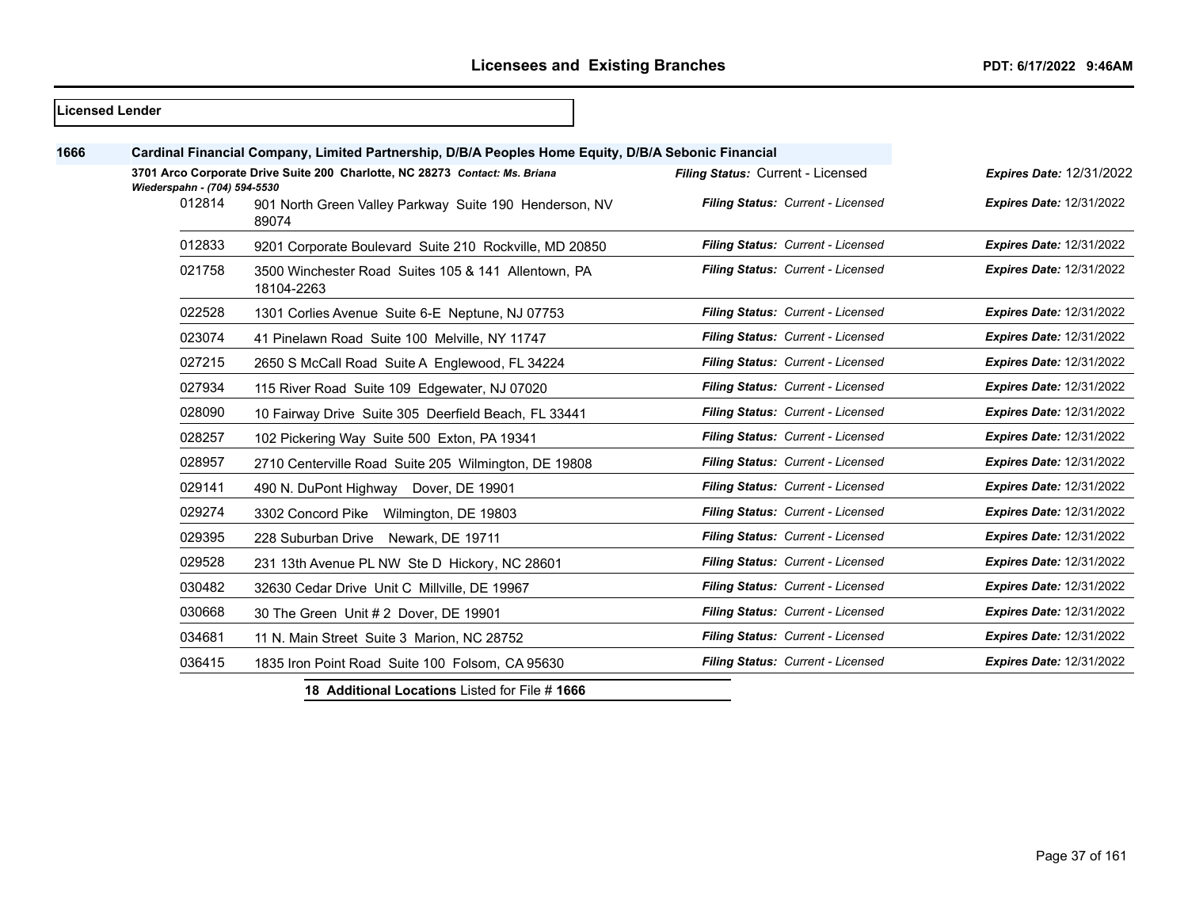**Licensed Lender**

**1666** **Cardinal Financial Company, Limited Partnership, D/B/A Peoples Home Equity, D/B/A Sebonic Financial**

**3701 Arco Corporate Drive Suite 200 Charlotte, NC 28273** *Contact: Ms. Briana Wiederspahn - (704) 594-5530*

*Filing Status:* Current - Licensed *Expires Date:* 12/31/2022

| Branch | Address | Filing Status | Expires Date |
|---|---|---|---|
| 012814 | 901 North Green Valley Parkway Suite 190 Henderson, NV 89074 | *Filing Status: Current - Licensed* | *Expires Date:* 12/31/2022 |
| 012833 | 9201 Corporate Boulevard Suite 210 Rockville, MD 20850 | *Filing Status: Current - Licensed* | *Expires Date:* 12/31/2022 |
| 021758 | 3500 Winchester Road Suites 105 & 141 Allentown, PA 18104-2263 | *Filing Status: Current - Licensed* | *Expires Date:* 12/31/2022 |
| 022528 | 1301 Corlies Avenue Suite 6-E Neptune, NJ 07753 | *Filing Status: Current - Licensed* | *Expires Date:* 12/31/2022 |
| 023074 | 41 Pinelawn Road Suite 100 Melville, NY 11747 | *Filing Status: Current - Licensed* | *Expires Date:* 12/31/2022 |
| 027215 | 2650 S McCall Road Suite A Englewood, FL 34224 | *Filing Status: Current - Licensed* | *Expires Date:* 12/31/2022 |
| 027934 | 115 River Road Suite 109 Edgewater, NJ 07020 | *Filing Status: Current - Licensed* | *Expires Date:* 12/31/2022 |
| 028090 | 10 Fairway Drive Suite 305 Deerfield Beach, FL 33441 | *Filing Status: Current - Licensed* | *Expires Date:* 12/31/2022 |
| 028257 | 102 Pickering Way Suite 500 Exton, PA 19341 | *Filing Status: Current - Licensed* | *Expires Date:* 12/31/2022 |
| 028957 | 2710 Centerville Road Suite 205 Wilmington, DE 19808 | *Filing Status: Current - Licensed* | *Expires Date:* 12/31/2022 |
| 029141 | 490 N. DuPont Highway Dover, DE 19901 | *Filing Status: Current - Licensed* | *Expires Date:* 12/31/2022 |
| 029274 | 3302 Concord Pike Wilmington, DE 19803 | *Filing Status: Current - Licensed* | *Expires Date:* 12/31/2022 |
| 029395 | 228 Suburban Drive Newark, DE 19711 | *Filing Status: Current - Licensed* | *Expires Date:* 12/31/2022 |
| 029528 | 231 13th Avenue PL NW Ste D Hickory, NC 28601 | *Filing Status: Current - Licensed* | *Expires Date:* 12/31/2022 |
| 030482 | 32630 Cedar Drive Unit C Millville, DE 19967 | *Filing Status: Current - Licensed* | *Expires Date:* 12/31/2022 |
| 030668 | 30 The Green Unit # 2 Dover, DE 19901 | *Filing Status: Current - Licensed* | *Expires Date:* 12/31/2022 |
| 034681 | 11 N. Main Street Suite 3 Marion, NC 28752 | *Filing Status: Current - Licensed* | *Expires Date:* 12/31/2022 |
| 036415 | 1835 Iron Point Road Suite 100 Folsom, CA 95630 | *Filing Status: Current - Licensed* | *Expires Date:* 12/31/2022 |

**18 Additional Locations** Listed for File # **1666**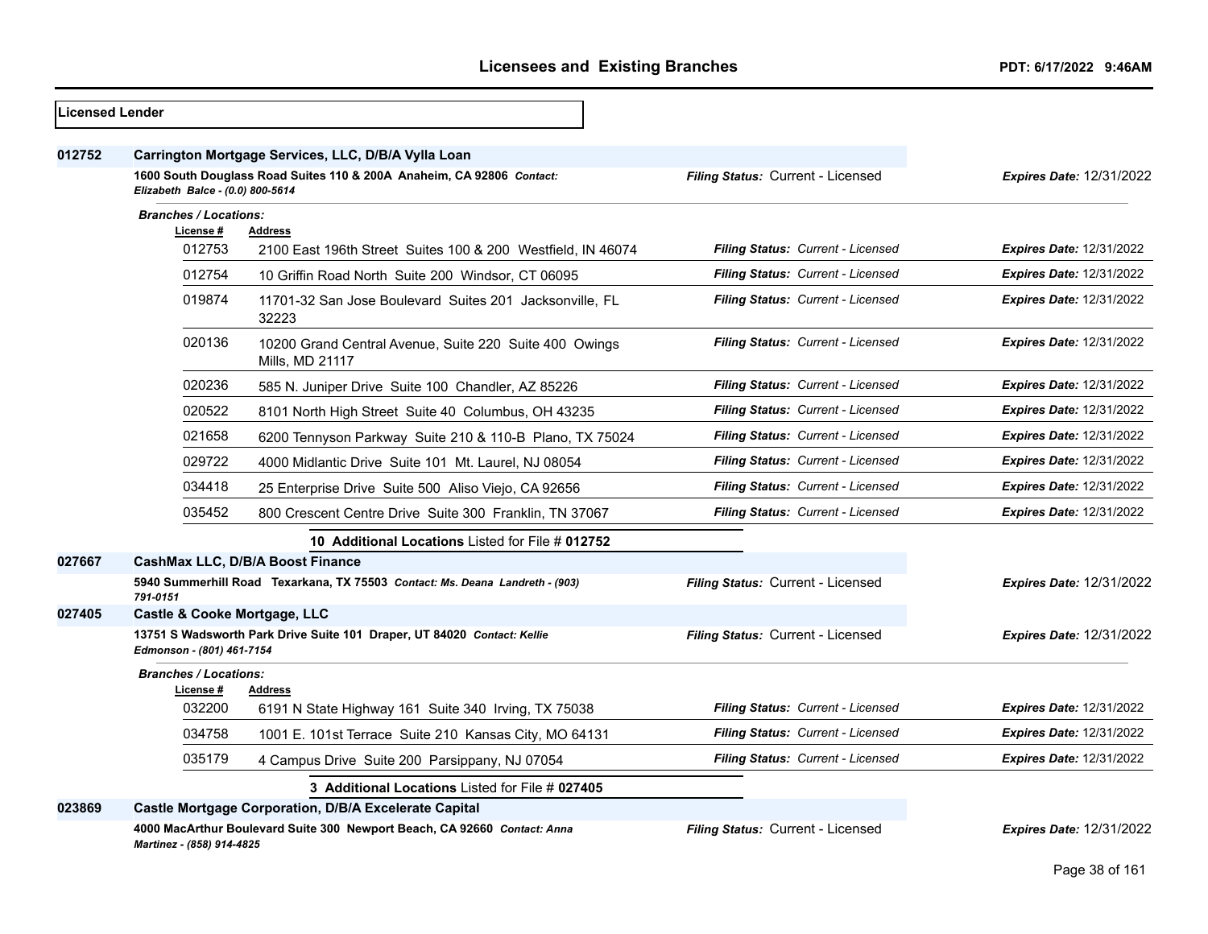**Licensed Lender**

**012752** **Carrington Mortgage Services, LLC, D/B/A Vylla Loan**

**1600 South Douglass Road Suites 110 & 200A Anaheim, CA 92806** *Contact: Elizabeth Balce - (0.0) 800-5614*

*Filing Status:* Current - Licensed *Expires Date:* 12/31/2022

*Branches / Locations:*

| License # | Address | Filing Status | Expires Date |
|---|---|---|---|
| 012753 | 2100 East 196th Street Suites 100 & 200 Westfield, IN 46074 | Current - Licensed | 12/31/2022 |
| 012754 | 10 Griffin Road North Suite 200 Windsor, CT 06095 | Current - Licensed | 12/31/2022 |
| 019874 | 11701-32 San Jose Boulevard Suites 201 Jacksonville, FL 32223 | Current - Licensed | 12/31/2022 |
| 020136 | 10200 Grand Central Avenue, Suite 220 Suite 400 Owings Mills, MD 21117 | Current - Licensed | 12/31/2022 |
| 020236 | 585 N. Juniper Drive Suite 100 Chandler, AZ 85226 | Current - Licensed | 12/31/2022 |
| 020522 | 8101 North High Street Suite 40 Columbus, OH 43235 | Current - Licensed | 12/31/2022 |
| 021658 | 6200 Tennyson Parkway Suite 210 & 110-B Plano, TX 75024 | Current - Licensed | 12/31/2022 |
| 029722 | 4000 Midlantic Drive Suite 101 Mt. Laurel, NJ 08054 | Current - Licensed | 12/31/2022 |
| 034418 | 25 Enterprise Drive Suite 500 Aliso Viejo, CA 92656 | Current - Licensed | 12/31/2022 |
| 035452 | 800 Crescent Centre Drive Suite 300 Franklin, TN 37067 | Current - Licensed | 12/31/2022 |

**10 Additional Locations** Listed for File # **012752**

**027667** **CashMax LLC, D/B/A Boost Finance**

**5940 Summerhill Road Texarkana, TX 75503** *Contact: Ms. Deana Landreth - (903) 791-0151*

*Filing Status:* Current - Licensed *Expires Date:* 12/31/2022

**027405** **Castle & Cooke Mortgage, LLC**

**13751 S Wadsworth Park Drive Suite 101 Draper, UT 84020** *Contact: Kellie Edmonson - (801) 461-7154*

*Filing Status:* Current - Licensed *Expires Date:* 12/31/2022

*Branches / Locations:*

| License # | Address | Filing Status | Expires Date |
|---|---|---|---|
| 032200 | 6191 N State Highway 161 Suite 340 Irving, TX 75038 | Current - Licensed | 12/31/2022 |
| 034758 | 1001 E. 101st Terrace Suite 210 Kansas City, MO 64131 | Current - Licensed | 12/31/2022 |
| 035179 | 4 Campus Drive Suite 200 Parsippany, NJ 07054 | Current - Licensed | 12/31/2022 |

**3 Additional Locations** Listed for File # **027405**

**023869** **Castle Mortgage Corporation, D/B/A Excelerate Capital**

**4000 MacArthur Boulevard Suite 300 Newport Beach, CA 92660** *Contact: Anna Martinez - (858) 914-4825*

*Filing Status:* Current - Licensed *Expires Date:* 12/31/2022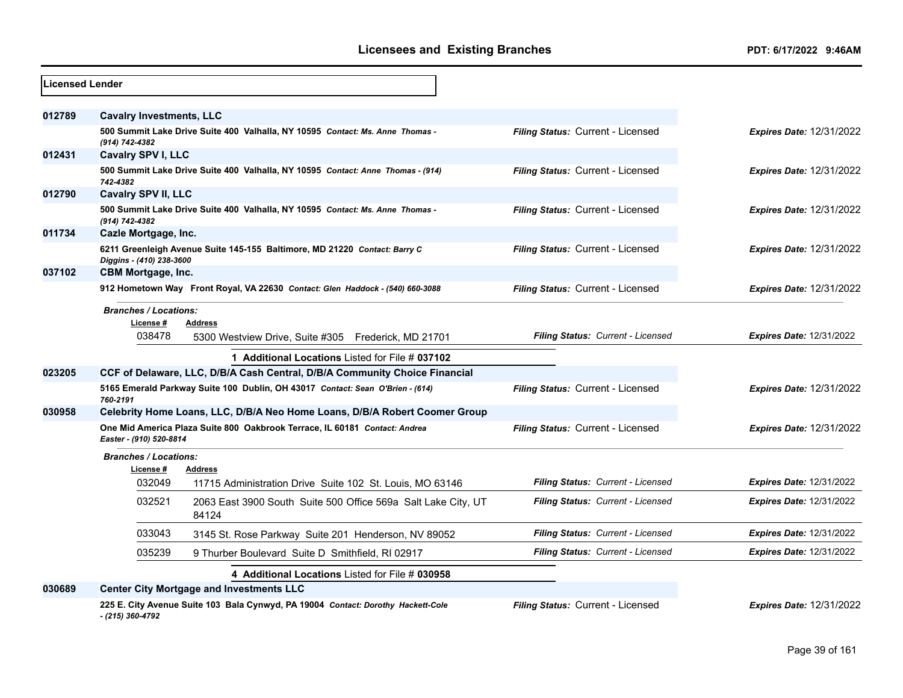**Licensed Lender**

**012789** **Cavalry Investments, LLC**

500 Summit Lake Drive Suite 400 Valhalla, NY 10595 *Contact: Ms. Anne Thomas - (914) 742-4382*

*Filing Status:* Current - Licensed *Expires Date:* 12/31/2022

**012431** **Cavalry SPV I, LLC**

500 Summit Lake Drive Suite 400 Valhalla, NY 10595 *Contact: Anne Thomas - (914) 742-4382*

*Filing Status:* Current - Licensed *Expires Date:* 12/31/2022

**012790** **Cavalry SPV II, LLC**

500 Summit Lake Drive Suite 400 Valhalla, NY 10595 *Contact: Ms. Anne Thomas - (914) 742-4382*

*Filing Status:* Current - Licensed *Expires Date:* 12/31/2022

**011734** **Cazle Mortgage, Inc.**

6211 Greenleigh Avenue Suite 145-155 Baltimore, MD 21220 *Contact: Barry C Diggins - (410) 238-3600*

*Filing Status:* Current - Licensed *Expires Date:* 12/31/2022

**037102** **CBM Mortgage, Inc.**

912 Hometown Way Front Royal, VA 22630 *Contact: Glen Haddock - (540) 660-3088*

*Filing Status:* Current - Licensed *Expires Date:* 12/31/2022

*Branches / Locations:*

| License # | Address | Filing Status | Expires Date |
| --- | --- | --- | --- |
| 038478 | 5300 Westview Drive, Suite #305 Frederick, MD 21701 | Current - Licensed | 12/31/2022 |

**1 Additional Locations** Listed for File # **037102**

**023205** **CCF of Delaware, LLC, D/B/A Cash Central, D/B/A Community Choice Financial**

5165 Emerald Parkway Suite 100 Dublin, OH 43017 *Contact: Sean O'Brien - (614) 760-2191*

*Filing Status:* Current - Licensed *Expires Date:* 12/31/2022

**030958** **Celebrity Home Loans, LLC, D/B/A Neo Home Loans, D/B/A Robert Coomer Group**

One Mid America Plaza Suite 800 Oakbrook Terrace, IL 60181 *Contact: Andrea Easter - (910) 520-8814*

*Filing Status:* Current - Licensed *Expires Date:* 12/31/2022

*Branches / Locations:*

| License # | Address | Filing Status | Expires Date |
| --- | --- | --- | --- |
| 032049 | 11715 Administration Drive Suite 102 St. Louis, MO 63146 | Current - Licensed | 12/31/2022 |
| 032521 | 2063 East 3900 South Suite 500 Office 569a Salt Lake City, UT 84124 | Current - Licensed | 12/31/2022 |
| 033043 | 3145 St. Rose Parkway Suite 201 Henderson, NV 89052 | Current - Licensed | 12/31/2022 |
| 035239 | 9 Thurber Boulevard Suite D Smithfield, RI 02917 | Current - Licensed | 12/31/2022 |

**4 Additional Locations** Listed for File # **030958**

**030689** **Center City Mortgage and Investments LLC**

225 E. City Avenue Suite 103 Bala Cynwyd, PA 19004 *Contact: Dorothy Hackett-Cole - (215) 360-4792*

*Filing Status:* Current - Licensed *Expires Date:* 12/31/2022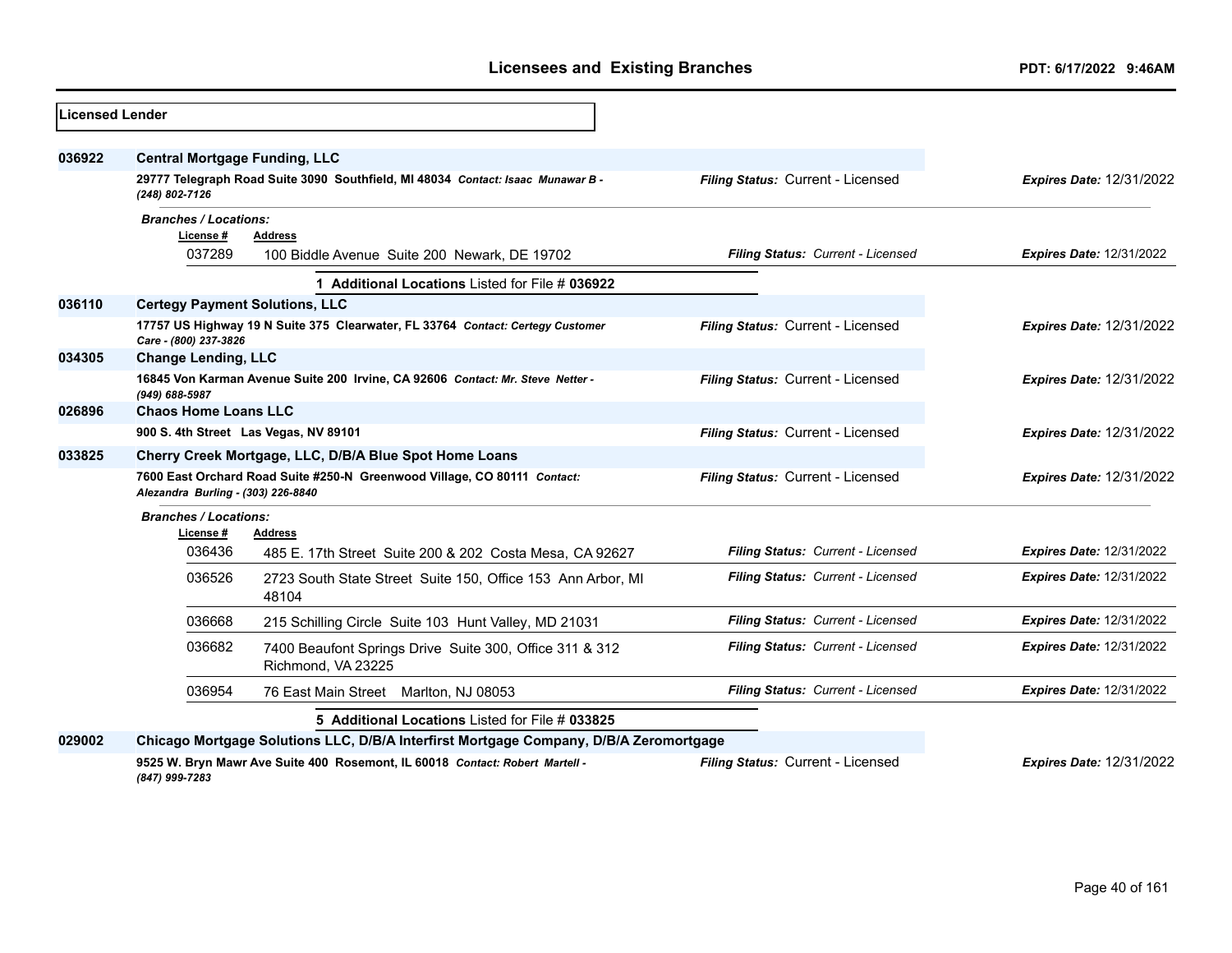## Licensees and Existing Branches

PDT: 6/17/2022 9:46AM

**Licensed Lender**

**036922** **Central Mortgage Funding, LLC**

**29777 Telegraph Road Suite 3090 Southfield, MI 48034** *Contact: Isaac Munawar B - (248) 802-7126*

*Filing Status:* Current - Licensed *Expires Date:* 12/31/2022

*Branches / Locations:*

| License # | Address | Filing Status | Expires Date |
|---|---|---|---|
| 037289 | 100 Biddle Avenue Suite 200 Newark, DE 19702 | Current - Licensed | 12/31/2022 |

**1 Additional Locations** Listed for File # **036922**

**036110** **Certegy Payment Solutions, LLC**

**17757 US Highway 19 N Suite 375 Clearwater, FL 33764** *Contact: Certegy Customer Care - (800) 237-3826*

*Filing Status:* Current - Licensed *Expires Date:* 12/31/2022

**034305** **Change Lending, LLC**

**16845 Von Karman Avenue Suite 200 Irvine, CA 92606** *Contact: Mr. Steve Netter - (949) 688-5987*

*Filing Status:* Current - Licensed *Expires Date:* 12/31/2022

**026896** **Chaos Home Loans LLC**

**900 S. 4th Street Las Vegas, NV 89101**

*Filing Status:* Current - Licensed *Expires Date:* 12/31/2022

**033825** **Cherry Creek Mortgage, LLC, D/B/A Blue Spot Home Loans**

**7600 East Orchard Road Suite #250-N Greenwood Village, CO 80111** *Contact: Alezandra Burling - (303) 226-8840*

*Filing Status:* Current - Licensed *Expires Date:* 12/31/2022

*Branches / Locations:*

| License # | Address | Filing Status | Expires Date |
|---|---|---|---|
| 036436 | 485 E. 17th Street Suite 200 & 202 Costa Mesa, CA 92627 | Current - Licensed | 12/31/2022 |
| 036526 | 2723 South State Street Suite 150, Office 153 Ann Arbor, MI 48104 | Current - Licensed | 12/31/2022 |
| 036668 | 215 Schilling Circle Suite 103 Hunt Valley, MD 21031 | Current - Licensed | 12/31/2022 |
| 036682 | 7400 Beaufont Springs Drive Suite 300, Office 311 & 312 Richmond, VA 23225 | Current - Licensed | 12/31/2022 |
| 036954 | 76 East Main Street Marlton, NJ 08053 | Current - Licensed | 12/31/2022 |

**5 Additional Locations** Listed for File # **033825**

**029002** **Chicago Mortgage Solutions LLC, D/B/A Interfirst Mortgage Company, D/B/A Zeromortgage**

**9525 W. Bryn Mawr Ave Suite 400 Rosemont, IL 60018** *Contact: Robert Martell - (847) 999-7283*

*Filing Status:* Current - Licensed *Expires Date:* 12/31/2022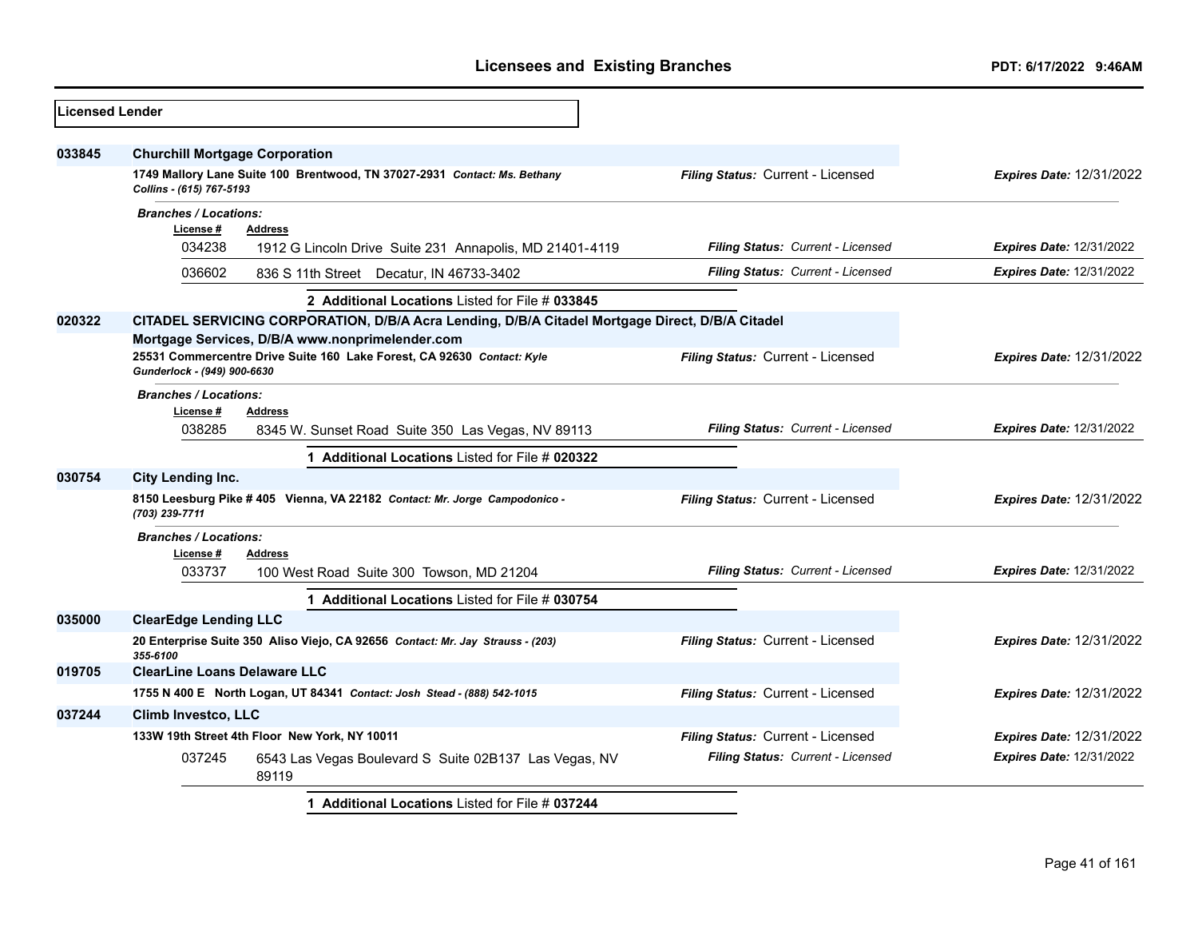# Licensees and Existing Branches

PDT: 6/17/2022 9:46AM

**Licensed Lender**

**033845** **Churchill Mortgage Corporation**

**1749 Mallory Lane Suite 100 Brentwood, TN 37027-2931** *Contact: Ms. Bethany Collins - (615) 767-5193*

*Filing Status:* Current - Licensed — *Expires Date:* 12/31/2022

*Branches / Locations:*

| License # | Address | Filing Status | Expires Date |
|---|---|---|---|
| 034238 | 1912 G Lincoln Drive Suite 231 Annapolis, MD 21401-4119 | Current - Licensed | 12/31/2022 |
| 036602 | 836 S 11th Street Decatur, IN 46733-3402 | Current - Licensed | 12/31/2022 |

**2 Additional Locations** Listed for File # **033845**

**020322** **CITADEL SERVICING CORPORATION, D/B/A Acra Lending, D/B/A Citadel Mortgage Direct, D/B/A Citadel Mortgage Services, D/B/A www.nonprimelender.com**

**25531 Commercentre Drive Suite 160 Lake Forest, CA 92630** *Contact: Kyle Gunderlock - (949) 900-6630*

*Filing Status:* Current - Licensed — *Expires Date:* 12/31/2022

*Branches / Locations:*

| License # | Address | Filing Status | Expires Date |
|---|---|---|---|
| 038285 | 8345 W. Sunset Road Suite 350 Las Vegas, NV 89113 | Current - Licensed | 12/31/2022 |

**1 Additional Locations** Listed for File # **020322**

**030754** **City Lending Inc.**

**8150 Leesburg Pike # 405 Vienna, VA 22182** *Contact: Mr. Jorge Campodonico - (703) 239-7711*

*Filing Status:* Current - Licensed — *Expires Date:* 12/31/2022

*Branches / Locations:*

| License # | Address | Filing Status | Expires Date |
|---|---|---|---|
| 033737 | 100 West Road Suite 300 Towson, MD 21204 | Current - Licensed | 12/31/2022 |

**1 Additional Locations** Listed for File # **030754**

**035000** **ClearEdge Lending LLC**

**20 Enterprise Suite 350 Aliso Viejo, CA 92656** *Contact: Mr. Jay Strauss - (203) 355-6100*

*Filing Status:* Current - Licensed — *Expires Date:* 12/31/2022

**019705** **ClearLine Loans Delaware LLC**

**1755 N 400 E North Logan, UT 84341** *Contact: Josh Stead - (888) 542-1015*

*Filing Status:* Current - Licensed — *Expires Date:* 12/31/2022

**037244** **Climb Investco, LLC**

**133W 19th Street 4th Floor New York, NY 10011**

*Filing Status:* Current - Licensed — *Expires Date:* 12/31/2022

| License # | Address | Filing Status | Expires Date |
|---|---|---|---|
| 037245 | 6543 Las Vegas Boulevard S Suite 02B137 Las Vegas, NV 89119 | Current - Licensed | 12/31/2022 |

**1 Additional Locations** Listed for File # **037244**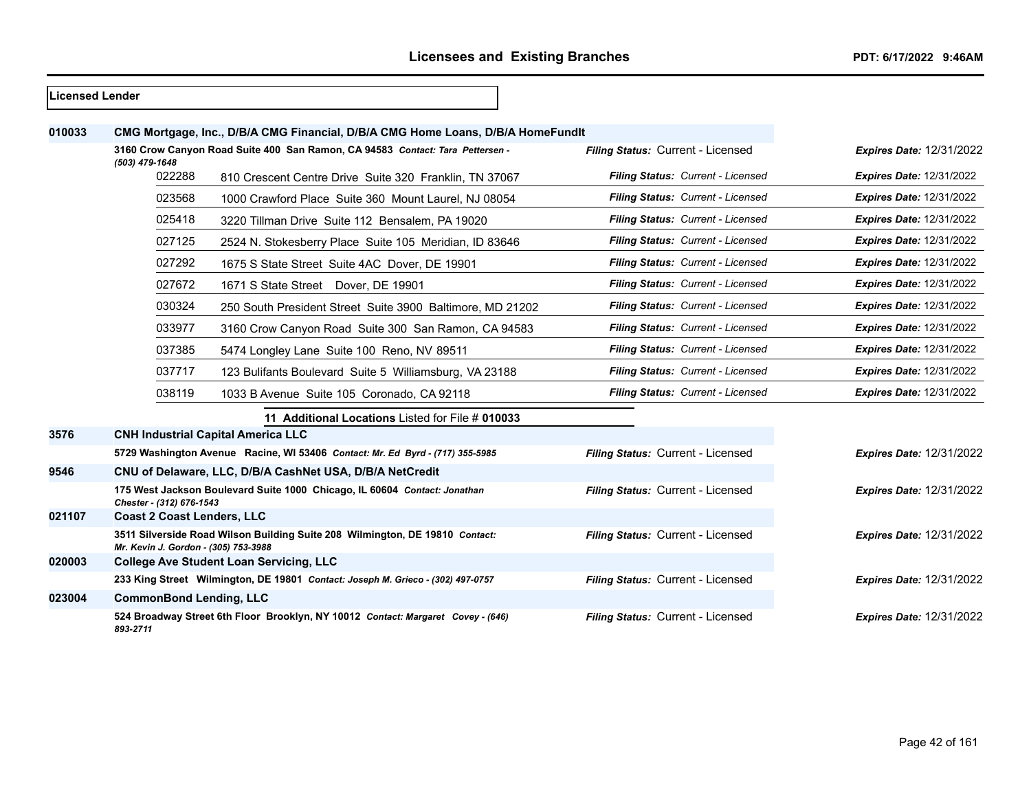**Licensed Lender**

**010033** **CMG Mortgage, Inc., D/B/A CMG Financial, D/B/A CMG Home Loans, D/B/A HomeFundIt**

**3160 Crow Canyon Road Suite 400 San Ramon, CA 94583** *Contact: Tara Pettersen - (503) 479-1648* — *Filing Status:* Current - Licensed — *Expires Date:* 12/31/2022

| Branch | Address | Filing Status | Expires Date |
|---|---|---|---|
| 022288 | 810 Crescent Centre Drive Suite 320 Franklin, TN 37067 | Current - Licensed | 12/31/2022 |
| 023568 | 1000 Crawford Place Suite 360 Mount Laurel, NJ 08054 | Current - Licensed | 12/31/2022 |
| 025418 | 3220 Tillman Drive Suite 112 Bensalem, PA 19020 | Current - Licensed | 12/31/2022 |
| 027125 | 2524 N. Stokesberry Place Suite 105 Meridian, ID 83646 | Current - Licensed | 12/31/2022 |
| 027292 | 1675 S State Street Suite 4AC Dover, DE 19901 | Current - Licensed | 12/31/2022 |
| 027672 | 1671 S State Street Dover, DE 19901 | Current - Licensed | 12/31/2022 |
| 030324 | 250 South President Street Suite 3900 Baltimore, MD 21202 | Current - Licensed | 12/31/2022 |
| 033977 | 3160 Crow Canyon Road Suite 300 San Ramon, CA 94583 | Current - Licensed | 12/31/2022 |
| 037385 | 5474 Longley Lane Suite 100 Reno, NV 89511 | Current - Licensed | 12/31/2022 |
| 037717 | 123 Bulifants Boulevard Suite 5 Williamsburg, VA 23188 | Current - Licensed | 12/31/2022 |
| 038119 | 1033 B Avenue Suite 105 Coronado, CA 92118 | Current - Licensed | 12/31/2022 |

**11 Additional Locations** Listed for File # **010033**

**3576** **CNH Industrial Capital America LLC**

**5729 Washington Avenue Racine, WI 53406** *Contact: Mr. Ed Byrd - (717) 355-5985* — *Filing Status:* Current - Licensed — *Expires Date:* 12/31/2022

**9546** **CNU of Delaware, LLC, D/B/A CashNet USA, D/B/A NetCredit**

**175 West Jackson Boulevard Suite 1000 Chicago, IL 60604** *Contact: Jonathan Chester - (312) 676-1543* — *Filing Status:* Current - Licensed — *Expires Date:* 12/31/2022

**021107** **Coast 2 Coast Lenders, LLC**

**3511 Silverside Road Wilson Building Suite 208 Wilmington, DE 19810** *Contact: Mr. Kevin J. Gordon - (305) 753-3988* — *Filing Status:* Current - Licensed — *Expires Date:* 12/31/2022

**020003** **College Ave Student Loan Servicing, LLC**

**233 King Street Wilmington, DE 19801** *Contact: Joseph M. Grieco - (302) 497-0757* — *Filing Status:* Current - Licensed — *Expires Date:* 12/31/2022

**023004** **CommonBond Lending, LLC**

**524 Broadway Street 6th Floor Brooklyn, NY 10012** *Contact: Margaret Covey - (646) 893-2711* — *Filing Status:* Current - Licensed — *Expires Date:* 12/31/2022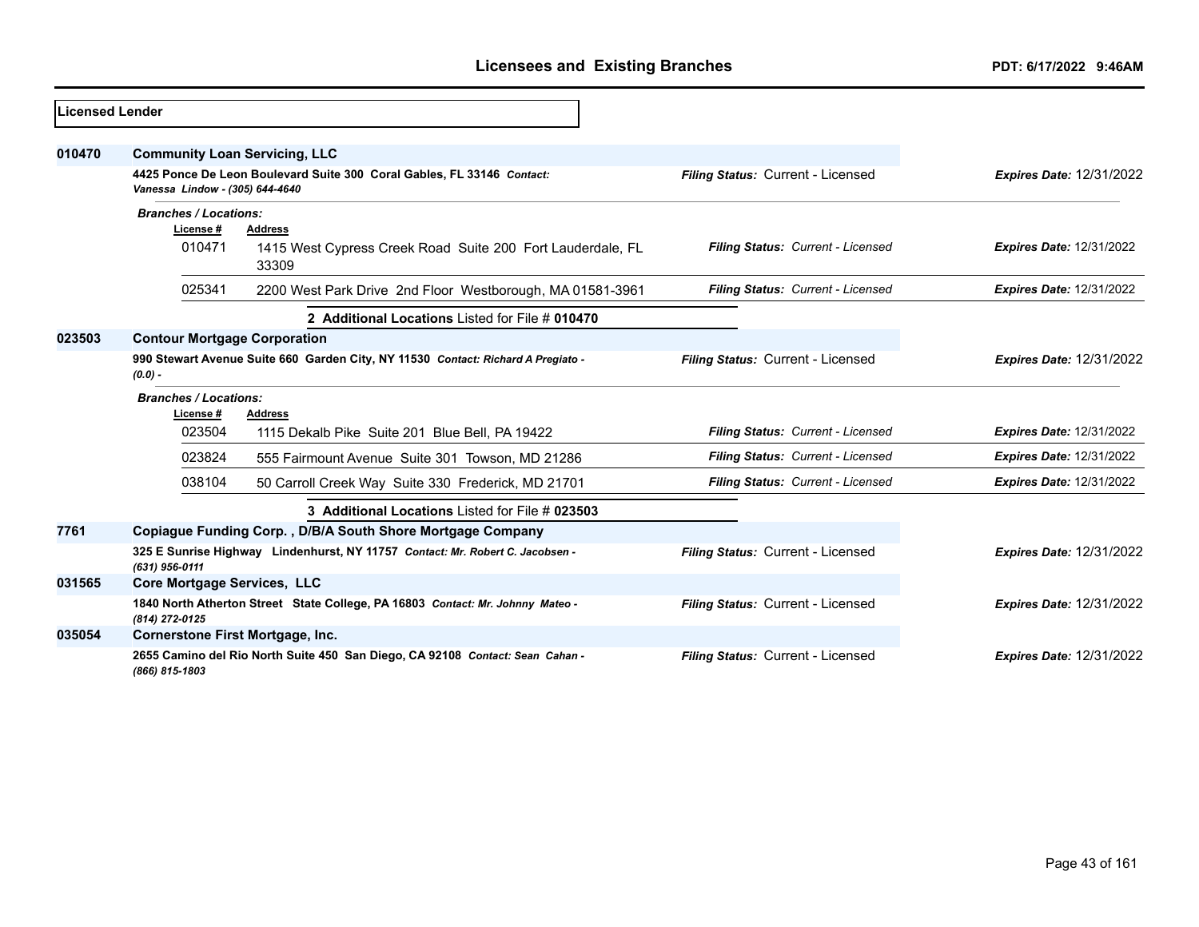## Licensed Lender

**010470** **Community Loan Servicing, LLC**

**4425 Ponce De Leon Boulevard Suite 300 Coral Gables, FL 33146** *Contact: Vanessa Lindow - (305) 644-4640*

*Filing Status:* Current - Licensed | *Expires Date:* 12/31/2022

*Branches / Locations:*

| License # | Address | Filing Status | Expires Date |
|---|---|---|---|
| 010471 | 1415 West Cypress Creek Road Suite 200 Fort Lauderdale, FL 33309 | Current - Licensed | 12/31/2022 |
| 025341 | 2200 West Park Drive 2nd Floor Westborough, MA 01581-3961 | Current - Licensed | 12/31/2022 |

**2 Additional Locations** Listed for File # **010470**

**023503** **Contour Mortgage Corporation**

**990 Stewart Avenue Suite 660 Garden City, NY 11530** *Contact: Richard A Pregiato - (0.0) -*

*Filing Status:* Current - Licensed | *Expires Date:* 12/31/2022

*Branches / Locations:*

| License # | Address | Filing Status | Expires Date |
|---|---|---|---|
| 023504 | 1115 Dekalb Pike Suite 201 Blue Bell, PA 19422 | Current - Licensed | 12/31/2022 |
| 023824 | 555 Fairmount Avenue Suite 301 Towson, MD 21286 | Current - Licensed | 12/31/2022 |
| 038104 | 50 Carroll Creek Way Suite 330 Frederick, MD 21701 | Current - Licensed | 12/31/2022 |

**3 Additional Locations** Listed for File # **023503**

**7761** **Copiague Funding Corp. , D/B/A South Shore Mortgage Company**

**325 E Sunrise Highway Lindenhurst, NY 11757** *Contact: Mr. Robert C. Jacobsen - (631) 956-0111*

*Filing Status:* Current - Licensed | *Expires Date:* 12/31/2022

**031565** **Core Mortgage Services, LLC**

**1840 North Atherton Street State College, PA 16803** *Contact: Mr. Johnny Mateo - (814) 272-0125*

*Filing Status:* Current - Licensed | *Expires Date:* 12/31/2022

**035054** **Cornerstone First Mortgage, Inc.**

**2655 Camino del Rio North Suite 450 San Diego, CA 92108** *Contact: Sean Cahan - (866) 815-1803*

*Filing Status:* Current - Licensed | *Expires Date:* 12/31/2022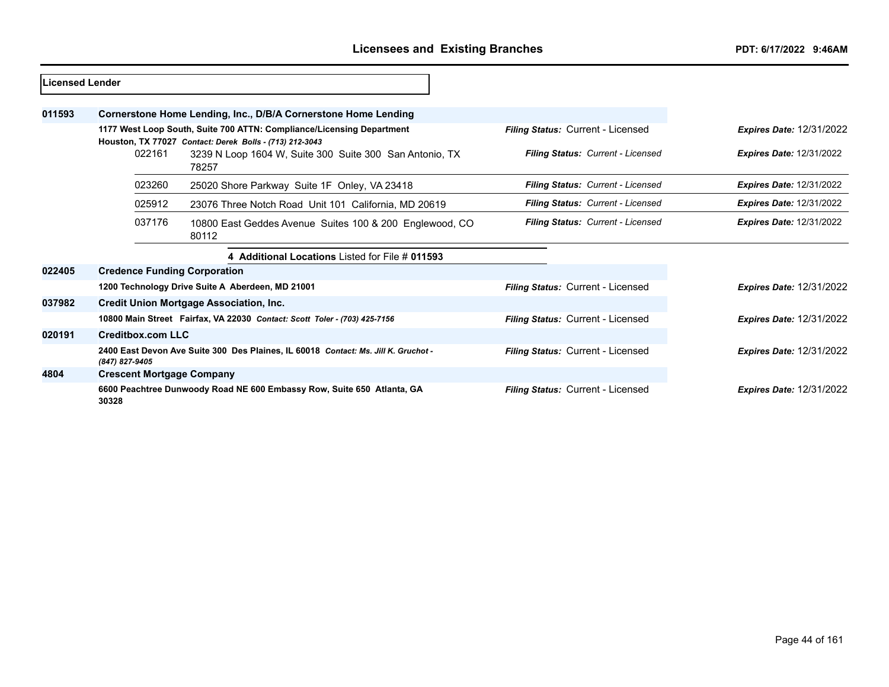## Licensees and Existing Branches

PDT: 6/17/2022 9:46AM

**Licensed Lender**

| File # | Licensee / Address | Filing Status | Expires Date |
|---|---|---|---|
| **011593** | **Cornerstone Home Lending, Inc., D/B/A Cornerstone Home Lending** | | |
| | **1177 West Loop South, Suite 700 ATTN: Compliance/Licensing Department Houston, TX 77027** *Contact: Derek Bolls - (713) 212-3043* | *Filing Status:* Current - Licensed | *Expires Date:* 12/31/2022 |
| 022161 | 3239 N Loop 1604 W, Suite 300 Suite 300 San Antonio, TX 78257 | *Filing Status: Current - Licensed* | *Expires Date:* 12/31/2022 |
| 023260 | 25020 Shore Parkway Suite 1F Onley, VA 23418 | *Filing Status: Current - Licensed* | *Expires Date:* 12/31/2022 |
| 025912 | 23076 Three Notch Road Unit 101 California, MD 20619 | *Filing Status: Current - Licensed* | *Expires Date:* 12/31/2022 |
| 037176 | 10800 East Geddes Avenue Suites 100 & 200 Englewood, CO 80112 | *Filing Status: Current - Licensed* | *Expires Date:* 12/31/2022 |
| | **4 Additional Locations** Listed for File # **011593** | | |
| **022405** | **Credence Funding Corporation** | | |
| | **1200 Technology Drive Suite A Aberdeen, MD 21001** | *Filing Status:* Current - Licensed | *Expires Date:* 12/31/2022 |
| **037982** | **Credit Union Mortgage Association, Inc.** | | |
| | **10800 Main Street Fairfax, VA 22030** *Contact: Scott Toler - (703) 425-7156* | *Filing Status:* Current - Licensed | *Expires Date:* 12/31/2022 |
| **020191** | **Creditbox.com LLC** | | |
| | **2400 East Devon Ave Suite 300 Des Plaines, IL 60018** *Contact: Ms. Jill K. Gruchot - (847) 827-9405* | *Filing Status:* Current - Licensed | *Expires Date:* 12/31/2022 |
| **4804** | **Crescent Mortgage Company** | | |
| | **6600 Peachtree Dunwoody Road NE 600 Embassy Row, Suite 650 Atlanta, GA 30328** | *Filing Status:* Current - Licensed | *Expires Date:* 12/31/2022 |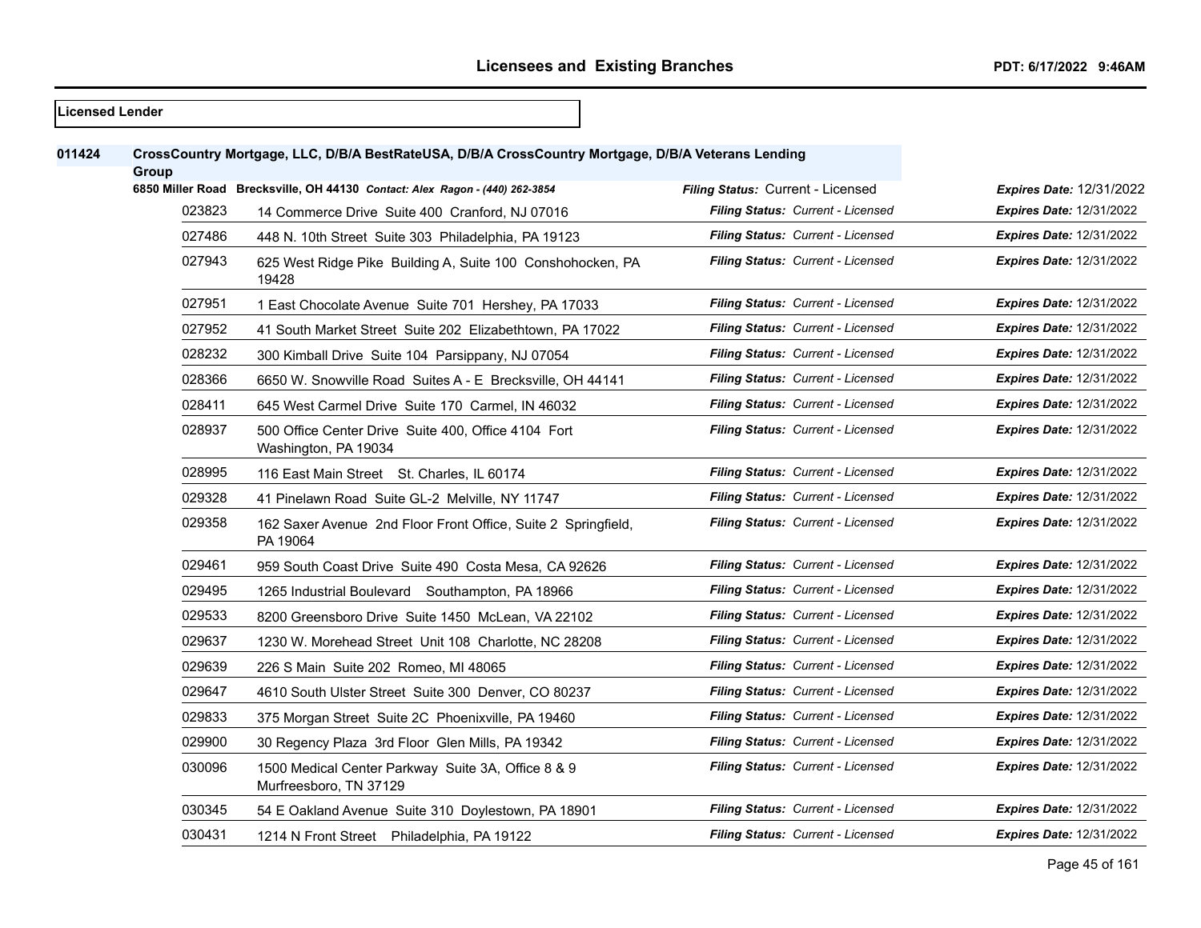# Licensees and Existing Branches

**PDT: 6/17/2022 9:46AM**

**Licensed Lender**

**011424** **CrossCountry Mortgage, LLC, D/B/A BestRateUSA, D/B/A CrossCountry Mortgage, D/B/A Veterans Lending Group**

**6850 Miller Road Brecksville, OH 44130** *Contact: Alex Ragon - (440) 262-3854* — ***Filing Status:*** Current - Licensed — ***Expires Date:*** 12/31/2022

| Branch | Address | Filing Status | Expires Date |
|---|---|---|---|
| 023823 | 14 Commerce Drive Suite 400 Cranford, NJ 07016 | ***Filing Status:*** *Current - Licensed* | ***Expires Date:*** 12/31/2022 |
| 027486 | 448 N. 10th Street Suite 303 Philadelphia, PA 19123 | ***Filing Status:*** *Current - Licensed* | ***Expires Date:*** 12/31/2022 |
| 027943 | 625 West Ridge Pike Building A, Suite 100 Conshohocken, PA 19428 | ***Filing Status:*** *Current - Licensed* | ***Expires Date:*** 12/31/2022 |
| 027951 | 1 East Chocolate Avenue Suite 701 Hershey, PA 17033 | ***Filing Status:*** *Current - Licensed* | ***Expires Date:*** 12/31/2022 |
| 027952 | 41 South Market Street Suite 202 Elizabethtown, PA 17022 | ***Filing Status:*** *Current - Licensed* | ***Expires Date:*** 12/31/2022 |
| 028232 | 300 Kimball Drive Suite 104 Parsippany, NJ 07054 | ***Filing Status:*** *Current - Licensed* | ***Expires Date:*** 12/31/2022 |
| 028366 | 6650 W. Snowville Road Suites A - E Brecksville, OH 44141 | ***Filing Status:*** *Current - Licensed* | ***Expires Date:*** 12/31/2022 |
| 028411 | 645 West Carmel Drive Suite 170 Carmel, IN 46032 | ***Filing Status:*** *Current - Licensed* | ***Expires Date:*** 12/31/2022 |
| 028937 | 500 Office Center Drive Suite 400, Office 4104 Fort Washington, PA 19034 | ***Filing Status:*** *Current - Licensed* | ***Expires Date:*** 12/31/2022 |
| 028995 | 116 East Main Street St. Charles, IL 60174 | ***Filing Status:*** *Current - Licensed* | ***Expires Date:*** 12/31/2022 |
| 029328 | 41 Pinelawn Road Suite GL-2 Melville, NY 11747 | ***Filing Status:*** *Current - Licensed* | ***Expires Date:*** 12/31/2022 |
| 029358 | 162 Saxer Avenue 2nd Floor Front Office, Suite 2 Springfield, PA 19064 | ***Filing Status:*** *Current - Licensed* | ***Expires Date:*** 12/31/2022 |
| 029461 | 959 South Coast Drive Suite 490 Costa Mesa, CA 92626 | ***Filing Status:*** *Current - Licensed* | ***Expires Date:*** 12/31/2022 |
| 029495 | 1265 Industrial Boulevard Southampton, PA 18966 | ***Filing Status:*** *Current - Licensed* | ***Expires Date:*** 12/31/2022 |
| 029533 | 8200 Greensboro Drive Suite 1450 McLean, VA 22102 | ***Filing Status:*** *Current - Licensed* | ***Expires Date:*** 12/31/2022 |
| 029637 | 1230 W. Morehead Street Unit 108 Charlotte, NC 28208 | ***Filing Status:*** *Current - Licensed* | ***Expires Date:*** 12/31/2022 |
| 029639 | 226 S Main Suite 202 Romeo, MI 48065 | ***Filing Status:*** *Current - Licensed* | ***Expires Date:*** 12/31/2022 |
| 029647 | 4610 South Ulster Street Suite 300 Denver, CO 80237 | ***Filing Status:*** *Current - Licensed* | ***Expires Date:*** 12/31/2022 |
| 029833 | 375 Morgan Street Suite 2C Phoenixville, PA 19460 | ***Filing Status:*** *Current - Licensed* | ***Expires Date:*** 12/31/2022 |
| 029900 | 30 Regency Plaza 3rd Floor Glen Mills, PA 19342 | ***Filing Status:*** *Current - Licensed* | ***Expires Date:*** 12/31/2022 |
| 030096 | 1500 Medical Center Parkway Suite 3A, Office 8 & 9 Murfreesboro, TN 37129 | ***Filing Status:*** *Current - Licensed* | ***Expires Date:*** 12/31/2022 |
| 030345 | 54 E Oakland Avenue Suite 310 Doylestown, PA 18901 | ***Filing Status:*** *Current - Licensed* | ***Expires Date:*** 12/31/2022 |
| 030431 | 1214 N Front Street Philadelphia, PA 19122 | ***Filing Status:*** *Current - Licensed* | ***Expires Date:*** 12/31/2022 |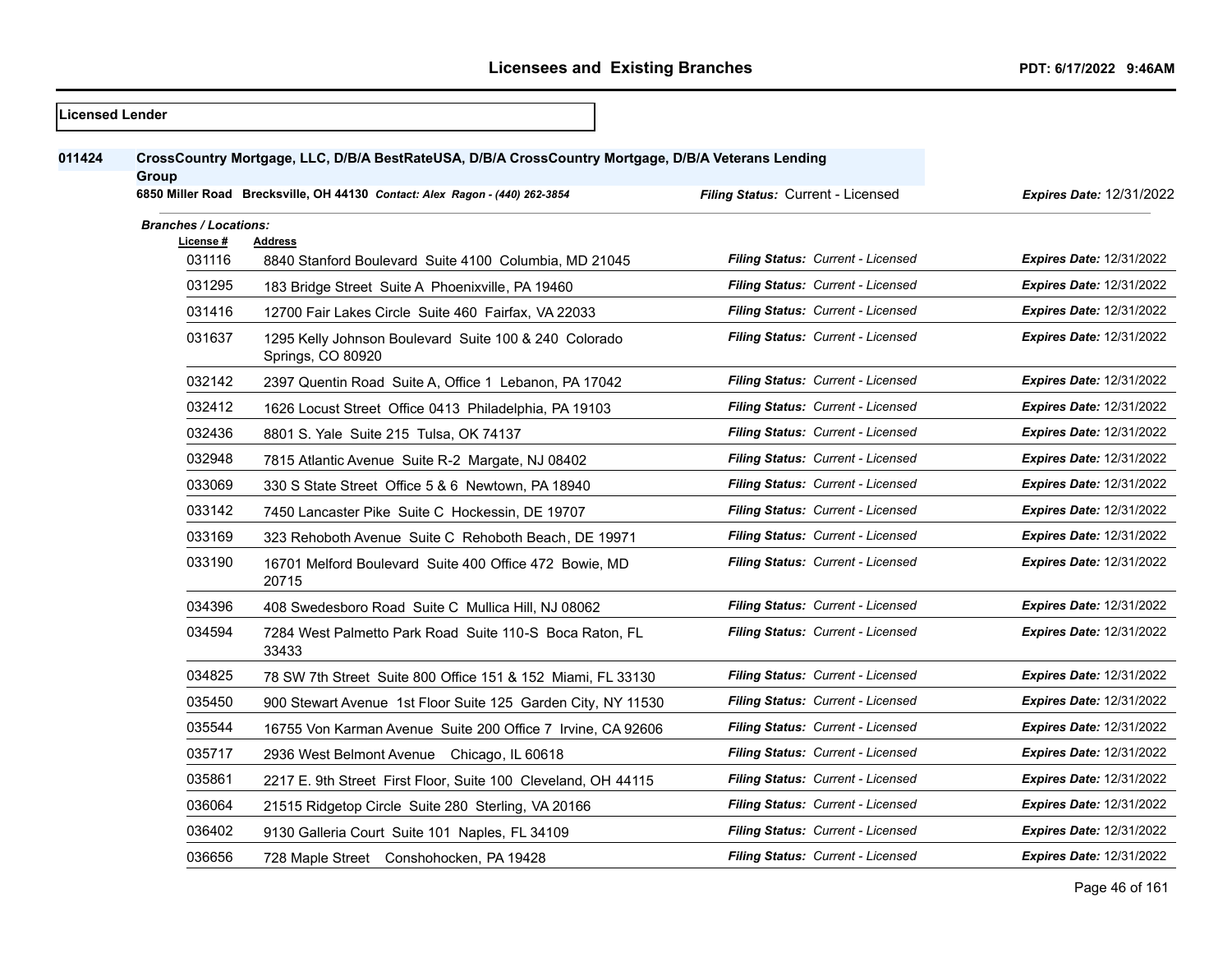## Licensees and Existing Branches

**Licensed Lender**

**011424** **CrossCountry Mortgage, LLC, D/B/A BestRateUSA, D/B/A CrossCountry Mortgage, D/B/A Veterans Lending Group**

**6850 Miller Road Brecksville, OH 44130** *Contact: Alex Ragon - (440) 262-3854* *Filing Status:* Current - Licensed *Expires Date:* 12/31/2022

***Branches / Locations:***

| License # | Address | Filing Status | Expires Date |
|---|---|---|---|
| 031116 | 8840 Stanford Boulevard Suite 4100 Columbia, MD 21045 | Current - Licensed | 12/31/2022 |
| 031295 | 183 Bridge Street Suite A Phoenixville, PA 19460 | Current - Licensed | 12/31/2022 |
| 031416 | 12700 Fair Lakes Circle Suite 460 Fairfax, VA 22033 | Current - Licensed | 12/31/2022 |
| 031637 | 1295 Kelly Johnson Boulevard Suite 100 & 240 Colorado Springs, CO 80920 | Current - Licensed | 12/31/2022 |
| 032142 | 2397 Quentin Road Suite A, Office 1 Lebanon, PA 17042 | Current - Licensed | 12/31/2022 |
| 032412 | 1626 Locust Street Office 0413 Philadelphia, PA 19103 | Current - Licensed | 12/31/2022 |
| 032436 | 8801 S. Yale Suite 215 Tulsa, OK 74137 | Current - Licensed | 12/31/2022 |
| 032948 | 7815 Atlantic Avenue Suite R-2 Margate, NJ 08402 | Current - Licensed | 12/31/2022 |
| 033069 | 330 S State Street Office 5 & 6 Newtown, PA 18940 | Current - Licensed | 12/31/2022 |
| 033142 | 7450 Lancaster Pike Suite C Hockessin, DE 19707 | Current - Licensed | 12/31/2022 |
| 033169 | 323 Rehoboth Avenue Suite C Rehoboth Beach, DE 19971 | Current - Licensed | 12/31/2022 |
| 033190 | 16701 Melford Boulevard Suite 400 Office 472 Bowie, MD 20715 | Current - Licensed | 12/31/2022 |
| 034396 | 408 Swedesboro Road Suite C Mullica Hill, NJ 08062 | Current - Licensed | 12/31/2022 |
| 034594 | 7284 West Palmetto Park Road Suite 110-S Boca Raton, FL 33433 | Current - Licensed | 12/31/2022 |
| 034825 | 78 SW 7th Street Suite 800 Office 151 & 152 Miami, FL 33130 | Current - Licensed | 12/31/2022 |
| 035450 | 900 Stewart Avenue 1st Floor Suite 125 Garden City, NY 11530 | Current - Licensed | 12/31/2022 |
| 035544 | 16755 Von Karman Avenue Suite 200 Office 7 Irvine, CA 92606 | Current - Licensed | 12/31/2022 |
| 035717 | 2936 West Belmont Avenue Chicago, IL 60618 | Current - Licensed | 12/31/2022 |
| 035861 | 2217 E. 9th Street First Floor, Suite 100 Cleveland, OH 44115 | Current - Licensed | 12/31/2022 |
| 036064 | 21515 Ridgetop Circle Suite 280 Sterling, VA 20166 | Current - Licensed | 12/31/2022 |
| 036402 | 9130 Galleria Court Suite 101 Naples, FL 34109 | Current - Licensed | 12/31/2022 |
| 036656 | 728 Maple Street Conshohocken, PA 19428 | Current - Licensed | 12/31/2022 |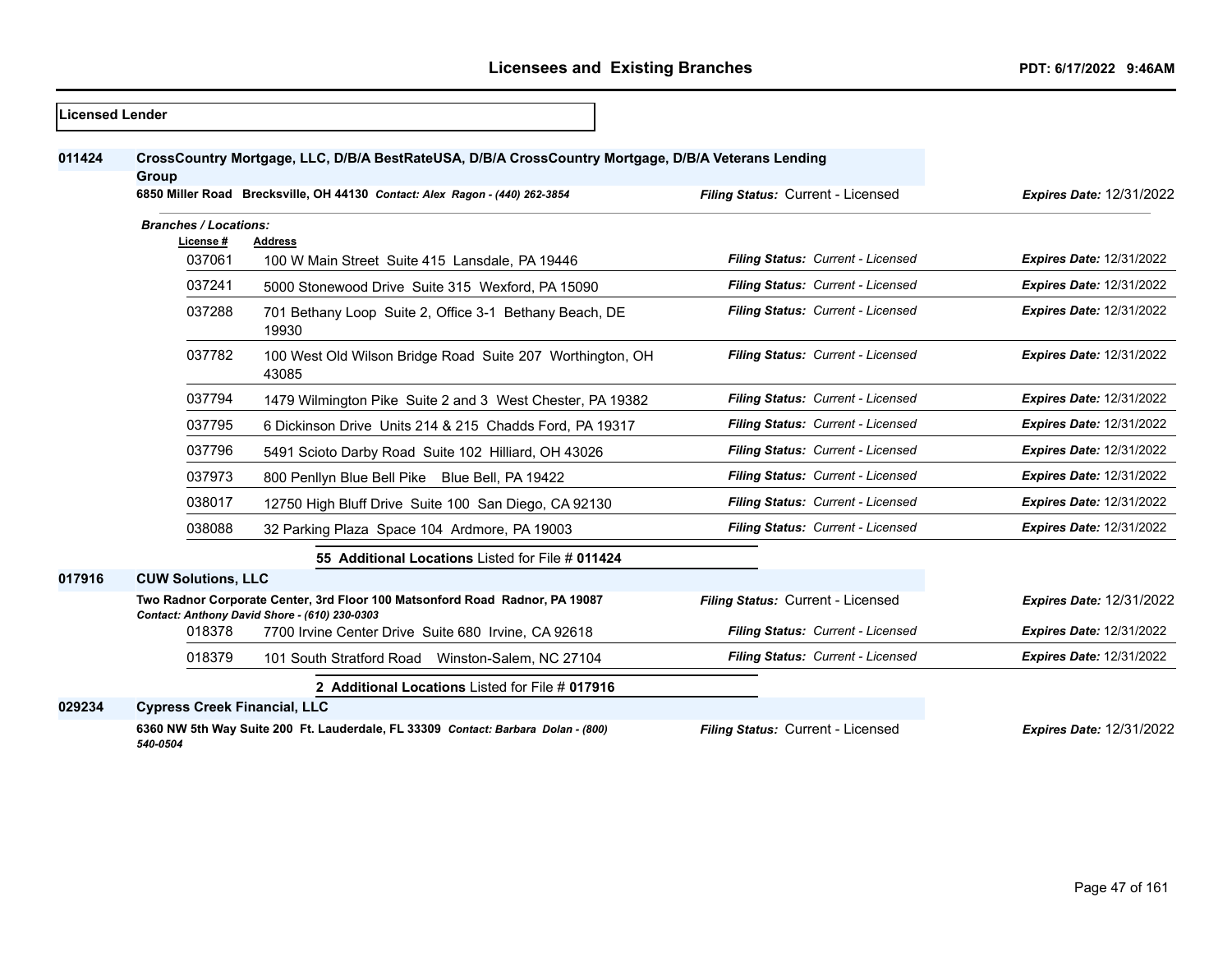## Licensees and Existing Branches

PDT: 6/17/2022 9:46AM

**Licensed Lender**

**011424** **CrossCountry Mortgage, LLC, D/B/A BestRateUSA, D/B/A CrossCountry Mortgage, D/B/A Veterans Lending Group**

**6850 Miller Road Brecksville, OH 44130** *Contact: Alex Ragon - (440) 262-3854* — *Filing Status:* Current - Licensed — *Expires Date:* 12/31/2022

*Branches / Locations:*

| License # | Address | Filing Status | Expires Date |
|---|---|---|---|
| 037061 | 100 W Main Street Suite 415 Lansdale, PA 19446 | Current - Licensed | 12/31/2022 |
| 037241 | 5000 Stonewood Drive Suite 315 Wexford, PA 15090 | Current - Licensed | 12/31/2022 |
| 037288 | 701 Bethany Loop Suite 2, Office 3-1 Bethany Beach, DE 19930 | Current - Licensed | 12/31/2022 |
| 037782 | 100 West Old Wilson Bridge Road Suite 207 Worthington, OH 43085 | Current - Licensed | 12/31/2022 |
| 037794 | 1479 Wilmington Pike Suite 2 and 3 West Chester, PA 19382 | Current - Licensed | 12/31/2022 |
| 037795 | 6 Dickinson Drive Units 214 & 215 Chadds Ford, PA 19317 | Current - Licensed | 12/31/2022 |
| 037796 | 5491 Scioto Darby Road Suite 102 Hilliard, OH 43026 | Current - Licensed | 12/31/2022 |
| 037973 | 800 Penllyn Blue Bell Pike Blue Bell, PA 19422 | Current - Licensed | 12/31/2022 |
| 038017 | 12750 High Bluff Drive Suite 100 San Diego, CA 92130 | Current - Licensed | 12/31/2022 |
| 038088 | 32 Parking Plaza Space 104 Ardmore, PA 19003 | Current - Licensed | 12/31/2022 |

**55 Additional Locations** Listed for File # **011424**

**017916** **CUW Solutions, LLC**

**Two Radnor Corporate Center, 3rd Floor 100 Matsonford Road Radnor, PA 19087** *Contact: Anthony David Shore - (610) 230-0303* — *Filing Status:* Current - Licensed — *Expires Date:* 12/31/2022

| License # | Address | Filing Status | Expires Date |
|---|---|---|---|
| 018378 | 7700 Irvine Center Drive Suite 680 Irvine, CA 92618 | Current - Licensed | 12/31/2022 |
| 018379 | 101 South Stratford Road Winston-Salem, NC 27104 | Current - Licensed | 12/31/2022 |

**2 Additional Locations** Listed for File # **017916**

**029234** **Cypress Creek Financial, LLC**

**6360 NW 5th Way Suite 200 Ft. Lauderdale, FL 33309** *Contact: Barbara Dolan - (800) 540-0504* — *Filing Status:* Current - Licensed — *Expires Date:* 12/31/2022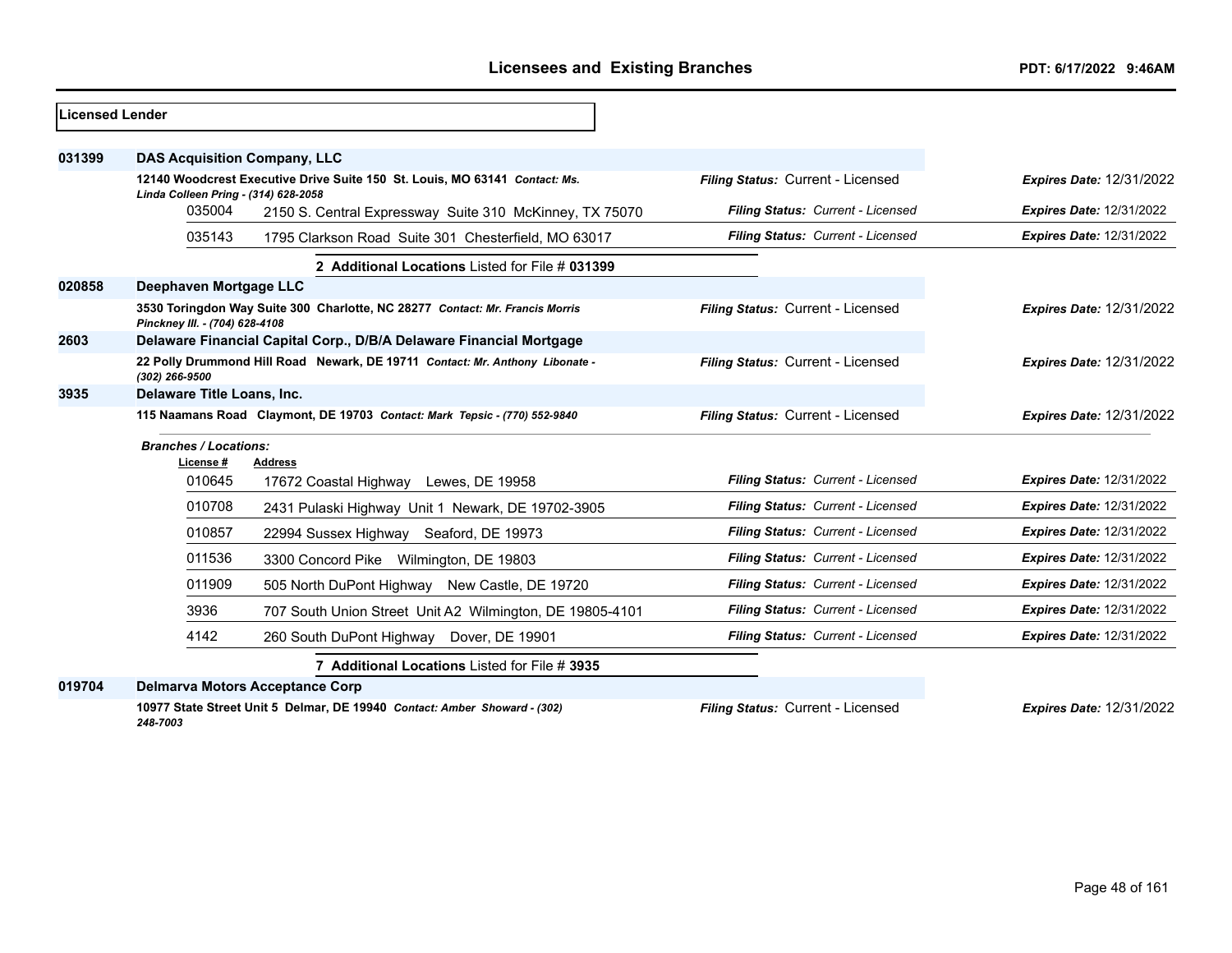## Licensees and Existing Branches

PDT: 6/17/2022 9:46AM

**Licensed Lender**

| File # | Licensee / Address | Filing Status | Expires Date |
|---|---|---|---|
| **031399** | **DAS Acquisition Company, LLC** | | |
| | **12140 Woodcrest Executive Drive Suite 150 St. Louis, MO 63141** *Contact: Ms. Linda Colleen Pring - (314) 628-2058* | *Filing Status:* Current - Licensed | *Expires Date:* 12/31/2022 |
| 035004 | 2150 S. Central Expressway Suite 310 McKinney, TX 75070 | *Filing Status: Current - Licensed* | *Expires Date:* 12/31/2022 |
| 035143 | 1795 Clarkson Road Suite 301 Chesterfield, MO 63017 | *Filing Status: Current - Licensed* | *Expires Date:* 12/31/2022 |
| | **2 Additional Locations** Listed for File # **031399** | | |
| **020858** | **Deephaven Mortgage LLC** | | |
| | **3530 Toringdon Way Suite 300 Charlotte, NC 28277** *Contact: Mr. Francis Morris Pinckney III. - (704) 628-4108* | *Filing Status:* Current - Licensed | *Expires Date:* 12/31/2022 |
| **2603** | **Delaware Financial Capital Corp., D/B/A Delaware Financial Mortgage** | | |
| | **22 Polly Drummond Hill Road Newark, DE 19711** *Contact: Mr. Anthony Libonate - (302) 266-9500* | *Filing Status:* Current - Licensed | *Expires Date:* 12/31/2022 |
| **3935** | **Delaware Title Loans, Inc.** | | |
| | **115 Naamans Road Claymont, DE 19703** *Contact: Mark Tepsic - (770) 552-9840* | *Filing Status:* Current - Licensed | *Expires Date:* 12/31/2022 |

*Branches / Locations:*

| License # | Address | Filing Status | Expires Date |
|---|---|---|---|
| 010645 | 17672 Coastal Highway Lewes, DE 19958 | *Filing Status: Current - Licensed* | *Expires Date:* 12/31/2022 |
| 010708 | 2431 Pulaski Highway Unit 1 Newark, DE 19702-3905 | *Filing Status: Current - Licensed* | *Expires Date:* 12/31/2022 |
| 010857 | 22994 Sussex Highway Seaford, DE 19973 | *Filing Status: Current - Licensed* | *Expires Date:* 12/31/2022 |
| 011536 | 3300 Concord Pike Wilmington, DE 19803 | *Filing Status: Current - Licensed* | *Expires Date:* 12/31/2022 |
| 011909 | 505 North DuPont Highway New Castle, DE 19720 | *Filing Status: Current - Licensed* | *Expires Date:* 12/31/2022 |
| 3936 | 707 South Union Street Unit A2 Wilmington, DE 19805-4101 | *Filing Status: Current - Licensed* | *Expires Date:* 12/31/2022 |
| 4142 | 260 South DuPont Highway Dover, DE 19901 | *Filing Status: Current - Licensed* | *Expires Date:* 12/31/2022 |

**7 Additional Locations** Listed for File # **3935**

| File # | Licensee / Address | Filing Status | Expires Date |
|---|---|---|---|
| **019704** | **Delmarva Motors Acceptance Corp** | | |
| | **10977 State Street Unit 5 Delmar, DE 19940** *Contact: Amber Showard - (302) 248-7003* | *Filing Status:* Current - Licensed | *Expires Date:* 12/31/2022 |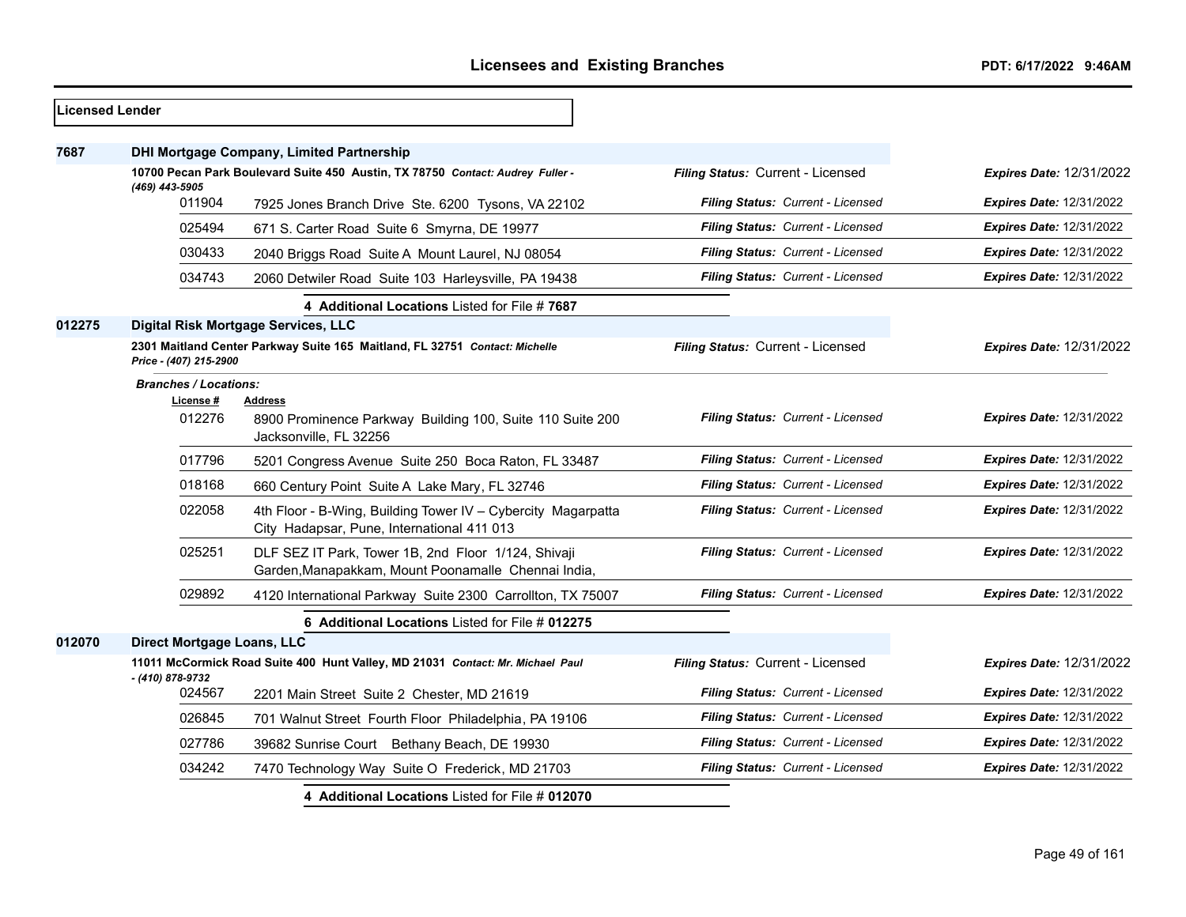**Licensed Lender**

**7687** **DHI Mortgage Company, Limited Partnership**

**10700 Pecan Park Boulevard Suite 450 Austin, TX 78750** *Contact: Audrey Fuller - (469) 443-5905*

*Filing Status:* Current - Licensed *Expires Date:* 12/31/2022

| License # | Address | Filing Status | Expires Date |
|---|---|---|---|
| 011904 | 7925 Jones Branch Drive Ste. 6200 Tysons, VA 22102 | Current - Licensed | 12/31/2022 |
| 025494 | 671 S. Carter Road Suite 6 Smyrna, DE 19977 | Current - Licensed | 12/31/2022 |
| 030433 | 2040 Briggs Road Suite A Mount Laurel, NJ 08054 | Current - Licensed | 12/31/2022 |
| 034743 | 2060 Detwiler Road Suite 103 Harleysville, PA 19438 | Current - Licensed | 12/31/2022 |

**4 Additional Locations** Listed for File # **7687**

**012275** **Digital Risk Mortgage Services, LLC**

**2301 Maitland Center Parkway Suite 165 Maitland, FL 32751** *Contact: Michelle Price - (407) 215-2900*

*Filing Status:* Current - Licensed *Expires Date:* 12/31/2022

*Branches / Locations:*

| License # | Address | Filing Status | Expires Date |
|---|---|---|---|
| 012276 | 8900 Prominence Parkway Building 100, Suite 110 Suite 200 Jacksonville, FL 32256 | Current - Licensed | 12/31/2022 |
| 017796 | 5201 Congress Avenue Suite 250 Boca Raton, FL 33487 | Current - Licensed | 12/31/2022 |
| 018168 | 660 Century Point Suite A Lake Mary, FL 32746 | Current - Licensed | 12/31/2022 |
| 022058 | 4th Floor - B-Wing, Building Tower IV – Cybercity Magarpatta City Hadapsar, Pune, International 411 013 | Current - Licensed | 12/31/2022 |
| 025251 | DLF SEZ IT Park, Tower 1B, 2nd Floor 1/124, Shivaji Garden,Manapakkam, Mount Poonamalle Chennai India, | Current - Licensed | 12/31/2022 |
| 029892 | 4120 International Parkway Suite 2300 Carrollton, TX 75007 | Current - Licensed | 12/31/2022 |

**6 Additional Locations** Listed for File # **012275**

**012070** **Direct Mortgage Loans, LLC**

**11011 McCormick Road Suite 400 Hunt Valley, MD 21031** *Contact: Mr. Michael Paul - (410) 878-9732*

*Filing Status:* Current - Licensed *Expires Date:* 12/31/2022

| License # | Address | Filing Status | Expires Date |
|---|---|---|---|
| 024567 | 2201 Main Street Suite 2 Chester, MD 21619 | Current - Licensed | 12/31/2022 |
| 026845 | 701 Walnut Street Fourth Floor Philadelphia, PA 19106 | Current - Licensed | 12/31/2022 |
| 027786 | 39682 Sunrise Court Bethany Beach, DE 19930 | Current - Licensed | 12/31/2022 |
| 034242 | 7470 Technology Way Suite O Frederick, MD 21703 | Current - Licensed | 12/31/2022 |

**4 Additional Locations** Listed for File # **012070**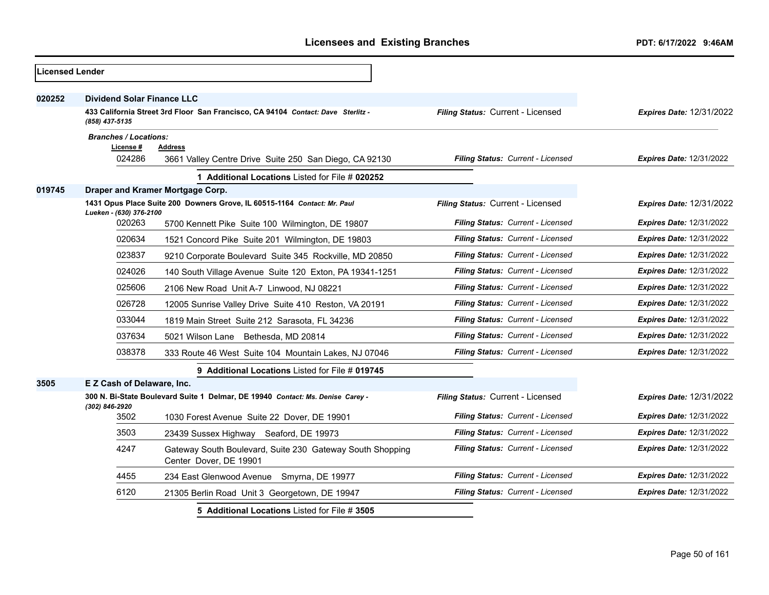**Licensed Lender**

**020252** **Dividend Solar Finance LLC**

**433 California Street 3rd Floor San Francisco, CA 94104** *Contact: Dave Sterlitz - (858) 437-5135*

*Filing Status:* Current - Licensed *Expires Date:* 12/31/2022

*Branches / Locations:*

| License # | Address | Filing Status | Expires Date |
|---|---|---|---|
| 024286 | 3661 Valley Centre Drive Suite 250 San Diego, CA 92130 | *Filing Status: Current - Licensed* | *Expires Date:* 12/31/2022 |

**1 Additional Locations** Listed for File # **020252**

**019745** **Draper and Kramer Mortgage Corp.**

**1431 Opus Place Suite 200 Downers Grove, IL 60515-1164** *Contact: Mr. Paul Lueken - (630) 376-2100*

*Filing Status:* Current - Licensed *Expires Date:* 12/31/2022

| License # | Address | Filing Status | Expires Date |
|---|---|---|---|
| 020263 | 5700 Kennett Pike Suite 100 Wilmington, DE 19807 | *Filing Status: Current - Licensed* | *Expires Date:* 12/31/2022 |
| 020634 | 1521 Concord Pike Suite 201 Wilmington, DE 19803 | *Filing Status: Current - Licensed* | *Expires Date:* 12/31/2022 |
| 023837 | 9210 Corporate Boulevard Suite 345 Rockville, MD 20850 | *Filing Status: Current - Licensed* | *Expires Date:* 12/31/2022 |
| 024026 | 140 South Village Avenue Suite 120 Exton, PA 19341-1251 | *Filing Status: Current - Licensed* | *Expires Date:* 12/31/2022 |
| 025606 | 2106 New Road Unit A-7 Linwood, NJ 08221 | *Filing Status: Current - Licensed* | *Expires Date:* 12/31/2022 |
| 026728 | 12005 Sunrise Valley Drive Suite 410 Reston, VA 20191 | *Filing Status: Current - Licensed* | *Expires Date:* 12/31/2022 |
| 033044 | 1819 Main Street Suite 212 Sarasota, FL 34236 | *Filing Status: Current - Licensed* | *Expires Date:* 12/31/2022 |
| 037634 | 5021 Wilson Lane Bethesda, MD 20814 | *Filing Status: Current - Licensed* | *Expires Date:* 12/31/2022 |
| 038378 | 333 Route 46 West Suite 104 Mountain Lakes, NJ 07046 | *Filing Status: Current - Licensed* | *Expires Date:* 12/31/2022 |

**9 Additional Locations** Listed for File # **019745**

**3505** **E Z Cash of Delaware, Inc.**

**300 N. Bi-State Boulevard Suite 1 Delmar, DE 19940** *Contact: Ms. Denise Carey - (302) 846-2920*

*Filing Status:* Current - Licensed *Expires Date:* 12/31/2022

| License # | Address | Filing Status | Expires Date |
|---|---|---|---|
| 3502 | 1030 Forest Avenue Suite 22 Dover, DE 19901 | *Filing Status: Current - Licensed* | *Expires Date:* 12/31/2022 |
| 3503 | 23439 Sussex Highway Seaford, DE 19973 | *Filing Status: Current - Licensed* | *Expires Date:* 12/31/2022 |
| 4247 | Gateway South Boulevard, Suite 230 Gateway South Shopping Center Dover, DE 19901 | *Filing Status: Current - Licensed* | *Expires Date:* 12/31/2022 |
| 4455 | 234 East Glenwood Avenue Smyrna, DE 19977 | *Filing Status: Current - Licensed* | *Expires Date:* 12/31/2022 |
| 6120 | 21305 Berlin Road Unit 3 Georgetown, DE 19947 | *Filing Status: Current - Licensed* | *Expires Date:* 12/31/2022 |

**5 Additional Locations** Listed for File # **3505**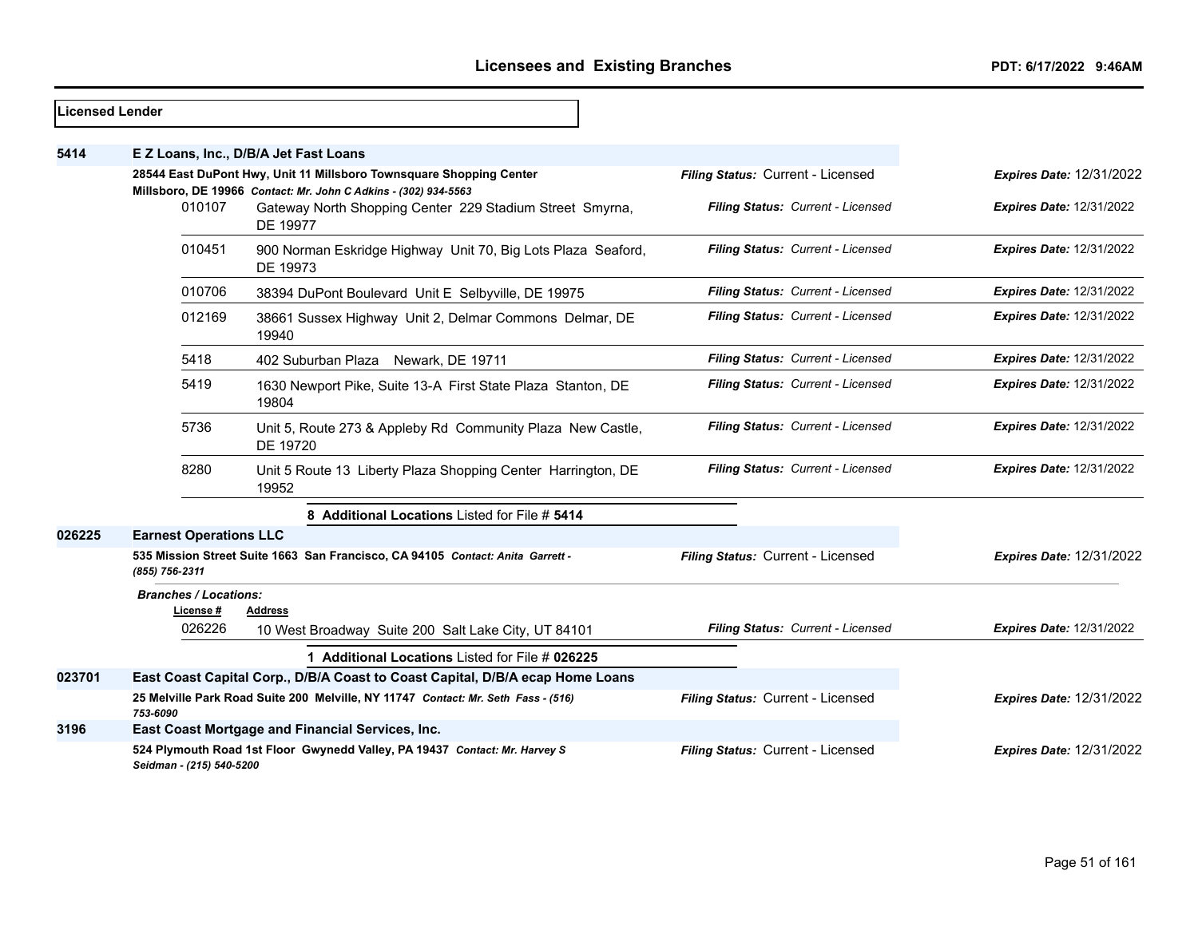**Licensed Lender**

| | | | |
|---|---|---|---|
| **5414** | **E Z Loans, Inc., D/B/A Jet Fast Loans** | | |
| | **28544 East DuPont Hwy, Unit 11 Millsboro Townsquare Shopping Center Millsboro, DE 19966** *Contact: Mr. John C Adkins - (302) 934-5563* | *Filing Status:* Current - Licensed | *Expires Date:* 12/31/2022 |
| 010107 | Gateway North Shopping Center 229 Stadium Street Smyrna, DE 19977 | *Filing Status: Current - Licensed* | *Expires Date:* 12/31/2022 |
| 010451 | 900 Norman Eskridge Highway Unit 70, Big Lots Plaza Seaford, DE 19973 | *Filing Status: Current - Licensed* | *Expires Date:* 12/31/2022 |
| 010706 | 38394 DuPont Boulevard Unit E Selbyville, DE 19975 | *Filing Status: Current - Licensed* | *Expires Date:* 12/31/2022 |
| 012169 | 38661 Sussex Highway Unit 2, Delmar Commons Delmar, DE 19940 | *Filing Status: Current - Licensed* | *Expires Date:* 12/31/2022 |
| 5418 | 402 Suburban Plaza Newark, DE 19711 | *Filing Status: Current - Licensed* | *Expires Date:* 12/31/2022 |
| 5419 | 1630 Newport Pike, Suite 13-A First State Plaza Stanton, DE 19804 | *Filing Status: Current - Licensed* | *Expires Date:* 12/31/2022 |
| 5736 | Unit 5, Route 273 & Appleby Rd Community Plaza New Castle, DE 19720 | *Filing Status: Current - Licensed* | *Expires Date:* 12/31/2022 |
| 8280 | Unit 5 Route 13 Liberty Plaza Shopping Center Harrington, DE 19952 | *Filing Status: Current - Licensed* | *Expires Date:* 12/31/2022 |

**8 Additional Locations** Listed for File # **5414**

| | | | |
|---|---|---|---|
| **026225** | **Earnest Operations LLC** | | |
| | **535 Mission Street Suite 1663 San Francisco, CA 94105** *Contact: Anita Garrett - (855) 756-2311* | *Filing Status:* Current - Licensed | *Expires Date:* 12/31/2022 |

***Branches / Locations:***

| License # | Address | | |
|---|---|---|---|
| 026226 | 10 West Broadway Suite 200 Salt Lake City, UT 84101 | *Filing Status: Current - Licensed* | *Expires Date:* 12/31/2022 |

**1 Additional Locations** Listed for File # **026225**

| | | | |
|---|---|---|---|
| **023701** | **East Coast Capital Corp., D/B/A Coast to Coast Capital, D/B/A ecap Home Loans** | | |
| | **25 Melville Park Road Suite 200 Melville, NY 11747** *Contact: Mr. Seth Fass - (516) 753-6090* | *Filing Status:* Current - Licensed | *Expires Date:* 12/31/2022 |
| **3196** | **East Coast Mortgage and Financial Services, Inc.** | | |
| | **524 Plymouth Road 1st Floor Gwynedd Valley, PA 19437** *Contact: Mr. Harvey S Seidman - (215) 540-5200* | *Filing Status:* Current - Licensed | *Expires Date:* 12/31/2022 |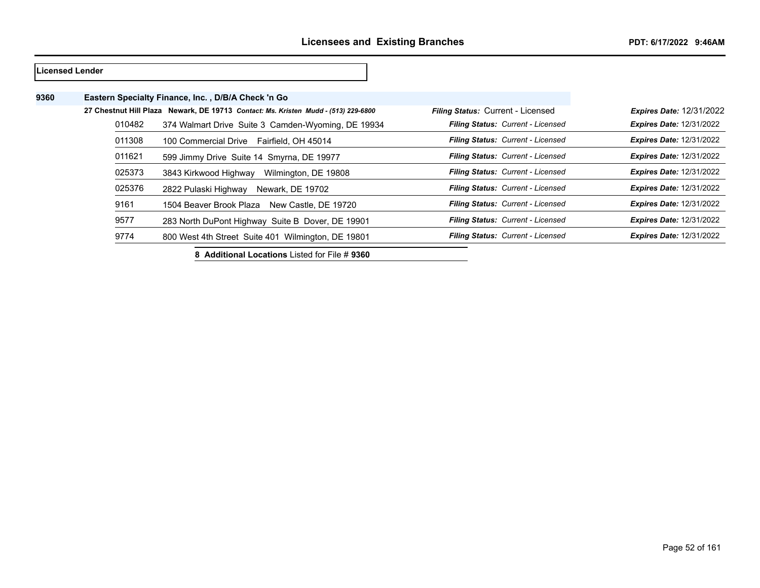# Licensees and Existing Branches

**PDT: 6/17/2022 9:46AM**

**Licensed Lender**

**9360** **Eastern Specialty Finance, Inc. , D/B/A Check 'n Go**

**27 Chestnut Hill Plaza Newark, DE 19713** ***Contact: Ms. Kristen Mudd - (513) 229-6800*** ***Filing Status:*** Current - Licensed ***Expires Date:*** 12/31/2022

| Branch | Address | Filing Status | Expires Date |
|---|---|---|---|
| 010482 | 374 Walmart Drive Suite 3 Camden-Wyoming, DE 19934 | ***Filing Status:*** *Current - Licensed* | ***Expires Date:*** 12/31/2022 |
| 011308 | 100 Commercial Drive Fairfield, OH 45014 | ***Filing Status:*** *Current - Licensed* | ***Expires Date:*** 12/31/2022 |
| 011621 | 599 Jimmy Drive Suite 14 Smyrna, DE 19977 | ***Filing Status:*** *Current - Licensed* | ***Expires Date:*** 12/31/2022 |
| 025373 | 3843 Kirkwood Highway Wilmington, DE 19808 | ***Filing Status:*** *Current - Licensed* | ***Expires Date:*** 12/31/2022 |
| 025376 | 2822 Pulaski Highway Newark, DE 19702 | ***Filing Status:*** *Current - Licensed* | ***Expires Date:*** 12/31/2022 |
| 9161 | 1504 Beaver Brook Plaza New Castle, DE 19720 | ***Filing Status:*** *Current - Licensed* | ***Expires Date:*** 12/31/2022 |
| 9577 | 283 North DuPont Highway Suite B Dover, DE 19901 | ***Filing Status:*** *Current - Licensed* | ***Expires Date:*** 12/31/2022 |
| 9774 | 800 West 4th Street Suite 401 Wilmington, DE 19801 | ***Filing Status:*** *Current - Licensed* | ***Expires Date:*** 12/31/2022 |

**8 Additional Locations** Listed for File # **9360**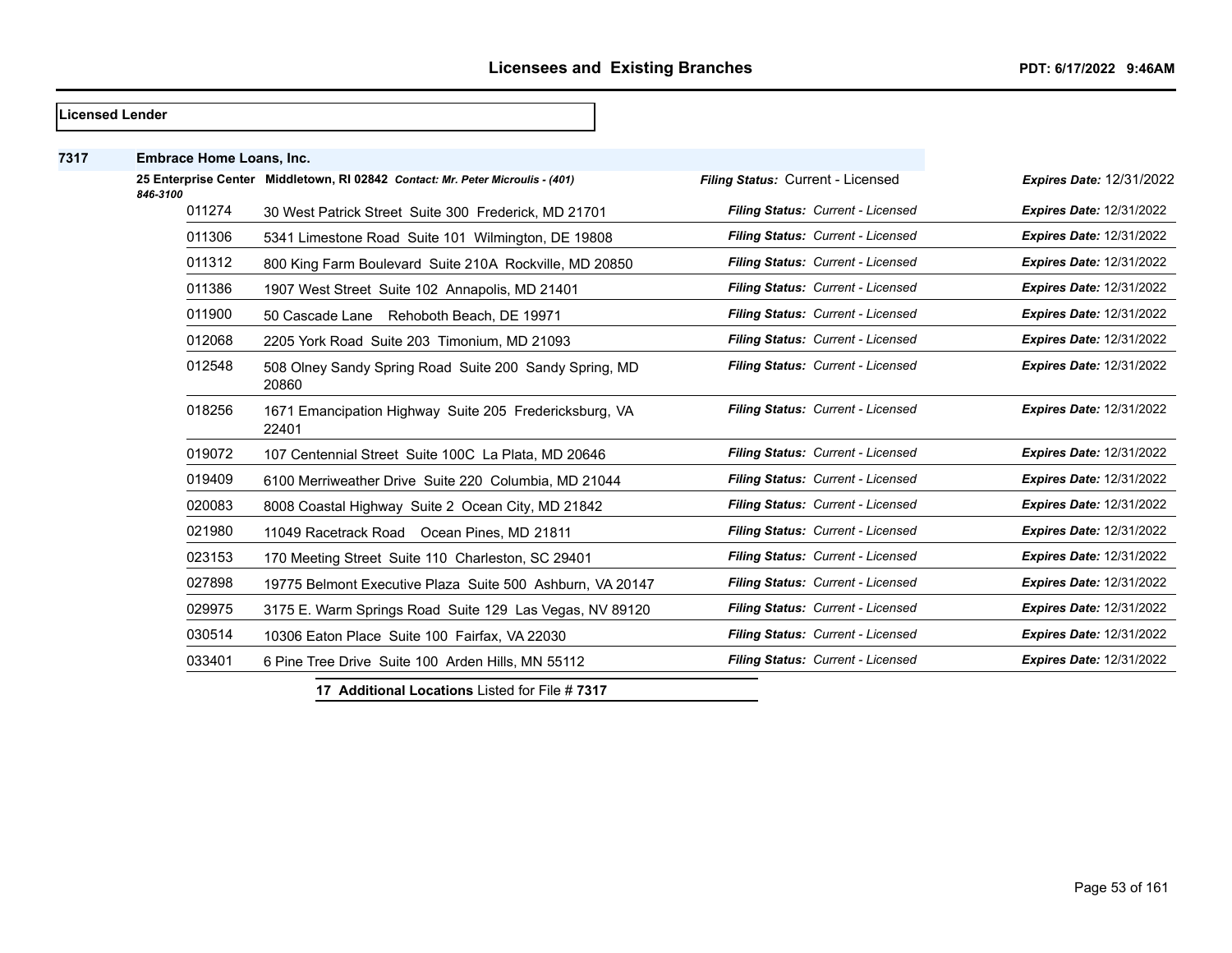## Licensees and Existing Branches

**Licensed Lender**

**7317** **Embrace Home Loans, Inc.**

**25 Enterprise Center Middletown, RI 02842** *Contact: Mr. Peter Microulis - (401) 846-3100*

***Filing Status:*** Current - Licensed ***Expires Date:*** 12/31/2022

| Branch | Address | Filing Status | Expires Date |
|---|---|---|---|
| 011274 | 30 West Patrick Street Suite 300 Frederick, MD 21701 | Current - Licensed | 12/31/2022 |
| 011306 | 5341 Limestone Road Suite 101 Wilmington, DE 19808 | Current - Licensed | 12/31/2022 |
| 011312 | 800 King Farm Boulevard Suite 210A Rockville, MD 20850 | Current - Licensed | 12/31/2022 |
| 011386 | 1907 West Street Suite 102 Annapolis, MD 21401 | Current - Licensed | 12/31/2022 |
| 011900 | 50 Cascade Lane Rehoboth Beach, DE 19971 | Current - Licensed | 12/31/2022 |
| 012068 | 2205 York Road Suite 203 Timonium, MD 21093 | Current - Licensed | 12/31/2022 |
| 012548 | 508 Olney Sandy Spring Road Suite 200 Sandy Spring, MD 20860 | Current - Licensed | 12/31/2022 |
| 018256 | 1671 Emancipation Highway Suite 205 Fredericksburg, VA 22401 | Current - Licensed | 12/31/2022 |
| 019072 | 107 Centennial Street Suite 100C La Plata, MD 20646 | Current - Licensed | 12/31/2022 |
| 019409 | 6100 Merriweather Drive Suite 220 Columbia, MD 21044 | Current - Licensed | 12/31/2022 |
| 020083 | 8008 Coastal Highway Suite 2 Ocean City, MD 21842 | Current - Licensed | 12/31/2022 |
| 021980 | 11049 Racetrack Road Ocean Pines, MD 21811 | Current - Licensed | 12/31/2022 |
| 023153 | 170 Meeting Street Suite 110 Charleston, SC 29401 | Current - Licensed | 12/31/2022 |
| 027898 | 19775 Belmont Executive Plaza Suite 500 Ashburn, VA 20147 | Current - Licensed | 12/31/2022 |
| 029975 | 3175 E. Warm Springs Road Suite 129 Las Vegas, NV 89120 | Current - Licensed | 12/31/2022 |
| 030514 | 10306 Eaton Place Suite 100 Fairfax, VA 22030 | Current - Licensed | 12/31/2022 |
| 033401 | 6 Pine Tree Drive Suite 100 Arden Hills, MN 55112 | Current - Licensed | 12/31/2022 |

**17 Additional Locations** Listed for File # **7317**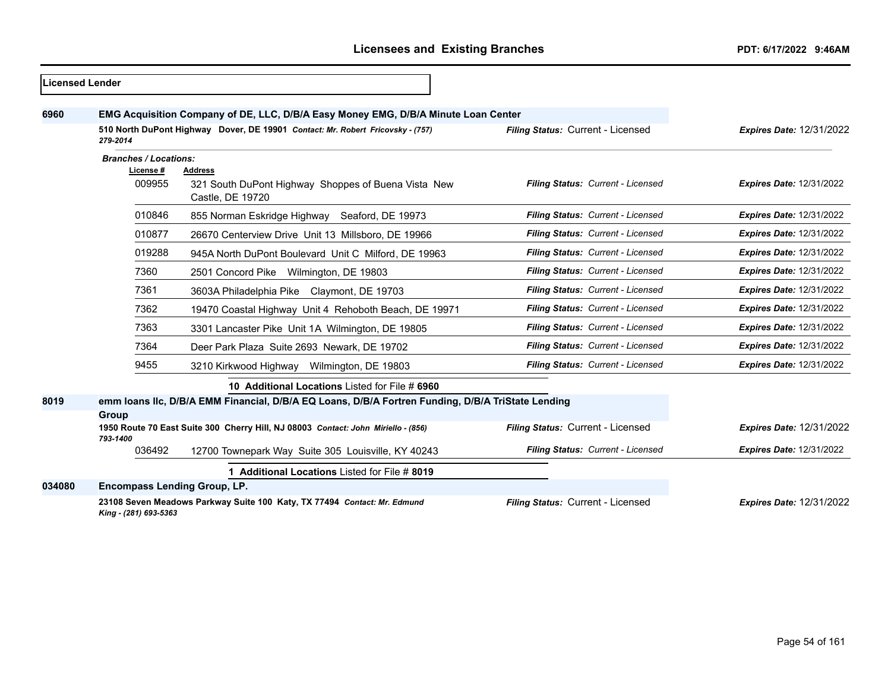## Licensed Lender

### 6960 EMG Acquisition Company of DE, LLC, D/B/A Easy Money EMG, D/B/A Minute Loan Center

**510 North DuPont Highway Dover, DE 19901** *Contact: Mr. Robert Fricovsky - (757) 279-2014*

*Filing Status:* Current - Licensed | *Expires Date:* 12/31/2022

*Branches / Locations:*

| License # | Address | Filing Status | Expires Date |
|---|---|---|---|
| 009955 | 321 South DuPont Highway Shoppes of Buena Vista New Castle, DE 19720 | *Filing Status: Current - Licensed* | *Expires Date:* 12/31/2022 |
| 010846 | 855 Norman Eskridge Highway Seaford, DE 19973 | *Filing Status: Current - Licensed* | *Expires Date:* 12/31/2022 |
| 010877 | 26670 Centerview Drive Unit 13 Millsboro, DE 19966 | *Filing Status: Current - Licensed* | *Expires Date:* 12/31/2022 |
| 019288 | 945A North DuPont Boulevard Unit C Milford, DE 19963 | *Filing Status: Current - Licensed* | *Expires Date:* 12/31/2022 |
| 7360 | 2501 Concord Pike Wilmington, DE 19803 | *Filing Status: Current - Licensed* | *Expires Date:* 12/31/2022 |
| 7361 | 3603A Philadelphia Pike Claymont, DE 19703 | *Filing Status: Current - Licensed* | *Expires Date:* 12/31/2022 |
| 7362 | 19470 Coastal Highway Unit 4 Rehoboth Beach, DE 19971 | *Filing Status: Current - Licensed* | *Expires Date:* 12/31/2022 |
| 7363 | 3301 Lancaster Pike Unit 1A Wilmington, DE 19805 | *Filing Status: Current - Licensed* | *Expires Date:* 12/31/2022 |
| 7364 | Deer Park Plaza Suite 2693 Newark, DE 19702 | *Filing Status: Current - Licensed* | *Expires Date:* 12/31/2022 |
| 9455 | 3210 Kirkwood Highway Wilmington, DE 19803 | *Filing Status: Current - Licensed* | *Expires Date:* 12/31/2022 |

**10 Additional Locations** Listed for File # **6960**

### 8019 emm loans llc, D/B/A EMM Financial, D/B/A EQ Loans, D/B/A Fortren Funding, D/B/A TriState Lending Group

**1950 Route 70 East Suite 300 Cherry Hill, NJ 08003** *Contact: John Miriello - (856) 793-1400*

*Filing Status:* Current - Licensed | *Expires Date:* 12/31/2022

| License # | Address | Filing Status | Expires Date |
|---|---|---|---|
| 036492 | 12700 Townepark Way Suite 305 Louisville, KY 40243 | *Filing Status: Current - Licensed* | *Expires Date:* 12/31/2022 |

**1 Additional Locations** Listed for File # **8019**

### 034080 Encompass Lending Group, LP.

**23108 Seven Meadows Parkway Suite 100 Katy, TX 77494** *Contact: Mr. Edmund King - (281) 693-5363*

*Filing Status:* Current - Licensed | *Expires Date:* 12/31/2022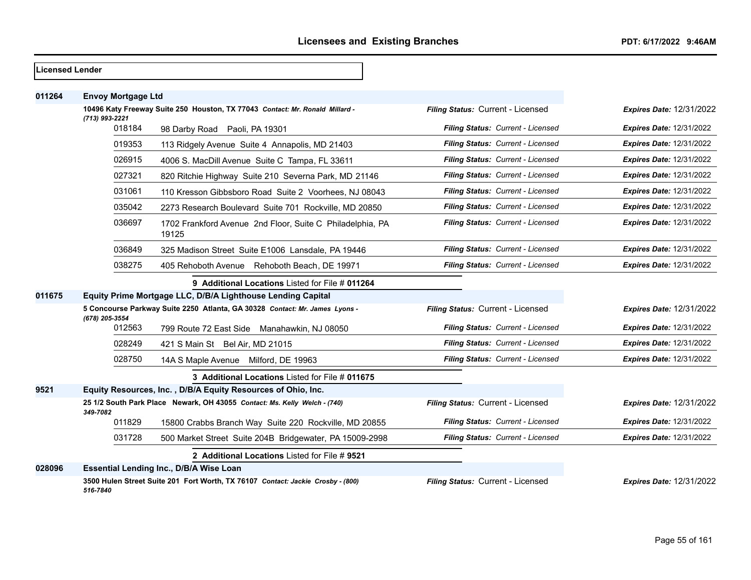**Licensed Lender**

| | | Filing Status | Expires Date |
|---|---|---|---|
| **011264** | **Envoy Mortgage Ltd** | | |
| | **10496 Katy Freeway Suite 250 Houston, TX 77043** *Contact: Mr. Ronald Millard - (713) 993-2221* | *Filing Status:* Current - Licensed | *Expires Date:* 12/31/2022 |
| 018184 | 98 Darby Road Paoli, PA 19301 | *Filing Status: Current - Licensed* | *Expires Date:* 12/31/2022 |
| 019353 | 113 Ridgely Avenue Suite 4 Annapolis, MD 21403 | *Filing Status: Current - Licensed* | *Expires Date:* 12/31/2022 |
| 026915 | 4006 S. MacDill Avenue Suite C Tampa, FL 33611 | *Filing Status: Current - Licensed* | *Expires Date:* 12/31/2022 |
| 027321 | 820 Ritchie Highway Suite 210 Severna Park, MD 21146 | *Filing Status: Current - Licensed* | *Expires Date:* 12/31/2022 |
| 031061 | 110 Kresson Gibbsboro Road Suite 2 Voorhees, NJ 08043 | *Filing Status: Current - Licensed* | *Expires Date:* 12/31/2022 |
| 035042 | 2273 Research Boulevard Suite 701 Rockville, MD 20850 | *Filing Status: Current - Licensed* | *Expires Date:* 12/31/2022 |
| 036697 | 1702 Frankford Avenue 2nd Floor, Suite C Philadelphia, PA 19125 | *Filing Status: Current - Licensed* | *Expires Date:* 12/31/2022 |
| 036849 | 325 Madison Street Suite E1006 Lansdale, PA 19446 | *Filing Status: Current - Licensed* | *Expires Date:* 12/31/2022 |
| 038275 | 405 Rehoboth Avenue Rehoboth Beach, DE 19971 | *Filing Status: Current - Licensed* | *Expires Date:* 12/31/2022 |
| | **9 Additional Locations** Listed for File # **011264** | | |
| **011675** | **Equity Prime Mortgage LLC, D/B/A Lighthouse Lending Capital** | | |
| | **5 Concourse Parkway Suite 2250 Atlanta, GA 30328** *Contact: Mr. James Lyons - (678) 205-3554* | *Filing Status:* Current - Licensed | *Expires Date:* 12/31/2022 |
| 012563 | 799 Route 72 East Side Manahawkin, NJ 08050 | *Filing Status: Current - Licensed* | *Expires Date:* 12/31/2022 |
| 028249 | 421 S Main St Bel Air, MD 21015 | *Filing Status: Current - Licensed* | *Expires Date:* 12/31/2022 |
| 028750 | 14A S Maple Avenue Milford, DE 19963 | *Filing Status: Current - Licensed* | *Expires Date:* 12/31/2022 |
| | **3 Additional Locations** Listed for File # **011675** | | |
| **9521** | **Equity Resources, Inc. , D/B/A Equity Resources of Ohio, Inc.** | | |
| | **25 1/2 South Park Place Newark, OH 43055** *Contact: Ms. Kelly Welch - (740) 349-7082* | *Filing Status:* Current - Licensed | *Expires Date:* 12/31/2022 |
| 011829 | 15800 Crabbs Branch Way Suite 220 Rockville, MD 20855 | *Filing Status: Current - Licensed* | *Expires Date:* 12/31/2022 |
| 031728 | 500 Market Street Suite 204B Bridgewater, PA 15009-2998 | *Filing Status: Current - Licensed* | *Expires Date:* 12/31/2022 |
| | **2 Additional Locations** Listed for File # **9521** | | |
| **028096** | **Essential Lending Inc., D/B/A Wise Loan** | | |
| | **3500 Hulen Street Suite 201 Fort Worth, TX 76107** *Contact: Jackie Crosby - (800) 516-7840* | *Filing Status:* Current - Licensed | *Expires Date:* 12/31/2022 |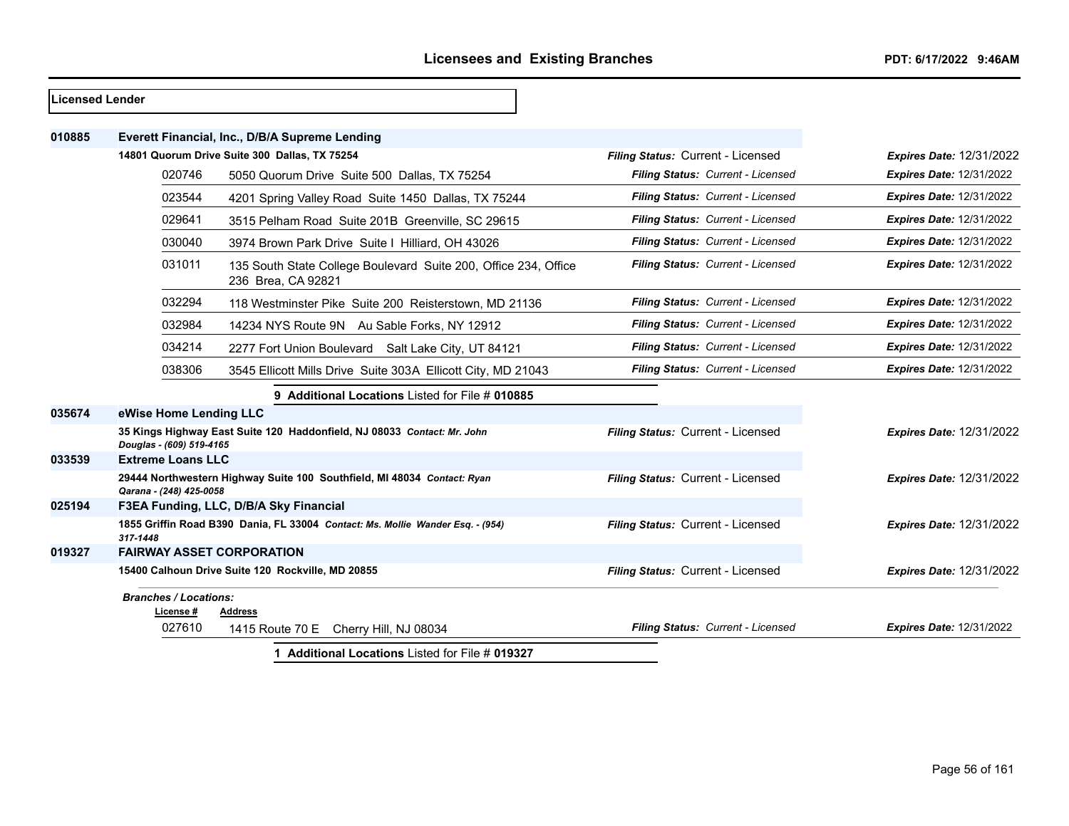**Licensed Lender**

**010885** **Everett Financial, Inc., D/B/A Supreme Lending**

**14801 Quorum Drive Suite 300 Dallas, TX 75254** — *Filing Status:* Current - Licensed — *Expires Date:* 12/31/2022

| License # | Address | Filing Status | Expires Date |
|---|---|---|---|
| 020746 | 5050 Quorum Drive Suite 500 Dallas, TX 75254 | Current - Licensed | 12/31/2022 |
| 023544 | 4201 Spring Valley Road Suite 1450 Dallas, TX 75244 | Current - Licensed | 12/31/2022 |
| 029641 | 3515 Pelham Road Suite 201B Greenville, SC 29615 | Current - Licensed | 12/31/2022 |
| 030040 | 3974 Brown Park Drive Suite I Hilliard, OH 43026 | Current - Licensed | 12/31/2022 |
| 031011 | 135 South State College Boulevard Suite 200, Office 234, Office 236 Brea, CA 92821 | Current - Licensed | 12/31/2022 |
| 032294 | 118 Westminster Pike Suite 200 Reisterstown, MD 21136 | Current - Licensed | 12/31/2022 |
| 032984 | 14234 NYS Route 9N Au Sable Forks, NY 12912 | Current - Licensed | 12/31/2022 |
| 034214 | 2277 Fort Union Boulevard Salt Lake City, UT 84121 | Current - Licensed | 12/31/2022 |
| 038306 | 3545 Ellicott Mills Drive Suite 303A Ellicott City, MD 21043 | Current - Licensed | 12/31/2022 |

**9 Additional Locations** Listed for File # **010885**

**035674** **eWise Home Lending LLC**

**35 Kings Highway East Suite 120 Haddonfield, NJ 08033** *Contact: Mr. John Douglas - (609) 519-4165* — *Filing Status:* Current - Licensed — *Expires Date:* 12/31/2022

**033539** **Extreme Loans LLC**

**29444 Northwestern Highway Suite 100 Southfield, MI 48034** *Contact: Ryan Qarana - (248) 425-0058* — *Filing Status:* Current - Licensed — *Expires Date:* 12/31/2022

**025194** **F3EA Funding, LLC, D/B/A Sky Financial**

**1855 Griffin Road B390 Dania, FL 33004** *Contact: Ms. Mollie Wander Esq. - (954) 317-1448* — *Filing Status:* Current - Licensed — *Expires Date:* 12/31/2022

**019327** **FAIRWAY ASSET CORPORATION**

**15400 Calhoun Drive Suite 120 Rockville, MD 20855** — *Filing Status:* Current - Licensed — *Expires Date:* 12/31/2022

*Branches / Locations:*

| License # | Address | Filing Status | Expires Date |
|---|---|---|---|
| 027610 | 1415 Route 70 E Cherry Hill, NJ 08034 | Current - Licensed | 12/31/2022 |

**1 Additional Locations** Listed for File # **019327**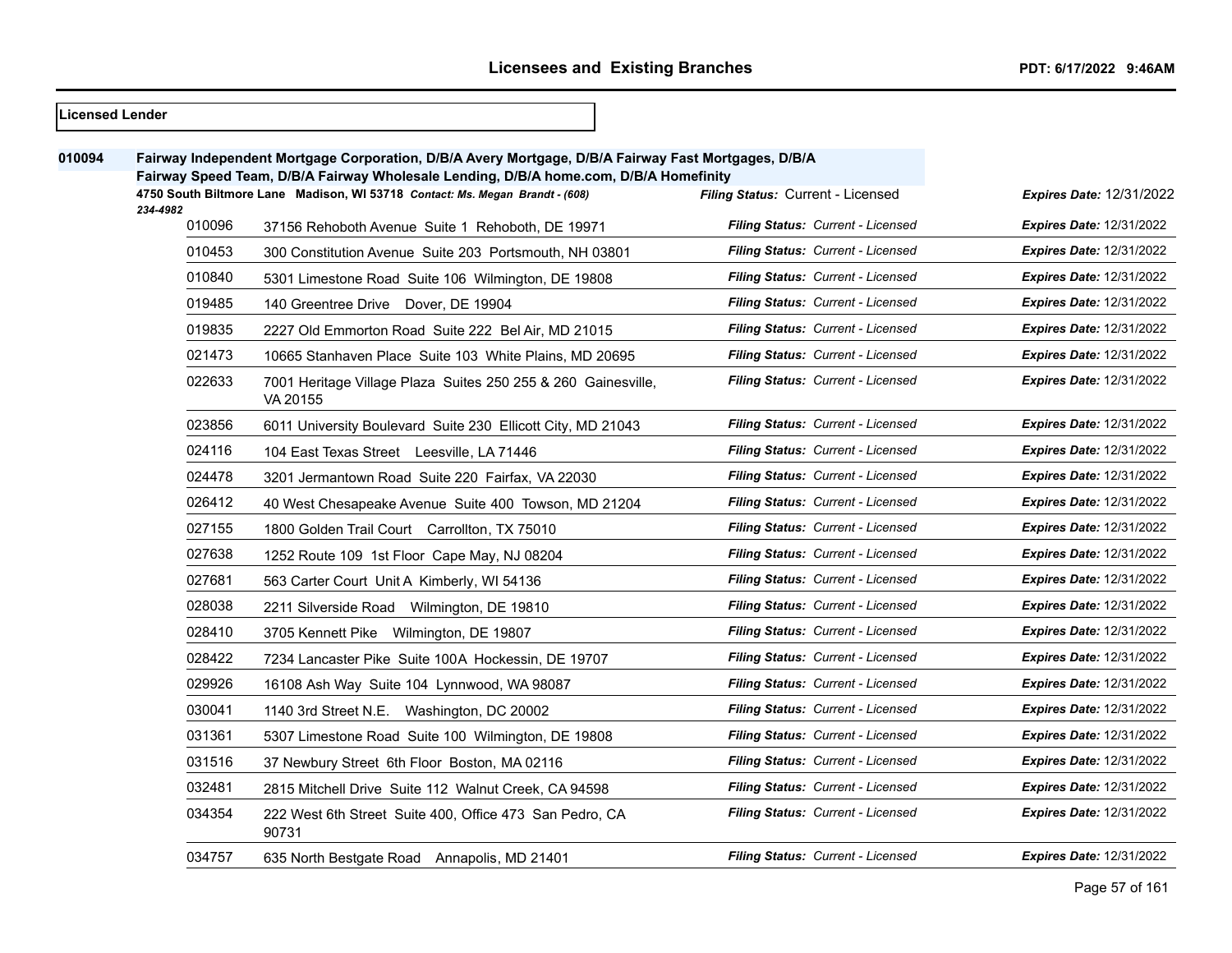## Licensed Lender

**010094** **Fairway Independent Mortgage Corporation, D/B/A Avery Mortgage, D/B/A Fairway Fast Mortgages, D/B/A Fairway Speed Team, D/B/A Fairway Wholesale Lending, D/B/A home.com, D/B/A Homefinity**

**4750 South Biltmore Lane Madison, WI 53718** *Contact: Ms. Megan Brandt - (608) 234-4982* — ***Filing Status:*** Current - Licensed — ***Expires Date:*** 12/31/2022

| Branch | Address | Filing Status | Expires Date |
|---|---|---|---|
| 010096 | 37156 Rehoboth Avenue Suite 1 Rehoboth, DE 19971 | *Current - Licensed* | 12/31/2022 |
| 010453 | 300 Constitution Avenue Suite 203 Portsmouth, NH 03801 | *Current - Licensed* | 12/31/2022 |
| 010840 | 5301 Limestone Road Suite 106 Wilmington, DE 19808 | *Current - Licensed* | 12/31/2022 |
| 019485 | 140 Greentree Drive Dover, DE 19904 | *Current - Licensed* | 12/31/2022 |
| 019835 | 2227 Old Emmorton Road Suite 222 Bel Air, MD 21015 | *Current - Licensed* | 12/31/2022 |
| 021473 | 10665 Stanhaven Place Suite 103 White Plains, MD 20695 | *Current - Licensed* | 12/31/2022 |
| 022633 | 7001 Heritage Village Plaza Suites 250 255 & 260 Gainesville, VA 20155 | *Current - Licensed* | 12/31/2022 |
| 023856 | 6011 University Boulevard Suite 230 Ellicott City, MD 21043 | *Current - Licensed* | 12/31/2022 |
| 024116 | 104 East Texas Street Leesville, LA 71446 | *Current - Licensed* | 12/31/2022 |
| 024478 | 3201 Jermantown Road Suite 220 Fairfax, VA 22030 | *Current - Licensed* | 12/31/2022 |
| 026412 | 40 West Chesapeake Avenue Suite 400 Towson, MD 21204 | *Current - Licensed* | 12/31/2022 |
| 027155 | 1800 Golden Trail Court Carrollton, TX 75010 | *Current - Licensed* | 12/31/2022 |
| 027638 | 1252 Route 109 1st Floor Cape May, NJ 08204 | *Current - Licensed* | 12/31/2022 |
| 027681 | 563 Carter Court Unit A Kimberly, WI 54136 | *Current - Licensed* | 12/31/2022 |
| 028038 | 2211 Silverside Road Wilmington, DE 19810 | *Current - Licensed* | 12/31/2022 |
| 028410 | 3705 Kennett Pike Wilmington, DE 19807 | *Current - Licensed* | 12/31/2022 |
| 028422 | 7234 Lancaster Pike Suite 100A Hockessin, DE 19707 | *Current - Licensed* | 12/31/2022 |
| 029926 | 16108 Ash Way Suite 104 Lynnwood, WA 98087 | *Current - Licensed* | 12/31/2022 |
| 030041 | 1140 3rd Street N.E. Washington, DC 20002 | *Current - Licensed* | 12/31/2022 |
| 031361 | 5307 Limestone Road Suite 100 Wilmington, DE 19808 | *Current - Licensed* | 12/31/2022 |
| 031516 | 37 Newbury Street 6th Floor Boston, MA 02116 | *Current - Licensed* | 12/31/2022 |
| 032481 | 2815 Mitchell Drive Suite 112 Walnut Creek, CA 94598 | *Current - Licensed* | 12/31/2022 |
| 034354 | 222 West 6th Street Suite 400, Office 473 San Pedro, CA 90731 | *Current - Licensed* | 12/31/2022 |
| 034757 | 635 North Bestgate Road Annapolis, MD 21401 | *Current - Licensed* | 12/31/2022 |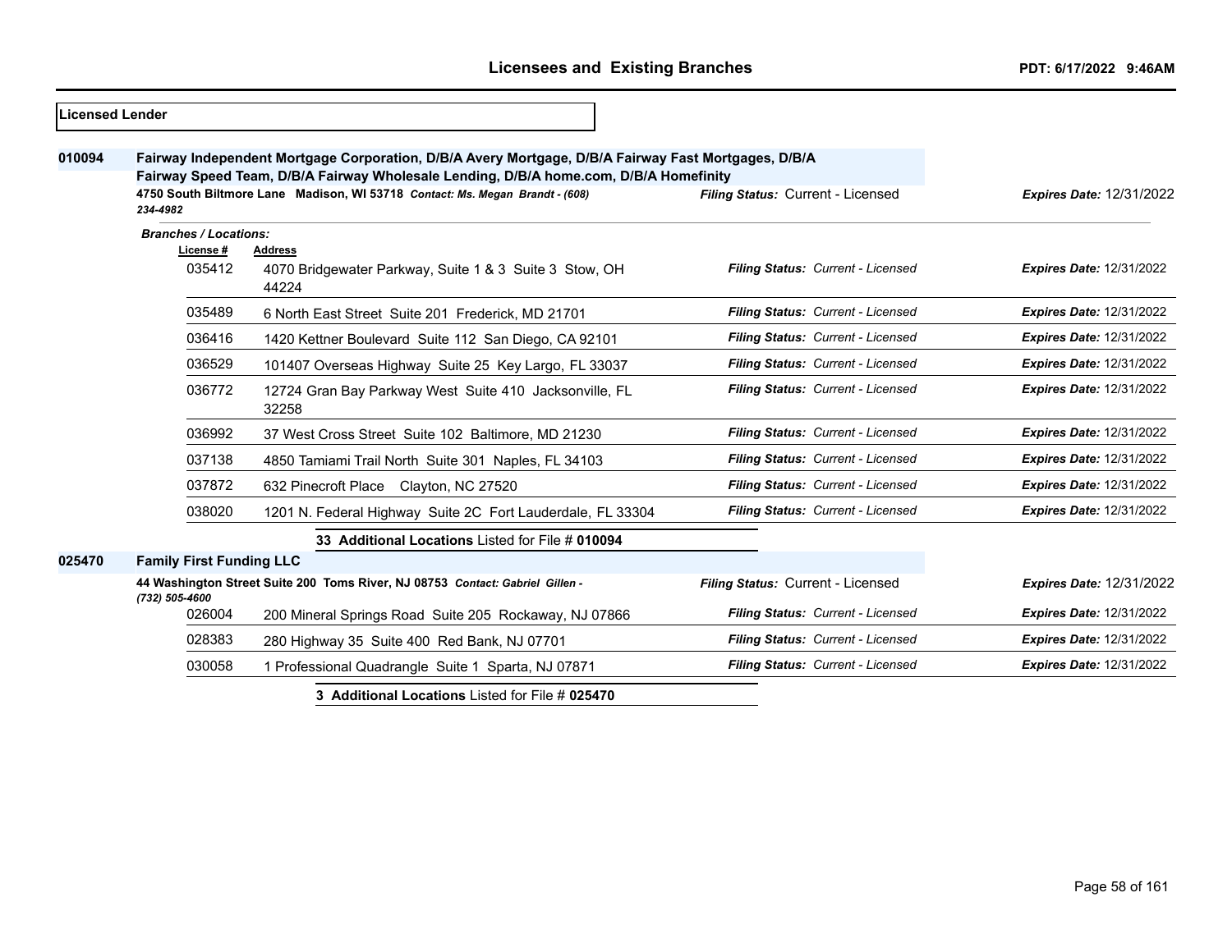**Licensed Lender**

**010094** **Fairway Independent Mortgage Corporation, D/B/A Avery Mortgage, D/B/A Fairway Fast Mortgages, D/B/A Fairway Speed Team, D/B/A Fairway Wholesale Lending, D/B/A home.com, D/B/A Homefinity**

**4750 South Biltmore Lane Madison, WI 53718** *Contact: Ms. Megan Brandt - (608) 234-4982* — *Filing Status:* Current - Licensed — *Expires Date:* 12/31/2022

*Branches / Locations:*

| License # | Address | Filing Status | Expires Date |
|---|---|---|---|
| 035412 | 4070 Bridgewater Parkway, Suite 1 & 3 Suite 3 Stow, OH 44224 | Current - Licensed | 12/31/2022 |
| 035489 | 6 North East Street Suite 201 Frederick, MD 21701 | Current - Licensed | 12/31/2022 |
| 036416 | 1420 Kettner Boulevard Suite 112 San Diego, CA 92101 | Current - Licensed | 12/31/2022 |
| 036529 | 101407 Overseas Highway Suite 25 Key Largo, FL 33037 | Current - Licensed | 12/31/2022 |
| 036772 | 12724 Gran Bay Parkway West Suite 410 Jacksonville, FL 32258 | Current - Licensed | 12/31/2022 |
| 036992 | 37 West Cross Street Suite 102 Baltimore, MD 21230 | Current - Licensed | 12/31/2022 |
| 037138 | 4850 Tamiami Trail North Suite 301 Naples, FL 34103 | Current - Licensed | 12/31/2022 |
| 037872 | 632 Pinecroft Place Clayton, NC 27520 | Current - Licensed | 12/31/2022 |
| 038020 | 1201 N. Federal Highway Suite 2C Fort Lauderdale, FL 33304 | Current - Licensed | 12/31/2022 |

**33 Additional Locations** Listed for File # **010094**

**025470** **Family First Funding LLC**

**44 Washington Street Suite 200 Toms River, NJ 08753** *Contact: Gabriel Gillen - (732) 505-4600* — *Filing Status:* Current - Licensed — *Expires Date:* 12/31/2022

| License # | Address | Filing Status | Expires Date |
|---|---|---|---|
| 026004 | 200 Mineral Springs Road Suite 205 Rockaway, NJ 07866 | Current - Licensed | 12/31/2022 |
| 028383 | 280 Highway 35 Suite 400 Red Bank, NJ 07701 | Current - Licensed | 12/31/2022 |
| 030058 | 1 Professional Quadrangle Suite 1 Sparta, NJ 07871 | Current - Licensed | 12/31/2022 |

**3 Additional Locations** Listed for File # **025470**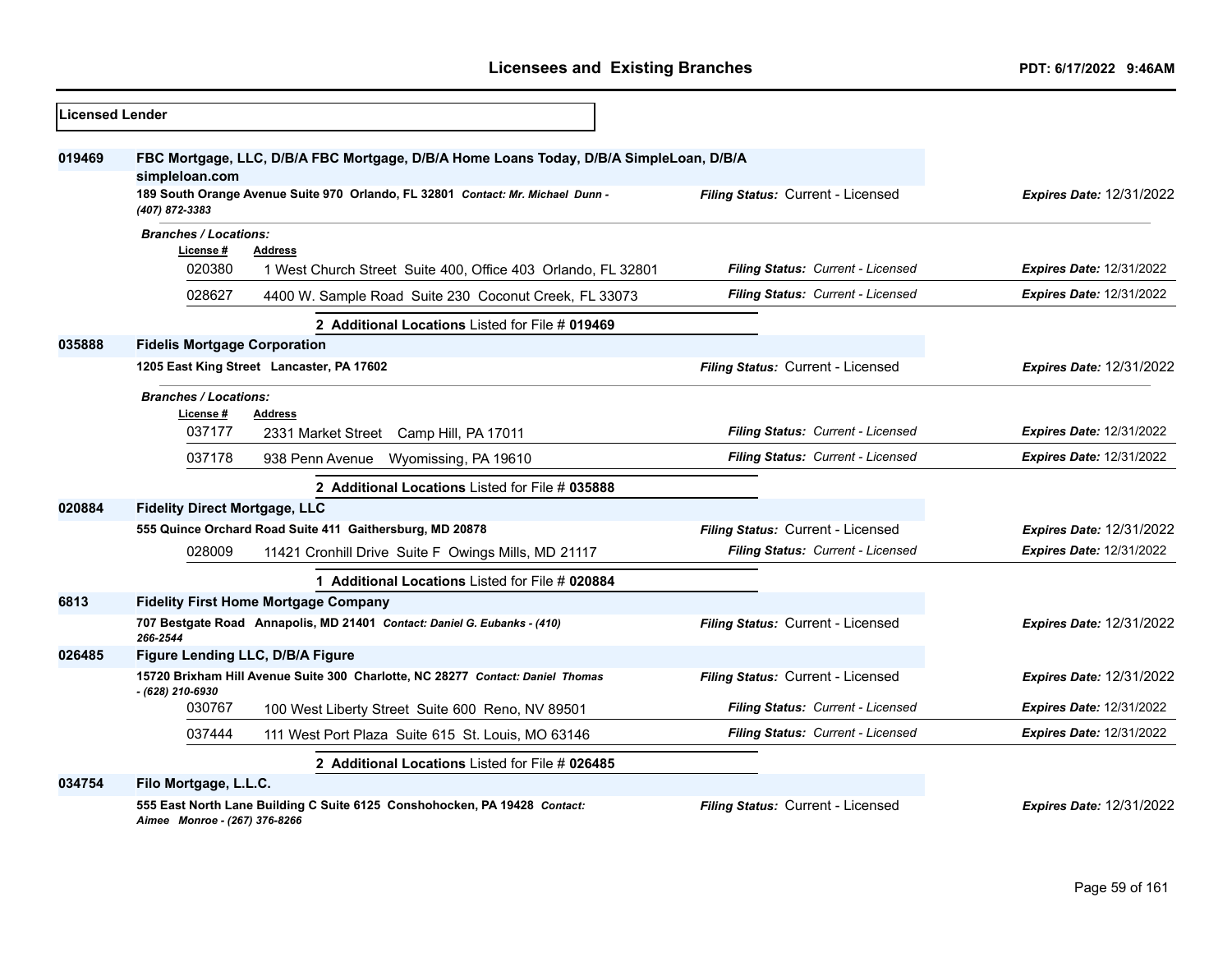**Licensed Lender**

**019469** **FBC Mortgage, LLC, D/B/A FBC Mortgage, D/B/A Home Loans Today, D/B/A SimpleLoan, D/B/A simpleloan.com**

**189 South Orange Avenue Suite 970 Orlando, FL 32801** *Contact: Mr. Michael Dunn - (407) 872-3383* — *Filing Status:* Current - Licensed — *Expires Date:* 12/31/2022

*Branches / Locations:*

| License # | Address | Filing Status | Expires Date |
|---|---|---|---|
| 020380 | 1 West Church Street Suite 400, Office 403 Orlando, FL 32801 | Current - Licensed | 12/31/2022 |
| 028627 | 4400 W. Sample Road Suite 230 Coconut Creek, FL 33073 | Current - Licensed | 12/31/2022 |

**2 Additional Locations** Listed for File # **019469**

**035888** **Fidelis Mortgage Corporation**

**1205 East King Street Lancaster, PA 17602** — *Filing Status:* Current - Licensed — *Expires Date:* 12/31/2022

*Branches / Locations:*

| License # | Address | Filing Status | Expires Date |
|---|---|---|---|
| 037177 | 2331 Market Street Camp Hill, PA 17011 | Current - Licensed | 12/31/2022 |
| 037178 | 938 Penn Avenue Wyomissing, PA 19610 | Current - Licensed | 12/31/2022 |

**2 Additional Locations** Listed for File # **035888**

**020884** **Fidelity Direct Mortgage, LLC**

**555 Quince Orchard Road Suite 411 Gaithersburg, MD 20878** — *Filing Status:* Current - Licensed — *Expires Date:* 12/31/2022

| License # | Address | Filing Status | Expires Date |
|---|---|---|---|
| 028009 | 11421 Cronhill Drive Suite F Owings Mills, MD 21117 | Current - Licensed | 12/31/2022 |

**1 Additional Locations** Listed for File # **020884**

**6813** **Fidelity First Home Mortgage Company**

**707 Bestgate Road Annapolis, MD 21401** *Contact: Daniel G. Eubanks - (410) 266-2544* — *Filing Status:* Current - Licensed — *Expires Date:* 12/31/2022

**026485** **Figure Lending LLC, D/B/A Figure**

**15720 Brixham Hill Avenue Suite 300 Charlotte, NC 28277** *Contact: Daniel Thomas - (628) 210-6930* — *Filing Status:* Current - Licensed — *Expires Date:* 12/31/2022

| License # | Address | Filing Status | Expires Date |
|---|---|---|---|
| 030767 | 100 West Liberty Street Suite 600 Reno, NV 89501 | Current - Licensed | 12/31/2022 |
| 037444 | 111 West Port Plaza Suite 615 St. Louis, MO 63146 | Current - Licensed | 12/31/2022 |

**2 Additional Locations** Listed for File # **026485**

**034754** **Filo Mortgage, L.L.C.**

**555 East North Lane Building C Suite 6125 Conshohocken, PA 19428** *Contact: Aimee Monroe - (267) 376-8266* — *Filing Status:* Current - Licensed — *Expires Date:* 12/31/2022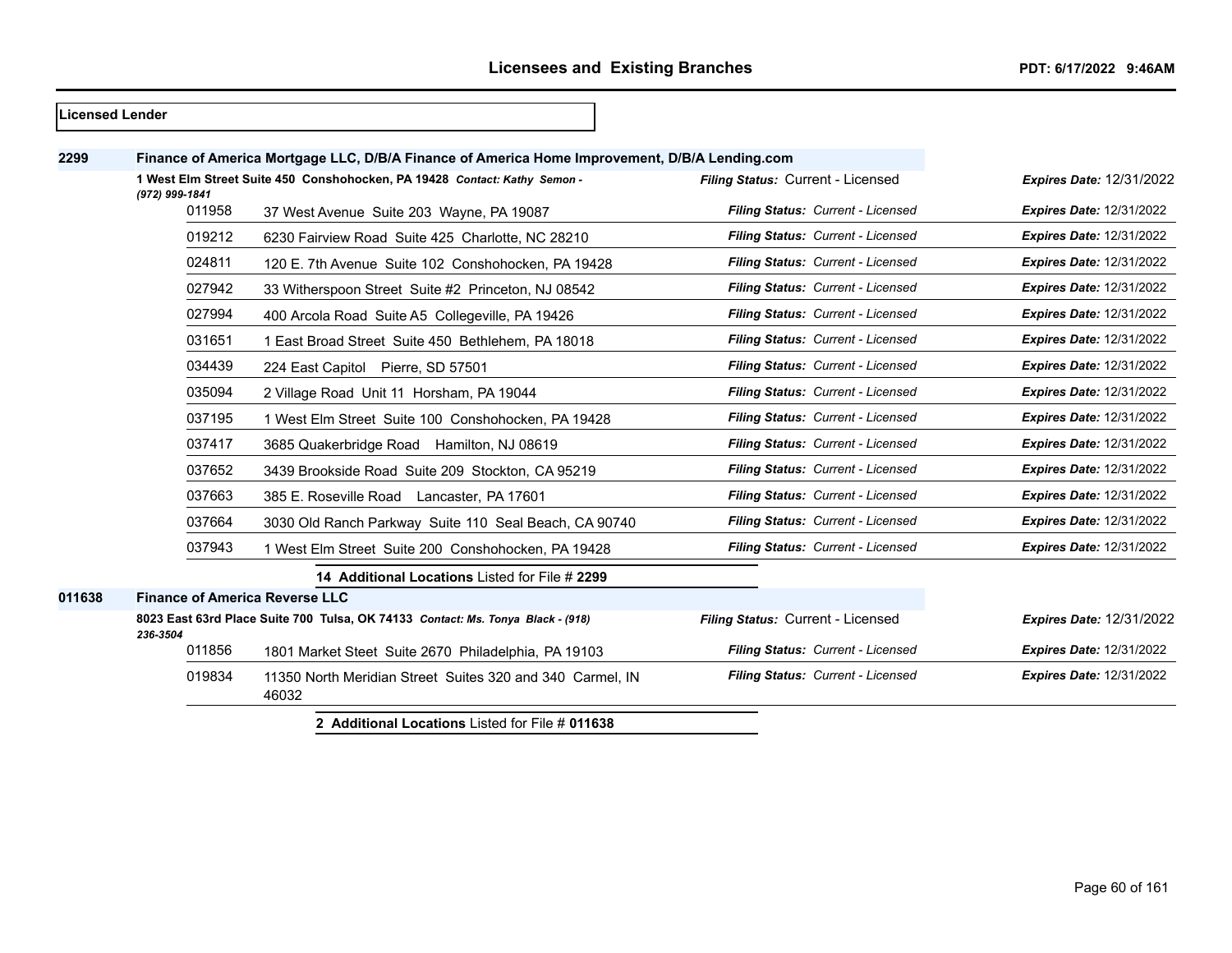**Licensed Lender**

**2299** **Finance of America Mortgage LLC, D/B/A Finance of America Home Improvement, D/B/A Lending.com**

**1 West Elm Street Suite 450 Conshohocken, PA 19428** ***Contact: Kathy Semon - (972) 999-1841*** — *Filing Status:* Current - Licensed — *Expires Date:* 12/31/2022

| Branch | Address | Filing Status | Expires Date |
|---|---|---|---|
| 011958 | 37 West Avenue Suite 203 Wayne, PA 19087 | Current - Licensed | 12/31/2022 |
| 019212 | 6230 Fairview Road Suite 425 Charlotte, NC 28210 | Current - Licensed | 12/31/2022 |
| 024811 | 120 E. 7th Avenue Suite 102 Conshohocken, PA 19428 | Current - Licensed | 12/31/2022 |
| 027942 | 33 Witherspoon Street Suite #2 Princeton, NJ 08542 | Current - Licensed | 12/31/2022 |
| 027994 | 400 Arcola Road Suite A5 Collegeville, PA 19426 | Current - Licensed | 12/31/2022 |
| 031651 | 1 East Broad Street Suite 450 Bethlehem, PA 18018 | Current - Licensed | 12/31/2022 |
| 034439 | 224 East Capitol Pierre, SD 57501 | Current - Licensed | 12/31/2022 |
| 035094 | 2 Village Road Unit 11 Horsham, PA 19044 | Current - Licensed | 12/31/2022 |
| 037195 | 1 West Elm Street Suite 100 Conshohocken, PA 19428 | Current - Licensed | 12/31/2022 |
| 037417 | 3685 Quakerbridge Road Hamilton, NJ 08619 | Current - Licensed | 12/31/2022 |
| 037652 | 3439 Brookside Road Suite 209 Stockton, CA 95219 | Current - Licensed | 12/31/2022 |
| 037663 | 385 E. Roseville Road Lancaster, PA 17601 | Current - Licensed | 12/31/2022 |
| 037664 | 3030 Old Ranch Parkway Suite 110 Seal Beach, CA 90740 | Current - Licensed | 12/31/2022 |
| 037943 | 1 West Elm Street Suite 200 Conshohocken, PA 19428 | Current - Licensed | 12/31/2022 |

**14 Additional Locations** Listed for File # **2299**

**011638** **Finance of America Reverse LLC**

**8023 East 63rd Place Suite 700 Tulsa, OK 74133** ***Contact: Ms. Tonya Black - (918) 236-3504*** — *Filing Status:* Current - Licensed — *Expires Date:* 12/31/2022

| Branch | Address | Filing Status | Expires Date |
|---|---|---|---|
| 011856 | 1801 Market Steet Suite 2670 Philadelphia, PA 19103 | Current - Licensed | 12/31/2022 |
| 019834 | 11350 North Meridian Street Suites 320 and 340 Carmel, IN 46032 | Current - Licensed | 12/31/2022 |

**2 Additional Locations** Listed for File # **011638**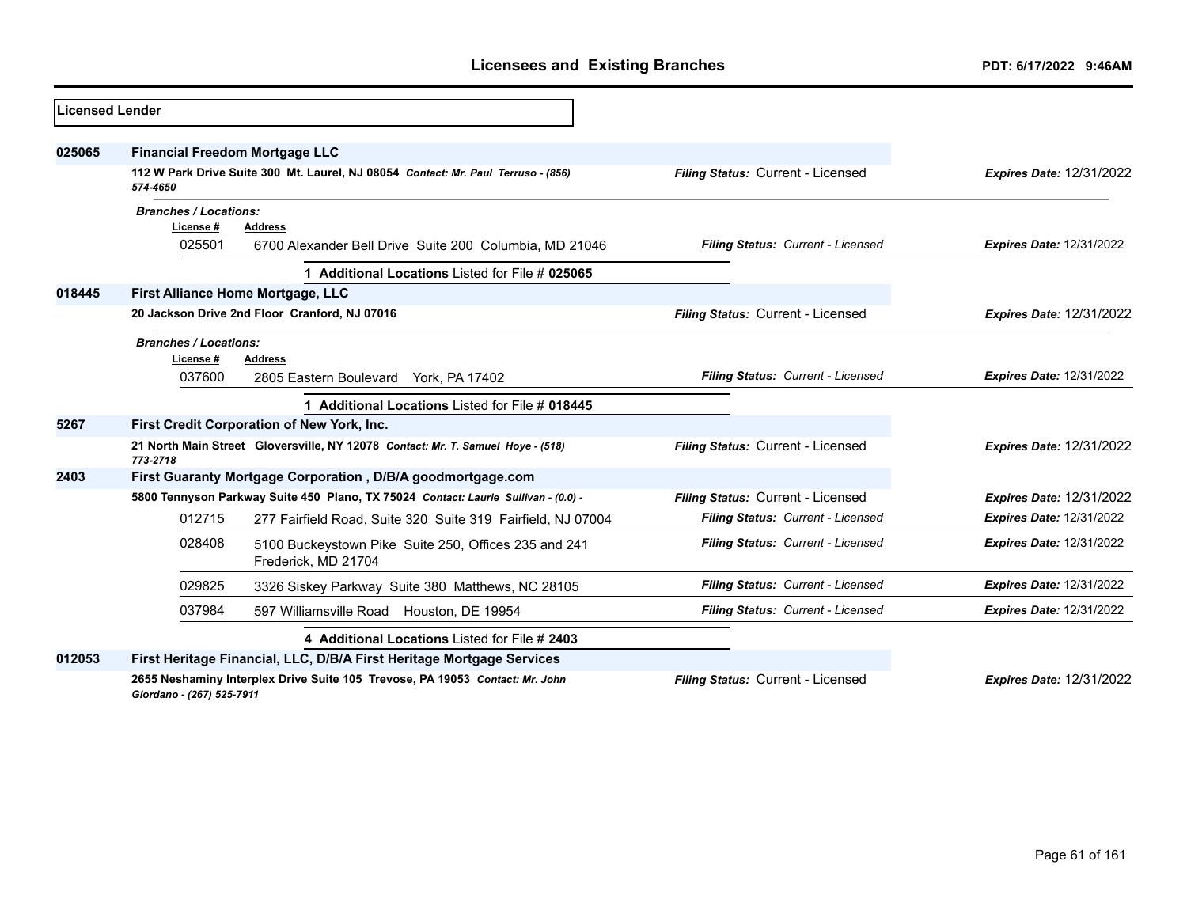## Licensees and Existing Branches

PDT: 6/17/2022 9:46AM

**Licensed Lender**

**025065** **Financial Freedom Mortgage LLC**

**112 W Park Drive Suite 300 Mt. Laurel, NJ 08054** *Contact: Mr. Paul Terruso - (856) 574-4650*

*Filing Status:* Current - Licensed *Expires Date:* 12/31/2022

*Branches / Locations:*

| License # | Address | Filing Status | Expires Date |
|---|---|---|---|
| 025501 | 6700 Alexander Bell Drive Suite 200 Columbia, MD 21046 | Current - Licensed | 12/31/2022 |

**1 Additional Locations** Listed for File # **025065**

**018445** **First Alliance Home Mortgage, LLC**

**20 Jackson Drive 2nd Floor Cranford, NJ 07016**

*Filing Status:* Current - Licensed *Expires Date:* 12/31/2022

*Branches / Locations:*

| License # | Address | Filing Status | Expires Date |
|---|---|---|---|
| 037600 | 2805 Eastern Boulevard York, PA 17402 | Current - Licensed | 12/31/2022 |

**1 Additional Locations** Listed for File # **018445**

**5267** **First Credit Corporation of New York, Inc.**

**21 North Main Street Gloversville, NY 12078** *Contact: Mr. T. Samuel Hoye - (518) 773-2718*

*Filing Status:* Current - Licensed *Expires Date:* 12/31/2022

**2403** **First Guaranty Mortgage Corporation , D/B/A goodmortgage.com**

**5800 Tennyson Parkway Suite 450 Plano, TX 75024** *Contact: Laurie Sullivan - (0.0) -*

*Filing Status:* Current - Licensed *Expires Date:* 12/31/2022

| License # | Address | Filing Status | Expires Date |
|---|---|---|---|
| 012715 | 277 Fairfield Road, Suite 320 Suite 319 Fairfield, NJ 07004 | Current - Licensed | 12/31/2022 |
| 028408 | 5100 Buckeystown Pike Suite 250, Offices 235 and 241 Frederick, MD 21704 | Current - Licensed | 12/31/2022 |
| 029825 | 3326 Siskey Parkway Suite 380 Matthews, NC 28105 | Current - Licensed | 12/31/2022 |
| 037984 | 597 Williamsville Road Houston, DE 19954 | Current - Licensed | 12/31/2022 |

**4 Additional Locations** Listed for File # **2403**

**012053** **First Heritage Financial, LLC, D/B/A First Heritage Mortgage Services**

**2655 Neshaminy Interplex Drive Suite 105 Trevose, PA 19053** *Contact: Mr. John Giordano - (267) 525-7911*

*Filing Status:* Current - Licensed *Expires Date:* 12/31/2022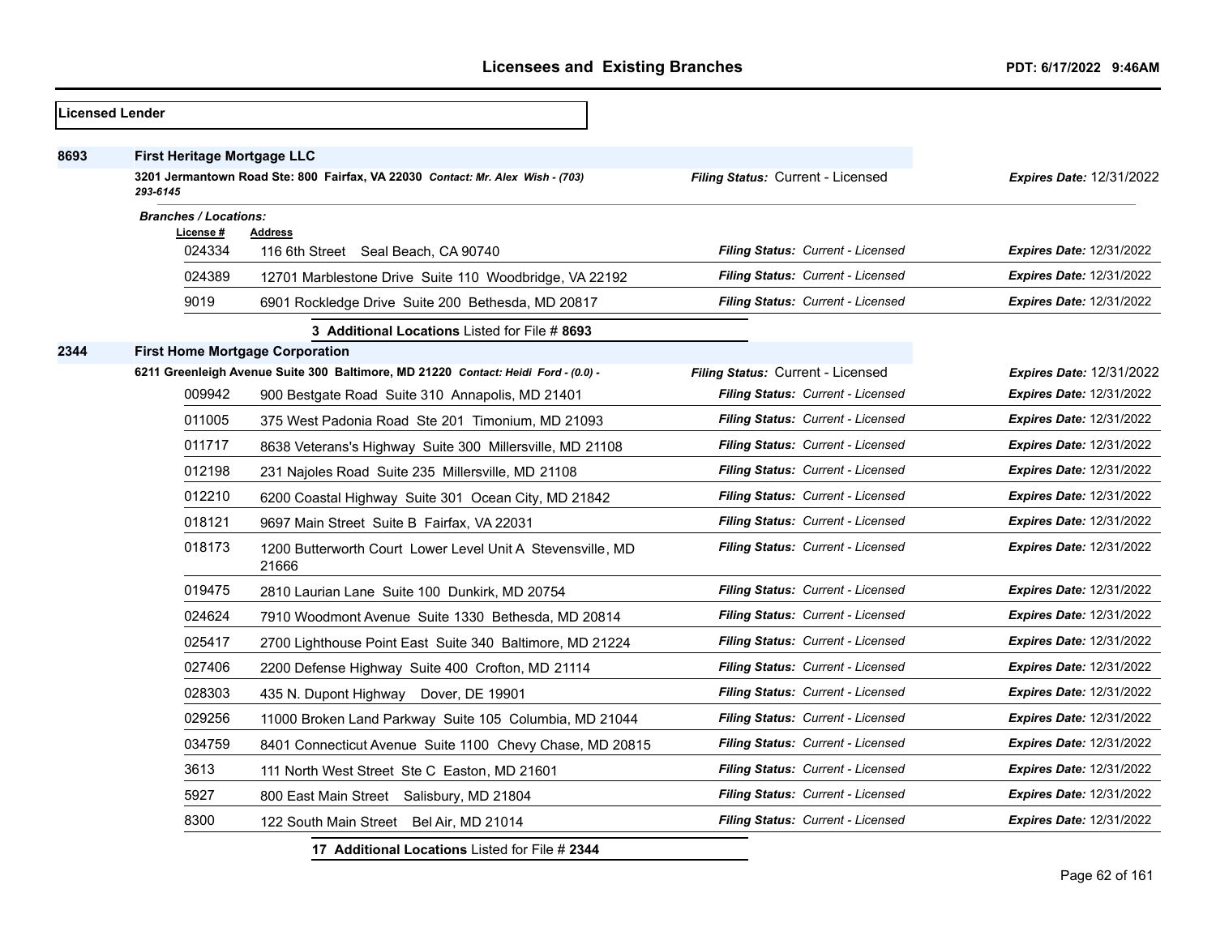## Licensees and Existing Branches

PDT: 6/17/2022 9:46AM

**Licensed Lender**

**8693** **First Heritage Mortgage LLC**

**3201 Jermantown Road Ste: 800 Fairfax, VA 22030** *Contact: Mr. Alex Wish - (703) 293-6145*

*Filing Status:* Current - Licensed *Expires Date:* 12/31/2022

*Branches / Locations:*

| License # | Address | Filing Status | Expires Date |
|---|---|---|---|
| 024334 | 116 6th Street Seal Beach, CA 90740 | Current - Licensed | 12/31/2022 |
| 024389 | 12701 Marblestone Drive Suite 110 Woodbridge, VA 22192 | Current - Licensed | 12/31/2022 |
| 9019 | 6901 Rockledge Drive Suite 200 Bethesda, MD 20817 | Current - Licensed | 12/31/2022 |

**3 Additional Locations** Listed for File # **8693**

**2344** **First Home Mortgage Corporation**

**6211 Greenleigh Avenue Suite 300 Baltimore, MD 21220** *Contact: Heidi Ford - (0.0) -*

*Filing Status:* Current - Licensed *Expires Date:* 12/31/2022

| License # | Address | Filing Status | Expires Date |
|---|---|---|---|
| 009942 | 900 Bestgate Road Suite 310 Annapolis, MD 21401 | Current - Licensed | 12/31/2022 |
| 011005 | 375 West Padonia Road Ste 201 Timonium, MD 21093 | Current - Licensed | 12/31/2022 |
| 011717 | 8638 Veterans's Highway Suite 300 Millersville, MD 21108 | Current - Licensed | 12/31/2022 |
| 012198 | 231 Najoles Road Suite 235 Millersville, MD 21108 | Current - Licensed | 12/31/2022 |
| 012210 | 6200 Coastal Highway Suite 301 Ocean City, MD 21842 | Current - Licensed | 12/31/2022 |
| 018121 | 9697 Main Street Suite B Fairfax, VA 22031 | Current - Licensed | 12/31/2022 |
| 018173 | 1200 Butterworth Court Lower Level Unit A Stevensville, MD 21666 | Current - Licensed | 12/31/2022 |
| 019475 | 2810 Laurian Lane Suite 100 Dunkirk, MD 20754 | Current - Licensed | 12/31/2022 |
| 024624 | 7910 Woodmont Avenue Suite 1330 Bethesda, MD 20814 | Current - Licensed | 12/31/2022 |
| 025417 | 2700 Lighthouse Point East Suite 340 Baltimore, MD 21224 | Current - Licensed | 12/31/2022 |
| 027406 | 2200 Defense Highway Suite 400 Crofton, MD 21114 | Current - Licensed | 12/31/2022 |
| 028303 | 435 N. Dupont Highway Dover, DE 19901 | Current - Licensed | 12/31/2022 |
| 029256 | 11000 Broken Land Parkway Suite 105 Columbia, MD 21044 | Current - Licensed | 12/31/2022 |
| 034759 | 8401 Connecticut Avenue Suite 1100 Chevy Chase, MD 20815 | Current - Licensed | 12/31/2022 |
| 3613 | 111 North West Street Ste C Easton, MD 21601 | Current - Licensed | 12/31/2022 |
| 5927 | 800 East Main Street Salisbury, MD 21804 | Current - Licensed | 12/31/2022 |
| 8300 | 122 South Main Street Bel Air, MD 21014 | Current - Licensed | 12/31/2022 |

**17 Additional Locations** Listed for File # **2344**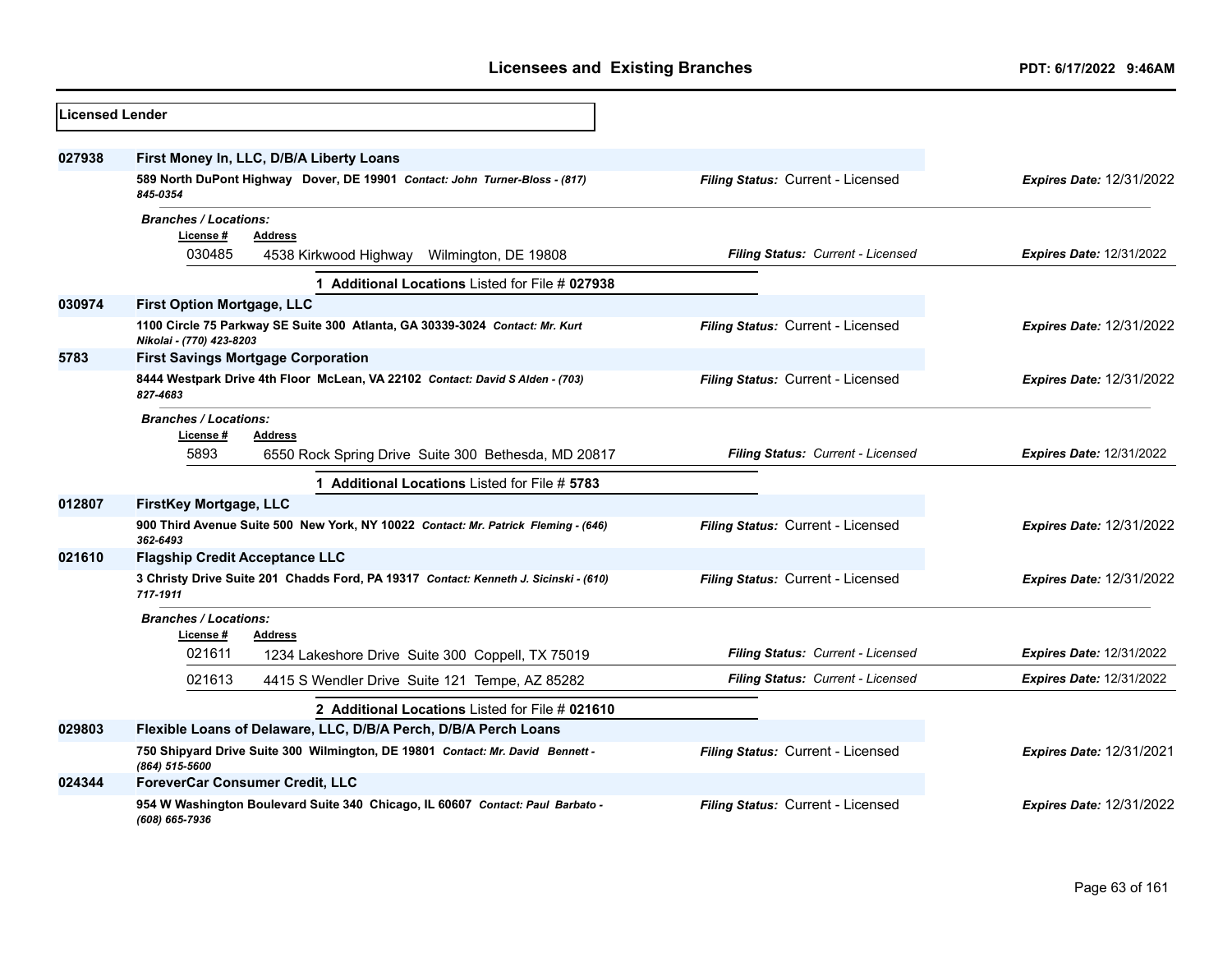# Licensees and Existing Branches

PDT: 6/17/2022 9:46AM

**Licensed Lender**

**027938** **First Money In, LLC, D/B/A Liberty Loans**

**589 North DuPont Highway Dover, DE 19901** *Contact: John Turner-Bloss - (817) 845-0354*

*Filing Status:* Current - Licensed — *Expires Date:* 12/31/2022

*Branches / Locations:*

| License # | Address | Filing Status | Expires Date |
|---|---|---|---|
| 030485 | 4538 Kirkwood Highway Wilmington, DE 19808 | Current - Licensed | 12/31/2022 |

**1 Additional Locations** Listed for File # **027938**

**030974** **First Option Mortgage, LLC**

**1100 Circle 75 Parkway SE Suite 300 Atlanta, GA 30339-3024** *Contact: Mr. Kurt Nikolai - (770) 423-8203*

*Filing Status:* Current - Licensed — *Expires Date:* 12/31/2022

**5783** **First Savings Mortgage Corporation**

**8444 Westpark Drive 4th Floor McLean, VA 22102** *Contact: David S Alden - (703) 827-4683*

*Filing Status:* Current - Licensed — *Expires Date:* 12/31/2022

*Branches / Locations:*

| License # | Address | Filing Status | Expires Date |
|---|---|---|---|
| 5893 | 6550 Rock Spring Drive Suite 300 Bethesda, MD 20817 | Current - Licensed | 12/31/2022 |

**1 Additional Locations** Listed for File # **5783**

**012807** **FirstKey Mortgage, LLC**

**900 Third Avenue Suite 500 New York, NY 10022** *Contact: Mr. Patrick Fleming - (646) 362-6493*

*Filing Status:* Current - Licensed — *Expires Date:* 12/31/2022

**021610** **Flagship Credit Acceptance LLC**

**3 Christy Drive Suite 201 Chadds Ford, PA 19317** *Contact: Kenneth J. Sicinski - (610) 717-1911*

*Filing Status:* Current - Licensed — *Expires Date:* 12/31/2022

*Branches / Locations:*

| License # | Address | Filing Status | Expires Date |
|---|---|---|---|
| 021611 | 1234 Lakeshore Drive Suite 300 Coppell, TX 75019 | Current - Licensed | 12/31/2022 |
| 021613 | 4415 S Wendler Drive Suite 121 Tempe, AZ 85282 | Current - Licensed | 12/31/2022 |

**2 Additional Locations** Listed for File # **021610**

**029803** **Flexible Loans of Delaware, LLC, D/B/A Perch, D/B/A Perch Loans**

**750 Shipyard Drive Suite 300 Wilmington, DE 19801** *Contact: Mr. David Bennett - (864) 515-5600*

*Filing Status:* Current - Licensed — *Expires Date:* 12/31/2021

**024344** **ForeverCar Consumer Credit, LLC**

**954 W Washington Boulevard Suite 340 Chicago, IL 60607** *Contact: Paul Barbato - (608) 665-7936*

*Filing Status:* Current - Licensed — *Expires Date:* 12/31/2022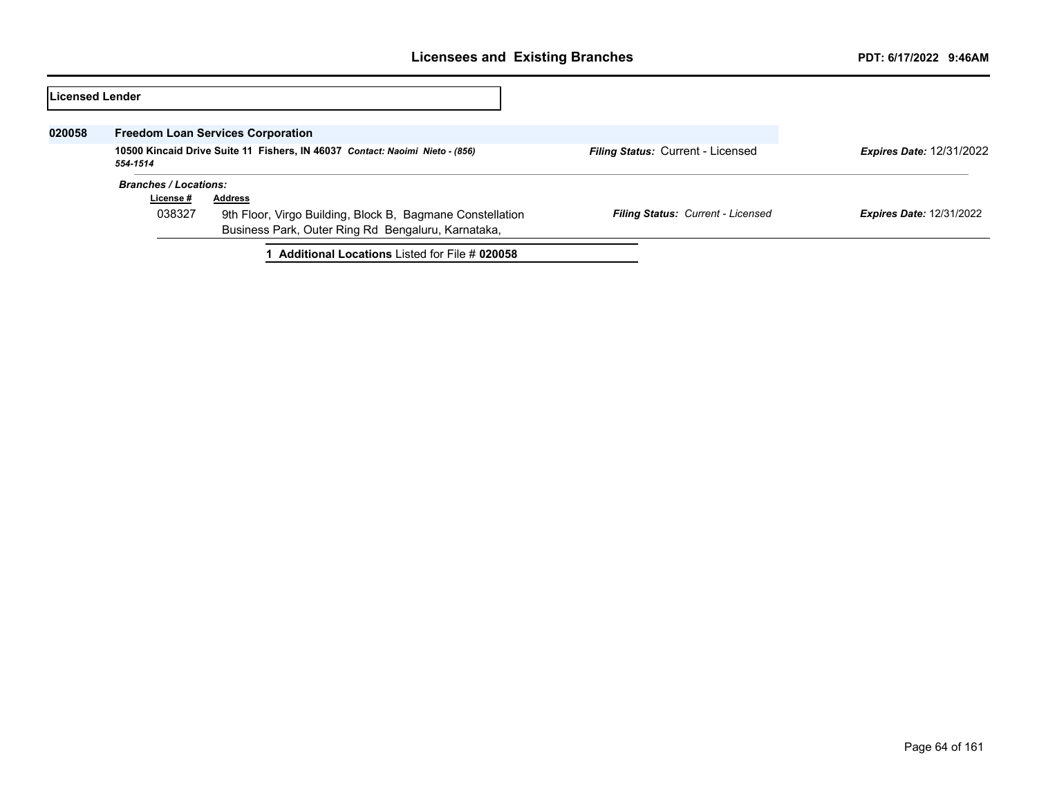## Licensed Lender

**020058** **Freedom Loan Services Corporation**

**10500 Kincaid Drive Suite 11 Fishers, IN 46037** ***Contact: Naoimi Nieto - (856) 554-1514***

***Filing Status:*** Current - Licensed ***Expires Date:*** 12/31/2022

***Branches / Locations:***

| License # | Address | Filing Status | Expires Date |
|---|---|---|---|
| 038327 | 9th Floor, Virgo Building, Block B, Bagmane Constellation Business Park, Outer Ring Rd Bengaluru, Karnataka, | *Current - Licensed* | 12/31/2022 |

**1 Additional Locations** Listed for File # **020058**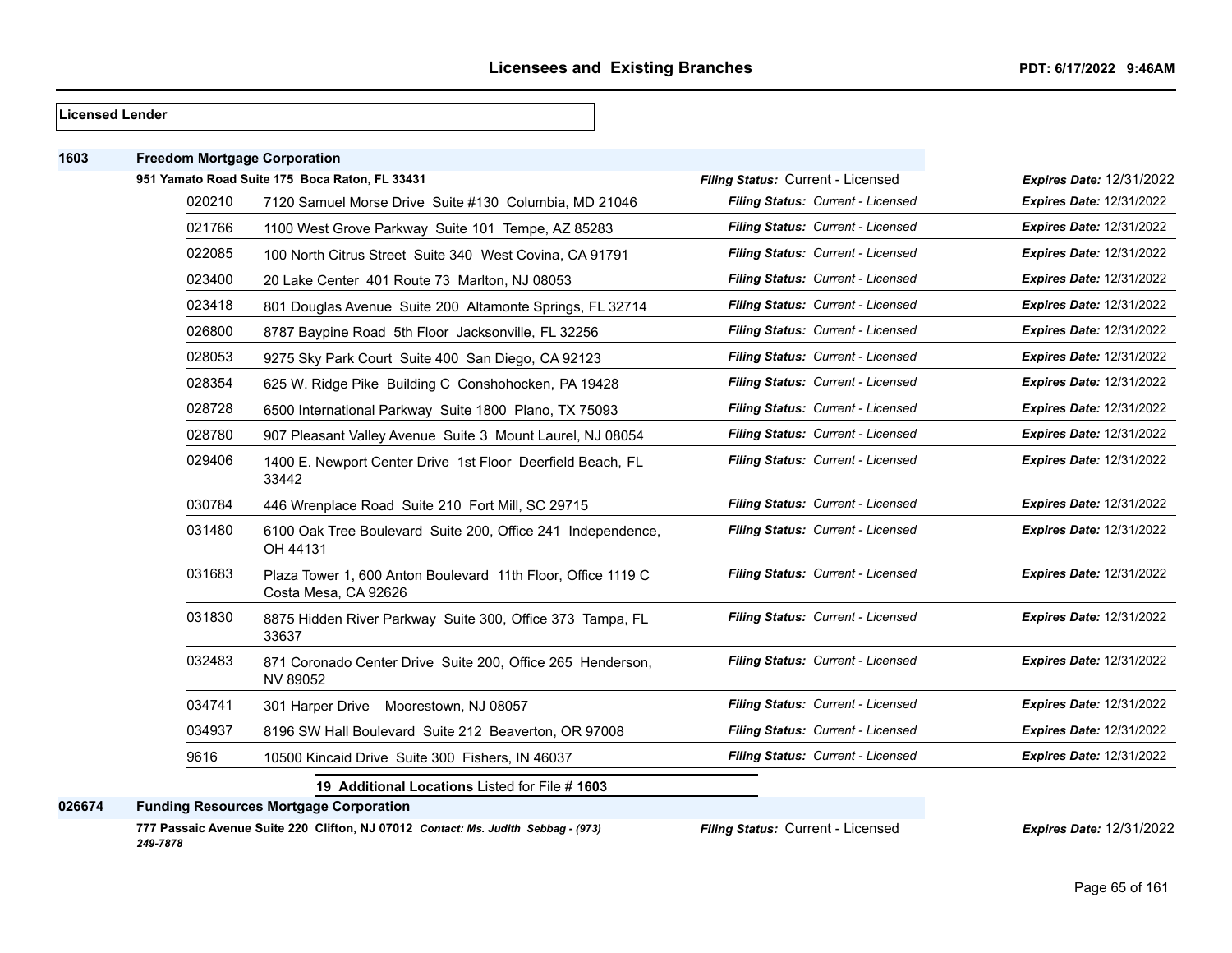# Licensees and Existing Branches

PDT: 6/17/2022 9:46AM

**Licensed Lender**

**1603 Freedom Mortgage Corporation**

**951 Yamato Road Suite 175 Boca Raton, FL 33431** — *Filing Status:* Current - Licensed — *Expires Date:* 12/31/2022

| Branch | Address | Filing Status | Expires Date |
|---|---|---|---|
| 020210 | 7120 Samuel Morse Drive Suite #130 Columbia, MD 21046 | *Filing Status: Current - Licensed* | *Expires Date:* 12/31/2022 |
| 021766 | 1100 West Grove Parkway Suite 101 Tempe, AZ 85283 | *Filing Status: Current - Licensed* | *Expires Date:* 12/31/2022 |
| 022085 | 100 North Citrus Street Suite 340 West Covina, CA 91791 | *Filing Status: Current - Licensed* | *Expires Date:* 12/31/2022 |
| 023400 | 20 Lake Center 401 Route 73 Marlton, NJ 08053 | *Filing Status: Current - Licensed* | *Expires Date:* 12/31/2022 |
| 023418 | 801 Douglas Avenue Suite 200 Altamonte Springs, FL 32714 | *Filing Status: Current - Licensed* | *Expires Date:* 12/31/2022 |
| 026800 | 8787 Baypine Road 5th Floor Jacksonville, FL 32256 | *Filing Status: Current - Licensed* | *Expires Date:* 12/31/2022 |
| 028053 | 9275 Sky Park Court Suite 400 San Diego, CA 92123 | *Filing Status: Current - Licensed* | *Expires Date:* 12/31/2022 |
| 028354 | 625 W. Ridge Pike Building C Conshohocken, PA 19428 | *Filing Status: Current - Licensed* | *Expires Date:* 12/31/2022 |
| 028728 | 6500 International Parkway Suite 1800 Plano, TX 75093 | *Filing Status: Current - Licensed* | *Expires Date:* 12/31/2022 |
| 028780 | 907 Pleasant Valley Avenue Suite 3 Mount Laurel, NJ 08054 | *Filing Status: Current - Licensed* | *Expires Date:* 12/31/2022 |
| 029406 | 1400 E. Newport Center Drive 1st Floor Deerfield Beach, FL 33442 | *Filing Status: Current - Licensed* | *Expires Date:* 12/31/2022 |
| 030784 | 446 Wrenplace Road Suite 210 Fort Mill, SC 29715 | *Filing Status: Current - Licensed* | *Expires Date:* 12/31/2022 |
| 031480 | 6100 Oak Tree Boulevard Suite 200, Office 241 Independence, OH 44131 | *Filing Status: Current - Licensed* | *Expires Date:* 12/31/2022 |
| 031683 | Plaza Tower 1, 600 Anton Boulevard 11th Floor, Office 1119 C Costa Mesa, CA 92626 | *Filing Status: Current - Licensed* | *Expires Date:* 12/31/2022 |
| 031830 | 8875 Hidden River Parkway Suite 300, Office 373 Tampa, FL 33637 | *Filing Status: Current - Licensed* | *Expires Date:* 12/31/2022 |
| 032483 | 871 Coronado Center Drive Suite 200, Office 265 Henderson, NV 89052 | *Filing Status: Current - Licensed* | *Expires Date:* 12/31/2022 |
| 034741 | 301 Harper Drive Moorestown, NJ 08057 | *Filing Status: Current - Licensed* | *Expires Date:* 12/31/2022 |
| 034937 | 8196 SW Hall Boulevard Suite 212 Beaverton, OR 97008 | *Filing Status: Current - Licensed* | *Expires Date:* 12/31/2022 |
| 9616 | 10500 Kincaid Drive Suite 300 Fishers, IN 46037 | *Filing Status: Current - Licensed* | *Expires Date:* 12/31/2022 |

**19 Additional Locations** Listed for File # **1603**

**026674 Funding Resources Mortgage Corporation**

**777 Passaic Avenue Suite 220 Clifton, NJ 07012** *Contact: Ms. Judith Sebbag - (973) 249-7878* — *Filing Status:* Current - Licensed — *Expires Date:* 12/31/2022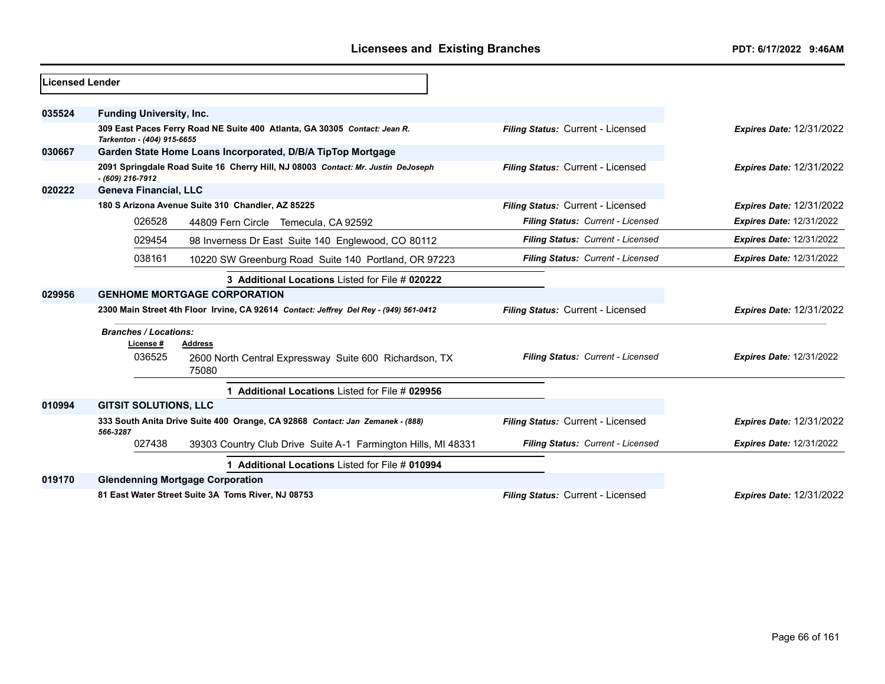## Licensees and Existing Branches

PDT: 6/17/2022 9:46AM

**Licensed Lender**

**035524** **Funding University, Inc.**

309 East Paces Ferry Road NE Suite 400 Atlanta, GA 30305 *Contact: Jean R. Tarkenton - (404) 915-6655*
*Filing Status:* Current - Licensed — *Expires Date:* 12/31/2022

**030667** **Garden State Home Loans Incorporated, D/B/A TipTop Mortgage**

2091 Springdale Road Suite 16 Cherry Hill, NJ 08003 *Contact: Mr. Justin DeJoseph - (609) 216-7912*
*Filing Status:* Current - Licensed — *Expires Date:* 12/31/2022

**020222** **Geneva Financial, LLC**

180 S Arizona Avenue Suite 310 Chandler, AZ 85225
*Filing Status:* Current - Licensed — *Expires Date:* 12/31/2022

| License # | Address | Filing Status | Expires Date |
|---|---|---|---|
| 026528 | 44809 Fern Circle Temecula, CA 92592 | Current - Licensed | 12/31/2022 |
| 029454 | 98 Inverness Dr East Suite 140 Englewood, CO 80112 | Current - Licensed | 12/31/2022 |
| 038161 | 10220 SW Greenburg Road Suite 140 Portland, OR 97223 | Current - Licensed | 12/31/2022 |

**3 Additional Locations** Listed for File # **020222**

**029956** **GENHOME MORTGAGE CORPORATION**

2300 Main Street 4th Floor Irvine, CA 92614 *Contact: Jeffrey Del Rey - (949) 561-0412*
*Filing Status:* Current - Licensed — *Expires Date:* 12/31/2022

*Branches / Locations:*

| License # | Address | Filing Status | Expires Date |
|---|---|---|---|
| 036525 | 2600 North Central Expressway Suite 600 Richardson, TX 75080 | Current - Licensed | 12/31/2022 |

**1 Additional Locations** Listed for File # **029956**

**010994** **GITSIT SOLUTIONS, LLC**

333 South Anita Drive Suite 400 Orange, CA 92868 *Contact: Jan Zemanek - (888) 566-3287*
*Filing Status:* Current - Licensed — *Expires Date:* 12/31/2022

| License # | Address | Filing Status | Expires Date |
|---|---|---|---|
| 027438 | 39303 Country Club Drive Suite A-1 Farmington Hills, MI 48331 | Current - Licensed | 12/31/2022 |

**1 Additional Locations** Listed for File # **010994**

**019170** **Glendenning Mortgage Corporation**

81 East Water Street Suite 3A Toms River, NJ 08753
*Filing Status:* Current - Licensed — *Expires Date:* 12/31/2022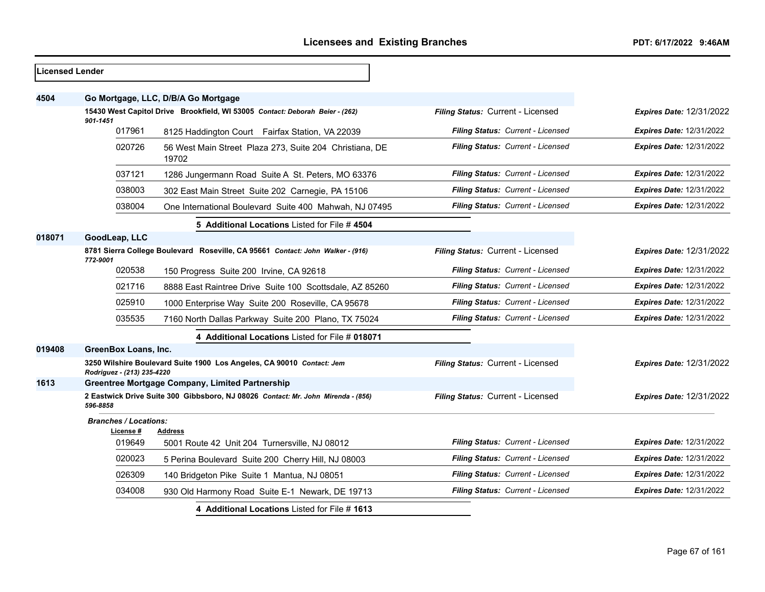## Licensed Lender

**4504 — Go Mortgage, LLC, D/B/A Go Mortgage**

**15430 West Capitol Drive Brookfield, WI 53005** *Contact: Deborah Beier - (262) 901-1451*
*Filing Status:* Current - Licensed — *Expires Date:* 12/31/2022

| License # | Address | Filing Status | Expires Date |
|---|---|---|---|
| 017961 | 8125 Haddington Court Fairfax Station, VA 22039 | Current - Licensed | 12/31/2022 |
| 020726 | 56 West Main Street Plaza 273, Suite 204 Christiana, DE 19702 | Current - Licensed | 12/31/2022 |
| 037121 | 1286 Jungermann Road Suite A St. Peters, MO 63376 | Current - Licensed | 12/31/2022 |
| 038003 | 302 East Main Street Suite 202 Carnegie, PA 15106 | Current - Licensed | 12/31/2022 |
| 038004 | One International Boulevard Suite 400 Mahwah, NJ 07495 | Current - Licensed | 12/31/2022 |

**5 Additional Locations** Listed for File # **4504**

**018071 — GoodLeap, LLC**

**8781 Sierra College Boulevard Roseville, CA 95661** *Contact: John Walker - (916) 772-9001*
*Filing Status:* Current - Licensed — *Expires Date:* 12/31/2022

| License # | Address | Filing Status | Expires Date |
|---|---|---|---|
| 020538 | 150 Progress Suite 200 Irvine, CA 92618 | Current - Licensed | 12/31/2022 |
| 021716 | 8888 East Raintree Drive Suite 100 Scottsdale, AZ 85260 | Current - Licensed | 12/31/2022 |
| 025910 | 1000 Enterprise Way Suite 200 Roseville, CA 95678 | Current - Licensed | 12/31/2022 |
| 035535 | 7160 North Dallas Parkway Suite 200 Plano, TX 75024 | Current - Licensed | 12/31/2022 |

**4 Additional Locations** Listed for File # **018071**

**019408 — GreenBox Loans, Inc.**

**3250 Wilshire Boulevard Suite 1900 Los Angeles, CA 90010** *Contact: Jem Rodriguez - (213) 235-4220*
*Filing Status:* Current - Licensed — *Expires Date:* 12/31/2022

**1613 — Greentree Mortgage Company, Limited Partnership**

**2 Eastwick Drive Suite 300 Gibbsboro, NJ 08026** *Contact: Mr. John Mirenda - (856) 596-8858*
*Filing Status:* Current - Licensed — *Expires Date:* 12/31/2022

*Branches / Locations:*

| License # | Address | Filing Status | Expires Date |
|---|---|---|---|
| 019649 | 5001 Route 42 Unit 204 Turnersville, NJ 08012 | Current - Licensed | 12/31/2022 |
| 020023 | 5 Perina Boulevard Suite 200 Cherry Hill, NJ 08003 | Current - Licensed | 12/31/2022 |
| 026309 | 140 Bridgeton Pike Suite 1 Mantua, NJ 08051 | Current - Licensed | 12/31/2022 |
| 034008 | 930 Old Harmony Road Suite E-1 Newark, DE 19713 | Current - Licensed | 12/31/2022 |

**4 Additional Locations** Listed for File # **1613**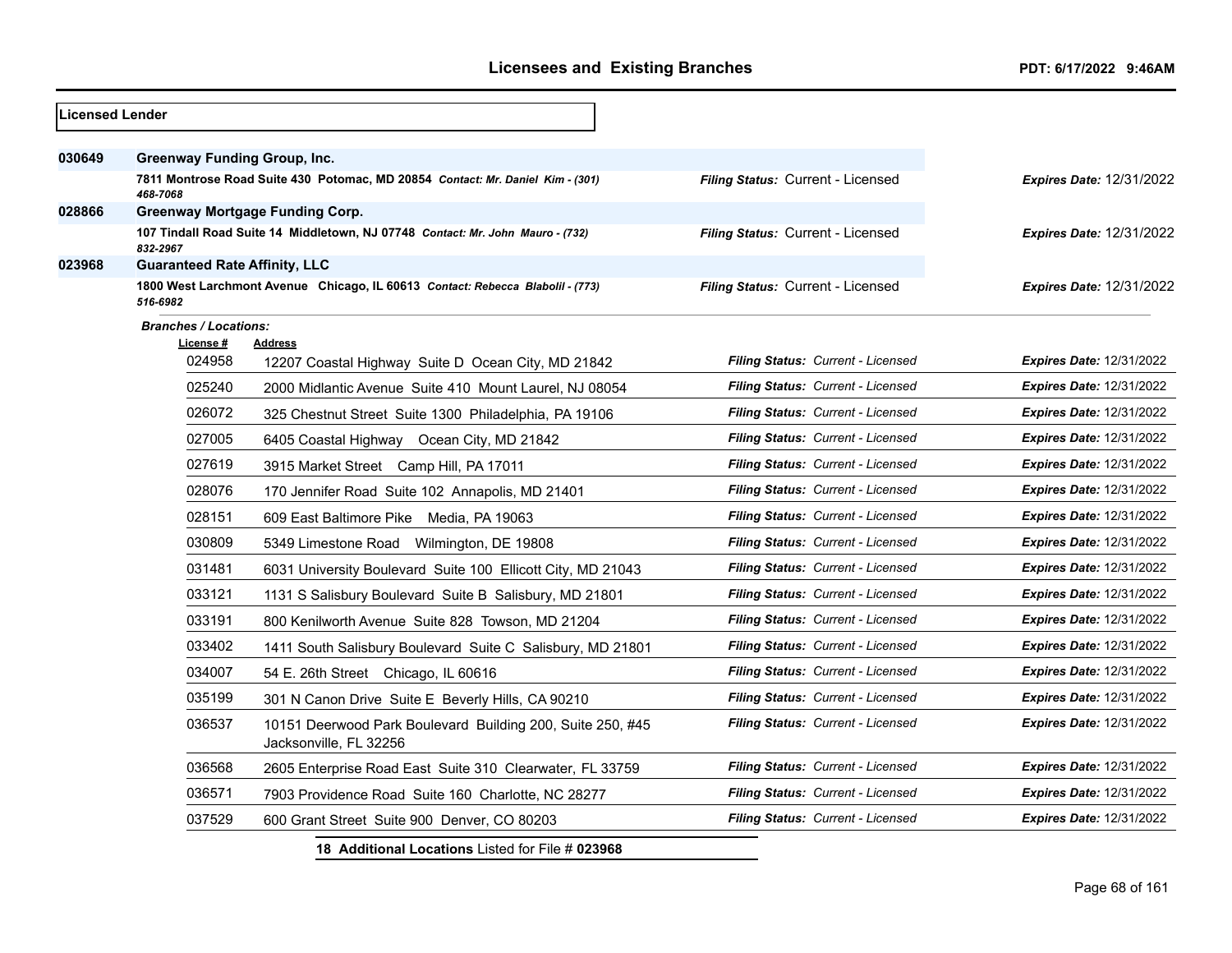**Licensed Lender**

**030649** **Greenway Funding Group, Inc.**

7811 Montrose Road Suite 430 Potomac, MD 20854 *Contact: Mr. Daniel Kim - (301) 468-7068*
*Filing Status:* Current - Licensed *Expires Date:* 12/31/2022

**028866** **Greenway Mortgage Funding Corp.**

107 Tindall Road Suite 14 Middletown, NJ 07748 *Contact: Mr. John Mauro - (732) 832-2967*
*Filing Status:* Current - Licensed *Expires Date:* 12/31/2022

**023968** **Guaranteed Rate Affinity, LLC**

1800 West Larchmont Avenue Chicago, IL 60613 *Contact: Rebecca Blabolil - (773) 516-6982*
*Filing Status:* Current - Licensed *Expires Date:* 12/31/2022

***Branches / Locations:***

| License # | Address | Filing Status | Expires Date |
|---|---|---|---|
| 024958 | 12207 Coastal Highway Suite D Ocean City, MD 21842 | Current - Licensed | 12/31/2022 |
| 025240 | 2000 Midlantic Avenue Suite 410 Mount Laurel, NJ 08054 | Current - Licensed | 12/31/2022 |
| 026072 | 325 Chestnut Street Suite 1300 Philadelphia, PA 19106 | Current - Licensed | 12/31/2022 |
| 027005 | 6405 Coastal Highway Ocean City, MD 21842 | Current - Licensed | 12/31/2022 |
| 027619 | 3915 Market Street Camp Hill, PA 17011 | Current - Licensed | 12/31/2022 |
| 028076 | 170 Jennifer Road Suite 102 Annapolis, MD 21401 | Current - Licensed | 12/31/2022 |
| 028151 | 609 East Baltimore Pike Media, PA 19063 | Current - Licensed | 12/31/2022 |
| 030809 | 5349 Limestone Road Wilmington, DE 19808 | Current - Licensed | 12/31/2022 |
| 031481 | 6031 University Boulevard Suite 100 Ellicott City, MD 21043 | Current - Licensed | 12/31/2022 |
| 033121 | 1131 S Salisbury Boulevard Suite B Salisbury, MD 21801 | Current - Licensed | 12/31/2022 |
| 033191 | 800 Kenilworth Avenue Suite 828 Towson, MD 21204 | Current - Licensed | 12/31/2022 |
| 033402 | 1411 South Salisbury Boulevard Suite C Salisbury, MD 21801 | Current - Licensed | 12/31/2022 |
| 034007 | 54 E. 26th Street Chicago, IL 60616 | Current - Licensed | 12/31/2022 |
| 035199 | 301 N Canon Drive Suite E Beverly Hills, CA 90210 | Current - Licensed | 12/31/2022 |
| 036537 | 10151 Deerwood Park Boulevard Building 200, Suite 250, #45 Jacksonville, FL 32256 | Current - Licensed | 12/31/2022 |
| 036568 | 2605 Enterprise Road East Suite 310 Clearwater, FL 33759 | Current - Licensed | 12/31/2022 |
| 036571 | 7903 Providence Road Suite 160 Charlotte, NC 28277 | Current - Licensed | 12/31/2022 |
| 037529 | 600 Grant Street Suite 900 Denver, CO 80203 | Current - Licensed | 12/31/2022 |

**18 Additional Locations** Listed for File # **023968**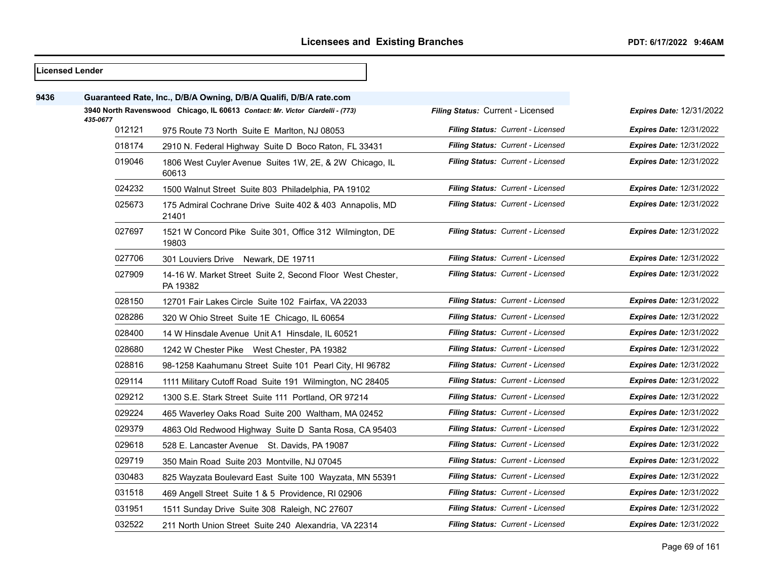## Licensees and Existing Branches

PDT: 6/17/2022 9:46AM

**Licensed Lender**

**9436** **Guaranteed Rate, Inc., D/B/A Owning, D/B/A Qualifi, D/B/A rate.com**

**3940 North Ravenswood Chicago, IL 60613** *Contact: Mr. Victor Ciardelli - (773) 435-0677*

***Filing Status:*** Current - Licensed ***Expires Date:*** 12/31/2022

| Branch | Address | Filing Status | Expires Date |
|---|---|---|---|
| 012121 | 975 Route 73 North Suite E Marlton, NJ 08053 | Current - Licensed | 12/31/2022 |
| 018174 | 2910 N. Federal Highway Suite D Boco Raton, FL 33431 | Current - Licensed | 12/31/2022 |
| 019046 | 1806 West Cuyler Avenue Suites 1W, 2E, & 2W Chicago, IL 60613 | Current - Licensed | 12/31/2022 |
| 024232 | 1500 Walnut Street Suite 803 Philadelphia, PA 19102 | Current - Licensed | 12/31/2022 |
| 025673 | 175 Admiral Cochrane Drive Suite 402 & 403 Annapolis, MD 21401 | Current - Licensed | 12/31/2022 |
| 027697 | 1521 W Concord Pike Suite 301, Office 312 Wilmington, DE 19803 | Current - Licensed | 12/31/2022 |
| 027706 | 301 Louviers Drive Newark, DE 19711 | Current - Licensed | 12/31/2022 |
| 027909 | 14-16 W. Market Street Suite 2, Second Floor West Chester, PA 19382 | Current - Licensed | 12/31/2022 |
| 028150 | 12701 Fair Lakes Circle Suite 102 Fairfax, VA 22033 | Current - Licensed | 12/31/2022 |
| 028286 | 320 W Ohio Street Suite 1E Chicago, IL 60654 | Current - Licensed | 12/31/2022 |
| 028400 | 14 W Hinsdale Avenue Unit A1 Hinsdale, IL 60521 | Current - Licensed | 12/31/2022 |
| 028680 | 1242 W Chester Pike West Chester, PA 19382 | Current - Licensed | 12/31/2022 |
| 028816 | 98-1258 Kaahumanu Street Suite 101 Pearl City, HI 96782 | Current - Licensed | 12/31/2022 |
| 029114 | 1111 Military Cutoff Road Suite 191 Wilmington, NC 28405 | Current - Licensed | 12/31/2022 |
| 029212 | 1300 S.E. Stark Street Suite 111 Portland, OR 97214 | Current - Licensed | 12/31/2022 |
| 029224 | 465 Waverley Oaks Road Suite 200 Waltham, MA 02452 | Current - Licensed | 12/31/2022 |
| 029379 | 4863 Old Redwood Highway Suite D Santa Rosa, CA 95403 | Current - Licensed | 12/31/2022 |
| 029618 | 528 E. Lancaster Avenue St. Davids, PA 19087 | Current - Licensed | 12/31/2022 |
| 029719 | 350 Main Road Suite 203 Montville, NJ 07045 | Current - Licensed | 12/31/2022 |
| 030483 | 825 Wayzata Boulevard East Suite 100 Wayzata, MN 55391 | Current - Licensed | 12/31/2022 |
| 031518 | 469 Angell Street Suite 1 & 5 Providence, RI 02906 | Current - Licensed | 12/31/2022 |
| 031951 | 1511 Sunday Drive Suite 308 Raleigh, NC 27607 | Current - Licensed | 12/31/2022 |
| 032522 | 211 North Union Street Suite 240 Alexandria, VA 22314 | Current - Licensed | 12/31/2022 |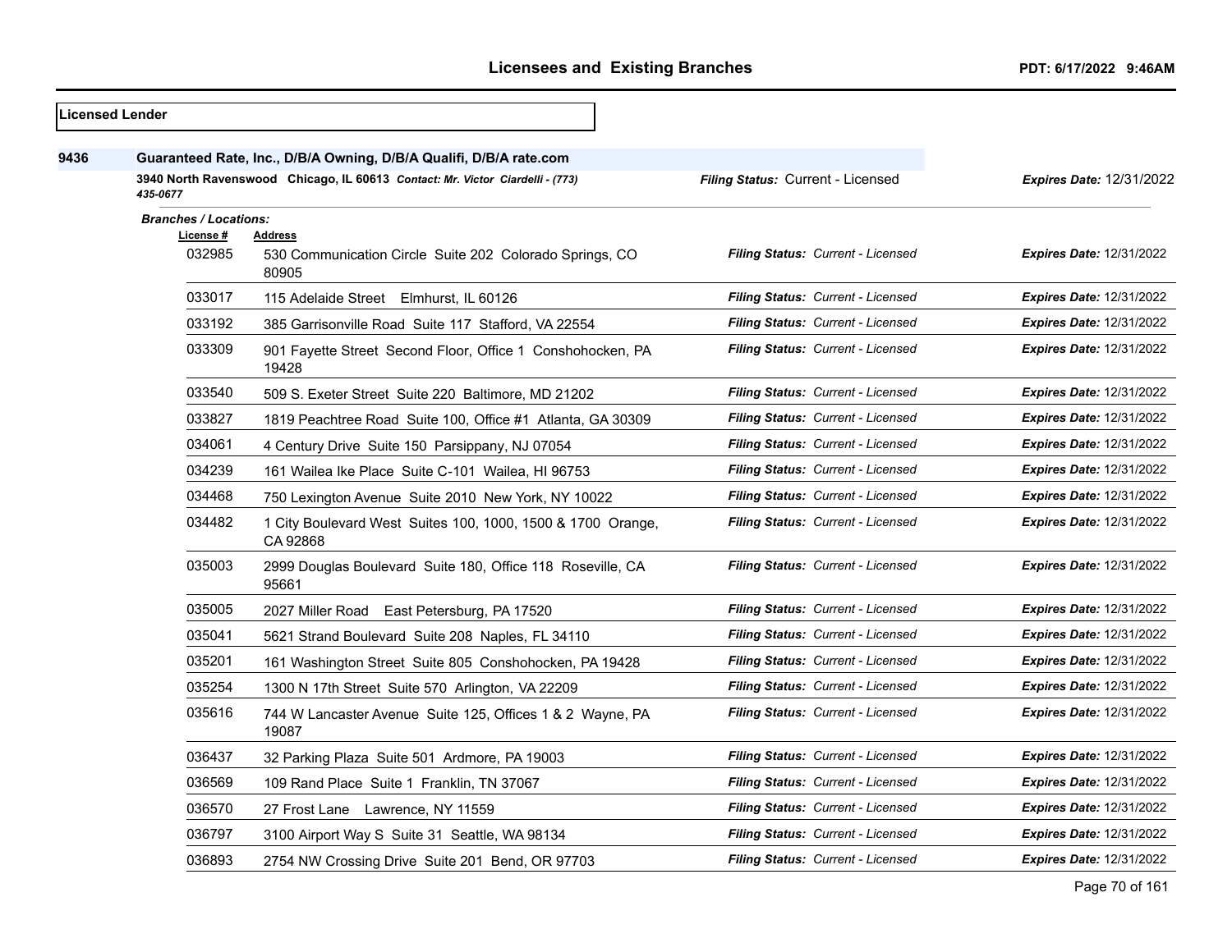## Licensees and Existing Branches

PDT: 6/17/2022 9:46AM

**Licensed Lender**

**9436** **Guaranteed Rate, Inc., D/B/A Owning, D/B/A Qualifi, D/B/A rate.com**

**3940 North Ravenswood Chicago, IL 60613** *Contact: Mr. Victor Ciardelli - (773) 435-0677*

*Filing Status:* Current - Licensed *Expires Date:* 12/31/2022

***Branches / Locations:***

| License # | Address | Filing Status | Expires Date |
|---|---|---|---|
| 032985 | 530 Communication Circle Suite 202 Colorado Springs, CO 80905 | Current - Licensed | 12/31/2022 |
| 033017 | 115 Adelaide Street Elmhurst, IL 60126 | Current - Licensed | 12/31/2022 |
| 033192 | 385 Garrisonville Road Suite 117 Stafford, VA 22554 | Current - Licensed | 12/31/2022 |
| 033309 | 901 Fayette Street Second Floor, Office 1 Conshohocken, PA 19428 | Current - Licensed | 12/31/2022 |
| 033540 | 509 S. Exeter Street Suite 220 Baltimore, MD 21202 | Current - Licensed | 12/31/2022 |
| 033827 | 1819 Peachtree Road Suite 100, Office #1 Atlanta, GA 30309 | Current - Licensed | 12/31/2022 |
| 034061 | 4 Century Drive Suite 150 Parsippany, NJ 07054 | Current - Licensed | 12/31/2022 |
| 034239 | 161 Wailea Ike Place Suite C-101 Wailea, HI 96753 | Current - Licensed | 12/31/2022 |
| 034468 | 750 Lexington Avenue Suite 2010 New York, NY 10022 | Current - Licensed | 12/31/2022 |
| 034482 | 1 City Boulevard West Suites 100, 1000, 1500 & 1700 Orange, CA 92868 | Current - Licensed | 12/31/2022 |
| 035003 | 2999 Douglas Boulevard Suite 180, Office 118 Roseville, CA 95661 | Current - Licensed | 12/31/2022 |
| 035005 | 2027 Miller Road East Petersburg, PA 17520 | Current - Licensed | 12/31/2022 |
| 035041 | 5621 Strand Boulevard Suite 208 Naples, FL 34110 | Current - Licensed | 12/31/2022 |
| 035201 | 161 Washington Street Suite 805 Conshohocken, PA 19428 | Current - Licensed | 12/31/2022 |
| 035254 | 1300 N 17th Street Suite 570 Arlington, VA 22209 | Current - Licensed | 12/31/2022 |
| 035616 | 744 W Lancaster Avenue Suite 125, Offices 1 & 2 Wayne, PA 19087 | Current - Licensed | 12/31/2022 |
| 036437 | 32 Parking Plaza Suite 501 Ardmore, PA 19003 | Current - Licensed | 12/31/2022 |
| 036569 | 109 Rand Place Suite 1 Franklin, TN 37067 | Current - Licensed | 12/31/2022 |
| 036570 | 27 Frost Lane Lawrence, NY 11559 | Current - Licensed | 12/31/2022 |
| 036797 | 3100 Airport Way S Suite 31 Seattle, WA 98134 | Current - Licensed | 12/31/2022 |
| 036893 | 2754 NW Crossing Drive Suite 201 Bend, OR 97703 | Current - Licensed | 12/31/2022 |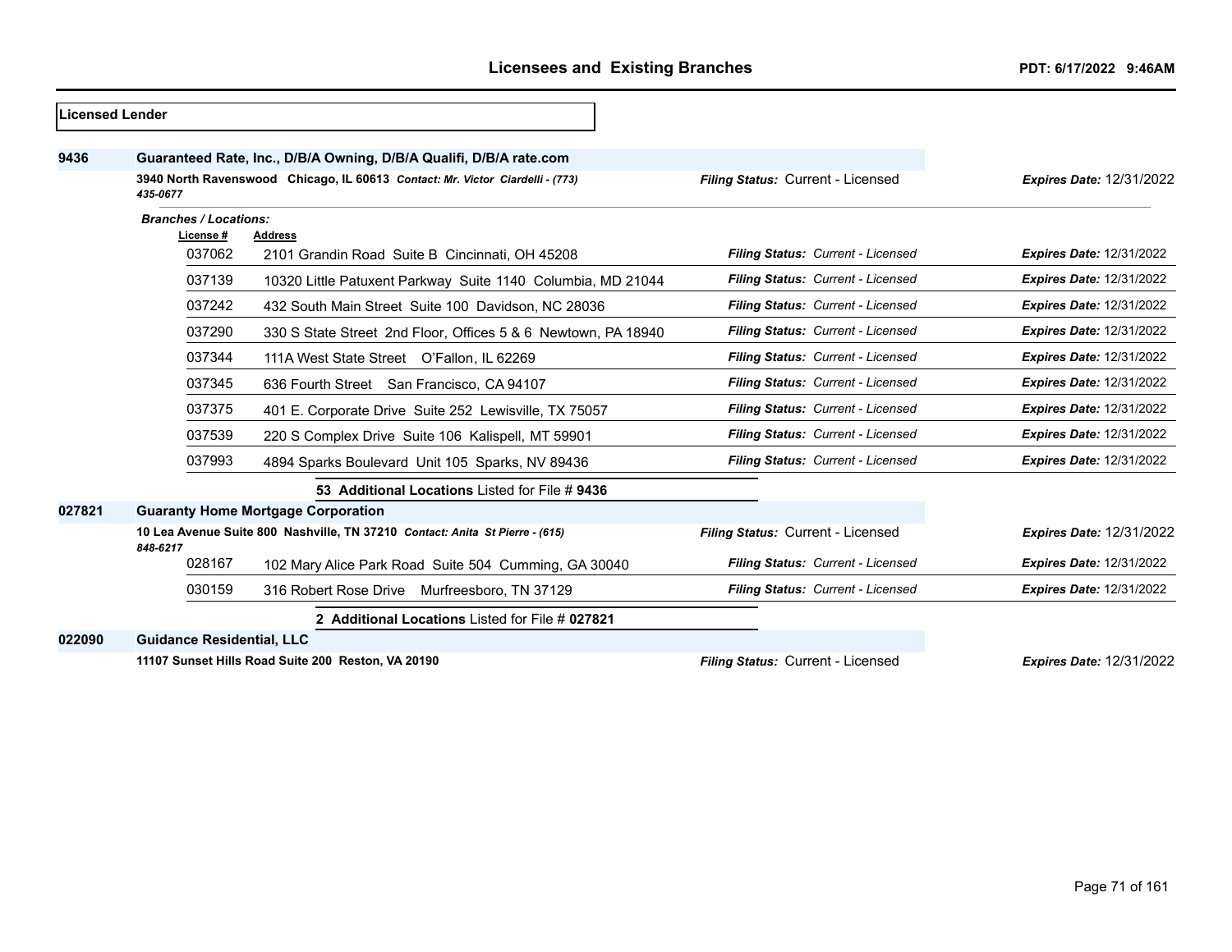## Licensed Lender

**9436** **Guaranteed Rate, Inc., D/B/A Owning, D/B/A Qualifi, D/B/A rate.com**

**3940 North Ravenswood Chicago, IL 60613** *Contact: Mr. Victor Ciardelli - (773) 435-0677*

*Filing Status:* Current - Licensed — *Expires Date:* 12/31/2022

*Branches / Locations:*

| License # | Address | Filing Status | Expires Date |
|---|---|---|---|
| 037062 | 2101 Grandin Road Suite B Cincinnati, OH 45208 | Current - Licensed | 12/31/2022 |
| 037139 | 10320 Little Patuxent Parkway Suite 1140 Columbia, MD 21044 | Current - Licensed | 12/31/2022 |
| 037242 | 432 South Main Street Suite 100 Davidson, NC 28036 | Current - Licensed | 12/31/2022 |
| 037290 | 330 S State Street 2nd Floor, Offices 5 & 6 Newtown, PA 18940 | Current - Licensed | 12/31/2022 |
| 037344 | 111A West State Street O'Fallon, IL 62269 | Current - Licensed | 12/31/2022 |
| 037345 | 636 Fourth Street San Francisco, CA 94107 | Current - Licensed | 12/31/2022 |
| 037375 | 401 E. Corporate Drive Suite 252 Lewisville, TX 75057 | Current - Licensed | 12/31/2022 |
| 037539 | 220 S Complex Drive Suite 106 Kalispell, MT 59901 | Current - Licensed | 12/31/2022 |
| 037993 | 4894 Sparks Boulevard Unit 105 Sparks, NV 89436 | Current - Licensed | 12/31/2022 |

**53 Additional Locations** Listed for File # **9436**

**027821** **Guaranty Home Mortgage Corporation**

**10 Lea Avenue Suite 800 Nashville, TN 37210** *Contact: Anita St Pierre - (615) 848-6217*

*Filing Status:* Current - Licensed — *Expires Date:* 12/31/2022

| License # | Address | Filing Status | Expires Date |
|---|---|---|---|
| 028167 | 102 Mary Alice Park Road Suite 504 Cumming, GA 30040 | Current - Licensed | 12/31/2022 |
| 030159 | 316 Robert Rose Drive Murfreesboro, TN 37129 | Current - Licensed | 12/31/2022 |

**2 Additional Locations** Listed for File # **027821**

**022090** **Guidance Residential, LLC**

**11107 Sunset Hills Road Suite 200 Reston, VA 20190**

*Filing Status:* Current - Licensed — *Expires Date:* 12/31/2022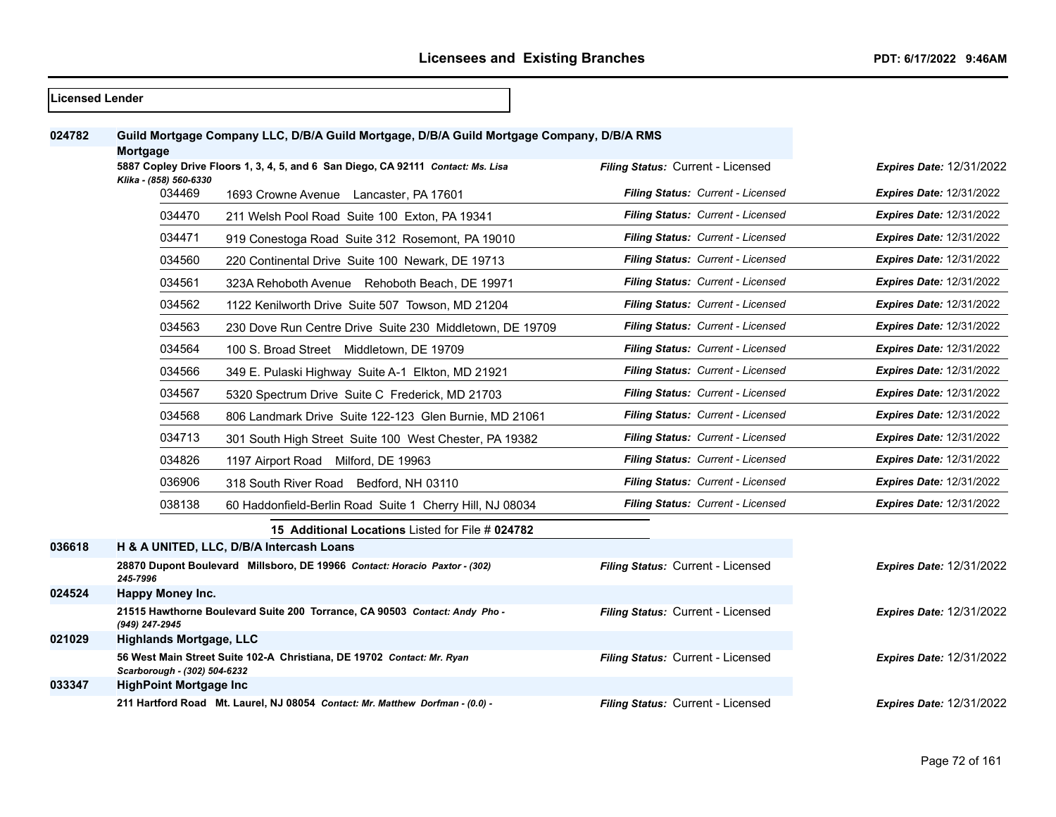**Licensed Lender**

**024782** **Guild Mortgage Company LLC, D/B/A Guild Mortgage, D/B/A Guild Mortgage Company, D/B/A RMS Mortgage**

**5887 Copley Drive Floors 1, 3, 4, 5, and 6 San Diego, CA 92111** *Contact: Ms. Lisa Klika - (858) 560-6330* — *Filing Status:* Current - Licensed — *Expires Date:* 12/31/2022

| Branch | Address | Filing Status | Expires Date |
|---|---|---|---|
| 034469 | 1693 Crowne Avenue Lancaster, PA 17601 | *Filing Status: Current - Licensed* | *Expires Date:* 12/31/2022 |
| 034470 | 211 Welsh Pool Road Suite 100 Exton, PA 19341 | *Filing Status: Current - Licensed* | *Expires Date:* 12/31/2022 |
| 034471 | 919 Conestoga Road Suite 312 Rosemont, PA 19010 | *Filing Status: Current - Licensed* | *Expires Date:* 12/31/2022 |
| 034560 | 220 Continental Drive Suite 100 Newark, DE 19713 | *Filing Status: Current - Licensed* | *Expires Date:* 12/31/2022 |
| 034561 | 323A Rehoboth Avenue Rehoboth Beach, DE 19971 | *Filing Status: Current - Licensed* | *Expires Date:* 12/31/2022 |
| 034562 | 1122 Kenilworth Drive Suite 507 Towson, MD 21204 | *Filing Status: Current - Licensed* | *Expires Date:* 12/31/2022 |
| 034563 | 230 Dove Run Centre Drive Suite 230 Middletown, DE 19709 | *Filing Status: Current - Licensed* | *Expires Date:* 12/31/2022 |
| 034564 | 100 S. Broad Street Middletown, DE 19709 | *Filing Status: Current - Licensed* | *Expires Date:* 12/31/2022 |
| 034566 | 349 E. Pulaski Highway Suite A-1 Elkton, MD 21921 | *Filing Status: Current - Licensed* | *Expires Date:* 12/31/2022 |
| 034567 | 5320 Spectrum Drive Suite C Frederick, MD 21703 | *Filing Status: Current - Licensed* | *Expires Date:* 12/31/2022 |
| 034568 | 806 Landmark Drive Suite 122-123 Glen Burnie, MD 21061 | *Filing Status: Current - Licensed* | *Expires Date:* 12/31/2022 |
| 034713 | 301 South High Street Suite 100 West Chester, PA 19382 | *Filing Status: Current - Licensed* | *Expires Date:* 12/31/2022 |
| 034826 | 1197 Airport Road Milford, DE 19963 | *Filing Status: Current - Licensed* | *Expires Date:* 12/31/2022 |
| 036906 | 318 South River Road Bedford, NH 03110 | *Filing Status: Current - Licensed* | *Expires Date:* 12/31/2022 |
| 038138 | 60 Haddonfield-Berlin Road Suite 1 Cherry Hill, NJ 08034 | *Filing Status: Current - Licensed* | *Expires Date:* 12/31/2022 |

**15 Additional Locations** Listed for File # **024782**

**036618** **H & A UNITED, LLC, D/B/A Intercash Loans**

**28870 Dupont Boulevard Millsboro, DE 19966** *Contact: Horacio Paxtor - (302) 245-7996* — *Filing Status:* Current - Licensed — *Expires Date:* 12/31/2022

**024524** **Happy Money Inc.**

**21515 Hawthorne Boulevard Suite 200 Torrance, CA 90503** *Contact: Andy Pho - (949) 247-2945* — *Filing Status:* Current - Licensed — *Expires Date:* 12/31/2022

**021029** **Highlands Mortgage, LLC**

**56 West Main Street Suite 102-A Christiana, DE 19702** *Contact: Mr. Ryan Scarborough - (302) 504-6232* — *Filing Status:* Current - Licensed — *Expires Date:* 12/31/2022

**033347** **HighPoint Mortgage Inc**

**211 Hartford Road Mt. Laurel, NJ 08054** *Contact: Mr. Matthew Dorfman - (0.0) -* — *Filing Status:* Current - Licensed — *Expires Date:* 12/31/2022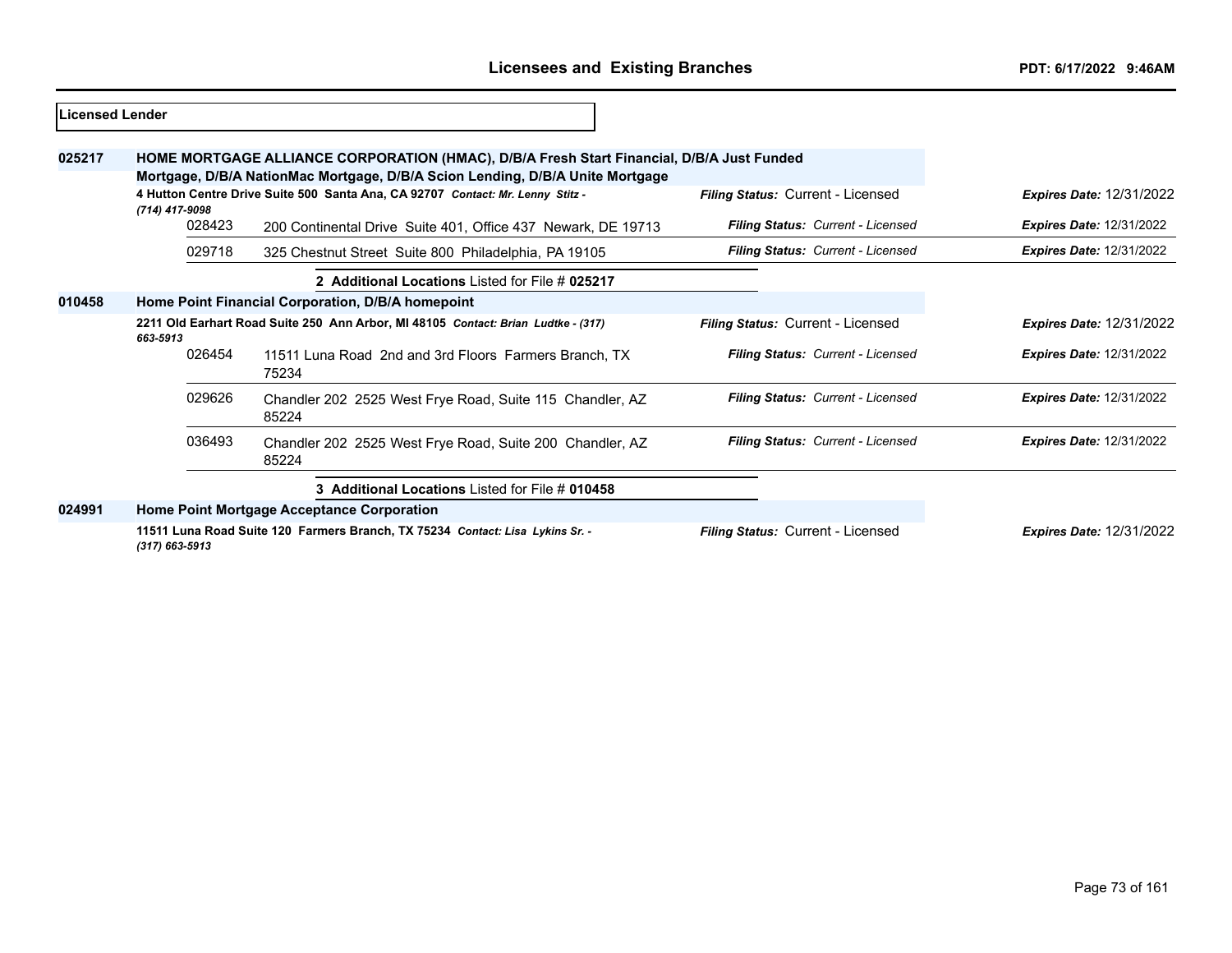## Licensed Lender

**025217** **HOME MORTGAGE ALLIANCE CORPORATION (HMAC), D/B/A Fresh Start Financial, D/B/A Just Funded Mortgage, D/B/A NationMac Mortgage, D/B/A Scion Lending, D/B/A Unite Mortgage**

**4 Hutton Centre Drive Suite 500 Santa Ana, CA 92707** *Contact: Mr. Lenny Stitz - (714) 417-9098* — *Filing Status:* Current - Licensed — *Expires Date:* 12/31/2022

| Branch | Address | Filing Status | Expires Date |
|---|---|---|---|
| 028423 | 200 Continental Drive Suite 401, Office 437 Newark, DE 19713 | Current - Licensed | 12/31/2022 |
| 029718 | 325 Chestnut Street Suite 800 Philadelphia, PA 19105 | Current - Licensed | 12/31/2022 |

**2 Additional Locations** Listed for File # **025217**

**010458** **Home Point Financial Corporation, D/B/A homepoint**

**2211 Old Earhart Road Suite 250 Ann Arbor, MI 48105** *Contact: Brian Ludtke - (317) 663-5913* — *Filing Status:* Current - Licensed — *Expires Date:* 12/31/2022

| Branch | Address | Filing Status | Expires Date |
|---|---|---|---|
| 026454 | 11511 Luna Road 2nd and 3rd Floors Farmers Branch, TX 75234 | Current - Licensed | 12/31/2022 |
| 029626 | Chandler 202 2525 West Frye Road, Suite 115 Chandler, AZ 85224 | Current - Licensed | 12/31/2022 |
| 036493 | Chandler 202 2525 West Frye Road, Suite 200 Chandler, AZ 85224 | Current - Licensed | 12/31/2022 |

**3 Additional Locations** Listed for File # **010458**

**024991** **Home Point Mortgage Acceptance Corporation**

**11511 Luna Road Suite 120 Farmers Branch, TX 75234** *Contact: Lisa Lykins Sr. - (317) 663-5913* — *Filing Status:* Current - Licensed — *Expires Date:* 12/31/2022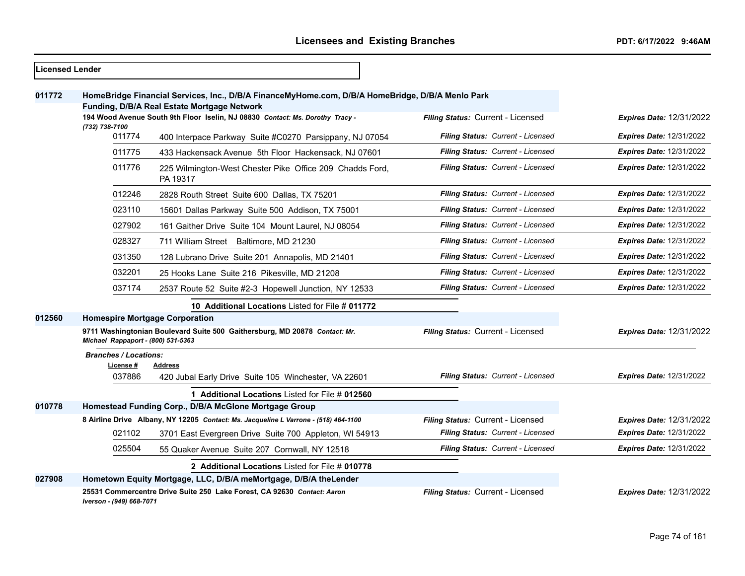## Licensees and Existing Branches

PDT: 6/17/2022 9:46AM

**Licensed Lender**

**011772** **HomeBridge Financial Services, Inc., D/B/A FinanceMyHome.com, D/B/A HomeBridge, D/B/A Menlo Park Funding, D/B/A Real Estate Mortgage Network**

**194 Wood Avenue South 9th Floor Iselin, NJ 08830** *Contact: Ms. Dorothy Tracy - (732) 738-7100*
*Filing Status:* Current - Licensed *Expires Date:* 12/31/2022

| License # | Address | Filing Status | Expires Date |
|---|---|---|---|
| 011774 | 400 Interpace Parkway Suite #C0270 Parsippany, NJ 07054 | Current - Licensed | 12/31/2022 |
| 011775 | 433 Hackensack Avenue 5th Floor Hackensack, NJ 07601 | Current - Licensed | 12/31/2022 |
| 011776 | 225 Wilmington-West Chester Pike Office 209 Chadds Ford, PA 19317 | Current - Licensed | 12/31/2022 |
| 012246 | 2828 Routh Street Suite 600 Dallas, TX 75201 | Current - Licensed | 12/31/2022 |
| 023110 | 15601 Dallas Parkway Suite 500 Addison, TX 75001 | Current - Licensed | 12/31/2022 |
| 027902 | 161 Gaither Drive Suite 104 Mount Laurel, NJ 08054 | Current - Licensed | 12/31/2022 |
| 028327 | 711 William Street Baltimore, MD 21230 | Current - Licensed | 12/31/2022 |
| 031350 | 128 Lubrano Drive Suite 201 Annapolis, MD 21401 | Current - Licensed | 12/31/2022 |
| 032201 | 25 Hooks Lane Suite 216 Pikesville, MD 21208 | Current - Licensed | 12/31/2022 |
| 037174 | 2537 Route 52 Suite #2-3 Hopewell Junction, NY 12533 | Current - Licensed | 12/31/2022 |

**10 Additional Locations** Listed for File # **011772**

**012560** **Homespire Mortgage Corporation**

**9711 Washingtonian Boulevard Suite 500 Gaithersburg, MD 20878** *Contact: Mr. Michael Rappaport - (800) 531-5363*
*Filing Status:* Current - Licensed *Expires Date:* 12/31/2022

*Branches / Locations:*

| License # | Address | Filing Status | Expires Date |
|---|---|---|---|
| 037886 | 420 Jubal Early Drive Suite 105 Winchester, VA 22601 | Current - Licensed | 12/31/2022 |

**1 Additional Locations** Listed for File # **012560**

**010778** **Homestead Funding Corp., D/B/A McGlone Mortgage Group**

**8 Airline Drive Albany, NY 12205** *Contact: Ms. Jacqueline L Varrone - (518) 464-1100*
*Filing Status:* Current - Licensed *Expires Date:* 12/31/2022

| License # | Address | Filing Status | Expires Date |
|---|---|---|---|
| 021102 | 3701 East Evergreen Drive Suite 700 Appleton, WI 54913 | Current - Licensed | 12/31/2022 |
| 025504 | 55 Quaker Avenue Suite 207 Cornwall, NY 12518 | Current - Licensed | 12/31/2022 |

**2 Additional Locations** Listed for File # **010778**

**027908** **Hometown Equity Mortgage, LLC, D/B/A meMortgage, D/B/A theLender**

**25531 Commercentre Drive Suite 250 Lake Forest, CA 92630** *Contact: Aaron Iverson - (949) 668-7071*
*Filing Status:* Current - Licensed *Expires Date:* 12/31/2022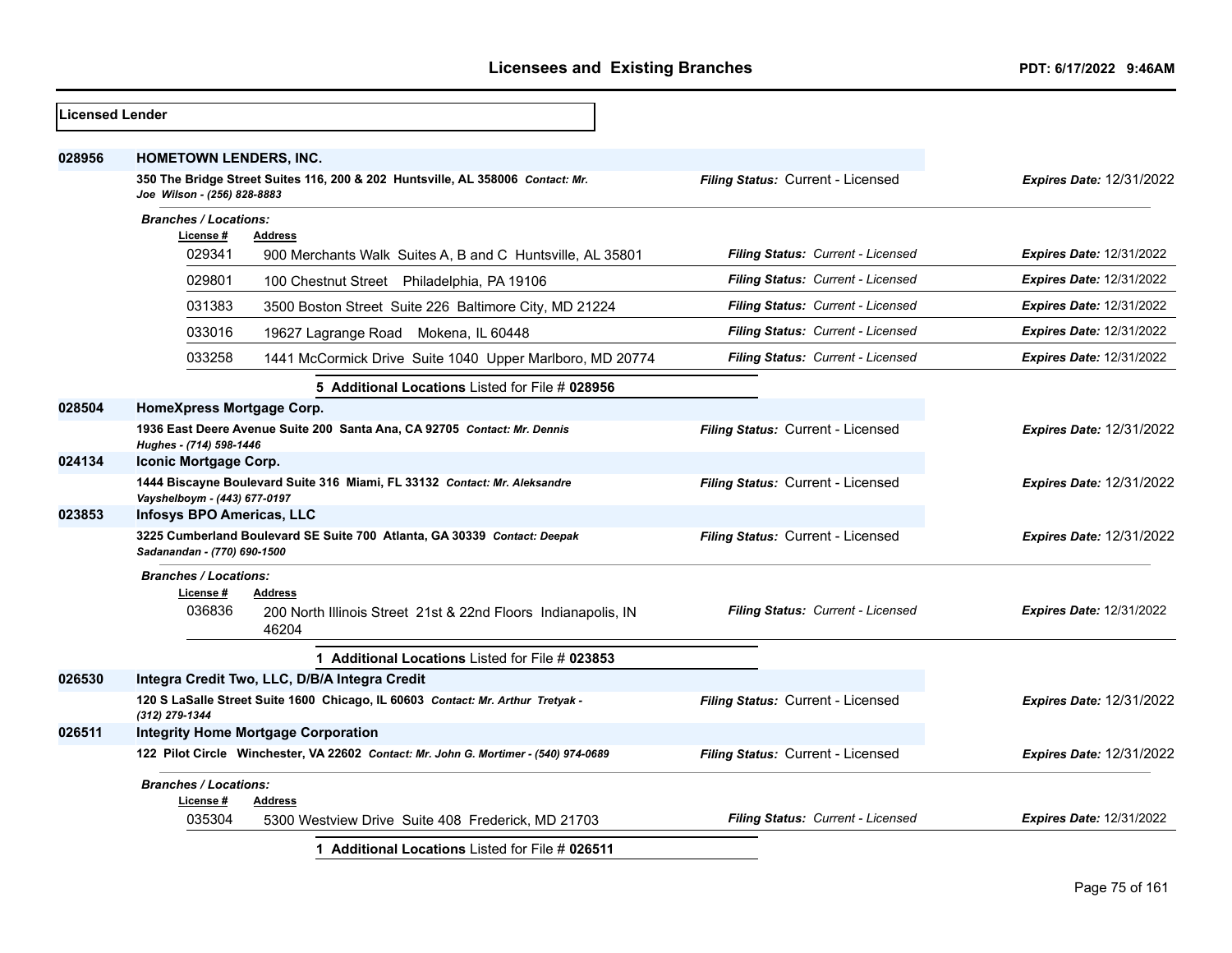## Licensed Lender

**028956** **HOMETOWN LENDERS, INC.**

**350 The Bridge Street Suites 116, 200 & 202 Huntsville, AL 358006** *Contact: Mr. Joe Wilson - (256) 828-8883*

*Filing Status:* Current - Licensed *Expires Date:* 12/31/2022

*Branches / Locations:*

| License # | Address | Filing Status | Expires Date |
|---|---|---|---|
| 029341 | 900 Merchants Walk Suites A, B and C Huntsville, AL 35801 | Current - Licensed | 12/31/2022 |
| 029801 | 100 Chestnut Street Philadelphia, PA 19106 | Current - Licensed | 12/31/2022 |
| 031383 | 3500 Boston Street Suite 226 Baltimore City, MD 21224 | Current - Licensed | 12/31/2022 |
| 033016 | 19627 Lagrange Road Mokena, IL 60448 | Current - Licensed | 12/31/2022 |
| 033258 | 1441 McCormick Drive Suite 1040 Upper Marlboro, MD 20774 | Current - Licensed | 12/31/2022 |

**5 Additional Locations** Listed for File # **028956**

**028504** **HomeXpress Mortgage Corp.**

**1936 East Deere Avenue Suite 200 Santa Ana, CA 92705** *Contact: Mr. Dennis Hughes - (714) 598-1446*

*Filing Status:* Current - Licensed *Expires Date:* 12/31/2022

**024134** **Iconic Mortgage Corp.**

**1444 Biscayne Boulevard Suite 316 Miami, FL 33132** *Contact: Mr. Aleksandre Vayshelboym - (443) 677-0197*

*Filing Status:* Current - Licensed *Expires Date:* 12/31/2022

**023853** **Infosys BPO Americas, LLC**

**3225 Cumberland Boulevard SE Suite 700 Atlanta, GA 30339** *Contact: Deepak Sadanandan - (770) 690-1500*

*Filing Status:* Current - Licensed *Expires Date:* 12/31/2022

*Branches / Locations:*

| License # | Address | Filing Status | Expires Date |
|---|---|---|---|
| 036836 | 200 North Illinois Street 21st & 22nd Floors Indianapolis, IN 46204 | Current - Licensed | 12/31/2022 |

**1 Additional Locations** Listed for File # **023853**

**026530** **Integra Credit Two, LLC, D/B/A Integra Credit**

**120 S LaSalle Street Suite 1600 Chicago, IL 60603** *Contact: Mr. Arthur Tretyak - (312) 279-1344*

*Filing Status:* Current - Licensed *Expires Date:* 12/31/2022

**026511** **Integrity Home Mortgage Corporation**

**122 Pilot Circle Winchester, VA 22602** *Contact: Mr. John G. Mortimer - (540) 974-0689*

*Filing Status:* Current - Licensed *Expires Date:* 12/31/2022

*Branches / Locations:*

| License # | Address | Filing Status | Expires Date |
|---|---|---|---|
| 035304 | 5300 Westview Drive Suite 408 Frederick, MD 21703 | Current - Licensed | 12/31/2022 |

**1 Additional Locations** Listed for File # **026511**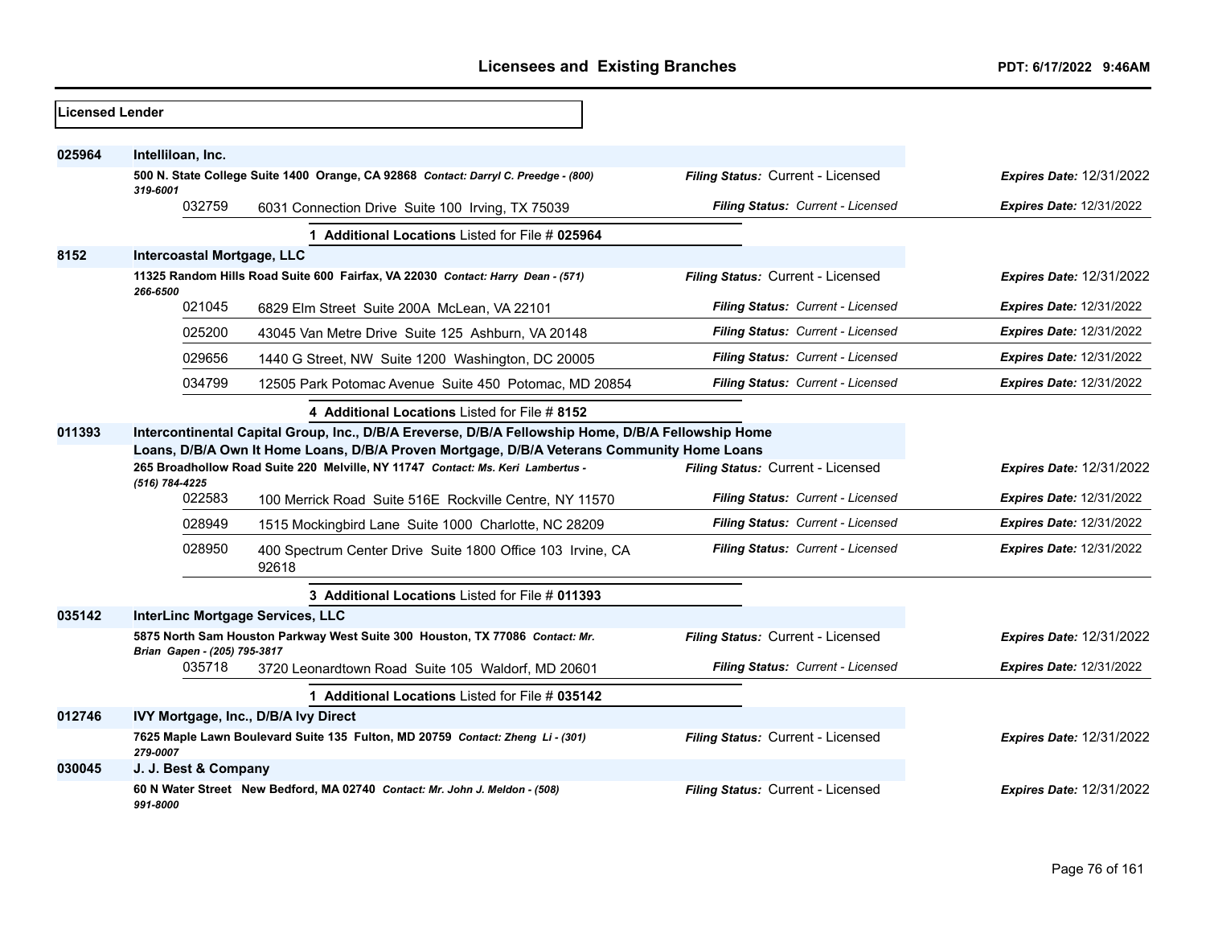**Licensed Lender**

**025964 Intelliloan, Inc.**

**500 N. State College Suite 1400 Orange, CA 92868** *Contact: Darryl C. Preedge - (800) 319-6001* — *Filing Status:* Current - Licensed — *Expires Date:* 12/31/2022

| Branch | Address | Filing Status | Expires Date |
|---|---|---|---|
| 032759 | 6031 Connection Drive Suite 100 Irving, TX 75039 | Current - Licensed | 12/31/2022 |

1 **Additional Locations** Listed for File # **025964**

**8152 Intercoastal Mortgage, LLC**

**11325 Random Hills Road Suite 600 Fairfax, VA 22030** *Contact: Harry Dean - (571) 266-6500* — *Filing Status:* Current - Licensed — *Expires Date:* 12/31/2022

| Branch | Address | Filing Status | Expires Date |
|---|---|---|---|
| 021045 | 6829 Elm Street Suite 200A McLean, VA 22101 | Current - Licensed | 12/31/2022 |
| 025200 | 43045 Van Metre Drive Suite 125 Ashburn, VA 20148 | Current - Licensed | 12/31/2022 |
| 029656 | 1440 G Street, NW Suite 1200 Washington, DC 20005 | Current - Licensed | 12/31/2022 |
| 034799 | 12505 Park Potomac Avenue Suite 450 Potomac, MD 20854 | Current - Licensed | 12/31/2022 |

4 **Additional Locations** Listed for File # **8152**

**011393 Intercontinental Capital Group, Inc., D/B/A Ereverse, D/B/A Fellowship Home, D/B/A Fellowship Home Loans, D/B/A Own It Home Loans, D/B/A Proven Mortgage, D/B/A Veterans Community Home Loans**

**265 Broadhollow Road Suite 220 Melville, NY 11747** *Contact: Ms. Keri Lambertus - (516) 784-4225* — *Filing Status:* Current - Licensed — *Expires Date:* 12/31/2022

| Branch | Address | Filing Status | Expires Date |
|---|---|---|---|
| 022583 | 100 Merrick Road Suite 516E Rockville Centre, NY 11570 | Current - Licensed | 12/31/2022 |
| 028949 | 1515 Mockingbird Lane Suite 1000 Charlotte, NC 28209 | Current - Licensed | 12/31/2022 |
| 028950 | 400 Spectrum Center Drive Suite 1800 Office 103 Irvine, CA 92618 | Current - Licensed | 12/31/2022 |

3 **Additional Locations** Listed for File # **011393**

**035142 InterLinc Mortgage Services, LLC**

**5875 North Sam Houston Parkway West Suite 300 Houston, TX 77086** *Contact: Mr. Brian Gapen - (205) 795-3817* — *Filing Status:* Current - Licensed — *Expires Date:* 12/31/2022

| Branch | Address | Filing Status | Expires Date |
|---|---|---|---|
| 035718 | 3720 Leonardtown Road Suite 105 Waldorf, MD 20601 | Current - Licensed | 12/31/2022 |

1 **Additional Locations** Listed for File # **035142**

**012746 IVY Mortgage, Inc., D/B/A Ivy Direct**

**7625 Maple Lawn Boulevard Suite 135 Fulton, MD 20759** *Contact: Zheng Li - (301) 279-0007* — *Filing Status:* Current - Licensed — *Expires Date:* 12/31/2022

**030045 J. J. Best & Company**

**60 N Water Street New Bedford, MA 02740** *Contact: Mr. John J. Meldon - (508) 991-8000* — *Filing Status:* Current - Licensed — *Expires Date:* 12/31/2022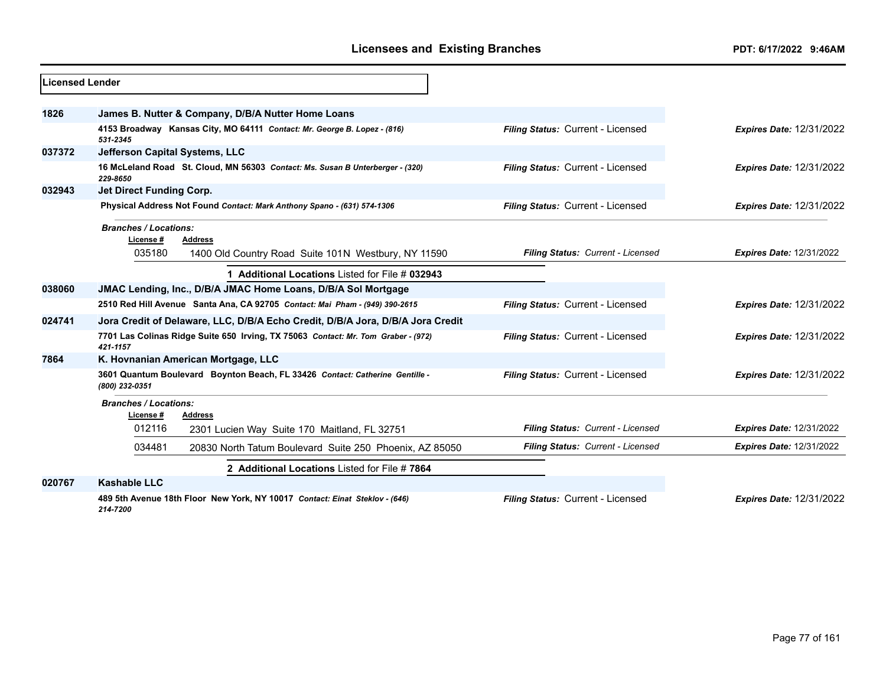## Licensees and Existing Branches

**Licensed Lender**

**1826** **James B. Nutter & Company, D/B/A Nutter Home Loans**

**4153 Broadway Kansas City, MO 64111** *Contact: Mr. George B. Lopez - (816) 531-2345*
*Filing Status:* Current - Licensed *Expires Date:* 12/31/2022

**037372** **Jefferson Capital Systems, LLC**

**16 McLeland Road St. Cloud, MN 56303** *Contact: Ms. Susan B Unterberger - (320) 229-8650*
*Filing Status:* Current - Licensed *Expires Date:* 12/31/2022

**032943** **Jet Direct Funding Corp.**

**Physical Address Not Found** *Contact: Mark Anthony Spano - (631) 574-1306*
*Filing Status:* Current - Licensed *Expires Date:* 12/31/2022

*Branches / Locations:*

| License # | Address | Filing Status | Expires Date |
|---|---|---|---|
| 035180 | 1400 Old Country Road Suite 101N Westbury, NY 11590 | Current - Licensed | 12/31/2022 |

**1 Additional Locations** Listed for File # **032943**

**038060** **JMAC Lending, Inc., D/B/A JMAC Home Loans, D/B/A Sol Mortgage**

**2510 Red Hill Avenue Santa Ana, CA 92705** *Contact: Mai Pham - (949) 390-2615*
*Filing Status:* Current - Licensed *Expires Date:* 12/31/2022

**024741** **Jora Credit of Delaware, LLC, D/B/A Echo Credit, D/B/A Jora, D/B/A Jora Credit**

**7701 Las Colinas Ridge Suite 650 Irving, TX 75063** *Contact: Mr. Tom Graber - (972) 421-1157*
*Filing Status:* Current - Licensed *Expires Date:* 12/31/2022

**7864** **K. Hovnanian American Mortgage, LLC**

**3601 Quantum Boulevard Boynton Beach, FL 33426** *Contact: Catherine Gentille - (800) 232-0351*
*Filing Status:* Current - Licensed *Expires Date:* 12/31/2022

*Branches / Locations:*

| License # | Address | Filing Status | Expires Date |
|---|---|---|---|
| 012116 | 2301 Lucien Way Suite 170 Maitland, FL 32751 | Current - Licensed | 12/31/2022 |
| 034481 | 20830 North Tatum Boulevard Suite 250 Phoenix, AZ 85050 | Current - Licensed | 12/31/2022 |

**2 Additional Locations** Listed for File # **7864**

**020767** **Kashable LLC**

**489 5th Avenue 18th Floor New York, NY 10017** *Contact: Einat Steklov - (646) 214-7200*
*Filing Status:* Current - Licensed *Expires Date:* 12/31/2022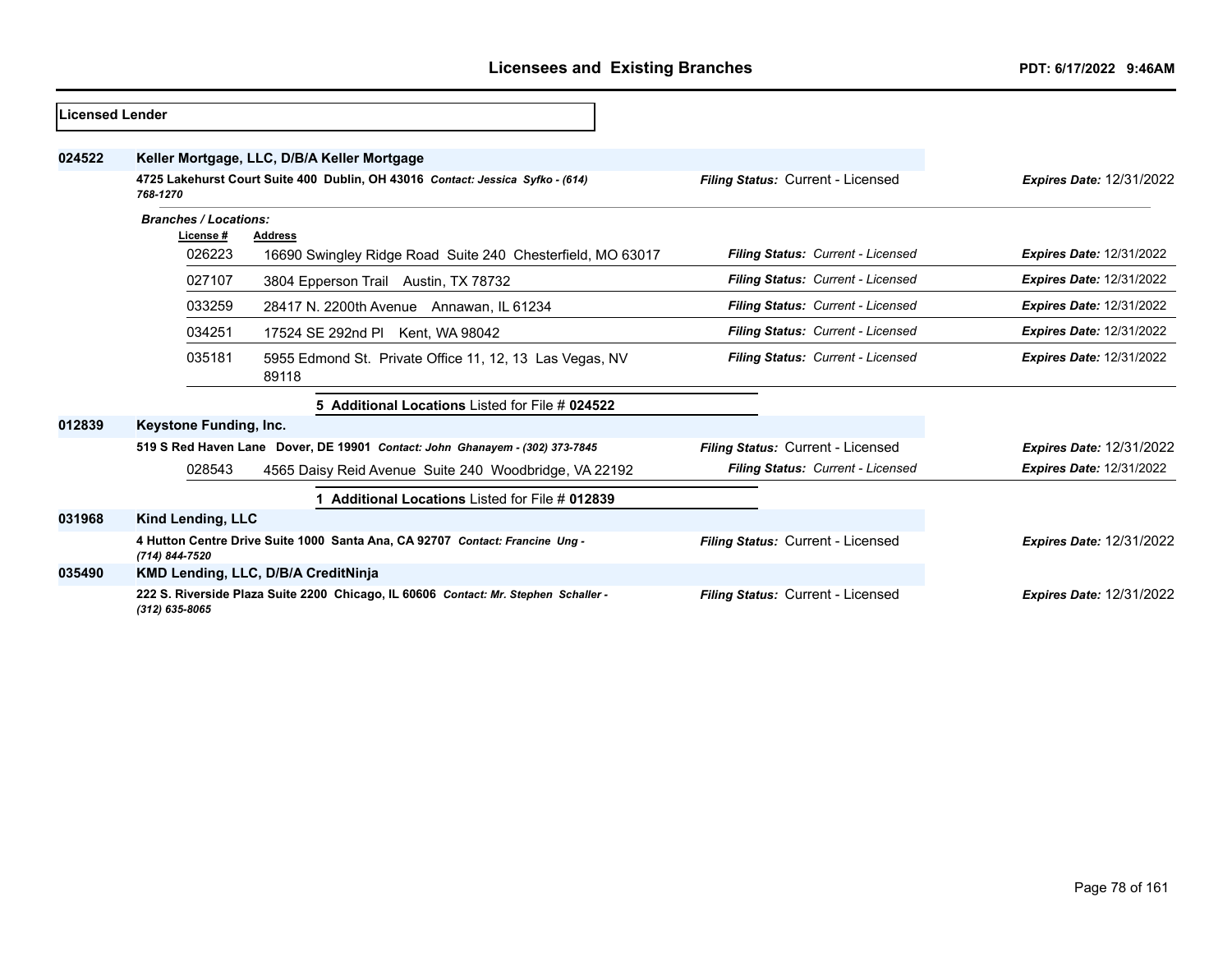## Licensees and Existing Branches

**Licensed Lender**

**024522** **Keller Mortgage, LLC, D/B/A Keller Mortgage**

**4725 Lakehurst Court Suite 400 Dublin, OH 43016** *Contact: Jessica Syfko - (614) 768-1270*

*Filing Status:* Current - Licensed — *Expires Date:* 12/31/2022

*Branches / Locations:*

| License # | Address | Filing Status | Expires Date |
|---|---|---|---|
| 026223 | 16690 Swingley Ridge Road Suite 240 Chesterfield, MO 63017 | Current - Licensed | 12/31/2022 |
| 027107 | 3804 Epperson Trail Austin, TX 78732 | Current - Licensed | 12/31/2022 |
| 033259 | 28417 N. 2200th Avenue Annawan, IL 61234 | Current - Licensed | 12/31/2022 |
| 034251 | 17524 SE 292nd Pl Kent, WA 98042 | Current - Licensed | 12/31/2022 |
| 035181 | 5955 Edmond St. Private Office 11, 12, 13 Las Vegas, NV 89118 | Current - Licensed | 12/31/2022 |

**5 Additional Locations** Listed for File # **024522**

**012839** **Keystone Funding, Inc.**

**519 S Red Haven Lane Dover, DE 19901** *Contact: John Ghanayem - (302) 373-7845*

*Filing Status:* Current - Licensed — *Expires Date:* 12/31/2022

| License # | Address | Filing Status | Expires Date |
|---|---|---|---|
| 028543 | 4565 Daisy Reid Avenue Suite 240 Woodbridge, VA 22192 | Current - Licensed | 12/31/2022 |

**1 Additional Locations** Listed for File # **012839**

**031968** **Kind Lending, LLC**

**4 Hutton Centre Drive Suite 1000 Santa Ana, CA 92707** *Contact: Francine Ung - (714) 844-7520*

*Filing Status:* Current - Licensed — *Expires Date:* 12/31/2022

**035490** **KMD Lending, LLC, D/B/A CreditNinja**

**222 S. Riverside Plaza Suite 2200 Chicago, IL 60606** *Contact: Mr. Stephen Schaller - (312) 635-8065*

*Filing Status:* Current - Licensed — *Expires Date:* 12/31/2022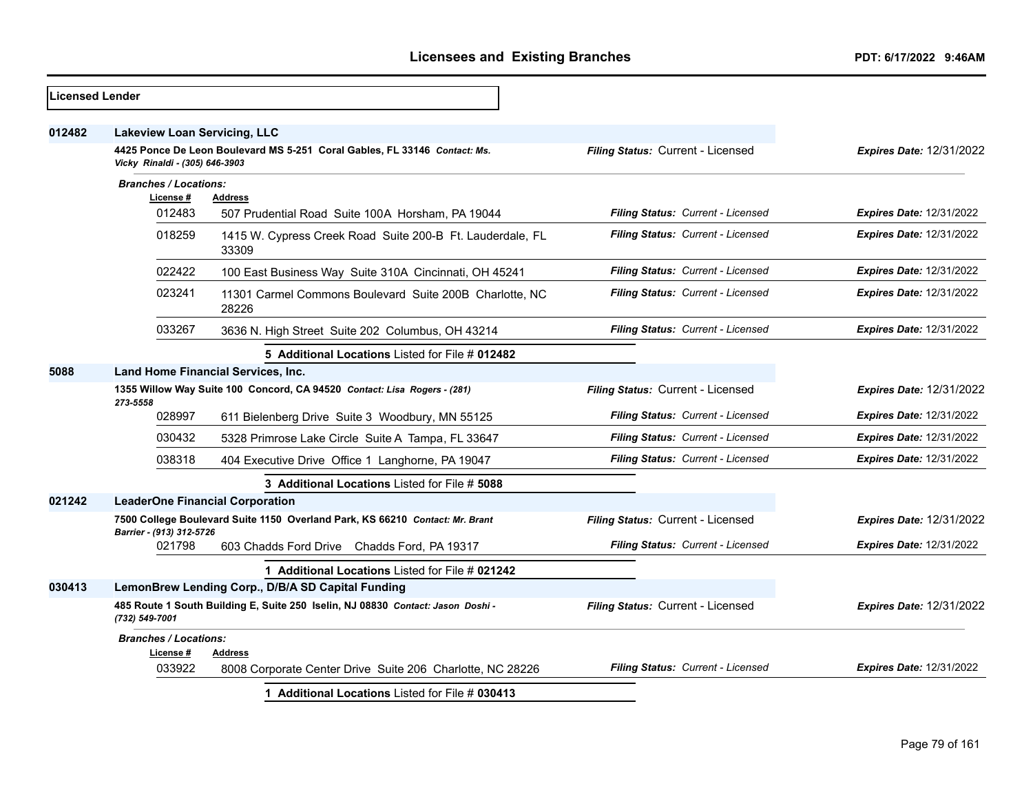## Licensed Lender

**012482** **Lakeview Loan Servicing, LLC**

**4425 Ponce De Leon Boulevard MS 5-251 Coral Gables, FL 33146** *Contact: Ms. Vicky Rinaldi - (305) 646-3903*

*Filing Status:* Current - Licensed — *Expires Date:* 12/31/2022

*Branches / Locations:*

| License # | Address | Filing Status | Expires Date |
|---|---|---|---|
| 012483 | 507 Prudential Road Suite 100A Horsham, PA 19044 | Current - Licensed | 12/31/2022 |
| 018259 | 1415 W. Cypress Creek Road Suite 200-B Ft. Lauderdale, FL 33309 | Current - Licensed | 12/31/2022 |
| 022422 | 100 East Business Way Suite 310A Cincinnati, OH 45241 | Current - Licensed | 12/31/2022 |
| 023241 | 11301 Carmel Commons Boulevard Suite 200B Charlotte, NC 28226 | Current - Licensed | 12/31/2022 |
| 033267 | 3636 N. High Street Suite 202 Columbus, OH 43214 | Current - Licensed | 12/31/2022 |

**5 Additional Locations** Listed for File # **012482**

**5088** **Land Home Financial Services, Inc.**

**1355 Willow Way Suite 100 Concord, CA 94520** *Contact: Lisa Rogers - (281) 273-5558*

*Filing Status:* Current - Licensed — *Expires Date:* 12/31/2022

| License # | Address | Filing Status | Expires Date |
|---|---|---|---|
| 028997 | 611 Bielenberg Drive Suite 3 Woodbury, MN 55125 | Current - Licensed | 12/31/2022 |
| 030432 | 5328 Primrose Lake Circle Suite A Tampa, FL 33647 | Current - Licensed | 12/31/2022 |
| 038318 | 404 Executive Drive Office 1 Langhorne, PA 19047 | Current - Licensed | 12/31/2022 |

**3 Additional Locations** Listed for File # **5088**

**021242** **LeaderOne Financial Corporation**

**7500 College Boulevard Suite 1150 Overland Park, KS 66210** *Contact: Mr. Brant Barrier - (913) 312-5726*

*Filing Status:* Current - Licensed — *Expires Date:* 12/31/2022

| License # | Address | Filing Status | Expires Date |
|---|---|---|---|
| 021798 | 603 Chadds Ford Drive Chadds Ford, PA 19317 | Current - Licensed | 12/31/2022 |

**1 Additional Locations** Listed for File # **021242**

**030413** **LemonBrew Lending Corp., D/B/A SD Capital Funding**

**485 Route 1 South Building E, Suite 250 Iselin, NJ 08830** *Contact: Jason Doshi - (732) 549-7001*

*Filing Status:* Current - Licensed — *Expires Date:* 12/31/2022

*Branches / Locations:*

| License # | Address | Filing Status | Expires Date |
|---|---|---|---|
| 033922 | 8008 Corporate Center Drive Suite 206 Charlotte, NC 28226 | Current - Licensed | 12/31/2022 |

**1 Additional Locations** Listed for File # **030413**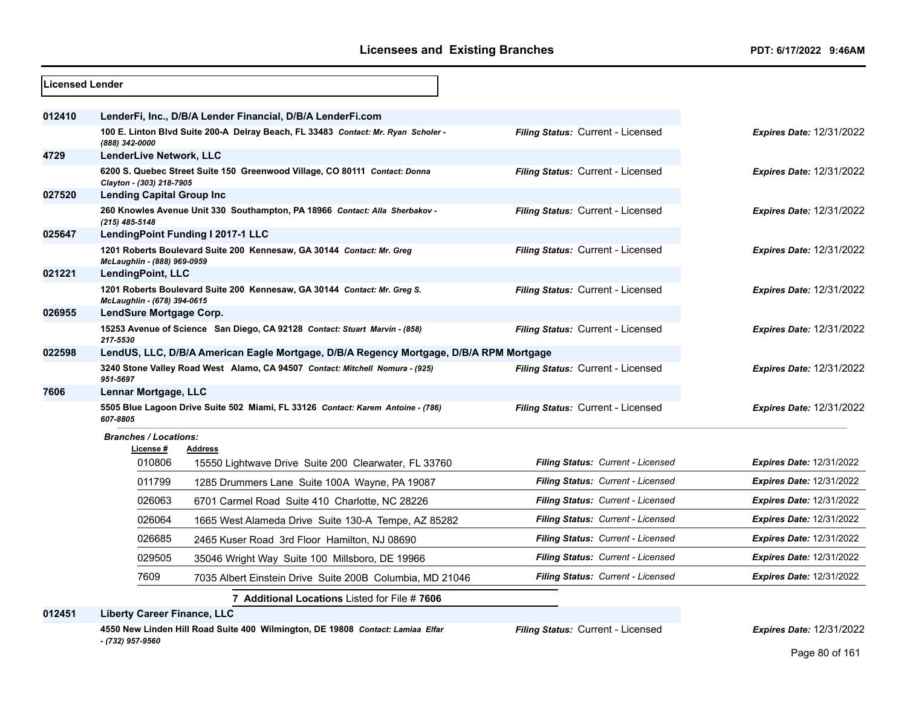**Licensed Lender**

| | | | |
|---|---|---|---|
| **012410** | **LenderFi, Inc., D/B/A Lender Financial, D/B/A LenderFi.com** | | |
| | **100 E. Linton Blvd Suite 200-A Delray Beach, FL 33483** *Contact: Mr. Ryan Scholer - (888) 342-0000* | *Filing Status:* Current - Licensed | *Expires Date:* 12/31/2022 |
| **4729** | **LenderLive Network, LLC** | | |
| | **6200 S. Quebec Street Suite 150 Greenwood Village, CO 80111** *Contact: Donna Clayton - (303) 218-7905* | *Filing Status:* Current - Licensed | *Expires Date:* 12/31/2022 |
| **027520** | **Lending Capital Group Inc** | | |
| | **260 Knowles Avenue Unit 330 Southampton, PA 18966** *Contact: Alla Sherbakov - (215) 485-5148* | *Filing Status:* Current - Licensed | *Expires Date:* 12/31/2022 |
| **025647** | **LendingPoint Funding I 2017-1 LLC** | | |
| | **1201 Roberts Boulevard Suite 200 Kennesaw, GA 30144** *Contact: Mr. Greg McLaughlin - (888) 969-0959* | *Filing Status:* Current - Licensed | *Expires Date:* 12/31/2022 |
| **021221** | **LendingPoint, LLC** | | |
| | **1201 Roberts Boulevard Suite 200 Kennesaw, GA 30144** *Contact: Mr. Greg S. McLaughlin - (678) 394-0615* | *Filing Status:* Current - Licensed | *Expires Date:* 12/31/2022 |
| **026955** | **LendSure Mortgage Corp.** | | |
| | **15253 Avenue of Science San Diego, CA 92128** *Contact: Stuart Marvin - (858) 217-5530* | *Filing Status:* Current - Licensed | *Expires Date:* 12/31/2022 |
| **022598** | **LendUS, LLC, D/B/A American Eagle Mortgage, D/B/A Regency Mortgage, D/B/A RPM Mortgage** | | |
| | **3240 Stone Valley Road West Alamo, CA 94507** *Contact: Mitchell Nomura - (925) 951-5697* | *Filing Status:* Current - Licensed | *Expires Date:* 12/31/2022 |
| **7606** | **Lennar Mortgage, LLC** | | |
| | **5505 Blue Lagoon Drive Suite 502 Miami, FL 33126** *Contact: Karem Antoine - (786) 607-8805* | *Filing Status:* Current - Licensed | *Expires Date:* 12/31/2022 |

*Branches / Locations:*

| License # | Address | | |
|---|---|---|---|
| 010806 | 15550 Lightwave Drive Suite 200 Clearwater, FL 33760 | *Filing Status: Current - Licensed* | *Expires Date:* 12/31/2022 |
| 011799 | 1285 Drummers Lane Suite 100A Wayne, PA 19087 | *Filing Status: Current - Licensed* | *Expires Date:* 12/31/2022 |
| 026063 | 6701 Carmel Road Suite 410 Charlotte, NC 28226 | *Filing Status: Current - Licensed* | *Expires Date:* 12/31/2022 |
| 026064 | 1665 West Alameda Drive Suite 130-A Tempe, AZ 85282 | *Filing Status: Current - Licensed* | *Expires Date:* 12/31/2022 |
| 026685 | 2465 Kuser Road 3rd Floor Hamilton, NJ 08690 | *Filing Status: Current - Licensed* | *Expires Date:* 12/31/2022 |
| 029505 | 35046 Wright Way Suite 100 Millsboro, DE 19966 | *Filing Status: Current - Licensed* | *Expires Date:* 12/31/2022 |
| 7609 | 7035 Albert Einstein Drive Suite 200B Columbia, MD 21046 | *Filing Status: Current - Licensed* | *Expires Date:* 12/31/2022 |

**7 Additional Locations** Listed for File # **7606**

| | | | |
|---|---|---|---|
| **012451** | **Liberty Career Finance, LLC** | | |
| | **4550 New Linden Hill Road Suite 400 Wilmington, DE 19808** *Contact: Lamiaa Elfar - (732) 957-9560* | *Filing Status:* Current - Licensed | *Expires Date:* 12/31/2022 |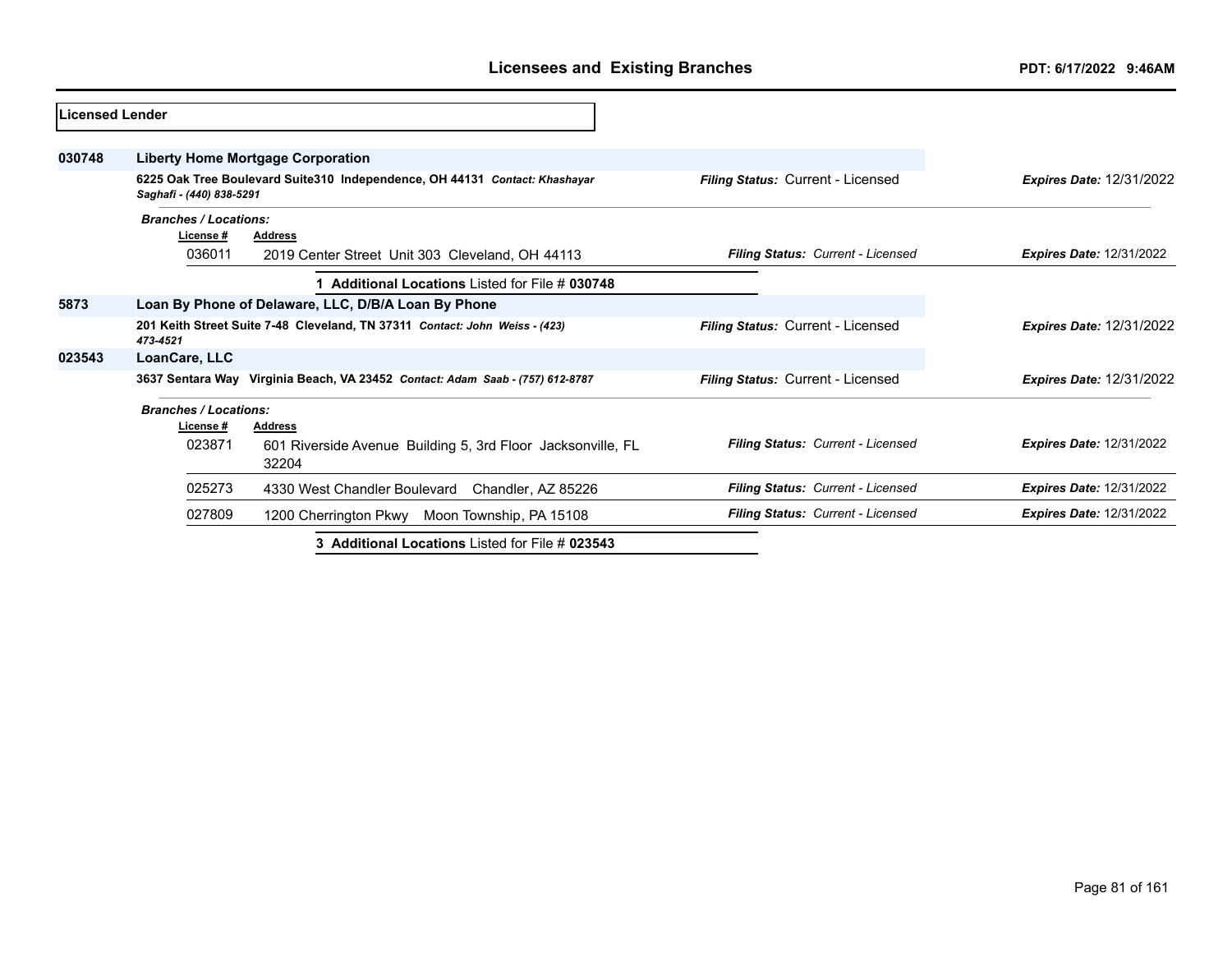## Licensees and Existing Branches

PDT: 6/17/2022 9:46AM

**Licensed Lender**

**030748** **Liberty Home Mortgage Corporation**

**6225 Oak Tree Boulevard Suite310 Independence, OH 44131** ***Contact: Khashayar Saghafi - (440) 838-5291***

*Filing Status:* Current - Licensed | *Expires Date:* 12/31/2022

***Branches / Locations:***

| License # | Address | Filing Status | Expires Date |
|---|---|---|---|
| 036011 | 2019 Center Street Unit 303 Cleveland, OH 44113 | *Filing Status: Current - Licensed* | *Expires Date: 12/31/2022* |

**1 Additional Locations** Listed for File # **030748**

**5873** **Loan By Phone of Delaware, LLC, D/B/A Loan By Phone**

**201 Keith Street Suite 7-48 Cleveland, TN 37311** ***Contact: John Weiss - (423) 473-4521***

*Filing Status:* Current - Licensed | *Expires Date:* 12/31/2022

**023543** **LoanCare, LLC**

**3637 Sentara Way Virginia Beach, VA 23452** ***Contact: Adam Saab - (757) 612-8787***

*Filing Status:* Current - Licensed | *Expires Date:* 12/31/2022

***Branches / Locations:***

| License # | Address | Filing Status | Expires Date |
|---|---|---|---|
| 023871 | 601 Riverside Avenue Building 5, 3rd Floor Jacksonville, FL 32204 | *Filing Status: Current - Licensed* | *Expires Date: 12/31/2022* |
| 025273 | 4330 West Chandler Boulevard Chandler, AZ 85226 | *Filing Status: Current - Licensed* | *Expires Date: 12/31/2022* |
| 027809 | 1200 Cherrington Pkwy Moon Township, PA 15108 | *Filing Status: Current - Licensed* | *Expires Date: 12/31/2022* |

**3 Additional Locations** Listed for File # **023543**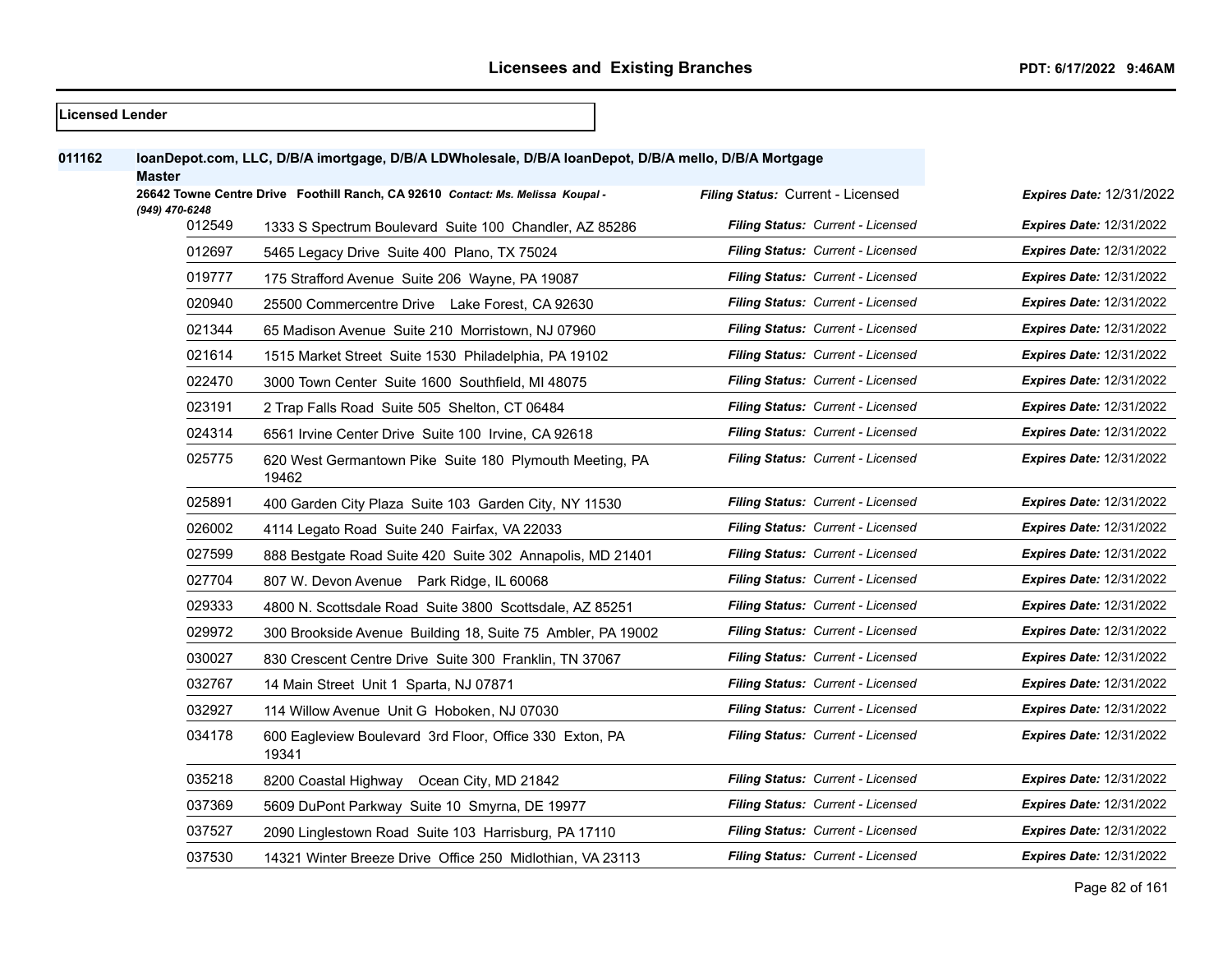# Licensees and Existing Branches

PDT: 6/17/2022 9:46AM

**Licensed Lender**

**011162** **loanDepot.com, LLC, D/B/A imortgage, D/B/A LDWholesale, D/B/A loanDepot, D/B/A mello, D/B/A Mortgage Master**

**26642 Towne Centre Drive Foothill Ranch, CA 92610** *Contact: Ms. Melissa Koupal - (949) 470-6248* — *Filing Status:* Current - Licensed — *Expires Date:* 12/31/2022

| Branch | Address | Filing Status | Expires Date |
|---|---|---|---|
| 012549 | 1333 S Spectrum Boulevard Suite 100 Chandler, AZ 85286 | Current - Licensed | 12/31/2022 |
| 012697 | 5465 Legacy Drive Suite 400 Plano, TX 75024 | Current - Licensed | 12/31/2022 |
| 019777 | 175 Strafford Avenue Suite 206 Wayne, PA 19087 | Current - Licensed | 12/31/2022 |
| 020940 | 25500 Commercentre Drive Lake Forest, CA 92630 | Current - Licensed | 12/31/2022 |
| 021344 | 65 Madison Avenue Suite 210 Morristown, NJ 07960 | Current - Licensed | 12/31/2022 |
| 021614 | 1515 Market Street Suite 1530 Philadelphia, PA 19102 | Current - Licensed | 12/31/2022 |
| 022470 | 3000 Town Center Suite 1600 Southfield, MI 48075 | Current - Licensed | 12/31/2022 |
| 023191 | 2 Trap Falls Road Suite 505 Shelton, CT 06484 | Current - Licensed | 12/31/2022 |
| 024314 | 6561 Irvine Center Drive Suite 100 Irvine, CA 92618 | Current - Licensed | 12/31/2022 |
| 025775 | 620 West Germantown Pike Suite 180 Plymouth Meeting, PA 19462 | Current - Licensed | 12/31/2022 |
| 025891 | 400 Garden City Plaza Suite 103 Garden City, NY 11530 | Current - Licensed | 12/31/2022 |
| 026002 | 4114 Legato Road Suite 240 Fairfax, VA 22033 | Current - Licensed | 12/31/2022 |
| 027599 | 888 Bestgate Road Suite 420 Suite 302 Annapolis, MD 21401 | Current - Licensed | 12/31/2022 |
| 027704 | 807 W. Devon Avenue Park Ridge, IL 60068 | Current - Licensed | 12/31/2022 |
| 029333 | 4800 N. Scottsdale Road Suite 3800 Scottsdale, AZ 85251 | Current - Licensed | 12/31/2022 |
| 029972 | 300 Brookside Avenue Building 18, Suite 75 Ambler, PA 19002 | Current - Licensed | 12/31/2022 |
| 030027 | 830 Crescent Centre Drive Suite 300 Franklin, TN 37067 | Current - Licensed | 12/31/2022 |
| 032767 | 14 Main Street Unit 1 Sparta, NJ 07871 | Current - Licensed | 12/31/2022 |
| 032927 | 114 Willow Avenue Unit G Hoboken, NJ 07030 | Current - Licensed | 12/31/2022 |
| 034178 | 600 Eagleview Boulevard 3rd Floor, Office 330 Exton, PA 19341 | Current - Licensed | 12/31/2022 |
| 035218 | 8200 Coastal Highway Ocean City, MD 21842 | Current - Licensed | 12/31/2022 |
| 037369 | 5609 DuPont Parkway Suite 10 Smyrna, DE 19977 | Current - Licensed | 12/31/2022 |
| 037527 | 2090 Linglestown Road Suite 103 Harrisburg, PA 17110 | Current - Licensed | 12/31/2022 |
| 037530 | 14321 Winter Breeze Drive Office 250 Midlothian, VA 23113 | Current - Licensed | 12/31/2022 |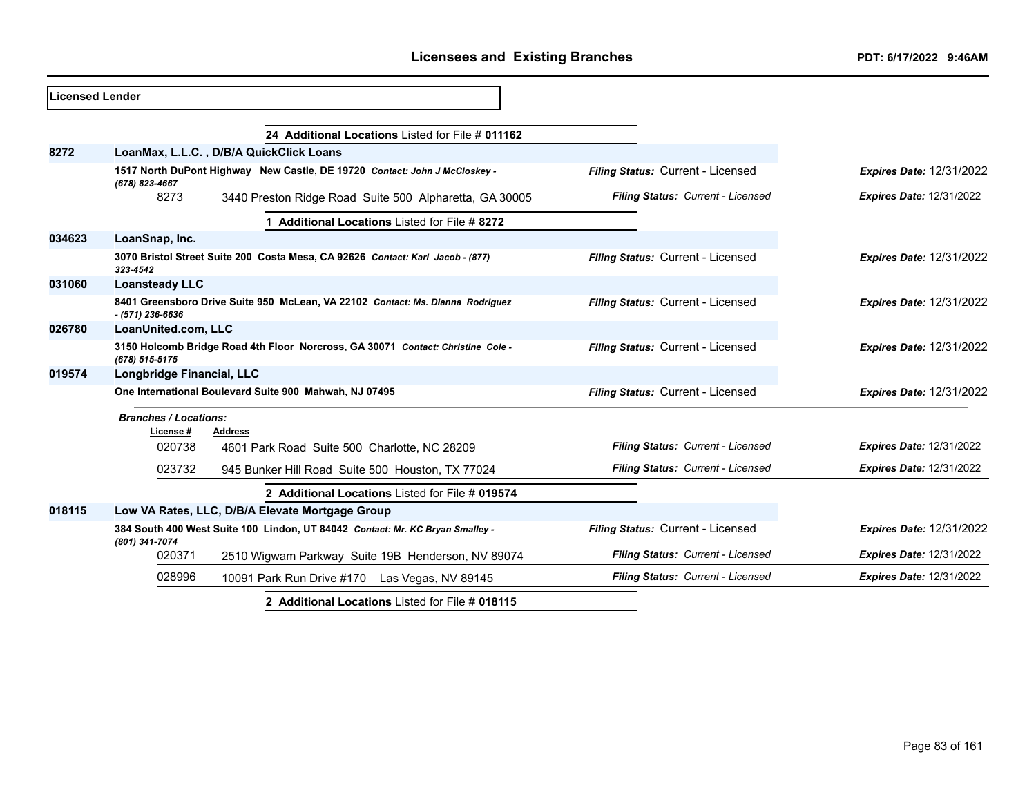**Licensed Lender**

**24 Additional Locations** Listed for File # **011162**

| File # | Licensee / Address | Filing Status | Expires Date |
|---|---|---|---|
| **8272** | **LoanMax, L.L.C. , D/B/A QuickClick Loans** | | |
| | **1517 North DuPont Highway New Castle, DE 19720** *Contact: John J McCloskey - (678) 823-4667* | *Filing Status:* Current - Licensed | *Expires Date:* 12/31/2022 |
| 8273 | 3440 Preston Ridge Road Suite 500 Alpharetta, GA 30005 | *Filing Status: Current - Licensed* | *Expires Date:* 12/31/2022 |

**1 Additional Locations** Listed for File # **8272**

| File # | Licensee / Address | Filing Status | Expires Date |
|---|---|---|---|
| **034623** | **LoanSnap, Inc.** | | |
| | **3070 Bristol Street Suite 200 Costa Mesa, CA 92626** *Contact: Karl Jacob - (877) 323-4542* | *Filing Status:* Current - Licensed | *Expires Date:* 12/31/2022 |
| **031060** | **Loansteady LLC** | | |
| | **8401 Greensboro Drive Suite 950 McLean, VA 22102** *Contact: Ms. Dianna Rodriguez - (571) 236-6636* | *Filing Status:* Current - Licensed | *Expires Date:* 12/31/2022 |
| **026780** | **LoanUnited.com, LLC** | | |
| | **3150 Holcomb Bridge Road 4th Floor Norcross, GA 30071** *Contact: Christine Cole - (678) 515-5175* | *Filing Status:* Current - Licensed | *Expires Date:* 12/31/2022 |
| **019574** | **Longbridge Financial, LLC** | | |
| | **One International Boulevard Suite 900 Mahwah, NJ 07495** | *Filing Status:* Current - Licensed | *Expires Date:* 12/31/2022 |

***Branches / Locations:***

| License # | Address | Filing Status | Expires Date |
|---|---|---|---|
| 020738 | 4601 Park Road Suite 500 Charlotte, NC 28209 | *Filing Status: Current - Licensed* | *Expires Date:* 12/31/2022 |
| 023732 | 945 Bunker Hill Road Suite 500 Houston, TX 77024 | *Filing Status: Current - Licensed* | *Expires Date:* 12/31/2022 |

**2 Additional Locations** Listed for File # **019574**

| File # | Licensee / Address | Filing Status | Expires Date |
|---|---|---|---|
| **018115** | **Low VA Rates, LLC, D/B/A Elevate Mortgage Group** | | |
| | **384 South 400 West Suite 100 Lindon, UT 84042** *Contact: Mr. KC Bryan Smalley - (801) 341-7074* | *Filing Status:* Current - Licensed | *Expires Date:* 12/31/2022 |
| 020371 | 2510 Wigwam Parkway Suite 19B Henderson, NV 89074 | *Filing Status: Current - Licensed* | *Expires Date:* 12/31/2022 |
| 028996 | 10091 Park Run Drive #170 Las Vegas, NV 89145 | *Filing Status: Current - Licensed* | *Expires Date:* 12/31/2022 |

**2 Additional Locations** Listed for File # **018115**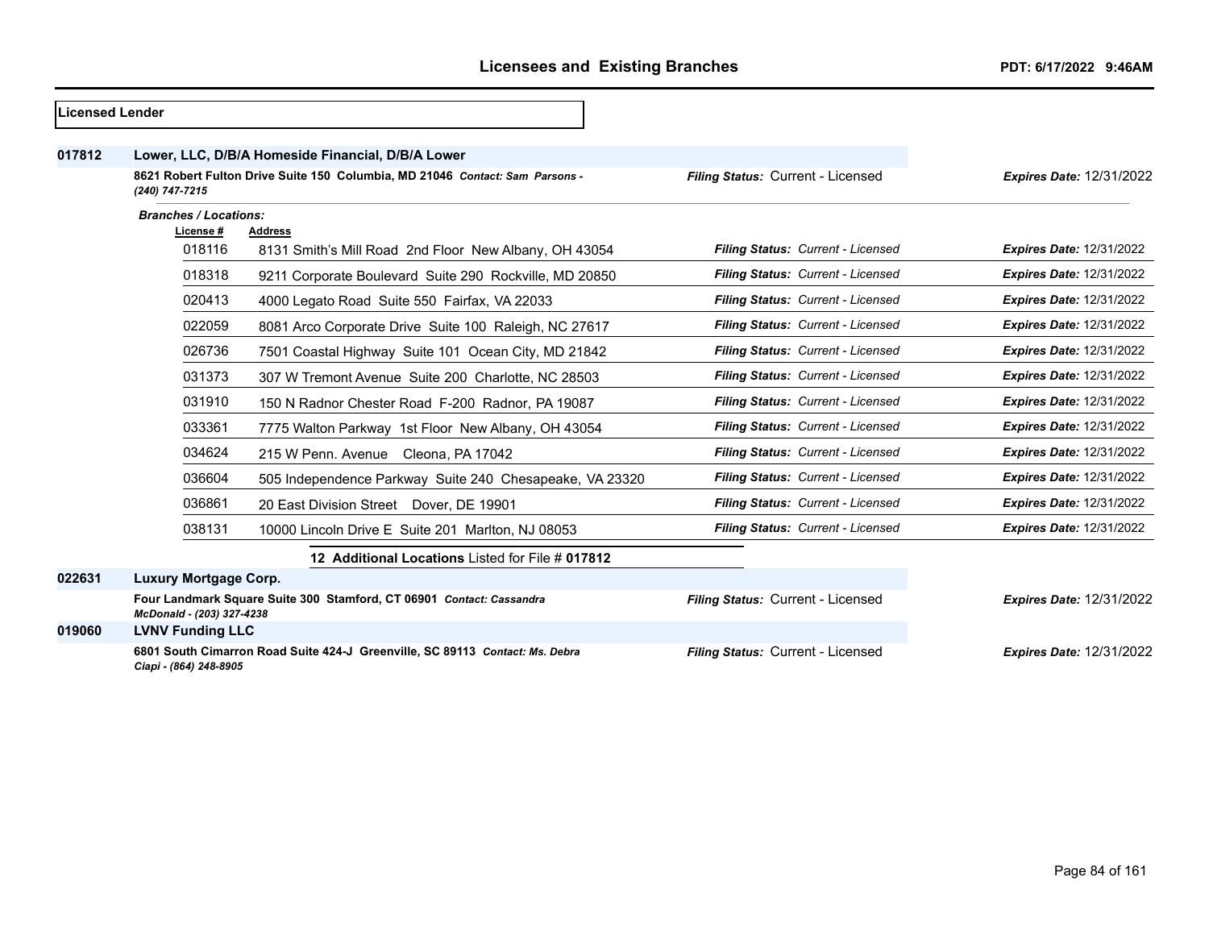# Licensees and Existing Branches

PDT: 6/17/2022 9:46AM

**Licensed Lender**

**017812** **Lower, LLC, D/B/A Homeside Financial, D/B/A Lower**

**8621 Robert Fulton Drive Suite 150 Columbia, MD 21046** ***Contact: Sam Parsons - (240) 747-7215***
***Filing Status:*** Current - Licensed ***Expires Date:*** 12/31/2022

***Branches / Locations:***

| License # | Address | Filing Status | Expires Date |
|---|---|---|---|
| 018116 | 8131 Smith's Mill Road 2nd Floor New Albany, OH 43054 | Current - Licensed | 12/31/2022 |
| 018318 | 9211 Corporate Boulevard Suite 290 Rockville, MD 20850 | Current - Licensed | 12/31/2022 |
| 020413 | 4000 Legato Road Suite 550 Fairfax, VA 22033 | Current - Licensed | 12/31/2022 |
| 022059 | 8081 Arco Corporate Drive Suite 100 Raleigh, NC 27617 | Current - Licensed | 12/31/2022 |
| 026736 | 7501 Coastal Highway Suite 101 Ocean City, MD 21842 | Current - Licensed | 12/31/2022 |
| 031373 | 307 W Tremont Avenue Suite 200 Charlotte, NC 28503 | Current - Licensed | 12/31/2022 |
| 031910 | 150 N Radnor Chester Road F-200 Radnor, PA 19087 | Current - Licensed | 12/31/2022 |
| 033361 | 7775 Walton Parkway 1st Floor New Albany, OH 43054 | Current - Licensed | 12/31/2022 |
| 034624 | 215 W Penn. Avenue Cleona, PA 17042 | Current - Licensed | 12/31/2022 |
| 036604 | 505 Independence Parkway Suite 240 Chesapeake, VA 23320 | Current - Licensed | 12/31/2022 |
| 036861 | 20 East Division Street Dover, DE 19901 | Current - Licensed | 12/31/2022 |
| 038131 | 10000 Lincoln Drive E Suite 201 Marlton, NJ 08053 | Current - Licensed | 12/31/2022 |

**12 Additional Locations** Listed for File # **017812**

**022631** **Luxury Mortgage Corp.**

**Four Landmark Square Suite 300 Stamford, CT 06901** ***Contact: Cassandra McDonald - (203) 327-4238***
***Filing Status:*** Current - Licensed ***Expires Date:*** 12/31/2022

**019060** **LVNV Funding LLC**

**6801 South Cimarron Road Suite 424-J Greenville, SC 89113** ***Contact: Ms. Debra Ciapi - (864) 248-8905***
***Filing Status:*** Current - Licensed ***Expires Date:*** 12/31/2022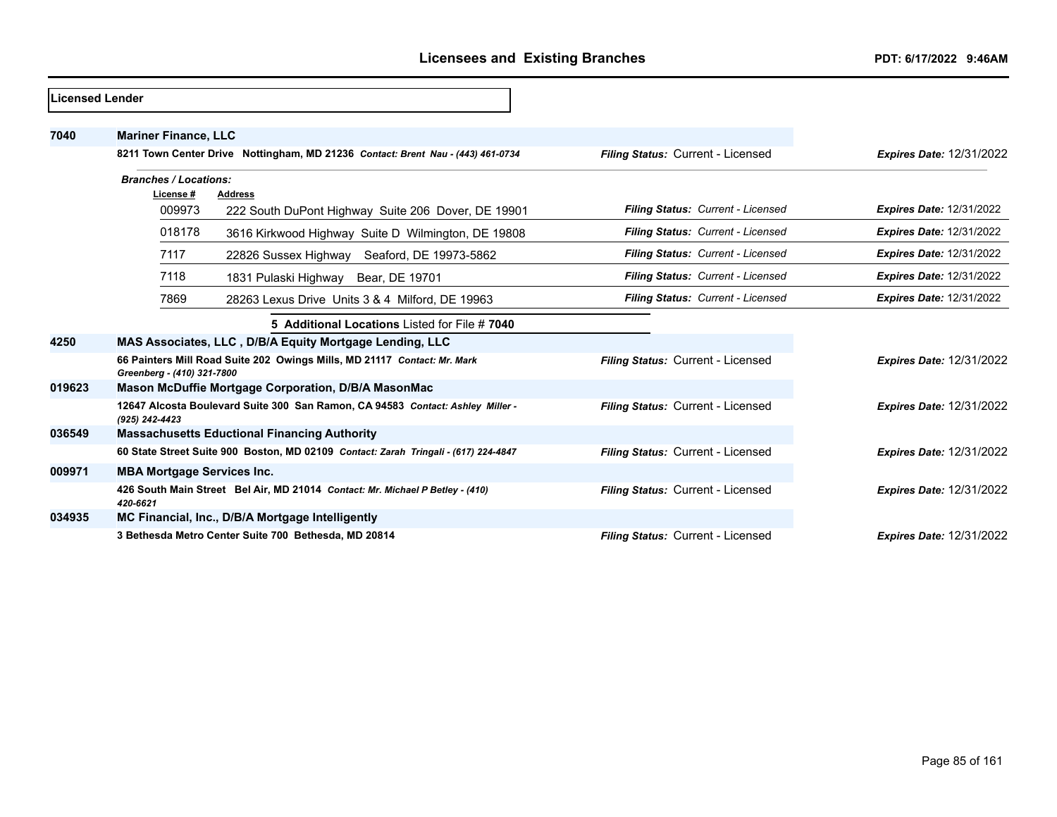**Licensed Lender**

**7040** **Mariner Finance, LLC**

8211 Town Center Drive Nottingham, MD 21236 *Contact: Brent Nau - (443) 461-0734*

*Filing Status:* Current - Licensed *Expires Date:* 12/31/2022

*Branches / Locations:*

| License # | Address | Filing Status | Expires Date |
|---|---|---|---|
| 009973 | 222 South DuPont Highway Suite 206 Dover, DE 19901 | Current - Licensed | 12/31/2022 |
| 018178 | 3616 Kirkwood Highway Suite D Wilmington, DE 19808 | Current - Licensed | 12/31/2022 |
| 7117 | 22826 Sussex Highway Seaford, DE 19973-5862 | Current - Licensed | 12/31/2022 |
| 7118 | 1831 Pulaski Highway Bear, DE 19701 | Current - Licensed | 12/31/2022 |
| 7869 | 28263 Lexus Drive Units 3 & 4 Milford, DE 19963 | Current - Licensed | 12/31/2022 |

**5 Additional Locations** Listed for File # **7040**

**4250** **MAS Associates, LLC , D/B/A Equity Mortgage Lending, LLC**

66 Painters Mill Road Suite 202 Owings Mills, MD 21117 *Contact: Mr. Mark Greenberg - (410) 321-7800*

*Filing Status:* Current - Licensed *Expires Date:* 12/31/2022

**019623** **Mason McDuffie Mortgage Corporation, D/B/A MasonMac**

12647 Alcosta Boulevard Suite 300 San Ramon, CA 94583 *Contact: Ashley Miller - (925) 242-4423*

*Filing Status:* Current - Licensed *Expires Date:* 12/31/2022

**036549** **Massachusetts Eductional Financing Authority**

60 State Street Suite 900 Boston, MD 02109 *Contact: Zarah Tringali - (617) 224-4847*

*Filing Status:* Current - Licensed *Expires Date:* 12/31/2022

**009971** **MBA Mortgage Services Inc.**

426 South Main Street Bel Air, MD 21014 *Contact: Mr. Michael P Betley - (410) 420-6621*

*Filing Status:* Current - Licensed *Expires Date:* 12/31/2022

**034935** **MC Financial, Inc., D/B/A Mortgage Intelligently**

3 Bethesda Metro Center Suite 700 Bethesda, MD 20814

*Filing Status:* Current - Licensed *Expires Date:* 12/31/2022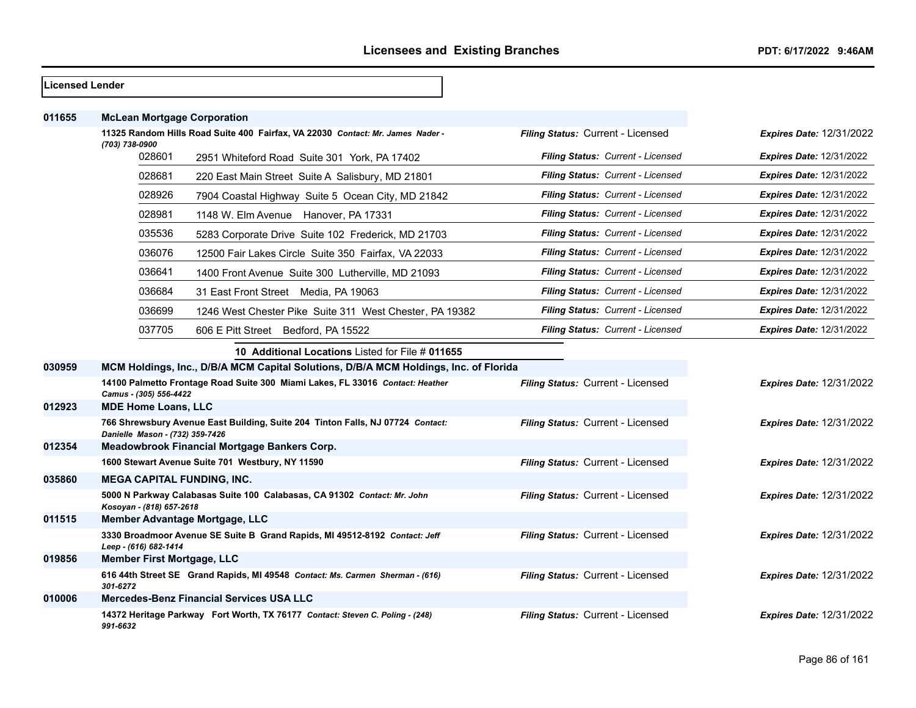**Licensed Lender**

| File # | Name / Address | Filing Status | Expires Date |
|---|---|---|---|
| **011655** | **McLean Mortgage Corporation** | | |
| | **11325 Random Hills Road Suite 400 Fairfax, VA 22030** *Contact: Mr. James Nader - (703) 738-0900* | *Filing Status:* Current - Licensed | *Expires Date:* 12/31/2022 |
| 028601 | 2951 Whiteford Road Suite 301 York, PA 17402 | *Filing Status: Current - Licensed* | *Expires Date:* 12/31/2022 |
| 028681 | 220 East Main Street Suite A Salisbury, MD 21801 | *Filing Status: Current - Licensed* | *Expires Date:* 12/31/2022 |
| 028926 | 7904 Coastal Highway Suite 5 Ocean City, MD 21842 | *Filing Status: Current - Licensed* | *Expires Date:* 12/31/2022 |
| 028981 | 1148 W. Elm Avenue Hanover, PA 17331 | *Filing Status: Current - Licensed* | *Expires Date:* 12/31/2022 |
| 035536 | 5283 Corporate Drive Suite 102 Frederick, MD 21703 | *Filing Status: Current - Licensed* | *Expires Date:* 12/31/2022 |
| 036076 | 12500 Fair Lakes Circle Suite 350 Fairfax, VA 22033 | *Filing Status: Current - Licensed* | *Expires Date:* 12/31/2022 |
| 036641 | 1400 Front Avenue Suite 300 Lutherville, MD 21093 | *Filing Status: Current - Licensed* | *Expires Date:* 12/31/2022 |
| 036684 | 31 East Front Street Media, PA 19063 | *Filing Status: Current - Licensed* | *Expires Date:* 12/31/2022 |
| 036699 | 1246 West Chester Pike Suite 311 West Chester, PA 19382 | *Filing Status: Current - Licensed* | *Expires Date:* 12/31/2022 |
| 037705 | 606 E Pitt Street Bedford, PA 15522 | *Filing Status: Current - Licensed* | *Expires Date:* 12/31/2022 |
| | **10 Additional Locations** Listed for File # **011655** | | |
| **030959** | **MCM Holdings, Inc., D/B/A MCM Capital Solutions, D/B/A MCM Holdings, Inc. of Florida** | | |
| | **14100 Palmetto Frontage Road Suite 300 Miami Lakes, FL 33016** *Contact: Heather Camus - (305) 556-4422* | *Filing Status:* Current - Licensed | *Expires Date:* 12/31/2022 |
| **012923** | **MDE Home Loans, LLC** | | |
| | **766 Shrewsbury Avenue East Building, Suite 204 Tinton Falls, NJ 07724** *Contact: Danielle Mason - (732) 359-7426* | *Filing Status:* Current - Licensed | *Expires Date:* 12/31/2022 |
| **012354** | **Meadowbrook Financial Mortgage Bankers Corp.** | | |
| | **1600 Stewart Avenue Suite 701 Westbury, NY 11590** | *Filing Status:* Current - Licensed | *Expires Date:* 12/31/2022 |
| **035860** | **MEGA CAPITAL FUNDING, INC.** | | |
| | **5000 N Parkway Calabasas Suite 100 Calabasas, CA 91302** *Contact: Mr. John Kosoyan - (818) 657-2618* | *Filing Status:* Current - Licensed | *Expires Date:* 12/31/2022 |
| **011515** | **Member Advantage Mortgage, LLC** | | |
| | **3330 Broadmoor Avenue SE Suite B Grand Rapids, MI 49512-8192** *Contact: Jeff Leep - (616) 682-1414* | *Filing Status:* Current - Licensed | *Expires Date:* 12/31/2022 |
| **019856** | **Member First Mortgage, LLC** | | |
| | **616 44th Street SE Grand Rapids, MI 49548** *Contact: Ms. Carmen Sherman - (616) 301-6272* | *Filing Status:* Current - Licensed | *Expires Date:* 12/31/2022 |
| **010006** | **Mercedes-Benz Financial Services USA LLC** | | |
| | **14372 Heritage Parkway Fort Worth, TX 76177** *Contact: Steven C. Poling - (248) 991-6632* | *Filing Status:* Current - Licensed | *Expires Date:* 12/31/2022 |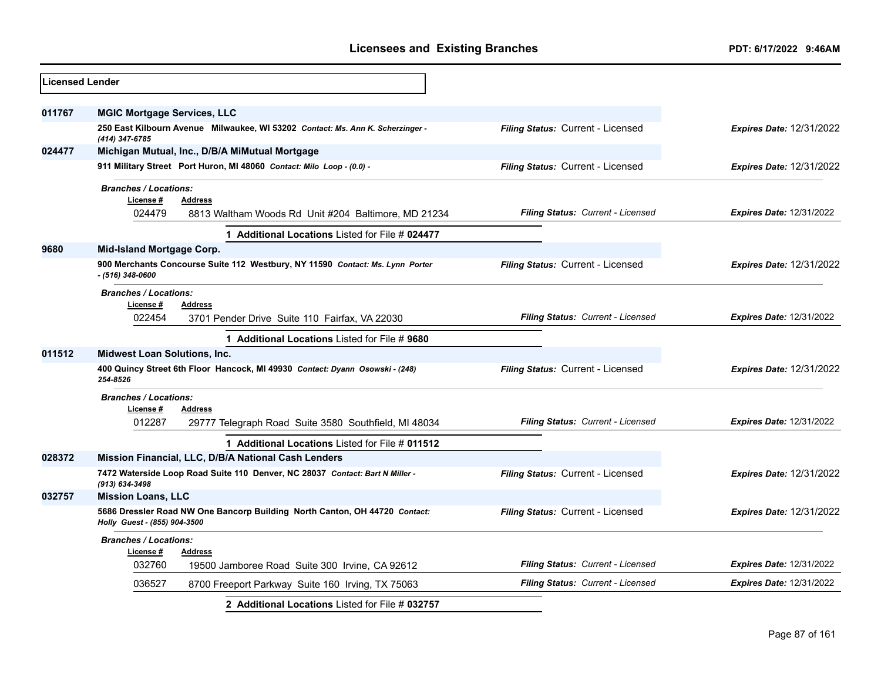**Licensed Lender**

**011767 MGIC Mortgage Services, LLC**

250 East Kilbourn Avenue Milwaukee, WI 53202 *Contact: Ms. Ann K. Scherzinger - (414) 347-6785*

*Filing Status:* Current - Licensed *Expires Date:* 12/31/2022

**024477 Michigan Mutual, Inc., D/B/A MiMutual Mortgage**

911 Military Street Port Huron, MI 48060 *Contact: Milo Loop - (0.0) -*

*Filing Status:* Current - Licensed *Expires Date:* 12/31/2022

*Branches / Locations:*

| License # | Address | Filing Status | Expires Date |
|---|---|---|---|
| 024479 | 8813 Waltham Woods Rd Unit #204 Baltimore, MD 21234 | Current - Licensed | 12/31/2022 |

1 **Additional Locations** Listed for File # **024477**

**9680 Mid-Island Mortgage Corp.**

900 Merchants Concourse Suite 112 Westbury, NY 11590 *Contact: Ms. Lynn Porter - (516) 348-0600*

*Filing Status:* Current - Licensed *Expires Date:* 12/31/2022

*Branches / Locations:*

| License # | Address | Filing Status | Expires Date |
|---|---|---|---|
| 022454 | 3701 Pender Drive Suite 110 Fairfax, VA 22030 | Current - Licensed | 12/31/2022 |

1 **Additional Locations** Listed for File # **9680**

**011512 Midwest Loan Solutions, Inc.**

400 Quincy Street 6th Floor Hancock, MI 49930 *Contact: Dyann Osowski - (248) 254-8526*

*Filing Status:* Current - Licensed *Expires Date:* 12/31/2022

*Branches / Locations:*

| License # | Address | Filing Status | Expires Date |
|---|---|---|---|
| 012287 | 29777 Telegraph Road Suite 3580 Southfield, MI 48034 | Current - Licensed | 12/31/2022 |

1 **Additional Locations** Listed for File # **011512**

**028372 Mission Financial, LLC, D/B/A National Cash Lenders**

7472 Waterside Loop Road Suite 110 Denver, NC 28037 *Contact: Bart N Miller - (913) 634-3498*

*Filing Status:* Current - Licensed *Expires Date:* 12/31/2022

**032757 Mission Loans, LLC**

5686 Dressler Road NW One Bancorp Building North Canton, OH 44720 *Contact: Holly Guest - (855) 904-3500*

*Filing Status:* Current - Licensed *Expires Date:* 12/31/2022

*Branches / Locations:*

| License # | Address | Filing Status | Expires Date |
|---|---|---|---|
| 032760 | 19500 Jamboree Road Suite 300 Irvine, CA 92612 | Current - Licensed | 12/31/2022 |
| 036527 | 8700 Freeport Parkway Suite 160 Irving, TX 75063 | Current - Licensed | 12/31/2022 |

2 **Additional Locations** Listed for File # **032757**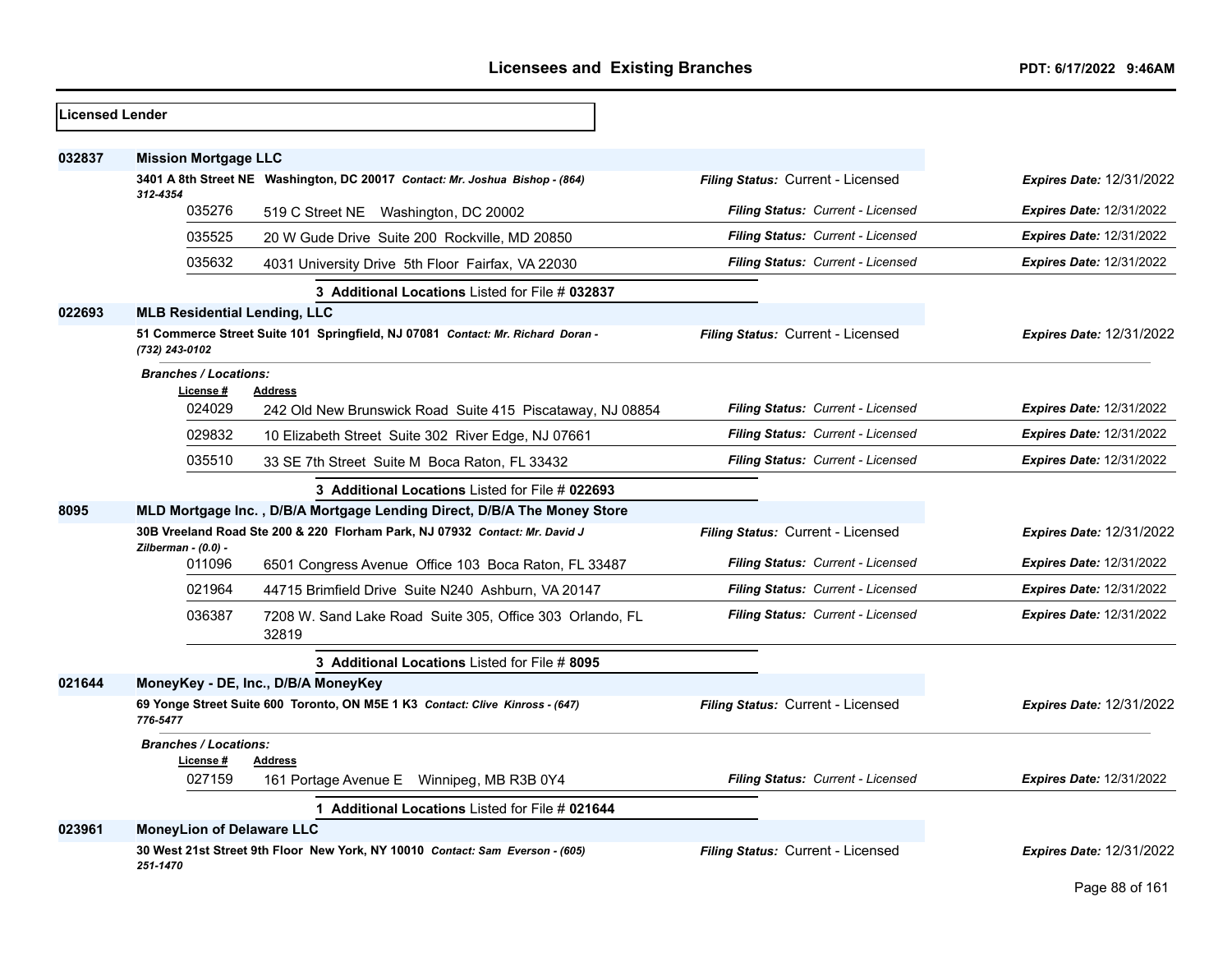**Licensed Lender**

| File # | Name / Address | Filing Status | Expires Date |
|---|---|---|---|
| **032837** | **Mission Mortgage LLC** | | |
| | **3401 A 8th Street NE Washington, DC 20017** *Contact: Mr. Joshua Bishop - (864) 312-4354* | *Filing Status:* Current - Licensed | *Expires Date:* 12/31/2022 |
| 035276 | 519 C Street NE Washington, DC 20002 | *Filing Status: Current - Licensed* | *Expires Date:* 12/31/2022 |
| 035525 | 20 W Gude Drive Suite 200 Rockville, MD 20850 | *Filing Status: Current - Licensed* | *Expires Date:* 12/31/2022 |
| 035632 | 4031 University Drive 5th Floor Fairfax, VA 22030 | *Filing Status: Current - Licensed* | *Expires Date:* 12/31/2022 |
| | **3 Additional Locations** Listed for File # **032837** | | |
| **022693** | **MLB Residential Lending, LLC** | | |
| | **51 Commerce Street Suite 101 Springfield, NJ 07081** *Contact: Mr. Richard Doran - (732) 243-0102* | *Filing Status:* Current - Licensed | *Expires Date:* 12/31/2022 |
| | ***Branches / Locations:*** | | |
| License # | Address | | |
| 024029 | 242 Old New Brunswick Road Suite 415 Piscataway, NJ 08854 | *Filing Status: Current - Licensed* | *Expires Date:* 12/31/2022 |
| 029832 | 10 Elizabeth Street Suite 302 River Edge, NJ 07661 | *Filing Status: Current - Licensed* | *Expires Date:* 12/31/2022 |
| 035510 | 33 SE 7th Street Suite M Boca Raton, FL 33432 | *Filing Status: Current - Licensed* | *Expires Date:* 12/31/2022 |
| | **3 Additional Locations** Listed for File # **022693** | | |
| **8095** | **MLD Mortgage Inc. , D/B/A Mortgage Lending Direct, D/B/A The Money Store** | | |
| | **30B Vreeland Road Ste 200 & 220 Florham Park, NJ 07932** *Contact: Mr. David J Zilberman - (0.0) -* | *Filing Status:* Current - Licensed | *Expires Date:* 12/31/2022 |
| 011096 | 6501 Congress Avenue Office 103 Boca Raton, FL 33487 | *Filing Status: Current - Licensed* | *Expires Date:* 12/31/2022 |
| 021964 | 44715 Brimfield Drive Suite N240 Ashburn, VA 20147 | *Filing Status: Current - Licensed* | *Expires Date:* 12/31/2022 |
| 036387 | 7208 W. Sand Lake Road Suite 305, Office 303 Orlando, FL 32819 | *Filing Status: Current - Licensed* | *Expires Date:* 12/31/2022 |
| | **3 Additional Locations** Listed for File # **8095** | | |
| **021644** | **MoneyKey - DE, Inc., D/B/A MoneyKey** | | |
| | **69 Yonge Street Suite 600 Toronto, ON M5E 1 K3** *Contact: Clive Kinross - (647) 776-5477* | *Filing Status:* Current - Licensed | *Expires Date:* 12/31/2022 |
| | ***Branches / Locations:*** | | |
| License # | Address | | |
| 027159 | 161 Portage Avenue E Winnipeg, MB R3B 0Y4 | *Filing Status: Current - Licensed* | *Expires Date:* 12/31/2022 |
| | **1 Additional Locations** Listed for File # **021644** | | |
| **023961** | **MoneyLion of Delaware LLC** | | |
| | **30 West 21st Street 9th Floor New York, NY 10010** *Contact: Sam Everson - (605) 251-1470* | *Filing Status:* Current - Licensed | *Expires Date:* 12/31/2022 |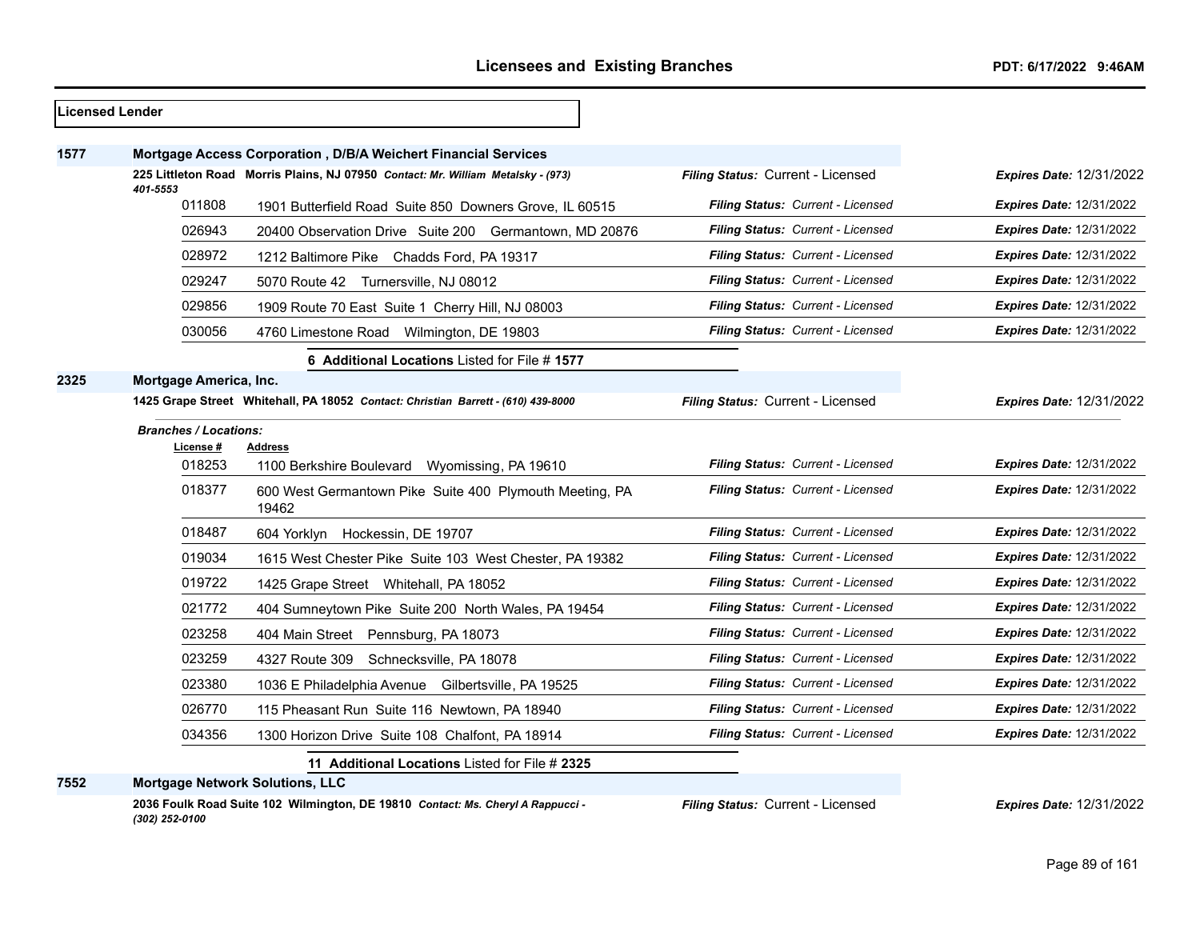**Licensed Lender**

**1577** **Mortgage Access Corporation , D/B/A Weichert Financial Services**

**225 Littleton Road Morris Plains, NJ 07950** *Contact: Mr. William Metalsky - (973) 401-5553* — *Filing Status:* Current - Licensed — *Expires Date:* 12/31/2022

| License # | Address | Filing Status | Expires Date |
|---|---|---|---|
| 011808 | 1901 Butterfield Road Suite 850 Downers Grove, IL 60515 | *Filing Status: Current - Licensed* | *Expires Date:* 12/31/2022 |
| 026943 | 20400 Observation Drive Suite 200 Germantown, MD 20876 | *Filing Status: Current - Licensed* | *Expires Date:* 12/31/2022 |
| 028972 | 1212 Baltimore Pike Chadds Ford, PA 19317 | *Filing Status: Current - Licensed* | *Expires Date:* 12/31/2022 |
| 029247 | 5070 Route 42 Turnersville, NJ 08012 | *Filing Status: Current - Licensed* | *Expires Date:* 12/31/2022 |
| 029856 | 1909 Route 70 East Suite 1 Cherry Hill, NJ 08003 | *Filing Status: Current - Licensed* | *Expires Date:* 12/31/2022 |
| 030056 | 4760 Limestone Road Wilmington, DE 19803 | *Filing Status: Current - Licensed* | *Expires Date:* 12/31/2022 |

**6 Additional Locations** Listed for File # **1577**

**2325** **Mortgage America, Inc.**

**1425 Grape Street Whitehall, PA 18052** *Contact: Christian Barrett - (610) 439-8000* — *Filing Status:* Current - Licensed — *Expires Date:* 12/31/2022

*Branches / Locations:*

| License # | Address | Filing Status | Expires Date |
|---|---|---|---|
| 018253 | 1100 Berkshire Boulevard Wyomissing, PA 19610 | *Filing Status: Current - Licensed* | *Expires Date:* 12/31/2022 |
| 018377 | 600 West Germantown Pike Suite 400 Plymouth Meeting, PA 19462 | *Filing Status: Current - Licensed* | *Expires Date:* 12/31/2022 |
| 018487 | 604 Yorklyn Hockessin, DE 19707 | *Filing Status: Current - Licensed* | *Expires Date:* 12/31/2022 |
| 019034 | 1615 West Chester Pike Suite 103 West Chester, PA 19382 | *Filing Status: Current - Licensed* | *Expires Date:* 12/31/2022 |
| 019722 | 1425 Grape Street Whitehall, PA 18052 | *Filing Status: Current - Licensed* | *Expires Date:* 12/31/2022 |
| 021772 | 404 Sumneytown Pike Suite 200 North Wales, PA 19454 | *Filing Status: Current - Licensed* | *Expires Date:* 12/31/2022 |
| 023258 | 404 Main Street Pennsburg, PA 18073 | *Filing Status: Current - Licensed* | *Expires Date:* 12/31/2022 |
| 023259 | 4327 Route 309 Schnecksville, PA 18078 | *Filing Status: Current - Licensed* | *Expires Date:* 12/31/2022 |
| 023380 | 1036 E Philadelphia Avenue Gilbertsville, PA 19525 | *Filing Status: Current - Licensed* | *Expires Date:* 12/31/2022 |
| 026770 | 115 Pheasant Run Suite 116 Newtown, PA 18940 | *Filing Status: Current - Licensed* | *Expires Date:* 12/31/2022 |
| 034356 | 1300 Horizon Drive Suite 108 Chalfont, PA 18914 | *Filing Status: Current - Licensed* | *Expires Date:* 12/31/2022 |

**11 Additional Locations** Listed for File # **2325**

**7552** **Mortgage Network Solutions, LLC**

**2036 Foulk Road Suite 102 Wilmington, DE 19810** *Contact: Ms. Cheryl A Rappucci - (302) 252-0100* — *Filing Status:* Current - Licensed — *Expires Date:* 12/31/2022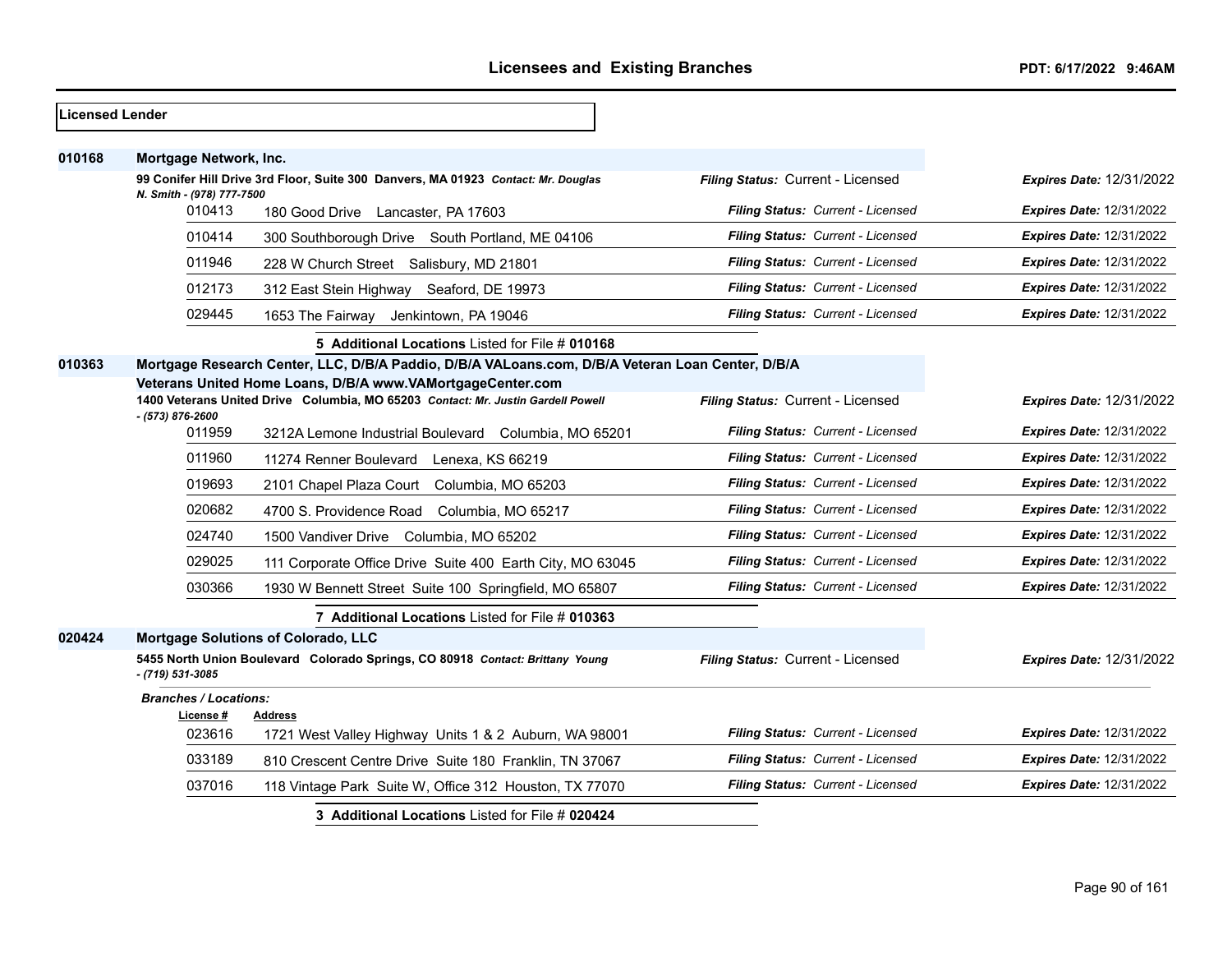**Licensed Lender**

## 010168 Mortgage Network, Inc.

**99 Conifer Hill Drive 3rd Floor, Suite 300 Danvers, MA 01923** *Contact: Mr. Douglas N. Smith - (978) 777-7500*

*Filing Status:* Current - Licensed | *Expires Date:* 12/31/2022

| License # | Address | Filing Status | Expires Date |
|---|---|---|---|
| 010413 | 180 Good Drive Lancaster, PA 17603 | Current - Licensed | 12/31/2022 |
| 010414 | 300 Southborough Drive South Portland, ME 04106 | Current - Licensed | 12/31/2022 |
| 011946 | 228 W Church Street Salisbury, MD 21801 | Current - Licensed | 12/31/2022 |
| 012173 | 312 East Stein Highway Seaford, DE 19973 | Current - Licensed | 12/31/2022 |
| 029445 | 1653 The Fairway Jenkintown, PA 19046 | Current - Licensed | 12/31/2022 |

**5 Additional Locations** Listed for File # **010168**

## 010363 Mortgage Research Center, LLC, D/B/A Paddio, D/B/A VALoans.com, D/B/A Veteran Loan Center, D/B/A Veterans United Home Loans, D/B/A www.VAMortgageCenter.com

**1400 Veterans United Drive Columbia, MO 65203** *Contact: Mr. Justin Gardell Powell - (573) 876-2600*

*Filing Status:* Current - Licensed | *Expires Date:* 12/31/2022

| License # | Address | Filing Status | Expires Date |
|---|---|---|---|
| 011959 | 3212A Lemone Industrial Boulevard Columbia, MO 65201 | Current - Licensed | 12/31/2022 |
| 011960 | 11274 Renner Boulevard Lenexa, KS 66219 | Current - Licensed | 12/31/2022 |
| 019693 | 2101 Chapel Plaza Court Columbia, MO 65203 | Current - Licensed | 12/31/2022 |
| 020682 | 4700 S. Providence Road Columbia, MO 65217 | Current - Licensed | 12/31/2022 |
| 024740 | 1500 Vandiver Drive Columbia, MO 65202 | Current - Licensed | 12/31/2022 |
| 029025 | 111 Corporate Office Drive Suite 400 Earth City, MO 63045 | Current - Licensed | 12/31/2022 |
| 030366 | 1930 W Bennett Street Suite 100 Springfield, MO 65807 | Current - Licensed | 12/31/2022 |

**7 Additional Locations** Listed for File # **010363**

## 020424 Mortgage Solutions of Colorado, LLC

**5455 North Union Boulevard Colorado Springs, CO 80918** *Contact: Brittany Young - (719) 531-3085*

*Filing Status:* Current - Licensed | *Expires Date:* 12/31/2022

*Branches / Locations:*

| License # | Address | Filing Status | Expires Date |
|---|---|---|---|
| 023616 | 1721 West Valley Highway Units 1 & 2 Auburn, WA 98001 | Current - Licensed | 12/31/2022 |
| 033189 | 810 Crescent Centre Drive Suite 180 Franklin, TN 37067 | Current - Licensed | 12/31/2022 |
| 037016 | 118 Vintage Park Suite W, Office 312 Houston, TX 77070 | Current - Licensed | 12/31/2022 |

**3 Additional Locations** Listed for File # **020424**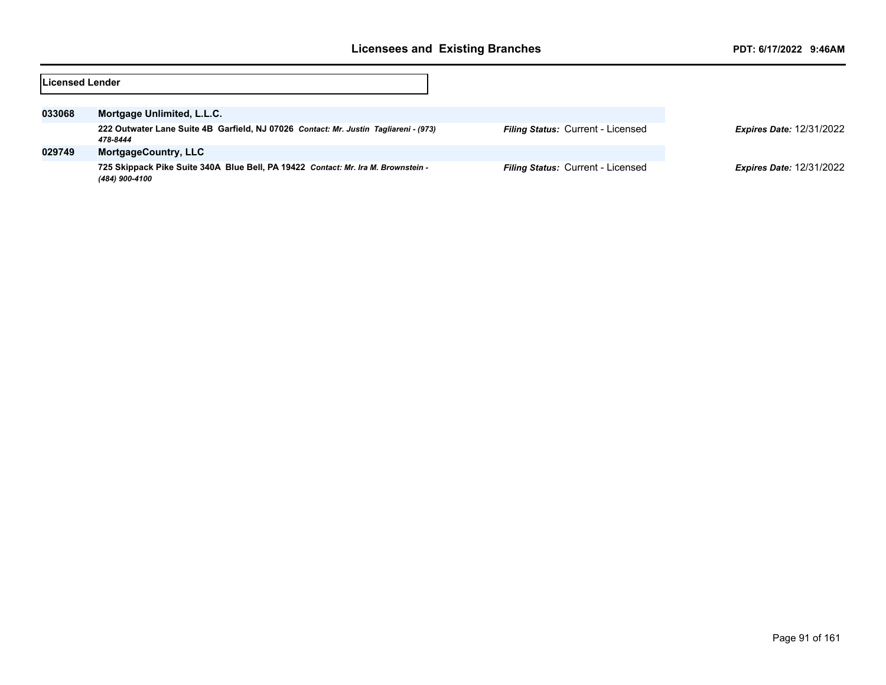**Licensed Lender**

| ID | Licensee | Filing Status | Expires Date |
|---|---|---|---|
| 033068 | **Mortgage Unlimited, L.L.C.**<br>222 Outwater Lane Suite 4B Garfield, NJ 07026 *Contact: Mr. Justin Tagliareni - (973) 478-8444* | *Filing Status:* Current - Licensed | *Expires Date:* 12/31/2022 |
| 029749 | **MortgageCountry, LLC**<br>725 Skippack Pike Suite 340A Blue Bell, PA 19422 *Contact: Mr. Ira M. Brownstein - (484) 900-4100* | *Filing Status:* Current - Licensed | *Expires Date:* 12/31/2022 |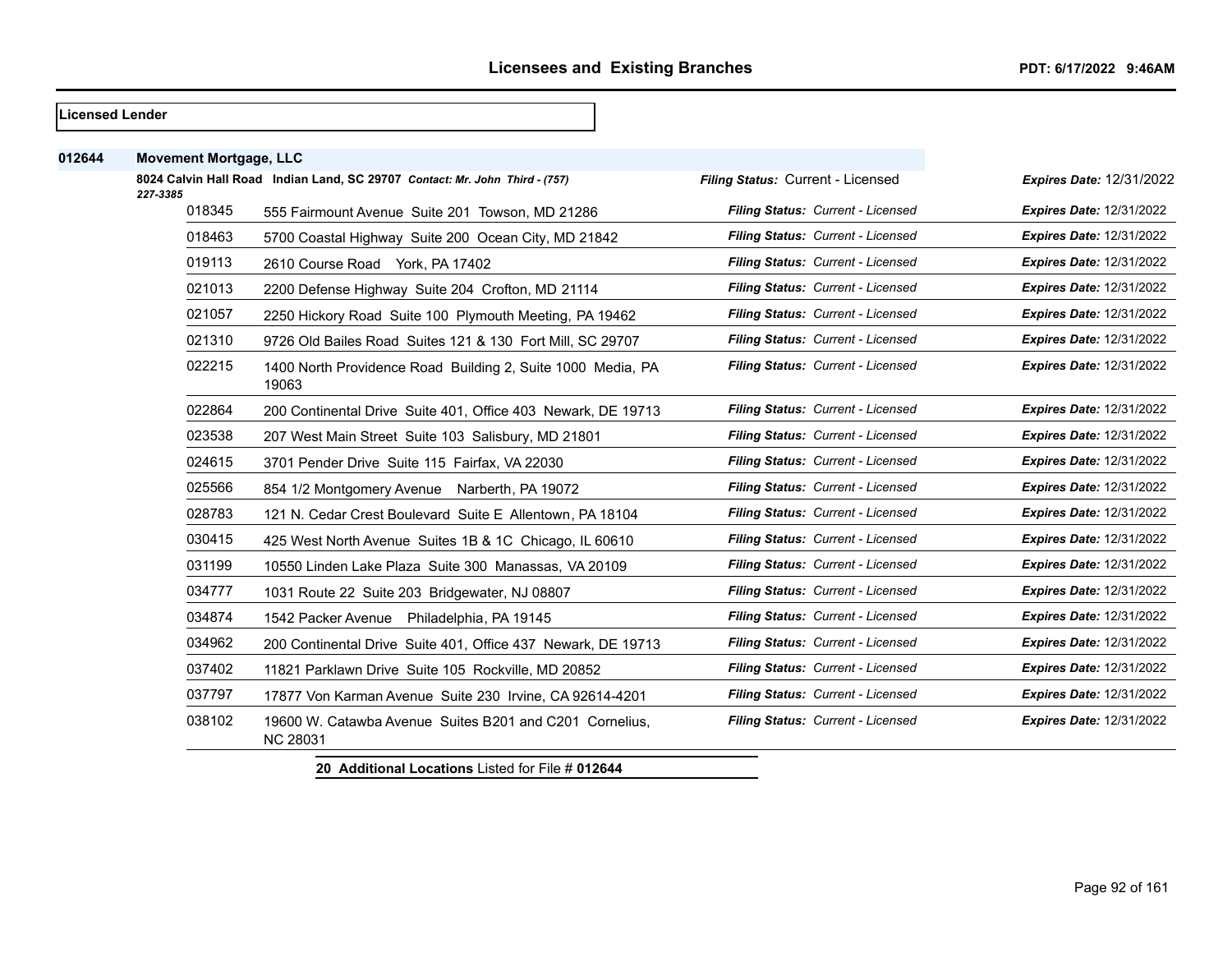**Licensed Lender**

**012644** **Movement Mortgage, LLC**

**8024 Calvin Hall Road Indian Land, SC 29707** ***Contact: Mr. John Third - (757) 227-3385*** ***Filing Status:*** Current - Licensed ***Expires Date:*** 12/31/2022

| | Address | Filing Status | Expires Date |
|---|---|---|---|
| 018345 | 555 Fairmount Avenue Suite 201 Towson, MD 21286 | ***Filing Status:*** *Current - Licensed* | ***Expires Date:*** 12/31/2022 |
| 018463 | 5700 Coastal Highway Suite 200 Ocean City, MD 21842 | ***Filing Status:*** *Current - Licensed* | ***Expires Date:*** 12/31/2022 |
| 019113 | 2610 Course Road York, PA 17402 | ***Filing Status:*** *Current - Licensed* | ***Expires Date:*** 12/31/2022 |
| 021013 | 2200 Defense Highway Suite 204 Crofton, MD 21114 | ***Filing Status:*** *Current - Licensed* | ***Expires Date:*** 12/31/2022 |
| 021057 | 2250 Hickory Road Suite 100 Plymouth Meeting, PA 19462 | ***Filing Status:*** *Current - Licensed* | ***Expires Date:*** 12/31/2022 |
| 021310 | 9726 Old Bailes Road Suites 121 & 130 Fort Mill, SC 29707 | ***Filing Status:*** *Current - Licensed* | ***Expires Date:*** 12/31/2022 |
| 022215 | 1400 North Providence Road Building 2, Suite 1000 Media, PA 19063 | ***Filing Status:*** *Current - Licensed* | ***Expires Date:*** 12/31/2022 |
| 022864 | 200 Continental Drive Suite 401, Office 403 Newark, DE 19713 | ***Filing Status:*** *Current - Licensed* | ***Expires Date:*** 12/31/2022 |
| 023538 | 207 West Main Street Suite 103 Salisbury, MD 21801 | ***Filing Status:*** *Current - Licensed* | ***Expires Date:*** 12/31/2022 |
| 024615 | 3701 Pender Drive Suite 115 Fairfax, VA 22030 | ***Filing Status:*** *Current - Licensed* | ***Expires Date:*** 12/31/2022 |
| 025566 | 854 1/2 Montgomery Avenue Narberth, PA 19072 | ***Filing Status:*** *Current - Licensed* | ***Expires Date:*** 12/31/2022 |
| 028783 | 121 N. Cedar Crest Boulevard Suite E Allentown, PA 18104 | ***Filing Status:*** *Current - Licensed* | ***Expires Date:*** 12/31/2022 |
| 030415 | 425 West North Avenue Suites 1B & 1C Chicago, IL 60610 | ***Filing Status:*** *Current - Licensed* | ***Expires Date:*** 12/31/2022 |
| 031199 | 10550 Linden Lake Plaza Suite 300 Manassas, VA 20109 | ***Filing Status:*** *Current - Licensed* | ***Expires Date:*** 12/31/2022 |
| 034777 | 1031 Route 22 Suite 203 Bridgewater, NJ 08807 | ***Filing Status:*** *Current - Licensed* | ***Expires Date:*** 12/31/2022 |
| 034874 | 1542 Packer Avenue Philadelphia, PA 19145 | ***Filing Status:*** *Current - Licensed* | ***Expires Date:*** 12/31/2022 |
| 034962 | 200 Continental Drive Suite 401, Office 437 Newark, DE 19713 | ***Filing Status:*** *Current - Licensed* | ***Expires Date:*** 12/31/2022 |
| 037402 | 11821 Parklawn Drive Suite 105 Rockville, MD 20852 | ***Filing Status:*** *Current - Licensed* | ***Expires Date:*** 12/31/2022 |
| 037797 | 17877 Von Karman Avenue Suite 230 Irvine, CA 92614-4201 | ***Filing Status:*** *Current - Licensed* | ***Expires Date:*** 12/31/2022 |
| 038102 | 19600 W. Catawba Avenue Suites B201 and C201 Cornelius, NC 28031 | ***Filing Status:*** *Current - Licensed* | ***Expires Date:*** 12/31/2022 |

**20 Additional Locations** Listed for File # **012644**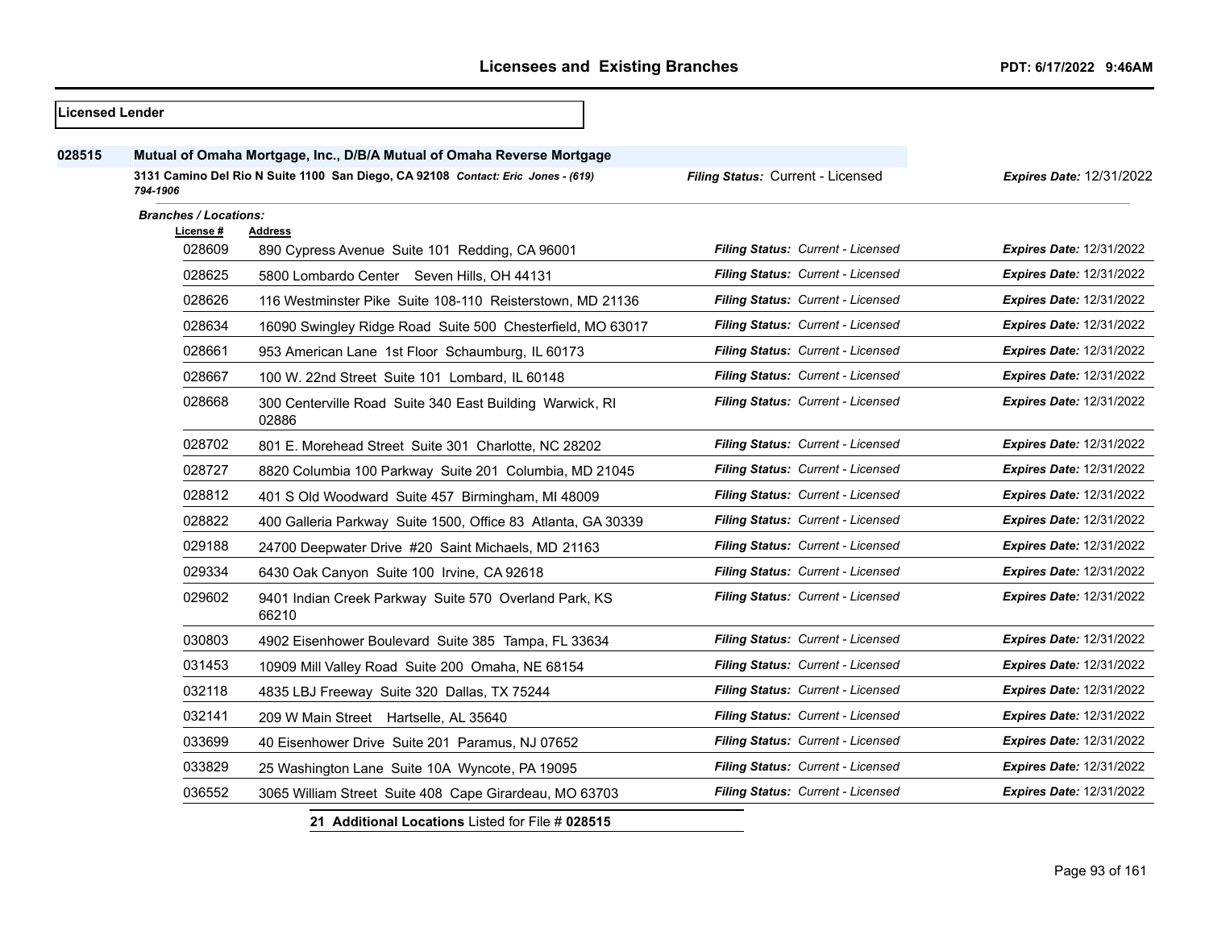## Licensed Lender

**028515** **Mutual of Omaha Mortgage, Inc., D/B/A Mutual of Omaha Reverse Mortgage**

**3131 Camino Del Rio N Suite 1100 San Diego, CA 92108** *Contact: Eric Jones - (619) 794-1906*

*Filing Status:* Current - Licensed *Expires Date:* 12/31/2022

*Branches / Locations:*

| License # | Address | Filing Status | Expires Date |
|---|---|---|---|
| 028609 | 890 Cypress Avenue Suite 101 Redding, CA 96001 | Current - Licensed | 12/31/2022 |
| 028625 | 5800 Lombardo Center Seven Hills, OH 44131 | Current - Licensed | 12/31/2022 |
| 028626 | 116 Westminster Pike Suite 108-110 Reisterstown, MD 21136 | Current - Licensed | 12/31/2022 |
| 028634 | 16090 Swingley Ridge Road Suite 500 Chesterfield, MO 63017 | Current - Licensed | 12/31/2022 |
| 028661 | 953 American Lane 1st Floor Schaumburg, IL 60173 | Current - Licensed | 12/31/2022 |
| 028667 | 100 W. 22nd Street Suite 101 Lombard, IL 60148 | Current - Licensed | 12/31/2022 |
| 028668 | 300 Centerville Road Suite 340 East Building Warwick, RI 02886 | Current - Licensed | 12/31/2022 |
| 028702 | 801 E. Morehead Street Suite 301 Charlotte, NC 28202 | Current - Licensed | 12/31/2022 |
| 028727 | 8820 Columbia 100 Parkway Suite 201 Columbia, MD 21045 | Current - Licensed | 12/31/2022 |
| 028812 | 401 S Old Woodward Suite 457 Birmingham, MI 48009 | Current - Licensed | 12/31/2022 |
| 028822 | 400 Galleria Parkway Suite 1500, Office 83 Atlanta, GA 30339 | Current - Licensed | 12/31/2022 |
| 029188 | 24700 Deepwater Drive #20 Saint Michaels, MD 21163 | Current - Licensed | 12/31/2022 |
| 029334 | 6430 Oak Canyon Suite 100 Irvine, CA 92618 | Current - Licensed | 12/31/2022 |
| 029602 | 9401 Indian Creek Parkway Suite 570 Overland Park, KS 66210 | Current - Licensed | 12/31/2022 |
| 030803 | 4902 Eisenhower Boulevard Suite 385 Tampa, FL 33634 | Current - Licensed | 12/31/2022 |
| 031453 | 10909 Mill Valley Road Suite 200 Omaha, NE 68154 | Current - Licensed | 12/31/2022 |
| 032118 | 4835 LBJ Freeway Suite 320 Dallas, TX 75244 | Current - Licensed | 12/31/2022 |
| 032141 | 209 W Main Street Hartselle, AL 35640 | Current - Licensed | 12/31/2022 |
| 033699 | 40 Eisenhower Drive Suite 201 Paramus, NJ 07652 | Current - Licensed | 12/31/2022 |
| 033829 | 25 Washington Lane Suite 10A Wyncote, PA 19095 | Current - Licensed | 12/31/2022 |
| 036552 | 3065 William Street Suite 408 Cape Girardeau, MO 63703 | Current - Licensed | 12/31/2022 |

**21 Additional Locations** Listed for File # **028515**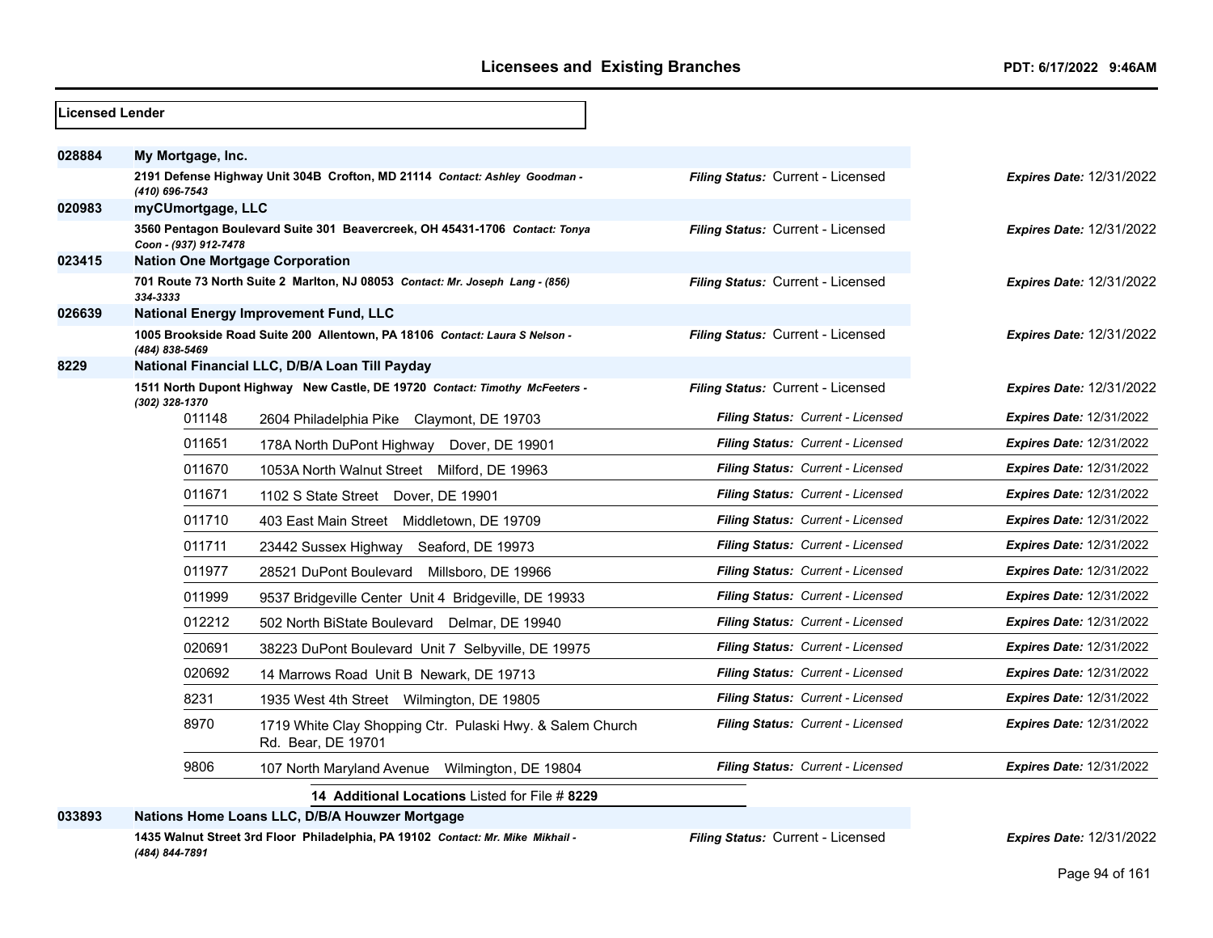**Licensed Lender**

| File # | Name / Address | Filing Status | Expires Date |
|---|---|---|---|
| 028884 | **My Mortgage, Inc.** | | |
| | **2191 Defense Highway Unit 304B Crofton, MD 21114** *Contact: Ashley Goodman - (410) 696-7543* | *Filing Status:* Current - Licensed | *Expires Date:* 12/31/2022 |
| 020983 | **myCUmortgage, LLC** | | |
| | **3560 Pentagon Boulevard Suite 301 Beavercreek, OH 45431-1706** *Contact: Tonya Coon - (937) 912-7478* | *Filing Status:* Current - Licensed | *Expires Date:* 12/31/2022 |
| 023415 | **Nation One Mortgage Corporation** | | |
| | **701 Route 73 North Suite 2 Marlton, NJ 08053** *Contact: Mr. Joseph Lang - (856) 334-3333* | *Filing Status:* Current - Licensed | *Expires Date:* 12/31/2022 |
| 026639 | **National Energy Improvement Fund, LLC** | | |
| | **1005 Brookside Road Suite 200 Allentown, PA 18106** *Contact: Laura S Nelson - (484) 838-5469* | *Filing Status:* Current - Licensed | *Expires Date:* 12/31/2022 |
| 8229 | **National Financial LLC, D/B/A Loan Till Payday** | | |
| | **1511 North Dupont Highway New Castle, DE 19720** *Contact: Timothy McFeeters - (302) 328-1370* | *Filing Status:* Current - Licensed | *Expires Date:* 12/31/2022 |

| Branch # | Address | Filing Status | Expires Date |
|---|---|---|---|
| 011148 | 2604 Philadelphia Pike Claymont, DE 19703 | *Filing Status: Current - Licensed* | *Expires Date:* 12/31/2022 |
| 011651 | 178A North DuPont Highway Dover, DE 19901 | *Filing Status: Current - Licensed* | *Expires Date:* 12/31/2022 |
| 011670 | 1053A North Walnut Street Milford, DE 19963 | *Filing Status: Current - Licensed* | *Expires Date:* 12/31/2022 |
| 011671 | 1102 S State Street Dover, DE 19901 | *Filing Status: Current - Licensed* | *Expires Date:* 12/31/2022 |
| 011710 | 403 East Main Street Middletown, DE 19709 | *Filing Status: Current - Licensed* | *Expires Date:* 12/31/2022 |
| 011711 | 23442 Sussex Highway Seaford, DE 19973 | *Filing Status: Current - Licensed* | *Expires Date:* 12/31/2022 |
| 011977 | 28521 DuPont Boulevard Millsboro, DE 19966 | *Filing Status: Current - Licensed* | *Expires Date:* 12/31/2022 |
| 011999 | 9537 Bridgeville Center Unit 4 Bridgeville, DE 19933 | *Filing Status: Current - Licensed* | *Expires Date:* 12/31/2022 |
| 012212 | 502 North BiState Boulevard Delmar, DE 19940 | *Filing Status: Current - Licensed* | *Expires Date:* 12/31/2022 |
| 020691 | 38223 DuPont Boulevard Unit 7 Selbyville, DE 19975 | *Filing Status: Current - Licensed* | *Expires Date:* 12/31/2022 |
| 020692 | 14 Marrows Road Unit B Newark, DE 19713 | *Filing Status: Current - Licensed* | *Expires Date:* 12/31/2022 |
| 8231 | 1935 West 4th Street Wilmington, DE 19805 | *Filing Status: Current - Licensed* | *Expires Date:* 12/31/2022 |
| 8970 | 1719 White Clay Shopping Ctr. Pulaski Hwy. & Salem Church Rd. Bear, DE 19701 | *Filing Status: Current - Licensed* | *Expires Date:* 12/31/2022 |
| 9806 | 107 North Maryland Avenue Wilmington, DE 19804 | *Filing Status: Current - Licensed* | *Expires Date:* 12/31/2022 |

**14 Additional Locations** Listed for File # **8229**

| File # | Name / Address | Filing Status | Expires Date |
|---|---|---|---|
| 033893 | **Nations Home Loans LLC, D/B/A Houwzer Mortgage** | | |
| | **1435 Walnut Street 3rd Floor Philadelphia, PA 19102** *Contact: Mr. Mike Mikhail - (484) 844-7891* | *Filing Status:* Current - Licensed | *Expires Date:* 12/31/2022 |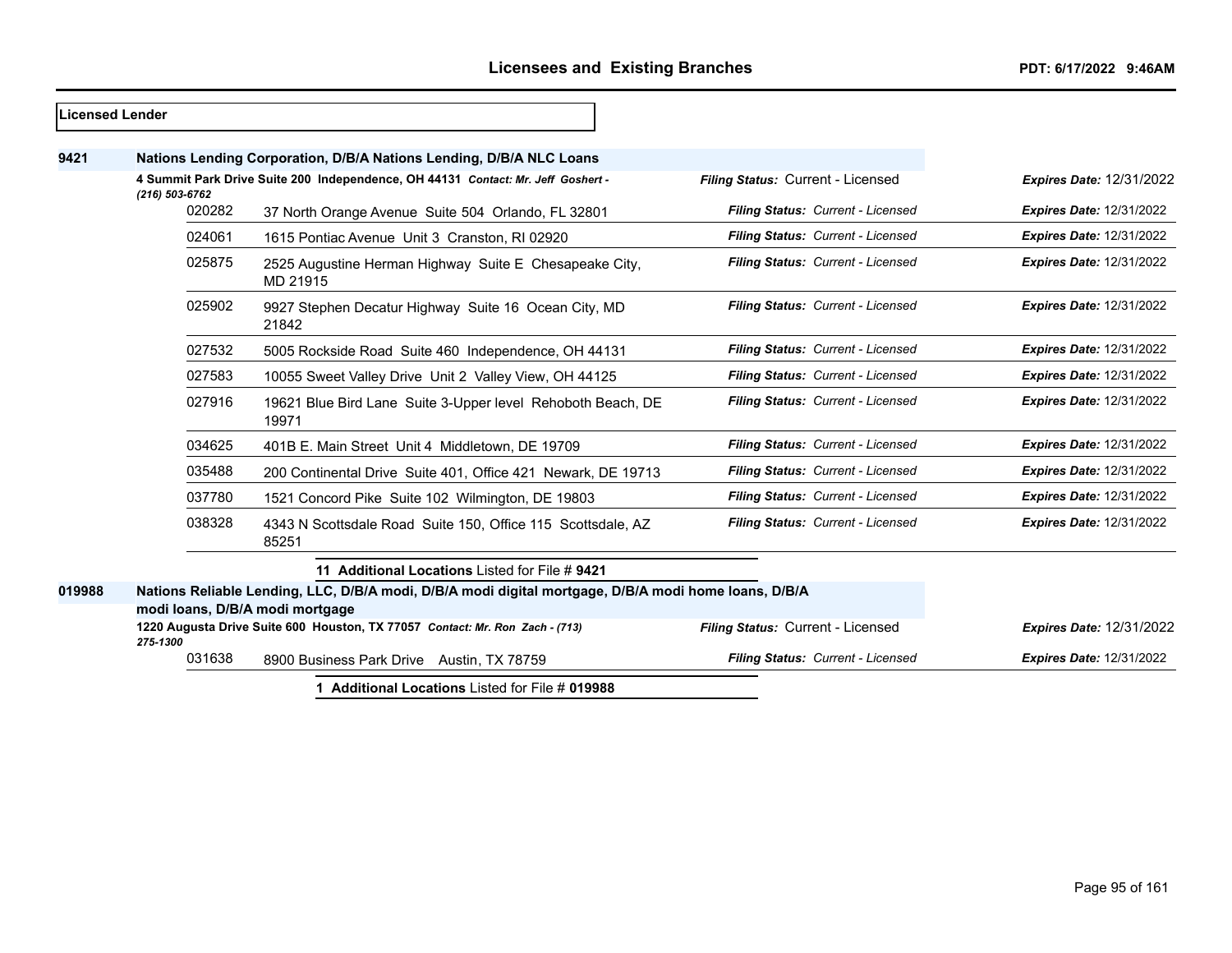## Licensees and Existing Branches

**Licensed Lender**

**9421** **Nations Lending Corporation, D/B/A Nations Lending, D/B/A NLC Loans**

**4 Summit Park Drive Suite 200 Independence, OH 44131** *Contact: Mr. Jeff Goshert - (216) 503-6762*
*Filing Status:* Current - Licensed *Expires Date:* 12/31/2022

| Branch | Address | Filing Status | Expires Date |
|---|---|---|---|
| 020282 | 37 North Orange Avenue Suite 504 Orlando, FL 32801 | *Filing Status: Current - Licensed* | *Expires Date:* 12/31/2022 |
| 024061 | 1615 Pontiac Avenue Unit 3 Cranston, RI 02920 | *Filing Status: Current - Licensed* | *Expires Date:* 12/31/2022 |
| 025875 | 2525 Augustine Herman Highway Suite E Chesapeake City, MD 21915 | *Filing Status: Current - Licensed* | *Expires Date:* 12/31/2022 |
| 025902 | 9927 Stephen Decatur Highway Suite 16 Ocean City, MD 21842 | *Filing Status: Current - Licensed* | *Expires Date:* 12/31/2022 |
| 027532 | 5005 Rockside Road Suite 460 Independence, OH 44131 | *Filing Status: Current - Licensed* | *Expires Date:* 12/31/2022 |
| 027583 | 10055 Sweet Valley Drive Unit 2 Valley View, OH 44125 | *Filing Status: Current - Licensed* | *Expires Date:* 12/31/2022 |
| 027916 | 19621 Blue Bird Lane Suite 3-Upper level Rehoboth Beach, DE 19971 | *Filing Status: Current - Licensed* | *Expires Date:* 12/31/2022 |
| 034625 | 401B E. Main Street Unit 4 Middletown, DE 19709 | *Filing Status: Current - Licensed* | *Expires Date:* 12/31/2022 |
| 035488 | 200 Continental Drive Suite 401, Office 421 Newark, DE 19713 | *Filing Status: Current - Licensed* | *Expires Date:* 12/31/2022 |
| 037780 | 1521 Concord Pike Suite 102 Wilmington, DE 19803 | *Filing Status: Current - Licensed* | *Expires Date:* 12/31/2022 |
| 038328 | 4343 N Scottsdale Road Suite 150, Office 115 Scottsdale, AZ 85251 | *Filing Status: Current - Licensed* | *Expires Date:* 12/31/2022 |

**11 Additional Locations** Listed for File # **9421**

**019988** **Nations Reliable Lending, LLC, D/B/A modi, D/B/A modi digital mortgage, D/B/A modi home loans, D/B/A modi loans, D/B/A modi mortgage**

**1220 Augusta Drive Suite 600 Houston, TX 77057** *Contact: Mr. Ron Zach - (713) 275-1300*
*Filing Status:* Current - Licensed *Expires Date:* 12/31/2022

| Branch | Address | Filing Status | Expires Date |
|---|---|---|---|
| 031638 | 8900 Business Park Drive Austin, TX 78759 | *Filing Status: Current - Licensed* | *Expires Date:* 12/31/2022 |

**1 Additional Locations** Listed for File # **019988**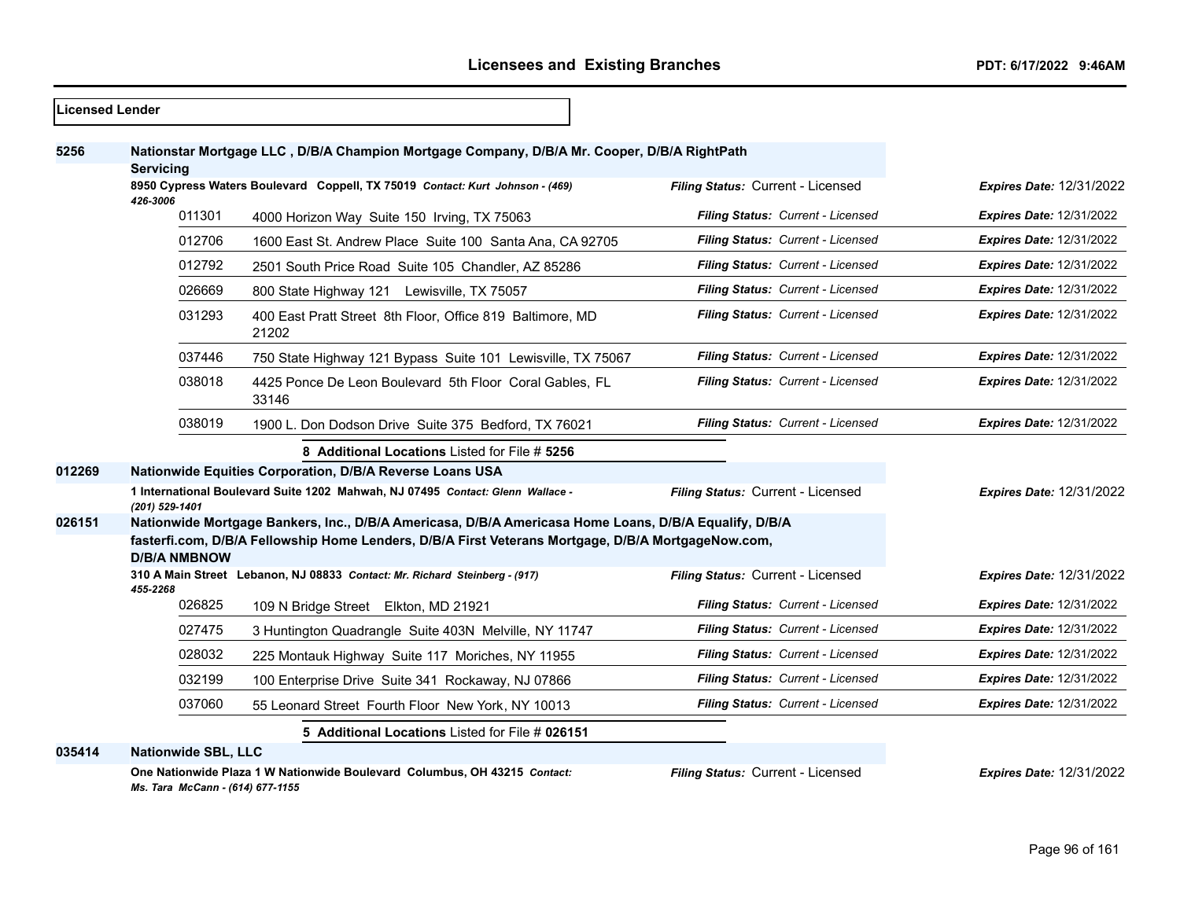**Licensed Lender**

**5256** **Nationstar Mortgage LLC , D/B/A Champion Mortgage Company, D/B/A Mr. Cooper, D/B/A RightPath Servicing**

**8950 Cypress Waters Boulevard Coppell, TX 75019** *Contact: Kurt Johnson - (469) 426-3006*

*Filing Status:* Current - Licensed *Expires Date:* 12/31/2022

| Branch | Address | Filing Status | Expires Date |
|---|---|---|---|
| 011301 | 4000 Horizon Way Suite 150 Irving, TX 75063 | *Filing Status: Current - Licensed* | *Expires Date:* 12/31/2022 |
| 012706 | 1600 East St. Andrew Place Suite 100 Santa Ana, CA 92705 | *Filing Status: Current - Licensed* | *Expires Date:* 12/31/2022 |
| 012792 | 2501 South Price Road Suite 105 Chandler, AZ 85286 | *Filing Status: Current - Licensed* | *Expires Date:* 12/31/2022 |
| 026669 | 800 State Highway 121 Lewisville, TX 75057 | *Filing Status: Current - Licensed* | *Expires Date:* 12/31/2022 |
| 031293 | 400 East Pratt Street 8th Floor, Office 819 Baltimore, MD 21202 | *Filing Status: Current - Licensed* | *Expires Date:* 12/31/2022 |
| 037446 | 750 State Highway 121 Bypass Suite 101 Lewisville, TX 75067 | *Filing Status: Current - Licensed* | *Expires Date:* 12/31/2022 |
| 038018 | 4425 Ponce De Leon Boulevard 5th Floor Coral Gables, FL 33146 | *Filing Status: Current - Licensed* | *Expires Date:* 12/31/2022 |
| 038019 | 1900 L. Don Dodson Drive Suite 375 Bedford, TX 76021 | *Filing Status: Current - Licensed* | *Expires Date:* 12/31/2022 |

**8 Additional Locations** Listed for File # **5256**

**012269** **Nationwide Equities Corporation, D/B/A Reverse Loans USA**

**1 International Boulevard Suite 1202 Mahwah, NJ 07495** *Contact: Glenn Wallace - (201) 529-1401*

*Filing Status:* Current - Licensed *Expires Date:* 12/31/2022

**026151** **Nationwide Mortgage Bankers, Inc., D/B/A Americasa, D/B/A Americasa Home Loans, D/B/A Equalify, D/B/A fasterfi.com, D/B/A Fellowship Home Lenders, D/B/A First Veterans Mortgage, D/B/A MortgageNow.com, D/B/A NMBNOW**

**310 A Main Street Lebanon, NJ 08833** *Contact: Mr. Richard Steinberg - (917) 455-2268*

*Filing Status:* Current - Licensed *Expires Date:* 12/31/2022

| Branch | Address | Filing Status | Expires Date |
|---|---|---|---|
| 026825 | 109 N Bridge Street Elkton, MD 21921 | *Filing Status: Current - Licensed* | *Expires Date:* 12/31/2022 |
| 027475 | 3 Huntington Quadrangle Suite 403N Melville, NY 11747 | *Filing Status: Current - Licensed* | *Expires Date:* 12/31/2022 |
| 028032 | 225 Montauk Highway Suite 117 Moriches, NY 11955 | *Filing Status: Current - Licensed* | *Expires Date:* 12/31/2022 |
| 032199 | 100 Enterprise Drive Suite 341 Rockaway, NJ 07866 | *Filing Status: Current - Licensed* | *Expires Date:* 12/31/2022 |
| 037060 | 55 Leonard Street Fourth Floor New York, NY 10013 | *Filing Status: Current - Licensed* | *Expires Date:* 12/31/2022 |

**5 Additional Locations** Listed for File # **026151**

**035414** **Nationwide SBL, LLC**

**One Nationwide Plaza 1 W Nationwide Boulevard Columbus, OH 43215** *Contact: Ms. Tara McCann - (614) 677-1155*

*Filing Status:* Current - Licensed *Expires Date:* 12/31/2022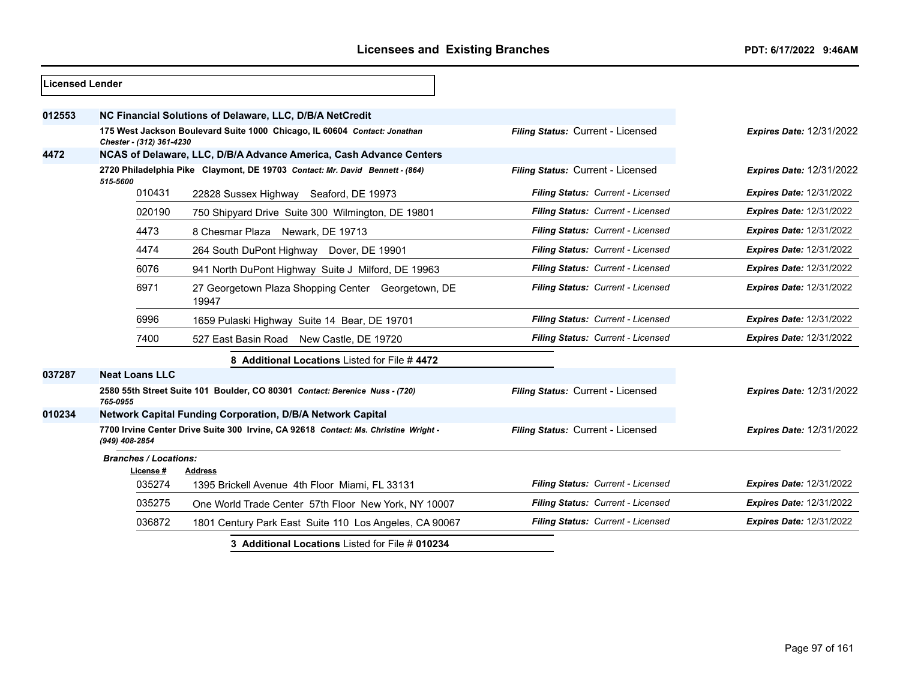**Licensed Lender**

**012553** **NC Financial Solutions of Delaware, LLC, D/B/A NetCredit**

**175 West Jackson Boulevard Suite 1000 Chicago, IL 60604** *Contact: Jonathan Chester - (312) 361-4230*
*Filing Status:* Current - Licensed | *Expires Date:* 12/31/2022

**4472** **NCAS of Delaware, LLC, D/B/A Advance America, Cash Advance Centers**

**2720 Philadelphia Pike Claymont, DE 19703** *Contact: Mr. David Bennett - (864) 515-5600*
*Filing Status:* Current - Licensed | *Expires Date:* 12/31/2022

| License # | Address | Filing Status | Expires Date |
|---|---|---|---|
| 010431 | 22828 Sussex Highway Seaford, DE 19973 | Current - Licensed | 12/31/2022 |
| 020190 | 750 Shipyard Drive Suite 300 Wilmington, DE 19801 | Current - Licensed | 12/31/2022 |
| 4473 | 8 Chesmar Plaza Newark, DE 19713 | Current - Licensed | 12/31/2022 |
| 4474 | 264 South DuPont Highway Dover, DE 19901 | Current - Licensed | 12/31/2022 |
| 6076 | 941 North DuPont Highway Suite J Milford, DE 19963 | Current - Licensed | 12/31/2022 |
| 6971 | 27 Georgetown Plaza Shopping Center Georgetown, DE 19947 | Current - Licensed | 12/31/2022 |
| 6996 | 1659 Pulaski Highway Suite 14 Bear, DE 19701 | Current - Licensed | 12/31/2022 |
| 7400 | 527 East Basin Road New Castle, DE 19720 | Current - Licensed | 12/31/2022 |

**8 Additional Locations** Listed for File # **4472**

**037287** **Neat Loans LLC**

**2580 55th Street Suite 101 Boulder, CO 80301** *Contact: Berenice Nuss - (720) 765-0955*
*Filing Status:* Current - Licensed | *Expires Date:* 12/31/2022

**010234** **Network Capital Funding Corporation, D/B/A Network Capital**

**7700 Irvine Center Drive Suite 300 Irvine, CA 92618** *Contact: Ms. Christine Wright - (949) 408-2854*
*Filing Status:* Current - Licensed | *Expires Date:* 12/31/2022

*Branches / Locations:*

| License # | Address | Filing Status | Expires Date |
|---|---|---|---|
| 035274 | 1395 Brickell Avenue 4th Floor Miami, FL 33131 | Current - Licensed | 12/31/2022 |
| 035275 | One World Trade Center 57th Floor New York, NY 10007 | Current - Licensed | 12/31/2022 |
| 036872 | 1801 Century Park East Suite 110 Los Angeles, CA 90067 | Current - Licensed | 12/31/2022 |

**3 Additional Locations** Listed for File # **010234**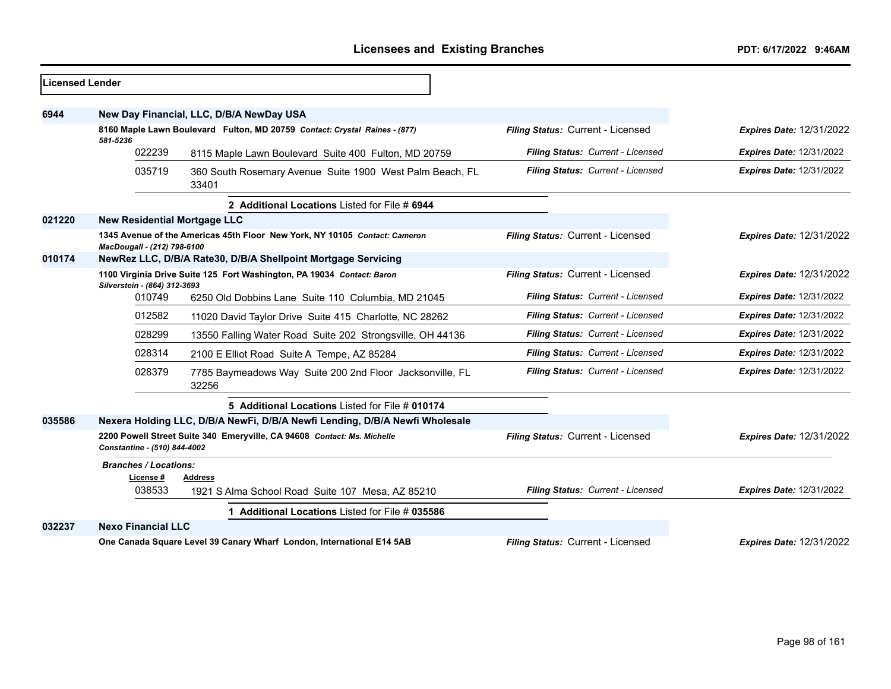## Licensed Lender

**6944** **New Day Financial, LLC, D/B/A NewDay USA**

**8160 Maple Lawn Boulevard Fulton, MD 20759** *Contact: Crystal Raines - (877) 581-5236*
*Filing Status:* Current - Licensed — *Expires Date:* 12/31/2022

| License # | Address | Filing Status | Expires Date |
|---|---|---|---|
| 022239 | 8115 Maple Lawn Boulevard Suite 400 Fulton, MD 20759 | Current - Licensed | 12/31/2022 |
| 035719 | 360 South Rosemary Avenue Suite 1900 West Palm Beach, FL 33401 | Current - Licensed | 12/31/2022 |

**2 Additional Locations** Listed for File # **6944**

**021220** **New Residential Mortgage LLC**

**1345 Avenue of the Americas 45th Floor New York, NY 10105** *Contact: Cameron MacDougall - (212) 798-6100*
*Filing Status:* Current - Licensed — *Expires Date:* 12/31/2022

**010174** **NewRez LLC, D/B/A Rate30, D/B/A Shellpoint Mortgage Servicing**

**1100 Virginia Drive Suite 125 Fort Washington, PA 19034** *Contact: Baron Silverstein - (864) 312-3693*
*Filing Status:* Current - Licensed — *Expires Date:* 12/31/2022

| License # | Address | Filing Status | Expires Date |
|---|---|---|---|
| 010749 | 6250 Old Dobbins Lane Suite 110 Columbia, MD 21045 | Current - Licensed | 12/31/2022 |
| 012582 | 11020 David Taylor Drive Suite 415 Charlotte, NC 28262 | Current - Licensed | 12/31/2022 |
| 028299 | 13550 Falling Water Road Suite 202 Strongsville, OH 44136 | Current - Licensed | 12/31/2022 |
| 028314 | 2100 E Elliot Road Suite A Tempe, AZ 85284 | Current - Licensed | 12/31/2022 |
| 028379 | 7785 Baymeadows Way Suite 200 2nd Floor Jacksonville, FL 32256 | Current - Licensed | 12/31/2022 |

**5 Additional Locations** Listed for File # **010174**

**035586** **Nexera Holding LLC, D/B/A NewFi, D/B/A Newfi Lending, D/B/A Newfi Wholesale**

**2200 Powell Street Suite 340 Emeryville, CA 94608** *Contact: Ms. Michelle Constantine - (510) 844-4002*
*Filing Status:* Current - Licensed — *Expires Date:* 12/31/2022

*Branches / Locations:*

| License # | Address | Filing Status | Expires Date |
|---|---|---|---|
| 038533 | 1921 S Alma School Road Suite 107 Mesa, AZ 85210 | Current - Licensed | 12/31/2022 |

**1 Additional Locations** Listed for File # **035586**

**032237** **Nexo Financial LLC**

**One Canada Square Level 39 Canary Wharf London, International E14 5AB**
*Filing Status:* Current - Licensed — *Expires Date:* 12/31/2022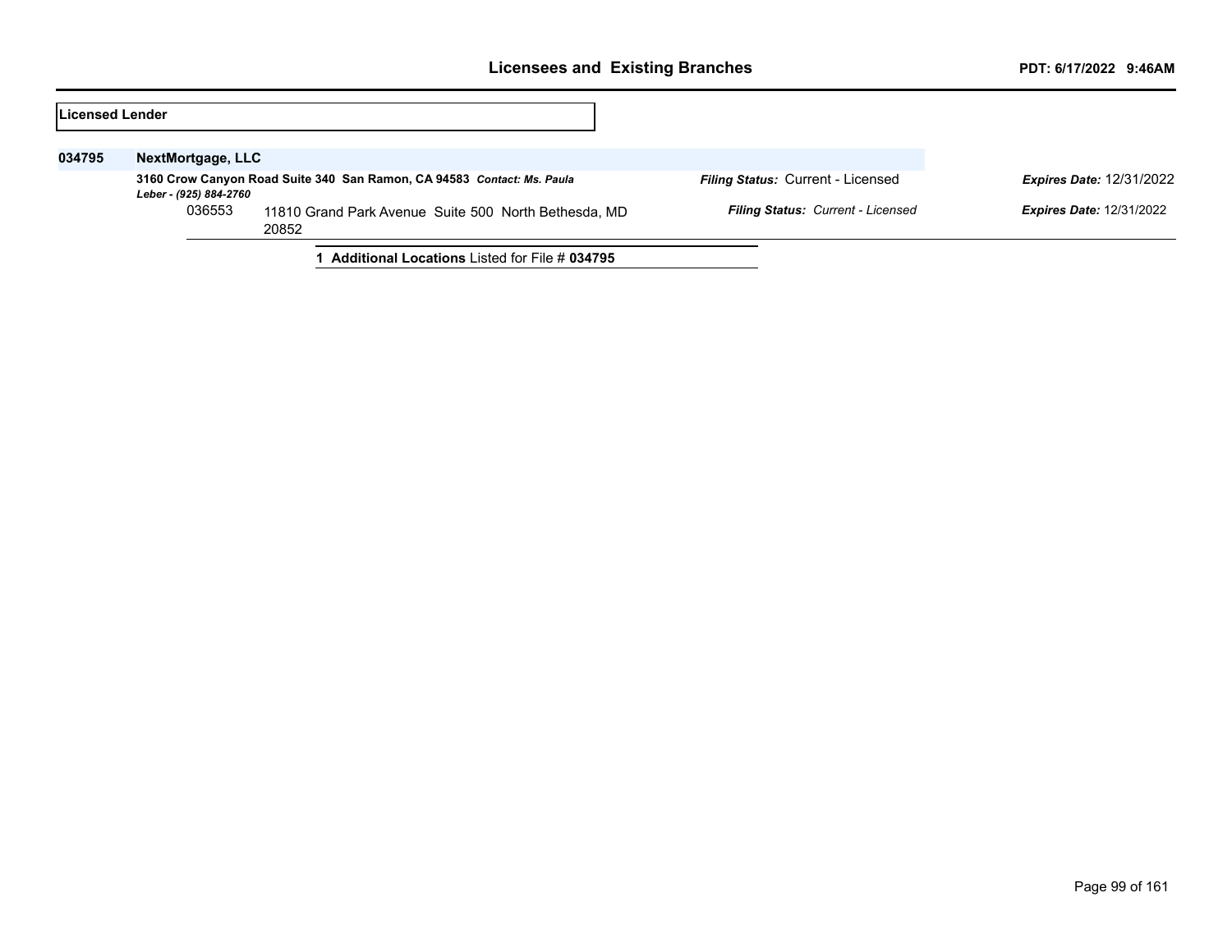**Licensed Lender**

| | | | |
|---|---|---|---|
| **034795** | **NextMortgage, LLC** | | |
| | **3160 Crow Canyon Road Suite 340 San Ramon, CA 94583** ***Contact: Ms. Paula Leber - (925) 884-2760*** | ***Filing Status:*** Current - Licensed | ***Expires Date:*** 12/31/2022 |
| | 036553 11810 Grand Park Avenue Suite 500 North Bethesda, MD 20852 | ***Filing Status:*** *Current - Licensed* | ***Expires Date:*** 12/31/2022 |

**1 Additional Locations** Listed for File # **034795**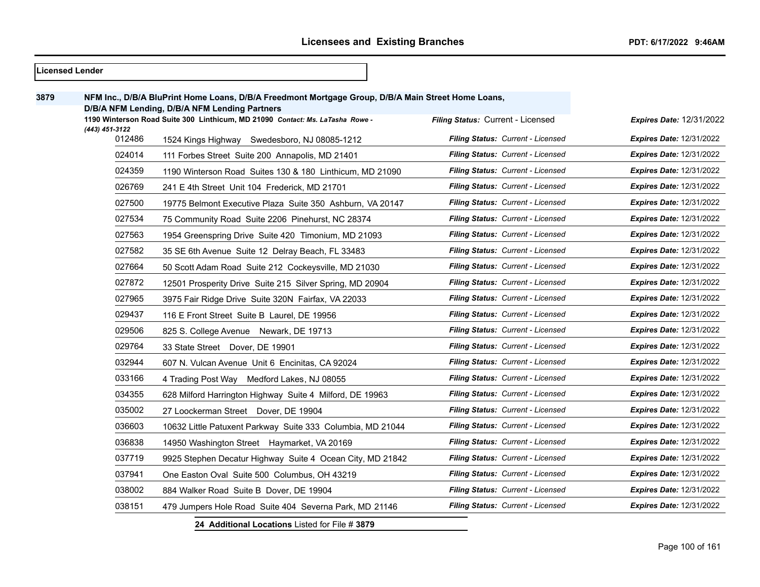## Licensees and Existing Branches

PDT: 6/17/2022 9:46AM

**Licensed Lender**

**3879** **NFM Inc., D/B/A BluPrint Home Loans, D/B/A Freedmont Mortgage Group, D/B/A Main Street Home Loans, D/B/A NFM Lending, D/B/A NFM Lending Partners**

**1190 Winterson Road Suite 300 Linthicum, MD 21090** *Contact: Ms. LaTasha Rowe - (443) 451-3122*

*Filing Status:* Current - Licensed *Expires Date:* 12/31/2022

| Branch | Address | Filing Status | Expires Date |
|---|---|---|---|
| 012486 | 1524 Kings Highway Swedesboro, NJ 08085-1212 | Current - Licensed | 12/31/2022 |
| 024014 | 111 Forbes Street Suite 200 Annapolis, MD 21401 | Current - Licensed | 12/31/2022 |
| 024359 | 1190 Winterson Road Suites 130 & 180 Linthicum, MD 21090 | Current - Licensed | 12/31/2022 |
| 026769 | 241 E 4th Street Unit 104 Frederick, MD 21701 | Current - Licensed | 12/31/2022 |
| 027500 | 19775 Belmont Executive Plaza Suite 350 Ashburn, VA 20147 | Current - Licensed | 12/31/2022 |
| 027534 | 75 Community Road Suite 2206 Pinehurst, NC 28374 | Current - Licensed | 12/31/2022 |
| 027563 | 1954 Greenspring Drive Suite 420 Timonium, MD 21093 | Current - Licensed | 12/31/2022 |
| 027582 | 35 SE 6th Avenue Suite 12 Delray Beach, FL 33483 | Current - Licensed | 12/31/2022 |
| 027664 | 50 Scott Adam Road Suite 212 Cockeysville, MD 21030 | Current - Licensed | 12/31/2022 |
| 027872 | 12501 Prosperity Drive Suite 215 Silver Spring, MD 20904 | Current - Licensed | 12/31/2022 |
| 027965 | 3975 Fair Ridge Drive Suite 320N Fairfax, VA 22033 | Current - Licensed | 12/31/2022 |
| 029437 | 116 E Front Street Suite B Laurel, DE 19956 | Current - Licensed | 12/31/2022 |
| 029506 | 825 S. College Avenue Newark, DE 19713 | Current - Licensed | 12/31/2022 |
| 029764 | 33 State Street Dover, DE 19901 | Current - Licensed | 12/31/2022 |
| 032944 | 607 N. Vulcan Avenue Unit 6 Encinitas, CA 92024 | Current - Licensed | 12/31/2022 |
| 033166 | 4 Trading Post Way Medford Lakes, NJ 08055 | Current - Licensed | 12/31/2022 |
| 034355 | 628 Milford Harrington Highway Suite 4 Milford, DE 19963 | Current - Licensed | 12/31/2022 |
| 035002 | 27 Loockerman Street Dover, DE 19904 | Current - Licensed | 12/31/2022 |
| 036603 | 10632 Little Patuxent Parkway Suite 333 Columbia, MD 21044 | Current - Licensed | 12/31/2022 |
| 036838 | 14950 Washington Street Haymarket, VA 20169 | Current - Licensed | 12/31/2022 |
| 037719 | 9925 Stephen Decatur Highway Suite 4 Ocean City, MD 21842 | Current - Licensed | 12/31/2022 |
| 037941 | One Easton Oval Suite 500 Columbus, OH 43219 | Current - Licensed | 12/31/2022 |
| 038002 | 884 Walker Road Suite B Dover, DE 19904 | Current - Licensed | 12/31/2022 |
| 038151 | 479 Jumpers Hole Road Suite 404 Severna Park, MD 21146 | Current - Licensed | 12/31/2022 |

**24 Additional Locations** Listed for File # **3879**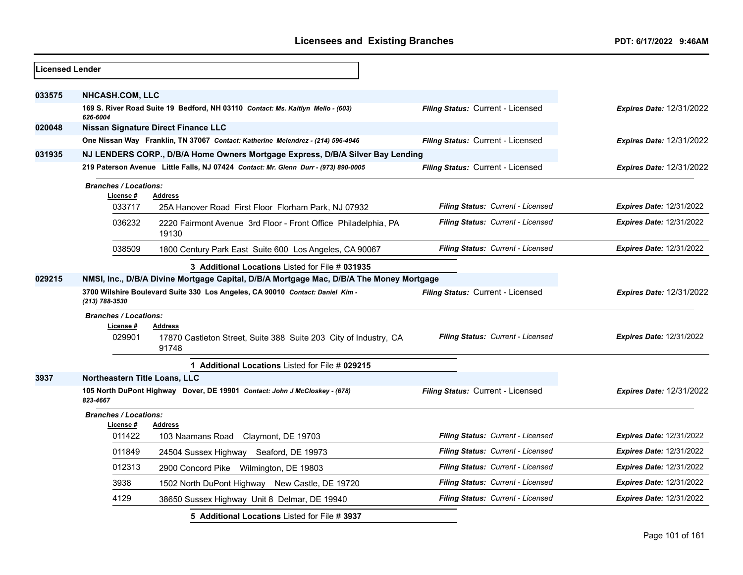**Licensed Lender**

| | | | |
|---|---|---|---|
| **033575** | **NHCASH.COM, LLC** | | |
| | **169 S. River Road Suite 19 Bedford, NH 03110** *Contact: Ms. Kaitlyn Mello - (603) 626-6004* | *Filing Status:* Current - Licensed | *Expires Date:* 12/31/2022 |
| **020048** | **Nissan Signature Direct Finance LLC** | | |
| | **One Nissan Way Franklin, TN 37067** *Contact: Katherine Melendrez - (214) 596-4946* | *Filing Status:* Current - Licensed | *Expires Date:* 12/31/2022 |
| **031935** | **NJ LENDERS CORP., D/B/A Home Owners Mortgage Express, D/B/A Silver Bay Lending** | | |
| | **219 Paterson Avenue Little Falls, NJ 07424** *Contact: Mr. Glenn Durr - (973) 890-0005* | *Filing Status:* Current - Licensed | *Expires Date:* 12/31/2022 |

*Branches / Locations:*

| License # | Address | Filing Status | Expires Date |
|---|---|---|---|
| 033717 | 25A Hanover Road First Floor Florham Park, NJ 07932 | *Filing Status: Current - Licensed* | *Expires Date:* 12/31/2022 |
| 036232 | 2220 Fairmont Avenue 3rd Floor - Front Office Philadelphia, PA 19130 | *Filing Status: Current - Licensed* | *Expires Date:* 12/31/2022 |
| 038509 | 1800 Century Park East Suite 600 Los Angeles, CA 90067 | *Filing Status: Current - Licensed* | *Expires Date:* 12/31/2022 |

**3 Additional Locations** Listed for File # **031935**

| | | | |
|---|---|---|---|
| **029215** | **NMSI, Inc., D/B/A Divine Mortgage Capital, D/B/A Mortgage Mac, D/B/A The Money Mortgage** | | |
| | **3700 Wilshire Boulevard Suite 330 Los Angeles, CA 90010** *Contact: Daniel Kim - (213) 788-3530* | *Filing Status:* Current - Licensed | *Expires Date:* 12/31/2022 |

*Branches / Locations:*

| License # | Address | Filing Status | Expires Date |
|---|---|---|---|
| 029901 | 17870 Castleton Street, Suite 388 Suite 203 City of Industry, CA 91748 | *Filing Status: Current - Licensed* | *Expires Date:* 12/31/2022 |

**1 Additional Locations** Listed for File # **029215**

| | | | |
|---|---|---|---|
| **3937** | **Northeastern Title Loans, LLC** | | |
| | **105 North DuPont Highway Dover, DE 19901** *Contact: John J McCloskey - (678) 823-4667* | *Filing Status:* Current - Licensed | *Expires Date:* 12/31/2022 |

*Branches / Locations:*

| License # | Address | Filing Status | Expires Date |
|---|---|---|---|
| 011422 | 103 Naamans Road Claymont, DE 19703 | *Filing Status: Current - Licensed* | *Expires Date:* 12/31/2022 |
| 011849 | 24504 Sussex Highway Seaford, DE 19973 | *Filing Status: Current - Licensed* | *Expires Date:* 12/31/2022 |
| 012313 | 2900 Concord Pike Wilmington, DE 19803 | *Filing Status: Current - Licensed* | *Expires Date:* 12/31/2022 |
| 3938 | 1502 North DuPont Highway New Castle, DE 19720 | *Filing Status: Current - Licensed* | *Expires Date:* 12/31/2022 |
| 4129 | 38650 Sussex Highway Unit 8 Delmar, DE 19940 | *Filing Status: Current - Licensed* | *Expires Date:* 12/31/2022 |

**5 Additional Locations** Listed for File # **3937**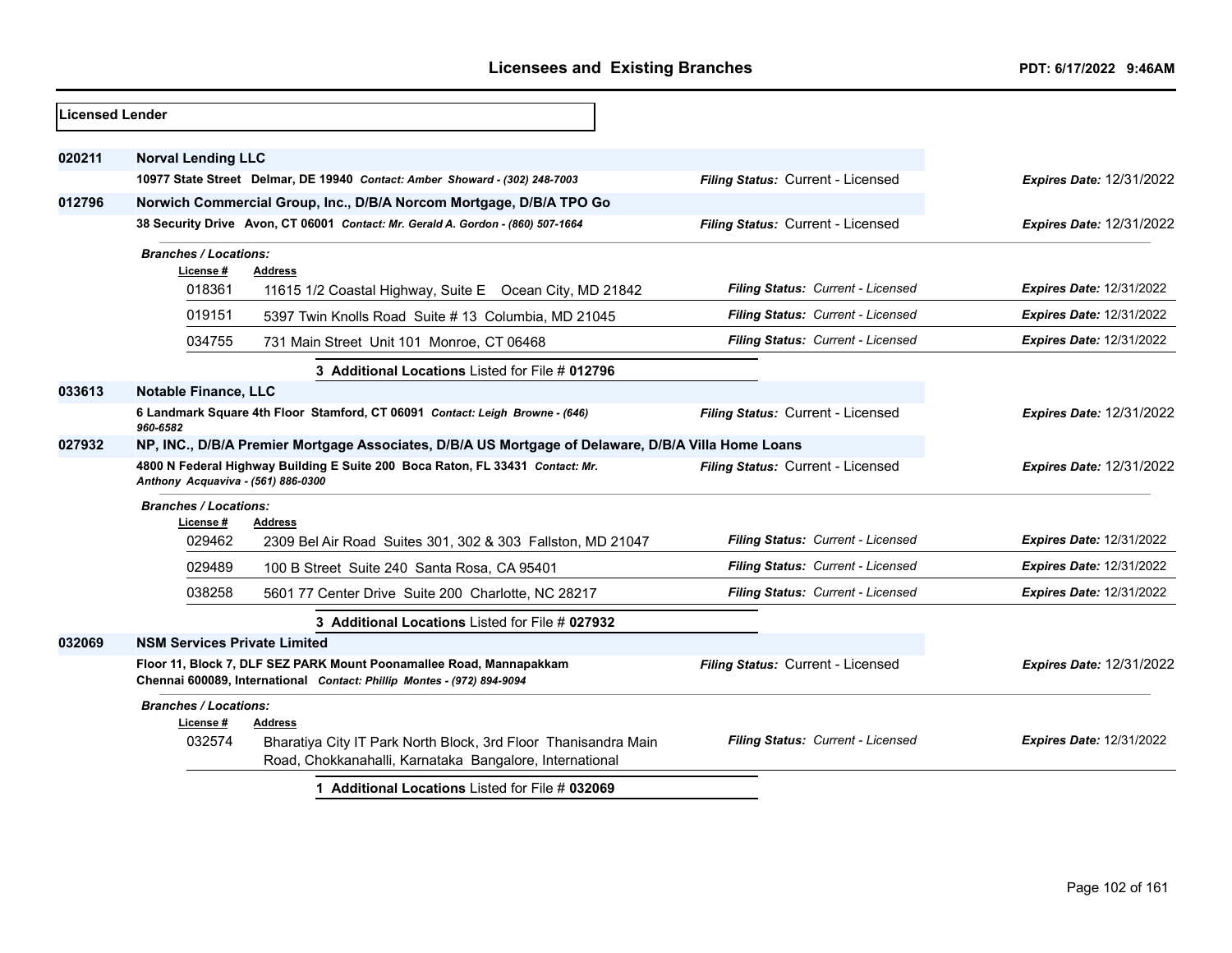**Licensed Lender**

**020211** **Norval Lending LLC**

10977 State Street Delmar, DE 19940 *Contact: Amber Showard - (302) 248-7003*

*Filing Status:* Current - Licensed *Expires Date:* 12/31/2022

**012796** **Norwich Commercial Group, Inc., D/B/A Norcom Mortgage, D/B/A TPO Go**

38 Security Drive Avon, CT 06001 *Contact: Mr. Gerald A. Gordon - (860) 507-1664*

*Filing Status:* Current - Licensed *Expires Date:* 12/31/2022

*Branches / Locations:*

| License # | Address | Filing Status | Expires Date |
|---|---|---|---|
| 018361 | 11615 1/2 Coastal Highway, Suite E Ocean City, MD 21842 | Current - Licensed | 12/31/2022 |
| 019151 | 5397 Twin Knolls Road Suite # 13 Columbia, MD 21045 | Current - Licensed | 12/31/2022 |
| 034755 | 731 Main Street Unit 101 Monroe, CT 06468 | Current - Licensed | 12/31/2022 |

**3 Additional Locations** Listed for File # **012796**

**033613** **Notable Finance, LLC**

6 Landmark Square 4th Floor Stamford, CT 06091 *Contact: Leigh Browne - (646) 960-6582*

*Filing Status:* Current - Licensed *Expires Date:* 12/31/2022

**027932** **NP, INC., D/B/A Premier Mortgage Associates, D/B/A US Mortgage of Delaware, D/B/A Villa Home Loans**

4800 N Federal Highway Building E Suite 200 Boca Raton, FL 33431 *Contact: Mr. Anthony Acquaviva - (561) 886-0300*

*Filing Status:* Current - Licensed *Expires Date:* 12/31/2022

*Branches / Locations:*

| License # | Address | Filing Status | Expires Date |
|---|---|---|---|
| 029462 | 2309 Bel Air Road Suites 301, 302 & 303 Fallston, MD 21047 | Current - Licensed | 12/31/2022 |
| 029489 | 100 B Street Suite 240 Santa Rosa, CA 95401 | Current - Licensed | 12/31/2022 |
| 038258 | 5601 77 Center Drive Suite 200 Charlotte, NC 28217 | Current - Licensed | 12/31/2022 |

**3 Additional Locations** Listed for File # **027932**

**032069** **NSM Services Private Limited**

Floor 11, Block 7, DLF SEZ PARK Mount Poonamallee Road, Mannapakkam Chennai 600089, International *Contact: Phillip Montes - (972) 894-9094*

*Filing Status:* Current - Licensed *Expires Date:* 12/31/2022

*Branches / Locations:*

| License # | Address | Filing Status | Expires Date |
|---|---|---|---|
| 032574 | Bharatiya City IT Park North Block, 3rd Floor Thanisandra Main Road, Chokkanahalli, Karnataka Bangalore, International | Current - Licensed | 12/31/2022 |

**1 Additional Locations** Listed for File # **032069**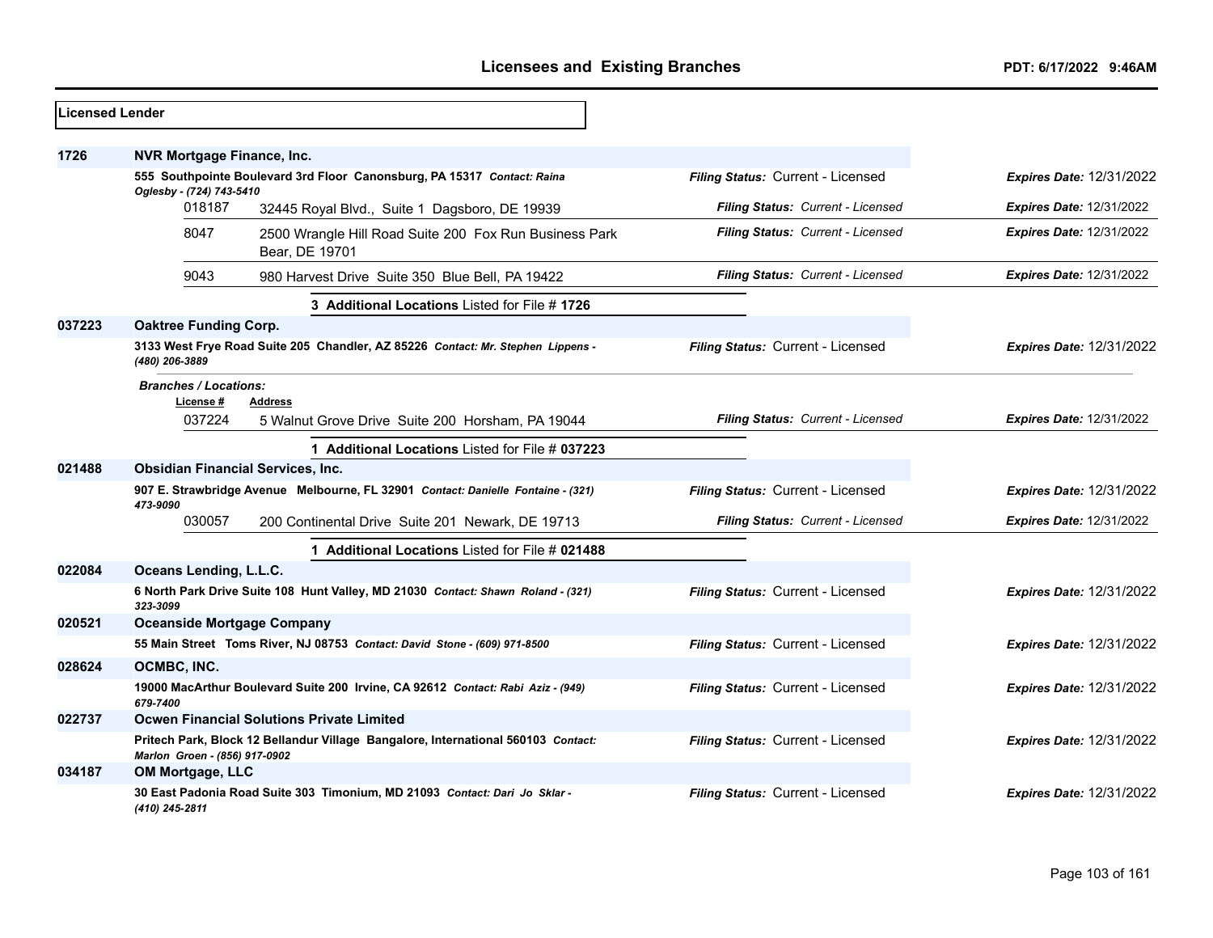# Licensees and Existing Branches

PDT: 6/17/2022 9:46AM

**Licensed Lender**

**1726 — NVR Mortgage Finance, Inc.**

**555 Southpointe Boulevard 3rd Floor Canonsburg, PA 15317** *Contact: Raina Oglesby - (724) 743-5410* — *Filing Status:* Current - Licensed — *Expires Date:* 12/31/2022

| License # | Address | Filing Status | Expires Date |
|---|---|---|---|
| 018187 | 32445 Royal Blvd., Suite 1 Dagsboro, DE 19939 | *Filing Status: Current - Licensed* | *Expires Date:* 12/31/2022 |
| 8047 | 2500 Wrangle Hill Road Suite 200 Fox Run Business Park Bear, DE 19701 | *Filing Status: Current - Licensed* | *Expires Date:* 12/31/2022 |
| 9043 | 980 Harvest Drive Suite 350 Blue Bell, PA 19422 | *Filing Status: Current - Licensed* | *Expires Date:* 12/31/2022 |

**3 Additional Locations** Listed for File # **1726**

**037223 — Oaktree Funding Corp.**

**3133 West Frye Road Suite 205 Chandler, AZ 85226** *Contact: Mr. Stephen Lippens - (480) 206-3889* — *Filing Status:* Current - Licensed — *Expires Date:* 12/31/2022

*Branches / Locations:*

| License # | Address | Filing Status | Expires Date |
|---|---|---|---|
| 037224 | 5 Walnut Grove Drive Suite 200 Horsham, PA 19044 | *Filing Status: Current - Licensed* | *Expires Date:* 12/31/2022 |

**1 Additional Locations** Listed for File # **037223**

**021488 — Obsidian Financial Services, Inc.**

**907 E. Strawbridge Avenue Melbourne, FL 32901** *Contact: Danielle Fontaine - (321) 473-9090* — *Filing Status:* Current - Licensed — *Expires Date:* 12/31/2022

| License # | Address | Filing Status | Expires Date |
|---|---|---|---|
| 030057 | 200 Continental Drive Suite 201 Newark, DE 19713 | *Filing Status: Current - Licensed* | *Expires Date:* 12/31/2022 |

**1 Additional Locations** Listed for File # **021488**

**022084 — Oceans Lending, L.L.C.**

**6 North Park Drive Suite 108 Hunt Valley, MD 21030** *Contact: Shawn Roland - (321) 323-3099* — *Filing Status:* Current - Licensed — *Expires Date:* 12/31/2022

**020521 — Oceanside Mortgage Company**

**55 Main Street Toms River, NJ 08753** *Contact: David Stone - (609) 971-8500* — *Filing Status:* Current - Licensed — *Expires Date:* 12/31/2022

**028624 — OCMBC, INC.**

**19000 MacArthur Boulevard Suite 200 Irvine, CA 92612** *Contact: Rabi Aziz - (949) 679-7400* — *Filing Status:* Current - Licensed — *Expires Date:* 12/31/2022

**022737 — Ocwen Financial Solutions Private Limited**

**Pritech Park, Block 12 Bellandur Village Bangalore, International 560103** *Contact: Marlon Groen - (856) 917-0902* — *Filing Status:* Current - Licensed — *Expires Date:* 12/31/2022

**034187 — OM Mortgage, LLC**

**30 East Padonia Road Suite 303 Timonium, MD 21093** *Contact: Dari Jo Sklar - (410) 245-2811* — *Filing Status:* Current - Licensed — *Expires Date:* 12/31/2022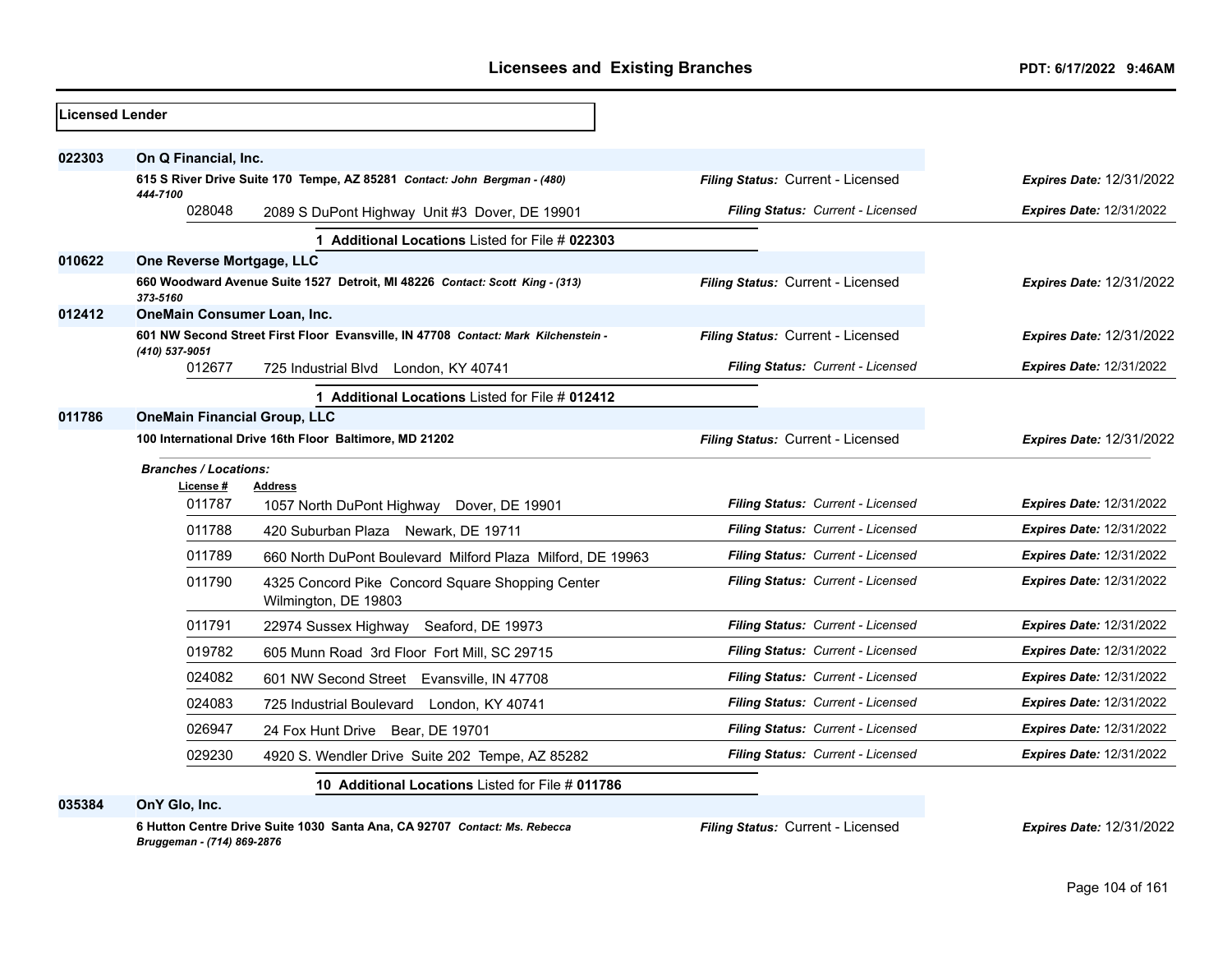**Licensed Lender**

**022303** **On Q Financial, Inc.**

**615 S River Drive Suite 170 Tempe, AZ 85281** *Contact: John Bergman - (480) 444-7100* — *Filing Status:* Current - Licensed — *Expires Date:* 12/31/2022

| License # | Address | Filing Status | Expires Date |
|---|---|---|---|
| 028048 | 2089 S DuPont Highway Unit #3 Dover, DE 19901 | Current - Licensed | 12/31/2022 |

**1 Additional Locations** Listed for File # **022303**

**010622** **One Reverse Mortgage, LLC**

**660 Woodward Avenue Suite 1527 Detroit, MI 48226** *Contact: Scott King - (313) 373-5160* — *Filing Status:* Current - Licensed — *Expires Date:* 12/31/2022

**012412** **OneMain Consumer Loan, Inc.**

**601 NW Second Street First Floor Evansville, IN 47708** *Contact: Mark Kilchenstein - (410) 537-9051* — *Filing Status:* Current - Licensed — *Expires Date:* 12/31/2022

| License # | Address | Filing Status | Expires Date |
|---|---|---|---|
| 012677 | 725 Industrial Blvd London, KY 40741 | Current - Licensed | 12/31/2022 |

**1 Additional Locations** Listed for File # **012412**

**011786** **OneMain Financial Group, LLC**

**100 International Drive 16th Floor Baltimore, MD 21202** — *Filing Status:* Current - Licensed — *Expires Date:* 12/31/2022

*Branches / Locations:*

| License # | Address | Filing Status | Expires Date |
|---|---|---|---|
| 011787 | 1057 North DuPont Highway Dover, DE 19901 | Current - Licensed | 12/31/2022 |
| 011788 | 420 Suburban Plaza Newark, DE 19711 | Current - Licensed | 12/31/2022 |
| 011789 | 660 North DuPont Boulevard Milford Plaza Milford, DE 19963 | Current - Licensed | 12/31/2022 |
| 011790 | 4325 Concord Pike Concord Square Shopping Center Wilmington, DE 19803 | Current - Licensed | 12/31/2022 |
| 011791 | 22974 Sussex Highway Seaford, DE 19973 | Current - Licensed | 12/31/2022 |
| 019782 | 605 Munn Road 3rd Floor Fort Mill, SC 29715 | Current - Licensed | 12/31/2022 |
| 024082 | 601 NW Second Street Evansville, IN 47708 | Current - Licensed | 12/31/2022 |
| 024083 | 725 Industrial Boulevard London, KY 40741 | Current - Licensed | 12/31/2022 |
| 026947 | 24 Fox Hunt Drive Bear, DE 19701 | Current - Licensed | 12/31/2022 |
| 029230 | 4920 S. Wendler Drive Suite 202 Tempe, AZ 85282 | Current - Licensed | 12/31/2022 |

**10 Additional Locations** Listed for File # **011786**

**035384** **OnY Glo, Inc.**

**6 Hutton Centre Drive Suite 1030 Santa Ana, CA 92707** *Contact: Ms. Rebecca Bruggeman - (714) 869-2876* — *Filing Status:* Current - Licensed — *Expires Date:* 12/31/2022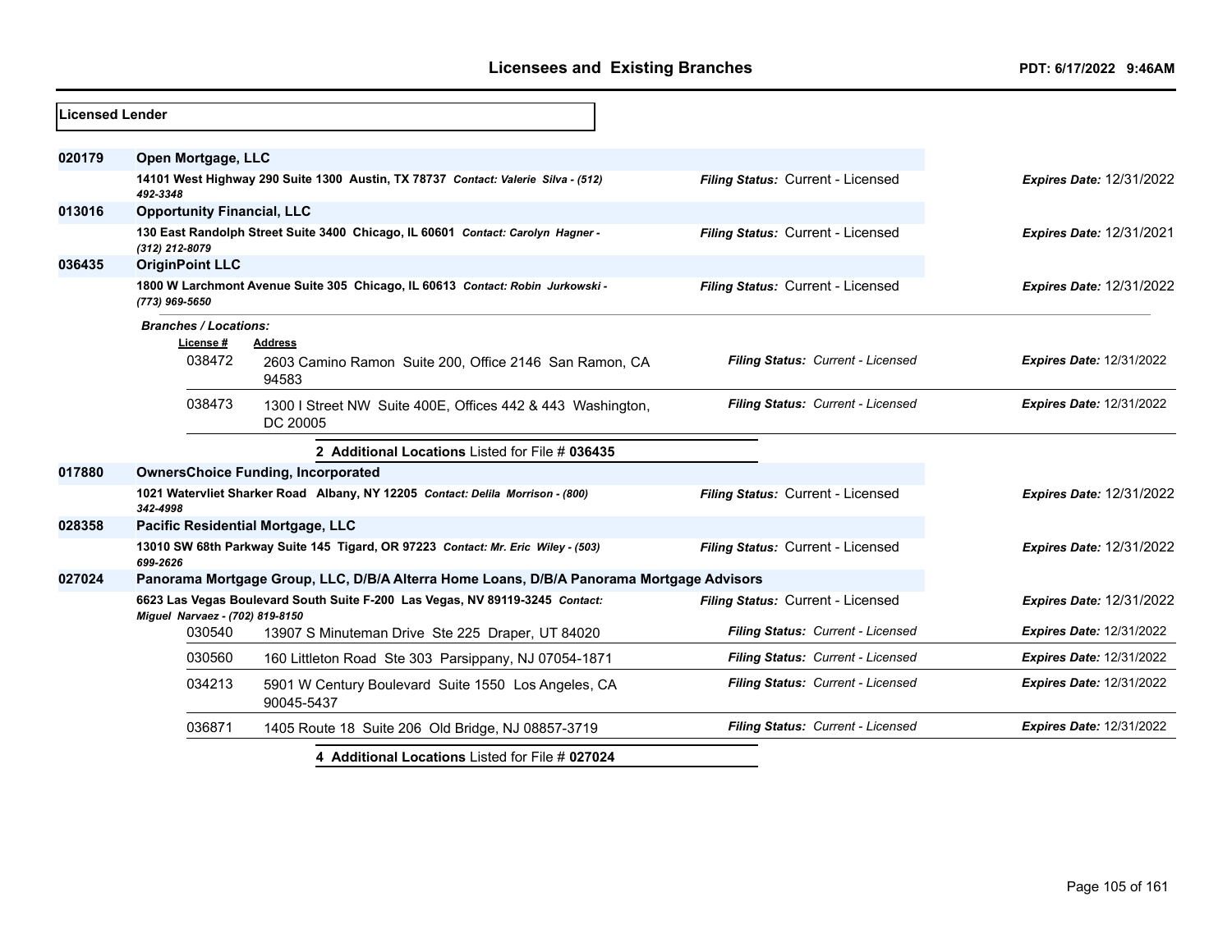## Licensees and Existing Branches

**Licensed Lender**

| File # | Licensee / Address | Filing Status | Expires Date |
|---|---|---|---|
| **020179** | **Open Mortgage, LLC** | | |
| | 14101 West Highway 290 Suite 1300 Austin, TX 78737 *Contact: Valerie Silva - (512) 492-3348* | *Filing Status:* Current - Licensed | *Expires Date:* 12/31/2022 |
| **013016** | **Opportunity Financial, LLC** | | |
| | 130 East Randolph Street Suite 3400 Chicago, IL 60601 *Contact: Carolyn Hagner - (312) 212-8079* | *Filing Status:* Current - Licensed | *Expires Date:* 12/31/2021 |
| **036435** | **OriginPoint LLC** | | |
| | 1800 W Larchmont Avenue Suite 305 Chicago, IL 60613 *Contact: Robin Jurkowski - (773) 969-5650* | *Filing Status:* Current - Licensed | *Expires Date:* 12/31/2022 |

*Branches / Locations:*

| License # | Address | Filing Status | Expires Date |
|---|---|---|---|
| 038472 | 2603 Camino Ramon Suite 200, Office 2146 San Ramon, CA 94583 | *Filing Status: Current - Licensed* | *Expires Date:* 12/31/2022 |
| 038473 | 1300 I Street NW Suite 400E, Offices 442 & 443 Washington, DC 20005 | *Filing Status: Current - Licensed* | *Expires Date:* 12/31/2022 |

**2 Additional Locations** Listed for File # **036435**

| File # | Licensee / Address | Filing Status | Expires Date |
|---|---|---|---|
| **017880** | **OwnersChoice Funding, Incorporated** | | |
| | 1021 Watervliet Sharker Road Albany, NY 12205 *Contact: Delila Morrison - (800) 342-4998* | *Filing Status:* Current - Licensed | *Expires Date:* 12/31/2022 |
| **028358** | **Pacific Residential Mortgage, LLC** | | |
| | 13010 SW 68th Parkway Suite 145 Tigard, OR 97223 *Contact: Mr. Eric Wiley - (503) 699-2626* | *Filing Status:* Current - Licensed | *Expires Date:* 12/31/2022 |
| **027024** | **Panorama Mortgage Group, LLC, D/B/A Alterra Home Loans, D/B/A Panorama Mortgage Advisors** | | |
| | 6623 Las Vegas Boulevard South Suite F-200 Las Vegas, NV 89119-3245 *Contact: Miguel Narvaez - (702) 819-8150* | *Filing Status:* Current - Licensed | *Expires Date:* 12/31/2022 |

| License # | Address | Filing Status | Expires Date |
|---|---|---|---|
| 030540 | 13907 S Minuteman Drive Ste 225 Draper, UT 84020 | *Filing Status: Current - Licensed* | *Expires Date:* 12/31/2022 |
| 030560 | 160 Littleton Road Ste 303 Parsippany, NJ 07054-1871 | *Filing Status: Current - Licensed* | *Expires Date:* 12/31/2022 |
| 034213 | 5901 W Century Boulevard Suite 1550 Los Angeles, CA 90045-5437 | *Filing Status: Current - Licensed* | *Expires Date:* 12/31/2022 |
| 036871 | 1405 Route 18 Suite 206 Old Bridge, NJ 08857-3719 | *Filing Status: Current - Licensed* | *Expires Date:* 12/31/2022 |

**4 Additional Locations** Listed for File # **027024**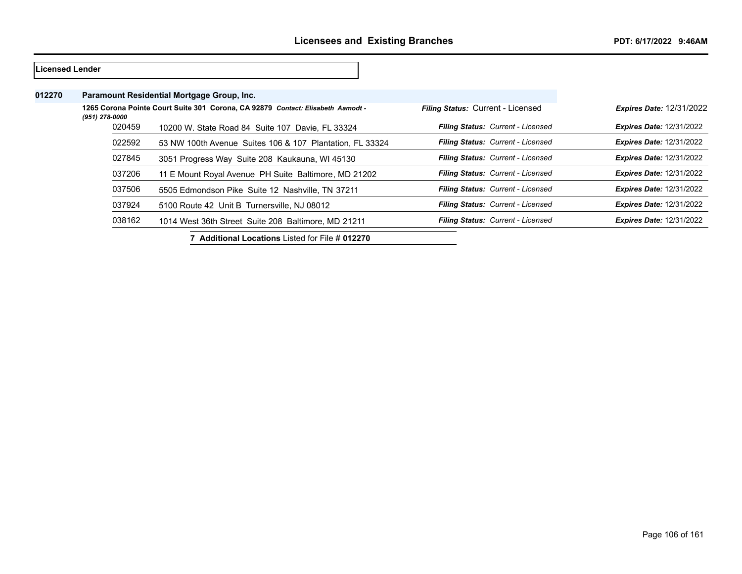**Licensed Lender**

**012270** **Paramount Residential Mortgage Group, Inc.**

**1265 Corona Pointe Court Suite 301 Corona, CA 92879** *Contact: Elisabeth Aamodt - (951) 278-0000*

*Filing Status:* Current - Licensed *Expires Date:* 12/31/2022

| Branch | Address | Filing Status | Expires Date |
|---|---|---|---|
| 020459 | 10200 W. State Road 84 Suite 107 Davie, FL 33324 | *Current - Licensed* | 12/31/2022 |
| 022592 | 53 NW 100th Avenue Suites 106 & 107 Plantation, FL 33324 | *Current - Licensed* | 12/31/2022 |
| 027845 | 3051 Progress Way Suite 208 Kaukauna, WI 45130 | *Current - Licensed* | 12/31/2022 |
| 037206 | 11 E Mount Royal Avenue PH Suite Baltimore, MD 21202 | *Current - Licensed* | 12/31/2022 |
| 037506 | 5505 Edmondson Pike Suite 12 Nashville, TN 37211 | *Current - Licensed* | 12/31/2022 |
| 037924 | 5100 Route 42 Unit B Turnersville, NJ 08012 | *Current - Licensed* | 12/31/2022 |
| 038162 | 1014 West 36th Street Suite 208 Baltimore, MD 21211 | *Current - Licensed* | 12/31/2022 |

**7 Additional Locations** Listed for File # **012270**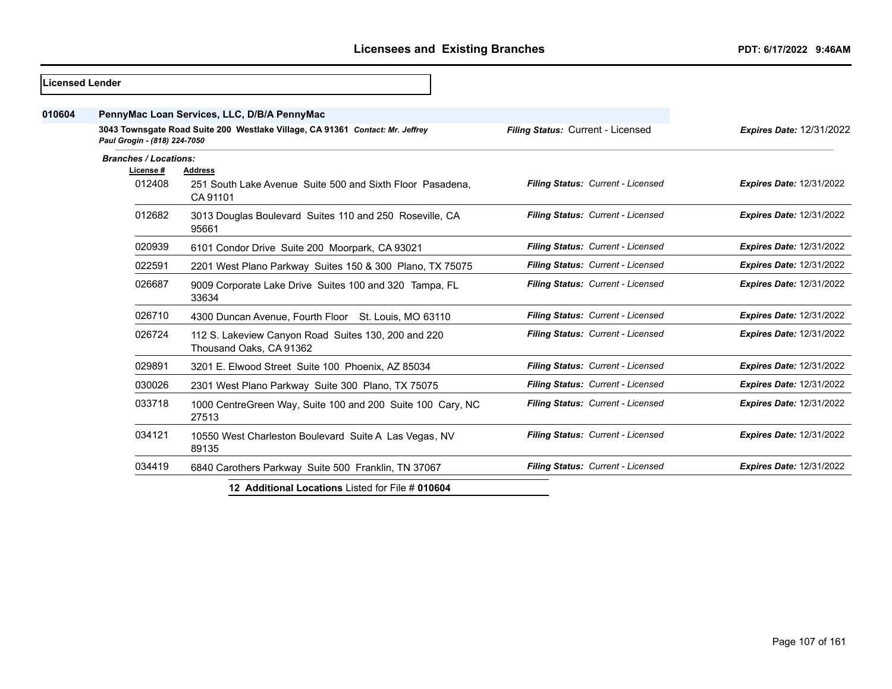# Licensees and Existing Branches

PDT: 6/17/2022 9:46AM

**Licensed Lender**

**010604** **PennyMac Loan Services, LLC, D/B/A PennyMac**

**3043 Townsgate Road Suite 200 Westlake Village, CA 91361** *Contact: Mr. Jeffrey Paul Grogin - (818) 224-7050*

*Filing Status:* Current - Licensed *Expires Date:* 12/31/2022

***Branches / Locations:***

| License # | Address | Filing Status | Expires Date |
|---|---|---|---|
| 012408 | 251 South Lake Avenue Suite 500 and Sixth Floor Pasadena, CA 91101 | Current - Licensed | 12/31/2022 |
| 012682 | 3013 Douglas Boulevard Suites 110 and 250 Roseville, CA 95661 | Current - Licensed | 12/31/2022 |
| 020939 | 6101 Condor Drive Suite 200 Moorpark, CA 93021 | Current - Licensed | 12/31/2022 |
| 022591 | 2201 West Plano Parkway Suites 150 & 300 Plano, TX 75075 | Current - Licensed | 12/31/2022 |
| 026687 | 9009 Corporate Lake Drive Suites 100 and 320 Tampa, FL 33634 | Current - Licensed | 12/31/2022 |
| 026710 | 4300 Duncan Avenue, Fourth Floor St. Louis, MO 63110 | Current - Licensed | 12/31/2022 |
| 026724 | 112 S. Lakeview Canyon Road Suites 130, 200 and 220 Thousand Oaks, CA 91362 | Current - Licensed | 12/31/2022 |
| 029891 | 3201 E. Elwood Street Suite 100 Phoenix, AZ 85034 | Current - Licensed | 12/31/2022 |
| 030026 | 2301 West Plano Parkway Suite 300 Plano, TX 75075 | Current - Licensed | 12/31/2022 |
| 033718 | 1000 CentreGreen Way, Suite 100 and 200 Suite 100 Cary, NC 27513 | Current - Licensed | 12/31/2022 |
| 034121 | 10550 West Charleston Boulevard Suite A Las Vegas, NV 89135 | Current - Licensed | 12/31/2022 |
| 034419 | 6840 Carothers Parkway Suite 500 Franklin, TN 37067 | Current - Licensed | 12/31/2022 |

**12 Additional Locations** Listed for File # **010604**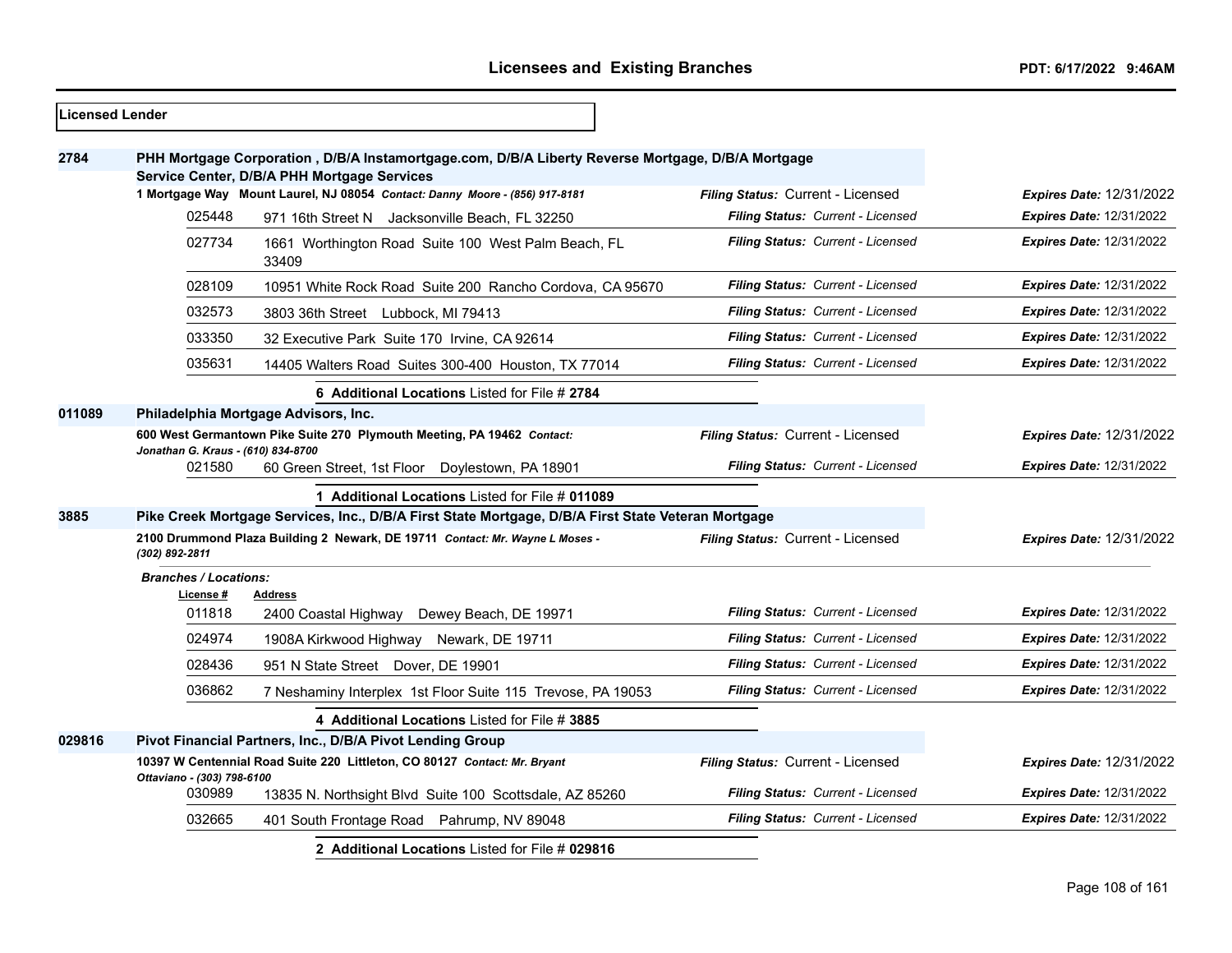**Licensed Lender**

**2784** **PHH Mortgage Corporation , D/B/A Instamortgage.com, D/B/A Liberty Reverse Mortgage, D/B/A Mortgage Service Center, D/B/A PHH Mortgage Services**

**1 Mortgage Way Mount Laurel, NJ 08054** *Contact: Danny Moore - (856) 917-8181* — *Filing Status:* Current - Licensed — *Expires Date:* 12/31/2022

| License # | Address | Filing Status | Expires Date |
|---|---|---|---|
| 025448 | 971 16th Street N Jacksonville Beach, FL 32250 | *Filing Status: Current - Licensed* | *Expires Date:* 12/31/2022 |
| 027734 | 1661 Worthington Road Suite 100 West Palm Beach, FL 33409 | *Filing Status: Current - Licensed* | *Expires Date:* 12/31/2022 |
| 028109 | 10951 White Rock Road Suite 200 Rancho Cordova, CA 95670 | *Filing Status: Current - Licensed* | *Expires Date:* 12/31/2022 |
| 032573 | 3803 36th Street Lubbock, MI 79413 | *Filing Status: Current - Licensed* | *Expires Date:* 12/31/2022 |
| 033350 | 32 Executive Park Suite 170 Irvine, CA 92614 | *Filing Status: Current - Licensed* | *Expires Date:* 12/31/2022 |
| 035631 | 14405 Walters Road Suites 300-400 Houston, TX 77014 | *Filing Status: Current - Licensed* | *Expires Date:* 12/31/2022 |

**6 Additional Locations** Listed for File # **2784**

**011089** **Philadelphia Mortgage Advisors, Inc.**

**600 West Germantown Pike Suite 270 Plymouth Meeting, PA 19462** *Contact: Jonathan G. Kraus - (610) 834-8700* — *Filing Status:* Current - Licensed — *Expires Date:* 12/31/2022

| License # | Address | Filing Status | Expires Date |
|---|---|---|---|
| 021580 | 60 Green Street, 1st Floor Doylestown, PA 18901 | *Filing Status: Current - Licensed* | *Expires Date:* 12/31/2022 |

**1 Additional Locations** Listed for File # **011089**

**3885** **Pike Creek Mortgage Services, Inc., D/B/A First State Mortgage, D/B/A First State Veteran Mortgage**

**2100 Drummond Plaza Building 2 Newark, DE 19711** *Contact: Mr. Wayne L Moses - (302) 892-2811* — *Filing Status:* Current - Licensed — *Expires Date:* 12/31/2022

***Branches / Locations:***

| License # | Address | Filing Status | Expires Date |
|---|---|---|---|
| 011818 | 2400 Coastal Highway Dewey Beach, DE 19971 | *Filing Status: Current - Licensed* | *Expires Date:* 12/31/2022 |
| 024974 | 1908A Kirkwood Highway Newark, DE 19711 | *Filing Status: Current - Licensed* | *Expires Date:* 12/31/2022 |
| 028436 | 951 N State Street Dover, DE 19901 | *Filing Status: Current - Licensed* | *Expires Date:* 12/31/2022 |
| 036862 | 7 Neshaminy Interplex 1st Floor Suite 115 Trevose, PA 19053 | *Filing Status: Current - Licensed* | *Expires Date:* 12/31/2022 |

**4 Additional Locations** Listed for File # **3885**

**029816** **Pivot Financial Partners, Inc., D/B/A Pivot Lending Group**

**10397 W Centennial Road Suite 220 Littleton, CO 80127** *Contact: Mr. Bryant Ottaviano - (303) 798-6100* — *Filing Status:* Current - Licensed — *Expires Date:* 12/31/2022

| License # | Address | Filing Status | Expires Date |
|---|---|---|---|
| 030989 | 13835 N. Northsight Blvd Suite 100 Scottsdale, AZ 85260 | *Filing Status: Current - Licensed* | *Expires Date:* 12/31/2022 |
| 032665 | 401 South Frontage Road Pahrump, NV 89048 | *Filing Status: Current - Licensed* | *Expires Date:* 12/31/2022 |

**2 Additional Locations** Listed for File # **029816**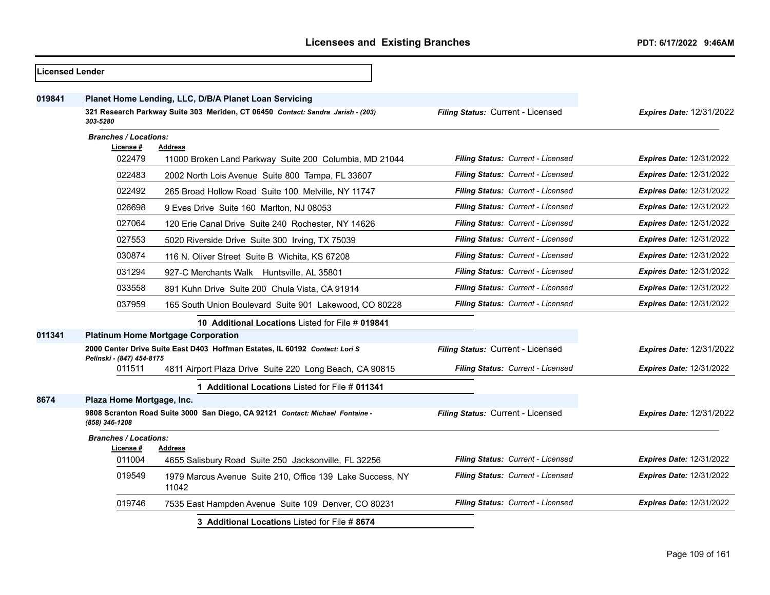**Licensed Lender**

## 019841 Planet Home Lending, LLC, D/B/A Planet Loan Servicing

**321 Research Parkway Suite 303 Meriden, CT 06450** *Contact: Sandra Jarish - (203) 303-5280*

*Filing Status:* Current - Licensed *Expires Date:* 12/31/2022

*Branches / Locations:*

| License # | Address | Filing Status | Expires Date |
|---|---|---|---|
| 022479 | 11000 Broken Land Parkway Suite 200 Columbia, MD 21044 | Current - Licensed | 12/31/2022 |
| 022483 | 2002 North Lois Avenue Suite 800 Tampa, FL 33607 | Current - Licensed | 12/31/2022 |
| 022492 | 265 Broad Hollow Road Suite 100 Melville, NY 11747 | Current - Licensed | 12/31/2022 |
| 026698 | 9 Eves Drive Suite 160 Marlton, NJ 08053 | Current - Licensed | 12/31/2022 |
| 027064 | 120 Erie Canal Drive Suite 240 Rochester, NY 14626 | Current - Licensed | 12/31/2022 |
| 027553 | 5020 Riverside Drive Suite 300 Irving, TX 75039 | Current - Licensed | 12/31/2022 |
| 030874 | 116 N. Oliver Street Suite B Wichita, KS 67208 | Current - Licensed | 12/31/2022 |
| 031294 | 927-C Merchants Walk Huntsville, AL 35801 | Current - Licensed | 12/31/2022 |
| 033558 | 891 Kuhn Drive Suite 200 Chula Vista, CA 91914 | Current - Licensed | 12/31/2022 |
| 037959 | 165 South Union Boulevard Suite 901 Lakewood, CO 80228 | Current - Licensed | 12/31/2022 |

**10 Additional Locations** Listed for File # **019841**

## 011341 Platinum Home Mortgage Corporation

**2000 Center Drive Suite East D403 Hoffman Estates, IL 60192** *Contact: Lori S Pelinski - (847) 454-8175*

*Filing Status:* Current - Licensed *Expires Date:* 12/31/2022

| License # | Address | Filing Status | Expires Date |
|---|---|---|---|
| 011511 | 4811 Airport Plaza Drive Suite 220 Long Beach, CA 90815 | Current - Licensed | 12/31/2022 |

**1 Additional Locations** Listed for File # **011341**

## 8674 Plaza Home Mortgage, Inc.

**9808 Scranton Road Suite 3000 San Diego, CA 92121** *Contact: Michael Fontaine - (858) 346-1208*

*Filing Status:* Current - Licensed *Expires Date:* 12/31/2022

*Branches / Locations:*

| License # | Address | Filing Status | Expires Date |
|---|---|---|---|
| 011004 | 4655 Salisbury Road Suite 250 Jacksonville, FL 32256 | Current - Licensed | 12/31/2022 |
| 019549 | 1979 Marcus Avenue Suite 210, Office 139 Lake Success, NY 11042 | Current - Licensed | 12/31/2022 |
| 019746 | 7535 East Hampden Avenue Suite 109 Denver, CO 80231 | Current - Licensed | 12/31/2022 |

**3 Additional Locations** Listed for File # **8674**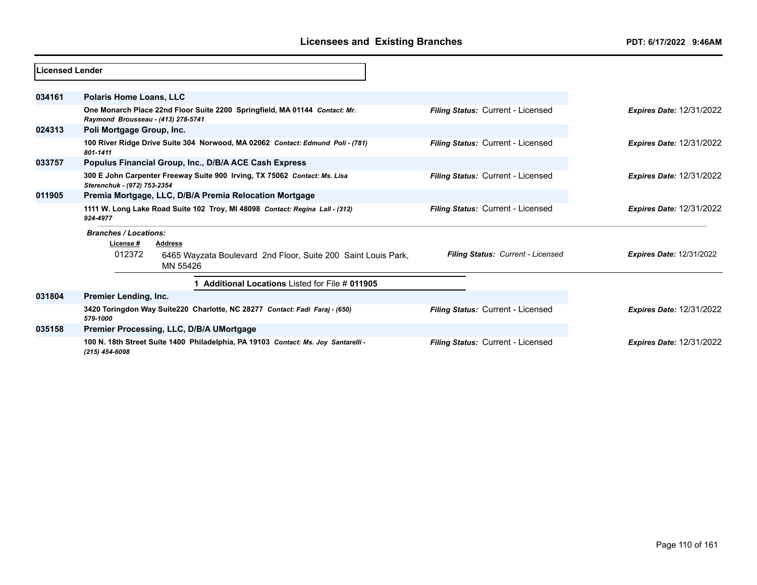## Licensed Lender

**034161** **Polaris Home Loans, LLC**
One Monarch Place 22nd Floor Suite 2200 Springfield, MA 01144 *Contact: Mr. Raymond Brousseau - (413) 278-5741*
*Filing Status:* Current - Licensed *Expires Date:* 12/31/2022

**024313** **Poli Mortgage Group, Inc.**
100 River Ridge Drive Suite 304 Norwood, MA 02062 *Contact: Edmund Poli - (781) 801-1411*
*Filing Status:* Current - Licensed *Expires Date:* 12/31/2022

**033757** **Populus Financial Group, Inc., D/B/A ACE Cash Express**
300 E John Carpenter Freeway Suite 900 Irving, TX 75062 *Contact: Ms. Lisa Sterenchuk - (972) 753-2354*
*Filing Status:* Current - Licensed *Expires Date:* 12/31/2022

**011905** **Premia Mortgage, LLC, D/B/A Premia Relocation Mortgage**
1111 W. Long Lake Road Suite 102 Troy, MI 48098 *Contact: Regina Lall - (312) 924-4977*
*Filing Status:* Current - Licensed *Expires Date:* 12/31/2022

*Branches / Locations:*

| License # | Address | Filing Status | Expires Date |
|---|---|---|---|
| 012372 | 6465 Wayzata Boulevard 2nd Floor, Suite 200 Saint Louis Park, MN 55426 | Current - Licensed | 12/31/2022 |

1 **Additional Locations** Listed for File # **011905**

**031804** **Premier Lending, Inc.**
3420 Toringdon Way Suite220 Charlotte, NC 28277 *Contact: Fadi Faraj - (650) 579-1000*
*Filing Status:* Current - Licensed *Expires Date:* 12/31/2022

**035158** **Premier Processing, LLC, D/B/A UMortgage**
100 N. 18th Street Suite 1400 Philadelphia, PA 19103 *Contact: Ms. Joy Santarelli - (215) 454-6098*
*Filing Status:* Current - Licensed *Expires Date:* 12/31/2022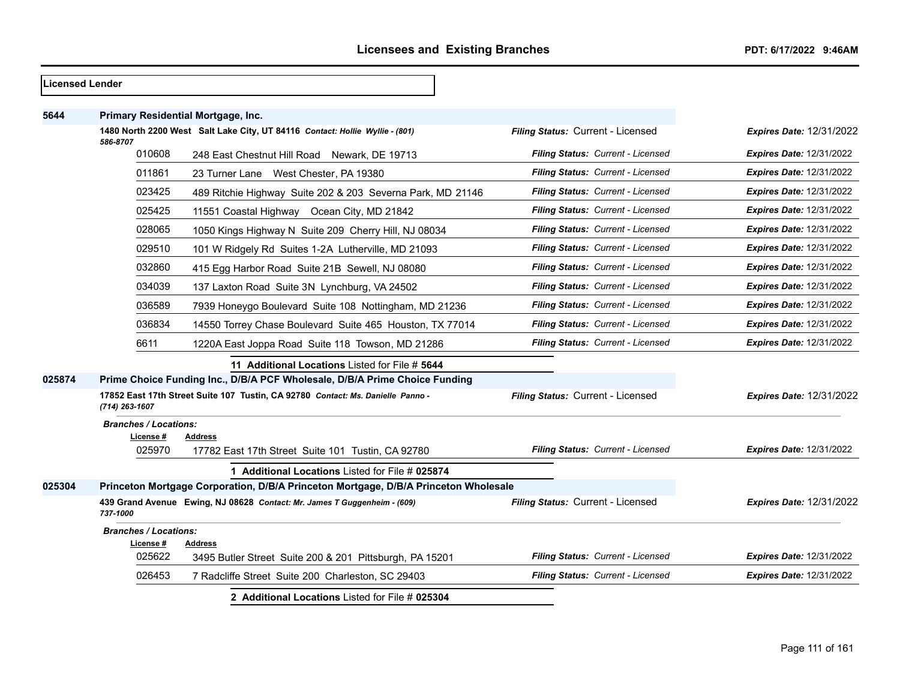**Licensed Lender**

## 5644 Primary Residential Mortgage, Inc.

**1480 North 2200 West Salt Lake City, UT 84116** *Contact: Hollie Wyllie - (801) 586-8707*

*Filing Status:* Current - Licensed | *Expires Date:* 12/31/2022

| License # | Address | Filing Status | Expires Date |
|---|---|---|---|
| 010608 | 248 East Chestnut Hill Road Newark, DE 19713 | Current - Licensed | 12/31/2022 |
| 011861 | 23 Turner Lane West Chester, PA 19380 | Current - Licensed | 12/31/2022 |
| 023425 | 489 Ritchie Highway Suite 202 & 203 Severna Park, MD 21146 | Current - Licensed | 12/31/2022 |
| 025425 | 11551 Coastal Highway Ocean City, MD 21842 | Current - Licensed | 12/31/2022 |
| 028065 | 1050 Kings Highway N Suite 209 Cherry Hill, NJ 08034 | Current - Licensed | 12/31/2022 |
| 029510 | 101 W Ridgely Rd Suites 1-2A Lutherville, MD 21093 | Current - Licensed | 12/31/2022 |
| 032860 | 415 Egg Harbor Road Suite 21B Sewell, NJ 08080 | Current - Licensed | 12/31/2022 |
| 034039 | 137 Laxton Road Suite 3N Lynchburg, VA 24502 | Current - Licensed | 12/31/2022 |
| 036589 | 7939 Honeygo Boulevard Suite 108 Nottingham, MD 21236 | Current - Licensed | 12/31/2022 |
| 036834 | 14550 Torrey Chase Boulevard Suite 465 Houston, TX 77014 | Current - Licensed | 12/31/2022 |
| 6611 | 1220A East Joppa Road Suite 118 Towson, MD 21286 | Current - Licensed | 12/31/2022 |

**11 Additional Locations** Listed for File # **5644**

## 025874 Prime Choice Funding Inc., D/B/A PCF Wholesale, D/B/A Prime Choice Funding

**17852 East 17th Street Suite 107 Tustin, CA 92780** *Contact: Ms. Danielle Panno - (714) 263-1607*

*Filing Status:* Current - Licensed | *Expires Date:* 12/31/2022

*Branches / Locations:*

| License # | Address | Filing Status | Expires Date |
|---|---|---|---|
| 025970 | 17782 East 17th Street Suite 101 Tustin, CA 92780 | Current - Licensed | 12/31/2022 |

**1 Additional Locations** Listed for File # **025874**

## 025304 Princeton Mortgage Corporation, D/B/A Princeton Mortgage, D/B/A Princeton Wholesale

**439 Grand Avenue Ewing, NJ 08628** *Contact: Mr. James T Guggenheim - (609) 737-1000*

*Filing Status:* Current - Licensed | *Expires Date:* 12/31/2022

*Branches / Locations:*

| License # | Address | Filing Status | Expires Date |
|---|---|---|---|
| 025622 | 3495 Butler Street Suite 200 & 201 Pittsburgh, PA 15201 | Current - Licensed | 12/31/2022 |
| 026453 | 7 Radcliffe Street Suite 200 Charleston, SC 29403 | Current - Licensed | 12/31/2022 |

**2 Additional Locations** Listed for File # **025304**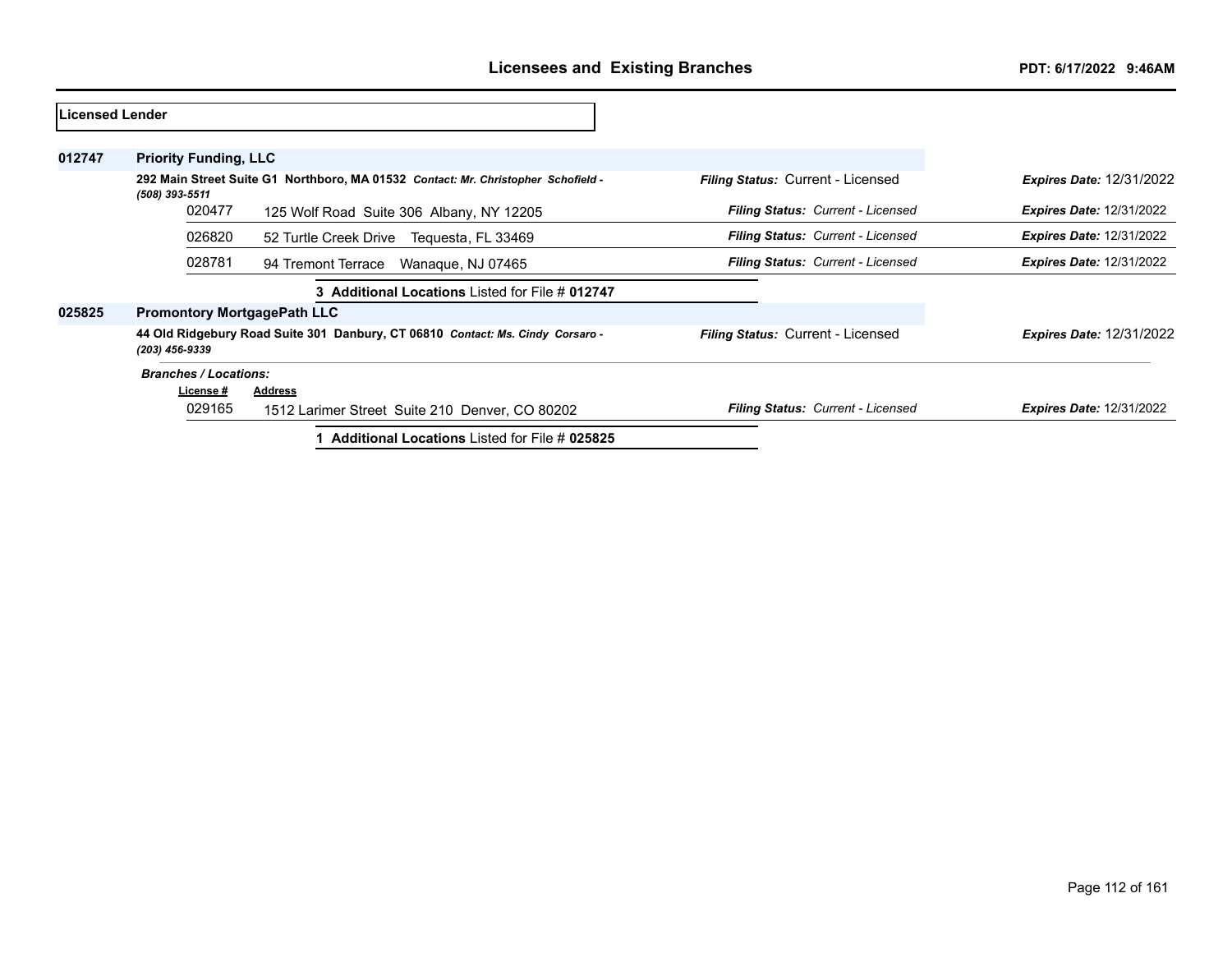## Licensees and Existing Branches

PDT: 6/17/2022 9:46AM

**Licensed Lender**

**012747** **Priority Funding, LLC**

**292 Main Street Suite G1 Northboro, MA 01532** *Contact: Mr. Christopher Schofield - (508) 393-5511*
*Filing Status:* Current - Licensed *Expires Date:* 12/31/2022

| License # | Address | Filing Status | Expires Date |
|---|---|---|---|
| 020477 | 125 Wolf Road Suite 306 Albany, NY 12205 | *Current - Licensed* | 12/31/2022 |
| 026820 | 52 Turtle Creek Drive Tequesta, FL 33469 | *Current - Licensed* | 12/31/2022 |
| 028781 | 94 Tremont Terrace Wanaque, NJ 07465 | *Current - Licensed* | 12/31/2022 |

3 **Additional Locations** Listed for File # **012747**

**025825** **Promontory MortgagePath LLC**

**44 Old Ridgebury Road Suite 301 Danbury, CT 06810** *Contact: Ms. Cindy Corsaro - (203) 456-9339*
*Filing Status:* Current - Licensed *Expires Date:* 12/31/2022

*Branches / Locations:*

| License # | Address | Filing Status | Expires Date |
|---|---|---|---|
| 029165 | 1512 Larimer Street Suite 210 Denver, CO 80202 | *Current - Licensed* | 12/31/2022 |

1 **Additional Locations** Listed for File # **025825**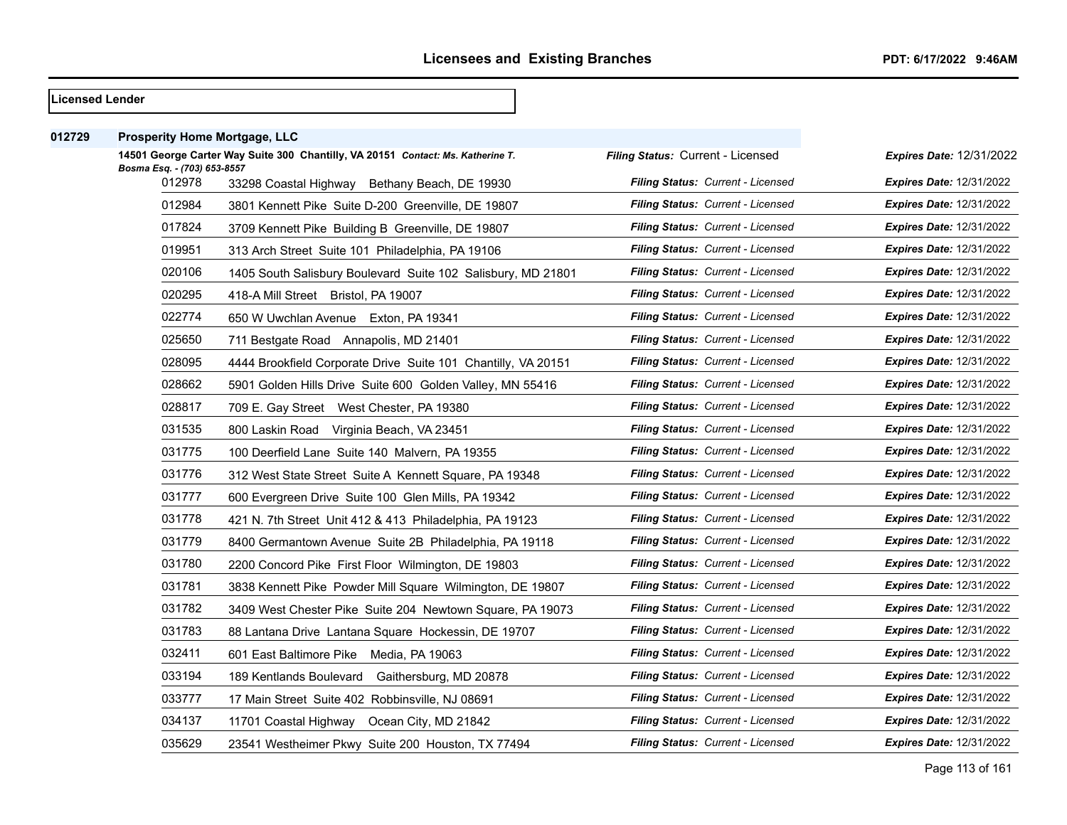## Licensees and Existing Branches

**Licensed Lender**

**012729 Prosperity Home Mortgage, LLC**

**14501 George Carter Way Suite 300 Chantilly, VA 20151** *Contact: Ms. Katherine T. Bosma Esq. - (703) 653-8557*

*Filing Status:* Current - Licensed *Expires Date:* 12/31/2022

| Branch | Address | Filing Status | Expires Date |
|---|---|---|---|
| 012978 | 33298 Coastal Highway Bethany Beach, DE 19930 | Current - Licensed | 12/31/2022 |
| 012984 | 3801 Kennett Pike Suite D-200 Greenville, DE 19807 | Current - Licensed | 12/31/2022 |
| 017824 | 3709 Kennett Pike Building B Greenville, DE 19807 | Current - Licensed | 12/31/2022 |
| 019951 | 313 Arch Street Suite 101 Philadelphia, PA 19106 | Current - Licensed | 12/31/2022 |
| 020106 | 1405 South Salisbury Boulevard Suite 102 Salisbury, MD 21801 | Current - Licensed | 12/31/2022 |
| 020295 | 418-A Mill Street Bristol, PA 19007 | Current - Licensed | 12/31/2022 |
| 022774 | 650 W Uwchlan Avenue Exton, PA 19341 | Current - Licensed | 12/31/2022 |
| 025650 | 711 Bestgate Road Annapolis, MD 21401 | Current - Licensed | 12/31/2022 |
| 028095 | 4444 Brookfield Corporate Drive Suite 101 Chantilly, VA 20151 | Current - Licensed | 12/31/2022 |
| 028662 | 5901 Golden Hills Drive Suite 600 Golden Valley, MN 55416 | Current - Licensed | 12/31/2022 |
| 028817 | 709 E. Gay Street West Chester, PA 19380 | Current - Licensed | 12/31/2022 |
| 031535 | 800 Laskin Road Virginia Beach, VA 23451 | Current - Licensed | 12/31/2022 |
| 031775 | 100 Deerfield Lane Suite 140 Malvern, PA 19355 | Current - Licensed | 12/31/2022 |
| 031776 | 312 West State Street Suite A Kennett Square, PA 19348 | Current - Licensed | 12/31/2022 |
| 031777 | 600 Evergreen Drive Suite 100 Glen Mills, PA 19342 | Current - Licensed | 12/31/2022 |
| 031778 | 421 N. 7th Street Unit 412 & 413 Philadelphia, PA 19123 | Current - Licensed | 12/31/2022 |
| 031779 | 8400 Germantown Avenue Suite 2B Philadelphia, PA 19118 | Current - Licensed | 12/31/2022 |
| 031780 | 2200 Concord Pike First Floor Wilmington, DE 19803 | Current - Licensed | 12/31/2022 |
| 031781 | 3838 Kennett Pike Powder Mill Square Wilmington, DE 19807 | Current - Licensed | 12/31/2022 |
| 031782 | 3409 West Chester Pike Suite 204 Newtown Square, PA 19073 | Current - Licensed | 12/31/2022 |
| 031783 | 88 Lantana Drive Lantana Square Hockessin, DE 19707 | Current - Licensed | 12/31/2022 |
| 032411 | 601 East Baltimore Pike Media, PA 19063 | Current - Licensed | 12/31/2022 |
| 033194 | 189 Kentlands Boulevard Gaithersburg, MD 20878 | Current - Licensed | 12/31/2022 |
| 033777 | 17 Main Street Suite 402 Robbinsville, NJ 08691 | Current - Licensed | 12/31/2022 |
| 034137 | 11701 Coastal Highway Ocean City, MD 21842 | Current - Licensed | 12/31/2022 |
| 035629 | 23541 Westheimer Pkwy Suite 200 Houston, TX 77494 | Current - Licensed | 12/31/2022 |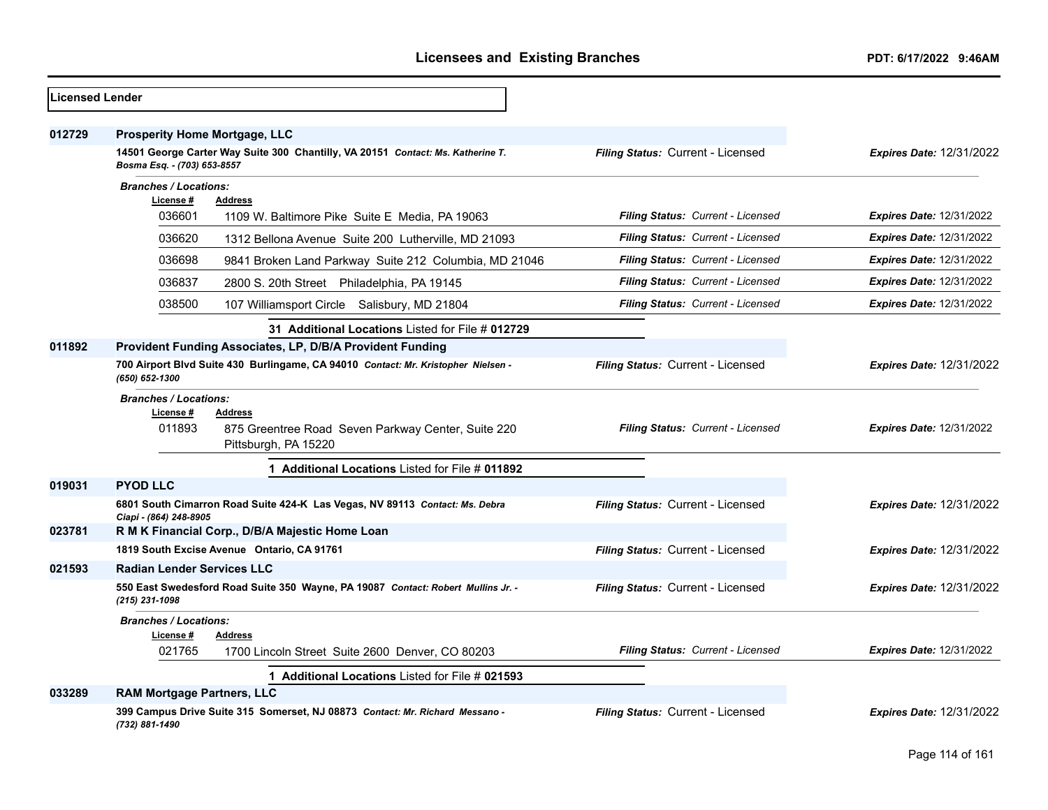**Licensed Lender**

**012729** **Prosperity Home Mortgage, LLC**

**14501 George Carter Way Suite 300 Chantilly, VA 20151** *Contact: Ms. Katherine T. Bosma Esq. - (703) 653-8557*

*Filing Status:* Current - Licensed *Expires Date:* 12/31/2022

*Branches / Locations:*

| License # | Address | Filing Status | Expires Date |
|---|---|---|---|
| 036601 | 1109 W. Baltimore Pike Suite E Media, PA 19063 | Current - Licensed | 12/31/2022 |
| 036620 | 1312 Bellona Avenue Suite 200 Lutherville, MD 21093 | Current - Licensed | 12/31/2022 |
| 036698 | 9841 Broken Land Parkway Suite 212 Columbia, MD 21046 | Current - Licensed | 12/31/2022 |
| 036837 | 2800 S. 20th Street Philadelphia, PA 19145 | Current - Licensed | 12/31/2022 |
| 038500 | 107 Williamsport Circle Salisbury, MD 21804 | Current - Licensed | 12/31/2022 |

**31 Additional Locations** Listed for File # **012729**

**011892** **Provident Funding Associates, LP, D/B/A Provident Funding**

**700 Airport Blvd Suite 430 Burlingame, CA 94010** *Contact: Mr. Kristopher Nielsen - (650) 652-1300*

*Filing Status:* Current - Licensed *Expires Date:* 12/31/2022

*Branches / Locations:*

| License # | Address | Filing Status | Expires Date |
|---|---|---|---|
| 011893 | 875 Greentree Road Seven Parkway Center, Suite 220 Pittsburgh, PA 15220 | Current - Licensed | 12/31/2022 |

**1 Additional Locations** Listed for File # **011892**

**019031** **PYOD LLC**

**6801 South Cimarron Road Suite 424-K Las Vegas, NV 89113** *Contact: Ms. Debra Ciapi - (864) 248-8905*

*Filing Status:* Current - Licensed *Expires Date:* 12/31/2022

**023781** **R M K Financial Corp., D/B/A Majestic Home Loan**

**1819 South Excise Avenue Ontario, CA 91761**

*Filing Status:* Current - Licensed *Expires Date:* 12/31/2022

**021593** **Radian Lender Services LLC**

**550 East Swedesford Road Suite 350 Wayne, PA 19087** *Contact: Robert Mullins Jr. - (215) 231-1098*

*Filing Status:* Current - Licensed *Expires Date:* 12/31/2022

*Branches / Locations:*

| License # | Address | Filing Status | Expires Date |
|---|---|---|---|
| 021765 | 1700 Lincoln Street Suite 2600 Denver, CO 80203 | Current - Licensed | 12/31/2022 |

**1 Additional Locations** Listed for File # **021593**

**033289** **RAM Mortgage Partners, LLC**

**399 Campus Drive Suite 315 Somerset, NJ 08873** *Contact: Mr. Richard Messano - (732) 881-1490*

*Filing Status:* Current - Licensed *Expires Date:* 12/31/2022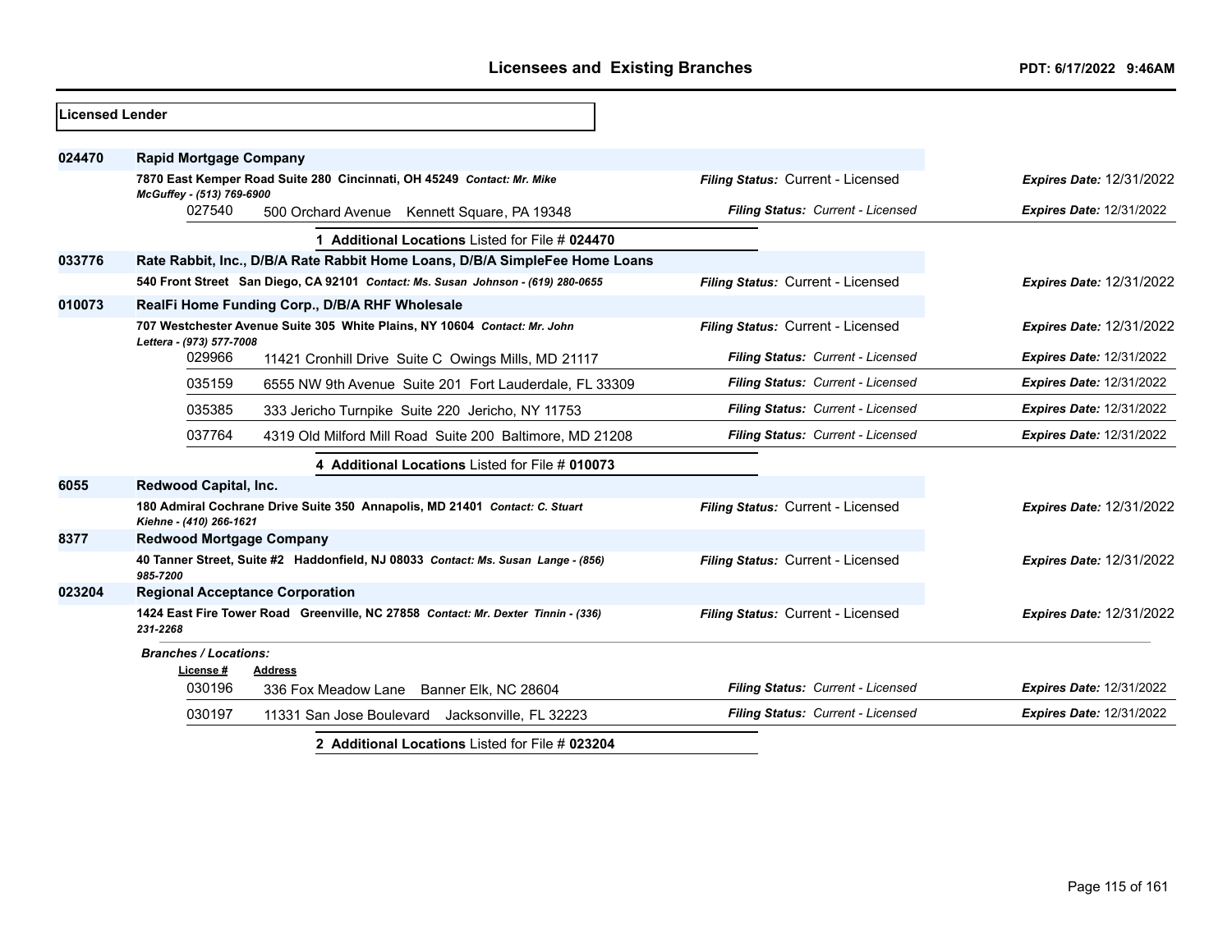**Licensed Lender**

| File # | Name / Address | Filing Status | Expires Date |
|---|---|---|---|
| 024470 | **Rapid Mortgage Company** | | |
| | **7870 East Kemper Road Suite 280 Cincinnati, OH 45249** *Contact: Mr. Mike McGuffey - (513) 769-6900* | *Filing Status:* Current - Licensed | *Expires Date:* 12/31/2022 |
| 027540 | 500 Orchard Avenue Kennett Square, PA 19348 | *Filing Status: Current - Licensed* | *Expires Date: 12/31/2022* |
| | **1 Additional Locations** Listed for File # **024470** | | |
| 033776 | **Rate Rabbit, Inc., D/B/A Rate Rabbit Home Loans, D/B/A SimpleFee Home Loans** | | |
| | **540 Front Street San Diego, CA 92101** *Contact: Ms. Susan Johnson - (619) 280-0655* | *Filing Status:* Current - Licensed | *Expires Date:* 12/31/2022 |
| 010073 | **RealFi Home Funding Corp., D/B/A RHF Wholesale** | | |
| | **707 Westchester Avenue Suite 305 White Plains, NY 10604** *Contact: Mr. John Lettera - (973) 577-7008* | *Filing Status:* Current - Licensed | *Expires Date:* 12/31/2022 |
| 029966 | 11421 Cronhill Drive Suite C Owings Mills, MD 21117 | *Filing Status: Current - Licensed* | *Expires Date: 12/31/2022* |
| 035159 | 6555 NW 9th Avenue Suite 201 Fort Lauderdale, FL 33309 | *Filing Status: Current - Licensed* | *Expires Date: 12/31/2022* |
| 035385 | 333 Jericho Turnpike Suite 220 Jericho, NY 11753 | *Filing Status: Current - Licensed* | *Expires Date: 12/31/2022* |
| 037764 | 4319 Old Milford Mill Road Suite 200 Baltimore, MD 21208 | *Filing Status: Current - Licensed* | *Expires Date: 12/31/2022* |
| | **4 Additional Locations** Listed for File # **010073** | | |
| 6055 | **Redwood Capital, Inc.** | | |
| | **180 Admiral Cochrane Drive Suite 350 Annapolis, MD 21401** *Contact: C. Stuart Kiehne - (410) 266-1621* | *Filing Status:* Current - Licensed | *Expires Date:* 12/31/2022 |
| 8377 | **Redwood Mortgage Company** | | |
| | **40 Tanner Street, Suite #2 Haddonfield, NJ 08033** *Contact: Ms. Susan Lange - (856) 985-7200* | *Filing Status:* Current - Licensed | *Expires Date:* 12/31/2022 |
| 023204 | **Regional Acceptance Corporation** | | |
| | **1424 East Fire Tower Road Greenville, NC 27858** *Contact: Mr. Dexter Tinnin - (336) 231-2268* | *Filing Status:* Current - Licensed | *Expires Date:* 12/31/2022 |
| | ***Branches / Locations:*** | | |
| License # | Address | | |
| 030196 | 336 Fox Meadow Lane Banner Elk, NC 28604 | *Filing Status: Current - Licensed* | *Expires Date: 12/31/2022* |
| 030197 | 11331 San Jose Boulevard Jacksonville, FL 32223 | *Filing Status: Current - Licensed* | *Expires Date: 12/31/2022* |
| | **2 Additional Locations** Listed for File # **023204** | | |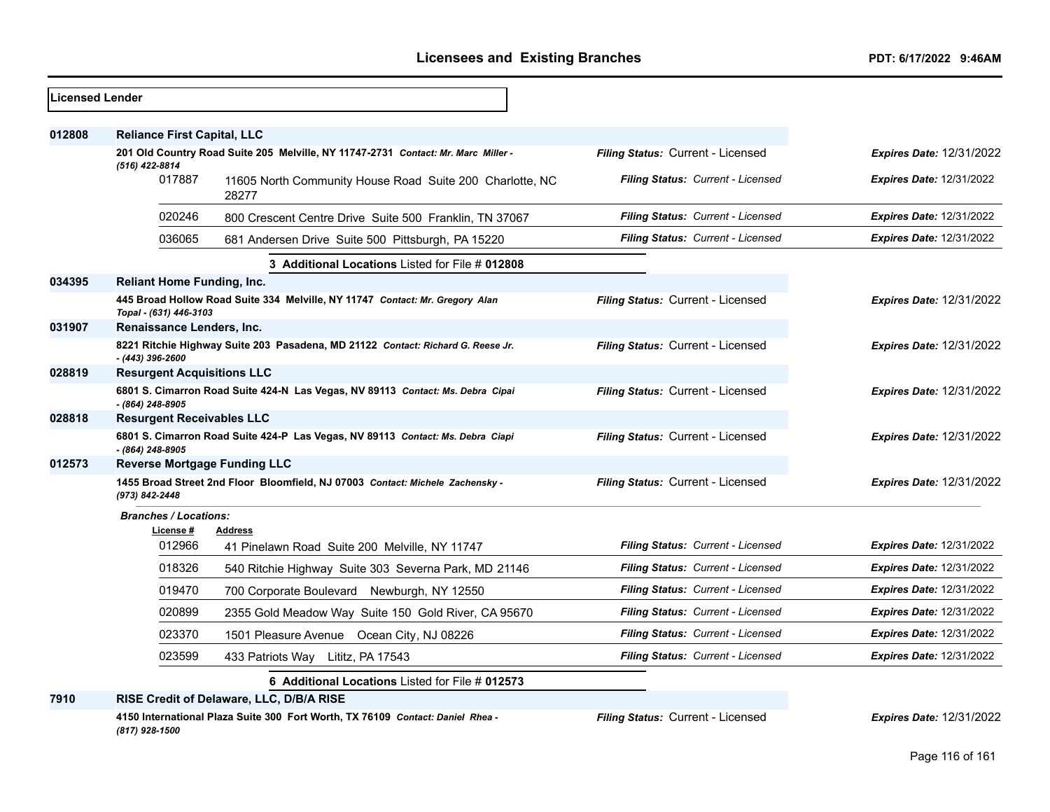**Licensed Lender**

**012808 Reliance First Capital, LLC**

**201 Old Country Road Suite 205 Melville, NY 11747-2731** *Contact: Mr. Marc Miller - (516) 422-8814*
*Filing Status:* Current - Licensed *Expires Date:* 12/31/2022

| License # | Address | Filing Status | Expires Date |
|---|---|---|---|
| 017887 | 11605 North Community House Road Suite 200 Charlotte, NC 28277 | Current - Licensed | 12/31/2022 |
| 020246 | 800 Crescent Centre Drive Suite 500 Franklin, TN 37067 | Current - Licensed | 12/31/2022 |
| 036065 | 681 Andersen Drive Suite 500 Pittsburgh, PA 15220 | Current - Licensed | 12/31/2022 |

**3 Additional Locations** Listed for File # **012808**

**034395 Reliant Home Funding, Inc.**

**445 Broad Hollow Road Suite 334 Melville, NY 11747** *Contact: Mr. Gregory Alan Topal - (631) 446-3103*
*Filing Status:* Current - Licensed *Expires Date:* 12/31/2022

**031907 Renaissance Lenders, Inc.**

**8221 Ritchie Highway Suite 203 Pasadena, MD 21122** *Contact: Richard G. Reese Jr. - (443) 396-2600*
*Filing Status:* Current - Licensed *Expires Date:* 12/31/2022

**028819 Resurgent Acquisitions LLC**

**6801 S. Cimarron Road Suite 424-N Las Vegas, NV 89113** *Contact: Ms. Debra Cipai - (864) 248-8905*
*Filing Status:* Current - Licensed *Expires Date:* 12/31/2022

**028818 Resurgent Receivables LLC**

**6801 S. Cimarron Road Suite 424-P Las Vegas, NV 89113** *Contact: Ms. Debra Ciapi - (864) 248-8905*
*Filing Status:* Current - Licensed *Expires Date:* 12/31/2022

**012573 Reverse Mortgage Funding LLC**

**1455 Broad Street 2nd Floor Bloomfield, NJ 07003** *Contact: Michele Zachensky - (973) 842-2448*
*Filing Status:* Current - Licensed *Expires Date:* 12/31/2022

*Branches / Locations:*

| License # | Address | Filing Status | Expires Date |
|---|---|---|---|
| 012966 | 41 Pinelawn Road Suite 200 Melville, NY 11747 | Current - Licensed | 12/31/2022 |
| 018326 | 540 Ritchie Highway Suite 303 Severna Park, MD 21146 | Current - Licensed | 12/31/2022 |
| 019470 | 700 Corporate Boulevard Newburgh, NY 12550 | Current - Licensed | 12/31/2022 |
| 020899 | 2355 Gold Meadow Way Suite 150 Gold River, CA 95670 | Current - Licensed | 12/31/2022 |
| 023370 | 1501 Pleasure Avenue Ocean City, NJ 08226 | Current - Licensed | 12/31/2022 |
| 023599 | 433 Patriots Way Lititz, PA 17543 | Current - Licensed | 12/31/2022 |

**6 Additional Locations** Listed for File # **012573**

**7910 RISE Credit of Delaware, LLC, D/B/A RISE**

**4150 International Plaza Suite 300 Fort Worth, TX 76109** *Contact: Daniel Rhea - (817) 928-1500*
*Filing Status:* Current - Licensed *Expires Date:* 12/31/2022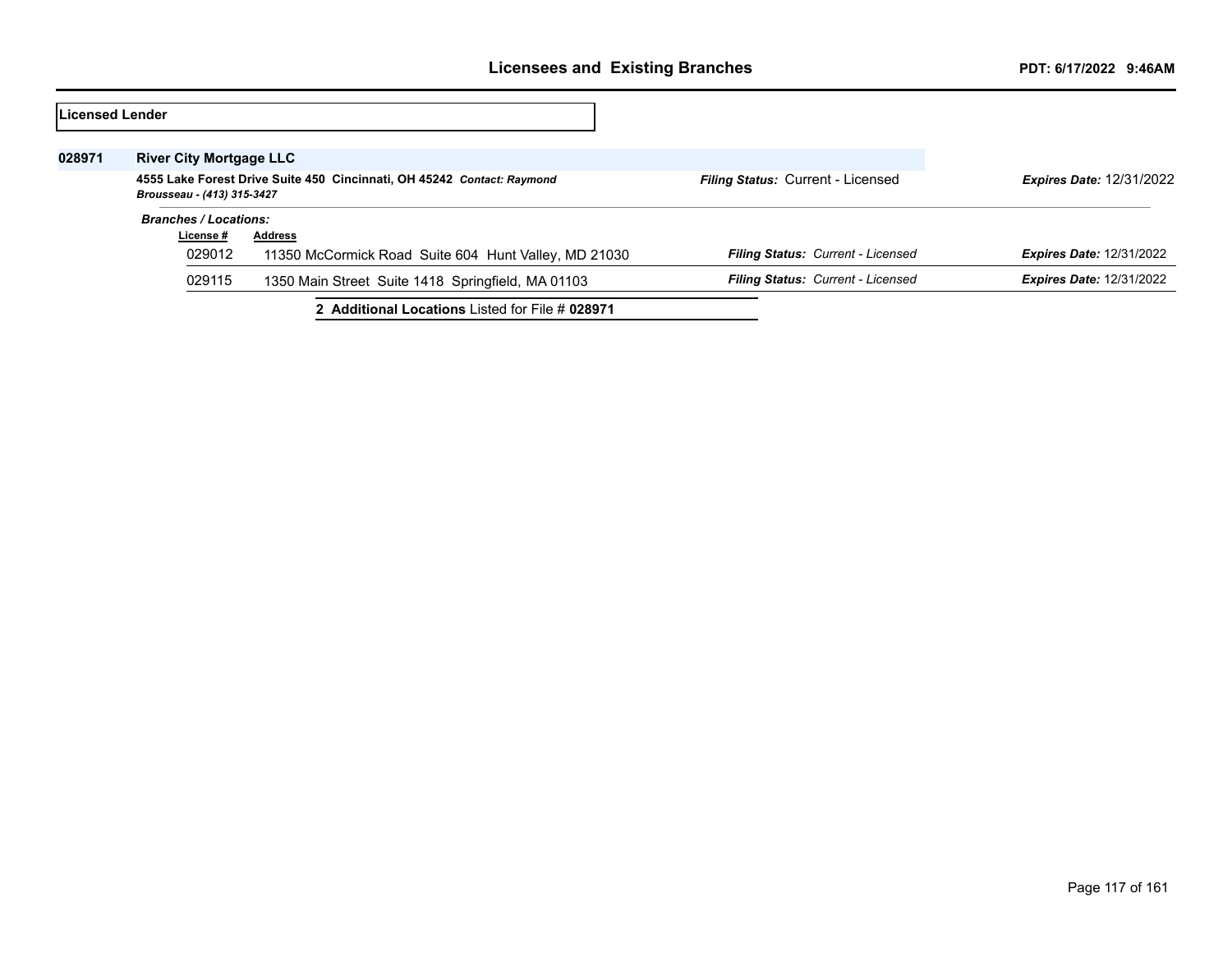## Licensees and Existing Branches

**Licensed Lender**

**028971** **River City Mortgage LLC**

**4555 Lake Forest Drive Suite 450 Cincinnati, OH 45242** ***Contact: Raymond Brousseau - (413) 315-3427***

***Filing Status:*** Current - Licensed ***Expires Date:*** 12/31/2022

***Branches / Locations:***

| License # | Address | Filing Status | Expires Date |
|---|---|---|---|
| 029012 | 11350 McCormick Road Suite 604 Hunt Valley, MD 21030 | ***Filing Status:*** *Current - Licensed* | ***Expires Date:*** 12/31/2022 |
| 029115 | 1350 Main Street Suite 1418 Springfield, MA 01103 | ***Filing Status:*** *Current - Licensed* | ***Expires Date:*** 12/31/2022 |

**2 Additional Locations** Listed for File # **028971**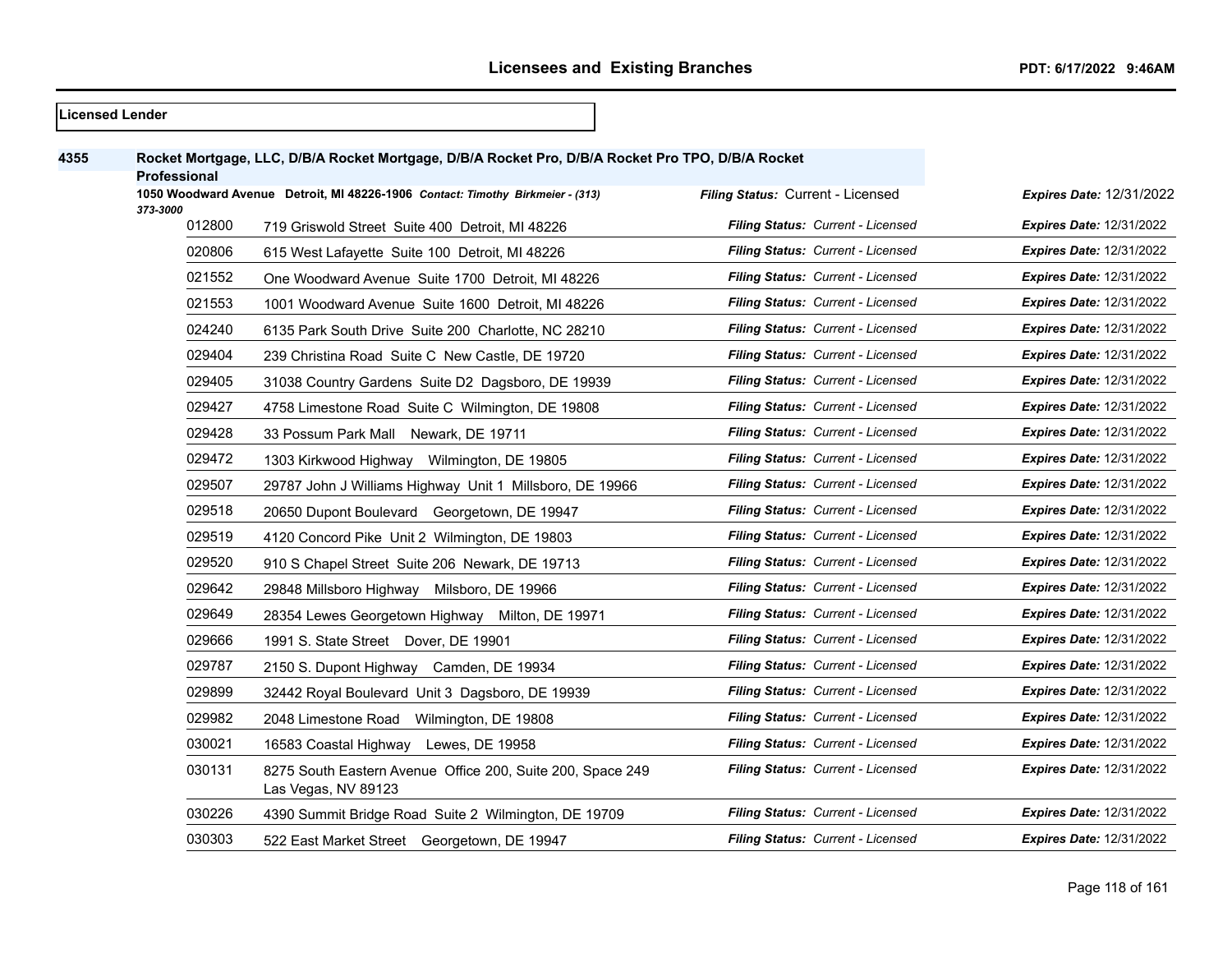## Licensees and Existing Branches

**Licensed Lender**

**4355** **Rocket Mortgage, LLC, D/B/A Rocket Mortgage, D/B/A Rocket Pro, D/B/A Rocket Pro TPO, D/B/A Rocket Professional**

**1050 Woodward Avenue Detroit, MI 48226-1906** *Contact: Timothy Birkmeier - (313) 373-3000* — *Filing Status:* Current - Licensed — *Expires Date:* 12/31/2022

| Branch | Address | Filing Status | Expires Date |
|---|---|---|---|
| 012800 | 719 Griswold Street Suite 400 Detroit, MI 48226 | Current - Licensed | 12/31/2022 |
| 020806 | 615 West Lafayette Suite 100 Detroit, MI 48226 | Current - Licensed | 12/31/2022 |
| 021552 | One Woodward Avenue Suite 1700 Detroit, MI 48226 | Current - Licensed | 12/31/2022 |
| 021553 | 1001 Woodward Avenue Suite 1600 Detroit, MI 48226 | Current - Licensed | 12/31/2022 |
| 024240 | 6135 Park South Drive Suite 200 Charlotte, NC 28210 | Current - Licensed | 12/31/2022 |
| 029404 | 239 Christina Road Suite C New Castle, DE 19720 | Current - Licensed | 12/31/2022 |
| 029405 | 31038 Country Gardens Suite D2 Dagsboro, DE 19939 | Current - Licensed | 12/31/2022 |
| 029427 | 4758 Limestone Road Suite C Wilmington, DE 19808 | Current - Licensed | 12/31/2022 |
| 029428 | 33 Possum Park Mall Newark, DE 19711 | Current - Licensed | 12/31/2022 |
| 029472 | 1303 Kirkwood Highway Wilmington, DE 19805 | Current - Licensed | 12/31/2022 |
| 029507 | 29787 John J Williams Highway Unit 1 Millsboro, DE 19966 | Current - Licensed | 12/31/2022 |
| 029518 | 20650 Dupont Boulevard Georgetown, DE 19947 | Current - Licensed | 12/31/2022 |
| 029519 | 4120 Concord Pike Unit 2 Wilmington, DE 19803 | Current - Licensed | 12/31/2022 |
| 029520 | 910 S Chapel Street Suite 206 Newark, DE 19713 | Current - Licensed | 12/31/2022 |
| 029642 | 29848 Millsboro Highway Milsboro, DE 19966 | Current - Licensed | 12/31/2022 |
| 029649 | 28354 Lewes Georgetown Highway Milton, DE 19971 | Current - Licensed | 12/31/2022 |
| 029666 | 1991 S. State Street Dover, DE 19901 | Current - Licensed | 12/31/2022 |
| 029787 | 2150 S. Dupont Highway Camden, DE 19934 | Current - Licensed | 12/31/2022 |
| 029899 | 32442 Royal Boulevard Unit 3 Dagsboro, DE 19939 | Current - Licensed | 12/31/2022 |
| 029982 | 2048 Limestone Road Wilmington, DE 19808 | Current - Licensed | 12/31/2022 |
| 030021 | 16583 Coastal Highway Lewes, DE 19958 | Current - Licensed | 12/31/2022 |
| 030131 | 8275 South Eastern Avenue Office 200, Suite 200, Space 249 Las Vegas, NV 89123 | Current - Licensed | 12/31/2022 |
| 030226 | 4390 Summit Bridge Road Suite 2 Wilmington, DE 19709 | Current - Licensed | 12/31/2022 |
| 030303 | 522 East Market Street Georgetown, DE 19947 | Current - Licensed | 12/31/2022 |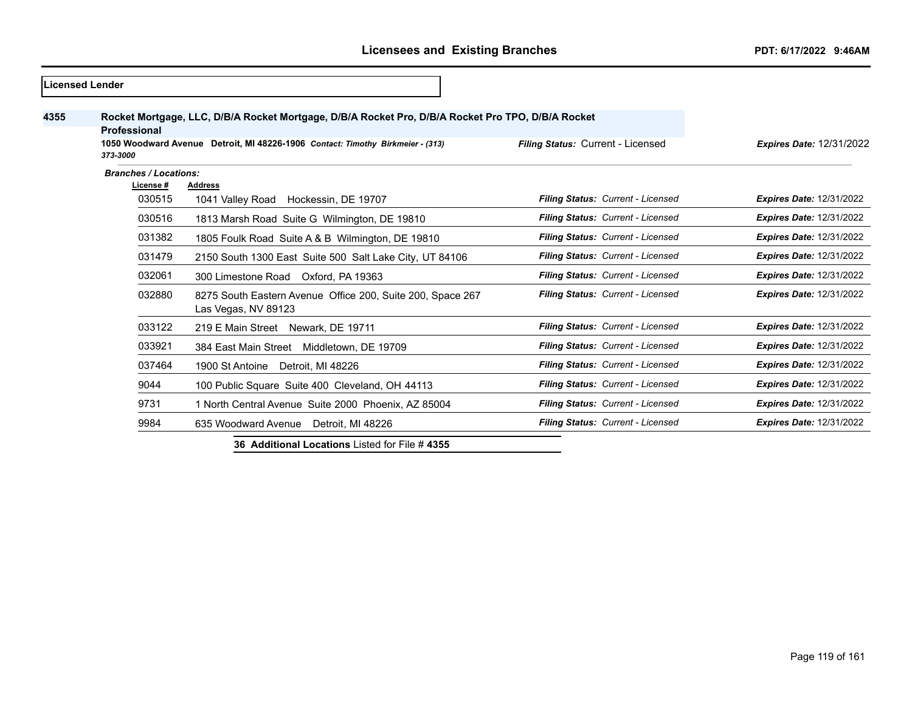# Licensees and Existing Branches

**PDT: 6/17/2022 9:46AM**

**Licensed Lender**

**4355** **Rocket Mortgage, LLC, D/B/A Rocket Mortgage, D/B/A Rocket Pro, D/B/A Rocket Pro TPO, D/B/A Rocket Professional**

**1050 Woodward Avenue Detroit, MI 48226-1906** *Contact: Timothy Birkmeier - (313) 373-3000*

***Filing Status:*** Current - Licensed ***Expires Date:*** 12/31/2022

***Branches / Locations:***

| License # | Address | Filing Status | Expires Date |
|---|---|---|---|
| 030515 | 1041 Valley Road Hockessin, DE 19707 | Current - Licensed | 12/31/2022 |
| 030516 | 1813 Marsh Road Suite G Wilmington, DE 19810 | Current - Licensed | 12/31/2022 |
| 031382 | 1805 Foulk Road Suite A & B Wilmington, DE 19810 | Current - Licensed | 12/31/2022 |
| 031479 | 2150 South 1300 East Suite 500 Salt Lake City, UT 84106 | Current - Licensed | 12/31/2022 |
| 032061 | 300 Limestone Road Oxford, PA 19363 | Current - Licensed | 12/31/2022 |
| 032880 | 8275 South Eastern Avenue Office 200, Suite 200, Space 267 Las Vegas, NV 89123 | Current - Licensed | 12/31/2022 |
| 033122 | 219 E Main Street Newark, DE 19711 | Current - Licensed | 12/31/2022 |
| 033921 | 384 East Main Street Middletown, DE 19709 | Current - Licensed | 12/31/2022 |
| 037464 | 1900 St Antoine Detroit, MI 48226 | Current - Licensed | 12/31/2022 |
| 9044 | 100 Public Square Suite 400 Cleveland, OH 44113 | Current - Licensed | 12/31/2022 |
| 9731 | 1 North Central Avenue Suite 2000 Phoenix, AZ 85004 | Current - Licensed | 12/31/2022 |
| 9984 | 635 Woodward Avenue Detroit, MI 48226 | Current - Licensed | 12/31/2022 |

**36 Additional Locations** Listed for File # **4355**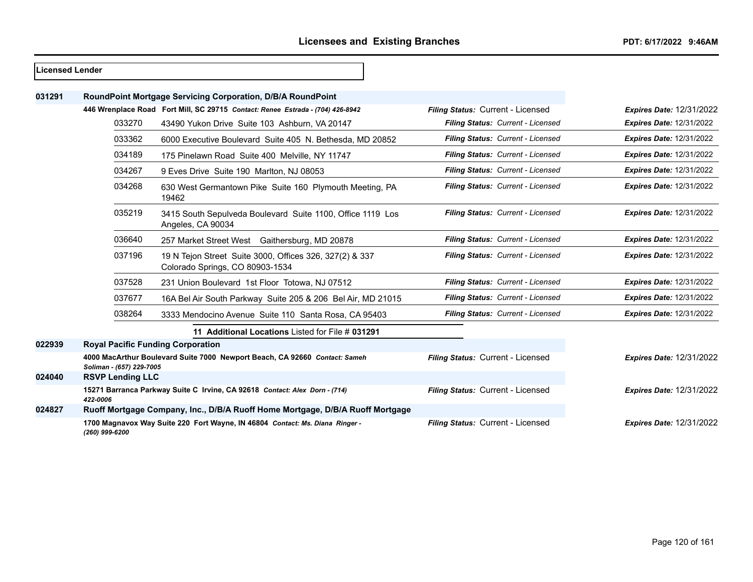## Licensed Lender

**031291** **RoundPoint Mortgage Servicing Corporation, D/B/A RoundPoint**

**446 Wrenplace Road Fort Mill, SC 29715** *Contact: Renee Estrada - (704) 426-8942* — *Filing Status:* Current - Licensed — *Expires Date:* 12/31/2022

| Branch | Address | Filing Status | Expires Date |
|---|---|---|---|
| 033270 | 43490 Yukon Drive Suite 103 Ashburn, VA 20147 | Current - Licensed | 12/31/2022 |
| 033362 | 6000 Executive Boulevard Suite 405 N. Bethesda, MD 20852 | Current - Licensed | 12/31/2022 |
| 034189 | 175 Pinelawn Road Suite 400 Melville, NY 11747 | Current - Licensed | 12/31/2022 |
| 034267 | 9 Eves Drive Suite 190 Marlton, NJ 08053 | Current - Licensed | 12/31/2022 |
| 034268 | 630 West Germantown Pike Suite 160 Plymouth Meeting, PA 19462 | Current - Licensed | 12/31/2022 |
| 035219 | 3415 South Sepulveda Boulevard Suite 1100, Office 1119 Los Angeles, CA 90034 | Current - Licensed | 12/31/2022 |
| 036640 | 257 Market Street West Gaithersburg, MD 20878 | Current - Licensed | 12/31/2022 |
| 037196 | 19 N Tejon Street Suite 3000, Offices 326, 327(2) & 337 Colorado Springs, CO 80903-1534 | Current - Licensed | 12/31/2022 |
| 037528 | 231 Union Boulevard 1st Floor Totowa, NJ 07512 | Current - Licensed | 12/31/2022 |
| 037677 | 16A Bel Air South Parkway Suite 205 & 206 Bel Air, MD 21015 | Current - Licensed | 12/31/2022 |
| 038264 | 3333 Mendocino Avenue Suite 110 Santa Rosa, CA 95403 | Current - Licensed | 12/31/2022 |

**11 Additional Locations** Listed for File # **031291**

**022939** **Royal Pacific Funding Corporation**

**4000 MacArthur Boulevard Suite 7000 Newport Beach, CA 92660** *Contact: Sameh Soliman - (657) 229-7005* — *Filing Status:* Current - Licensed — *Expires Date:* 12/31/2022

**024040** **RSVP Lending LLC**

**15271 Barranca Parkway Suite C Irvine, CA 92618** *Contact: Alex Dorn - (714) 422-0006* — *Filing Status:* Current - Licensed — *Expires Date:* 12/31/2022

**024827** **Ruoff Mortgage Company, Inc., D/B/A Ruoff Home Mortgage, D/B/A Ruoff Mortgage**

**1700 Magnavox Way Suite 220 Fort Wayne, IN 46804** *Contact: Ms. Diana Ringer - (260) 999-6200* — *Filing Status:* Current - Licensed — *Expires Date:* 12/31/2022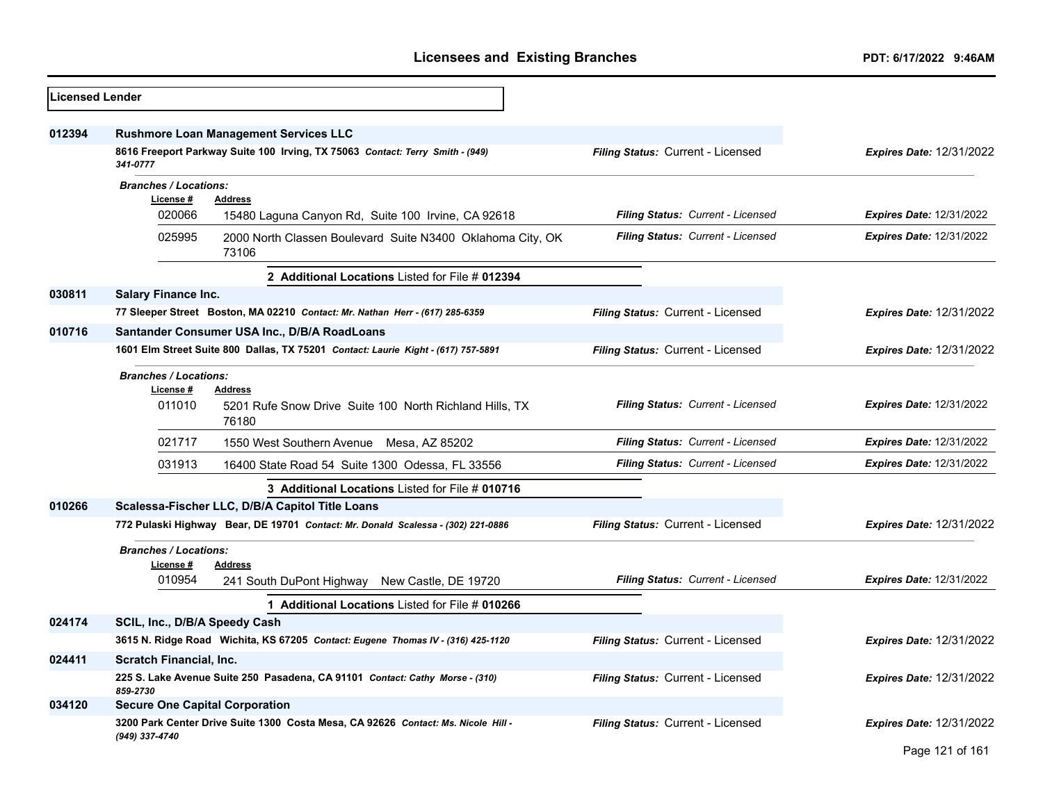## Licensed Lender

**012394** **Rushmore Loan Management Services LLC**

**8616 Freeport Parkway Suite 100 Irving, TX 75063** *Contact: Terry Smith - (949) 341-0777*

*Filing Status:* Current - Licensed — *Expires Date:* 12/31/2022

*Branches / Locations:*

| License # | Address | Filing Status | Expires Date |
|---|---|---|---|
| 020066 | 15480 Laguna Canyon Rd, Suite 100 Irvine, CA 92618 | Current - Licensed | 12/31/2022 |
| 025995 | 2000 North Classen Boulevard Suite N3400 Oklahoma City, OK 73106 | Current - Licensed | 12/31/2022 |

**2 Additional Locations** Listed for File # **012394**

**030811** **Salary Finance Inc.**

**77 Sleeper Street Boston, MA 02210** *Contact: Mr. Nathan Herr - (617) 285-6359*

*Filing Status:* Current - Licensed — *Expires Date:* 12/31/2022

**010716** **Santander Consumer USA Inc., D/B/A RoadLoans**

**1601 Elm Street Suite 800 Dallas, TX 75201** *Contact: Laurie Kight - (617) 757-5891*

*Filing Status:* Current - Licensed — *Expires Date:* 12/31/2022

*Branches / Locations:*

| License # | Address | Filing Status | Expires Date |
|---|---|---|---|
| 011010 | 5201 Rufe Snow Drive Suite 100 North Richland Hills, TX 76180 | Current - Licensed | 12/31/2022 |
| 021717 | 1550 West Southern Avenue Mesa, AZ 85202 | Current - Licensed | 12/31/2022 |
| 031913 | 16400 State Road 54 Suite 1300 Odessa, FL 33556 | Current - Licensed | 12/31/2022 |

**3 Additional Locations** Listed for File # **010716**

**010266** **Scalessa-Fischer LLC, D/B/A Capitol Title Loans**

**772 Pulaski Highway Bear, DE 19701** *Contact: Mr. Donald Scalessa - (302) 221-0886*

*Filing Status:* Current - Licensed — *Expires Date:* 12/31/2022

*Branches / Locations:*

| License # | Address | Filing Status | Expires Date |
|---|---|---|---|
| 010954 | 241 South DuPont Highway New Castle, DE 19720 | Current - Licensed | 12/31/2022 |

**1 Additional Locations** Listed for File # **010266**

**024174** **SCIL, Inc., D/B/A Speedy Cash**

**3615 N. Ridge Road Wichita, KS 67205** *Contact: Eugene Thomas IV - (316) 425-1120*

*Filing Status:* Current - Licensed — *Expires Date:* 12/31/2022

**024411** **Scratch Financial, Inc.**

**225 S. Lake Avenue Suite 250 Pasadena, CA 91101** *Contact: Cathy Morse - (310) 859-2730*

*Filing Status:* Current - Licensed — *Expires Date:* 12/31/2022

**034120** **Secure One Capital Corporation**

**3200 Park Center Drive Suite 1300 Costa Mesa, CA 92626** *Contact: Ms. Nicole Hill - (949) 337-4740*

*Filing Status:* Current - Licensed — *Expires Date:* 12/31/2022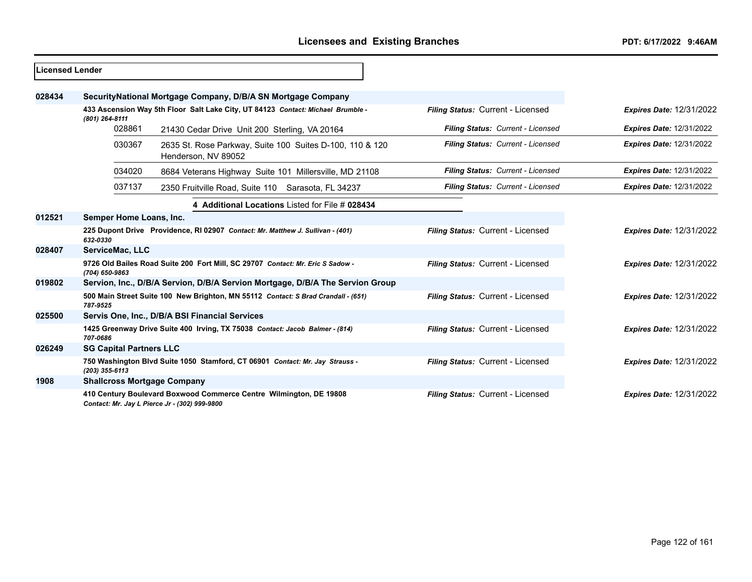## Licensed Lender

**028434** **SecurityNational Mortgage Company, D/B/A SN Mortgage Company**

**433 Ascension Way 5th Floor Salt Lake City, UT 84123** *Contact: Michael Brumble - (801) 264-8111*
*Filing Status:* Current - Licensed *Expires Date:* 12/31/2022

| Branch | Address | Filing Status | Expires Date |
|---|---|---|---|
| 028861 | 21430 Cedar Drive Unit 200 Sterling, VA 20164 | *Filing Status: Current - Licensed* | *Expires Date:* 12/31/2022 |
| 030367 | 2635 St. Rose Parkway, Suite 100 Suites D-100, 110 & 120 Henderson, NV 89052 | *Filing Status: Current - Licensed* | *Expires Date:* 12/31/2022 |
| 034020 | 8684 Veterans Highway Suite 101 Millersville, MD 21108 | *Filing Status: Current - Licensed* | *Expires Date:* 12/31/2022 |
| 037137 | 2350 Fruitville Road, Suite 110 Sarasota, FL 34237 | *Filing Status: Current - Licensed* | *Expires Date:* 12/31/2022 |

**4 Additional Locations** Listed for File # **028434**

**012521** **Semper Home Loans, Inc.**

**225 Dupont Drive Providence, RI 02907** *Contact: Mr. Matthew J. Sullivan - (401) 632-0330*
*Filing Status:* Current - Licensed *Expires Date:* 12/31/2022

**028407** **ServiceMac, LLC**

**9726 Old Bailes Road Suite 200 Fort Mill, SC 29707** *Contact: Mr. Eric S Sadow - (704) 650-9863*
*Filing Status:* Current - Licensed *Expires Date:* 12/31/2022

**019802** **Servion, Inc., D/B/A Servion, D/B/A Servion Mortgage, D/B/A The Servion Group**

**500 Main Street Suite 100 New Brighton, MN 55112** *Contact: S Brad Crandall - (651) 787-9525*
*Filing Status:* Current - Licensed *Expires Date:* 12/31/2022

**025500** **Servis One, Inc., D/B/A BSI Financial Services**

**1425 Greenway Drive Suite 400 Irving, TX 75038** *Contact: Jacob Balmer - (814) 707-0686*
*Filing Status:* Current - Licensed *Expires Date:* 12/31/2022

**026249** **SG Capital Partners LLC**

**750 Washington Blvd Suite 1050 Stamford, CT 06901** *Contact: Mr. Jay Strauss - (203) 355-6113*
*Filing Status:* Current - Licensed *Expires Date:* 12/31/2022

**1908** **Shallcross Mortgage Company**

**410 Century Boulevard Boxwood Commerce Centre Wilmington, DE 19808** *Contact: Mr. Jay L Pierce Jr - (302) 999-9800*
*Filing Status:* Current - Licensed *Expires Date:* 12/31/2022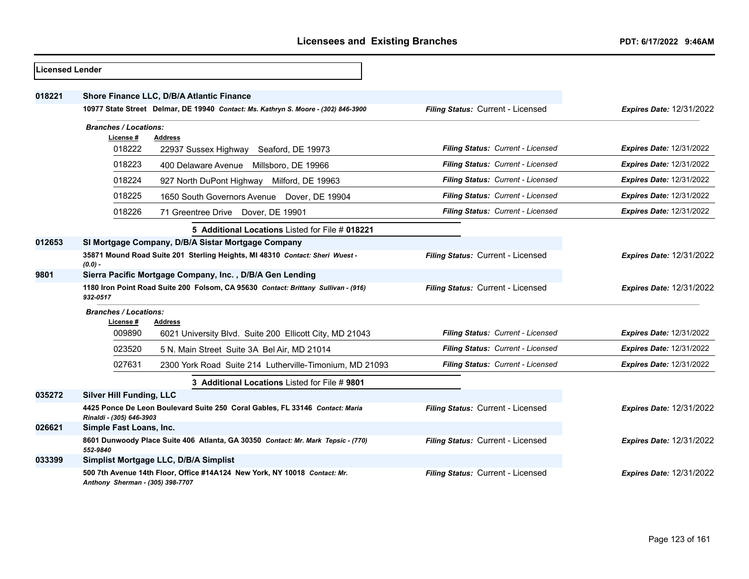**Licensed Lender**

**018221** **Shore Finance LLC, D/B/A Atlantic Finance**

**10977 State Street Delmar, DE 19940** *Contact: Ms. Kathryn S. Moore - (302) 846-3900* — *Filing Status:* Current - Licensed — *Expires Date:* 12/31/2022

*Branches / Locations:*

| License # | Address | Filing Status | Expires Date |
|---|---|---|---|
| 018222 | 22937 Sussex Highway Seaford, DE 19973 | Current - Licensed | 12/31/2022 |
| 018223 | 400 Delaware Avenue Millsboro, DE 19966 | Current - Licensed | 12/31/2022 |
| 018224 | 927 North DuPont Highway Milford, DE 19963 | Current - Licensed | 12/31/2022 |
| 018225 | 1650 South Governors Avenue Dover, DE 19904 | Current - Licensed | 12/31/2022 |
| 018226 | 71 Greentree Drive Dover, DE 19901 | Current - Licensed | 12/31/2022 |

**5 Additional Locations** Listed for File # **018221**

**012653** **SI Mortgage Company, D/B/A Sistar Mortgage Company**

**35871 Mound Road Suite 201 Sterling Heights, MI 48310** *Contact: Sheri Wuest - (0.0) -* — *Filing Status:* Current - Licensed — *Expires Date:* 12/31/2022

**9801** **Sierra Pacific Mortgage Company, Inc. , D/B/A Gen Lending**

**1180 Iron Point Road Suite 200 Folsom, CA 95630** *Contact: Brittany Sullivan - (916) 932-0517* — *Filing Status:* Current - Licensed — *Expires Date:* 12/31/2022

*Branches / Locations:*

| License # | Address | Filing Status | Expires Date |
|---|---|---|---|
| 009890 | 6021 University Blvd. Suite 200 Ellicott City, MD 21043 | Current - Licensed | 12/31/2022 |
| 023520 | 5 N. Main Street Suite 3A Bel Air, MD 21014 | Current - Licensed | 12/31/2022 |
| 027631 | 2300 York Road Suite 214 Lutherville-Timonium, MD 21093 | Current - Licensed | 12/31/2022 |

**3 Additional Locations** Listed for File # **9801**

**035272** **Silver Hill Funding, LLC**

**4425 Ponce De Leon Boulevard Suite 250 Coral Gables, FL 33146** *Contact: Maria Rinaldi - (305) 646-3903* — *Filing Status:* Current - Licensed — *Expires Date:* 12/31/2022

**026621** **Simple Fast Loans, Inc.**

**8601 Dunwoody Place Suite 406 Atlanta, GA 30350** *Contact: Mr. Mark Tepsic - (770) 552-9840* — *Filing Status:* Current - Licensed — *Expires Date:* 12/31/2022

**033399** **Simplist Mortgage LLC, D/B/A Simplist**

**500 7th Avenue 14th Floor, Office #14A124 New York, NY 10018** *Contact: Mr. Anthony Sherman - (305) 398-7707* — *Filing Status:* Current - Licensed — *Expires Date:* 12/31/2022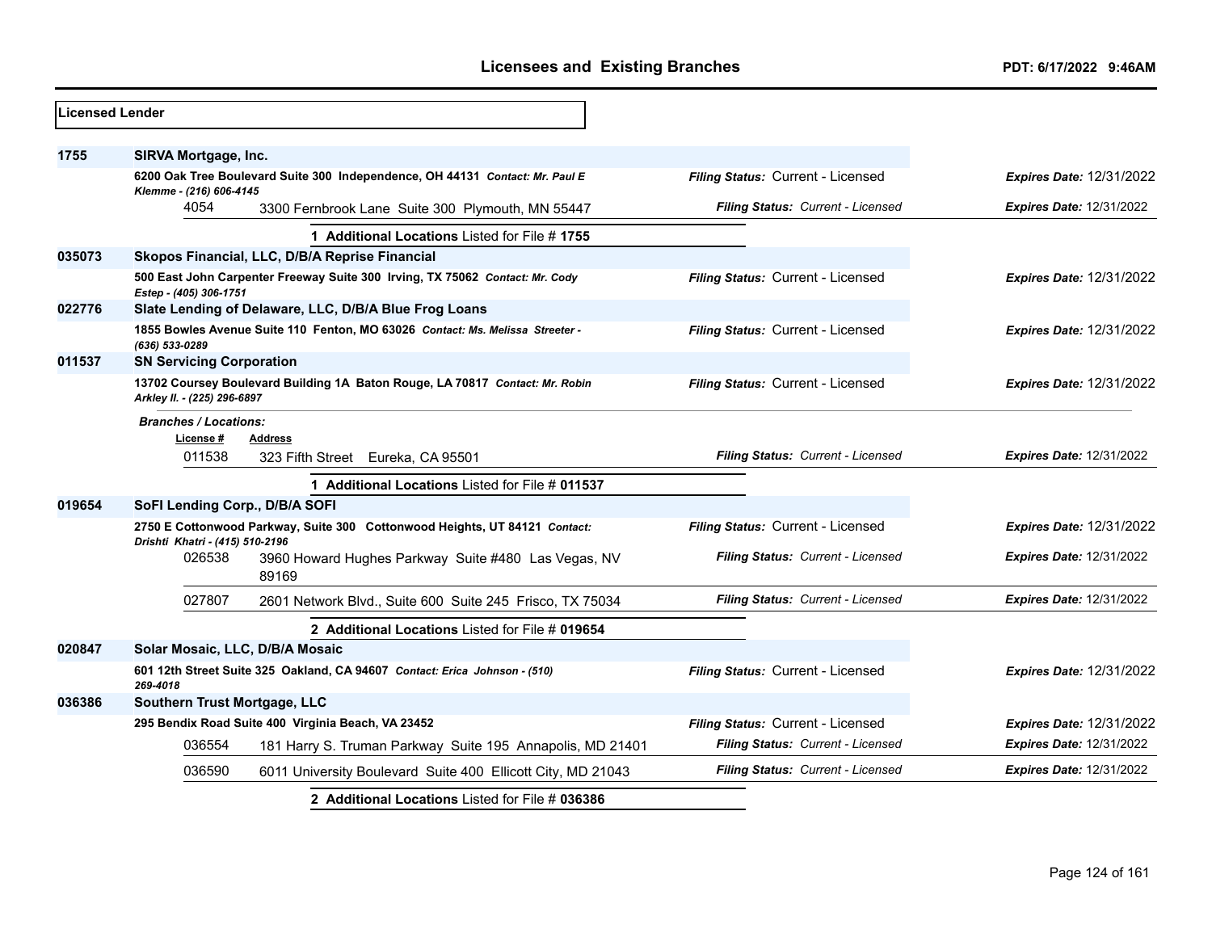## Licensees and Existing Branches

PDT: 6/17/2022 9:46AM

**Licensed Lender**

**1755 SIRVA Mortgage, Inc.**

**6200 Oak Tree Boulevard Suite 300 Independence, OH 44131** *Contact: Mr. Paul E Klemme - (216) 606-4145* — *Filing Status:* Current - Licensed — *Expires Date:* 12/31/2022

| License # | Address | Filing Status | Expires Date |
|---|---|---|---|
| 4054 | 3300 Fernbrook Lane Suite 300 Plymouth, MN 55447 | Current - Licensed | 12/31/2022 |

**1 Additional Locations** Listed for File # **1755**

**035073 Skopos Financial, LLC, D/B/A Reprise Financial**

**500 East John Carpenter Freeway Suite 300 Irving, TX 75062** *Contact: Mr. Cody Estep - (405) 306-1751* — *Filing Status:* Current - Licensed — *Expires Date:* 12/31/2022

**022776 Slate Lending of Delaware, LLC, D/B/A Blue Frog Loans**

**1855 Bowles Avenue Suite 110 Fenton, MO 63026** *Contact: Ms. Melissa Streeter - (636) 533-0289* — *Filing Status:* Current - Licensed — *Expires Date:* 12/31/2022

**011537 SN Servicing Corporation**

**13702 Coursey Boulevard Building 1A Baton Rouge, LA 70817** *Contact: Mr. Robin Arkley II. - (225) 296-6897* — *Filing Status:* Current - Licensed — *Expires Date:* 12/31/2022

*Branches / Locations:*

| License # | Address | Filing Status | Expires Date |
|---|---|---|---|
| 011538 | 323 Fifth Street Eureka, CA 95501 | Current - Licensed | 12/31/2022 |

**1 Additional Locations** Listed for File # **011537**

**019654 SoFI Lending Corp., D/B/A SOFI**

**2750 E Cottonwood Parkway, Suite 300 Cottonwood Heights, UT 84121** *Contact: Drishti Khatri - (415) 510-2196* — *Filing Status:* Current - Licensed — *Expires Date:* 12/31/2022

| License # | Address | Filing Status | Expires Date |
|---|---|---|---|
| 026538 | 3960 Howard Hughes Parkway Suite #480 Las Vegas, NV 89169 | Current - Licensed | 12/31/2022 |
| 027807 | 2601 Network Blvd., Suite 600 Suite 245 Frisco, TX 75034 | Current - Licensed | 12/31/2022 |

**2 Additional Locations** Listed for File # **019654**

**020847 Solar Mosaic, LLC, D/B/A Mosaic**

**601 12th Street Suite 325 Oakland, CA 94607** *Contact: Erica Johnson - (510) 269-4018* — *Filing Status:* Current - Licensed — *Expires Date:* 12/31/2022

**036386 Southern Trust Mortgage, LLC**

**295 Bendix Road Suite 400 Virginia Beach, VA 23452** — *Filing Status:* Current - Licensed — *Expires Date:* 12/31/2022

| License # | Address | Filing Status | Expires Date |
|---|---|---|---|
| 036554 | 181 Harry S. Truman Parkway Suite 195 Annapolis, MD 21401 | Current - Licensed | 12/31/2022 |
| 036590 | 6011 University Boulevard Suite 400 Ellicott City, MD 21043 | Current - Licensed | 12/31/2022 |

**2 Additional Locations** Listed for File # **036386**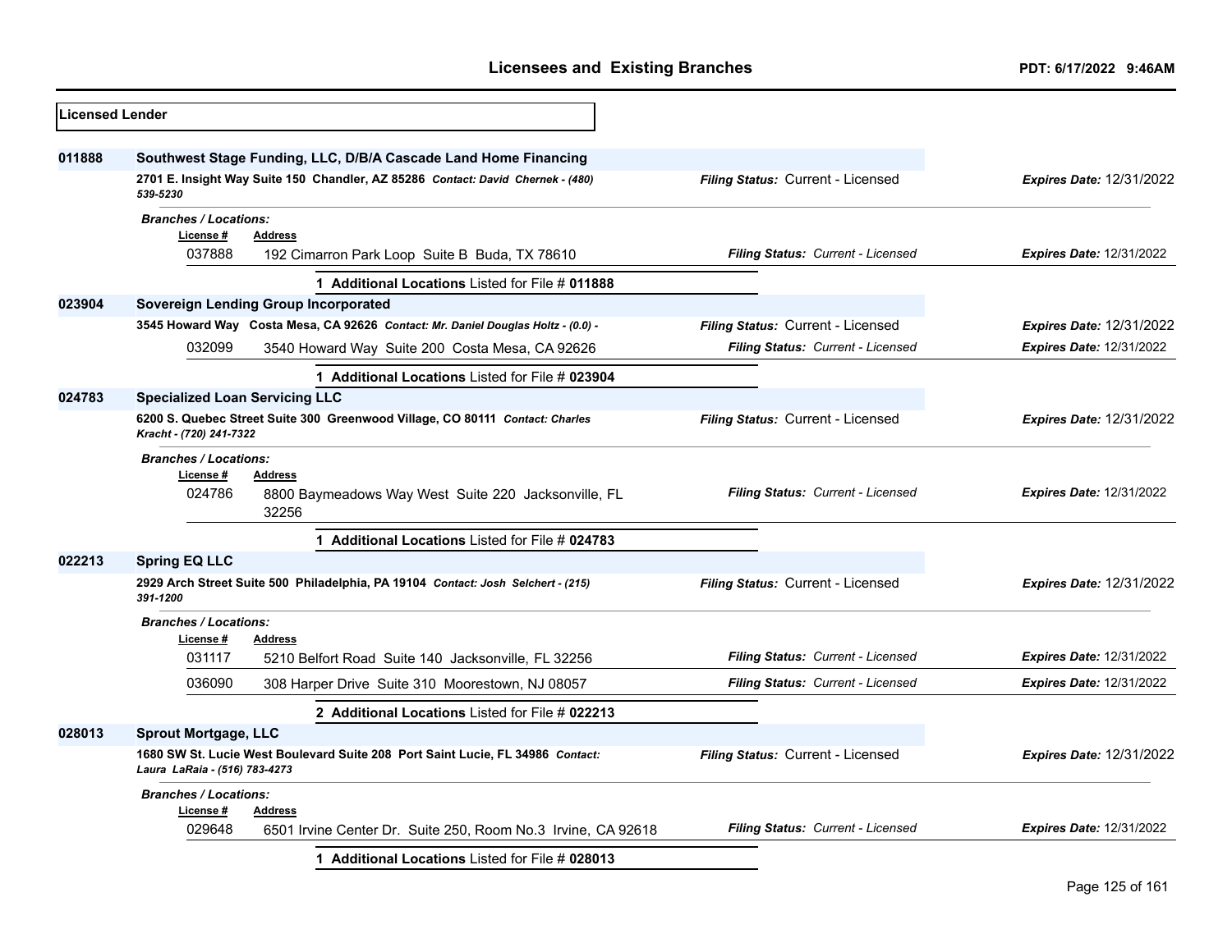## Licensed Lender

**011888** **Southwest Stage Funding, LLC, D/B/A Cascade Land Home Financing**

2701 E. Insight Way Suite 150 Chandler, AZ 85286 *Contact: David Chernek - (480) 539-5230*

*Filing Status:* Current - Licensed | *Expires Date:* 12/31/2022

*Branches / Locations:*

| License # | Address | Filing Status | Expires Date |
|---|---|---|---|
| 037888 | 192 Cimarron Park Loop Suite B Buda, TX 78610 | Current - Licensed | 12/31/2022 |

**1 Additional Locations** Listed for File # **011888**

**023904** **Sovereign Lending Group Incorporated**

3545 Howard Way Costa Mesa, CA 92626 *Contact: Mr. Daniel Douglas Holtz - (0.0) -*

*Filing Status:* Current - Licensed | *Expires Date:* 12/31/2022

| License # | Address | Filing Status | Expires Date |
|---|---|---|---|
| 032099 | 3540 Howard Way Suite 200 Costa Mesa, CA 92626 | Current - Licensed | 12/31/2022 |

**1 Additional Locations** Listed for File # **023904**

**024783** **Specialized Loan Servicing LLC**

6200 S. Quebec Street Suite 300 Greenwood Village, CO 80111 *Contact: Charles Kracht - (720) 241-7322*

*Filing Status:* Current - Licensed | *Expires Date:* 12/31/2022

*Branches / Locations:*

| License # | Address | Filing Status | Expires Date |
|---|---|---|---|
| 024786 | 8800 Baymeadows Way West Suite 220 Jacksonville, FL 32256 | Current - Licensed | 12/31/2022 |

**1 Additional Locations** Listed for File # **024783**

**022213** **Spring EQ LLC**

2929 Arch Street Suite 500 Philadelphia, PA 19104 *Contact: Josh Selchert - (215) 391-1200*

*Filing Status:* Current - Licensed | *Expires Date:* 12/31/2022

*Branches / Locations:*

| License # | Address | Filing Status | Expires Date |
|---|---|---|---|
| 031117 | 5210 Belfort Road Suite 140 Jacksonville, FL 32256 | Current - Licensed | 12/31/2022 |
| 036090 | 308 Harper Drive Suite 310 Moorestown, NJ 08057 | Current - Licensed | 12/31/2022 |

**2 Additional Locations** Listed for File # **022213**

**028013** **Sprout Mortgage, LLC**

1680 SW St. Lucie West Boulevard Suite 208 Port Saint Lucie, FL 34986 *Contact: Laura LaRaia - (516) 783-4273*

*Filing Status:* Current - Licensed | *Expires Date:* 12/31/2022

*Branches / Locations:*

| License # | Address | Filing Status | Expires Date |
|---|---|---|---|
| 029648 | 6501 Irvine Center Dr. Suite 250, Room No.3 Irvine, CA 92618 | Current - Licensed | 12/31/2022 |

**1 Additional Locations** Listed for File # **028013**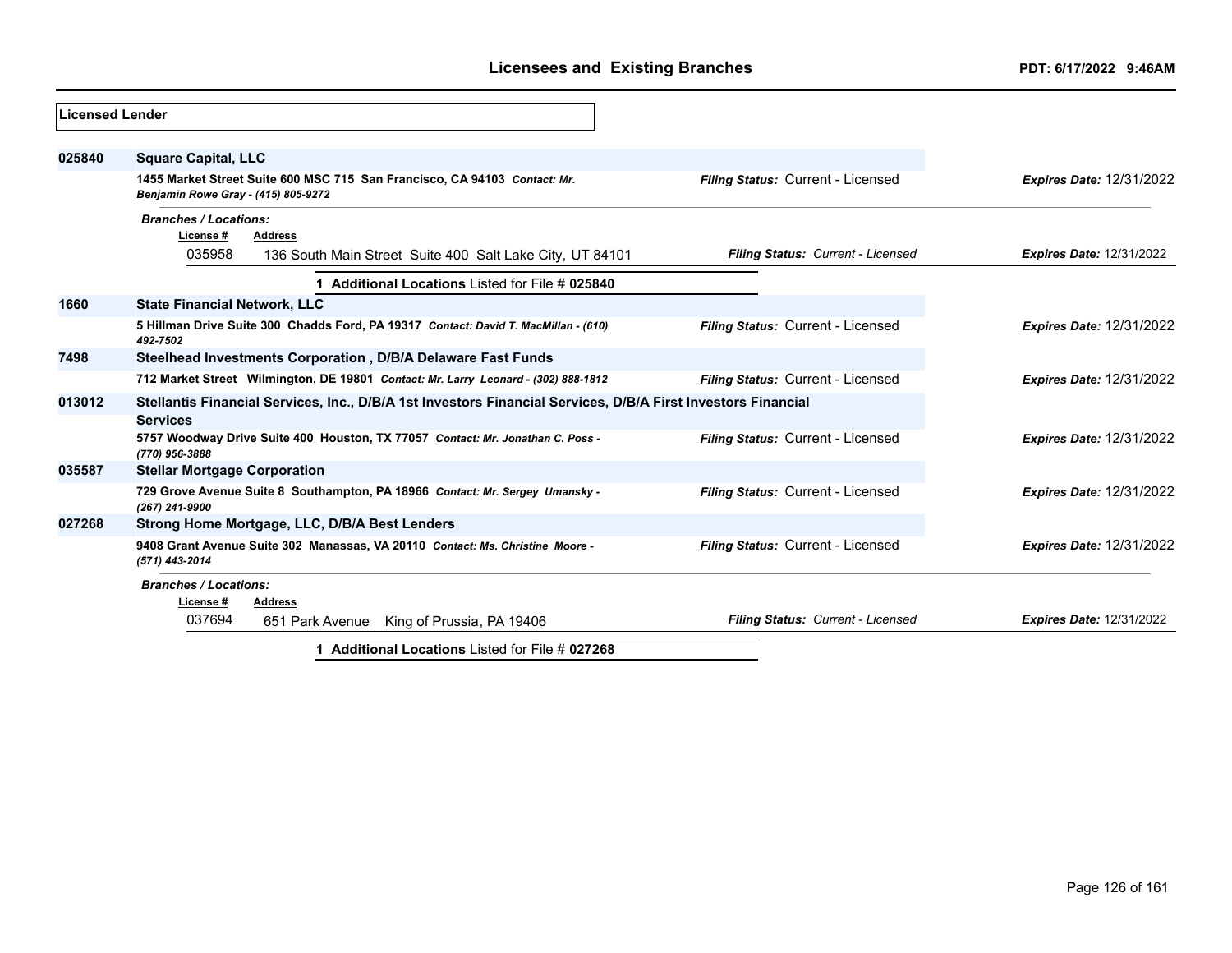**Licensed Lender**

**025840** **Square Capital, LLC**

**1455 Market Street Suite 600 MSC 715 San Francisco, CA 94103** *Contact: Mr. Benjamin Rowe Gray - (415) 805-9272*

*Filing Status:* Current - Licensed *Expires Date:* 12/31/2022

*Branches / Locations:*

| License # | Address | Filing Status | Expires Date |
|---|---|---|---|
| 035958 | 136 South Main Street Suite 400 Salt Lake City, UT 84101 | Current - Licensed | 12/31/2022 |

**1 Additional Locations** Listed for File # **025840**

**1660** **State Financial Network, LLC**

**5 Hillman Drive Suite 300 Chadds Ford, PA 19317** *Contact: David T. MacMillan - (610) 492-7502*

*Filing Status:* Current - Licensed *Expires Date:* 12/31/2022

**7498** **Steelhead Investments Corporation , D/B/A Delaware Fast Funds**

**712 Market Street Wilmington, DE 19801** *Contact: Mr. Larry Leonard - (302) 888-1812*

*Filing Status:* Current - Licensed *Expires Date:* 12/31/2022

**013012** **Stellantis Financial Services, Inc., D/B/A 1st Investors Financial Services, D/B/A First Investors Financial Services**

**5757 Woodway Drive Suite 400 Houston, TX 77057** *Contact: Mr. Jonathan C. Poss - (770) 956-3888*

*Filing Status:* Current - Licensed *Expires Date:* 12/31/2022

**035587** **Stellar Mortgage Corporation**

**729 Grove Avenue Suite 8 Southampton, PA 18966** *Contact: Mr. Sergey Umansky - (267) 241-9900*

*Filing Status:* Current - Licensed *Expires Date:* 12/31/2022

**027268** **Strong Home Mortgage, LLC, D/B/A Best Lenders**

**9408 Grant Avenue Suite 302 Manassas, VA 20110** *Contact: Ms. Christine Moore - (571) 443-2014*

*Filing Status:* Current - Licensed *Expires Date:* 12/31/2022

*Branches / Locations:*

| License # | Address | Filing Status | Expires Date |
|---|---|---|---|
| 037694 | 651 Park Avenue King of Prussia, PA 19406 | Current - Licensed | 12/31/2022 |

**1 Additional Locations** Listed for File # **027268**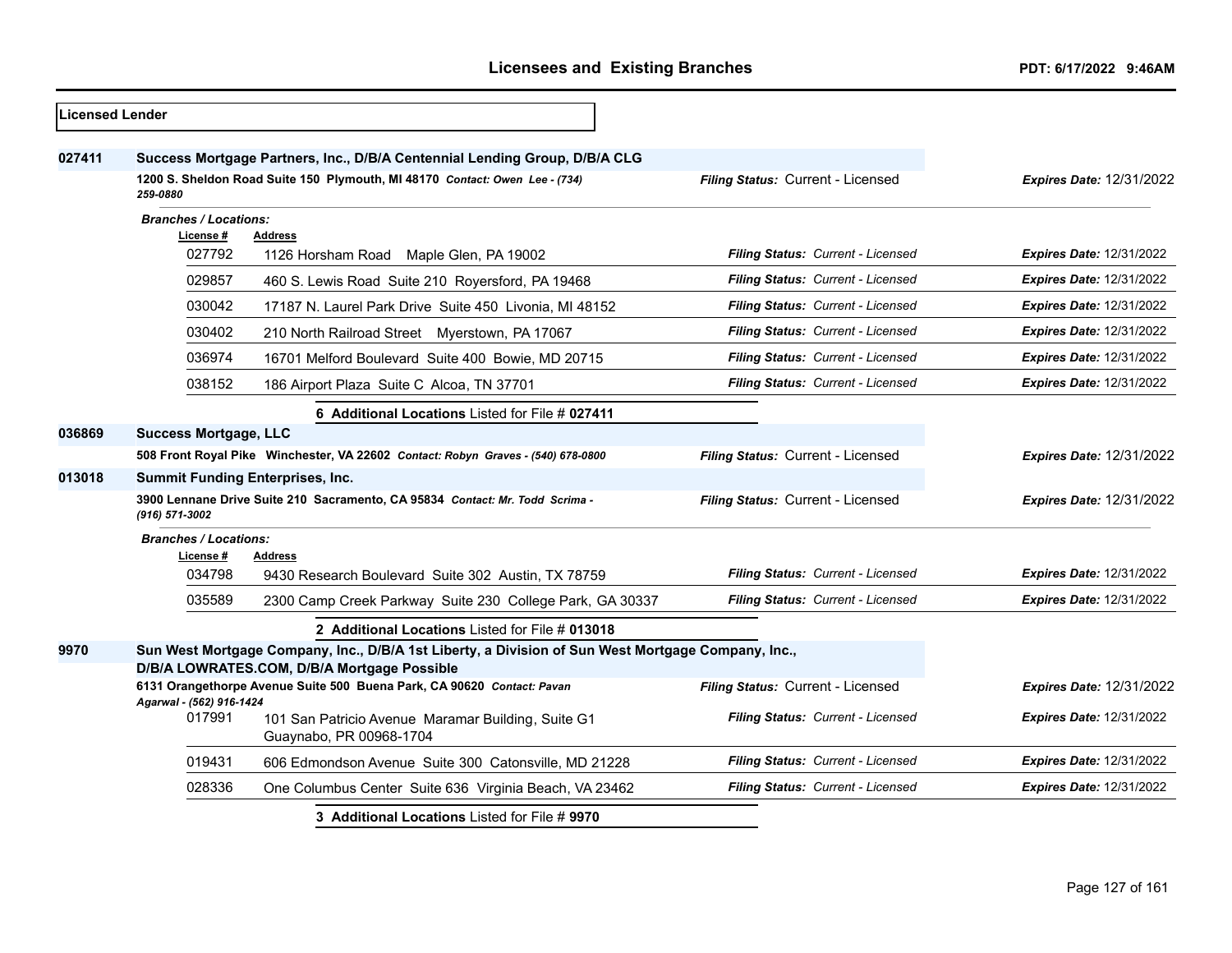## Licensees and Existing Branches

PDT: 6/17/2022 9:46AM

**Licensed Lender**

**027411** **Success Mortgage Partners, Inc., D/B/A Centennial Lending Group, D/B/A CLG**

**1200 S. Sheldon Road Suite 150 Plymouth, MI 48170** *Contact: Owen Lee - (734) 259-0880* — *Filing Status:* Current - Licensed — *Expires Date:* 12/31/2022

*Branches / Locations:*

| License # | Address | Filing Status | Expires Date |
|---|---|---|---|
| 027792 | 1126 Horsham Road Maple Glen, PA 19002 | Current - Licensed | 12/31/2022 |
| 029857 | 460 S. Lewis Road Suite 210 Royersford, PA 19468 | Current - Licensed | 12/31/2022 |
| 030042 | 17187 N. Laurel Park Drive Suite 450 Livonia, MI 48152 | Current - Licensed | 12/31/2022 |
| 030402 | 210 North Railroad Street Myerstown, PA 17067 | Current - Licensed | 12/31/2022 |
| 036974 | 16701 Melford Boulevard Suite 400 Bowie, MD 20715 | Current - Licensed | 12/31/2022 |
| 038152 | 186 Airport Plaza Suite C Alcoa, TN 37701 | Current - Licensed | 12/31/2022 |

**6 Additional Locations** Listed for File # **027411**

**036869** **Success Mortgage, LLC**

**508 Front Royal Pike Winchester, VA 22602** *Contact: Robyn Graves - (540) 678-0800* — *Filing Status:* Current - Licensed — *Expires Date:* 12/31/2022

**013018** **Summit Funding Enterprises, Inc.**

**3900 Lennane Drive Suite 210 Sacramento, CA 95834** *Contact: Mr. Todd Scrima - (916) 571-3002* — *Filing Status:* Current - Licensed — *Expires Date:* 12/31/2022

*Branches / Locations:*

| License # | Address | Filing Status | Expires Date |
|---|---|---|---|
| 034798 | 9430 Research Boulevard Suite 302 Austin, TX 78759 | Current - Licensed | 12/31/2022 |
| 035589 | 2300 Camp Creek Parkway Suite 230 College Park, GA 30337 | Current - Licensed | 12/31/2022 |

**2 Additional Locations** Listed for File # **013018**

**9970** **Sun West Mortgage Company, Inc., D/B/A 1st Liberty, a Division of Sun West Mortgage Company, Inc., D/B/A LOWRATES.COM, D/B/A Mortgage Possible**

**6131 Orangethorpe Avenue Suite 500 Buena Park, CA 90620** *Contact: Pavan Agarwal - (562) 916-1424* — *Filing Status:* Current - Licensed — *Expires Date:* 12/31/2022

| License # | Address | Filing Status | Expires Date |
|---|---|---|---|
| 017991 | 101 San Patricio Avenue Maramar Building, Suite G1 Guaynabo, PR 00968-1704 | Current - Licensed | 12/31/2022 |
| 019431 | 606 Edmondson Avenue Suite 300 Catonsville, MD 21228 | Current - Licensed | 12/31/2022 |
| 028336 | One Columbus Center Suite 636 Virginia Beach, VA 23462 | Current - Licensed | 12/31/2022 |

**3 Additional Locations** Listed for File # **9970**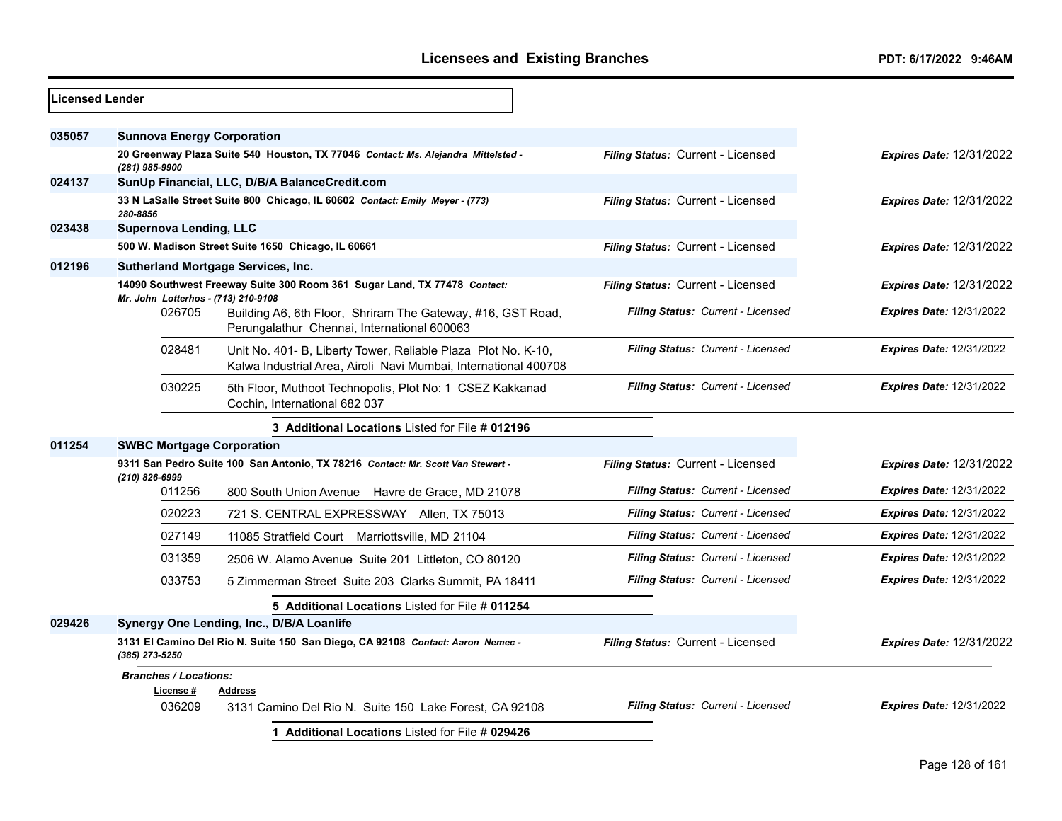**Licensed Lender**

**035057** **Sunnova Energy Corporation**

**20 Greenway Plaza Suite 540 Houston, TX 77046** *Contact: Ms. Alejandra Mittelsted - (281) 985-9900*

*Filing Status:* Current - Licensed *Expires Date:* 12/31/2022

**024137** **SunUp Financial, LLC, D/B/A BalanceCredit.com**

**33 N LaSalle Street Suite 800 Chicago, IL 60602** *Contact: Emily Meyer - (773) 280-8856*

*Filing Status:* Current - Licensed *Expires Date:* 12/31/2022

**023438** **Supernova Lending, LLC**

**500 W. Madison Street Suite 1650 Chicago, IL 60661**

*Filing Status:* Current - Licensed *Expires Date:* 12/31/2022

**012196** **Sutherland Mortgage Services, Inc.**

**14090 Southwest Freeway Suite 300 Room 361 Sugar Land, TX 77478** *Contact: Mr. John Lotterhos - (713) 210-9108*

*Filing Status:* Current - Licensed *Expires Date:* 12/31/2022

| License # | Address | Filing Status | Expires Date |
|---|---|---|---|
| 026705 | Building A6, 6th Floor, Shriram The Gateway, #16, GST Road, Perungalathur Chennai, International 600063 | Current - Licensed | 12/31/2022 |
| 028481 | Unit No. 401- B, Liberty Tower, Reliable Plaza Plot No. K-10, Kalwa Industrial Area, Airoli Navi Mumbai, International 400708 | Current - Licensed | 12/31/2022 |
| 030225 | 5th Floor, Muthoot Technopolis, Plot No: 1 CSEZ Kakkanad Cochin, International 682 037 | Current - Licensed | 12/31/2022 |

**3 Additional Locations** Listed for File # **012196**

**011254** **SWBC Mortgage Corporation**

**9311 San Pedro Suite 100 San Antonio, TX 78216** *Contact: Mr. Scott Van Stewart - (210) 826-6999*

*Filing Status:* Current - Licensed *Expires Date:* 12/31/2022

| License # | Address | Filing Status | Expires Date |
|---|---|---|---|
| 011256 | 800 South Union Avenue Havre de Grace, MD 21078 | Current - Licensed | 12/31/2022 |
| 020223 | 721 S. CENTRAL EXPRESSWAY Allen, TX 75013 | Current - Licensed | 12/31/2022 |
| 027149 | 11085 Stratfield Court Marriottsville, MD 21104 | Current - Licensed | 12/31/2022 |
| 031359 | 2506 W. Alamo Avenue Suite 201 Littleton, CO 80120 | Current - Licensed | 12/31/2022 |
| 033753 | 5 Zimmerman Street Suite 203 Clarks Summit, PA 18411 | Current - Licensed | 12/31/2022 |

**5 Additional Locations** Listed for File # **011254**

**029426** **Synergy One Lending, Inc., D/B/A Loanlife**

**3131 El Camino Del Rio N. Suite 150 San Diego, CA 92108** *Contact: Aaron Nemec - (385) 273-5250*

*Filing Status:* Current - Licensed *Expires Date:* 12/31/2022

***Branches / Locations:***

| License # | Address | Filing Status | Expires Date |
|---|---|---|---|
| 036209 | 3131 Camino Del Rio N. Suite 150 Lake Forest, CA 92108 | Current - Licensed | 12/31/2022 |

**1 Additional Locations** Listed for File # **029426**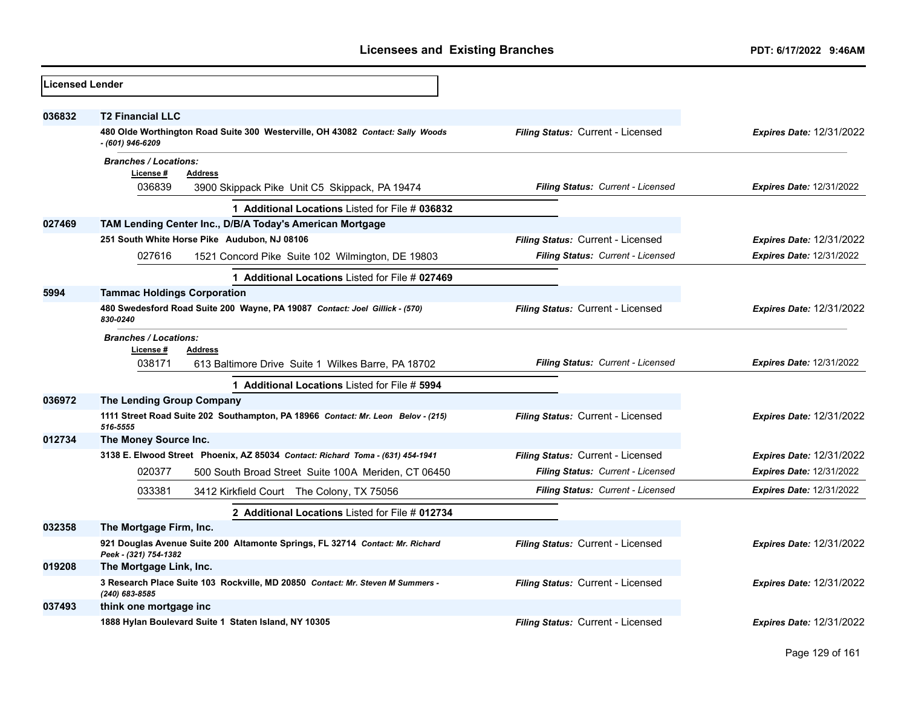## Licensees and Existing Branches

PDT: 6/17/2022 9:46AM

**Licensed Lender**

**036832 T2 Financial LLC**

480 Olde Worthington Road Suite 300 Westerville, OH 43082 *Contact: Sally Woods - (601) 946-6209* — *Filing Status:* Current - Licensed — *Expires Date:* 12/31/2022

*Branches / Locations:*

| License # | Address | Filing Status | Expires Date |
|---|---|---|---|
| 036839 | 3900 Skippack Pike Unit C5 Skippack, PA 19474 | Current - Licensed | 12/31/2022 |

**1 Additional Locations** Listed for File # **036832**

**027469 TAM Lending Center Inc., D/B/A Today's American Mortgage**

251 South White Horse Pike Audubon, NJ 08106 — *Filing Status:* Current - Licensed — *Expires Date:* 12/31/2022

| License # | Address | Filing Status | Expires Date |
|---|---|---|---|
| 027616 | 1521 Concord Pike Suite 102 Wilmington, DE 19803 | Current - Licensed | 12/31/2022 |

**1 Additional Locations** Listed for File # **027469**

**5994 Tammac Holdings Corporation**

480 Swedesford Road Suite 200 Wayne, PA 19087 *Contact: Joel Gillick - (570) 830-0240* — *Filing Status:* Current - Licensed — *Expires Date:* 12/31/2022

*Branches / Locations:*

| License # | Address | Filing Status | Expires Date |
|---|---|---|---|
| 038171 | 613 Baltimore Drive Suite 1 Wilkes Barre, PA 18702 | Current - Licensed | 12/31/2022 |

**1 Additional Locations** Listed for File # **5994**

**036972 The Lending Group Company**

1111 Street Road Suite 202 Southampton, PA 18966 *Contact: Mr. Leon Belov - (215) 516-5555* — *Filing Status:* Current - Licensed — *Expires Date:* 12/31/2022

**012734 The Money Source Inc.**

3138 E. Elwood Street Phoenix, AZ 85034 *Contact: Richard Toma - (631) 454-1941* — *Filing Status:* Current - Licensed — *Expires Date:* 12/31/2022

| License # | Address | Filing Status | Expires Date |
|---|---|---|---|
| 020377 | 500 South Broad Street Suite 100A Meriden, CT 06450 | Current - Licensed | 12/31/2022 |
| 033381 | 3412 Kirkfield Court The Colony, TX 75056 | Current - Licensed | 12/31/2022 |

**2 Additional Locations** Listed for File # **012734**

**032358 The Mortgage Firm, Inc.**

921 Douglas Avenue Suite 200 Altamonte Springs, FL 32714 *Contact: Mr. Richard Peek - (321) 754-1382* — *Filing Status:* Current - Licensed — *Expires Date:* 12/31/2022

**019208 The Mortgage Link, Inc.**

3 Research Place Suite 103 Rockville, MD 20850 *Contact: Mr. Steven M Summers - (240) 683-8585* — *Filing Status:* Current - Licensed — *Expires Date:* 12/31/2022

**037493 think one mortgage inc**

1888 Hylan Boulevard Suite 1 Staten Island, NY 10305 — *Filing Status:* Current - Licensed — *Expires Date:* 12/31/2022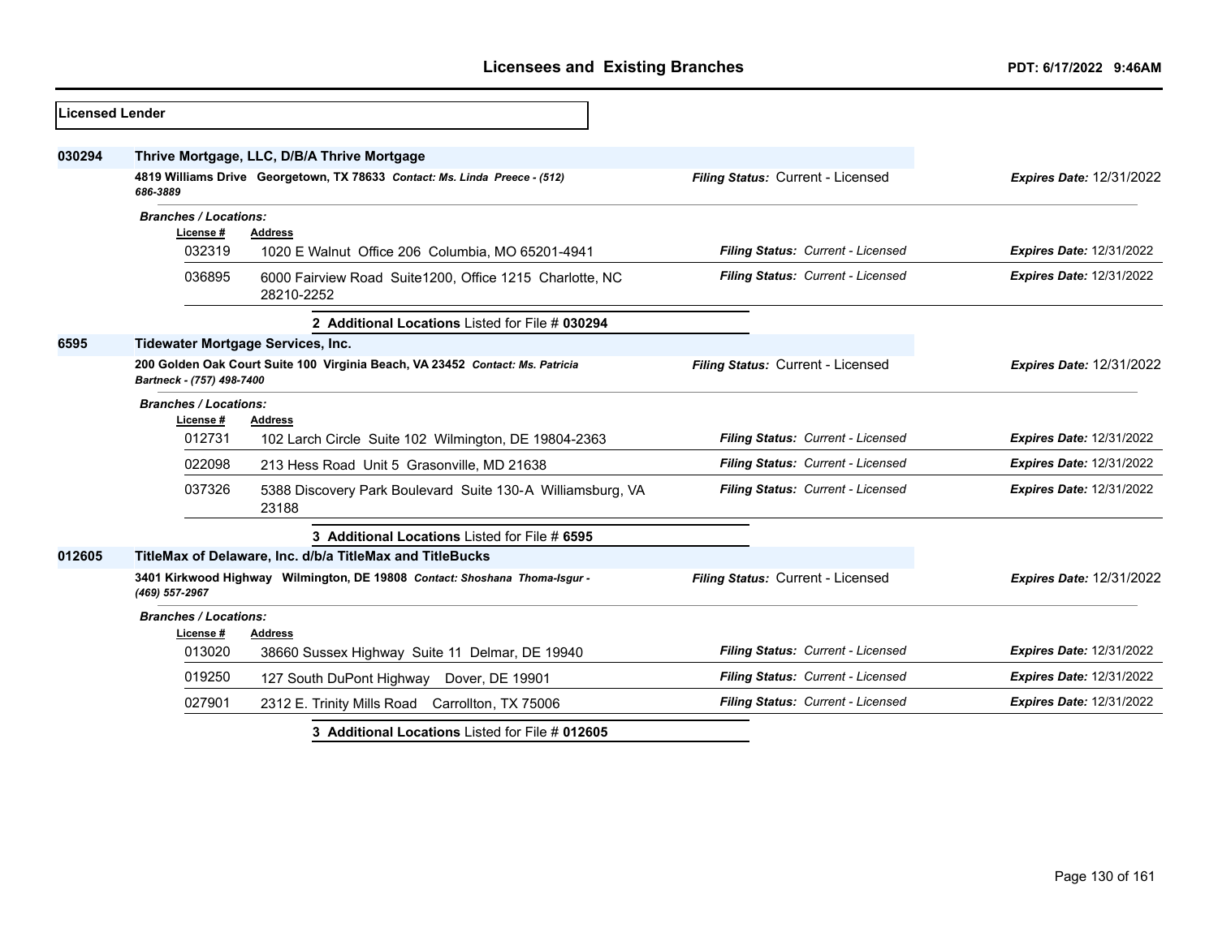**Licensed Lender**

## 030294 Thrive Mortgage, LLC, D/B/A Thrive Mortgage

**4819 Williams Drive Georgetown, TX 78633** *Contact: Ms. Linda Preece - (512) 686-3889*

*Filing Status:* Current - Licensed | *Expires Date:* 12/31/2022

*Branches / Locations:*

| License # | Address | Filing Status | Expires Date |
|---|---|---|---|
| 032319 | 1020 E Walnut Office 206 Columbia, MO 65201-4941 | Current - Licensed | 12/31/2022 |
| 036895 | 6000 Fairview Road Suite1200, Office 1215 Charlotte, NC 28210-2252 | Current - Licensed | 12/31/2022 |

**2 Additional Locations** Listed for File # **030294**

## 6595 Tidewater Mortgage Services, Inc.

**200 Golden Oak Court Suite 100 Virginia Beach, VA 23452** *Contact: Ms. Patricia Bartneck - (757) 498-7400*

*Filing Status:* Current - Licensed | *Expires Date:* 12/31/2022

*Branches / Locations:*

| License # | Address | Filing Status | Expires Date |
|---|---|---|---|
| 012731 | 102 Larch Circle Suite 102 Wilmington, DE 19804-2363 | Current - Licensed | 12/31/2022 |
| 022098 | 213 Hess Road Unit 5 Grasonville, MD 21638 | Current - Licensed | 12/31/2022 |
| 037326 | 5388 Discovery Park Boulevard Suite 130-A Williamsburg, VA 23188 | Current - Licensed | 12/31/2022 |

**3 Additional Locations** Listed for File # **6595**

## 012605 TitleMax of Delaware, Inc. d/b/a TitleMax and TitleBucks

**3401 Kirkwood Highway Wilmington, DE 19808** *Contact: Shoshana Thoma-Isgur - (469) 557-2967*

*Filing Status:* Current - Licensed | *Expires Date:* 12/31/2022

*Branches / Locations:*

| License # | Address | Filing Status | Expires Date |
|---|---|---|---|
| 013020 | 38660 Sussex Highway Suite 11 Delmar, DE 19940 | Current - Licensed | 12/31/2022 |
| 019250 | 127 South DuPont Highway Dover, DE 19901 | Current - Licensed | 12/31/2022 |
| 027901 | 2312 E. Trinity Mills Road Carrollton, TX 75006 | Current - Licensed | 12/31/2022 |

**3 Additional Locations** Listed for File # **012605**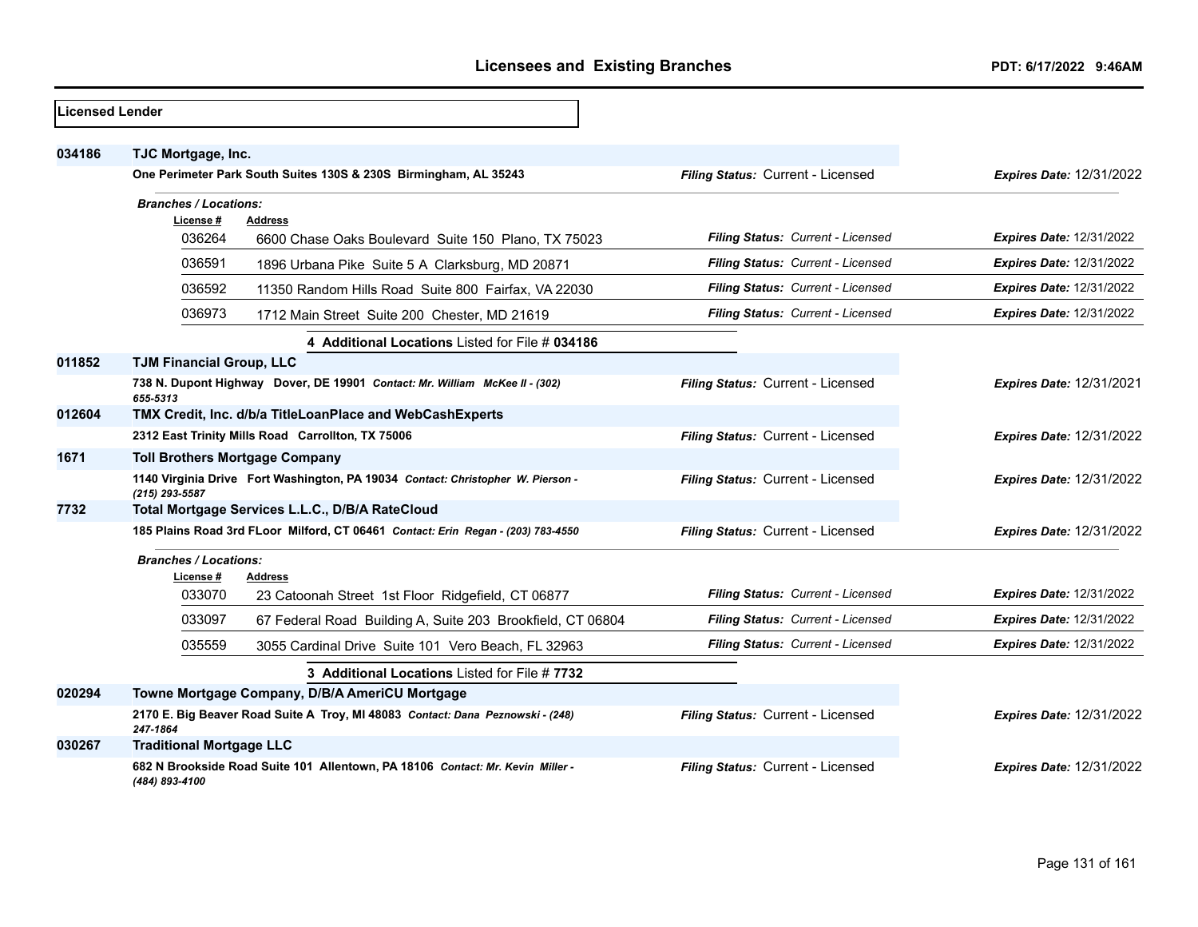# Licensees and Existing Branches

PDT: 6/17/2022 9:46AM

**Licensed Lender**

**034186** **TJC Mortgage, Inc.**

**One Perimeter Park South Suites 130S & 230S Birmingham, AL 35243** — *Filing Status:* Current - Licensed — *Expires Date:* 12/31/2022

*Branches / Locations:*

| License # | Address | Filing Status | Expires Date |
|---|---|---|---|
| 036264 | 6600 Chase Oaks Boulevard Suite 150 Plano, TX 75023 | Current - Licensed | 12/31/2022 |
| 036591 | 1896 Urbana Pike Suite 5 A Clarksburg, MD 20871 | Current - Licensed | 12/31/2022 |
| 036592 | 11350 Random Hills Road Suite 800 Fairfax, VA 22030 | Current - Licensed | 12/31/2022 |
| 036973 | 1712 Main Street Suite 200 Chester, MD 21619 | Current - Licensed | 12/31/2022 |

**4 Additional Locations** Listed for File # **034186**

**011852** **TJM Financial Group, LLC**

**738 N. Dupont Highway Dover, DE 19901** *Contact: Mr. William McKee II - (302) 655-5313* — *Filing Status:* Current - Licensed — *Expires Date:* 12/31/2021

**012604** **TMX Credit, Inc. d/b/a TitleLoanPlace and WebCashExperts**

**2312 East Trinity Mills Road Carrollton, TX 75006** — *Filing Status:* Current - Licensed — *Expires Date:* 12/31/2022

**1671** **Toll Brothers Mortgage Company**

**1140 Virginia Drive Fort Washington, PA 19034** *Contact: Christopher W. Pierson - (215) 293-5587* — *Filing Status:* Current - Licensed — *Expires Date:* 12/31/2022

**7732** **Total Mortgage Services L.L.C., D/B/A RateCloud**

**185 Plains Road 3rd FLoor Milford, CT 06461** *Contact: Erin Regan - (203) 783-4550* — *Filing Status:* Current - Licensed — *Expires Date:* 12/31/2022

*Branches / Locations:*

| License # | Address | Filing Status | Expires Date |
|---|---|---|---|
| 033070 | 23 Catoonah Street 1st Floor Ridgefield, CT 06877 | Current - Licensed | 12/31/2022 |
| 033097 | 67 Federal Road Building A, Suite 203 Brookfield, CT 06804 | Current - Licensed | 12/31/2022 |
| 035559 | 3055 Cardinal Drive Suite 101 Vero Beach, FL 32963 | Current - Licensed | 12/31/2022 |

**3 Additional Locations** Listed for File # **7732**

**020294** **Towne Mortgage Company, D/B/A AmeriCU Mortgage**

**2170 E. Big Beaver Road Suite A Troy, MI 48083** *Contact: Dana Peznowski - (248) 247-1864* — *Filing Status:* Current - Licensed — *Expires Date:* 12/31/2022

**030267** **Traditional Mortgage LLC**

**682 N Brookside Road Suite 101 Allentown, PA 18106** *Contact: Mr. Kevin Miller - (484) 893-4100* — *Filing Status:* Current - Licensed — *Expires Date:* 12/31/2022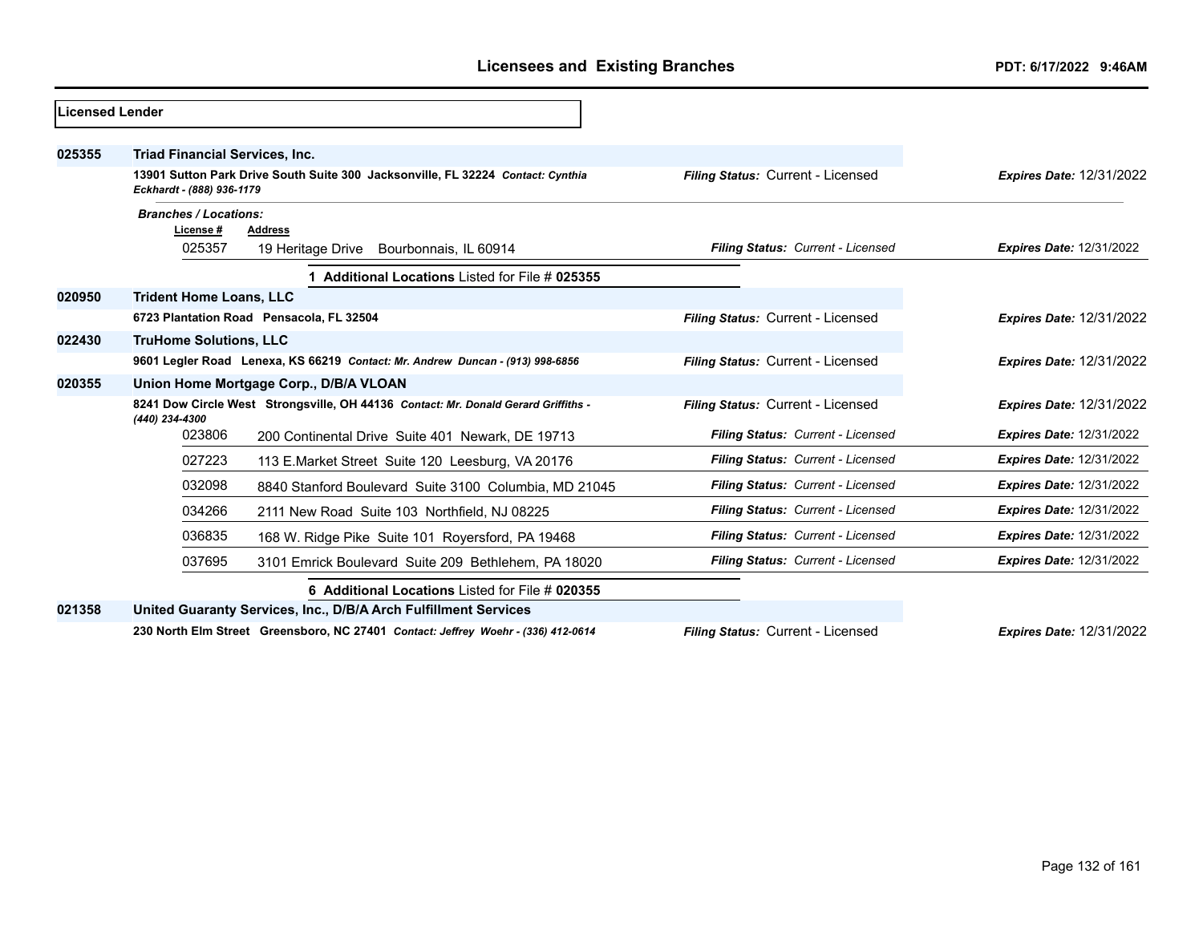## Licensed Lender

**025355** **Triad Financial Services, Inc.**

**13901 Sutton Park Drive South Suite 300 Jacksonville, FL 32224** ***Contact: Cynthia Eckhardt - (888) 936-1179***

*Filing Status:* Current - Licensed — *Expires Date:* 12/31/2022

***Branches / Locations:***

| License # | Address | Filing Status | Expires Date |
|---|---|---|---|
| 025357 | 19 Heritage Drive Bourbonnais, IL 60914 | Current - Licensed | 12/31/2022 |

**1 Additional Locations** Listed for File # **025355**

**020950** **Trident Home Loans, LLC**

**6723 Plantation Road Pensacola, FL 32504**

*Filing Status:* Current - Licensed — *Expires Date:* 12/31/2022

**022430** **TruHome Solutions, LLC**

**9601 Legler Road Lenexa, KS 66219** ***Contact: Mr. Andrew Duncan - (913) 998-6856***

*Filing Status:* Current - Licensed — *Expires Date:* 12/31/2022

**020355** **Union Home Mortgage Corp., D/B/A VLOAN**

**8241 Dow Circle West Strongsville, OH 44136** ***Contact: Mr. Donald Gerard Griffiths - (440) 234-4300***

*Filing Status:* Current - Licensed — *Expires Date:* 12/31/2022

| License # | Address | Filing Status | Expires Date |
|---|---|---|---|
| 023806 | 200 Continental Drive Suite 401 Newark, DE 19713 | Current - Licensed | 12/31/2022 |
| 027223 | 113 E.Market Street Suite 120 Leesburg, VA 20176 | Current - Licensed | 12/31/2022 |
| 032098 | 8840 Stanford Boulevard Suite 3100 Columbia, MD 21045 | Current - Licensed | 12/31/2022 |
| 034266 | 2111 New Road Suite 103 Northfield, NJ 08225 | Current - Licensed | 12/31/2022 |
| 036835 | 168 W. Ridge Pike Suite 101 Royersford, PA 19468 | Current - Licensed | 12/31/2022 |
| 037695 | 3101 Emrick Boulevard Suite 209 Bethlehem, PA 18020 | Current - Licensed | 12/31/2022 |

**6 Additional Locations** Listed for File # **020355**

**021358** **United Guaranty Services, Inc., D/B/A Arch Fulfillment Services**

**230 North Elm Street Greensboro, NC 27401** ***Contact: Jeffrey Woehr - (336) 412-0614***

*Filing Status:* Current - Licensed — *Expires Date:* 12/31/2022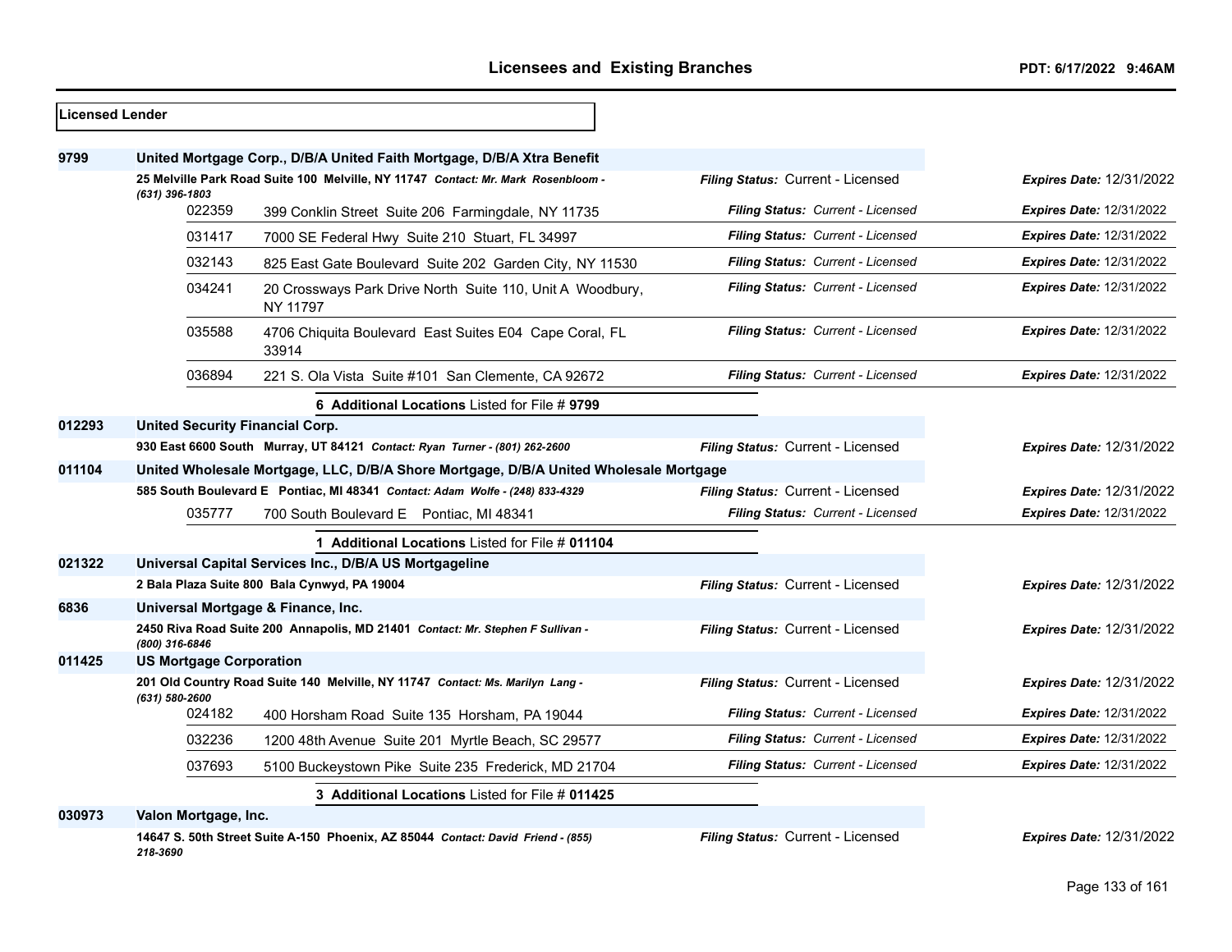**Licensed Lender**

**9799** **United Mortgage Corp., D/B/A United Faith Mortgage, D/B/A Xtra Benefit**

**25 Melville Park Road Suite 100 Melville, NY 11747** *Contact: Mr. Mark Rosenbloom - (631) 396-1803* — *Filing Status:* Current - Licensed — *Expires Date:* 12/31/2022

| Branch | Address | Filing Status | Expires Date |
|---|---|---|---|
| 022359 | 399 Conklin Street Suite 206 Farmingdale, NY 11735 | Current - Licensed | 12/31/2022 |
| 031417 | 7000 SE Federal Hwy Suite 210 Stuart, FL 34997 | Current - Licensed | 12/31/2022 |
| 032143 | 825 East Gate Boulevard Suite 202 Garden City, NY 11530 | Current - Licensed | 12/31/2022 |
| 034241 | 20 Crossways Park Drive North Suite 110, Unit A Woodbury, NY 11797 | Current - Licensed | 12/31/2022 |
| 035588 | 4706 Chiquita Boulevard East Suites E04 Cape Coral, FL 33914 | Current - Licensed | 12/31/2022 |
| 036894 | 221 S. Ola Vista Suite #101 San Clemente, CA 92672 | Current - Licensed | 12/31/2022 |

**6 Additional Locations** Listed for File # **9799**

**012293** **United Security Financial Corp.**

**930 East 6600 South Murray, UT 84121** *Contact: Ryan Turner - (801) 262-2600* — *Filing Status:* Current - Licensed — *Expires Date:* 12/31/2022

**011104** **United Wholesale Mortgage, LLC, D/B/A Shore Mortgage, D/B/A United Wholesale Mortgage**

**585 South Boulevard E Pontiac, MI 48341** *Contact: Adam Wolfe - (248) 833-4329* — *Filing Status:* Current - Licensed — *Expires Date:* 12/31/2022

| Branch | Address | Filing Status | Expires Date |
|---|---|---|---|
| 035777 | 700 South Boulevard E Pontiac, MI 48341 | Current - Licensed | 12/31/2022 |

**1 Additional Locations** Listed for File # **011104**

**021322** **Universal Capital Services Inc., D/B/A US Mortgageline**

**2 Bala Plaza Suite 800 Bala Cynwyd, PA 19004** — *Filing Status:* Current - Licensed — *Expires Date:* 12/31/2022

**6836** **Universal Mortgage & Finance, Inc.**

**2450 Riva Road Suite 200 Annapolis, MD 21401** *Contact: Mr. Stephen F Sullivan - (800) 316-6846* — *Filing Status:* Current - Licensed — *Expires Date:* 12/31/2022

**011425** **US Mortgage Corporation**

**201 Old Country Road Suite 140 Melville, NY 11747** *Contact: Ms. Marilyn Lang - (631) 580-2600* — *Filing Status:* Current - Licensed — *Expires Date:* 12/31/2022

| Branch | Address | Filing Status | Expires Date |
|---|---|---|---|
| 024182 | 400 Horsham Road Suite 135 Horsham, PA 19044 | Current - Licensed | 12/31/2022 |
| 032236 | 1200 48th Avenue Suite 201 Myrtle Beach, SC 29577 | Current - Licensed | 12/31/2022 |
| 037693 | 5100 Buckeystown Pike Suite 235 Frederick, MD 21704 | Current - Licensed | 12/31/2022 |

**3 Additional Locations** Listed for File # **011425**

**030973** **Valon Mortgage, Inc.**

**14647 S. 50th Street Suite A-150 Phoenix, AZ 85044** *Contact: David Friend - (855) 218-3690* — *Filing Status:* Current - Licensed — *Expires Date:* 12/31/2022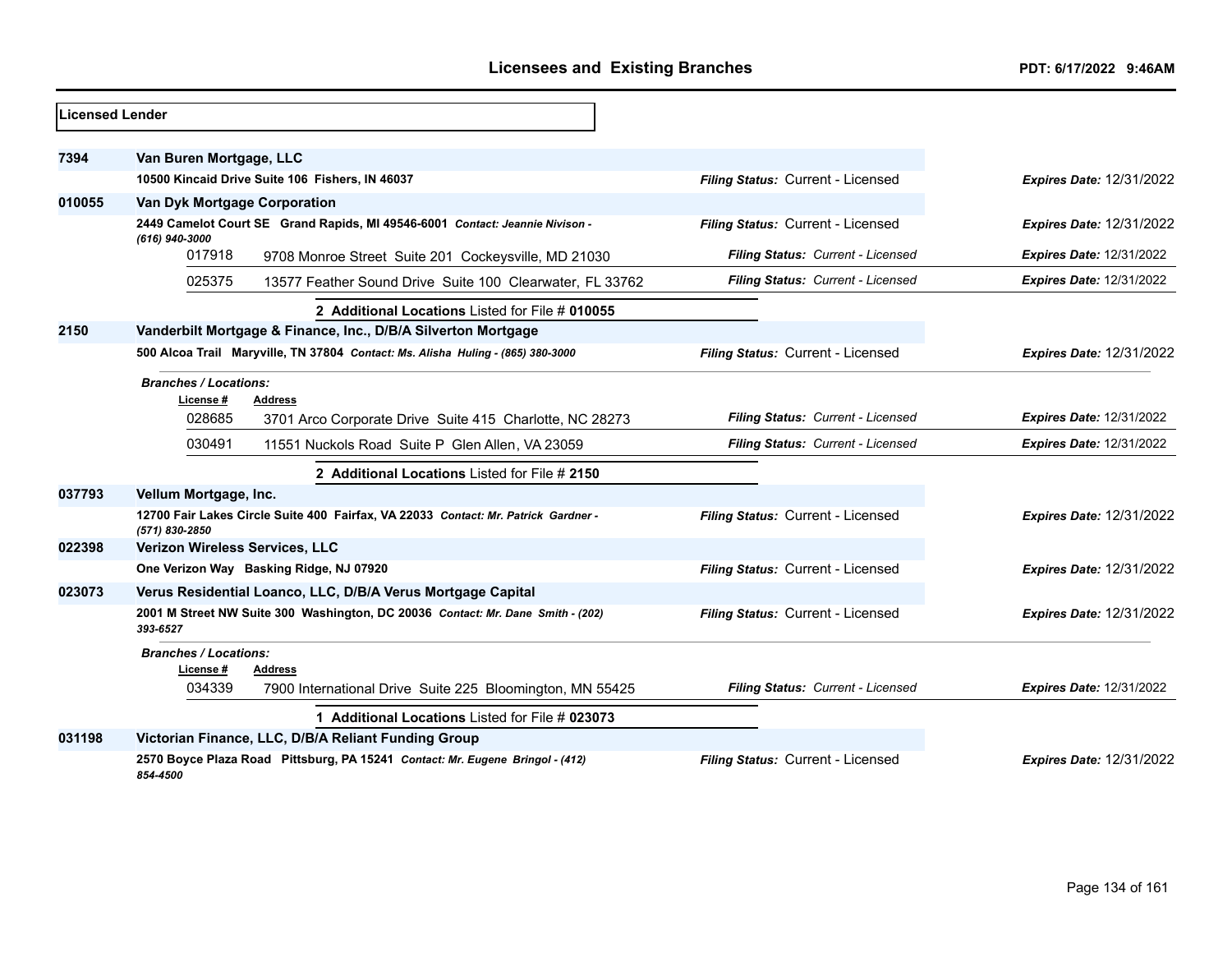**Licensed Lender**

**7394** **Van Buren Mortgage, LLC**
**10500 Kincaid Drive Suite 106 Fishers, IN 46037** — *Filing Status:* Current - Licensed — *Expires Date:* 12/31/2022

**010055** **Van Dyk Mortgage Corporation**
**2449 Camelot Court SE Grand Rapids, MI 49546-6001** *Contact: Jeannie Nivison - (616) 940-3000* — *Filing Status:* Current - Licensed — *Expires Date:* 12/31/2022

| License # | Address | Filing Status | Expires Date |
|---|---|---|---|
| 017918 | 9708 Monroe Street Suite 201 Cockeysville, MD 21030 | Current - Licensed | 12/31/2022 |
| 025375 | 13577 Feather Sound Drive Suite 100 Clearwater, FL 33762 | Current - Licensed | 12/31/2022 |

**2 Additional Locations** Listed for File # **010055**

**2150** **Vanderbilt Mortgage & Finance, Inc., D/B/A Silverton Mortgage**
**500 Alcoa Trail Maryville, TN 37804** *Contact: Ms. Alisha Huling - (865) 380-3000* — *Filing Status:* Current - Licensed — *Expires Date:* 12/31/2022

*Branches / Locations:*

| License # | Address | Filing Status | Expires Date |
|---|---|---|---|
| 028685 | 3701 Arco Corporate Drive Suite 415 Charlotte, NC 28273 | Current - Licensed | 12/31/2022 |
| 030491 | 11551 Nuckols Road Suite P Glen Allen, VA 23059 | Current - Licensed | 12/31/2022 |

**2 Additional Locations** Listed for File # **2150**

**037793** **Vellum Mortgage, Inc.**
**12700 Fair Lakes Circle Suite 400 Fairfax, VA 22033** *Contact: Mr. Patrick Gardner - (571) 830-2850* — *Filing Status:* Current - Licensed — *Expires Date:* 12/31/2022

**022398** **Verizon Wireless Services, LLC**
**One Verizon Way Basking Ridge, NJ 07920** — *Filing Status:* Current - Licensed — *Expires Date:* 12/31/2022

**023073** **Verus Residential Loanco, LLC, D/B/A Verus Mortgage Capital**
**2001 M Street NW Suite 300 Washington, DC 20036** *Contact: Mr. Dane Smith - (202) 393-6527* — *Filing Status:* Current - Licensed — *Expires Date:* 12/31/2022

*Branches / Locations:*

| License # | Address | Filing Status | Expires Date |
|---|---|---|---|
| 034339 | 7900 International Drive Suite 225 Bloomington, MN 55425 | Current - Licensed | 12/31/2022 |

**1 Additional Locations** Listed for File # **023073**

**031198** **Victorian Finance, LLC, D/B/A Reliant Funding Group**
**2570 Boyce Plaza Road Pittsburg, PA 15241** *Contact: Mr. Eugene Bringol - (412) 854-4500* — *Filing Status:* Current - Licensed — *Expires Date:* 12/31/2022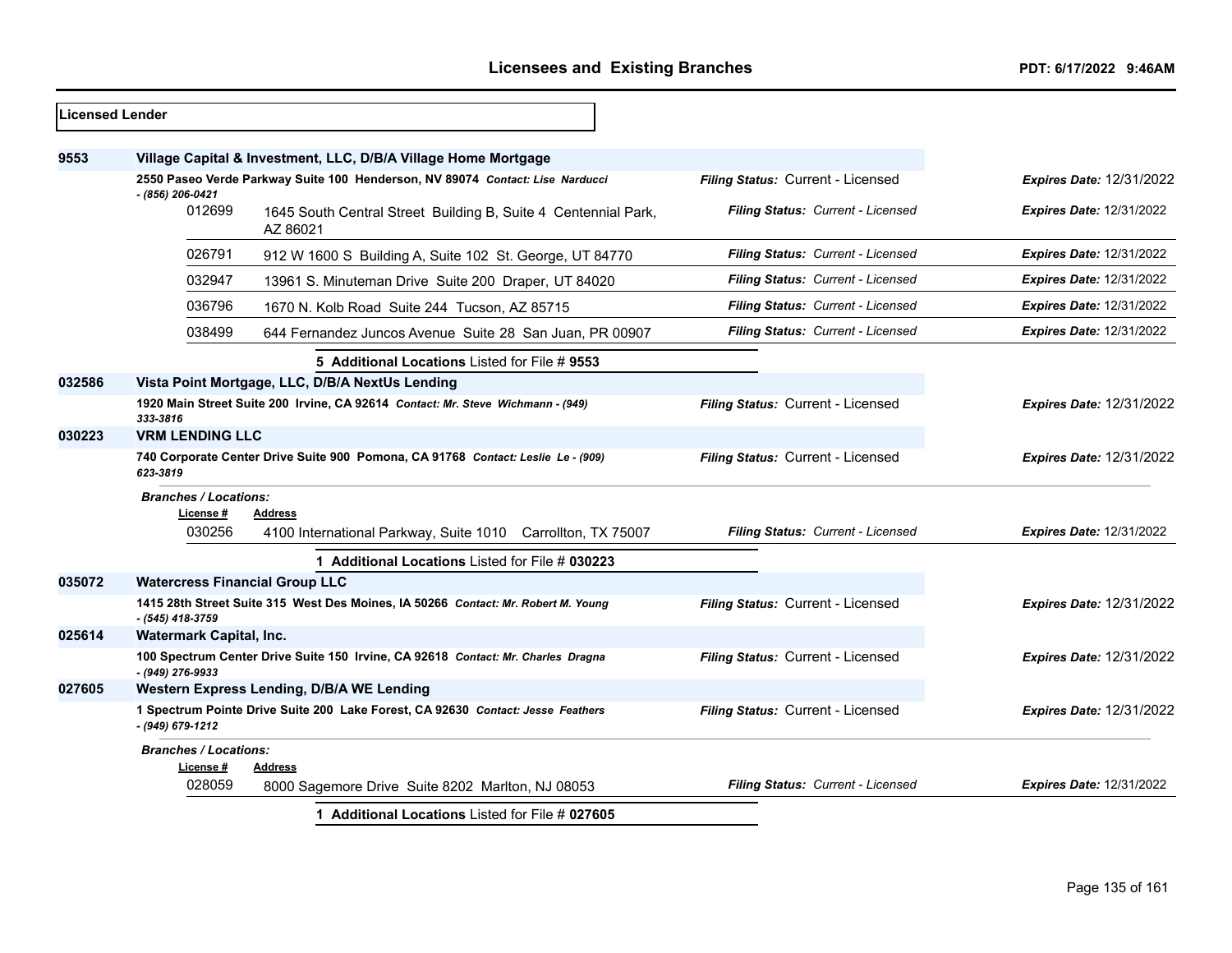**Licensed Lender**

**9553** **Village Capital & Investment, LLC, D/B/A Village Home Mortgage**

**2550 Paseo Verde Parkway Suite 100 Henderson, NV 89074** *Contact: Lise Narducci - (856) 206-0421*

*Filing Status:* Current - Licensed *Expires Date:* 12/31/2022

| License # | Address | Filing Status | Expires Date |
|---|---|---|---|
| 012699 | 1645 South Central Street Building B, Suite 4 Centennial Park, AZ 86021 | Current - Licensed | 12/31/2022 |
| 026791 | 912 W 1600 S Building A, Suite 102 St. George, UT 84770 | Current - Licensed | 12/31/2022 |
| 032947 | 13961 S. Minuteman Drive Suite 200 Draper, UT 84020 | Current - Licensed | 12/31/2022 |
| 036796 | 1670 N. Kolb Road Suite 244 Tucson, AZ 85715 | Current - Licensed | 12/31/2022 |
| 038499 | 644 Fernandez Juncos Avenue Suite 28 San Juan, PR 00907 | Current - Licensed | 12/31/2022 |

**5 Additional Locations** Listed for File # **9553**

**032586** **Vista Point Mortgage, LLC, D/B/A NextUs Lending**

**1920 Main Street Suite 200 Irvine, CA 92614** *Contact: Mr. Steve Wichmann - (949) 333-3816*

*Filing Status:* Current - Licensed *Expires Date:* 12/31/2022

**030223** **VRM LENDING LLC**

**740 Corporate Center Drive Suite 900 Pomona, CA 91768** *Contact: Leslie Le - (909) 623-3819*

*Filing Status:* Current - Licensed *Expires Date:* 12/31/2022

*Branches / Locations:*

| License # | Address | Filing Status | Expires Date |
|---|---|---|---|
| 030256 | 4100 International Parkway, Suite 1010 Carrollton, TX 75007 | Current - Licensed | 12/31/2022 |

**1 Additional Locations** Listed for File # **030223**

**035072** **Watercress Financial Group LLC**

**1415 28th Street Suite 315 West Des Moines, IA 50266** *Contact: Mr. Robert M. Young - (545) 418-3759*

*Filing Status:* Current - Licensed *Expires Date:* 12/31/2022

**025614** **Watermark Capital, Inc.**

**100 Spectrum Center Drive Suite 150 Irvine, CA 92618** *Contact: Mr. Charles Dragna - (949) 276-9933*

*Filing Status:* Current - Licensed *Expires Date:* 12/31/2022

**027605** **Western Express Lending, D/B/A WE Lending**

**1 Spectrum Pointe Drive Suite 200 Lake Forest, CA 92630** *Contact: Jesse Feathers - (949) 679-1212*

*Filing Status:* Current - Licensed *Expires Date:* 12/31/2022

*Branches / Locations:*

| License # | Address | Filing Status | Expires Date |
|---|---|---|---|
| 028059 | 8000 Sagemore Drive Suite 8202 Marlton, NJ 08053 | Current - Licensed | 12/31/2022 |

**1 Additional Locations** Listed for File # **027605**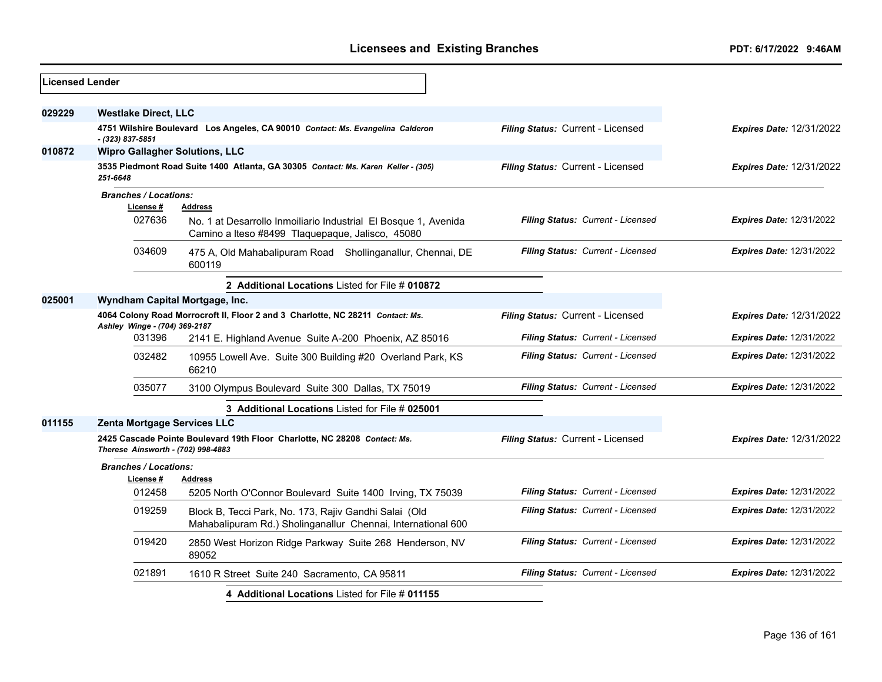## Licensed Lender

**029229** **Westlake Direct, LLC**

**4751 Wilshire Boulevard Los Angeles, CA 90010** *Contact: Ms. Evangelina Calderon - (323) 837-5851*

*Filing Status:* Current - Licensed *Expires Date:* 12/31/2022

**010872** **Wipro Gallagher Solutions, LLC**

**3535 Piedmont Road Suite 1400 Atlanta, GA 30305** *Contact: Ms. Karen Keller - (305) 251-6648*

*Filing Status:* Current - Licensed *Expires Date:* 12/31/2022

*Branches / Locations:*

| License # | Address | Filing Status | Expires Date |
|---|---|---|---|
| 027636 | No. 1 at Desarrollo Inmoiliario Industrial El Bosque 1, Avenida Camino a Iteso #8499 Tlaquepaque, Jalisco, 45080 | Current - Licensed | 12/31/2022 |
| 034609 | 475 A, Old Mahabalipuram Road Shollinganallur, Chennai, DE 600119 | Current - Licensed | 12/31/2022 |

**2 Additional Locations** Listed for File # **010872**

**025001** **Wyndham Capital Mortgage, Inc.**

**4064 Colony Road Morrocroft II, Floor 2 and 3 Charlotte, NC 28211** *Contact: Ms. Ashley Winge - (704) 369-2187*

*Filing Status:* Current - Licensed *Expires Date:* 12/31/2022

| License # | Address | Filing Status | Expires Date |
|---|---|---|---|
| 031396 | 2141 E. Highland Avenue Suite A-200 Phoenix, AZ 85016 | Current - Licensed | 12/31/2022 |
| 032482 | 10955 Lowell Ave. Suite 300 Building #20 Overland Park, KS 66210 | Current - Licensed | 12/31/2022 |
| 035077 | 3100 Olympus Boulevard Suite 300 Dallas, TX 75019 | Current - Licensed | 12/31/2022 |

**3 Additional Locations** Listed for File # **025001**

**011155** **Zenta Mortgage Services LLC**

**2425 Cascade Pointe Boulevard 19th Floor Charlotte, NC 28208** *Contact: Ms. Therese Ainsworth - (702) 998-4883*

*Filing Status:* Current - Licensed *Expires Date:* 12/31/2022

*Branches / Locations:*

| License # | Address | Filing Status | Expires Date |
|---|---|---|---|
| 012458 | 5205 North O'Connor Boulevard Suite 1400 Irving, TX 75039 | Current - Licensed | 12/31/2022 |
| 019259 | Block B, Tecci Park, No. 173, Rajiv Gandhi Salai (Old Mahabalipuram Rd.) Sholinganallur Chennai, International 600 | Current - Licensed | 12/31/2022 |
| 019420 | 2850 West Horizon Ridge Parkway Suite 268 Henderson, NV 89052 | Current - Licensed | 12/31/2022 |
| 021891 | 1610 R Street Suite 240 Sacramento, CA 95811 | Current - Licensed | 12/31/2022 |

**4 Additional Locations** Listed for File # **011155**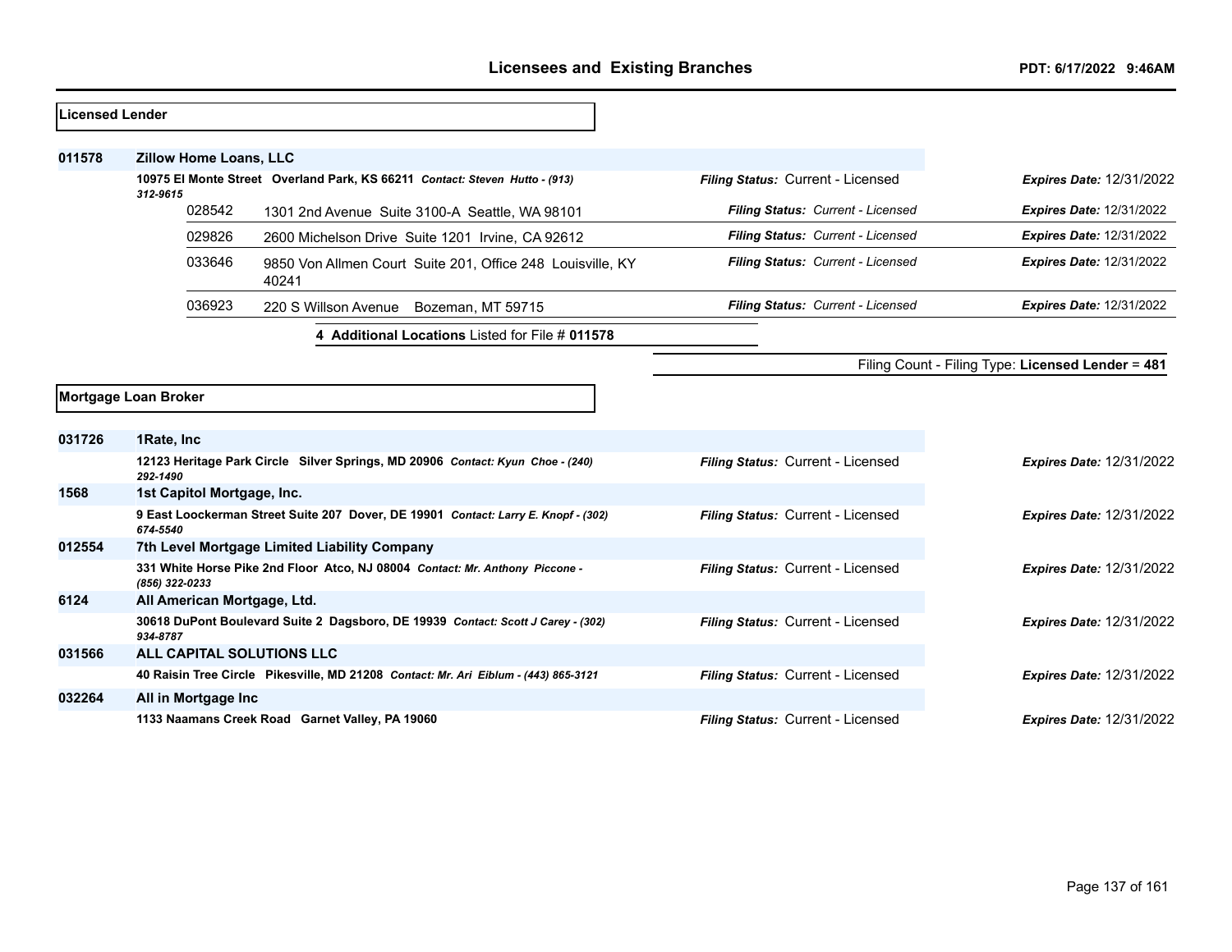## Licensed Lender

| File # | Name / Address | Filing Status | Expires Date |
|---|---|---|---|
| **011578** | **Zillow Home Loans, LLC** | | |
| | **10975 El Monte Street Overland Park, KS 66211** *Contact: Steven Hutto - (913) 312-9615* | *Filing Status:* Current - Licensed | *Expires Date:* 12/31/2022 |
| 028542 | 1301 2nd Avenue Suite 3100-A Seattle, WA 98101 | *Filing Status: Current - Licensed* | *Expires Date:* 12/31/2022 |
| 029826 | 2600 Michelson Drive Suite 1201 Irvine, CA 92612 | *Filing Status: Current - Licensed* | *Expires Date:* 12/31/2022 |
| 033646 | 9850 Von Allmen Court Suite 201, Office 248 Louisville, KY 40241 | *Filing Status: Current - Licensed* | *Expires Date:* 12/31/2022 |
| 036923 | 220 S Willson Avenue Bozeman, MT 59715 | *Filing Status: Current - Licensed* | *Expires Date:* 12/31/2022 |

**4 Additional Locations** Listed for File # **011578**

Filing Count - Filing Type: **Licensed Lender** = **481**

## Mortgage Loan Broker

| File # | Name / Address | Filing Status | Expires Date |
|---|---|---|---|
| **031726** | **1Rate, Inc** | | |
| | **12123 Heritage Park Circle Silver Springs, MD 20906** *Contact: Kyun Choe - (240) 292-1490* | *Filing Status:* Current - Licensed | *Expires Date:* 12/31/2022 |
| **1568** | **1st Capitol Mortgage, Inc.** | | |
| | **9 East Loockerman Street Suite 207 Dover, DE 19901** *Contact: Larry E. Knopf - (302) 674-5540* | *Filing Status:* Current - Licensed | *Expires Date:* 12/31/2022 |
| **012554** | **7th Level Mortgage Limited Liability Company** | | |
| | **331 White Horse Pike 2nd Floor Atco, NJ 08004** *Contact: Mr. Anthony Piccone - (856) 322-0233* | *Filing Status:* Current - Licensed | *Expires Date:* 12/31/2022 |
| **6124** | **All American Mortgage, Ltd.** | | |
| | **30618 DuPont Boulevard Suite 2 Dagsboro, DE 19939** *Contact: Scott J Carey - (302) 934-8787* | *Filing Status:* Current - Licensed | *Expires Date:* 12/31/2022 |
| **031566** | **ALL CAPITAL SOLUTIONS LLC** | | |
| | **40 Raisin Tree Circle Pikesville, MD 21208** *Contact: Mr. Ari Eiblum - (443) 865-3121* | *Filing Status:* Current - Licensed | *Expires Date:* 12/31/2022 |
| **032264** | **All in Mortgage Inc** | | |
| | **1133 Naamans Creek Road Garnet Valley, PA 19060** | *Filing Status:* Current - Licensed | *Expires Date:* 12/31/2022 |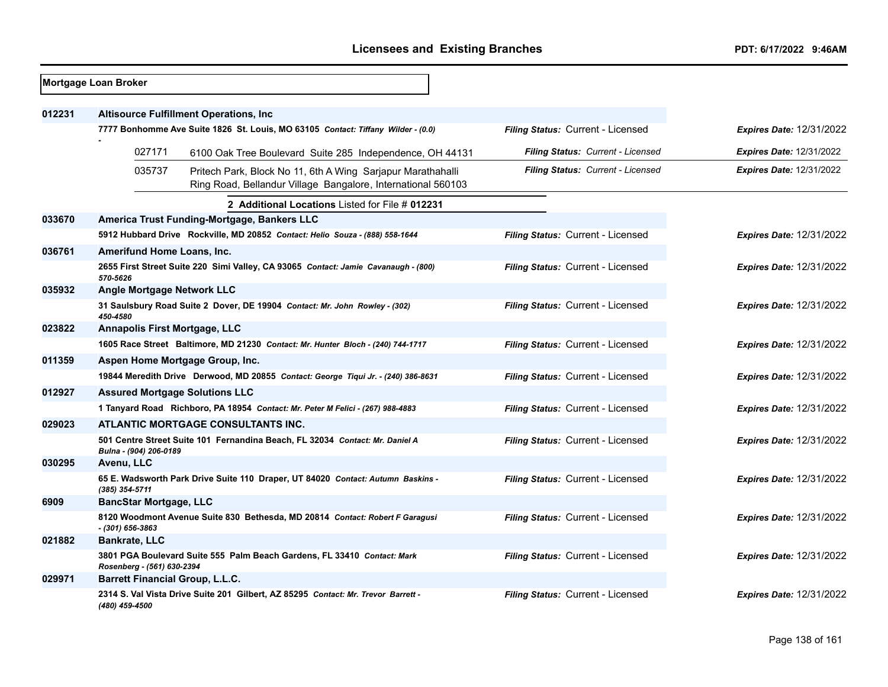**Mortgage Loan Broker**

| File # | Licensee / Address | Filing Status | Expires Date |
|---|---|---|---|
| 012231 | **Altisource Fulfillment Operations, Inc** | | |
| | **7777 Bonhomme Ave Suite 1826 St. Louis, MO 63105** *Contact: Tiffany Wilder - (0.0) -* | *Filing Status:* Current - Licensed | *Expires Date:* 12/31/2022 |
| 027171 | 6100 Oak Tree Boulevard Suite 285 Independence, OH 44131 | *Filing Status: Current - Licensed* | *Expires Date:* 12/31/2022 |
| 035737 | Pritech Park, Block No 11, 6th A Wing Sarjapur Marathahalli Ring Road, Bellandur Village Bangalore, International 560103 | *Filing Status: Current - Licensed* | *Expires Date:* 12/31/2022 |
| | **2 Additional Locations** Listed for File # **012231** | | |
| 033670 | **America Trust Funding-Mortgage, Bankers LLC** | | |
| | **5912 Hubbard Drive Rockville, MD 20852** *Contact: Helio Souza - (888) 558-1644* | *Filing Status:* Current - Licensed | *Expires Date:* 12/31/2022 |
| 036761 | **Amerifund Home Loans, Inc.** | | |
| | **2655 First Street Suite 220 Simi Valley, CA 93065** *Contact: Jamie Cavanaugh - (800) 570-5626* | *Filing Status:* Current - Licensed | *Expires Date:* 12/31/2022 |
| 035932 | **Angle Mortgage Network LLC** | | |
| | **31 Saulsbury Road Suite 2 Dover, DE 19904** *Contact: Mr. John Rowley - (302) 450-4580* | *Filing Status:* Current - Licensed | *Expires Date:* 12/31/2022 |
| 023822 | **Annapolis First Mortgage, LLC** | | |
| | **1605 Race Street Baltimore, MD 21230** *Contact: Mr. Hunter Bloch - (240) 744-1717* | *Filing Status:* Current - Licensed | *Expires Date:* 12/31/2022 |
| 011359 | **Aspen Home Mortgage Group, Inc.** | | |
| | **19844 Meredith Drive Derwood, MD 20855** *Contact: George Tiqui Jr. - (240) 386-8631* | *Filing Status:* Current - Licensed | *Expires Date:* 12/31/2022 |
| 012927 | **Assured Mortgage Solutions LLC** | | |
| | **1 Tanyard Road Richboro, PA 18954** *Contact: Mr. Peter M Felici - (267) 988-4883* | *Filing Status:* Current - Licensed | *Expires Date:* 12/31/2022 |
| 029023 | **ATLANTIC MORTGAGE CONSULTANTS INC.** | | |
| | **501 Centre Street Suite 101 Fernandina Beach, FL 32034** *Contact: Mr. Daniel A Bulna - (904) 206-0189* | *Filing Status:* Current - Licensed | *Expires Date:* 12/31/2022 |
| 030295 | **Avenu, LLC** | | |
| | **65 E. Wadsworth Park Drive Suite 110 Draper, UT 84020** *Contact: Autumn Baskins - (385) 354-5711* | *Filing Status:* Current - Licensed | *Expires Date:* 12/31/2022 |
| 6909 | **BancStar Mortgage, LLC** | | |
| | **8120 Woodmont Avenue Suite 830 Bethesda, MD 20814** *Contact: Robert F Garagusi - (301) 656-3863* | *Filing Status:* Current - Licensed | *Expires Date:* 12/31/2022 |
| 021882 | **Bankrate, LLC** | | |
| | **3801 PGA Boulevard Suite 555 Palm Beach Gardens, FL 33410** *Contact: Mark Rosenberg - (561) 630-2394* | *Filing Status:* Current - Licensed | *Expires Date:* 12/31/2022 |
| 029971 | **Barrett Financial Group, L.L.C.** | | |
| | **2314 S. Val Vista Drive Suite 201 Gilbert, AZ 85295** *Contact: Mr. Trevor Barrett - (480) 459-4500* | *Filing Status:* Current - Licensed | *Expires Date:* 12/31/2022 |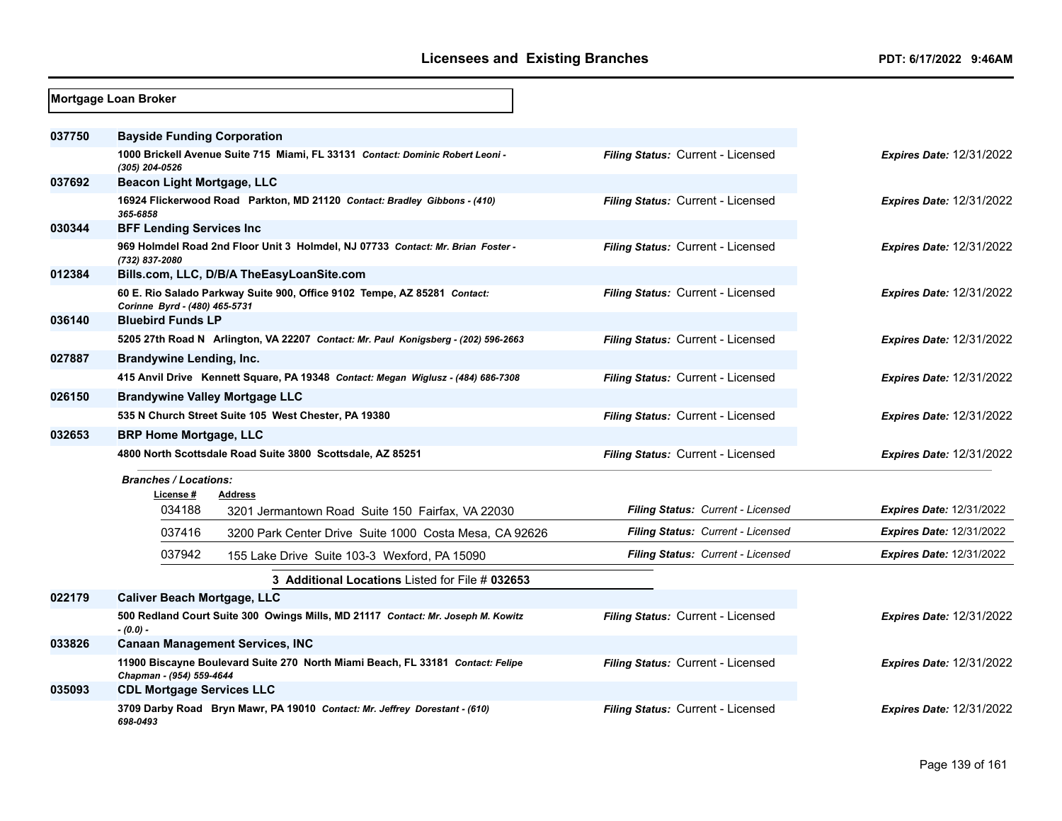**Mortgage Loan Broker**

| License # | Name / Address | Filing Status | Expires Date |
|---|---|---|---|
| 037750 | **Bayside Funding Corporation** | | |
| | 1000 Brickell Avenue Suite 715 Miami, FL 33131 *Contact: Dominic Robert Leoni - (305) 204-0526* | *Filing Status:* Current - Licensed | *Expires Date:* 12/31/2022 |
| 037692 | **Beacon Light Mortgage, LLC** | | |
| | 16924 Flickerwood Road Parkton, MD 21120 *Contact: Bradley Gibbons - (410) 365-6858* | *Filing Status:* Current - Licensed | *Expires Date:* 12/31/2022 |
| 030344 | **BFF Lending Services Inc** | | |
| | 969 Holmdel Road 2nd Floor Unit 3 Holmdel, NJ 07733 *Contact: Mr. Brian Foster - (732) 837-2080* | *Filing Status:* Current - Licensed | *Expires Date:* 12/31/2022 |
| 012384 | **Bills.com, LLC, D/B/A TheEasyLoanSite.com** | | |
| | 60 E. Rio Salado Parkway Suite 900, Office 9102 Tempe, AZ 85281 *Contact: Corinne Byrd - (480) 465-5731* | *Filing Status:* Current - Licensed | *Expires Date:* 12/31/2022 |
| 036140 | **Bluebird Funds LP** | | |
| | 5205 27th Road N Arlington, VA 22207 *Contact: Mr. Paul Konigsberg - (202) 596-2663* | *Filing Status:* Current - Licensed | *Expires Date:* 12/31/2022 |
| 027887 | **Brandywine Lending, Inc.** | | |
| | 415 Anvil Drive Kennett Square, PA 19348 *Contact: Megan Wiglusz - (484) 686-7308* | *Filing Status:* Current - Licensed | *Expires Date:* 12/31/2022 |
| 026150 | **Brandywine Valley Mortgage LLC** | | |
| | 535 N Church Street Suite 105 West Chester, PA 19380 | *Filing Status:* Current - Licensed | *Expires Date:* 12/31/2022 |
| 032653 | **BRP Home Mortgage, LLC** | | |
| | 4800 North Scottsdale Road Suite 3800 Scottsdale, AZ 85251 | *Filing Status:* Current - Licensed | *Expires Date:* 12/31/2022 |

*Branches / Locations:*

| License # | Address | Filing Status | Expires Date |
|---|---|---|---|
| 034188 | 3201 Jermantown Road Suite 150 Fairfax, VA 22030 | *Filing Status: Current - Licensed* | *Expires Date:* 12/31/2022 |
| 037416 | 3200 Park Center Drive Suite 1000 Costa Mesa, CA 92626 | *Filing Status: Current - Licensed* | *Expires Date:* 12/31/2022 |
| 037942 | 155 Lake Drive Suite 103-3 Wexford, PA 15090 | *Filing Status: Current - Licensed* | *Expires Date:* 12/31/2022 |

**3 Additional Locations** Listed for File # **032653**

| License # | Name / Address | Filing Status | Expires Date |
|---|---|---|---|
| 022179 | **Caliver Beach Mortgage, LLC** | | |
| | 500 Redland Court Suite 300 Owings Mills, MD 21117 *Contact: Mr. Joseph M. Kowitz - (0.0) -* | *Filing Status:* Current - Licensed | *Expires Date:* 12/31/2022 |
| 033826 | **Canaan Management Services, INC** | | |
| | 11900 Biscayne Boulevard Suite 270 North Miami Beach, FL 33181 *Contact: Felipe Chapman - (954) 559-4644* | *Filing Status:* Current - Licensed | *Expires Date:* 12/31/2022 |
| 035093 | **CDL Mortgage Services LLC** | | |
| | 3709 Darby Road Bryn Mawr, PA 19010 *Contact: Mr. Jeffrey Dorestant - (610) 698-0493* | *Filing Status:* Current - Licensed | *Expires Date:* 12/31/2022 |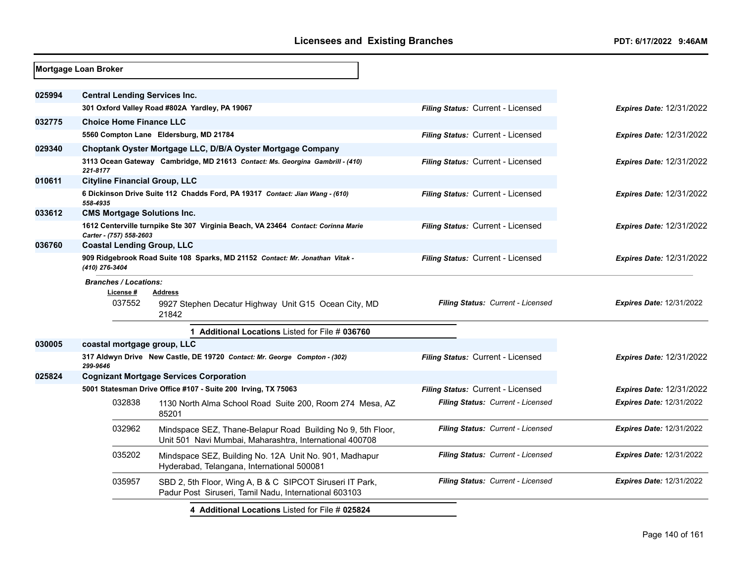## Mortgage Loan Broker

**025994** **Central Lending Services Inc.**
301 Oxford Valley Road #802A Yardley, PA 19067
*Filing Status:* Current - Licensed *Expires Date:* 12/31/2022

**032775** **Choice Home Finance LLC**
5560 Compton Lane Eldersburg, MD 21784
*Filing Status:* Current - Licensed *Expires Date:* 12/31/2022

**029340** **Choptank Oyster Mortgage LLC, D/B/A Oyster Mortgage Company**
3113 Ocean Gateway Cambridge, MD 21613 *Contact: Ms. Georgina Gambrill - (410) 221-8177*
*Filing Status:* Current - Licensed *Expires Date:* 12/31/2022

**010611** **Cityline Financial Group, LLC**
6 Dickinson Drive Suite 112 Chadds Ford, PA 19317 *Contact: Jian Wang - (610) 558-4935*
*Filing Status:* Current - Licensed *Expires Date:* 12/31/2022

**033612** **CMS Mortgage Solutions Inc.**
1612 Centerville turnpike Ste 307 Virginia Beach, VA 23464 *Contact: Corinna Marie Carter - (757) 558-2603*
*Filing Status:* Current - Licensed *Expires Date:* 12/31/2022

**036760** **Coastal Lending Group, LLC**
909 Ridgebrook Road Suite 108 Sparks, MD 21152 *Contact: Mr. Jonathan Vitak - (410) 276-3404*
*Filing Status:* Current - Licensed *Expires Date:* 12/31/2022

*Branches / Locations:*

| License # | Address | Filing Status | Expires Date |
|---|---|---|---|
| 037552 | 9927 Stephen Decatur Highway Unit G15 Ocean City, MD 21842 | *Current - Licensed* | 12/31/2022 |

**1 Additional Locations** Listed for File # **036760**

**030005** **coastal mortgage group, LLC**
317 Aldwyn Drive New Castle, DE 19720 *Contact: Mr. George Compton - (302) 299-9646*
*Filing Status:* Current - Licensed *Expires Date:* 12/31/2022

**025824** **Cognizant Mortgage Services Corporation**
5001 Statesman Drive Office #107 - Suite 200 Irving, TX 75063
*Filing Status:* Current - Licensed *Expires Date:* 12/31/2022

| License # | Address | Filing Status | Expires Date |
|---|---|---|---|
| 032838 | 1130 North Alma School Road Suite 200, Room 274 Mesa, AZ 85201 | *Current - Licensed* | 12/31/2022 |
| 032962 | Mindspace SEZ, Thane-Belapur Road Building No 9, 5th Floor, Unit 501 Navi Mumbai, Maharashtra, International 400708 | *Current - Licensed* | 12/31/2022 |
| 035202 | Mindspace SEZ, Building No. 12A Unit No. 901, Madhapur Hyderabad, Telangana, International 500081 | *Current - Licensed* | 12/31/2022 |
| 035957 | SBD 2, 5th Floor, Wing A, B & C SIPCOT Siruseri IT Park, Padur Post Siruseri, Tamil Nadu, International 603103 | *Current - Licensed* | 12/31/2022 |

**4 Additional Locations** Listed for File # **025824**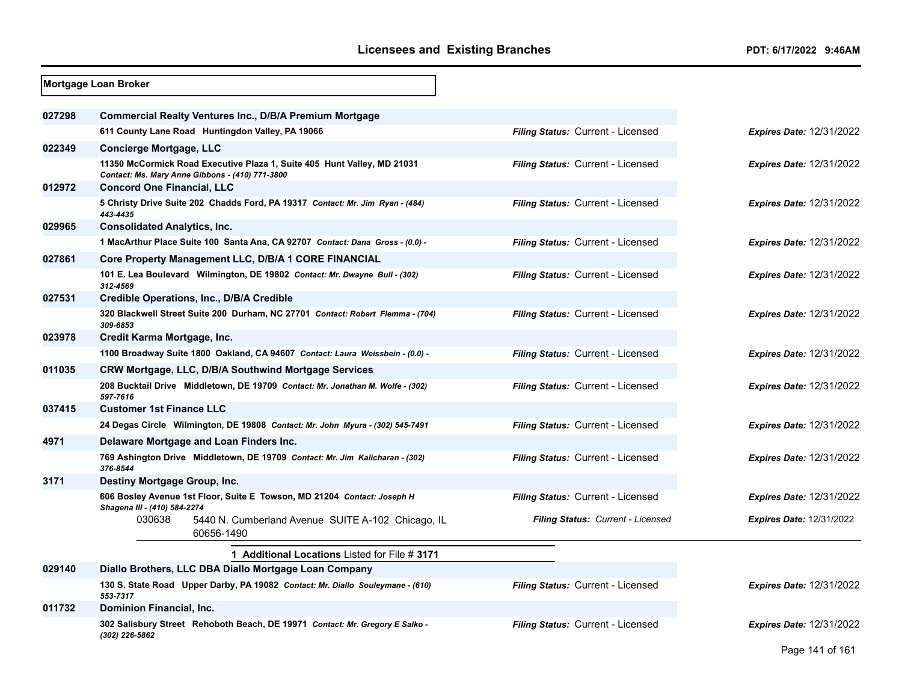## Mortgage Loan Broker

| File # | Licensee / Address | Filing Status | Expires Date |
|---|---|---|---|
| 027298 | **Commercial Realty Ventures Inc., D/B/A Premium Mortgage** | | |
| | 611 County Lane Road Huntingdon Valley, PA 19066 | *Filing Status:* Current - Licensed | *Expires Date:* 12/31/2022 |
| 022349 | **Concierge Mortgage, LLC** | | |
| | 11350 McCormick Road Executive Plaza 1, Suite 405 Hunt Valley, MD 21031 *Contact: Ms. Mary Anne Gibbons - (410) 771-3800* | *Filing Status:* Current - Licensed | *Expires Date:* 12/31/2022 |
| 012972 | **Concord One Financial, LLC** | | |
| | 5 Christy Drive Suite 202 Chadds Ford, PA 19317 *Contact: Mr. Jim Ryan - (484) 443-4435* | *Filing Status:* Current - Licensed | *Expires Date:* 12/31/2022 |
| 029965 | **Consolidated Analytics, Inc.** | | |
| | 1 MacArthur Place Suite 100 Santa Ana, CA 92707 *Contact: Dana Gross - (0.0) -* | *Filing Status:* Current - Licensed | *Expires Date:* 12/31/2022 |
| 027861 | **Core Property Management LLC, D/B/A 1 CORE FINANCIAL** | | |
| | 101 E. Lea Boulevard Wilmington, DE 19802 *Contact: Mr. Dwayne Bull - (302) 312-4569* | *Filing Status:* Current - Licensed | *Expires Date:* 12/31/2022 |
| 027531 | **Credible Operations, Inc., D/B/A Credible** | | |
| | 320 Blackwell Street Suite 200 Durham, NC 27701 *Contact: Robert Flemma - (704) 309-6853* | *Filing Status:* Current - Licensed | *Expires Date:* 12/31/2022 |
| 023978 | **Credit Karma Mortgage, Inc.** | | |
| | 1100 Broadway Suite 1800 Oakland, CA 94607 *Contact: Laura Weissbein - (0.0) -* | *Filing Status:* Current - Licensed | *Expires Date:* 12/31/2022 |
| 011035 | **CRW Mortgage, LLC, D/B/A Southwind Mortgage Services** | | |
| | 208 Bucktail Drive Middletown, DE 19709 *Contact: Mr. Jonathan M. Wolfe - (302) 597-7616* | *Filing Status:* Current - Licensed | *Expires Date:* 12/31/2022 |
| 037415 | **Customer 1st Finance LLC** | | |
| | 24 Degas Circle Wilmington, DE 19808 *Contact: Mr. John Myura - (302) 545-7491* | *Filing Status:* Current - Licensed | *Expires Date:* 12/31/2022 |
| 4971 | **Delaware Mortgage and Loan Finders Inc.** | | |
| | 769 Ashington Drive Middletown, DE 19709 *Contact: Mr. Jim Kalicharan - (302) 376-8544* | *Filing Status:* Current - Licensed | *Expires Date:* 12/31/2022 |
| 3171 | **Destiny Mortgage Group, Inc.** | | |
| | 606 Bosley Avenue 1st Floor, Suite E Towson, MD 21204 *Contact: Joseph H Shagena III - (410) 584-2274* | *Filing Status:* Current - Licensed | *Expires Date:* 12/31/2022 |
| | 030638 5440 N. Cumberland Avenue SUITE A-102 Chicago, IL 60656-1490 | *Filing Status: Current - Licensed* | *Expires Date:* 12/31/2022 |
| | **1 Additional Locations** Listed for File # **3171** | | |
| 029140 | **Diallo Brothers, LLC DBA Diallo Mortgage Loan Company** | | |
| | 130 S. State Road Upper Darby, PA 19082 *Contact: Mr. Diallo Souleymane - (610) 553-7317* | *Filing Status:* Current - Licensed | *Expires Date:* 12/31/2022 |
| 011732 | **Dominion Financial, Inc.** | | |
| | 302 Salisbury Street Rehoboth Beach, DE 19971 *Contact: Mr. Gregory E Salko - (302) 226-5862* | *Filing Status:* Current - Licensed | *Expires Date:* 12/31/2022 |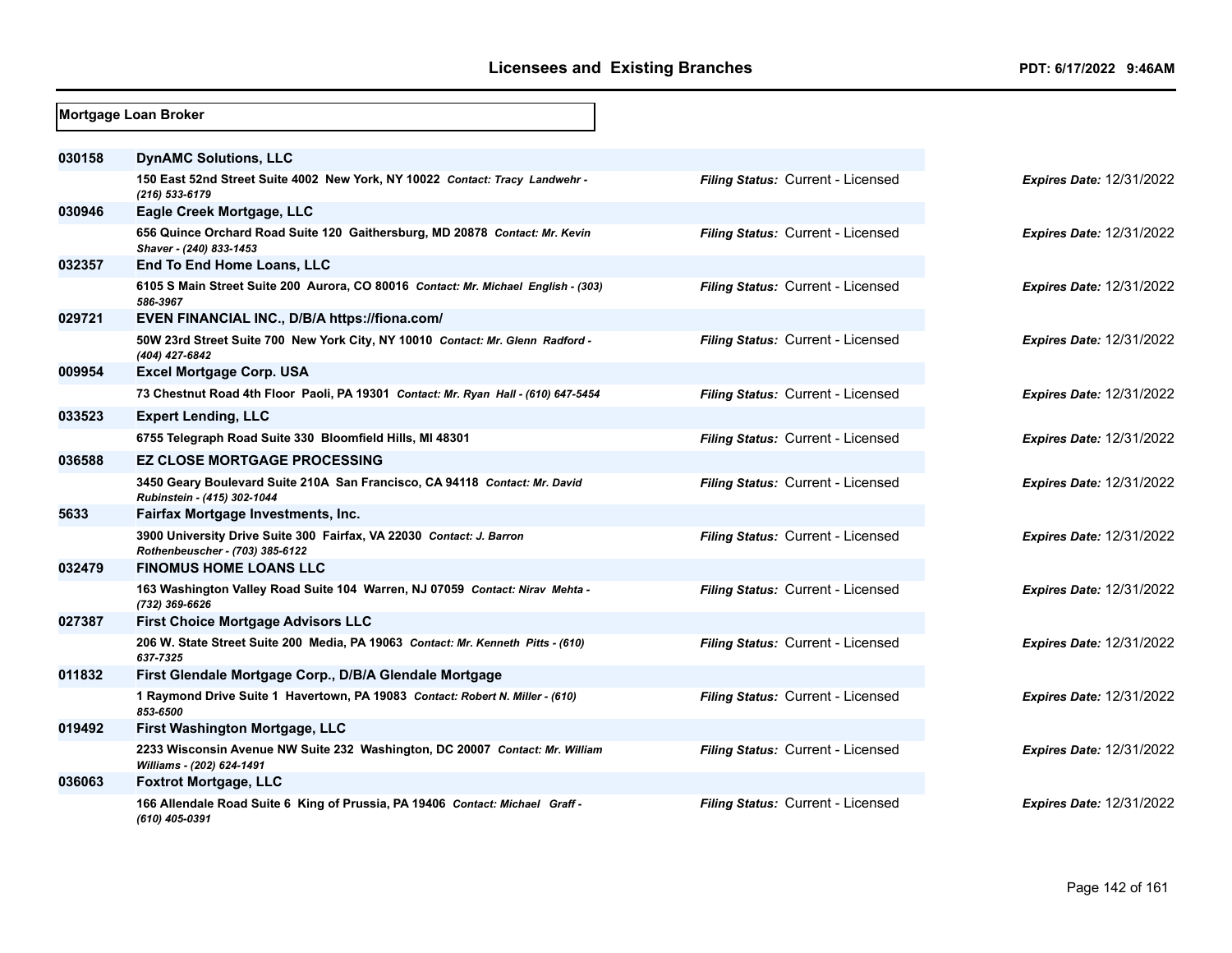## Mortgage Loan Broker

| License | Name / Address | Filing Status | Expires Date |
|---|---|---|---|
| 030158 | **DynAMC Solutions, LLC** | | |
| | 150 East 52nd Street Suite 4002 New York, NY 10022 *Contact: Tracy Landwehr - (216) 533-6179* | *Filing Status:* Current - Licensed | *Expires Date:* 12/31/2022 |
| 030946 | **Eagle Creek Mortgage, LLC** | | |
| | 656 Quince Orchard Road Suite 120 Gaithersburg, MD 20878 *Contact: Mr. Kevin Shaver - (240) 833-1453* | *Filing Status:* Current - Licensed | *Expires Date:* 12/31/2022 |
| 032357 | **End To End Home Loans, LLC** | | |
| | 6105 S Main Street Suite 200 Aurora, CO 80016 *Contact: Mr. Michael English - (303) 586-3967* | *Filing Status:* Current - Licensed | *Expires Date:* 12/31/2022 |
| 029721 | **EVEN FINANCIAL INC., D/B/A https://fiona.com/** | | |
| | 50W 23rd Street Suite 700 New York City, NY 10010 *Contact: Mr. Glenn Radford - (404) 427-6842* | *Filing Status:* Current - Licensed | *Expires Date:* 12/31/2022 |
| 009954 | **Excel Mortgage Corp. USA** | | |
| | 73 Chestnut Road 4th Floor Paoli, PA 19301 *Contact: Mr. Ryan Hall - (610) 647-5454* | *Filing Status:* Current - Licensed | *Expires Date:* 12/31/2022 |
| 033523 | **Expert Lending, LLC** | | |
| | 6755 Telegraph Road Suite 330 Bloomfield Hills, MI 48301 | *Filing Status:* Current - Licensed | *Expires Date:* 12/31/2022 |
| 036588 | **EZ CLOSE MORTGAGE PROCESSING** | | |
| | 3450 Geary Boulevard Suite 210A San Francisco, CA 94118 *Contact: Mr. David Rubinstein - (415) 302-1044* | *Filing Status:* Current - Licensed | *Expires Date:* 12/31/2022 |
| 5633 | **Fairfax Mortgage Investments, Inc.** | | |
| | 3900 University Drive Suite 300 Fairfax, VA 22030 *Contact: J. Barron Rothenbeuscher - (703) 385-6122* | *Filing Status:* Current - Licensed | *Expires Date:* 12/31/2022 |
| 032479 | **FINOMUS HOME LOANS LLC** | | |
| | 163 Washington Valley Road Suite 104 Warren, NJ 07059 *Contact: Nirav Mehta - (732) 369-6626* | *Filing Status:* Current - Licensed | *Expires Date:* 12/31/2022 |
| 027387 | **First Choice Mortgage Advisors LLC** | | |
| | 206 W. State Street Suite 200 Media, PA 19063 *Contact: Mr. Kenneth Pitts - (610) 637-7325* | *Filing Status:* Current - Licensed | *Expires Date:* 12/31/2022 |
| 011832 | **First Glendale Mortgage Corp., D/B/A Glendale Mortgage** | | |
| | 1 Raymond Drive Suite 1 Havertown, PA 19083 *Contact: Robert N. Miller - (610) 853-6500* | *Filing Status:* Current - Licensed | *Expires Date:* 12/31/2022 |
| 019492 | **First Washington Mortgage, LLC** | | |
| | 2233 Wisconsin Avenue NW Suite 232 Washington, DC 20007 *Contact: Mr. William Williams - (202) 624-1491* | *Filing Status:* Current - Licensed | *Expires Date:* 12/31/2022 |
| 036063 | **Foxtrot Mortgage, LLC** | | |
| | 166 Allendale Road Suite 6 King of Prussia, PA 19406 *Contact: Michael Graff - (610) 405-0391* | *Filing Status:* Current - Licensed | *Expires Date:* 12/31/2022 |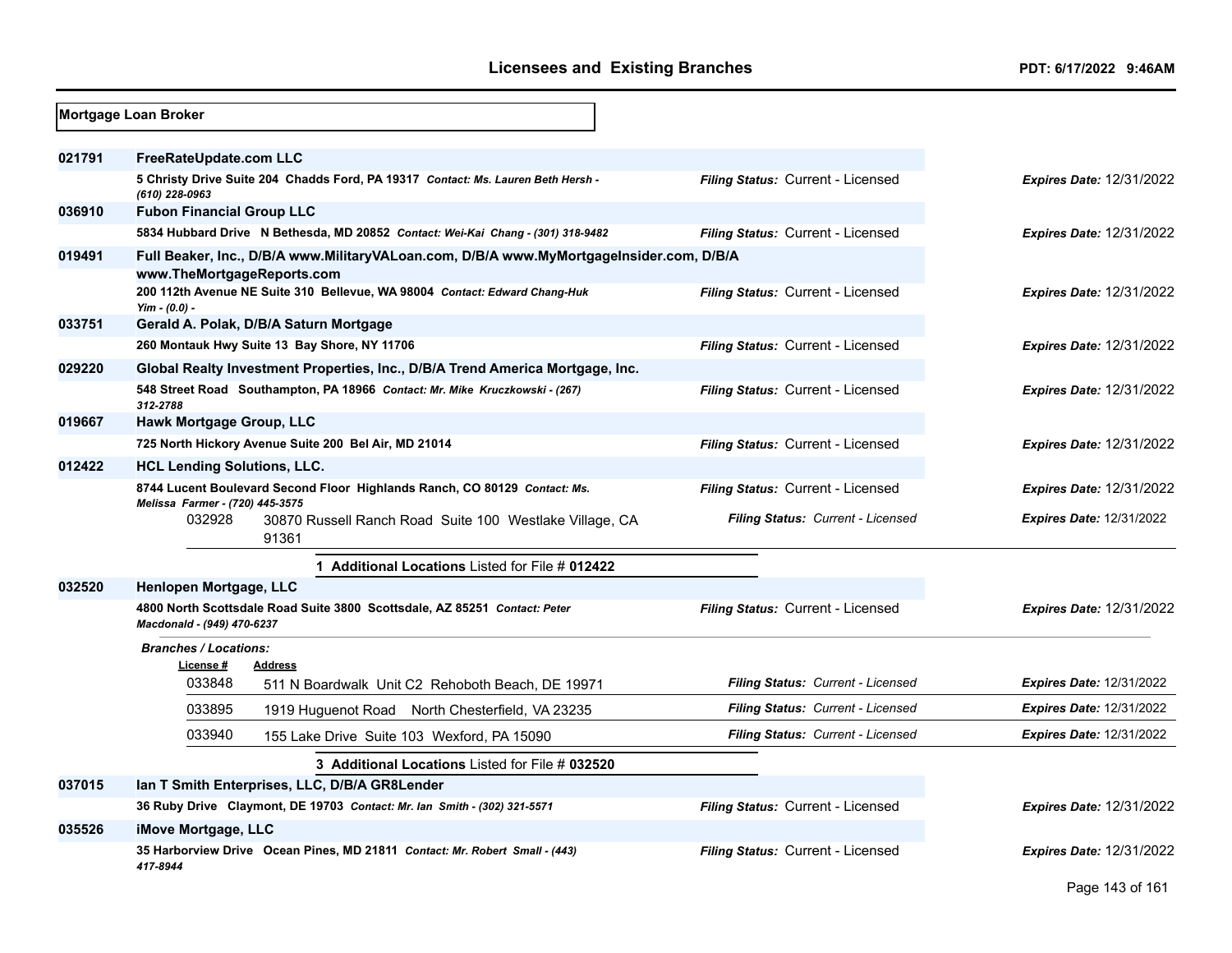## Licensees and Existing Branches

PDT: 6/17/2022 9:46AM

### Mortgage Loan Broker

| File # | Licensee / Address | Filing Status | Expires Date |
|---|---|---|---|
| 021791 | **FreeRateUpdate.com LLC** | | |
| | 5 Christy Drive Suite 204 Chadds Ford, PA 19317 *Contact: Ms. Lauren Beth Hersh - (610) 228-0963* | *Filing Status:* Current - Licensed | *Expires Date:* 12/31/2022 |
| 036910 | **Fubon Financial Group LLC** | | |
| | 5834 Hubbard Drive N Bethesda, MD 20852 *Contact: Wei-Kai Chang - (301) 318-9482* | *Filing Status:* Current - Licensed | *Expires Date:* 12/31/2022 |
| 019491 | **Full Beaker, Inc., D/B/A www.MilitaryVALoan.com, D/B/A www.MyMortgageInsider.com, D/B/A www.TheMortgageReports.com** | | |
| | 200 112th Avenue NE Suite 310 Bellevue, WA 98004 *Contact: Edward Chang-Huk Yim - (0.0) -* | *Filing Status:* Current - Licensed | *Expires Date:* 12/31/2022 |
| 033751 | **Gerald A. Polak, D/B/A Saturn Mortgage** | | |
| | 260 Montauk Hwy Suite 13 Bay Shore, NY 11706 | *Filing Status:* Current - Licensed | *Expires Date:* 12/31/2022 |
| 029220 | **Global Realty Investment Properties, Inc., D/B/A Trend America Mortgage, Inc.** | | |
| | 548 Street Road Southampton, PA 18966 *Contact: Mr. Mike Kruczkowski - (267) 312-2788* | *Filing Status:* Current - Licensed | *Expires Date:* 12/31/2022 |
| 019667 | **Hawk Mortgage Group, LLC** | | |
| | 725 North Hickory Avenue Suite 200 Bel Air, MD 21014 | *Filing Status:* Current - Licensed | *Expires Date:* 12/31/2022 |
| 012422 | **HCL Lending Solutions, LLC.** | | |
| | 8744 Lucent Boulevard Second Floor Highlands Ranch, CO 80129 *Contact: Ms. Melissa Farmer - (720) 445-3575* | *Filing Status:* Current - Licensed | *Expires Date:* 12/31/2022 |
| | 032928 — 30870 Russell Ranch Road Suite 100 Westlake Village, CA 91361 | *Filing Status:* Current - Licensed | *Expires Date:* 12/31/2022 |
| | **1 Additional Locations** Listed for File # **012422** | | |
| 032520 | **Henlopen Mortgage, LLC** | | |
| | 4800 North Scottsdale Road Suite 3800 Scottsdale, AZ 85251 *Contact: Peter Macdonald - (949) 470-6237* | *Filing Status:* Current - Licensed | *Expires Date:* 12/31/2022 |
| | *Branches / Locations:* | | |
| | 033848 — 511 N Boardwalk Unit C2 Rehoboth Beach, DE 19971 | *Filing Status:* Current - Licensed | *Expires Date:* 12/31/2022 |
| | 033895 — 1919 Huguenot Road North Chesterfield, VA 23235 | *Filing Status:* Current - Licensed | *Expires Date:* 12/31/2022 |
| | 033940 — 155 Lake Drive Suite 103 Wexford, PA 15090 | *Filing Status:* Current - Licensed | *Expires Date:* 12/31/2022 |
| | **3 Additional Locations** Listed for File # **032520** | | |
| 037015 | **Ian T Smith Enterprises, LLC, D/B/A GR8Lender** | | |
| | 36 Ruby Drive Claymont, DE 19703 *Contact: Mr. Ian Smith - (302) 321-5571* | *Filing Status:* Current - Licensed | *Expires Date:* 12/31/2022 |
| 035526 | **iMove Mortgage, LLC** | | |
| | 35 Harborview Drive Ocean Pines, MD 21811 *Contact: Mr. Robert Small - (443) 417-8944* | *Filing Status:* Current - Licensed | *Expires Date:* 12/31/2022 |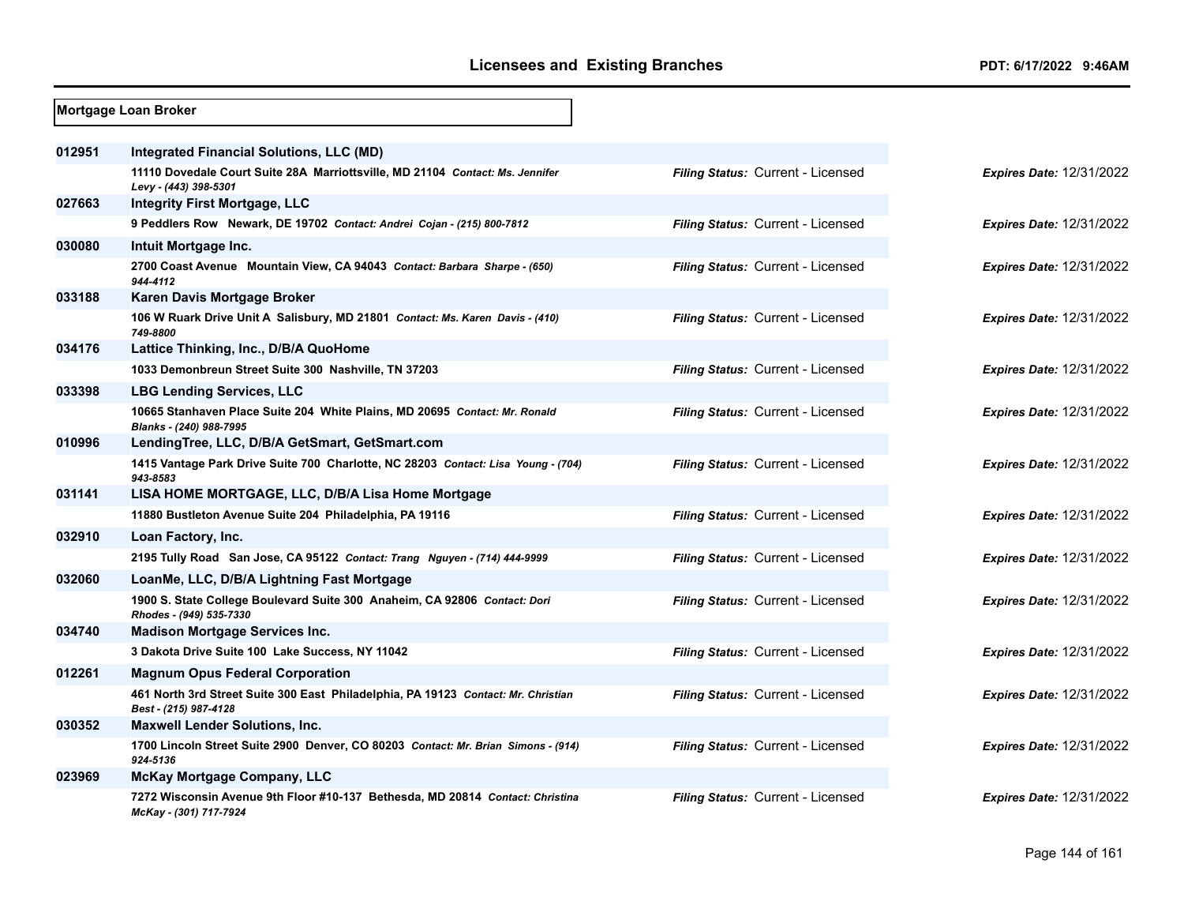## Mortgage Loan Broker

| License | Name / Address | Filing Status | Expires Date |
|---|---|---|---|
| 012951 | **Integrated Financial Solutions, LLC (MD)** | | |
| | 11110 Dovedale Court Suite 28A Marriottsville, MD 21104 *Contact: Ms. Jennifer Levy - (443) 398-5301* | *Filing Status:* Current - Licensed | *Expires Date:* 12/31/2022 |
| 027663 | **Integrity First Mortgage, LLC** | | |
| | 9 Peddlers Row Newark, DE 19702 *Contact: Andrei Cojan - (215) 800-7812* | *Filing Status:* Current - Licensed | *Expires Date:* 12/31/2022 |
| 030080 | **Intuit Mortgage Inc.** | | |
| | 2700 Coast Avenue Mountain View, CA 94043 *Contact: Barbara Sharpe - (650) 944-4112* | *Filing Status:* Current - Licensed | *Expires Date:* 12/31/2022 |
| 033188 | **Karen Davis Mortgage Broker** | | |
| | 106 W Ruark Drive Unit A Salisbury, MD 21801 *Contact: Ms. Karen Davis - (410) 749-8800* | *Filing Status:* Current - Licensed | *Expires Date:* 12/31/2022 |
| 034176 | **Lattice Thinking, Inc., D/B/A QuoHome** | | |
| | 1033 Demonbreun Street Suite 300 Nashville, TN 37203 | *Filing Status:* Current - Licensed | *Expires Date:* 12/31/2022 |
| 033398 | **LBG Lending Services, LLC** | | |
| | 10665 Stanhaven Place Suite 204 White Plains, MD 20695 *Contact: Mr. Ronald Blanks - (240) 988-7995* | *Filing Status:* Current - Licensed | *Expires Date:* 12/31/2022 |
| 010996 | **LendingTree, LLC, D/B/A GetSmart, GetSmart.com** | | |
| | 1415 Vantage Park Drive Suite 700 Charlotte, NC 28203 *Contact: Lisa Young - (704) 943-8583* | *Filing Status:* Current - Licensed | *Expires Date:* 12/31/2022 |
| 031141 | **LISA HOME MORTGAGE, LLC, D/B/A Lisa Home Mortgage** | | |
| | 11880 Bustleton Avenue Suite 204 Philadelphia, PA 19116 | *Filing Status:* Current - Licensed | *Expires Date:* 12/31/2022 |
| 032910 | **Loan Factory, Inc.** | | |
| | 2195 Tully Road San Jose, CA 95122 *Contact: Trang Nguyen - (714) 444-9999* | *Filing Status:* Current - Licensed | *Expires Date:* 12/31/2022 |
| 032060 | **LoanMe, LLC, D/B/A Lightning Fast Mortgage** | | |
| | 1900 S. State College Boulevard Suite 300 Anaheim, CA 92806 *Contact: Dori Rhodes - (949) 535-7330* | *Filing Status:* Current - Licensed | *Expires Date:* 12/31/2022 |
| 034740 | **Madison Mortgage Services Inc.** | | |
| | 3 Dakota Drive Suite 100 Lake Success, NY 11042 | *Filing Status:* Current - Licensed | *Expires Date:* 12/31/2022 |
| 012261 | **Magnum Opus Federal Corporation** | | |
| | 461 North 3rd Street Suite 300 East Philadelphia, PA 19123 *Contact: Mr. Christian Best - (215) 987-4128* | *Filing Status:* Current - Licensed | *Expires Date:* 12/31/2022 |
| 030352 | **Maxwell Lender Solutions, Inc.** | | |
| | 1700 Lincoln Street Suite 2900 Denver, CO 80203 *Contact: Mr. Brian Simons - (914) 924-5136* | *Filing Status:* Current - Licensed | *Expires Date:* 12/31/2022 |
| 023969 | **McKay Mortgage Company, LLC** | | |
| | 7272 Wisconsin Avenue 9th Floor #10-137 Bethesda, MD 20814 *Contact: Christina McKay - (301) 717-7924* | *Filing Status:* Current - Licensed | *Expires Date:* 12/31/2022 |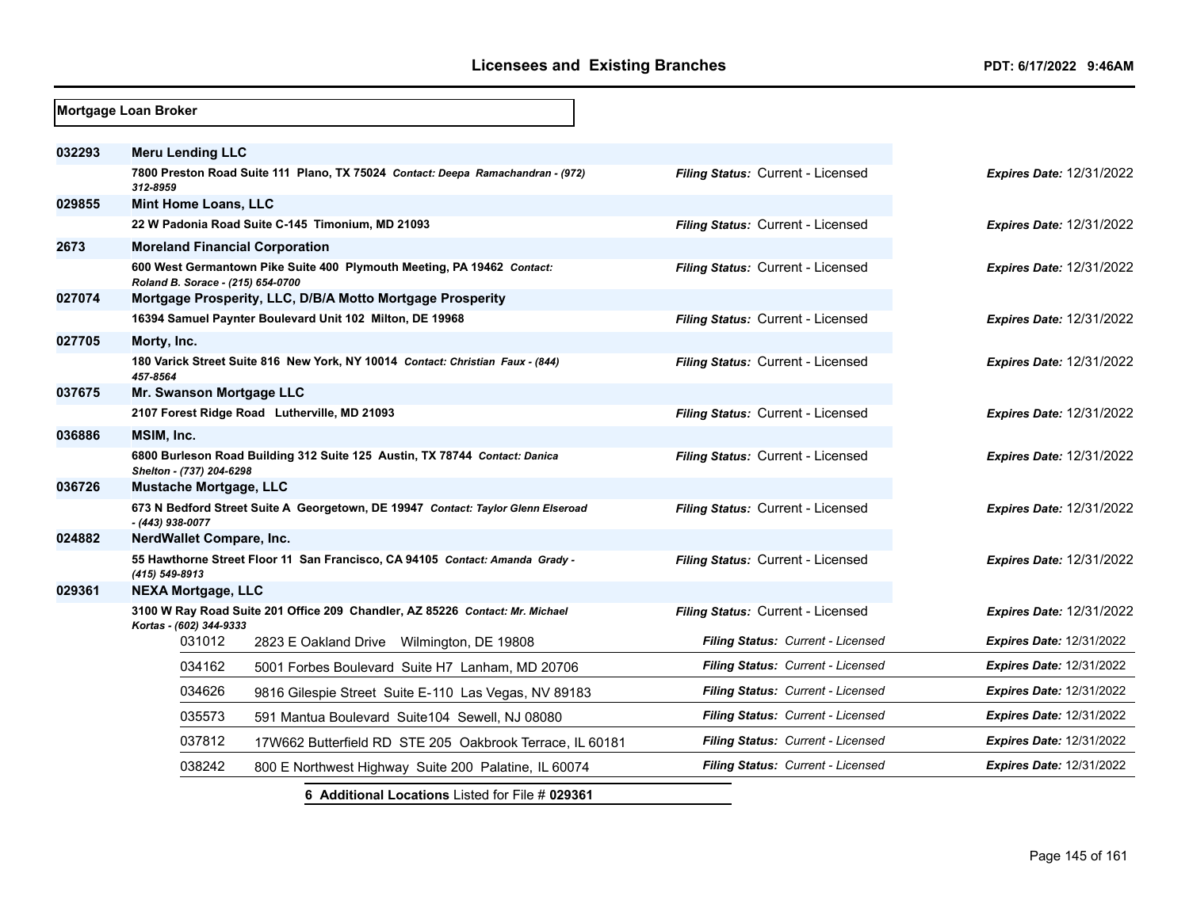**Mortgage Loan Broker**

| File # | Licensee / Address | Filing Status | Expires Date |
|---|---|---|---|
| 032293 | **Meru Lending LLC** | | |
| | 7800 Preston Road Suite 111 Plano, TX 75024 *Contact: Deepa Ramachandran - (972) 312-8959* | *Filing Status:* Current - Licensed | *Expires Date:* 12/31/2022 |
| 029855 | **Mint Home Loans, LLC** | | |
| | 22 W Padonia Road Suite C-145 Timonium, MD 21093 | *Filing Status:* Current - Licensed | *Expires Date:* 12/31/2022 |
| 2673 | **Moreland Financial Corporation** | | |
| | 600 West Germantown Pike Suite 400 Plymouth Meeting, PA 19462 *Contact: Roland B. Sorace - (215) 654-0700* | *Filing Status:* Current - Licensed | *Expires Date:* 12/31/2022 |
| 027074 | **Mortgage Prosperity, LLC, D/B/A Motto Mortgage Prosperity** | | |
| | 16394 Samuel Paynter Boulevard Unit 102 Milton, DE 19968 | *Filing Status:* Current - Licensed | *Expires Date:* 12/31/2022 |
| 027705 | **Morty, Inc.** | | |
| | 180 Varick Street Suite 816 New York, NY 10014 *Contact: Christian Faux - (844) 457-8564* | *Filing Status:* Current - Licensed | *Expires Date:* 12/31/2022 |
| 037675 | **Mr. Swanson Mortgage LLC** | | |
| | 2107 Forest Ridge Road Lutherville, MD 21093 | *Filing Status:* Current - Licensed | *Expires Date:* 12/31/2022 |
| 036886 | **MSIM, Inc.** | | |
| | 6800 Burleson Road Building 312 Suite 125 Austin, TX 78744 *Contact: Danica Shelton - (737) 204-6298* | *Filing Status:* Current - Licensed | *Expires Date:* 12/31/2022 |
| 036726 | **Mustache Mortgage, LLC** | | |
| | 673 N Bedford Street Suite A Georgetown, DE 19947 *Contact: Taylor Glenn Elseroad - (443) 938-0077* | *Filing Status:* Current - Licensed | *Expires Date:* 12/31/2022 |
| 024882 | **NerdWallet Compare, Inc.** | | |
| | 55 Hawthorne Street Floor 11 San Francisco, CA 94105 *Contact: Amanda Grady - (415) 549-8913* | *Filing Status:* Current - Licensed | *Expires Date:* 12/31/2022 |
| 029361 | **NEXA Mortgage, LLC** | | |
| | 3100 W Ray Road Suite 201 Office 209 Chandler, AZ 85226 *Contact: Mr. Michael Kortas - (602) 344-9333* | *Filing Status:* Current - Licensed | *Expires Date:* 12/31/2022 |
| 031012 | 2823 E Oakland Drive Wilmington, DE 19808 | *Filing Status:* Current - Licensed | *Expires Date:* 12/31/2022 |
| 034162 | 5001 Forbes Boulevard Suite H7 Lanham, MD 20706 | *Filing Status:* Current - Licensed | *Expires Date:* 12/31/2022 |
| 034626 | 9816 Gilespie Street Suite E-110 Las Vegas, NV 89183 | *Filing Status:* Current - Licensed | *Expires Date:* 12/31/2022 |
| 035573 | 591 Mantua Boulevard Suite104 Sewell, NJ 08080 | *Filing Status:* Current - Licensed | *Expires Date:* 12/31/2022 |
| 037812 | 17W662 Butterfield RD STE 205 Oakbrook Terrace, IL 60181 | *Filing Status:* Current - Licensed | *Expires Date:* 12/31/2022 |
| 038242 | 800 E Northwest Highway Suite 200 Palatine, IL 60074 | *Filing Status:* Current - Licensed | *Expires Date:* 12/31/2022 |

**6 Additional Locations** Listed for File # **029361**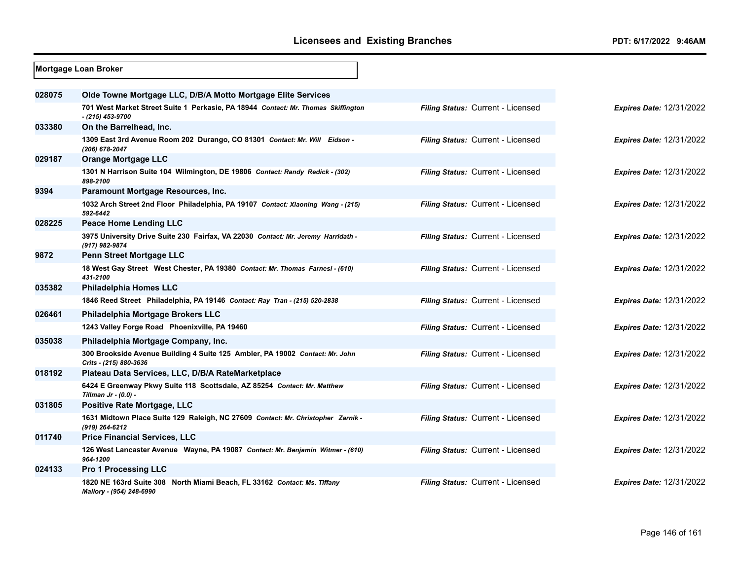## Mortgage Loan Broker

| License | Name / Address | Filing Status | Expires Date |
|---|---|---|---|
| 028075 | **Olde Towne Mortgage LLC, D/B/A Motto Mortgage Elite Services** | | |
| | 701 West Market Street Suite 1 Perkasie, PA 18944 *Contact: Mr. Thomas Skiffington - (215) 453-9700* | *Filing Status:* Current - Licensed | *Expires Date:* 12/31/2022 |
| 033380 | **On the Barrelhead, Inc.** | | |
| | 1309 East 3rd Avenue Room 202 Durango, CO 81301 *Contact: Mr. Will Eidson - (206) 678-2047* | *Filing Status:* Current - Licensed | *Expires Date:* 12/31/2022 |
| 029187 | **Orange Mortgage LLC** | | |
| | 1301 N Harrison Suite 104 Wilmington, DE 19806 *Contact: Randy Redick - (302) 898-2100* | *Filing Status:* Current - Licensed | *Expires Date:* 12/31/2022 |
| 9394 | **Paramount Mortgage Resources, Inc.** | | |
| | 1032 Arch Street 2nd Floor Philadelphia, PA 19107 *Contact: Xiaoning Wang - (215) 592-6442* | *Filing Status:* Current - Licensed | *Expires Date:* 12/31/2022 |
| 028225 | **Peace Home Lending LLC** | | |
| | 3975 University Drive Suite 230 Fairfax, VA 22030 *Contact: Mr. Jeremy Harridath - (917) 982-9874* | *Filing Status:* Current - Licensed | *Expires Date:* 12/31/2022 |
| 9872 | **Penn Street Mortgage LLC** | | |
| | 18 West Gay Street West Chester, PA 19380 *Contact: Mr. Thomas Farnesi - (610) 431-2100* | *Filing Status:* Current - Licensed | *Expires Date:* 12/31/2022 |
| 035382 | **Philadelphia Homes LLC** | | |
| | 1846 Reed Street Philadelphia, PA 19146 *Contact: Ray Tran - (215) 520-2838* | *Filing Status:* Current - Licensed | *Expires Date:* 12/31/2022 |
| 026461 | **Philadelphia Mortgage Brokers LLC** | | |
| | 1243 Valley Forge Road Phoenixville, PA 19460 | *Filing Status:* Current - Licensed | *Expires Date:* 12/31/2022 |
| 035038 | **Philadelphia Mortgage Company, Inc.** | | |
| | 300 Brookside Avenue Building 4 Suite 125 Ambler, PA 19002 *Contact: Mr. John Crits - (215) 880-3636* | *Filing Status:* Current - Licensed | *Expires Date:* 12/31/2022 |
| 018192 | **Plateau Data Services, LLC, D/B/A RateMarketplace** | | |
| | 6424 E Greenway Pkwy Suite 118 Scottsdale, AZ 85254 *Contact: Mr. Matthew Tillman Jr - (0.0) -* | *Filing Status:* Current - Licensed | *Expires Date:* 12/31/2022 |
| 031805 | **Positive Rate Mortgage, LLC** | | |
| | 1631 Midtown Place Suite 129 Raleigh, NC 27609 *Contact: Mr. Christopher Zarnik - (919) 264-6212* | *Filing Status:* Current - Licensed | *Expires Date:* 12/31/2022 |
| 011740 | **Price Financial Services, LLC** | | |
| | 126 West Lancaster Avenue Wayne, PA 19087 *Contact: Mr. Benjamin Witmer - (610) 964-1200* | *Filing Status:* Current - Licensed | *Expires Date:* 12/31/2022 |
| 024133 | **Pro 1 Processing LLC** | | |
| | 1820 NE 163rd Suite 308 North Miami Beach, FL 33162 *Contact: Ms. Tiffany Mallory - (954) 248-6990* | *Filing Status:* Current - Licensed | *Expires Date:* 12/31/2022 |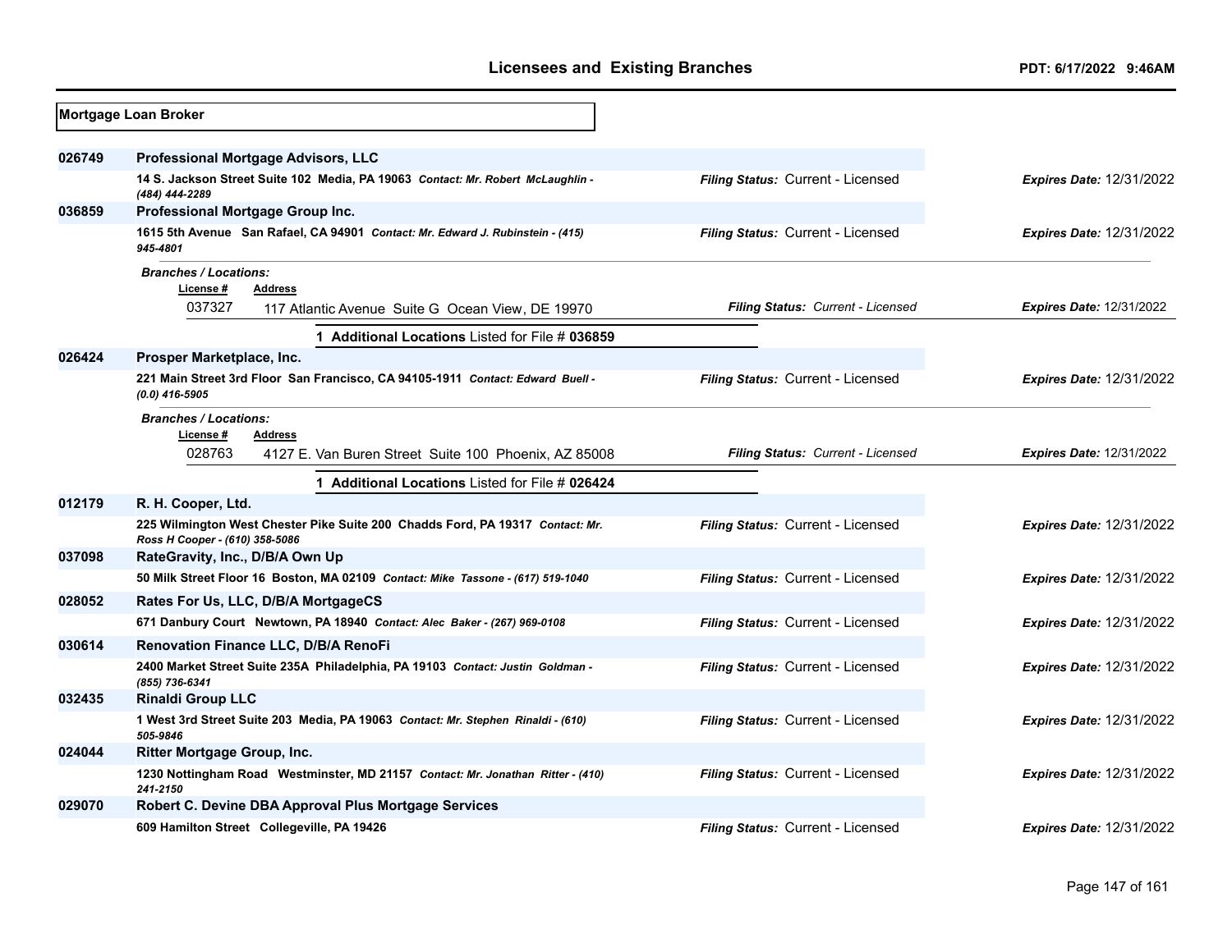## Mortgage Loan Broker

**026749** **Professional Mortgage Advisors, LLC**
14 S. Jackson Street Suite 102 Media, PA 19063 *Contact: Mr. Robert McLaughlin - (484) 444-2289*
*Filing Status:* Current - Licensed *Expires Date:* 12/31/2022

**036859** **Professional Mortgage Group Inc.**
1615 5th Avenue San Rafael, CA 94901 *Contact: Mr. Edward J. Rubinstein - (415) 945-4801*
*Filing Status:* Current - Licensed *Expires Date:* 12/31/2022

*Branches / Locations:*

| License # | Address | Filing Status | Expires Date |
|---|---|---|---|
| 037327 | 117 Atlantic Avenue Suite G Ocean View, DE 19970 | Current - Licensed | 12/31/2022 |

1 **Additional Locations** Listed for File # **036859**

**026424** **Prosper Marketplace, Inc.**
221 Main Street 3rd Floor San Francisco, CA 94105-1911 *Contact: Edward Buell - (0.0) 416-5905*
*Filing Status:* Current - Licensed *Expires Date:* 12/31/2022

*Branches / Locations:*

| License # | Address | Filing Status | Expires Date |
|---|---|---|---|
| 028763 | 4127 E. Van Buren Street Suite 100 Phoenix, AZ 85008 | Current - Licensed | 12/31/2022 |

1 **Additional Locations** Listed for File # **026424**

**012179** **R. H. Cooper, Ltd.**
225 Wilmington West Chester Pike Suite 200 Chadds Ford, PA 19317 *Contact: Mr. Ross H Cooper - (610) 358-5086*
*Filing Status:* Current - Licensed *Expires Date:* 12/31/2022

**037098** **RateGravity, Inc., D/B/A Own Up**
50 Milk Street Floor 16 Boston, MA 02109 *Contact: Mike Tassone - (617) 519-1040*
*Filing Status:* Current - Licensed *Expires Date:* 12/31/2022

**028052** **Rates For Us, LLC, D/B/A MortgageCS**
671 Danbury Court Newtown, PA 18940 *Contact: Alec Baker - (267) 969-0108*
*Filing Status:* Current - Licensed *Expires Date:* 12/31/2022

**030614** **Renovation Finance LLC, D/B/A RenoFi**
2400 Market Street Suite 235A Philadelphia, PA 19103 *Contact: Justin Goldman - (855) 736-6341*
*Filing Status:* Current - Licensed *Expires Date:* 12/31/2022

**032435** **Rinaldi Group LLC**
1 West 3rd Street Suite 203 Media, PA 19063 *Contact: Mr. Stephen Rinaldi - (610) 505-9846*
*Filing Status:* Current - Licensed *Expires Date:* 12/31/2022

**024044** **Ritter Mortgage Group, Inc.**
1230 Nottingham Road Westminster, MD 21157 *Contact: Mr. Jonathan Ritter - (410) 241-2150*
*Filing Status:* Current - Licensed *Expires Date:* 12/31/2022

**029070** **Robert C. Devine DBA Approval Plus Mortgage Services**
609 Hamilton Street Collegeville, PA 19426
*Filing Status:* Current - Licensed *Expires Date:* 12/31/2022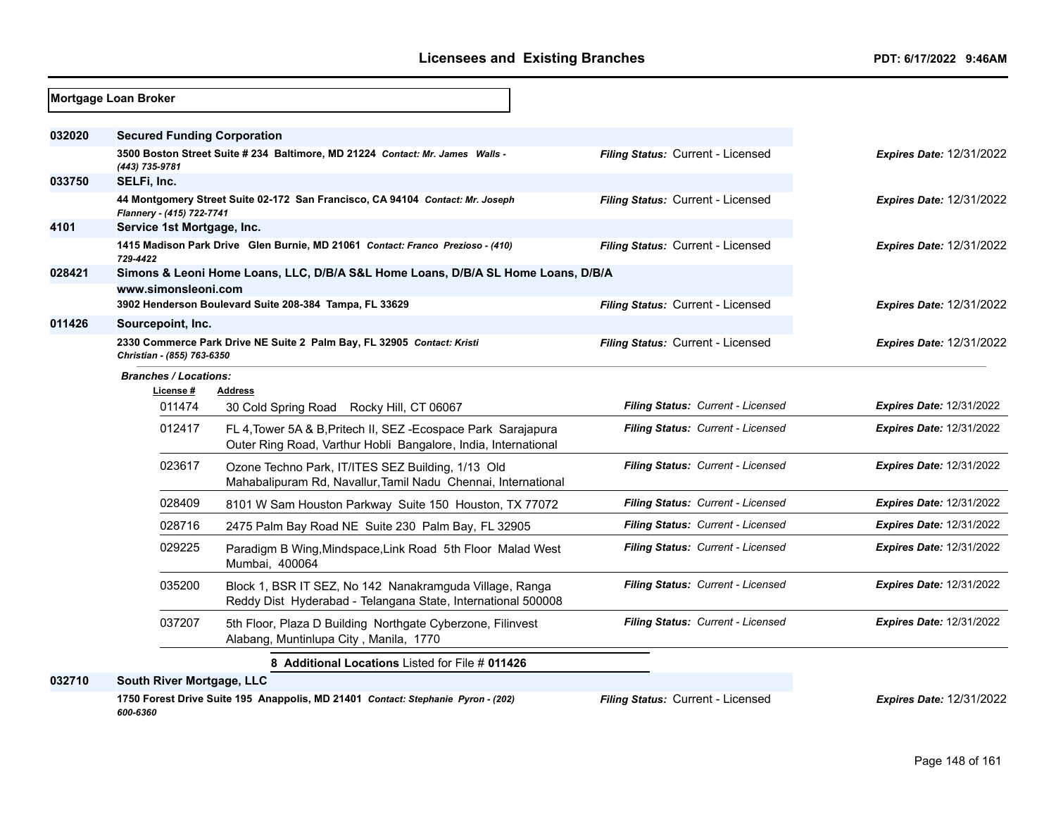**Mortgage Loan Broker**

| License # | Name / Address | Filing Status | Expires Date |
|---|---|---|---|
| 032020 | **Secured Funding Corporation** | | |
| | 3500 Boston Street Suite # 234 Baltimore, MD 21224 *Contact: Mr. James Walls - (443) 735-9781* | *Filing Status:* Current - Licensed | *Expires Date:* 12/31/2022 |
| 033750 | **SELFi, Inc.** | | |
| | 44 Montgomery Street Suite 02-172 San Francisco, CA 94104 *Contact: Mr. Joseph Flannery - (415) 722-7741* | *Filing Status:* Current - Licensed | *Expires Date:* 12/31/2022 |
| 4101 | **Service 1st Mortgage, Inc.** | | |
| | 1415 Madison Park Drive Glen Burnie, MD 21061 *Contact: Franco Prezioso - (410) 729-4422* | *Filing Status:* Current - Licensed | *Expires Date:* 12/31/2022 |
| 028421 | **Simons & Leoni Home Loans, LLC, D/B/A S&L Home Loans, D/B/A SL Home Loans, D/B/A www.simonsleoni.com** | | |
| | 3902 Henderson Boulevard Suite 208-384 Tampa, FL 33629 | *Filing Status:* Current - Licensed | *Expires Date:* 12/31/2022 |
| 011426 | **Sourcepoint, Inc.** | | |
| | 2330 Commerce Park Drive NE Suite 2 Palm Bay, FL 32905 *Contact: Kristi Christian - (855) 763-6350* | *Filing Status:* Current - Licensed | *Expires Date:* 12/31/2022 |

*Branches / Locations:*

| License # | Address | Filing Status | Expires Date |
|---|---|---|---|
| 011474 | 30 Cold Spring Road Rocky Hill, CT 06067 | *Filing Status: Current - Licensed* | *Expires Date:* 12/31/2022 |
| 012417 | FL 4,Tower 5A & B,Pritech II, SEZ -Ecospace Park Sarajapura Outer Ring Road, Varthur Hobli Bangalore, India, International | *Filing Status: Current - Licensed* | *Expires Date:* 12/31/2022 |
| 023617 | Ozone Techno Park, IT/ITES SEZ Building, 1/13 Old Mahabalipuram Rd, Navallur,Tamil Nadu Chennai, International | *Filing Status: Current - Licensed* | *Expires Date:* 12/31/2022 |
| 028409 | 8101 W Sam Houston Parkway Suite 150 Houston, TX 77072 | *Filing Status: Current - Licensed* | *Expires Date:* 12/31/2022 |
| 028716 | 2475 Palm Bay Road NE Suite 230 Palm Bay, FL 32905 | *Filing Status: Current - Licensed* | *Expires Date:* 12/31/2022 |
| 029225 | Paradigm B Wing,Mindspace,Link Road 5th Floor Malad West Mumbai, 400064 | *Filing Status: Current - Licensed* | *Expires Date:* 12/31/2022 |
| 035200 | Block 1, BSR IT SEZ, No 142 Nanakramguda Village, Ranga Reddy Dist Hyderabad - Telangana State, International 500008 | *Filing Status: Current - Licensed* | *Expires Date:* 12/31/2022 |
| 037207 | 5th Floor, Plaza D Building Northgate Cyberzone, Filinvest Alabang, Muntinlupa City , Manila, 1770 | *Filing Status: Current - Licensed* | *Expires Date:* 12/31/2022 |

8 **Additional Locations** Listed for File # **011426**

| License # | Name / Address | Filing Status | Expires Date |
|---|---|---|---|
| 032710 | **South River Mortgage, LLC** | | |
| | 1750 Forest Drive Suite 195 Anappolis, MD 21401 *Contact: Stephanie Pyron - (202) 600-6360* | *Filing Status:* Current - Licensed | *Expires Date:* 12/31/2022 |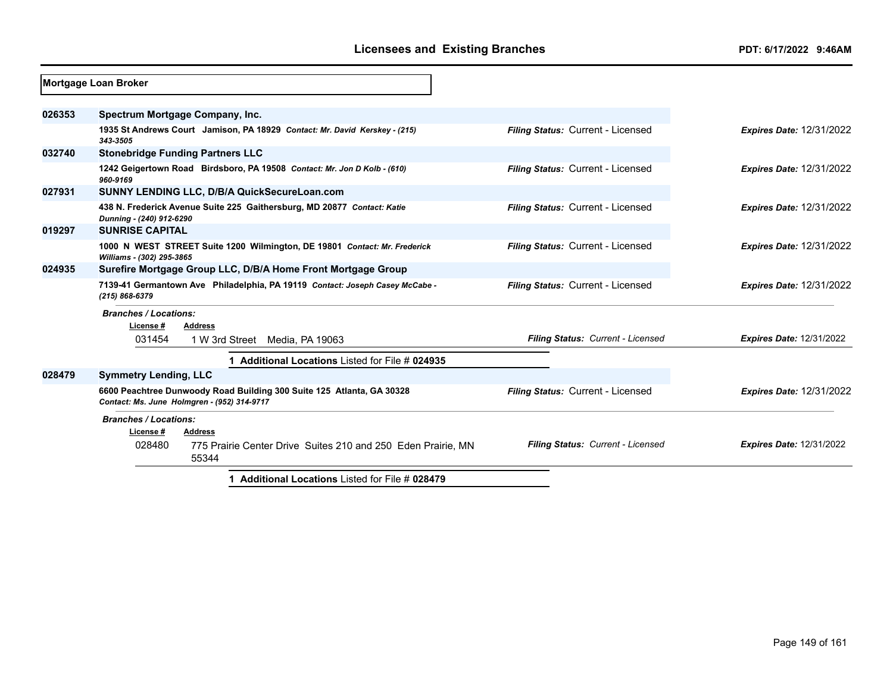## Mortgage Loan Broker

**026353** **Spectrum Mortgage Company, Inc.**

**1935 St Andrews Court Jamison, PA 18929** *Contact: Mr. David Kerskey - (215) 343-3505*

*Filing Status:* Current - Licensed *Expires Date:* 12/31/2022

**032740** **Stonebridge Funding Partners LLC**

**1242 Geigertown Road Birdsboro, PA 19508** *Contact: Mr. Jon D Kolb - (610) 960-9169*

*Filing Status:* Current - Licensed *Expires Date:* 12/31/2022

**027931** **SUNNY LENDING LLC, D/B/A QuickSecureLoan.com**

**438 N. Frederick Avenue Suite 225 Gaithersburg, MD 20877** *Contact: Katie Dunning - (240) 912-6290*

*Filing Status:* Current - Licensed *Expires Date:* 12/31/2022

**019297** **SUNRISE CAPITAL**

**1000 N WEST STREET Suite 1200 Wilmington, DE 19801** *Contact: Mr. Frederick Williams - (302) 295-3865*

*Filing Status:* Current - Licensed *Expires Date:* 12/31/2022

**024935** **Surefire Mortgage Group LLC, D/B/A Home Front Mortgage Group**

**7139-41 Germantown Ave Philadelphia, PA 19119** *Contact: Joseph Casey McCabe - (215) 868-6379*

*Filing Status:* Current - Licensed *Expires Date:* 12/31/2022

***Branches / Locations:***

| License # | Address | Filing Status | Expires Date |
|---|---|---|---|
| 031454 | 1 W 3rd Street Media, PA 19063 | *Current - Licensed* | *12/31/2022* |

**1 Additional Locations** Listed for File # **024935**

**028479** **Symmetry Lending, LLC**

**6600 Peachtree Dunwoody Road Building 300 Suite 125 Atlanta, GA 30328** *Contact: Ms. June Holmgren - (952) 314-9717*

*Filing Status:* Current - Licensed *Expires Date:* 12/31/2022

***Branches / Locations:***

| License # | Address | Filing Status | Expires Date |
|---|---|---|---|
| 028480 | 775 Prairie Center Drive Suites 210 and 250 Eden Prairie, MN 55344 | *Current - Licensed* | *12/31/2022* |

**1 Additional Locations** Listed for File # **028479**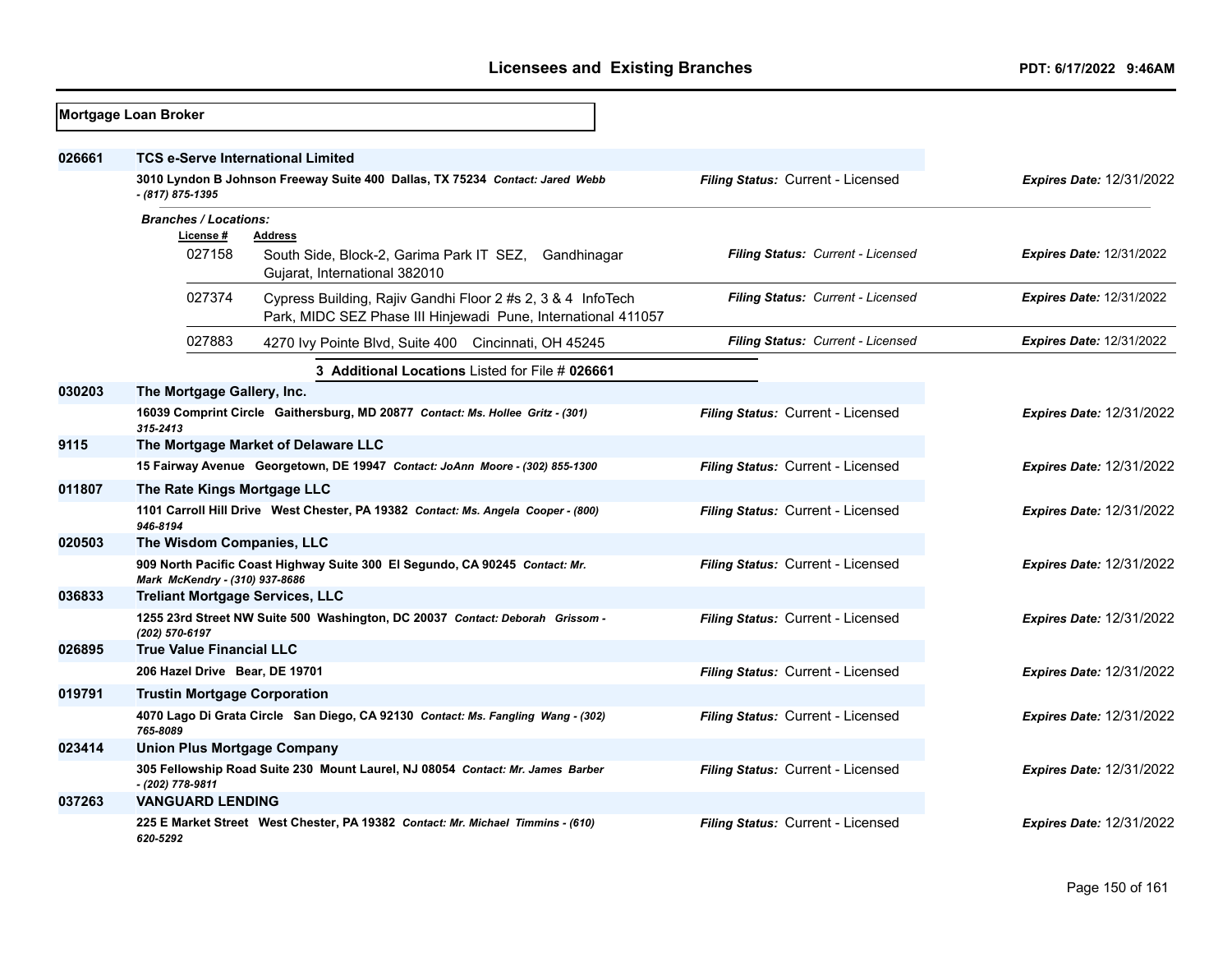## Mortgage Loan Broker

**026661** **TCS e-Serve International Limited**

**3010 Lyndon B Johnson Freeway Suite 400 Dallas, TX 75234** *Contact: Jared Webb - (817) 875-1395*
*Filing Status:* Current - Licensed *Expires Date:* 12/31/2022

*Branches / Locations:*

| License # | Address | Filing Status | Expires Date |
|---|---|---|---|
| 027158 | South Side, Block-2, Garima Park IT SEZ, Gandhinagar Gujarat, International 382010 | Current - Licensed | 12/31/2022 |
| 027374 | Cypress Building, Rajiv Gandhi Floor 2 #s 2, 3 & 4 InfoTech Park, MIDC SEZ Phase III Hinjewadi Pune, International 411057 | Current - Licensed | 12/31/2022 |
| 027883 | 4270 Ivy Pointe Blvd, Suite 400 Cincinnati, OH 45245 | Current - Licensed | 12/31/2022 |

**3 Additional Locations** Listed for File # **026661**

**030203** **The Mortgage Gallery, Inc.**

**16039 Comprint Circle Gaithersburg, MD 20877** *Contact: Ms. Hollee Gritz - (301) 315-2413*
*Filing Status:* Current - Licensed *Expires Date:* 12/31/2022

**9115** **The Mortgage Market of Delaware LLC**

**15 Fairway Avenue Georgetown, DE 19947** *Contact: JoAnn Moore - (302) 855-1300*
*Filing Status:* Current - Licensed *Expires Date:* 12/31/2022

**011807** **The Rate Kings Mortgage LLC**

**1101 Carroll Hill Drive West Chester, PA 19382** *Contact: Ms. Angela Cooper - (800) 946-8194*
*Filing Status:* Current - Licensed *Expires Date:* 12/31/2022

**020503** **The Wisdom Companies, LLC**

**909 North Pacific Coast Highway Suite 300 El Segundo, CA 90245** *Contact: Mr. Mark McKendry - (310) 937-8686*
*Filing Status:* Current - Licensed *Expires Date:* 12/31/2022

**036833** **Treliant Mortgage Services, LLC**

**1255 23rd Street NW Suite 500 Washington, DC 20037** *Contact: Deborah Grissom - (202) 570-6197*
*Filing Status:* Current - Licensed *Expires Date:* 12/31/2022

**026895** **True Value Financial LLC**

**206 Hazel Drive Bear, DE 19701**
*Filing Status:* Current - Licensed *Expires Date:* 12/31/2022

**019791** **Trustin Mortgage Corporation**

**4070 Lago Di Grata Circle San Diego, CA 92130** *Contact: Ms. Fangling Wang - (302) 765-8089*
*Filing Status:* Current - Licensed *Expires Date:* 12/31/2022

**023414** **Union Plus Mortgage Company**

**305 Fellowship Road Suite 230 Mount Laurel, NJ 08054** *Contact: Mr. James Barber - (202) 778-9811*
*Filing Status:* Current - Licensed *Expires Date:* 12/31/2022

**037263** **VANGUARD LENDING**

**225 E Market Street West Chester, PA 19382** *Contact: Mr. Michael Timmins - (610) 620-5292*
*Filing Status:* Current - Licensed *Expires Date:* 12/31/2022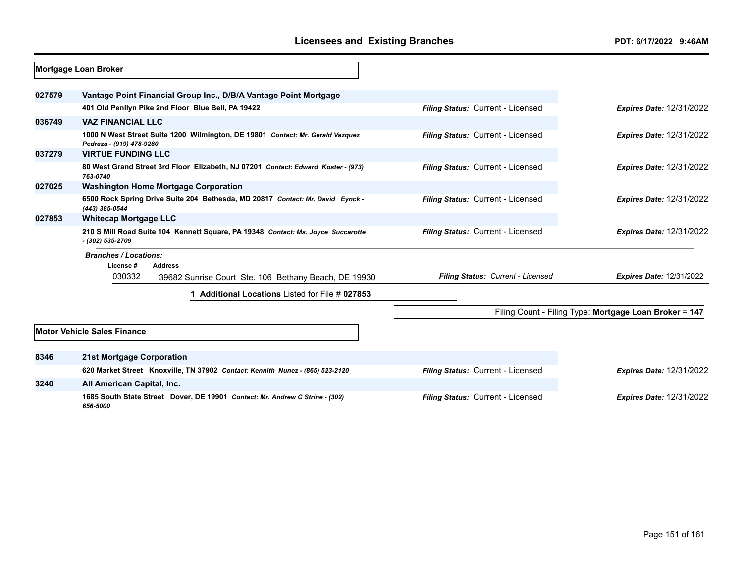## Mortgage Loan Broker

| License # | Name / Address | Filing Status | Expires Date |
|---|---|---|---|
| 027579 | **Vantage Point Financial Group Inc., D/B/A Vantage Point Mortgage** | | |
| | 401 Old Penllyn Pike 2nd Floor Blue Bell, PA 19422 | *Filing Status:* Current - Licensed | *Expires Date:* 12/31/2022 |
| 036749 | **VAZ FINANCIAL LLC** | | |
| | 1000 N West Street Suite 1200 Wilmington, DE 19801 *Contact: Mr. Gerald Vazquez Pedraza - (919) 478-9280* | *Filing Status:* Current - Licensed | *Expires Date:* 12/31/2022 |
| 037279 | **VIRTUE FUNDING LLC** | | |
| | 80 West Grand Street 3rd Floor Elizabeth, NJ 07201 *Contact: Edward Koster - (973) 763-0740* | *Filing Status:* Current - Licensed | *Expires Date:* 12/31/2022 |
| 027025 | **Washington Home Mortgage Corporation** | | |
| | 6500 Rock Spring Drive Suite 204 Bethesda, MD 20817 *Contact: Mr. David Eynck - (443) 385-0544* | *Filing Status:* Current - Licensed | *Expires Date:* 12/31/2022 |
| 027853 | **Whitecap Mortgage LLC** | | |
| | 210 S Mill Road Suite 104 Kennett Square, PA 19348 *Contact: Ms. Joyce Succarotte - (302) 535-2709* | *Filing Status:* Current - Licensed | *Expires Date:* 12/31/2022 |

*Branches / Locations:*

| License # | Address | Filing Status | Expires Date |
|---|---|---|---|
| 030332 | 39682 Sunrise Court Ste. 106 Bethany Beach, DE 19930 | *Filing Status: Current - Licensed* | *Expires Date:* 12/31/2022 |

1 **Additional Locations** Listed for File # **027853**

Filing Count - Filing Type: **Mortgage Loan Broker = 147**

## Motor Vehicle Sales Finance

| License # | Name / Address | Filing Status | Expires Date |
|---|---|---|---|
| 8346 | **21st Mortgage Corporation** | | |
| | 620 Market Street Knoxville, TN 37902 *Contact: Kennith Nunez - (865) 523-2120* | *Filing Status:* Current - Licensed | *Expires Date:* 12/31/2022 |
| 3240 | **All American Capital, Inc.** | | |
| | 1685 South State Street Dover, DE 19901 *Contact: Mr. Andrew C Strine - (302) 656-5000* | *Filing Status:* Current - Licensed | *Expires Date:* 12/31/2022 |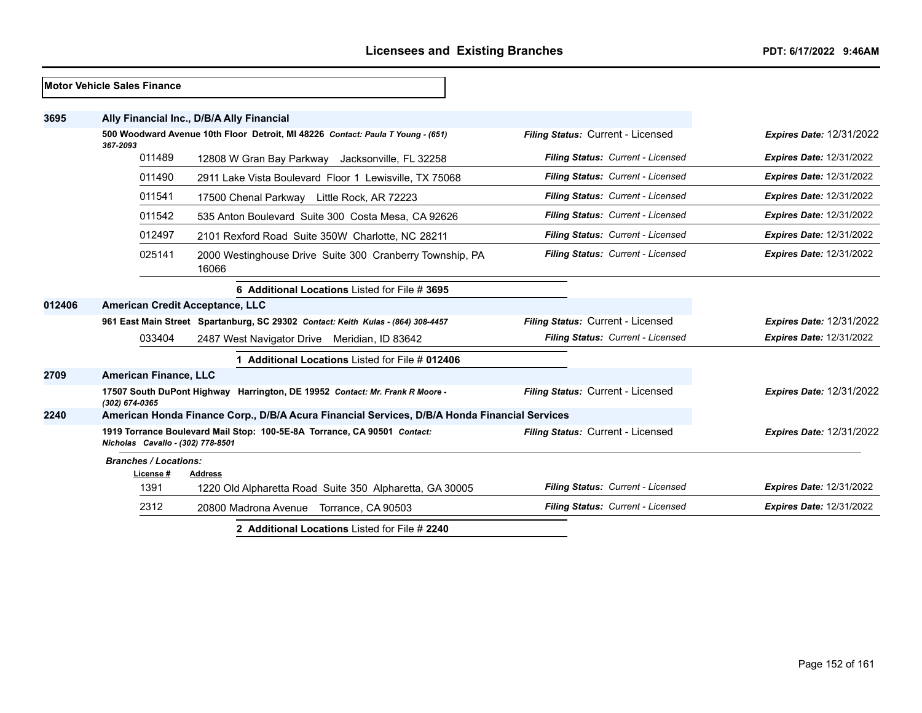**Motor Vehicle Sales Finance**

**3695** **Ally Financial Inc., D/B/A Ally Financial**

**500 Woodward Avenue 10th Floor Detroit, MI 48226** ***Contact: Paula T Young - (651) 367-2093*** — *Filing Status:* Current - Licensed — *Expires Date:* 12/31/2022

| License # | Address | Filing Status | Expires Date |
|---|---|---|---|
| 011489 | 12808 W Gran Bay Parkway Jacksonville, FL 32258 | *Current - Licensed* | 12/31/2022 |
| 011490 | 2911 Lake Vista Boulevard Floor 1 Lewisville, TX 75068 | *Current - Licensed* | 12/31/2022 |
| 011541 | 17500 Chenal Parkway Little Rock, AR 72223 | *Current - Licensed* | 12/31/2022 |
| 011542 | 535 Anton Boulevard Suite 300 Costa Mesa, CA 92626 | *Current - Licensed* | 12/31/2022 |
| 012497 | 2101 Rexford Road Suite 350W Charlotte, NC 28211 | *Current - Licensed* | 12/31/2022 |
| 025141 | 2000 Westinghouse Drive Suite 300 Cranberry Township, PA 16066 | *Current - Licensed* | 12/31/2022 |

**6 Additional Locations** Listed for File # **3695**

**012406** **American Credit Acceptance, LLC**

**961 East Main Street Spartanburg, SC 29302** ***Contact: Keith Kulas - (864) 308-4457*** — *Filing Status:* Current - Licensed — *Expires Date:* 12/31/2022

| License # | Address | Filing Status | Expires Date |
|---|---|---|---|
| 033404 | 2487 West Navigator Drive Meridian, ID 83642 | *Current - Licensed* | 12/31/2022 |

**1 Additional Locations** Listed for File # **012406**

**2709** **American Finance, LLC**

**17507 South DuPont Highway Harrington, DE 19952** ***Contact: Mr. Frank R Moore - (302) 674-0365*** — *Filing Status:* Current - Licensed — *Expires Date:* 12/31/2022

**2240** **American Honda Finance Corp., D/B/A Acura Financial Services, D/B/A Honda Financial Services**

**1919 Torrance Boulevard Mail Stop: 100-5E-8A Torrance, CA 90501** ***Contact: Nicholas Cavallo - (302) 778-8501*** — *Filing Status:* Current - Licensed — *Expires Date:* 12/31/2022

***Branches / Locations:***

| License # | Address | Filing Status | Expires Date |
|---|---|---|---|
| 1391 | 1220 Old Alpharetta Road Suite 350 Alpharetta, GA 30005 | *Current - Licensed* | 12/31/2022 |
| 2312 | 20800 Madrona Avenue Torrance, CA 90503 | *Current - Licensed* | 12/31/2022 |

**2 Additional Locations** Listed for File # **2240**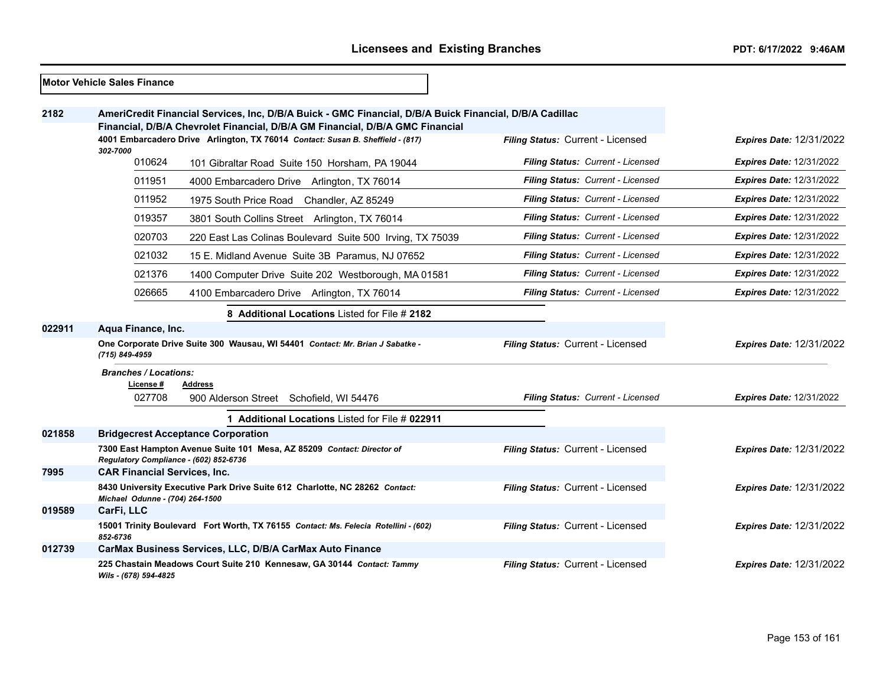**Motor Vehicle Sales Finance**

**2182** **AmeriCredit Financial Services, Inc, D/B/A Buick - GMC Financial, D/B/A Buick Financial, D/B/A Cadillac Financial, D/B/A Chevrolet Financial, D/B/A GM Financial, D/B/A GMC Financial**

**4001 Embarcadero Drive Arlington, TX 76014** *Contact: Susan B. Sheffield - (817) 302-7000* — *Filing Status:* Current - Licensed — *Expires Date:* 12/31/2022

| License # | Address | Filing Status | Expires Date |
|---|---|---|---|
| 010624 | 101 Gibraltar Road Suite 150 Horsham, PA 19044 | Current - Licensed | 12/31/2022 |
| 011951 | 4000 Embarcadero Drive Arlington, TX 76014 | Current - Licensed | 12/31/2022 |
| 011952 | 1975 South Price Road Chandler, AZ 85249 | Current - Licensed | 12/31/2022 |
| 019357 | 3801 South Collins Street Arlington, TX 76014 | Current - Licensed | 12/31/2022 |
| 020703 | 220 East Las Colinas Boulevard Suite 500 Irving, TX 75039 | Current - Licensed | 12/31/2022 |
| 021032 | 15 E. Midland Avenue Suite 3B Paramus, NJ 07652 | Current - Licensed | 12/31/2022 |
| 021376 | 1400 Computer Drive Suite 202 Westborough, MA 01581 | Current - Licensed | 12/31/2022 |
| 026665 | 4100 Embarcadero Drive Arlington, TX 76014 | Current - Licensed | 12/31/2022 |

**8 Additional Locations** Listed for File # **2182**

**022911** **Aqua Finance, Inc.**

**One Corporate Drive Suite 300 Wausau, WI 54401** *Contact: Mr. Brian J Sabatke - (715) 849-4959* — *Filing Status:* Current - Licensed — *Expires Date:* 12/31/2022

*Branches / Locations:*

| License # | Address | Filing Status | Expires Date |
|---|---|---|---|
| 027708 | 900 Alderson Street Schofield, WI 54476 | Current - Licensed | 12/31/2022 |

**1 Additional Locations** Listed for File # **022911**

**021858** **Bridgecrest Acceptance Corporation**

**7300 East Hampton Avenue Suite 101 Mesa, AZ 85209** *Contact: Director of Regulatory Compliance - (602) 852-6736* — *Filing Status:* Current - Licensed — *Expires Date:* 12/31/2022

**7995** **CAR Financial Services, Inc.**

**8430 University Executive Park Drive Suite 612 Charlotte, NC 28262** *Contact: Michael Odunne - (704) 264-1500* — *Filing Status:* Current - Licensed — *Expires Date:* 12/31/2022

**019589** **CarFi, LLC**

**15001 Trinity Boulevard Fort Worth, TX 76155** *Contact: Ms. Felecia Rotellini - (602) 852-6736* — *Filing Status:* Current - Licensed — *Expires Date:* 12/31/2022

**012739** **CarMax Business Services, LLC, D/B/A CarMax Auto Finance**

**225 Chastain Meadows Court Suite 210 Kennesaw, GA 30144** *Contact: Tammy Wils - (678) 594-4825* — *Filing Status:* Current - Licensed — *Expires Date:* 12/31/2022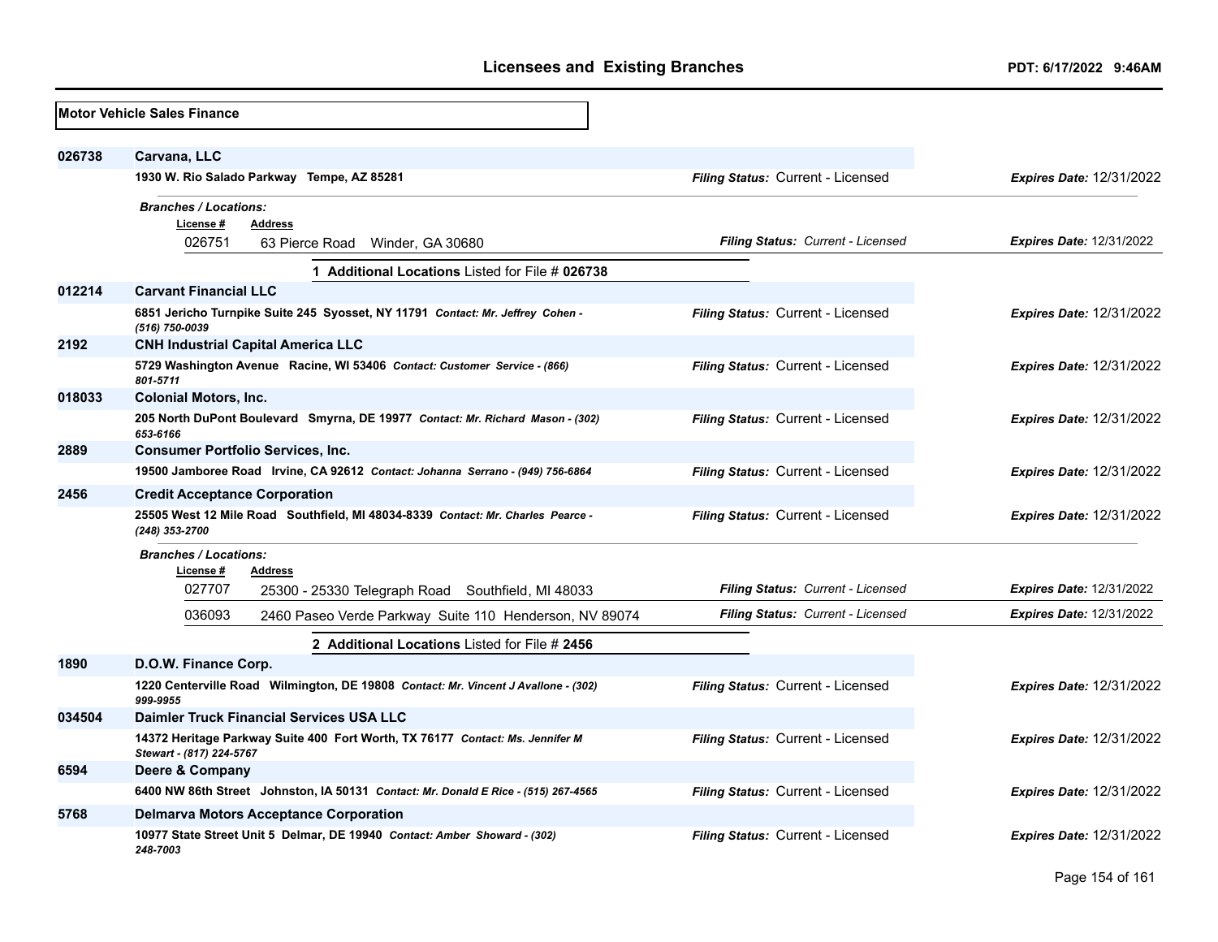## Licensees and Existing Branches

**Motor Vehicle Sales Finance**

**026738** **Carvana, LLC**
**1930 W. Rio Salado Parkway Tempe, AZ 85281**
*Filing Status:* Current - Licensed *Expires Date:* 12/31/2022

*Branches / Locations:*

| License # | Address | Filing Status | Expires Date |
|---|---|---|---|
| 026751 | 63 Pierce Road Winder, GA 30680 | Current - Licensed | 12/31/2022 |

**1 Additional Locations** Listed for File # **026738**

**012214** **Carvant Financial LLC**
**6851 Jericho Turnpike Suite 245 Syosset, NY 11791** *Contact: Mr. Jeffrey Cohen - (516) 750-0039*
*Filing Status:* Current - Licensed *Expires Date:* 12/31/2022

**2192** **CNH Industrial Capital America LLC**
**5729 Washington Avenue Racine, WI 53406** *Contact: Customer Service - (866) 801-5711*
*Filing Status:* Current - Licensed *Expires Date:* 12/31/2022

**018033** **Colonial Motors, Inc.**
**205 North DuPont Boulevard Smyrna, DE 19977** *Contact: Mr. Richard Mason - (302) 653-6166*
*Filing Status:* Current - Licensed *Expires Date:* 12/31/2022

**2889** **Consumer Portfolio Services, Inc.**
**19500 Jamboree Road Irvine, CA 92612** *Contact: Johanna Serrano - (949) 756-6864*
*Filing Status:* Current - Licensed *Expires Date:* 12/31/2022

**2456** **Credit Acceptance Corporation**
**25505 West 12 Mile Road Southfield, MI 48034-8339** *Contact: Mr. Charles Pearce - (248) 353-2700*
*Filing Status:* Current - Licensed *Expires Date:* 12/31/2022

*Branches / Locations:*

| License # | Address | Filing Status | Expires Date |
|---|---|---|---|
| 027707 | 25300 - 25330 Telegraph Road Southfield, MI 48033 | Current - Licensed | 12/31/2022 |
| 036093 | 2460 Paseo Verde Parkway Suite 110 Henderson, NV 89074 | Current - Licensed | 12/31/2022 |

**2 Additional Locations** Listed for File # **2456**

**1890** **D.O.W. Finance Corp.**
**1220 Centerville Road Wilmington, DE 19808** *Contact: Mr. Vincent J Avallone - (302) 999-9955*
*Filing Status:* Current - Licensed *Expires Date:* 12/31/2022

**034504** **Daimler Truck Financial Services USA LLC**
**14372 Heritage Parkway Suite 400 Fort Worth, TX 76177** *Contact: Ms. Jennifer M Stewart - (817) 224-5767*
*Filing Status:* Current - Licensed *Expires Date:* 12/31/2022

**6594** **Deere & Company**
**6400 NW 86th Street Johnston, IA 50131** *Contact: Mr. Donald E Rice - (515) 267-4565*
*Filing Status:* Current - Licensed *Expires Date:* 12/31/2022

**5768** **Delmarva Motors Acceptance Corporation**
**10977 State Street Unit 5 Delmar, DE 19940** *Contact: Amber Showard - (302) 248-7003*
*Filing Status:* Current - Licensed *Expires Date:* 12/31/2022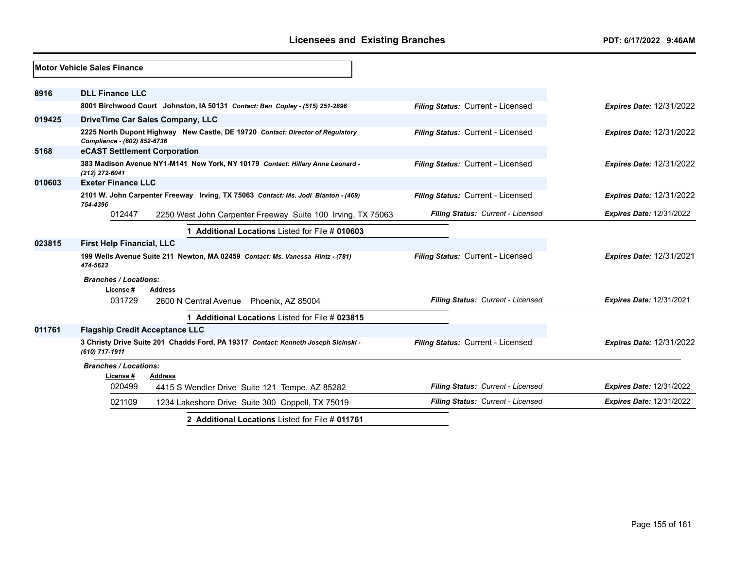## Motor Vehicle Sales Finance

**8916** **DLL Finance LLC**

**8001 Birchwood Court Johnston, IA 50131** *Contact: Ben Copley - (515) 251-2896*
*Filing Status:* Current - Licensed *Expires Date:* 12/31/2022

**019425** **DriveTime Car Sales Company, LLC**

**2225 North Dupont Highway New Castle, DE 19720** *Contact: Director of Regulatory Compliance - (602) 852-6736*
*Filing Status:* Current - Licensed *Expires Date:* 12/31/2022

**5168** **eCAST Settlement Corporation**

**383 Madison Avenue NY1-M141 New York, NY 10179** *Contact: Hillary Anne Leonard - (212) 272-6041*
*Filing Status:* Current - Licensed *Expires Date:* 12/31/2022

**010603** **Exeter Finance LLC**

**2101 W. John Carpenter Freeway Irving, TX 75063** *Contact: Ms. Jodi Blanton - (469) 754-4396*
*Filing Status:* Current - Licensed *Expires Date:* 12/31/2022

| License # | Address | Filing Status | Expires Date |
|---|---|---|---|
| 012447 | 2250 West John Carpenter Freeway Suite 100 Irving, TX 75063 | Current - Licensed | 12/31/2022 |

**1 Additional Locations** Listed for File # **010603**

**023815** **First Help Financial, LLC**

**199 Wells Avenue Suite 211 Newton, MA 02459** *Contact: Ms. Vanessa Hintz - (781) 474-5623*
*Filing Status:* Current - Licensed *Expires Date:* 12/31/2021

*Branches / Locations:*

| License # | Address | Filing Status | Expires Date |
|---|---|---|---|
| 031729 | 2600 N Central Avenue Phoenix, AZ 85004 | Current - Licensed | 12/31/2021 |

**1 Additional Locations** Listed for File # **023815**

**011761** **Flagship Credit Acceptance LLC**

**3 Christy Drive Suite 201 Chadds Ford, PA 19317** *Contact: Kenneth Joseph Sicinski - (610) 717-1911*
*Filing Status:* Current - Licensed *Expires Date:* 12/31/2022

*Branches / Locations:*

| License # | Address | Filing Status | Expires Date |
|---|---|---|---|
| 020499 | 4415 S Wendler Drive Suite 121 Tempe, AZ 85282 | Current - Licensed | 12/31/2022 |
| 021109 | 1234 Lakeshore Drive Suite 300 Coppell, TX 75019 | Current - Licensed | 12/31/2022 |

**2 Additional Locations** Listed for File # **011761**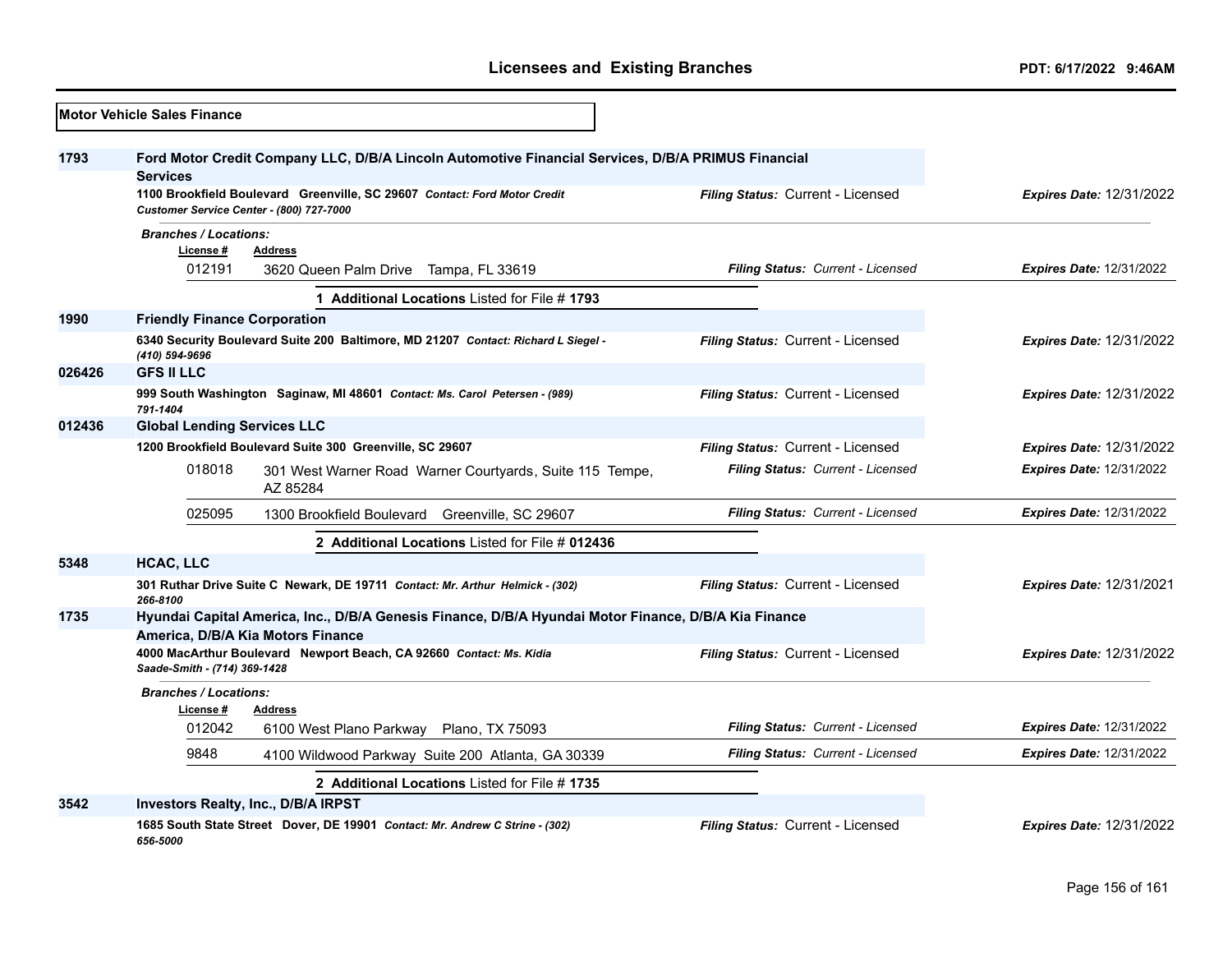## Licensees and Existing Branches

PDT: 6/17/2022 9:46AM

**Motor Vehicle Sales Finance**

**1793** — **Ford Motor Credit Company LLC, D/B/A Lincoln Automotive Financial Services, D/B/A PRIMUS Financial Services**

**1100 Brookfield Boulevard Greenville, SC 29607** *Contact: Ford Motor Credit Customer Service Center - (800) 727-7000* — *Filing Status:* Current - Licensed — *Expires Date:* 12/31/2022

*Branches / Locations:*

| License # | Address | Filing Status | Expires Date |
|---|---|---|---|
| 012191 | 3620 Queen Palm Drive Tampa, FL 33619 | Current - Licensed | 12/31/2022 |

1 **Additional Locations** Listed for File # **1793**

**1990** — **Friendly Finance Corporation**

**6340 Security Boulevard Suite 200 Baltimore, MD 21207** *Contact: Richard L Siegel - (410) 594-9696* — *Filing Status:* Current - Licensed — *Expires Date:* 12/31/2022

**026426** — **GFS II LLC**

**999 South Washington Saginaw, MI 48601** *Contact: Ms. Carol Petersen - (989) 791-1404* — *Filing Status:* Current - Licensed — *Expires Date:* 12/31/2022

**012436** — **Global Lending Services LLC**

**1200 Brookfield Boulevard Suite 300 Greenville, SC 29607** — *Filing Status:* Current - Licensed — *Expires Date:* 12/31/2022

| License # | Address | Filing Status | Expires Date |
|---|---|---|---|
| 018018 | 301 West Warner Road Warner Courtyards, Suite 115 Tempe, AZ 85284 | Current - Licensed | 12/31/2022 |
| 025095 | 1300 Brookfield Boulevard Greenville, SC 29607 | Current - Licensed | 12/31/2022 |

2 **Additional Locations** Listed for File # **012436**

**5348** — **HCAC, LLC**

**301 Ruthar Drive Suite C Newark, DE 19711** *Contact: Mr. Arthur Helmick - (302) 266-8100* — *Filing Status:* Current - Licensed — *Expires Date:* 12/31/2021

**1735** — **Hyundai Capital America, Inc., D/B/A Genesis Finance, D/B/A Hyundai Motor Finance, D/B/A Kia Finance America, D/B/A Kia Motors Finance**

**4000 MacArthur Boulevard Newport Beach, CA 92660** *Contact: Ms. Kidia Saade-Smith - (714) 369-1428* — *Filing Status:* Current - Licensed — *Expires Date:* 12/31/2022

*Branches / Locations:*

| License # | Address | Filing Status | Expires Date |
|---|---|---|---|
| 012042 | 6100 West Plano Parkway Plano, TX 75093 | Current - Licensed | 12/31/2022 |
| 9848 | 4100 Wildwood Parkway Suite 200 Atlanta, GA 30339 | Current - Licensed | 12/31/2022 |

2 **Additional Locations** Listed for File # **1735**

**3542** — **Investors Realty, Inc., D/B/A IRPST**

**1685 South State Street Dover, DE 19901** *Contact: Mr. Andrew C Strine - (302) 656-5000* — *Filing Status:* Current - Licensed — *Expires Date:* 12/31/2022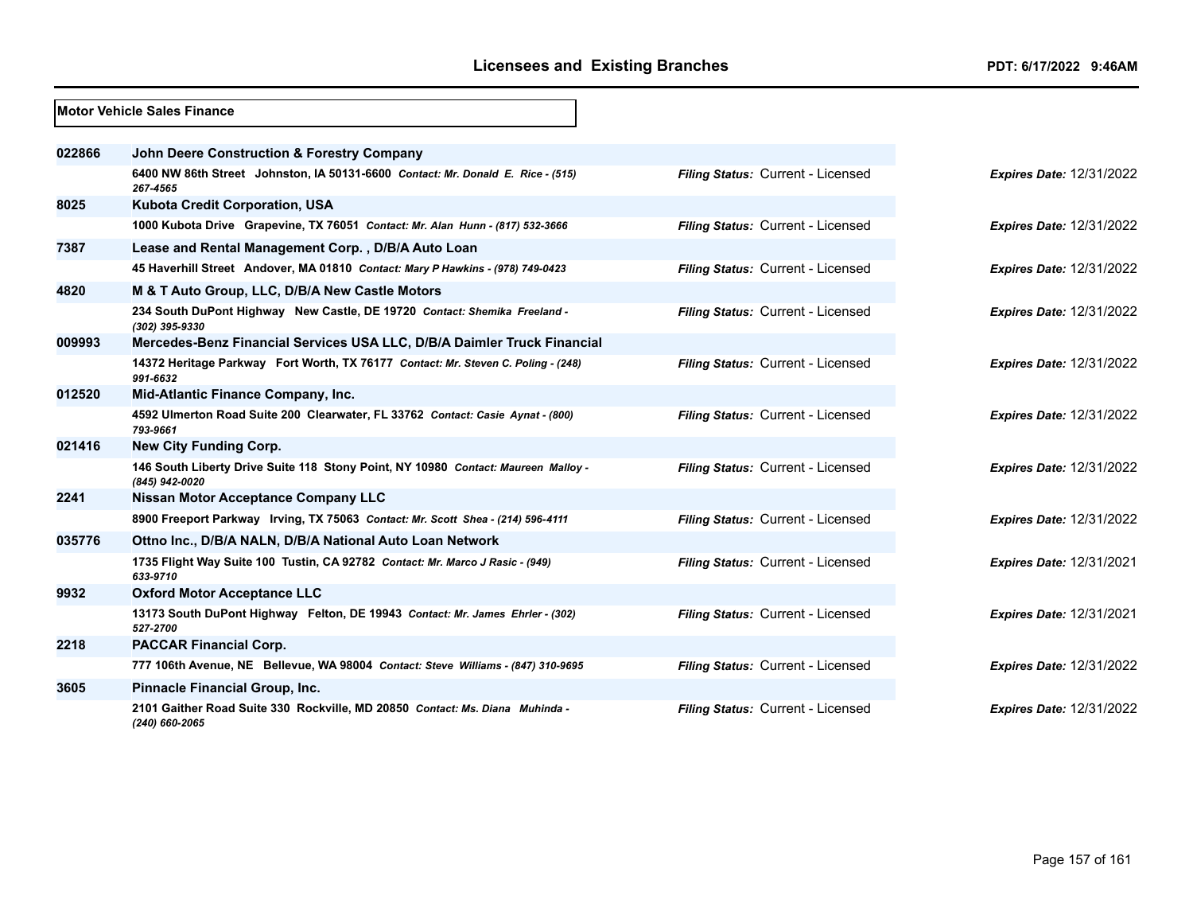**Motor Vehicle Sales Finance**

| License # | Licensee / Address | Filing Status | Expires Date |
|---|---|---|---|
| 022866 | **John Deere Construction & Forestry Company** | | |
| | 6400 NW 86th Street Johnston, IA 50131-6600 *Contact: Mr. Donald E. Rice - (515) 267-4565* | *Filing Status:* Current - Licensed | *Expires Date:* 12/31/2022 |
| 8025 | **Kubota Credit Corporation, USA** | | |
| | 1000 Kubota Drive Grapevine, TX 76051 *Contact: Mr. Alan Hunn - (817) 532-3666* | *Filing Status:* Current - Licensed | *Expires Date:* 12/31/2022 |
| 7387 | **Lease and Rental Management Corp. , D/B/A Auto Loan** | | |
| | 45 Haverhill Street Andover, MA 01810 *Contact: Mary P Hawkins - (978) 749-0423* | *Filing Status:* Current - Licensed | *Expires Date:* 12/31/2022 |
| 4820 | **M & T Auto Group, LLC, D/B/A New Castle Motors** | | |
| | 234 South DuPont Highway New Castle, DE 19720 *Contact: Shemika Freeland - (302) 395-9330* | *Filing Status:* Current - Licensed | *Expires Date:* 12/31/2022 |
| 009993 | **Mercedes-Benz Financial Services USA LLC, D/B/A Daimler Truck Financial** | | |
| | 14372 Heritage Parkway Fort Worth, TX 76177 *Contact: Mr. Steven C. Poling - (248) 991-6632* | *Filing Status:* Current - Licensed | *Expires Date:* 12/31/2022 |
| 012520 | **Mid-Atlantic Finance Company, Inc.** | | |
| | 4592 Ulmerton Road Suite 200 Clearwater, FL 33762 *Contact: Casie Aynat - (800) 793-9661* | *Filing Status:* Current - Licensed | *Expires Date:* 12/31/2022 |
| 021416 | **New City Funding Corp.** | | |
| | 146 South Liberty Drive Suite 118 Stony Point, NY 10980 *Contact: Maureen Malloy - (845) 942-0020* | *Filing Status:* Current - Licensed | *Expires Date:* 12/31/2022 |
| 2241 | **Nissan Motor Acceptance Company LLC** | | |
| | 8900 Freeport Parkway Irving, TX 75063 *Contact: Mr. Scott Shea - (214) 596-4111* | *Filing Status:* Current - Licensed | *Expires Date:* 12/31/2022 |
| 035776 | **Ottno Inc., D/B/A NALN, D/B/A National Auto Loan Network** | | |
| | 1735 Flight Way Suite 100 Tustin, CA 92782 *Contact: Mr. Marco J Rasic - (949) 633-9710* | *Filing Status:* Current - Licensed | *Expires Date:* 12/31/2021 |
| 9932 | **Oxford Motor Acceptance LLC** | | |
| | 13173 South DuPont Highway Felton, DE 19943 *Contact: Mr. James Ehrler - (302) 527-2700* | *Filing Status:* Current - Licensed | *Expires Date:* 12/31/2021 |
| 2218 | **PACCAR Financial Corp.** | | |
| | 777 106th Avenue, NE Bellevue, WA 98004 *Contact: Steve Williams - (847) 310-9695* | *Filing Status:* Current - Licensed | *Expires Date:* 12/31/2022 |
| 3605 | **Pinnacle Financial Group, Inc.** | | |
| | 2101 Gaither Road Suite 330 Rockville, MD 20850 *Contact: Ms. Diana Muhinda - (240) 660-2065* | *Filing Status:* Current - Licensed | *Expires Date:* 12/31/2022 |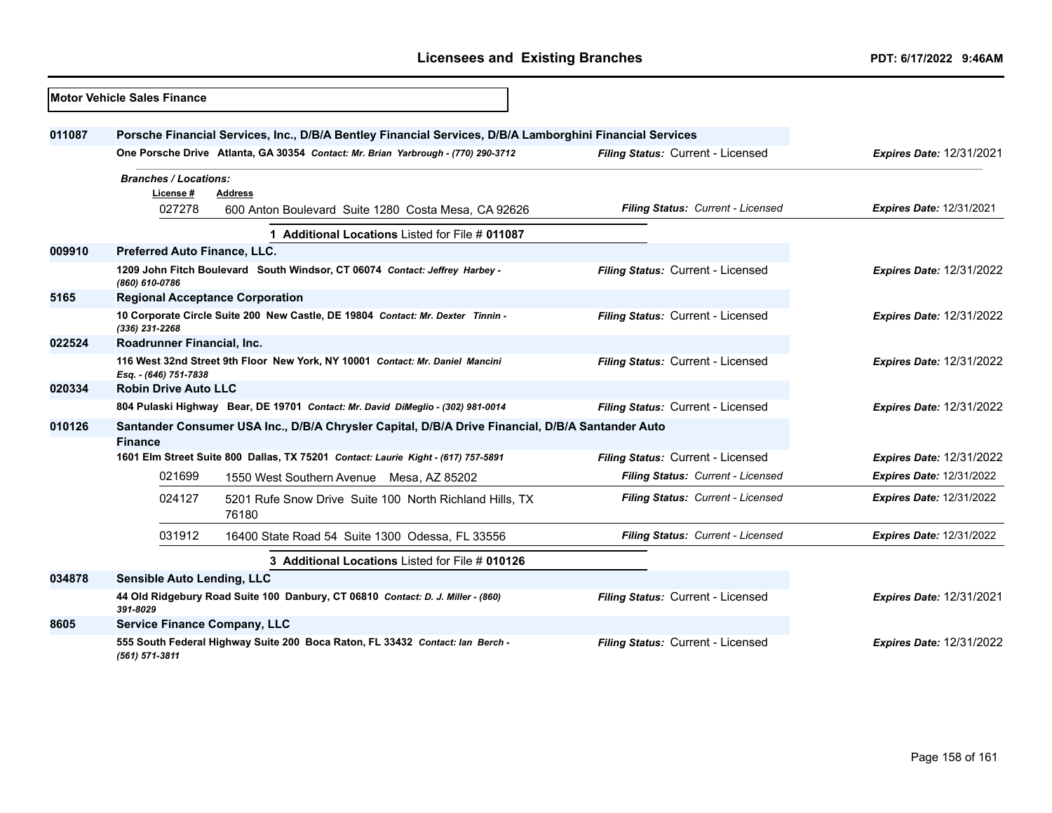**Motor Vehicle Sales Finance**

| File # | Licensee / Address | Filing Status | Expires Date |
|---|---|---|---|
| 011087 | **Porsche Financial Services, Inc., D/B/A Bentley Financial Services, D/B/A Lamborghini Financial Services** | | |
| | One Porsche Drive Atlanta, GA 30354 *Contact: Mr. Brian Yarbrough - (770) 290-3712* | *Filing Status:* Current - Licensed | *Expires Date:* 12/31/2021 |
| | *Branches / Locations:* | | |
| | License # 027278 — 600 Anton Boulevard Suite 1280 Costa Mesa, CA 92626 | *Filing Status: Current - Licensed* | *Expires Date:* 12/31/2021 |
| | **1 Additional Locations** Listed for File # **011087** | | |
| 009910 | **Preferred Auto Finance, LLC.** | | |
| | 1209 John Fitch Boulevard South Windsor, CT 06074 *Contact: Jeffrey Harbey - (860) 610-0786* | *Filing Status:* Current - Licensed | *Expires Date:* 12/31/2022 |
| 5165 | **Regional Acceptance Corporation** | | |
| | 10 Corporate Circle Suite 200 New Castle, DE 19804 *Contact: Mr. Dexter Tinnin - (336) 231-2268* | *Filing Status:* Current - Licensed | *Expires Date:* 12/31/2022 |
| 022524 | **Roadrunner Financial, Inc.** | | |
| | 116 West 32nd Street 9th Floor New York, NY 10001 *Contact: Mr. Daniel Mancini Esq. - (646) 751-7838* | *Filing Status:* Current - Licensed | *Expires Date:* 12/31/2022 |
| 020334 | **Robin Drive Auto LLC** | | |
| | 804 Pulaski Highway Bear, DE 19701 *Contact: Mr. David DiMeglio - (302) 981-0014* | *Filing Status:* Current - Licensed | *Expires Date:* 12/31/2022 |
| 010126 | **Santander Consumer USA Inc., D/B/A Chrysler Capital, D/B/A Drive Financial, D/B/A Santander Auto Finance** | | |
| | 1601 Elm Street Suite 800 Dallas, TX 75201 *Contact: Laurie Kight - (617) 757-5891* | *Filing Status:* Current - Licensed | *Expires Date:* 12/31/2022 |
| | 021699 — 1550 West Southern Avenue Mesa, AZ 85202 | *Filing Status: Current - Licensed* | *Expires Date:* 12/31/2022 |
| | 024127 — 5201 Rufe Snow Drive Suite 100 North Richland Hills, TX 76180 | *Filing Status: Current - Licensed* | *Expires Date:* 12/31/2022 |
| | 031912 — 16400 State Road 54 Suite 1300 Odessa, FL 33556 | *Filing Status: Current - Licensed* | *Expires Date:* 12/31/2022 |
| | **3 Additional Locations** Listed for File # **010126** | | |
| 034878 | **Sensible Auto Lending, LLC** | | |
| | 44 Old Ridgebury Road Suite 100 Danbury, CT 06810 *Contact: D. J. Miller - (860) 391-8029* | *Filing Status:* Current - Licensed | *Expires Date:* 12/31/2021 |
| 8605 | **Service Finance Company, LLC** | | |
| | 555 South Federal Highway Suite 200 Boca Raton, FL 33432 *Contact: Ian Berch - (561) 571-3811* | *Filing Status:* Current - Licensed | *Expires Date:* 12/31/2022 |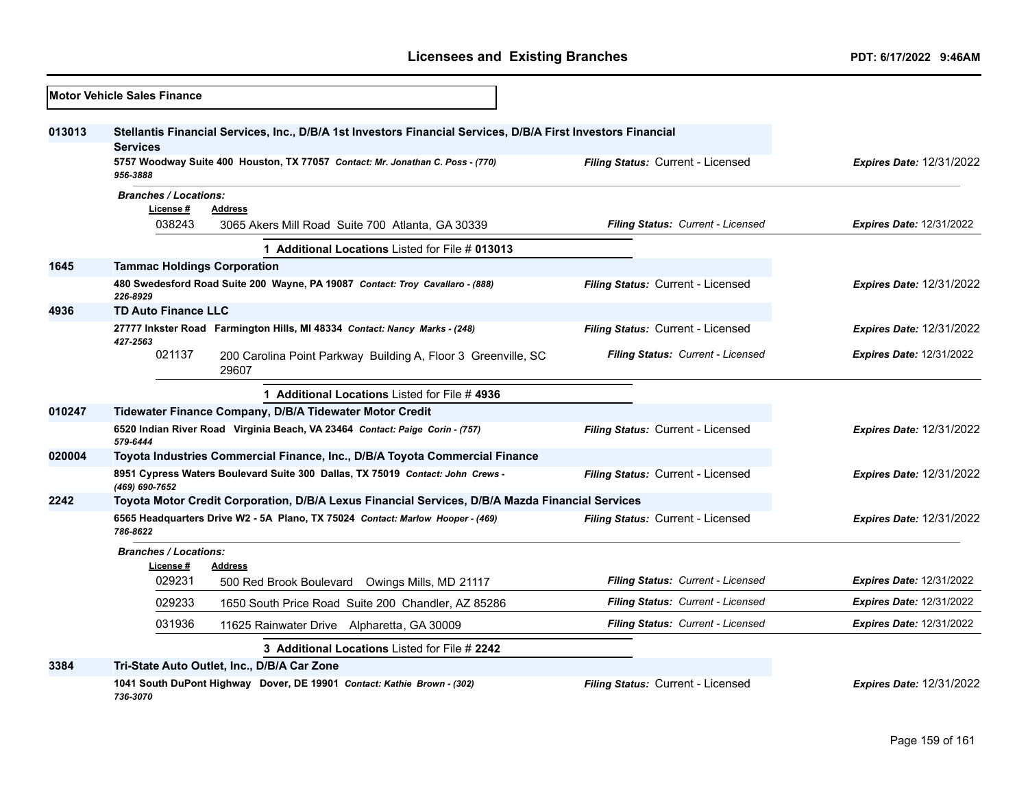**Motor Vehicle Sales Finance**

**013013** **Stellantis Financial Services, Inc., D/B/A 1st Investors Financial Services, D/B/A First Investors Financial Services**

**5757 Woodway Suite 400 Houston, TX 77057** *Contact: Mr. Jonathan C. Poss - (770) 956-3888* — *Filing Status:* Current - Licensed — *Expires Date:* 12/31/2022

*Branches / Locations:*

| License # | Address | Filing Status | Expires Date |
|---|---|---|---|
| 038243 | 3065 Akers Mill Road Suite 700 Atlanta, GA 30339 | Current - Licensed | 12/31/2022 |

1 **Additional Locations** Listed for File # **013013**

**1645** **Tammac Holdings Corporation**

**480 Swedesford Road Suite 200 Wayne, PA 19087** *Contact: Troy Cavallaro - (888) 226-8929* — *Filing Status:* Current - Licensed — *Expires Date:* 12/31/2022

**4936** **TD Auto Finance LLC**

**27777 Inkster Road Farmington Hills, MI 48334** *Contact: Nancy Marks - (248) 427-2563* — *Filing Status:* Current - Licensed — *Expires Date:* 12/31/2022

| License # | Address | Filing Status | Expires Date |
|---|---|---|---|
| 021137 | 200 Carolina Point Parkway Building A, Floor 3 Greenville, SC 29607 | Current - Licensed | 12/31/2022 |

1 **Additional Locations** Listed for File # **4936**

**010247** **Tidewater Finance Company, D/B/A Tidewater Motor Credit**

**6520 Indian River Road Virginia Beach, VA 23464** *Contact: Paige Corin - (757) 579-6444* — *Filing Status:* Current - Licensed — *Expires Date:* 12/31/2022

**020004** **Toyota Industries Commercial Finance, Inc., D/B/A Toyota Commercial Finance**

**8951 Cypress Waters Boulevard Suite 300 Dallas, TX 75019** *Contact: John Crews - (469) 690-7652* — *Filing Status:* Current - Licensed — *Expires Date:* 12/31/2022

**2242** **Toyota Motor Credit Corporation, D/B/A Lexus Financial Services, D/B/A Mazda Financial Services**

**6565 Headquarters Drive W2 - 5A Plano, TX 75024** *Contact: Marlow Hooper - (469) 786-8622* — *Filing Status:* Current - Licensed — *Expires Date:* 12/31/2022

*Branches / Locations:*

| License # | Address | Filing Status | Expires Date |
|---|---|---|---|
| 029231 | 500 Red Brook Boulevard Owings Mills, MD 21117 | Current - Licensed | 12/31/2022 |
| 029233 | 1650 South Price Road Suite 200 Chandler, AZ 85286 | Current - Licensed | 12/31/2022 |
| 031936 | 11625 Rainwater Drive Alpharetta, GA 30009 | Current - Licensed | 12/31/2022 |

3 **Additional Locations** Listed for File # **2242**

**3384** **Tri-State Auto Outlet, Inc., D/B/A Car Zone**

**1041 South DuPont Highway Dover, DE 19901** *Contact: Kathie Brown - (302) 736-3070* — *Filing Status:* Current - Licensed — *Expires Date:* 12/31/2022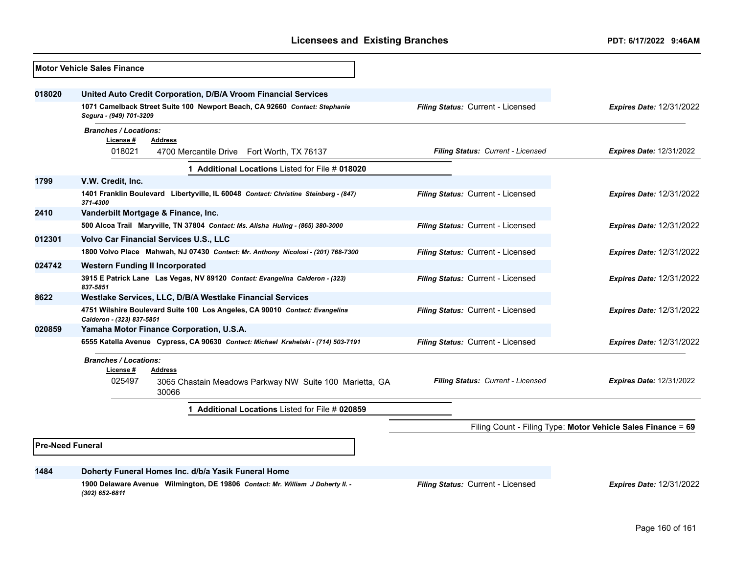## Motor Vehicle Sales Finance

**018020** **United Auto Credit Corporation, D/B/A Vroom Financial Services**

**1071 Camelback Street Suite 100 Newport Beach, CA 92660** *Contact: Stephanie Segura - (949) 701-3209*

*Filing Status:* Current - Licensed *Expires Date:* 12/31/2022

*Branches / Locations:*

| License # | Address | Filing Status | Expires Date |
|---|---|---|---|
| 018021 | 4700 Mercantile Drive Fort Worth, TX 76137 | *Filing Status: Current - Licensed* | *Expires Date: 12/31/2022* |

**1 Additional Locations** Listed for File # **018020**

**1799** **V.W. Credit, Inc.**

**1401 Franklin Boulevard Libertyville, IL 60048** *Contact: Christine Steinberg - (847) 371-4300*

*Filing Status:* Current - Licensed *Expires Date:* 12/31/2022

**2410** **Vanderbilt Mortgage & Finance, Inc.**

**500 Alcoa Trail Maryville, TN 37804** *Contact: Ms. Alisha Huling - (865) 380-3000*

*Filing Status:* Current - Licensed *Expires Date:* 12/31/2022

**012301** **Volvo Car Financial Services U.S., LLC**

**1800 Volvo Place Mahwah, NJ 07430** *Contact: Mr. Anthony Nicolosi - (201) 768-7300*

*Filing Status:* Current - Licensed *Expires Date:* 12/31/2022

**024742** **Western Funding II Incorporated**

**3915 E Patrick Lane Las Vegas, NV 89120** *Contact: Evangelina Calderon - (323) 837-5851*

*Filing Status:* Current - Licensed *Expires Date:* 12/31/2022

**8622** **Westlake Services, LLC, D/B/A Westlake Financial Services**

**4751 Wilshire Boulevard Suite 100 Los Angeles, CA 90010** *Contact: Evangelina Calderon - (323) 837-5851*

*Filing Status:* Current - Licensed *Expires Date:* 12/31/2022

**020859** **Yamaha Motor Finance Corporation, U.S.A.**

**6555 Katella Avenue Cypress, CA 90630** *Contact: Michael Krahelski - (714) 503-7191*

*Filing Status:* Current - Licensed *Expires Date:* 12/31/2022

*Branches / Locations:*

| License # | Address | Filing Status | Expires Date |
|---|---|---|---|
| 025497 | 3065 Chastain Meadows Parkway NW Suite 100 Marietta, GA 30066 | *Filing Status: Current - Licensed* | *Expires Date: 12/31/2022* |

**1 Additional Locations** Listed for File # **020859**

Filing Count - Filing Type: **Motor Vehicle Sales Finance** = **69**

## Pre-Need Funeral

**1484** **Doherty Funeral Homes Inc. d/b/a Yasik Funeral Home**

**1900 Delaware Avenue Wilmington, DE 19806** *Contact: Mr. William J Doherty II. - (302) 652-6811*

*Filing Status:* Current - Licensed *Expires Date:* 12/31/2022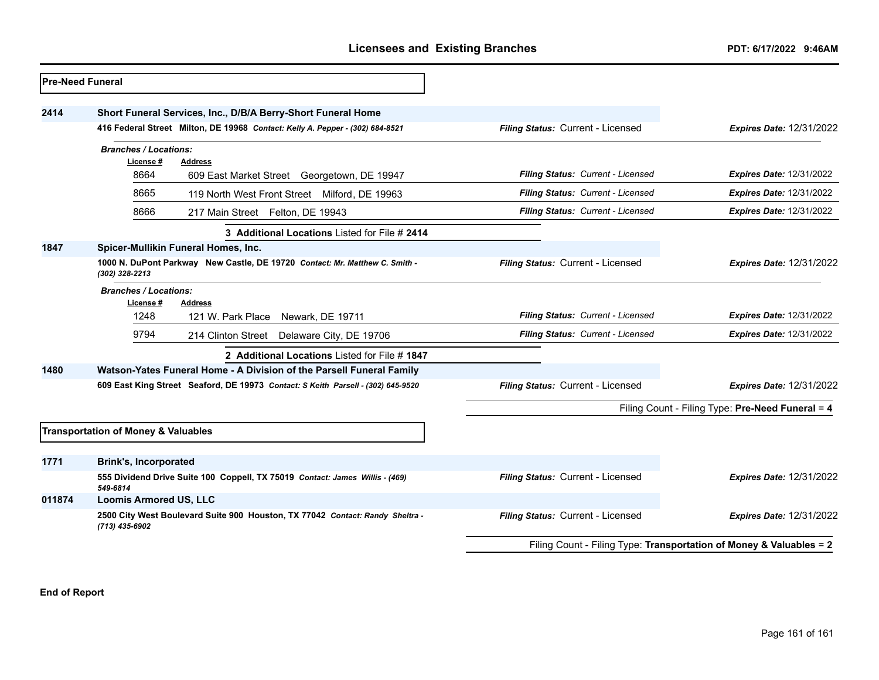## Pre-Need Funeral

**2414** **Short Funeral Services, Inc., D/B/A Berry-Short Funeral Home**

416 Federal Street Milton, DE 19968 *Contact: Kelly A. Pepper - (302) 684-8521* — *Filing Status:* Current - Licensed — *Expires Date:* 12/31/2022

*Branches / Locations:*

| License # | Address | Filing Status | Expires Date |
|---|---|---|---|
| 8664 | 609 East Market Street Georgetown, DE 19947 | Current - Licensed | 12/31/2022 |
| 8665 | 119 North West Front Street Milford, DE 19963 | Current - Licensed | 12/31/2022 |
| 8666 | 217 Main Street Felton, DE 19943 | Current - Licensed | 12/31/2022 |

**3 Additional Locations** Listed for File # **2414**

**1847** **Spicer-Mullikin Funeral Homes, Inc.**

1000 N. DuPont Parkway New Castle, DE 19720 *Contact: Mr. Matthew C. Smith - (302) 328-2213* — *Filing Status:* Current - Licensed — *Expires Date:* 12/31/2022

*Branches / Locations:*

| License # | Address | Filing Status | Expires Date |
|---|---|---|---|
| 1248 | 121 W. Park Place Newark, DE 19711 | Current - Licensed | 12/31/2022 |
| 9794 | 214 Clinton Street Delaware City, DE 19706 | Current - Licensed | 12/31/2022 |

**2 Additional Locations** Listed for File # **1847**

**1480** **Watson-Yates Funeral Home - A Division of the Parsell Funeral Family**

609 East King Street Seaford, DE 19973 *Contact: S Keith Parsell - (302) 645-9520* — *Filing Status:* Current - Licensed — *Expires Date:* 12/31/2022

Filing Count - Filing Type: **Pre-Need Funeral** = **4**

## Transportation of Money & Valuables

**1771** **Brink's, Incorporated**

555 Dividend Drive Suite 100 Coppell, TX 75019 *Contact: James Willis - (469) 549-6814* — *Filing Status:* Current - Licensed — *Expires Date:* 12/31/2022

**011874** **Loomis Armored US, LLC**

2500 City West Boulevard Suite 900 Houston, TX 77042 *Contact: Randy Sheltra - (713) 435-6902* — *Filing Status:* Current - Licensed — *Expires Date:* 12/31/2022

Filing Count - Filing Type: **Transportation of Money & Valuables** = **2**

**End of Report**